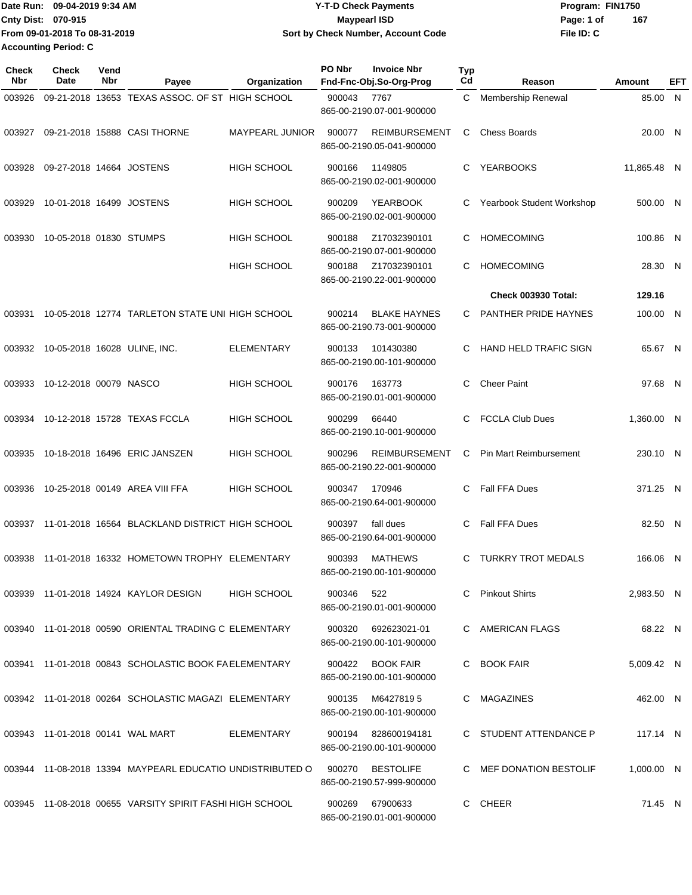Date Run: 09-04-2019 9:34 AM
Cnty Dist: 070-915
From 09-01-2018 To 08-31-2019
Accounting Period: C

**Y-T-D Check Payments**
**Maypearl ISD**
**Sort by Check Number, Account Code**

Program: FIN1750
File ID: C

| Check Nbr | Check Date | Vend Nbr | Payee | Organization | PO Nbr / Fnd-Fnc-Obj.So-Org-Prog | Invoice Nbr | Typ Cd | Reason | Amount | EFT |
|---|---|---|---|---|---|---|---|---|---|---|
| 003926 | 09-21-2018 | 13653 | TEXAS ASSOC. OF ST | HIGH SCHOOL | 900043 865-00-2190.07-001-900000 | 7767 | C | Membership Renewal | 85.00 | N |
| 003927 | 09-21-2018 | 15888 | CASI THORNE | MAYPEARL JUNIOR | 900077 865-00-2190.05-041-900000 | REIMBURSEMENT | C | Chess Boards | 20.00 | N |
| 003928 | 09-27-2018 | 14664 | JOSTENS | HIGH SCHOOL | 900166 865-00-2190.02-001-900000 | 1149805 | C | YEARBOOKS | 11,865.48 | N |
| 003929 | 10-01-2018 | 16499 | JOSTENS | HIGH SCHOOL | 900209 865-00-2190.02-001-900000 | YEARBOOK | C | Yearbook Student Workshop | 500.00 | N |
| 003930 | 10-05-2018 | 01830 | STUMPS | HIGH SCHOOL | 900188 865-00-2190.07-001-900000 | Z17032390101 | C | HOMECOMING | 100.86 | N |
| | | | | HIGH SCHOOL | 900188 865-00-2190.22-001-900000 | Z17032390101 | C | HOMECOMING | 28.30 | N |
| | | | | | | | | **Check 003930 Total:** | **129.16** | |
| 003931 | 10-05-2018 | 12774 | TARLETON STATE UNI | HIGH SCHOOL | 900214 865-00-2190.73-001-900000 | BLAKE HAYNES | C | PANTHER PRIDE HAYNES | 100.00 | N |
| 003932 | 10-05-2018 | 16028 | ULINE, INC. | ELEMENTARY | 900133 865-00-2190.00-101-900000 | 101430380 | C | HAND HELD TRAFIC SIGN | 65.67 | N |
| 003933 | 10-12-2018 | 00079 | NASCO | HIGH SCHOOL | 900176 865-00-2190.01-001-900000 | 163773 | C | Cheer Paint | 97.68 | N |
| 003934 | 10-12-2018 | 15728 | TEXAS FCCLA | HIGH SCHOOL | 900299 865-00-2190.10-001-900000 | 66440 | C | FCCLA Club Dues | 1,360.00 | N |
| 003935 | 10-18-2018 | 16496 | ERIC JANSZEN | HIGH SCHOOL | 900296 865-00-2190.22-001-900000 | REIMBURSEMENT | C | Pin Mart Reimbursement | 230.10 | N |
| 003936 | 10-25-2018 | 00149 | AREA VIII FFA | HIGH SCHOOL | 900347 865-00-2190.64-001-900000 | 170946 | C | Fall FFA Dues | 371.25 | N |
| 003937 | 11-01-2018 | 16564 | BLACKLAND DISTRICT | HIGH SCHOOL | 900397 865-00-2190.64-001-900000 | fall dues | C | Fall FFA Dues | 82.50 | N |
| 003938 | 11-01-2018 | 16332 | HOMETOWN TROPHY | ELEMENTARY | 900393 865-00-2190.00-101-900000 | MATHEWS | C | TURKRY TROT MEDALS | 166.06 | N |
| 003939 | 11-01-2018 | 14924 | KAYLOR DESIGN | HIGH SCHOOL | 900346 865-00-2190.01-001-900000 | 522 | C | Pinkout Shirts | 2,983.50 | N |
| 003940 | 11-01-2018 | 00590 | ORIENTAL TRADING C | ELEMENTARY | 900320 865-00-2190.00-101-900000 | 692623021-01 | C | AMERICAN FLAGS | 68.22 | N |
| 003941 | 11-01-2018 | 00843 | SCHOLASTIC BOOK FA | ELEMENTARY | 900422 865-00-2190.00-101-900000 | BOOK FAIR | C | BOOK FAIR | 5,009.42 | N |
| 003942 | 11-01-2018 | 00264 | SCHOLASTIC MAGAZI | ELEMENTARY | 900135 865-00-2190.00-101-900000 | M6427819 5 | C | MAGAZINES | 462.00 | N |
| 003943 | 11-01-2018 | 00141 | WAL MART | ELEMENTARY | 900194 865-00-2190.00-101-900000 | 828600194181 | C | STUDENT ATTENDANCE P | 117.14 | N |
| 003944 | 11-08-2018 | 13394 | MAYPEARL EDUCATIO | UNDISTRIBUTED O | 900270 865-00-2190.57-999-900000 | BESTOLIFE | C | MEF DONATION BESTOLIF | 1,000.00 | N |
| 003945 | 11-08-2018 | 00655 | VARSITY SPIRIT FASHI | HIGH SCHOOL | 900269 865-00-2190.01-001-900000 | 67900633 | C | CHEER | 71.45 | N |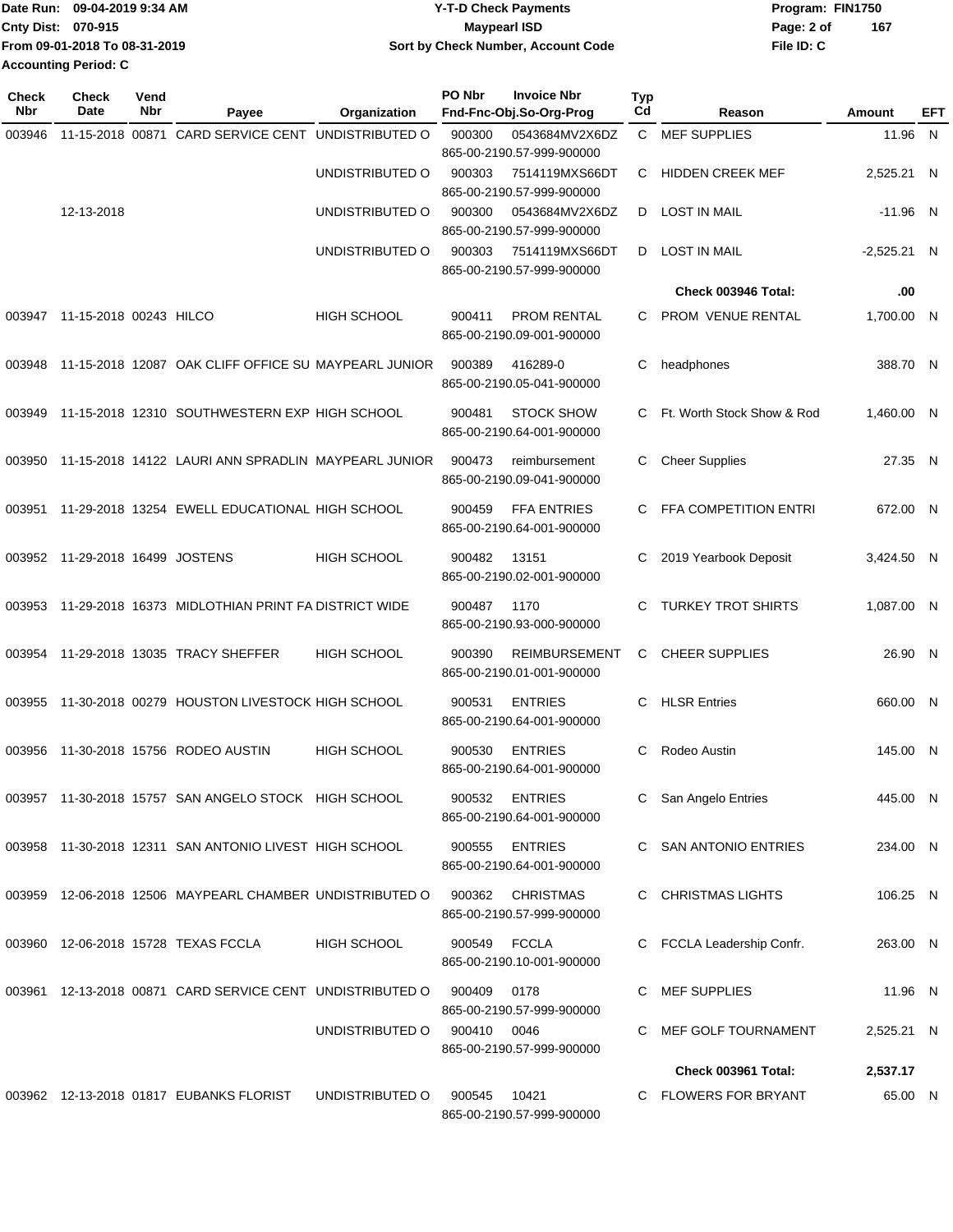Date Run: 09-04-2019 9:34 AM
Cnty Dist: 070-915
From 09-01-2018 To 08-31-2019
Accounting Period: C

# Y-T-D Check Payments
## Maypearl ISD
### Sort by Check Number, Account Code

Program: FIN1750
File ID: C

| Check Nbr | Check Date | Vend Nbr | Payee | Organization | PO Nbr | Invoice Nbr / Fnd-Fnc-Obj.So-Org-Prog | Typ Cd | Reason | Amount | EFT |
|---|---|---|---|---|---|---|---|---|---|---|
| 003946 | 11-15-2018 | 00871 | CARD SERVICE CENT | UNDISTRIBUTED O | 900300 | 0543684MV2X6DZ 865-00-2190.57-999-900000 | C | MEF SUPPLIES | 11.96 | N |
| | | | | UNDISTRIBUTED O | 900303 | 7514119MXS66DT 865-00-2190.57-999-900000 | C | HIDDEN CREEK MEF | 2,525.21 | N |
| | 12-13-2018 | | | UNDISTRIBUTED O | 900300 | 0543684MV2X6DZ 865-00-2190.57-999-900000 | D | LOST IN MAIL | -11.96 | N |
| | | | | UNDISTRIBUTED O | 900303 | 7514119MXS66DT 865-00-2190.57-999-900000 | D | LOST IN MAIL | -2,525.21 | N |
| | | | | | | | | **Check 003946 Total:** | **.00** | |
| 003947 | 11-15-2018 | 00243 | HILCO | HIGH SCHOOL | 900411 | PROM RENTAL 865-00-2190.09-001-900000 | C | PROM VENUE RENTAL | 1,700.00 | N |
| 003948 | 11-15-2018 | 12087 | OAK CLIFF OFFICE SU | MAYPEARL JUNIOR | 900389 | 416289-0 865-00-2190.05-041-900000 | C | headphones | 388.70 | N |
| 003949 | 11-15-2018 | 12310 | SOUTHWESTERN EXP | HIGH SCHOOL | 900481 | STOCK SHOW 865-00-2190.64-001-900000 | C | Ft. Worth Stock Show & Rod | 1,460.00 | N |
| 003950 | 11-15-2018 | 14122 | LAURI ANN SPRADLIN | MAYPEARL JUNIOR | 900473 | reimbursement 865-00-2190.09-041-900000 | C | Cheer Supplies | 27.35 | N |
| 003951 | 11-29-2018 | 13254 | EWELL EDUCATIONAL | HIGH SCHOOL | 900459 | FFA ENTRIES 865-00-2190.64-001-900000 | C | FFA COMPETITION ENTRI | 672.00 | N |
| 003952 | 11-29-2018 | 16499 | JOSTENS | HIGH SCHOOL | 900482 | 13151 865-00-2190.02-001-900000 | C | 2019 Yearbook Deposit | 3,424.50 | N |
| 003953 | 11-29-2018 | 16373 | MIDLOTHIAN PRINT FA | DISTRICT WIDE | 900487 | 1170 865-00-2190.93-000-900000 | C | TURKEY TROT SHIRTS | 1,087.00 | N |
| 003954 | 11-29-2018 | 13035 | TRACY SHEFFER | HIGH SCHOOL | 900390 | REIMBURSEMENT 865-00-2190.01-001-900000 | C | CHEER SUPPLIES | 26.90 | N |
| 003955 | 11-30-2018 | 00279 | HOUSTON LIVESTOCK | HIGH SCHOOL | 900531 | ENTRIES 865-00-2190.64-001-900000 | C | HLSR Entries | 660.00 | N |
| 003956 | 11-30-2018 | 15756 | RODEO AUSTIN | HIGH SCHOOL | 900530 | ENTRIES 865-00-2190.64-001-900000 | C | Rodeo Austin | 145.00 | N |
| 003957 | 11-30-2018 | 15757 | SAN ANGELO STOCK | HIGH SCHOOL | 900532 | ENTRIES 865-00-2190.64-001-900000 | C | San Angelo Entries | 445.00 | N |
| 003958 | 11-30-2018 | 12311 | SAN ANTONIO LIVEST | HIGH SCHOOL | 900555 | ENTRIES 865-00-2190.64-001-900000 | C | SAN ANTONIO ENTRIES | 234.00 | N |
| 003959 | 12-06-2018 | 12506 | MAYPEARL CHAMBER | UNDISTRIBUTED O | 900362 | CHRISTMAS 865-00-2190.57-999-900000 | C | CHRISTMAS LIGHTS | 106.25 | N |
| 003960 | 12-06-2018 | 15728 | TEXAS FCCLA | HIGH SCHOOL | 900549 | FCCLA 865-00-2190.10-001-900000 | C | FCCLA Leadership Confr. | 263.00 | N |
| 003961 | 12-13-2018 | 00871 | CARD SERVICE CENT | UNDISTRIBUTED O | 900409 | 0178 865-00-2190.57-999-900000 | C | MEF SUPPLIES | 11.96 | N |
| | | | | UNDISTRIBUTED O | 900410 | 0046 865-00-2190.57-999-900000 | C | MEF GOLF TOURNAMENT | 2,525.21 | N |
| | | | | | | | | **Check 003961 Total:** | **2,537.17** | |
| 003962 | 12-13-2018 | 01817 | EUBANKS FLORIST | UNDISTRIBUTED O | 900545 | 10421 865-00-2190.57-999-900000 | C | FLOWERS FOR BRYANT | 65.00 | N |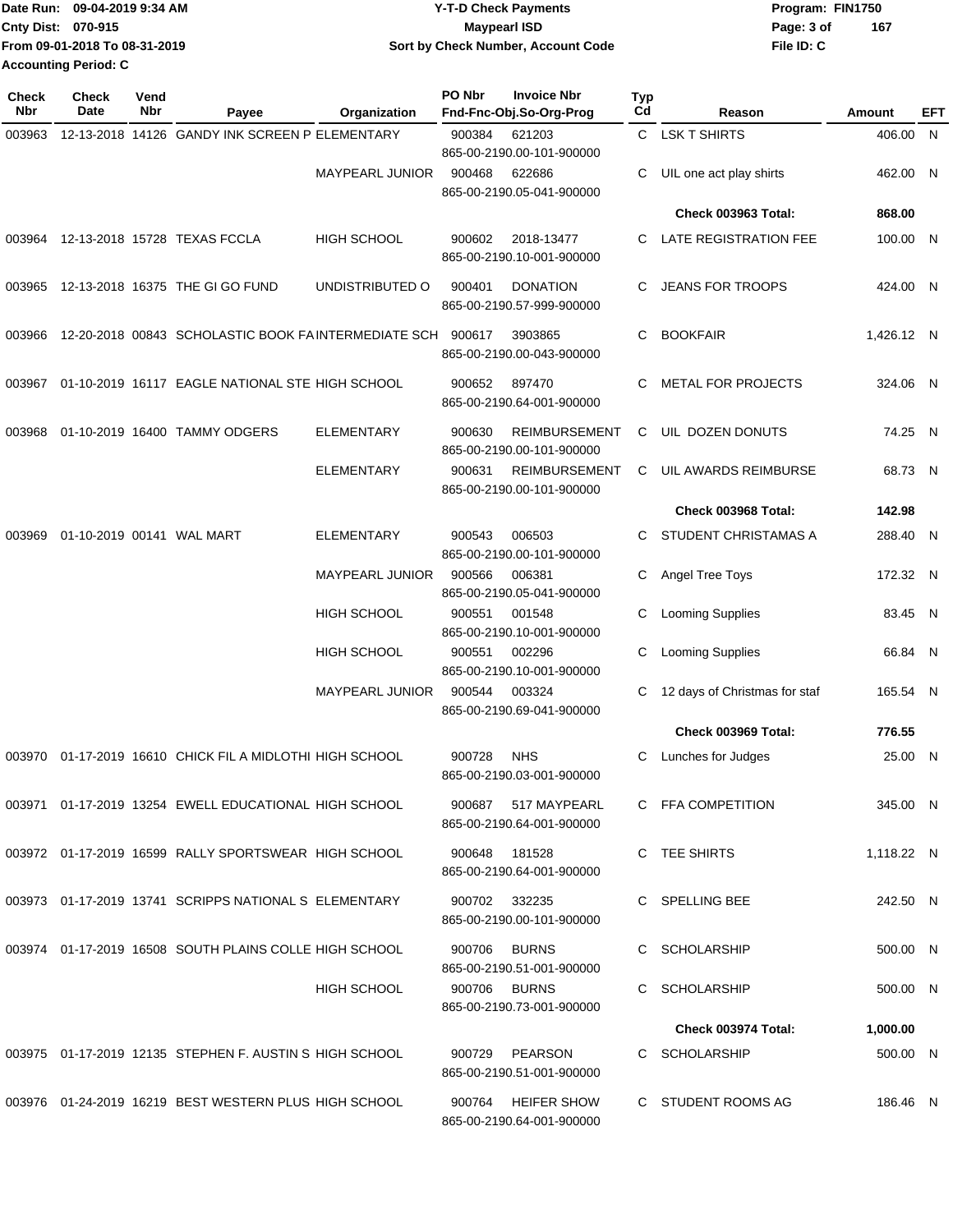Date Run: 09-04-2019 9:34 AM
Cnty Dist: 070-915
From 09-01-2018 To 08-31-2019
Accounting Period: C

**Y-T-D Check Payments**
**Maypearl ISD**
**Sort by Check Number, Account Code**

Program: FIN1750
File ID: C

| Check Nbr | Check Date | Vend Nbr | Payee | Organization | PO Nbr | Invoice Nbr / Fnd-Fnc-Obj.So-Org-Prog | Typ Cd | Reason | Amount | EFT |
|---|---|---|---|---|---|---|---|---|---|---|
| 003963 | 12-13-2018 | 14126 | GANDY INK SCREEN P | ELEMENTARY | 900384 | 621203 865-00-2190.00-101-900000 | C | LSK T SHIRTS | 406.00 | N |
| | | | | MAYPEARL JUNIOR | 900468 | 622686 865-00-2190.05-041-900000 | C | UIL one act play shirts | 462.00 | N |
| | | | | | | | | **Check 003963 Total:** | **868.00** | |
| 003964 | 12-13-2018 | 15728 | TEXAS FCCLA | HIGH SCHOOL | 900602 | 2018-13477 865-00-2190.10-001-900000 | C | LATE REGISTRATION FEE | 100.00 | N |
| 003965 | 12-13-2018 | 16375 | THE GI GO FUND | UNDISTRIBUTED O | 900401 | DONATION 865-00-2190.57-999-900000 | C | JEANS FOR TROOPS | 424.00 | N |
| 003966 | 12-20-2018 | 00843 | SCHOLASTIC BOOK FA | INTERMEDIATE SCH | 900617 | 3903865 865-00-2190.00-043-900000 | C | BOOKFAIR | 1,426.12 | N |
| 003967 | 01-10-2019 | 16117 | EAGLE NATIONAL STE | HIGH SCHOOL | 900652 | 897470 865-00-2190.64-001-900000 | C | METAL FOR PROJECTS | 324.06 | N |
| 003968 | 01-10-2019 | 16400 | TAMMY ODGERS | ELEMENTARY | 900630 | REIMBURSEMENT 865-00-2190.00-101-900000 | C | UIL DOZEN DONUTS | 74.25 | N |
| | | | | ELEMENTARY | 900631 | REIMBURSEMENT 865-00-2190.00-101-900000 | C | UIL AWARDS REIMBURSE | 68.73 | N |
| | | | | | | | | **Check 003968 Total:** | **142.98** | |
| 003969 | 01-10-2019 | 00141 | WAL MART | ELEMENTARY | 900543 | 006503 865-00-2190.00-101-900000 | C | STUDENT CHRISTAMAS A | 288.40 | N |
| | | | | MAYPEARL JUNIOR | 900566 | 006381 865-00-2190.05-041-900000 | C | Angel Tree Toys | 172.32 | N |
| | | | | HIGH SCHOOL | 900551 | 001548 865-00-2190.10-001-900000 | C | Looming Supplies | 83.45 | N |
| | | | | HIGH SCHOOL | 900551 | 002296 865-00-2190.10-001-900000 | C | Looming Supplies | 66.84 | N |
| | | | | MAYPEARL JUNIOR | 900544 | 003324 865-00-2190.69-041-900000 | C | 12 days of Christmas for staf | 165.54 | N |
| | | | | | | | | **Check 003969 Total:** | **776.55** | |
| 003970 | 01-17-2019 | 16610 | CHICK FIL A MIDLOTHI | HIGH SCHOOL | 900728 | NHS 865-00-2190.03-001-900000 | C | Lunches for Judges | 25.00 | N |
| 003971 | 01-17-2019 | 13254 | EWELL EDUCATIONAL | HIGH SCHOOL | 900687 | 517 MAYPEARL 865-00-2190.64-001-900000 | C | FFA COMPETITION | 345.00 | N |
| 003972 | 01-17-2019 | 16599 | RALLY SPORTSWEAR | HIGH SCHOOL | 900648 | 181528 865-00-2190.64-001-900000 | C | TEE SHIRTS | 1,118.22 | N |
| 003973 | 01-17-2019 | 13741 | SCRIPPS NATIONAL S | ELEMENTARY | 900702 | 332235 865-00-2190.00-101-900000 | C | SPELLING BEE | 242.50 | N |
| 003974 | 01-17-2019 | 16508 | SOUTH PLAINS COLLE | HIGH SCHOOL | 900706 | BURNS 865-00-2190.51-001-900000 | C | SCHOLARSHIP | 500.00 | N |
| | | | | HIGH SCHOOL | 900706 | BURNS 865-00-2190.73-001-900000 | C | SCHOLARSHIP | 500.00 | N |
| | | | | | | | | **Check 003974 Total:** | **1,000.00** | |
| 003975 | 01-17-2019 | 12135 | STEPHEN F. AUSTIN S | HIGH SCHOOL | 900729 | PEARSON 865-00-2190.51-001-900000 | C | SCHOLARSHIP | 500.00 | N |
| 003976 | 01-24-2019 | 16219 | BEST WESTERN PLUS | HIGH SCHOOL | 900764 | HEIFER SHOW 865-00-2190.64-001-900000 | C | STUDENT ROOMS AG | 186.46 | N |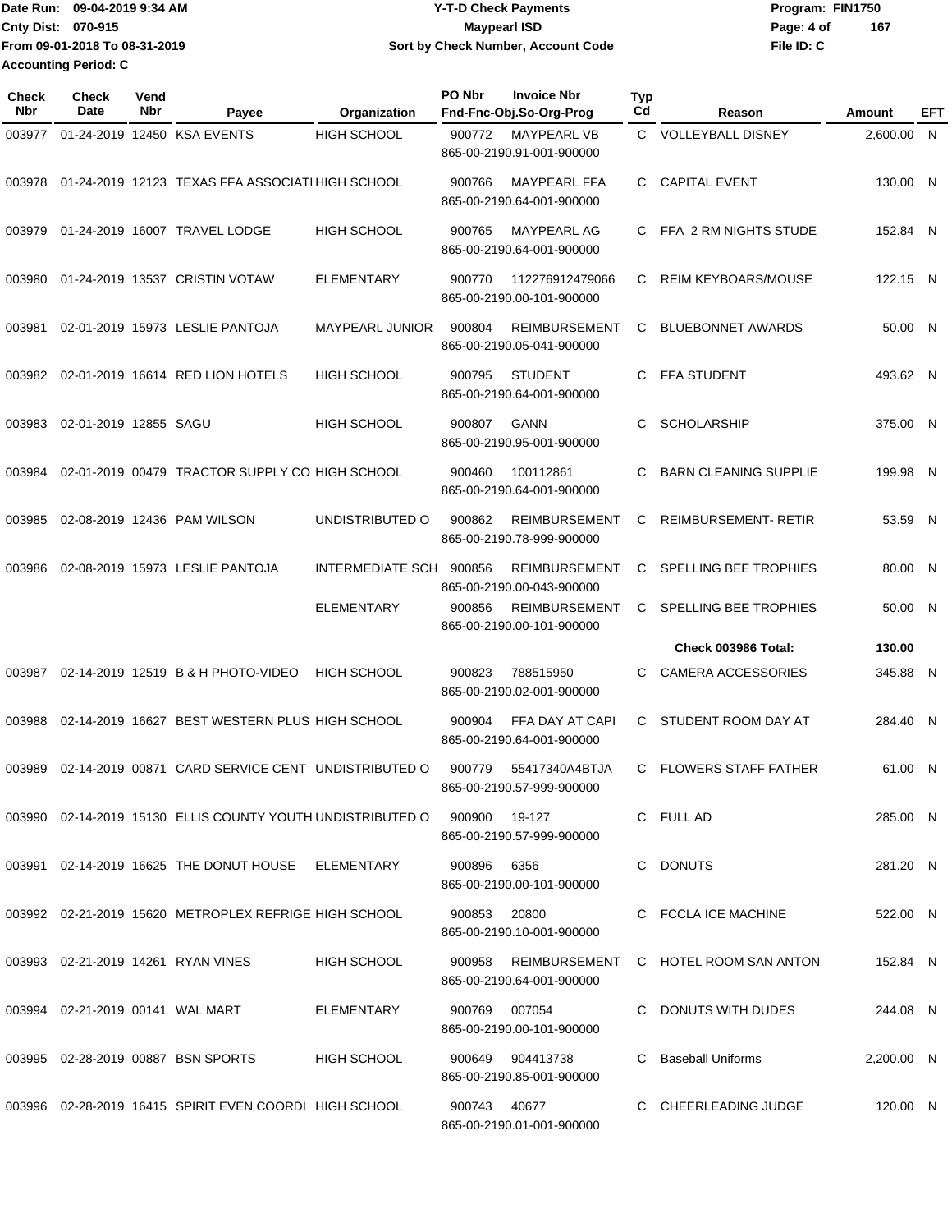Date Run: 09-04-2019 9:34 AM
Cnty Dist: 070-915
From 09-01-2018 To 08-31-2019
Accounting Period: C

**Y-T-D Check Payments**
**Maypearl ISD**
**Sort by Check Number, Account Code**

Program: FIN1750
File ID: C

| Check Nbr | Check Date | Vend Nbr | Payee | Organization | PO Nbr | Invoice Nbr / Fnd-Fnc-Obj.So-Org-Prog | Typ Cd | Reason | Amount | EFT |
|---|---|---|---|---|---|---|---|---|---|---|
| 003977 | 01-24-2019 | 12450 | KSA EVENTS | HIGH SCHOOL | 900772 | MAYPEARL VB 865-00-2190.91-001-900000 | C | VOLLEYBALL DISNEY | 2,600.00 | N |
| 003978 | 01-24-2019 | 12123 | TEXAS FFA ASSOCIATI | HIGH SCHOOL | 900766 | MAYPEARL FFA 865-00-2190.64-001-900000 | C | CAPITAL EVENT | 130.00 | N |
| 003979 | 01-24-2019 | 16007 | TRAVEL LODGE | HIGH SCHOOL | 900765 | MAYPEARL AG 865-00-2190.64-001-900000 | C | FFA 2 RM NIGHTS STUDE | 152.84 | N |
| 003980 | 01-24-2019 | 13537 | CRISTIN VOTAW | ELEMENTARY | 900770 | 112276912479066 865-00-2190.00-101-900000 | C | REIM KEYBOARS/MOUSE | 122.15 | N |
| 003981 | 02-01-2019 | 15973 | LESLIE PANTOJA | MAYPEARL JUNIOR | 900804 | REIMBURSEMENT 865-00-2190.05-041-900000 | C | BLUEBONNET AWARDS | 50.00 | N |
| 003982 | 02-01-2019 | 16614 | RED LION HOTELS | HIGH SCHOOL | 900795 | STUDENT 865-00-2190.64-001-900000 | C | FFA STUDENT | 493.62 | N |
| 003983 | 02-01-2019 | 12855 | SAGU | HIGH SCHOOL | 900807 | GANN 865-00-2190.95-001-900000 | C | SCHOLARSHIP | 375.00 | N |
| 003984 | 02-01-2019 | 00479 | TRACTOR SUPPLY CO | HIGH SCHOOL | 900460 | 100112861 865-00-2190.64-001-900000 | C | BARN CLEANING SUPPLIE | 199.98 | N |
| 003985 | 02-08-2019 | 12436 | PAM WILSON | UNDISTRIBUTED O | 900862 | REIMBURSEMENT 865-00-2190.78-999-900000 | C | REIMBURSEMENT- RETIR | 53.59 | N |
| 003986 | 02-08-2019 | 15973 | LESLIE PANTOJA | INTERMEDIATE SCH | 900856 | REIMBURSEMENT 865-00-2190.00-043-900000 | C | SPELLING BEE TROPHIES | 80.00 | N |
| | | | | ELEMENTARY | 900856 | REIMBURSEMENT 865-00-2190.00-101-900000 | C | SPELLING BEE TROPHIES | 50.00 | N |
| | | | | | | | | **Check 003986 Total:** | **130.00** | |
| 003987 | 02-14-2019 | 12519 | B & H PHOTO-VIDEO | HIGH SCHOOL | 900823 | 788515950 865-00-2190.02-001-900000 | C | CAMERA ACCESSORIES | 345.88 | N |
| 003988 | 02-14-2019 | 16627 | BEST WESTERN PLUS | HIGH SCHOOL | 900904 | FFA DAY AT CAPI 865-00-2190.64-001-900000 | C | STUDENT ROOM DAY AT | 284.40 | N |
| 003989 | 02-14-2019 | 00871 | CARD SERVICE CENT | UNDISTRIBUTED O | 900779 | 55417340A4BTJA 865-00-2190.57-999-900000 | C | FLOWERS STAFF FATHER | 61.00 | N |
| 003990 | 02-14-2019 | 15130 | ELLIS COUNTY YOUTH | UNDISTRIBUTED O | 900900 | 19-127 865-00-2190.57-999-900000 | C | FULL AD | 285.00 | N |
| 003991 | 02-14-2019 | 16625 | THE DONUT HOUSE | ELEMENTARY | 900896 | 6356 865-00-2190.00-101-900000 | C | DONUTS | 281.20 | N |
| 003992 | 02-21-2019 | 15620 | METROPLEX REFRIGE | HIGH SCHOOL | 900853 | 20800 865-00-2190.10-001-900000 | C | FCCLA ICE MACHINE | 522.00 | N |
| 003993 | 02-21-2019 | 14261 | RYAN VINES | HIGH SCHOOL | 900958 | REIMBURSEMENT 865-00-2190.64-001-900000 | C | HOTEL ROOM SAN ANTON | 152.84 | N |
| 003994 | 02-21-2019 | 00141 | WAL MART | ELEMENTARY | 900769 | 007054 865-00-2190.00-101-900000 | C | DONUTS WITH DUDES | 244.08 | N |
| 003995 | 02-28-2019 | 00887 | BSN SPORTS | HIGH SCHOOL | 900649 | 904413738 865-00-2190.85-001-900000 | C | Baseball Uniforms | 2,200.00 | N |
| 003996 | 02-28-2019 | 16415 | SPIRIT EVEN COORDI | HIGH SCHOOL | 900743 | 40677 865-00-2190.01-001-900000 | C | CHEERLEADING JUDGE | 120.00 | N |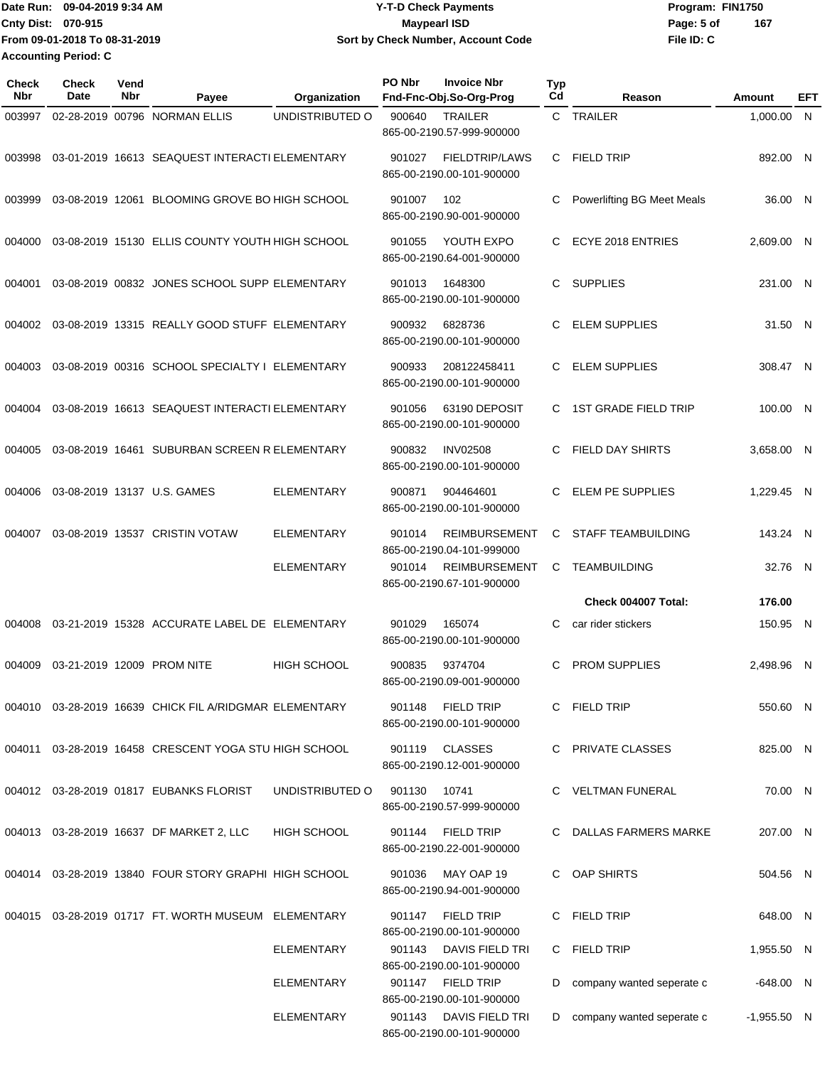Date Run: 09-04-2019 9:34 AM
Cnty Dist: 070-915
From 09-01-2018 To 08-31-2019
Accounting Period: C

**Y-T-D Check Payments**
**Maypearl ISD**
**Sort by Check Number, Account Code**

Program: FIN1750
File ID: C

| Check Nbr | Check Date | Vend Nbr | Payee | Organization | PO Nbr | Invoice Nbr / Fnd-Fnc-Obj.So-Org-Prog | Typ Cd | Reason | Amount | EFT |
|---|---|---|---|---|---|---|---|---|---|---|
| 003997 | 02-28-2019 | 00796 | NORMAN ELLIS | UNDISTRIBUTED O | 900640 | TRAILER 865-00-2190.57-999-900000 | C | TRAILER | 1,000.00 | N |
| 003998 | 03-01-2019 | 16613 | SEAQUEST INTERACTI | ELEMENTARY | 901027 | FIELDTRIP/LAWS 865-00-2190.00-101-900000 | C | FIELD TRIP | 892.00 | N |
| 003999 | 03-08-2019 | 12061 | BLOOMING GROVE BO | HIGH SCHOOL | 901007 | 102 865-00-2190.90-001-900000 | C | Powerlifting BG Meet Meals | 36.00 | N |
| 004000 | 03-08-2019 | 15130 | ELLIS COUNTY YOUTH | HIGH SCHOOL | 901055 | YOUTH EXPO 865-00-2190.64-001-900000 | C | ECYE 2018 ENTRIES | 2,609.00 | N |
| 004001 | 03-08-2019 | 00832 | JONES SCHOOL SUPP | ELEMENTARY | 901013 | 1648300 865-00-2190.00-101-900000 | C | SUPPLIES | 231.00 | N |
| 004002 | 03-08-2019 | 13315 | REALLY GOOD STUFF | ELEMENTARY | 900932 | 6828736 865-00-2190.00-101-900000 | C | ELEM SUPPLIES | 31.50 | N |
| 004003 | 03-08-2019 | 00316 | SCHOOL SPECIALTY I | ELEMENTARY | 900933 | 208122458411 865-00-2190.00-101-900000 | C | ELEM SUPPLIES | 308.47 | N |
| 004004 | 03-08-2019 | 16613 | SEAQUEST INTERACTI | ELEMENTARY | 901056 | 63190 DEPOSIT 865-00-2190.00-101-900000 | C | 1ST GRADE FIELD TRIP | 100.00 | N |
| 004005 | 03-08-2019 | 16461 | SUBURBAN SCREEN R | ELEMENTARY | 900832 | INV02508 865-00-2190.00-101-900000 | C | FIELD DAY SHIRTS | 3,658.00 | N |
| 004006 | 03-08-2019 | 13137 | U.S. GAMES | ELEMENTARY | 900871 | 904464601 865-00-2190.00-101-900000 | C | ELEM PE SUPPLIES | 1,229.45 | N |
| 004007 | 03-08-2019 | 13537 | CRISTIN VOTAW | ELEMENTARY | 901014 | REIMBURSEMENT 865-00-2190.04-101-999000 | C | STAFF TEAMBUILDING | 143.24 | N |
| | | | | ELEMENTARY | 901014 | REIMBURSEMENT 865-00-2190.67-101-900000 | C | TEAMBUILDING | 32.76 | N |
| | | | | | | | | **Check 004007 Total:** | **176.00** | |
| 004008 | 03-21-2019 | 15328 | ACCURATE LABEL DE | ELEMENTARY | 901029 | 165074 865-00-2190.00-101-900000 | C | car rider stickers | 150.95 | N |
| 004009 | 03-21-2019 | 12009 | PROM NITE | HIGH SCHOOL | 900835 | 9374704 865-00-2190.09-001-900000 | C | PROM SUPPLIES | 2,498.96 | N |
| 004010 | 03-28-2019 | 16639 | CHICK FIL A/RIDGMAR | ELEMENTARY | 901148 | FIELD TRIP 865-00-2190.00-101-900000 | C | FIELD TRIP | 550.60 | N |
| 004011 | 03-28-2019 | 16458 | CRESCENT YOGA STU | HIGH SCHOOL | 901119 | CLASSES 865-00-2190.12-001-900000 | C | PRIVATE CLASSES | 825.00 | N |
| 004012 | 03-28-2019 | 01817 | EUBANKS FLORIST | UNDISTRIBUTED O | 901130 | 10741 865-00-2190.57-999-900000 | C | VELTMAN FUNERAL | 70.00 | N |
| 004013 | 03-28-2019 | 16637 | DF MARKET 2, LLC | HIGH SCHOOL | 901144 | FIELD TRIP 865-00-2190.22-001-900000 | C | DALLAS FARMERS MARKE | 207.00 | N |
| 004014 | 03-28-2019 | 13840 | FOUR STORY GRAPHI | HIGH SCHOOL | 901036 | MAY OAP 19 865-00-2190.94-001-900000 | C | OAP SHIRTS | 504.56 | N |
| 004015 | 03-28-2019 | 01717 | FT. WORTH MUSEUM | ELEMENTARY | 901147 | FIELD TRIP 865-00-2190.00-101-900000 | C | FIELD TRIP | 648.00 | N |
| | | | | ELEMENTARY | 901143 | DAVIS FIELD TRI 865-00-2190.00-101-900000 | C | FIELD TRIP | 1,955.50 | N |
| | | | | ELEMENTARY | 901147 | FIELD TRIP 865-00-2190.00-101-900000 | D | company wanted seperate c | -648.00 | N |
| | | | | ELEMENTARY | 901143 | DAVIS FIELD TRI 865-00-2190.00-101-900000 | D | company wanted seperate c | -1,955.50 | N |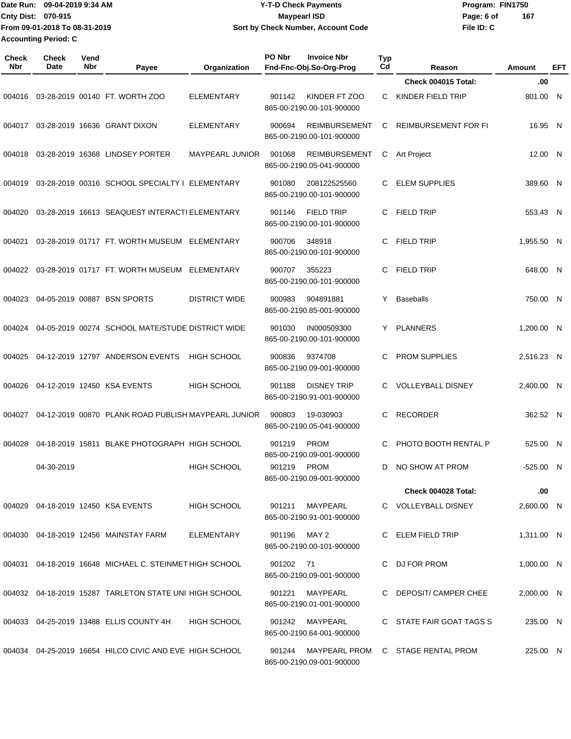Date Run: 09-04-2019 9:34 AM
Cnty Dist: 070-915
From 09-01-2018 To 08-31-2019
Accounting Period: C

**Y-T-D Check Payments**
**Maypearl ISD**
**Sort by Check Number, Account Code**

Program: FIN1750
File ID: C

| Check Nbr | Check Date | Vend Nbr | Payee | Organization | PO Nbr | Invoice Nbr / Fnd-Fnc-Obj.So-Org-Prog | Typ Cd | Reason | Amount | EFT |
|---|---|---|---|---|---|---|---|---|---|---|
| | | | | | | | | **Check 004015 Total:** | **.00** | |
| 004016 | 03-28-2019 | 00140 | FT. WORTH ZOO | ELEMENTARY | 901142 | KINDER FT ZOO 865-00-2190.00-101-900000 | C | KINDER FIELD TRIP | 801.00 | N |
| 004017 | 03-28-2019 | 16636 | GRANT DIXON | ELEMENTARY | 900694 | REIMBURSEMENT 865-00-2190.00-101-900000 | C | REIMBURSEMENT FOR FI | 16.95 | N |
| 004018 | 03-28-2019 | 16368 | LINDSEY PORTER | MAYPEARL JUNIOR | 901068 | REIMBURSEMENT 865-00-2190.05-041-900000 | C | Art Project | 12.00 | N |
| 004019 | 03-28-2019 | 00316 | SCHOOL SPECIALTY I | ELEMENTARY | 901080 | 208122525560 865-00-2190.00-101-900000 | C | ELEM SUPPLIES | 389.60 | N |
| 004020 | 03-28-2019 | 16613 | SEAQUEST INTERACTI | ELEMENTARY | 901146 | FIELD TRIP 865-00-2190.00-101-900000 | C | FIELD TRIP | 553.43 | N |
| 004021 | 03-28-2019 | 01717 | FT. WORTH MUSEUM | ELEMENTARY | 900706 | 348918 865-00-2190.00-101-900000 | C | FIELD TRIP | 1,955.50 | N |
| 004022 | 03-28-2019 | 01717 | FT. WORTH MUSEUM | ELEMENTARY | 900707 | 355223 865-00-2190.00-101-900000 | C | FIELD TRIP | 648.00 | N |
| 004023 | 04-05-2019 | 00887 | BSN SPORTS | DISTRICT WIDE | 900983 | 904891881 865-00-2190.85-001-900000 | Y | Baseballs | 750.00 | N |
| 004024 | 04-05-2019 | 00274 | SCHOOL MATE/STUDE | DISTRICT WIDE | 901030 | IN000509300 865-00-2190.00-101-900000 | Y | PLANNERS | 1,200.00 | N |
| 004025 | 04-12-2019 | 12797 | ANDERSON EVENTS | HIGH SCHOOL | 900836 | 9374708 865-00-2190.09-001-900000 | C | PROM SUPPLIES | 2,516.23 | N |
| 004026 | 04-12-2019 | 12450 | KSA EVENTS | HIGH SCHOOL | 901188 | DISNEY TRIP 865-00-2190.91-001-900000 | C | VOLLEYBALL DISNEY | 2,400.00 | N |
| 004027 | 04-12-2019 | 00870 | PLANK ROAD PUBLISH | MAYPEARL JUNIOR | 900803 | 19-030903 865-00-2190.05-041-900000 | C | RECORDER | 362.52 | N |
| 004028 | 04-18-2019 | 15811 | BLAKE PHOTOGRAPH | HIGH SCHOOL | 901219 | PROM 865-00-2190.09-001-900000 | C | PHOTO BOOTH RENTAL P | 525.00 | N |
| | 04-30-2019 | | | HIGH SCHOOL | 901219 | PROM 865-00-2190.09-001-900000 | D | NO SHOW AT PROM | -525.00 | N |
| | | | | | | | | **Check 004028 Total:** | **.00** | |
| 004029 | 04-18-2019 | 12450 | KSA EVENTS | HIGH SCHOOL | 901211 | MAYPEARL 865-00-2190.91-001-900000 | C | VOLLEYBALL DISNEY | 2,600.00 | N |
| 004030 | 04-18-2019 | 12456 | MAINSTAY FARM | ELEMENTARY | 901196 | MAY 2 865-00-2190.00-101-900000 | C | ELEM FIELD TRIP | 1,311.00 | N |
| 004031 | 04-18-2019 | 16648 | MICHAEL C. STEINMET | HIGH SCHOOL | 901202 | 71 865-00-2190.09-001-900000 | C | DJ FOR PROM | 1,000.00 | N |
| 004032 | 04-18-2019 | 15287 | TARLETON STATE UNI | HIGH SCHOOL | 901221 | MAYPEARL 865-00-2190.01-001-900000 | C | DEPOSIT/ CAMPER CHEE | 2,000.00 | N |
| 004033 | 04-25-2019 | 13488 | ELLIS COUNTY 4H | HIGH SCHOOL | 901242 | MAYPEARL 865-00-2190.64-001-900000 | C | STATE FAIR GOAT TAGS S | 235.00 | N |
| 004034 | 04-25-2019 | 16654 | HILCO CIVIC AND EVE | HIGH SCHOOL | 901244 | MAYPEARL PROM 865-00-2190.09-001-900000 | C | STAGE RENTAL PROM | 225.00 | N |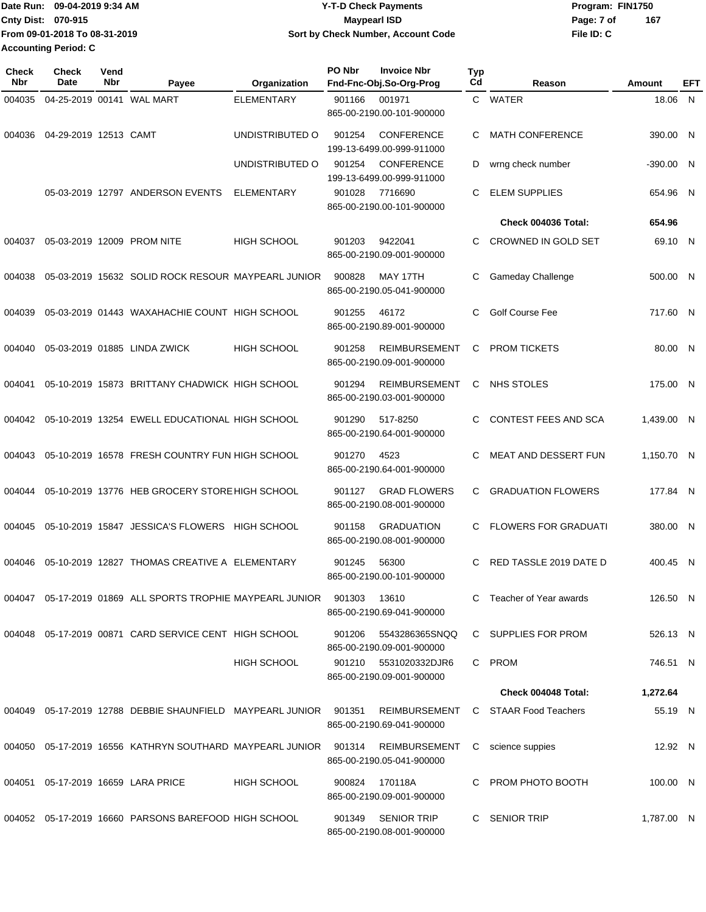Date Run: 09-04-2019 9:34 AM
Cnty Dist: 070-915
From 09-01-2018 To 08-31-2019
Accounting Period: C

**Y-T-D Check Payments**
**Maypearl ISD**
**Sort by Check Number, Account Code**

Program: FIN1750
File ID: C

| Check Nbr | Check Date | Vend Nbr | Payee | Organization | PO Nbr | Invoice Nbr / Fnd-Fnc-Obj.So-Org-Prog | Typ Cd | Reason | Amount | EFT |
|---|---|---|---|---|---|---|---|---|---|---|
| 004035 | 04-25-2019 | 00141 | WAL MART | ELEMENTARY | 901166 | 001971 / 865-00-2190.00-101-900000 | C | WATER | 18.06 | N |
| 004036 | 04-29-2019 | 12513 | CAMT | UNDISTRIBUTED O | 901254 | CONFERENCE / 199-13-6499.00-999-911000 | C | MATH CONFERENCE | 390.00 | N |
| | | | | UNDISTRIBUTED O | 901254 | CONFERENCE / 199-13-6499.00-999-911000 | D | wrng check number | -390.00 | N |
| | 05-03-2019 | 12797 | ANDERSON EVENTS | ELEMENTARY | 901028 | 7716690 / 865-00-2190.00-101-900000 | C | ELEM SUPPLIES | 654.96 | N |
| | | | | | | | | **Check 004036 Total:** | **654.96** | |
| 004037 | 05-03-2019 | 12009 | PROM NITE | HIGH SCHOOL | 901203 | 9422041 / 865-00-2190.09-001-900000 | C | CROWNED IN GOLD SET | 69.10 | N |
| 004038 | 05-03-2019 | 15632 | SOLID ROCK RESOUR | MAYPEARL JUNIOR | 900828 | MAY 17TH / 865-00-2190.05-041-900000 | C | Gameday Challenge | 500.00 | N |
| 004039 | 05-03-2019 | 01443 | WAXAHACHIE COUNT | HIGH SCHOOL | 901255 | 46172 / 865-00-2190.89-001-900000 | C | Golf Course Fee | 717.60 | N |
| 004040 | 05-03-2019 | 01885 | LINDA ZWICK | HIGH SCHOOL | 901258 | REIMBURSEMENT / 865-00-2190.09-001-900000 | C | PROM TICKETS | 80.00 | N |
| 004041 | 05-10-2019 | 15873 | BRITTANY CHADWICK | HIGH SCHOOL | 901294 | REIMBURSEMENT / 865-00-2190.03-001-900000 | C | NHS STOLES | 175.00 | N |
| 004042 | 05-10-2019 | 13254 | EWELL EDUCATIONAL | HIGH SCHOOL | 901290 | 517-8250 / 865-00-2190.64-001-900000 | C | CONTEST FEES AND SCA | 1,439.00 | N |
| 004043 | 05-10-2019 | 16578 | FRESH COUNTRY FUN | HIGH SCHOOL | 901270 | 4523 / 865-00-2190.64-001-900000 | C | MEAT AND DESSERT FUN | 1,150.70 | N |
| 004044 | 05-10-2019 | 13776 | HEB GROCERY STORE | HIGH SCHOOL | 901127 | GRAD FLOWERS / 865-00-2190.08-001-900000 | C | GRADUATION FLOWERS | 177.84 | N |
| 004045 | 05-10-2019 | 15847 | JESSICA'S FLOWERS | HIGH SCHOOL | 901158 | GRADUATION / 865-00-2190.08-001-900000 | C | FLOWERS FOR GRADUATI | 380.00 | N |
| 004046 | 05-10-2019 | 12827 | THOMAS CREATIVE A | ELEMENTARY | 901245 | 56300 / 865-00-2190.00-101-900000 | C | RED TASSLE 2019 DATE D | 400.45 | N |
| 004047 | 05-17-2019 | 01869 | ALL SPORTS TROPHIE | MAYPEARL JUNIOR | 901303 | 13610 / 865-00-2190.69-041-900000 | C | Teacher of Year awards | 126.50 | N |
| 004048 | 05-17-2019 | 00871 | CARD SERVICE CENT | HIGH SCHOOL | 901206 | 5543286365SNQQ / 865-00-2190.09-001-900000 | C | SUPPLIES FOR PROM | 526.13 | N |
| | | | | HIGH SCHOOL | 901210 | 5531020332DJR6 / 865-00-2190.09-001-900000 | C | PROM | 746.51 | N |
| | | | | | | | | **Check 004048 Total:** | **1,272.64** | |
| 004049 | 05-17-2019 | 12788 | DEBBIE SHAUNFIELD | MAYPEARL JUNIOR | 901351 | REIMBURSEMENT / 865-00-2190.69-041-900000 | C | STAAR Food Teachers | 55.19 | N |
| 004050 | 05-17-2019 | 16556 | KATHRYN SOUTHARD | MAYPEARL JUNIOR | 901314 | REIMBURSEMENT / 865-00-2190.05-041-900000 | C | science suppies | 12.92 | N |
| 004051 | 05-17-2019 | 16659 | LARA PRICE | HIGH SCHOOL | 900824 | 170118A / 865-00-2190.09-001-900000 | C | PROM PHOTO BOOTH | 100.00 | N |
| 004052 | 05-17-2019 | 16660 | PARSONS BAREFOOD | HIGH SCHOOL | 901349 | SENIOR TRIP / 865-00-2190.08-001-900000 | C | SENIOR TRIP | 1,787.00 | N |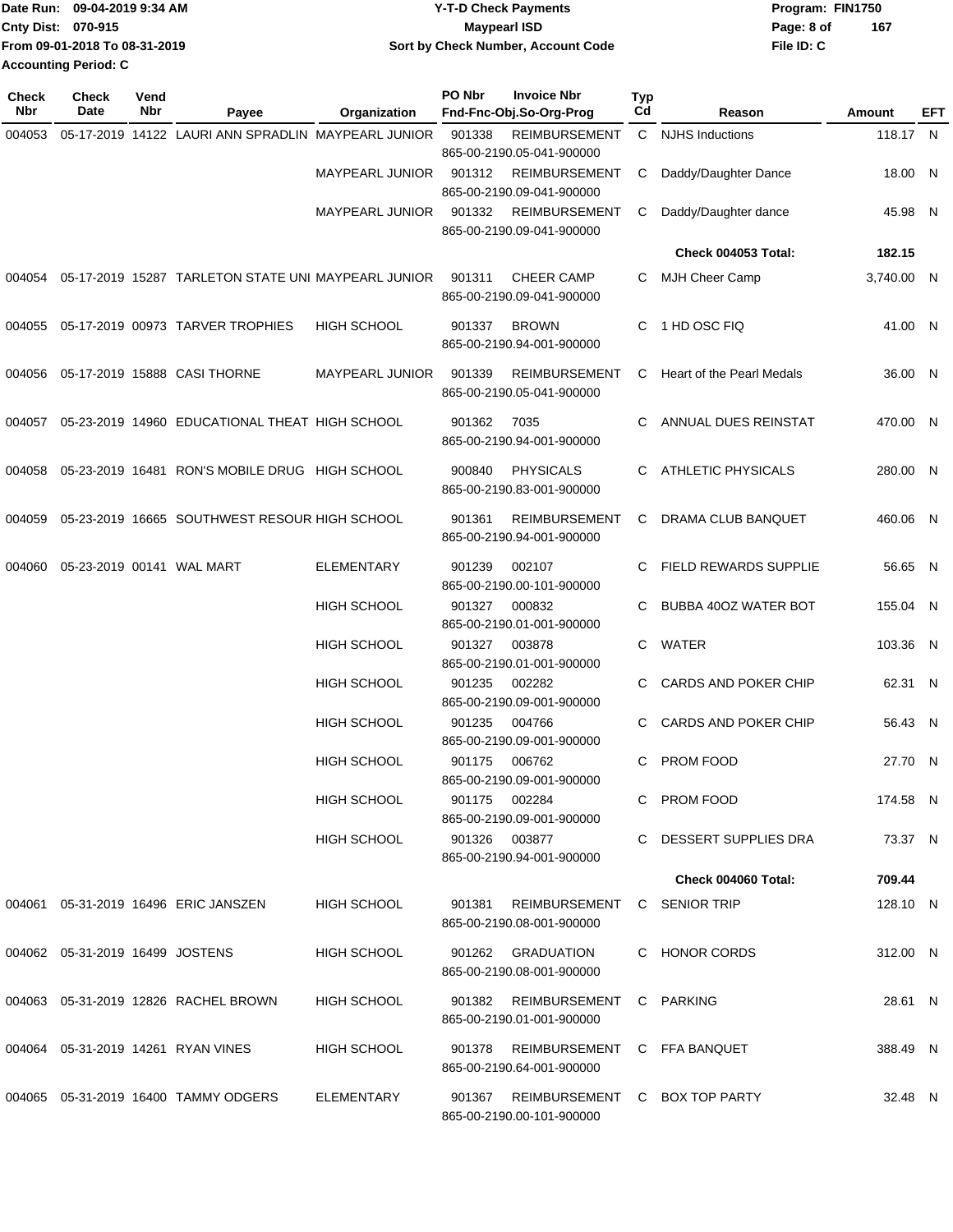Date Run: 09-04-2019 9:34 AM
Cnty Dist: 070-915
From 09-01-2018 To 08-31-2019
Accounting Period: C

**Y-T-D Check Payments**
**Maypearl ISD**
**Sort by Check Number, Account Code**

Program: FIN1750
File ID: C

| Check Nbr | Check Date | Vend Nbr | Payee | Organization | PO Nbr | Invoice Nbr / Fnd-Fnc-Obj.So-Org-Prog | Typ Cd | Reason | Amount | EFT |
|---|---|---|---|---|---|---|---|---|---|---|
| 004053 | 05-17-2019 | 14122 | LAURI ANN SPRADLIN | MAYPEARL JUNIOR | 901338 | REIMBURSEMENT 865-00-2190.05-041-900000 | C | NJHS Inductions | 118.17 | N |
| | | | | MAYPEARL JUNIOR | 901312 | REIMBURSEMENT 865-00-2190.09-041-900000 | C | Daddy/Daughter Dance | 18.00 | N |
| | | | | MAYPEARL JUNIOR | 901332 | REIMBURSEMENT 865-00-2190.09-041-900000 | C | Daddy/Daughter dance | 45.98 | N |
| | | | | | | | | **Check 004053 Total:** | **182.15** | |
| 004054 | 05-17-2019 | 15287 | TARLETON STATE UNI | MAYPEARL JUNIOR | 901311 | CHEER CAMP 865-00-2190.09-041-900000 | C | MJH Cheer Camp | 3,740.00 | N |
| 004055 | 05-17-2019 | 00973 | TARVER TROPHIES | HIGH SCHOOL | 901337 | BROWN 865-00-2190.94-001-900000 | C | 1 HD OSC FIQ | 41.00 | N |
| 004056 | 05-17-2019 | 15888 | CASI THORNE | MAYPEARL JUNIOR | 901339 | REIMBURSEMENT 865-00-2190.05-041-900000 | C | Heart of the Pearl Medals | 36.00 | N |
| 004057 | 05-23-2019 | 14960 | EDUCATIONAL THEAT | HIGH SCHOOL | 901362 | 7035 865-00-2190.94-001-900000 | C | ANNUAL DUES REINSTAT | 470.00 | N |
| 004058 | 05-23-2019 | 16481 | RON'S MOBILE DRUG | HIGH SCHOOL | 900840 | PHYSICALS 865-00-2190.83-001-900000 | C | ATHLETIC PHYSICALS | 280.00 | N |
| 004059 | 05-23-2019 | 16665 | SOUTHWEST RESOUR | HIGH SCHOOL | 901361 | REIMBURSEMENT 865-00-2190.94-001-900000 | C | DRAMA CLUB BANQUET | 460.06 | N |
| 004060 | 05-23-2019 | 00141 | WAL MART | ELEMENTARY | 901239 | 002107 865-00-2190.00-101-900000 | C | FIELD REWARDS SUPPLIE | 56.65 | N |
| | | | | HIGH SCHOOL | 901327 | 000832 865-00-2190.01-001-900000 | C | BUBBA 40OZ WATER BOT | 155.04 | N |
| | | | | HIGH SCHOOL | 901327 | 003878 865-00-2190.01-001-900000 | C | WATER | 103.36 | N |
| | | | | HIGH SCHOOL | 901235 | 002282 865-00-2190.09-001-900000 | C | CARDS AND POKER CHIP | 62.31 | N |
| | | | | HIGH SCHOOL | 901235 | 004766 865-00-2190.09-001-900000 | C | CARDS AND POKER CHIP | 56.43 | N |
| | | | | HIGH SCHOOL | 901175 | 006762 865-00-2190.09-001-900000 | C | PROM FOOD | 27.70 | N |
| | | | | HIGH SCHOOL | 901175 | 002284 865-00-2190.09-001-900000 | C | PROM FOOD | 174.58 | N |
| | | | | HIGH SCHOOL | 901326 | 003877 865-00-2190.94-001-900000 | C | DESSERT SUPPLIES DRA | 73.37 | N |
| | | | | | | | | **Check 004060 Total:** | **709.44** | |
| 004061 | 05-31-2019 | 16496 | ERIC JANSZEN | HIGH SCHOOL | 901381 | REIMBURSEMENT 865-00-2190.08-001-900000 | C | SENIOR TRIP | 128.10 | N |
| 004062 | 05-31-2019 | 16499 | JOSTENS | HIGH SCHOOL | 901262 | GRADUATION 865-00-2190.08-001-900000 | C | HONOR CORDS | 312.00 | N |
| 004063 | 05-31-2019 | 12826 | RACHEL BROWN | HIGH SCHOOL | 901382 | REIMBURSEMENT 865-00-2190.01-001-900000 | C | PARKING | 28.61 | N |
| 004064 | 05-31-2019 | 14261 | RYAN VINES | HIGH SCHOOL | 901378 | REIMBURSEMENT 865-00-2190.64-001-900000 | C | FFA BANQUET | 388.49 | N |
| 004065 | 05-31-2019 | 16400 | TAMMY ODGERS | ELEMENTARY | 901367 | REIMBURSEMENT 865-00-2190.00-101-900000 | C | BOX TOP PARTY | 32.48 | N |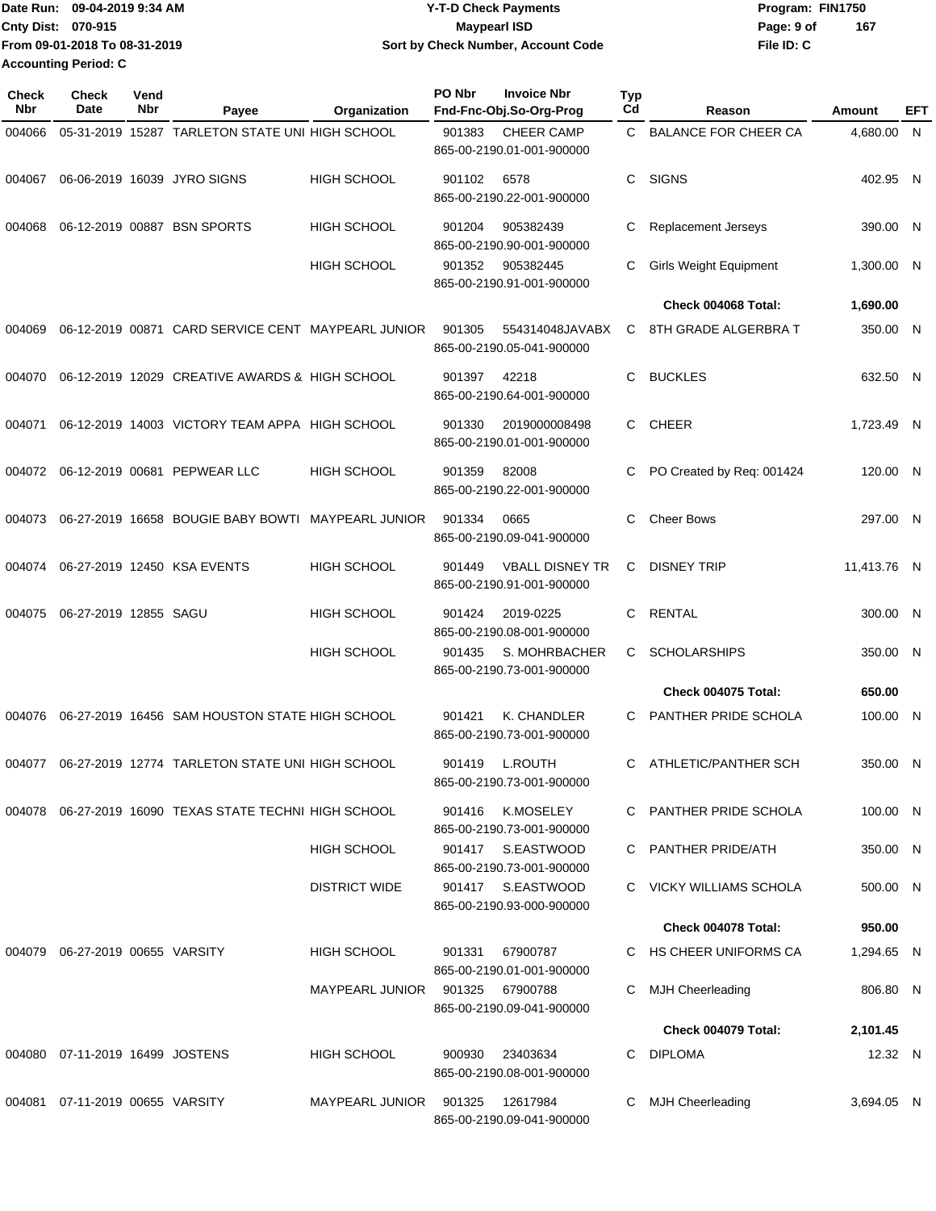Date Run: 09-04-2019 9:34 AM
Cnty Dist: 070-915
From 09-01-2018 To 08-31-2019
Accounting Period: C

**Y-T-D Check Payments**
**Maypearl ISD**
**Sort by Check Number, Account Code**

Program: FIN1750
File ID: C

| Check Nbr | Check Date | Vend Nbr | Payee | Organization | PO Nbr | Invoice Nbr / Fnd-Fnc-Obj.So-Org-Prog | Typ Cd | Reason | Amount | EFT |
|---|---|---|---|---|---|---|---|---|---|---|
| 004066 | 05-31-2019 | 15287 | TARLETON STATE UNI | HIGH SCHOOL | 901383 | CHEER CAMP 865-00-2190.01-001-900000 | C | BALANCE FOR CHEER CA | 4,680.00 | N |
| 004067 | 06-06-2019 | 16039 | JYRO SIGNS | HIGH SCHOOL | 901102 | 6578 865-00-2190.22-001-900000 | C | SIGNS | 402.95 | N |
| 004068 | 06-12-2019 | 00887 | BSN SPORTS | HIGH SCHOOL | 901204 | 905382439 865-00-2190.90-001-900000 | C | Replacement Jerseys | 390.00 | N |
| | | | | HIGH SCHOOL | 901352 | 905382445 865-00-2190.91-001-900000 | C | Girls Weight Equipment | 1,300.00 | N |
| | | | | | | | | **Check 004068 Total:** | **1,690.00** | |
| 004069 | 06-12-2019 | 00871 | CARD SERVICE CENT | MAYPEARL JUNIOR | 901305 | 554314048JAVABX 865-00-2190.05-041-900000 | C | 8TH GRADE ALGERBRA T | 350.00 | N |
| 004070 | 06-12-2019 | 12029 | CREATIVE AWARDS & | HIGH SCHOOL | 901397 | 42218 865-00-2190.64-001-900000 | C | BUCKLES | 632.50 | N |
| 004071 | 06-12-2019 | 14003 | VICTORY TEAM APPA | HIGH SCHOOL | 901330 | 2019000008498 865-00-2190.01-001-900000 | C | CHEER | 1,723.49 | N |
| 004072 | 06-12-2019 | 00681 | PEPWEAR LLC | HIGH SCHOOL | 901359 | 82008 865-00-2190.22-001-900000 | C | PO Created by Req: 001424 | 120.00 | N |
| 004073 | 06-27-2019 | 16658 | BOUGIE BABY BOWTI | MAYPEARL JUNIOR | 901334 | 0665 865-00-2190.09-041-900000 | C | Cheer Bows | 297.00 | N |
| 004074 | 06-27-2019 | 12450 | KSA EVENTS | HIGH SCHOOL | 901449 | VBALL DISNEY TR 865-00-2190.91-001-900000 | C | DISNEY TRIP | 11,413.76 | N |
| 004075 | 06-27-2019 | 12855 | SAGU | HIGH SCHOOL | 901424 | 2019-0225 865-00-2190.08-001-900000 | C | RENTAL | 300.00 | N |
| | | | | HIGH SCHOOL | 901435 | S. MOHRBACHER 865-00-2190.73-001-900000 | C | SCHOLARSHIPS | 350.00 | N |
| | | | | | | | | **Check 004075 Total:** | **650.00** | |
| 004076 | 06-27-2019 | 16456 | SAM HOUSTON STATE | HIGH SCHOOL | 901421 | K. CHANDLER 865-00-2190.73-001-900000 | C | PANTHER PRIDE SCHOLA | 100.00 | N |
| 004077 | 06-27-2019 | 12774 | TARLETON STATE UNI | HIGH SCHOOL | 901419 | L.ROUTH 865-00-2190.73-001-900000 | C | ATHLETIC/PANTHER SCH | 350.00 | N |
| 004078 | 06-27-2019 | 16090 | TEXAS STATE TECHNI | HIGH SCHOOL | 901416 | K.MOSELEY 865-00-2190.73-001-900000 | C | PANTHER PRIDE SCHOLA | 100.00 | N |
| | | | | HIGH SCHOOL | 901417 | S.EASTWOOD 865-00-2190.73-001-900000 | C | PANTHER PRIDE/ATH | 350.00 | N |
| | | | | DISTRICT WIDE | 901417 | S.EASTWOOD 865-00-2190.93-000-900000 | C | VICKY WILLIAMS SCHOLA | 500.00 | N |
| | | | | | | | | **Check 004078 Total:** | **950.00** | |
| 004079 | 06-27-2019 | 00655 | VARSITY | HIGH SCHOOL | 901331 | 67900787 865-00-2190.01-001-900000 | C | HS CHEER UNIFORMS CA | 1,294.65 | N |
| | | | | MAYPEARL JUNIOR | 901325 | 67900788 865-00-2190.09-041-900000 | C | MJH Cheerleading | 806.80 | N |
| | | | | | | | | **Check 004079 Total:** | **2,101.45** | |
| 004080 | 07-11-2019 | 16499 | JOSTENS | HIGH SCHOOL | 900930 | 23403634 865-00-2190.08-001-900000 | C | DIPLOMA | 12.32 | N |
| 004081 | 07-11-2019 | 00655 | VARSITY | MAYPEARL JUNIOR | 901325 | 12617984 865-00-2190.09-041-900000 | C | MJH Cheerleading | 3,694.05 | N |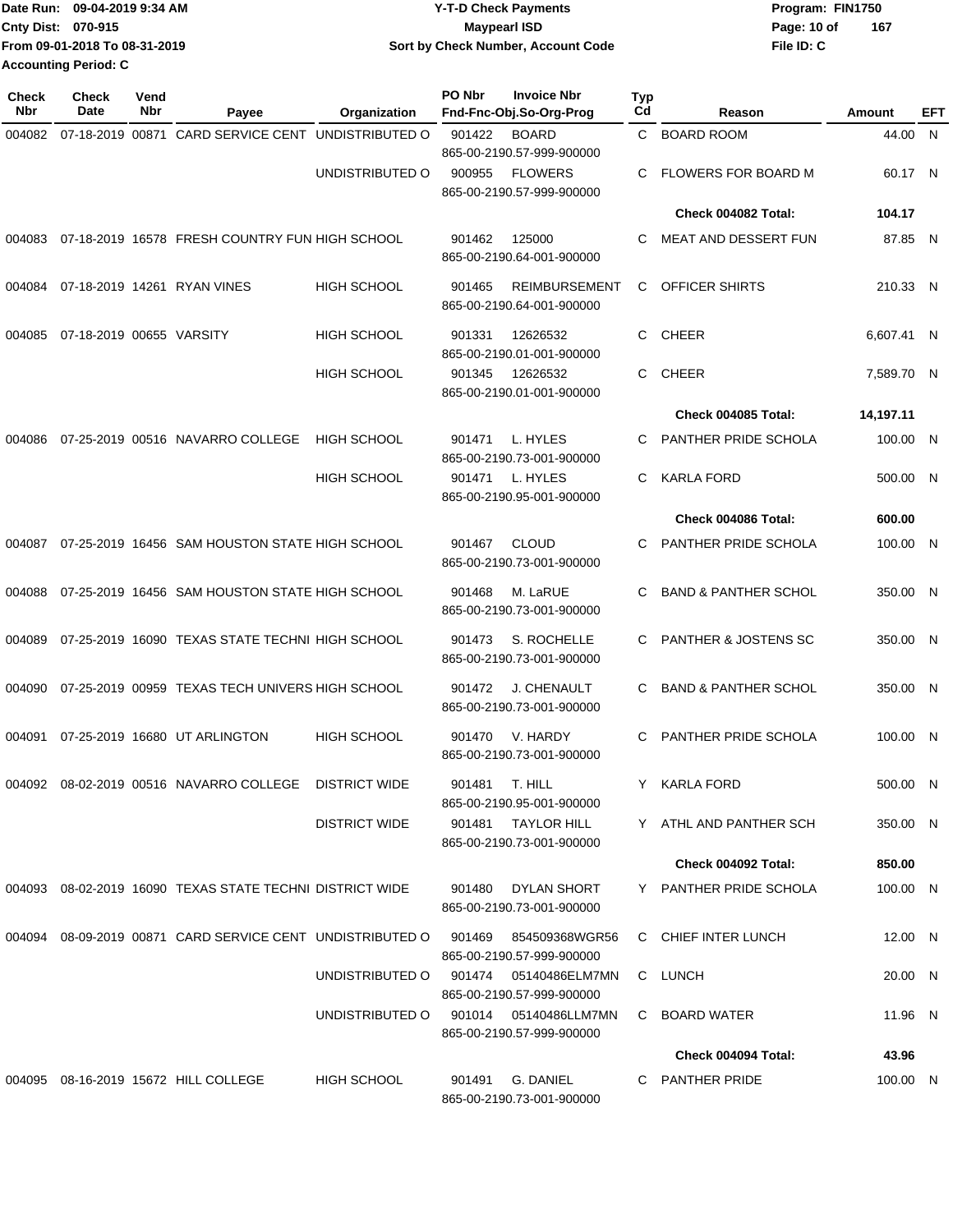Date Run: 09-04-2019 9:34 AM
Cnty Dist: 070-915
From 09-01-2018 To 08-31-2019
Accounting Period: C

# Y-T-D Check Payments
## Maypearl ISD
### Sort by Check Number, Account Code

Program: FIN1750
File ID: C

| Check Nbr | Check Date | Vend Nbr | Payee | Organization | PO Nbr | Invoice Nbr / Fnd-Fnc-Obj.So-Org-Prog | Typ Cd | Reason | Amount | EFT |
|---|---|---|---|---|---|---|---|---|---|---|
| 004082 | 07-18-2019 | 00871 | CARD SERVICE CENT | UNDISTRIBUTED O | 901422 | BOARD 865-00-2190.57-999-900000 | C | BOARD ROOM | 44.00 | N |
| | | | | UNDISTRIBUTED O | 900955 | FLOWERS 865-00-2190.57-999-900000 | C | FLOWERS FOR BOARD M | 60.17 | N |
| | | | | | | | | **Check 004082 Total:** | **104.17** | |
| 004083 | 07-18-2019 | 16578 | FRESH COUNTRY FUN | HIGH SCHOOL | 901462 | 125000 865-00-2190.64-001-900000 | C | MEAT AND DESSERT FUN | 87.85 | N |
| 004084 | 07-18-2019 | 14261 | RYAN VINES | HIGH SCHOOL | 901465 | REIMBURSEMENT 865-00-2190.64-001-900000 | C | OFFICER SHIRTS | 210.33 | N |
| 004085 | 07-18-2019 | 00655 | VARSITY | HIGH SCHOOL | 901331 | 12626532 865-00-2190.01-001-900000 | C | CHEER | 6,607.41 | N |
| | | | | HIGH SCHOOL | 901345 | 12626532 865-00-2190.01-001-900000 | C | CHEER | 7,589.70 | N |
| | | | | | | | | **Check 004085 Total:** | **14,197.11** | |
| 004086 | 07-25-2019 | 00516 | NAVARRO COLLEGE | HIGH SCHOOL | 901471 | L. HYLES 865-00-2190.73-001-900000 | C | PANTHER PRIDE SCHOLA | 100.00 | N |
| | | | | HIGH SCHOOL | 901471 | L. HYLES 865-00-2190.95-001-900000 | C | KARLA FORD | 500.00 | N |
| | | | | | | | | **Check 004086 Total:** | **600.00** | |
| 004087 | 07-25-2019 | 16456 | SAM HOUSTON STATE | HIGH SCHOOL | 901467 | CLOUD 865-00-2190.73-001-900000 | C | PANTHER PRIDE SCHOLA | 100.00 | N |
| 004088 | 07-25-2019 | 16456 | SAM HOUSTON STATE | HIGH SCHOOL | 901468 | M. LaRUE 865-00-2190.73-001-900000 | C | BAND & PANTHER SCHOL | 350.00 | N |
| 004089 | 07-25-2019 | 16090 | TEXAS STATE TECHNI | HIGH SCHOOL | 901473 | S. ROCHELLE 865-00-2190.73-001-900000 | C | PANTHER & JOSTENS SC | 350.00 | N |
| 004090 | 07-25-2019 | 00959 | TEXAS TECH UNIVERS | HIGH SCHOOL | 901472 | J. CHENAULT 865-00-2190.73-001-900000 | C | BAND & PANTHER SCHOL | 350.00 | N |
| 004091 | 07-25-2019 | 16680 | UT ARLINGTON | HIGH SCHOOL | 901470 | V. HARDY 865-00-2190.73-001-900000 | C | PANTHER PRIDE SCHOLA | 100.00 | N |
| 004092 | 08-02-2019 | 00516 | NAVARRO COLLEGE | DISTRICT WIDE | 901481 | T. HILL 865-00-2190.95-001-900000 | Y | KARLA FORD | 500.00 | N |
| | | | | DISTRICT WIDE | 901481 | TAYLOR HILL 865-00-2190.73-001-900000 | Y | ATHL AND PANTHER SCH | 350.00 | N |
| | | | | | | | | **Check 004092 Total:** | **850.00** | |
| 004093 | 08-02-2019 | 16090 | TEXAS STATE TECHNI | DISTRICT WIDE | 901480 | DYLAN SHORT 865-00-2190.73-001-900000 | Y | PANTHER PRIDE SCHOLA | 100.00 | N |
| 004094 | 08-09-2019 | 00871 | CARD SERVICE CENT | UNDISTRIBUTED O | 901469 | 854509368WGR56 865-00-2190.57-999-900000 | C | CHIEF INTER LUNCH | 12.00 | N |
| | | | | UNDISTRIBUTED O | 901474 | 05140486ELM7MN 865-00-2190.57-999-900000 | C | LUNCH | 20.00 | N |
| | | | | UNDISTRIBUTED O | 901014 | 05140486LLM7MN 865-00-2190.57-999-900000 | C | BOARD WATER | 11.96 | N |
| | | | | | | | | **Check 004094 Total:** | **43.96** | |
| 004095 | 08-16-2019 | 15672 | HILL COLLEGE | HIGH SCHOOL | 901491 | G. DANIEL 865-00-2190.73-001-900000 | C | PANTHER PRIDE | 100.00 | N |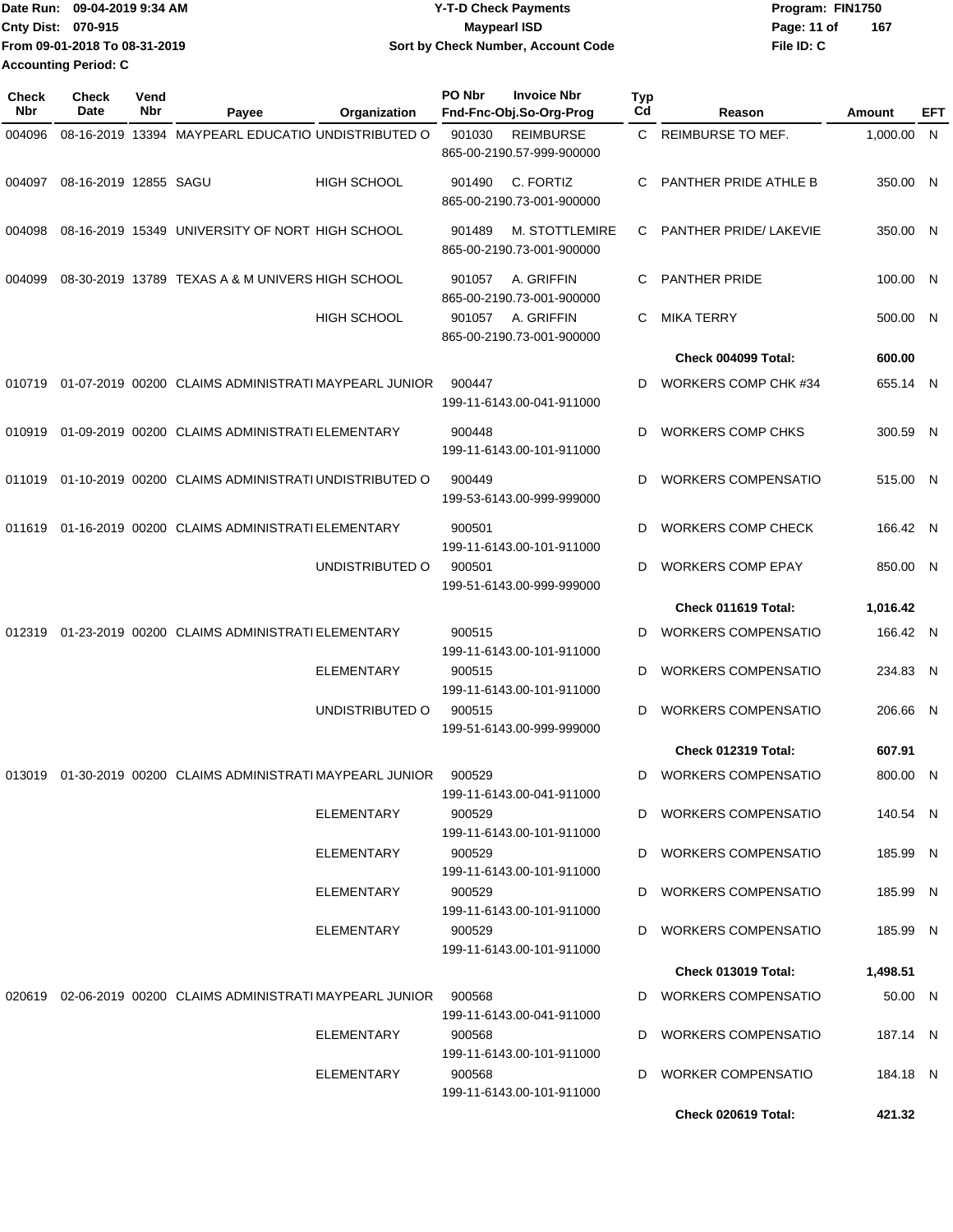Date Run: 09-04-2019 9:34 AM
Cnty Dist: 070-915
From 09-01-2018 To 08-31-2019
Accounting Period: C

**Y-T-D Check Payments**
**Maypearl ISD**
**Sort by Check Number, Account Code**

Program: FIN1750
File ID: C

| Check Nbr | Check Date | Vend Nbr | Payee | Organization | PO Nbr | Invoice Nbr / Fnd-Fnc-Obj.So-Org-Prog | Typ Cd | Reason | Amount | EFT |
|---|---|---|---|---|---|---|---|---|---|---|
| 004096 | 08-16-2019 | 13394 | MAYPEARL EDUCATIO | UNDISTRIBUTED O | 901030 | REIMBURSE 865-00-2190.57-999-900000 | C | REIMBURSE TO MEF. | 1,000.00 | N |
| 004097 | 08-16-2019 | 12855 | SAGU | HIGH SCHOOL | 901490 | C. FORTIZ 865-00-2190.73-001-900000 | C | PANTHER PRIDE ATHLE B | 350.00 | N |
| 004098 | 08-16-2019 | 15349 | UNIVERSITY OF NORT | HIGH SCHOOL | 901489 | M. STOTTLEMIRE 865-00-2190.73-001-900000 | C | PANTHER PRIDE/ LAKEVIE | 350.00 | N |
| 004099 | 08-30-2019 | 13789 | TEXAS A & M UNIVERS | HIGH SCHOOL | 901057 | A. GRIFFIN 865-00-2190.73-001-900000 | C | PANTHER PRIDE | 100.00 | N |
| | | | | HIGH SCHOOL | 901057 | A. GRIFFIN 865-00-2190.73-001-900000 | C | MIKA TERRY | 500.00 | N |
| | | | | | | | | **Check 004099 Total:** | **600.00** | |
| 010719 | 01-07-2019 | 00200 | CLAIMS ADMINISTRATI | MAYPEARL JUNIOR | 900447 | 199-11-6143.00-041-911000 | D | WORKERS COMP CHK #34 | 655.14 | N |
| 010919 | 01-09-2019 | 00200 | CLAIMS ADMINISTRATI | ELEMENTARY | 900448 | 199-11-6143.00-101-911000 | D | WORKERS COMP CHKS | 300.59 | N |
| 011019 | 01-10-2019 | 00200 | CLAIMS ADMINISTRATI | UNDISTRIBUTED O | 900449 | 199-53-6143.00-999-999000 | D | WORKERS COMPENSATIO | 515.00 | N |
| 011619 | 01-16-2019 | 00200 | CLAIMS ADMINISTRATI | ELEMENTARY | 900501 | 199-11-6143.00-101-911000 | D | WORKERS COMP CHECK | 166.42 | N |
| | | | | UNDISTRIBUTED O | 900501 | 199-51-6143.00-999-999000 | D | WORKERS COMP EPAY | 850.00 | N |
| | | | | | | | | **Check 011619 Total:** | **1,016.42** | |
| 012319 | 01-23-2019 | 00200 | CLAIMS ADMINISTRATI | ELEMENTARY | 900515 | 199-11-6143.00-101-911000 | D | WORKERS COMPENSATIO | 166.42 | N |
| | | | | ELEMENTARY | 900515 | 199-11-6143.00-101-911000 | D | WORKERS COMPENSATIO | 234.83 | N |
| | | | | UNDISTRIBUTED O | 900515 | 199-51-6143.00-999-999000 | D | WORKERS COMPENSATIO | 206.66 | N |
| | | | | | | | | **Check 012319 Total:** | **607.91** | |
| 013019 | 01-30-2019 | 00200 | CLAIMS ADMINISTRATI | MAYPEARL JUNIOR | 900529 | 199-11-6143.00-041-911000 | D | WORKERS COMPENSATIO | 800.00 | N |
| | | | | ELEMENTARY | 900529 | 199-11-6143.00-101-911000 | D | WORKERS COMPENSATIO | 140.54 | N |
| | | | | ELEMENTARY | 900529 | 199-11-6143.00-101-911000 | D | WORKERS COMPENSATIO | 185.99 | N |
| | | | | ELEMENTARY | 900529 | 199-11-6143.00-101-911000 | D | WORKERS COMPENSATIO | 185.99 | N |
| | | | | ELEMENTARY | 900529 | 199-11-6143.00-101-911000 | D | WORKERS COMPENSATIO | 185.99 | N |
| | | | | | | | | **Check 013019 Total:** | **1,498.51** | |
| 020619 | 02-06-2019 | 00200 | CLAIMS ADMINISTRATI | MAYPEARL JUNIOR | 900568 | 199-11-6143.00-041-911000 | D | WORKERS COMPENSATIO | 50.00 | N |
| | | | | ELEMENTARY | 900568 | 199-11-6143.00-101-911000 | D | WORKERS COMPENSATIO | 187.14 | N |
| | | | | ELEMENTARY | 900568 | 199-11-6143.00-101-911000 | D | WORKER COMPENSATIO | 184.18 | N |
| | | | | | | | | **Check 020619 Total:** | **421.32** | |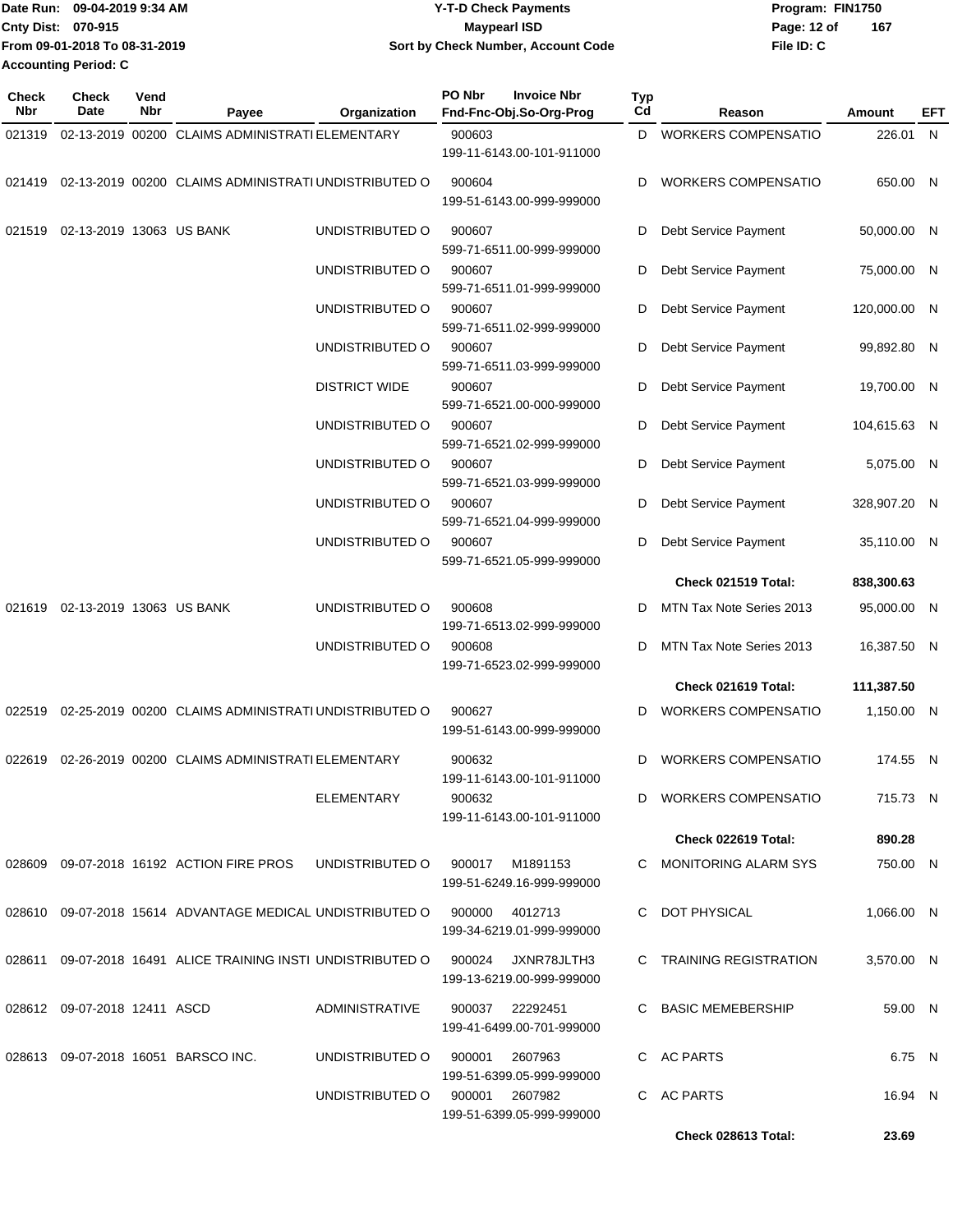Date Run: 09-04-2019 9:34 AM
Cnty Dist: 070-915
From 09-01-2018 To 08-31-2019
Accounting Period: C

**Y-T-D Check Payments**
**Maypearl ISD**
**Sort by Check Number, Account Code**

Program: FIN1750
File ID: C

| Check Nbr | Check Date | Vend Nbr | Payee | Organization | PO Nbr / Invoice Nbr / Fnd-Fnc-Obj.So-Org-Prog | Typ Cd | Reason | Amount | EFT |
|---|---|---|---|---|---|---|---|---|---|
| 021319 | 02-13-2019 | 00200 | CLAIMS ADMINISTRATI | ELEMENTARY | 900603 199-11-6143.00-101-911000 | D | WORKERS COMPENSATIO | 226.01 | N |
| 021419 | 02-13-2019 | 00200 | CLAIMS ADMINISTRATI | UNDISTRIBUTED O | 900604 199-51-6143.00-999-999000 | D | WORKERS COMPENSATIO | 650.00 | N |
| 021519 | 02-13-2019 | 13063 | US BANK | UNDISTRIBUTED O | 900607 599-71-6511.00-999-999000 | D | Debt Service Payment | 50,000.00 | N |
| | | | | UNDISTRIBUTED O | 900607 599-71-6511.01-999-999000 | D | Debt Service Payment | 75,000.00 | N |
| | | | | UNDISTRIBUTED O | 900607 599-71-6511.02-999-999000 | D | Debt Service Payment | 120,000.00 | N |
| | | | | UNDISTRIBUTED O | 900607 599-71-6511.03-999-999000 | D | Debt Service Payment | 99,892.80 | N |
| | | | | DISTRICT WIDE | 900607 599-71-6521.00-000-999000 | D | Debt Service Payment | 19,700.00 | N |
| | | | | UNDISTRIBUTED O | 900607 599-71-6521.02-999-999000 | D | Debt Service Payment | 104,615.63 | N |
| | | | | UNDISTRIBUTED O | 900607 599-71-6521.03-999-999000 | D | Debt Service Payment | 5,075.00 | N |
| | | | | UNDISTRIBUTED O | 900607 599-71-6521.04-999-999000 | D | Debt Service Payment | 328,907.20 | N |
| | | | | UNDISTRIBUTED O | 900607 599-71-6521.05-999-999000 | D | Debt Service Payment | 35,110.00 | N |
| | | | | | | | **Check 021519 Total:** | **838,300.63** | |
| 021619 | 02-13-2019 | 13063 | US BANK | UNDISTRIBUTED O | 900608 199-71-6513.02-999-999000 | D | MTN Tax Note Series 2013 | 95,000.00 | N |
| | | | | UNDISTRIBUTED O | 900608 199-71-6523.02-999-999000 | D | MTN Tax Note Series 2013 | 16,387.50 | N |
| | | | | | | | **Check 021619 Total:** | **111,387.50** | |
| 022519 | 02-25-2019 | 00200 | CLAIMS ADMINISTRATI | UNDISTRIBUTED O | 900627 199-51-6143.00-999-999000 | D | WORKERS COMPENSATIO | 1,150.00 | N |
| 022619 | 02-26-2019 | 00200 | CLAIMS ADMINISTRATI | ELEMENTARY | 900632 199-11-6143.00-101-911000 | D | WORKERS COMPENSATIO | 174.55 | N |
| | | | | ELEMENTARY | 900632 199-11-6143.00-101-911000 | D | WORKERS COMPENSATIO | 715.73 | N |
| | | | | | | | **Check 022619 Total:** | **890.28** | |
| 028609 | 09-07-2018 | 16192 | ACTION FIRE PROS | UNDISTRIBUTED O | 900017 M1891153 199-51-6249.16-999-999000 | C | MONITORING ALARM SYS | 750.00 | N |
| 028610 | 09-07-2018 | 15614 | ADVANTAGE MEDICAL | UNDISTRIBUTED O | 900000 4012713 199-34-6219.01-999-999000 | C | DOT PHYSICAL | 1,066.00 | N |
| 028611 | 09-07-2018 | 16491 | ALICE TRAINING INSTI | UNDISTRIBUTED O | 900024 JXNR78JLTH3 199-13-6219.00-999-999000 | C | TRAINING REGISTRATION | 3,570.00 | N |
| 028612 | 09-07-2018 | 12411 | ASCD | ADMINISTRATIVE | 900037 22292451 199-41-6499.00-701-999000 | C | BASIC MEMEBERSHIP | 59.00 | N |
| 028613 | 09-07-2018 | 16051 | BARSCO INC. | UNDISTRIBUTED O | 900001 2607963 199-51-6399.05-999-999000 | C | AC PARTS | 6.75 | N |
| | | | | UNDISTRIBUTED O | 900001 2607982 199-51-6399.05-999-999000 | C | AC PARTS | 16.94 | N |
| | | | | | | | **Check 028613 Total:** | **23.69** | |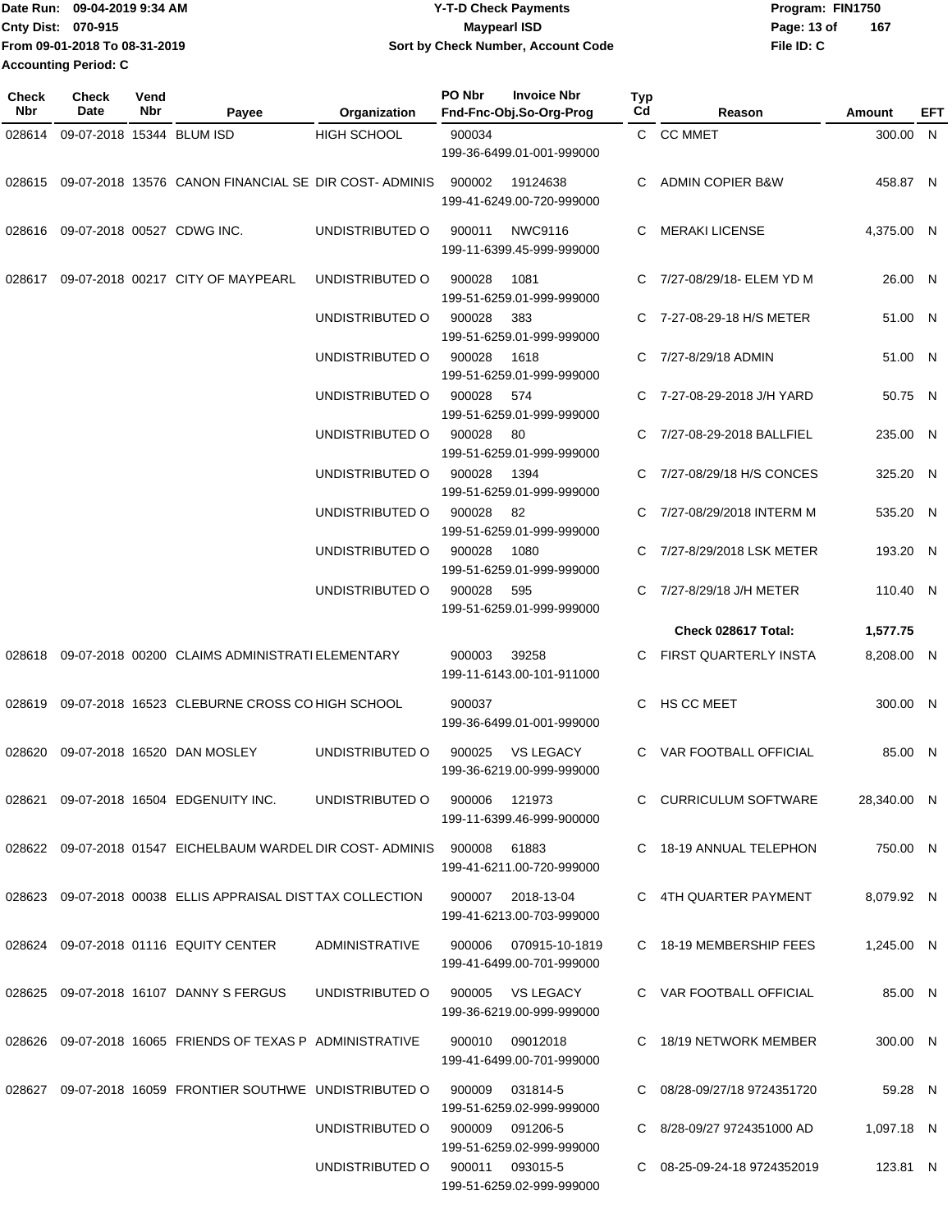Date Run: 09-04-2019 9:34 AM
Cnty Dist: 070-915
From 09-01-2018 To 08-31-2019
Accounting Period: C

**Y-T-D Check Payments**
**Maypearl ISD**
**Sort by Check Number, Account Code**

Program: FIN1750
File ID: C

| Check Nbr | Check Date | Vend Nbr | Payee | Organization | PO Nbr | Invoice Nbr / Fnd-Fnc-Obj.So-Org-Prog | Typ Cd | Reason | Amount | EFT |
|---|---|---|---|---|---|---|---|---|---|---|
| 028614 | 09-07-2018 | 15344 | BLUM ISD | HIGH SCHOOL | 900034 | 199-36-6499.01-001-999000 | C | CC MMET | 300.00 | N |
| 028615 | 09-07-2018 | 13576 | CANON FINANCIAL SE | DIR COST- ADMINIS | 900002 | 19124638 199-41-6249.00-720-999000 | C | ADMIN COPIER B&W | 458.87 | N |
| 028616 | 09-07-2018 | 00527 | CDWG INC. | UNDISTRIBUTED O | 900011 | NWC9116 199-11-6399.45-999-999000 | C | MERAKI LICENSE | 4,375.00 | N |
| 028617 | 09-07-2018 | 00217 | CITY OF MAYPEARL | UNDISTRIBUTED O | 900028 | 1081 199-51-6259.01-999-999000 | C | 7/27-08/29/18- ELEM YD M | 26.00 | N |
| | | | | UNDISTRIBUTED O | 900028 | 383 199-51-6259.01-999-999000 | C | 7-27-08-29-18 H/S METER | 51.00 | N |
| | | | | UNDISTRIBUTED O | 900028 | 1618 199-51-6259.01-999-999000 | C | 7/27-8/29/18 ADMIN | 51.00 | N |
| | | | | UNDISTRIBUTED O | 900028 | 574 199-51-6259.01-999-999000 | C | 7-27-08-29-2018 J/H YARD | 50.75 | N |
| | | | | UNDISTRIBUTED O | 900028 | 80 199-51-6259.01-999-999000 | C | 7/27-08-29-2018 BALLFIEL | 235.00 | N |
| | | | | UNDISTRIBUTED O | 900028 | 1394 199-51-6259.01-999-999000 | C | 7/27-08/29/18 H/S CONCES | 325.20 | N |
| | | | | UNDISTRIBUTED O | 900028 | 82 199-51-6259.01-999-999000 | C | 7/27-08/29/2018 INTERM M | 535.20 | N |
| | | | | UNDISTRIBUTED O | 900028 | 1080 199-51-6259.01-999-999000 | C | 7/27-8/29/2018 LSK METER | 193.20 | N |
| | | | | UNDISTRIBUTED O | 900028 | 595 199-51-6259.01-999-999000 | C | 7/27-8/29/18 J/H METER | 110.40 | N |
| | | | | | | | | **Check 028617 Total:** | **1,577.75** | |
| 028618 | 09-07-2018 | 00200 | CLAIMS ADMINISTRATI | ELEMENTARY | 900003 | 39258 199-11-6143.00-101-911000 | C | FIRST QUARTERLY INSTA | 8,208.00 | N |
| 028619 | 09-07-2018 | 16523 | CLEBURNE CROSS CO | HIGH SCHOOL | 900037 | 199-36-6499.01-001-999000 | C | HS CC MEET | 300.00 | N |
| 028620 | 09-07-2018 | 16520 | DAN MOSLEY | UNDISTRIBUTED O | 900025 | VS LEGACY 199-36-6219.00-999-999000 | C | VAR FOOTBALL OFFICIAL | 85.00 | N |
| 028621 | 09-07-2018 | 16504 | EDGENUITY INC. | UNDISTRIBUTED O | 900006 | 121973 199-11-6399.46-999-900000 | C | CURRICULUM SOFTWARE | 28,340.00 | N |
| 028622 | 09-07-2018 | 01547 | EICHELBAUM WARDEL | DIR COST- ADMINIS | 900008 | 61883 199-41-6211.00-720-999000 | C | 18-19 ANNUAL TELEPHON | 750.00 | N |
| 028623 | 09-07-2018 | 00038 | ELLIS APPRAISAL DIST | TAX COLLECTION | 900007 | 2018-13-04 199-41-6213.00-703-999000 | C | 4TH QUARTER PAYMENT | 8,079.92 | N |
| 028624 | 09-07-2018 | 01116 | EQUITY CENTER | ADMINISTRATIVE | 900006 | 070915-10-1819 199-41-6499.00-701-999000 | C | 18-19 MEMBERSHIP FEES | 1,245.00 | N |
| 028625 | 09-07-2018 | 16107 | DANNY S FERGUS | UNDISTRIBUTED O | 900005 | VS LEGACY 199-36-6219.00-999-999000 | C | VAR FOOTBALL OFFICIAL | 85.00 | N |
| 028626 | 09-07-2018 | 16065 | FRIENDS OF TEXAS P | ADMINISTRATIVE | 900010 | 09012018 199-41-6499.00-701-999000 | C | 18/19 NETWORK MEMBER | 300.00 | N |
| 028627 | 09-07-2018 | 16059 | FRONTIER SOUTHWE | UNDISTRIBUTED O | 900009 | 031814-5 199-51-6259.02-999-999000 | C | 08/28-09/27/18 9724351720 | 59.28 | N |
| | | | | UNDISTRIBUTED O | 900009 | 091206-5 199-51-6259.02-999-999000 | C | 8/28-09/27 9724351000 AD | 1,097.18 | N |
| | | | | UNDISTRIBUTED O | 900011 | 093015-5 199-51-6259.02-999-999000 | C | 08-25-09-24-18 9724352019 | 123.81 | N |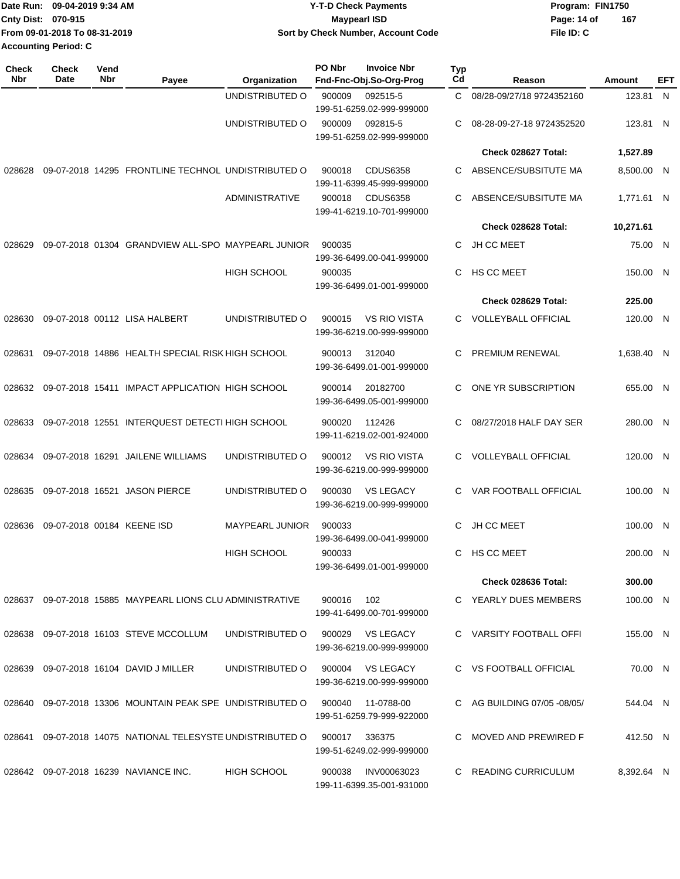Date Run: 09-04-2019 9:34 AM
Cnty Dist: 070-915
From 09-01-2018 To 08-31-2019
Accounting Period: C

**Y-T-D Check Payments**
**Maypearl ISD**
**Sort by Check Number, Account Code**

Program: FIN1750
File ID: C

| Check Nbr | Check Date | Vend Nbr | Payee | Organization | PO Nbr | Invoice Nbr / Fnd-Fnc-Obj.So-Org-Prog | Typ Cd | Reason | Amount | EFT |
|---|---|---|---|---|---|---|---|---|---|---|
| | | | | UNDISTRIBUTED O | 900009 | 092515-5 199-51-6259.02-999-999000 | C | 08/28-09/27/18 9724352160 | 123.81 | N |
| | | | | UNDISTRIBUTED O | 900009 | 092815-5 199-51-6259.02-999-999000 | C | 08-28-09-27-18 9724352520 | 123.81 | N |
| | | | | | | | | **Check 028627 Total:** | **1,527.89** | |
| 028628 | 09-07-2018 | 14295 | FRONTLINE TECHNOL | UNDISTRIBUTED O | 900018 | CDUS6358 199-11-6399.45-999-999000 | C | ABSENCE/SUBSITUTE MA | 8,500.00 | N |
| | | | | ADMINISTRATIVE | 900018 | CDUS6358 199-41-6219.10-701-999000 | C | ABSENCE/SUBSITUTE MA | 1,771.61 | N |
| | | | | | | | | **Check 028628 Total:** | **10,271.61** | |
| 028629 | 09-07-2018 | 01304 | GRANDVIEW ALL-SPO | MAYPEARL JUNIOR | 900035 | 199-36-6499.00-041-999000 | C | JH CC MEET | 75.00 | N |
| | | | | HIGH SCHOOL | 900035 | 199-36-6499.01-001-999000 | C | HS CC MEET | 150.00 | N |
| | | | | | | | | **Check 028629 Total:** | **225.00** | |
| 028630 | 09-07-2018 | 00112 | LISA HALBERT | UNDISTRIBUTED O | 900015 | VS RIO VISTA 199-36-6219.00-999-999000 | C | VOLLEYBALL OFFICIAL | 120.00 | N |
| 028631 | 09-07-2018 | 14886 | HEALTH SPECIAL RISK | HIGH SCHOOL | 900013 | 312040 199-36-6499.01-001-999000 | C | PREMIUM RENEWAL | 1,638.40 | N |
| 028632 | 09-07-2018 | 15411 | IMPACT APPLICATION | HIGH SCHOOL | 900014 | 20182700 199-36-6499.05-001-999000 | C | ONE YR SUBSCRIPTION | 655.00 | N |
| 028633 | 09-07-2018 | 12551 | INTERQUEST DETECTI | HIGH SCHOOL | 900020 | 112426 199-11-6219.02-001-924000 | C | 08/27/2018 HALF DAY SER | 280.00 | N |
| 028634 | 09-07-2018 | 16291 | JAILENE WILLIAMS | UNDISTRIBUTED O | 900012 | VS RIO VISTA 199-36-6219.00-999-999000 | C | VOLLEYBALL OFFICIAL | 120.00 | N |
| 028635 | 09-07-2018 | 16521 | JASON PIERCE | UNDISTRIBUTED O | 900030 | VS LEGACY 199-36-6219.00-999-999000 | C | VAR FOOTBALL OFFICIAL | 100.00 | N |
| 028636 | 09-07-2018 | 00184 | KEENE ISD | MAYPEARL JUNIOR | 900033 | 199-36-6499.00-041-999000 | C | JH CC MEET | 100.00 | N |
| | | | | HIGH SCHOOL | 900033 | 199-36-6499.01-001-999000 | C | HS CC MEET | 200.00 | N |
| | | | | | | | | **Check 028636 Total:** | **300.00** | |
| 028637 | 09-07-2018 | 15885 | MAYPEARL LIONS CLU | ADMINISTRATIVE | 900016 | 102 199-41-6499.00-701-999000 | C | YEARLY DUES MEMBERS | 100.00 | N |
| 028638 | 09-07-2018 | 16103 | STEVE MCCOLLUM | UNDISTRIBUTED O | 900029 | VS LEGACY 199-36-6219.00-999-999000 | C | VARSITY FOOTBALL OFFI | 155.00 | N |
| 028639 | 09-07-2018 | 16104 | DAVID J MILLER | UNDISTRIBUTED O | 900004 | VS LEGACY 199-36-6219.00-999-999000 | C | VS FOOTBALL OFFICIAL | 70.00 | N |
| 028640 | 09-07-2018 | 13306 | MOUNTAIN PEAK SPE | UNDISTRIBUTED O | 900040 | 11-0788-00 199-51-6259.79-999-922000 | C | AG BUILDING 07/05 -08/05/ | 544.04 | N |
| 028641 | 09-07-2018 | 14075 | NATIONAL TELESYSTE | UNDISTRIBUTED O | 900017 | 336375 199-51-6249.02-999-999000 | C | MOVED AND PREWIRED F | 412.50 | N |
| 028642 | 09-07-2018 | 16239 | NAVIANCE INC. | HIGH SCHOOL | 900038 | INV00063023 199-11-6399.35-001-931000 | C | READING CURRICULUM | 8,392.64 | N |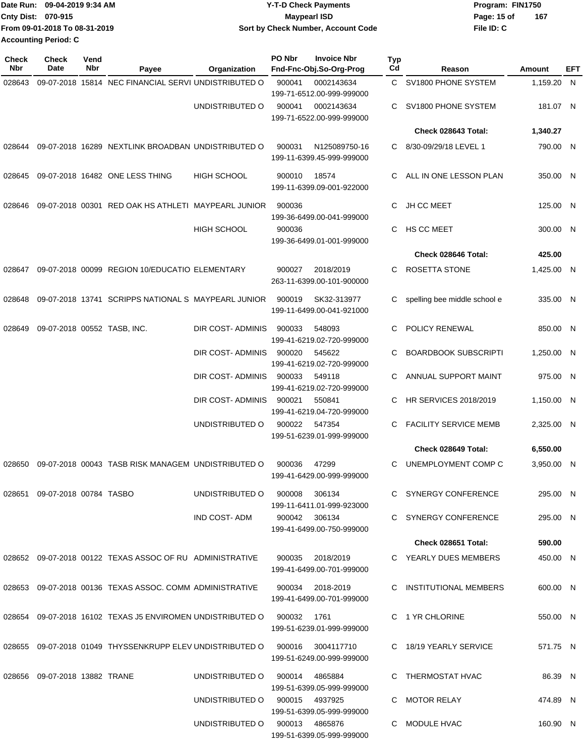Date Run: 09-04-2019 9:34 AM
Cnty Dist: 070-915
From 09-01-2018 To 08-31-2019
Accounting Period: C

# Y-T-D Check Payments
## Maypearl ISD
### Sort by Check Number, Account Code

Program: FIN1750
File ID: C

| Check Nbr | Check Date | Vend Nbr | Payee | Organization | PO Nbr | Invoice Nbr / Fnd-Fnc-Obj.So-Org-Prog | Typ Cd | Reason | Amount | EFT |
|---|---|---|---|---|---|---|---|---|---|---|
| 028643 | 09-07-2018 | 15814 | NEC FINANCIAL SERVI | UNDISTRIBUTED O | 900041 | 0002143634 199-71-6512.00-999-999000 | C | SV1800 PHONE SYSTEM | 1,159.20 | N |
| | | | | UNDISTRIBUTED O | 900041 | 0002143634 199-71-6522.00-999-999000 | C | SV1800 PHONE SYSTEM | 181.07 | N |
| | | | | | | | | **Check 028643 Total:** | **1,340.27** | |
| 028644 | 09-07-2018 | 16289 | NEXTLINK BROADBAN | UNDISTRIBUTED O | 900031 | N125089750-16 199-11-6399.45-999-999000 | C | 8/30-09/29/18 LEVEL 1 | 790.00 | N |
| 028645 | 09-07-2018 | 16482 | ONE LESS THING | HIGH SCHOOL | 900010 | 18574 199-11-6399.09-001-922000 | C | ALL IN ONE LESSON PLAN | 350.00 | N |
| 028646 | 09-07-2018 | 00301 | RED OAK HS ATHLETI | MAYPEARL JUNIOR | 900036 | 199-36-6499.00-041-999000 | C | JH CC MEET | 125.00 | N |
| | | | | HIGH SCHOOL | 900036 | 199-36-6499.01-001-999000 | C | HS CC MEET | 300.00 | N |
| | | | | | | | | **Check 028646 Total:** | **425.00** | |
| 028647 | 09-07-2018 | 00099 | REGION 10/EDUCATIO | ELEMENTARY | 900027 | 2018/2019 263-11-6399.00-101-900000 | C | ROSETTA STONE | 1,425.00 | N |
| 028648 | 09-07-2018 | 13741 | SCRIPPS NATIONAL S | MAYPEARL JUNIOR | 900019 | SK32-313977 199-11-6499.00-041-921000 | C | spelling bee middle school e | 335.00 | N |
| 028649 | 09-07-2018 | 00552 | TASB, INC. | DIR COST- ADMINIS | 900033 | 548093 199-41-6219.02-720-999000 | C | POLICY RENEWAL | 850.00 | N |
| | | | | DIR COST- ADMINIS | 900020 | 545622 199-41-6219.02-720-999000 | C | BOARDBOOK SUBSCRIPTI | 1,250.00 | N |
| | | | | DIR COST- ADMINIS | 900033 | 549118 199-41-6219.02-720-999000 | C | ANNUAL SUPPORT MAINT | 975.00 | N |
| | | | | DIR COST- ADMINIS | 900021 | 550841 199-41-6219.04-720-999000 | C | HR SERVICES 2018/2019 | 1,150.00 | N |
| | | | | UNDISTRIBUTED O | 900022 | 547354 199-51-6239.01-999-999000 | C | FACILITY SERVICE MEMB | 2,325.00 | N |
| | | | | | | | | **Check 028649 Total:** | **6,550.00** | |
| 028650 | 09-07-2018 | 00043 | TASB RISK MANAGEM | UNDISTRIBUTED O | 900036 | 47299 199-41-6429.00-999-999000 | C | UNEMPLOYMENT COMP C | 3,950.00 | N |
| 028651 | 09-07-2018 | 00784 | TASBO | UNDISTRIBUTED O | 900008 | 306134 199-11-6411.01-999-923000 | C | SYNERGY CONFERENCE | 295.00 | N |
| | | | | IND COST- ADM | 900042 | 306134 199-41-6499.00-750-999000 | C | SYNERGY CONFERENCE | 295.00 | N |
| | | | | | | | | **Check 028651 Total:** | **590.00** | |
| 028652 | 09-07-2018 | 00122 | TEXAS ASSOC OF RU | ADMINISTRATIVE | 900035 | 2018/2019 199-41-6499.00-701-999000 | C | YEARLY DUES MEMBERS | 450.00 | N |
| 028653 | 09-07-2018 | 00136 | TEXAS ASSOC. COMM | ADMINISTRATIVE | 900034 | 2018-2019 199-41-6499.00-701-999000 | C | INSTITUTIONAL MEMBERS | 600.00 | N |
| 028654 | 09-07-2018 | 16102 | TEXAS J5 ENVIROMEN | UNDISTRIBUTED O | 900032 | 1761 199-51-6239.01-999-999000 | C | 1 YR CHLORINE | 550.00 | N |
| 028655 | 09-07-2018 | 01049 | THYSSENKRUPP ELEV | UNDISTRIBUTED O | 900016 | 3004117710 199-51-6249.00-999-999000 | C | 18/19 YEARLY SERVICE | 571.75 | N |
| 028656 | 09-07-2018 | 13882 | TRANE | UNDISTRIBUTED O | 900014 | 4865884 199-51-6399.05-999-999000 | C | THERMOSTAT HVAC | 86.39 | N |
| | | | | UNDISTRIBUTED O | 900015 | 4937925 199-51-6399.05-999-999000 | C | MOTOR RELAY | 474.89 | N |
| | | | | UNDISTRIBUTED O | 900013 | 4865876 199-51-6399.05-999-999000 | C | MODULE HVAC | 160.90 | N |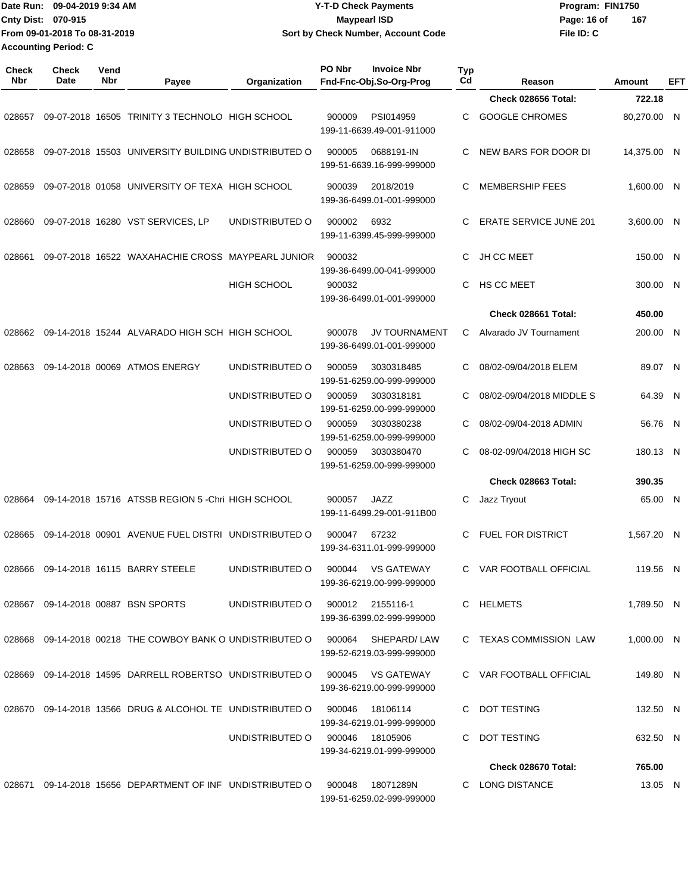Date Run: 09-04-2019 9:34 AM
Cnty Dist: 070-915
From 09-01-2018 To 08-31-2019
Accounting Period: C

**Y-T-D Check Payments**
**Maypearl ISD**
**Sort by Check Number, Account Code**

Program: FIN1750
File ID: C

| Check Nbr | Check Date | Vend Nbr | Payee | Organization | PO Nbr | Invoice Nbr / Fnd-Fnc-Obj.So-Org-Prog | Typ Cd | Reason | Amount | EFT |
|---|---|---|---|---|---|---|---|---|---|---|
| | | | | | | | | **Check 028656 Total:** | **722.18** | |
| 028657 | 09-07-2018 | 16505 | TRINITY 3 TECHNOLO | HIGH SCHOOL | 900009 | PSI014959 199-11-6639.49-001-911000 | C | GOOGLE CHROMES | 80,270.00 | N |
| 028658 | 09-07-2018 | 15503 | UNIVERSITY BUILDING | UNDISTRIBUTED O | 900005 | 0688191-IN 199-51-6639.16-999-999000 | C | NEW BARS FOR DOOR DI | 14,375.00 | N |
| 028659 | 09-07-2018 | 01058 | UNIVERSITY OF TEXA | HIGH SCHOOL | 900039 | 2018/2019 199-36-6499.01-001-999000 | C | MEMBERSHIP FEES | 1,600.00 | N |
| 028660 | 09-07-2018 | 16280 | VST SERVICES, LP | UNDISTRIBUTED O | 900002 | 6932 199-11-6399.45-999-999000 | C | ERATE SERVICE JUNE 201 | 3,600.00 | N |
| 028661 | 09-07-2018 | 16522 | WAXAHACHIE CROSS | MAYPEARL JUNIOR | 900032 | 199-36-6499.00-041-999000 | C | JH CC MEET | 150.00 | N |
| | | | | HIGH SCHOOL | 900032 | 199-36-6499.01-001-999000 | C | HS CC MEET | 300.00 | N |
| | | | | | | | | **Check 028661 Total:** | **450.00** | |
| 028662 | 09-14-2018 | 15244 | ALVARADO HIGH SCH | HIGH SCHOOL | 900078 | JV TOURNAMENT 199-36-6499.01-001-999000 | C | Alvarado JV Tournament | 200.00 | N |
| 028663 | 09-14-2018 | 00069 | ATMOS ENERGY | UNDISTRIBUTED O | 900059 | 3030318485 199-51-6259.00-999-999000 | C | 08/02-09/04/2018 ELEM | 89.07 | N |
| | | | | UNDISTRIBUTED O | 900059 | 3030318181 199-51-6259.00-999-999000 | C | 08/02-09/04/2018 MIDDLE S | 64.39 | N |
| | | | | UNDISTRIBUTED O | 900059 | 3030380238 199-51-6259.00-999-999000 | C | 08/02-09/04-2018 ADMIN | 56.76 | N |
| | | | | UNDISTRIBUTED O | 900059 | 3030380470 199-51-6259.00-999-999000 | C | 08-02-09/04/2018 HIGH SC | 180.13 | N |
| | | | | | | | | **Check 028663 Total:** | **390.35** | |
| 028664 | 09-14-2018 | 15716 | ATSSB REGION 5 -Chri | HIGH SCHOOL | 900057 | JAZZ 199-11-6499.29-001-911B00 | C | Jazz Tryout | 65.00 | N |
| 028665 | 09-14-2018 | 00901 | AVENUE FUEL DISTRI | UNDISTRIBUTED O | 900047 | 67232 199-34-6311.01-999-999000 | C | FUEL FOR DISTRICT | 1,567.20 | N |
| 028666 | 09-14-2018 | 16115 | BARRY STEELE | UNDISTRIBUTED O | 900044 | VS GATEWAY 199-36-6219.00-999-999000 | C | VAR FOOTBALL OFFICIAL | 119.56 | N |
| 028667 | 09-14-2018 | 00887 | BSN SPORTS | UNDISTRIBUTED O | 900012 | 2155116-1 199-36-6399.02-999-999000 | C | HELMETS | 1,789.50 | N |
| 028668 | 09-14-2018 | 00218 | THE COWBOY BANK O | UNDISTRIBUTED O | 900064 | SHEPARD/ LAW 199-52-6219.03-999-999000 | C | TEXAS COMMISSION LAW | 1,000.00 | N |
| 028669 | 09-14-2018 | 14595 | DARRELL ROBERTSO | UNDISTRIBUTED O | 900045 | VS GATEWAY 199-36-6219.00-999-999000 | C | VAR FOOTBALL OFFICIAL | 149.80 | N |
| 028670 | 09-14-2018 | 13566 | DRUG & ALCOHOL TE | UNDISTRIBUTED O | 900046 | 18106114 199-34-6219.01-999-999000 | C | DOT TESTING | 132.50 | N |
| | | | | UNDISTRIBUTED O | 900046 | 18105906 199-34-6219.01-999-999000 | C | DOT TESTING | 632.50 | N |
| | | | | | | | | **Check 028670 Total:** | **765.00** | |
| 028671 | 09-14-2018 | 15656 | DEPARTMENT OF INF | UNDISTRIBUTED O | 900048 | 18071289N 199-51-6259.02-999-999000 | C | LONG DISTANCE | 13.05 | N |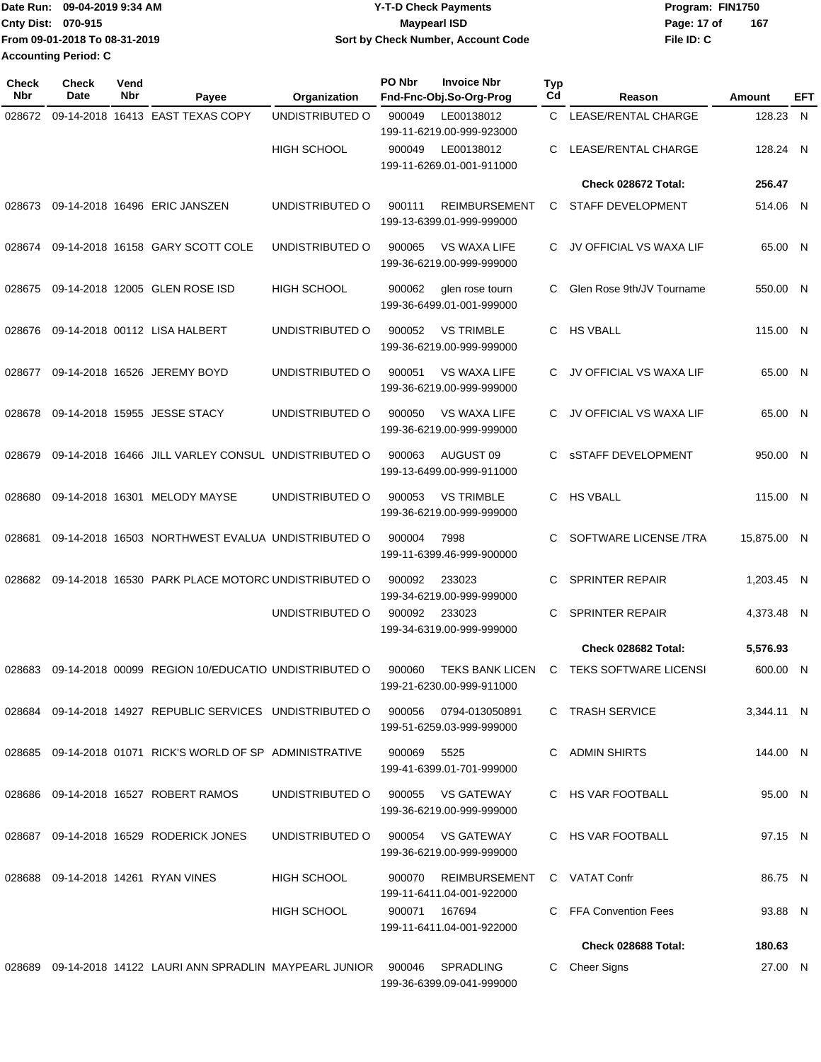Date Run: 09-04-2019 9:34 AM
Cnty Dist: 070-915
From 09-01-2018 To 08-31-2019
Accounting Period: C

# Y-T-D Check Payments
## Maypearl ISD
### Sort by Check Number, Account Code

Program: FIN1750
File ID: C

| Check Nbr | Check Date | Vend Nbr | Payee | Organization | PO Nbr | Invoice Nbr / Fnd-Fnc-Obj.So-Org-Prog | Typ Cd | Reason | Amount | EFT |
|---|---|---|---|---|---|---|---|---|---|---|
| 028672 | 09-14-2018 | 16413 | EAST TEXAS COPY | UNDISTRIBUTED O | 900049 | LE00138012 199-11-6219.00-999-923000 | C | LEASE/RENTAL CHARGE | 128.23 | N |
| | | | | HIGH SCHOOL | 900049 | LE00138012 199-11-6269.01-001-911000 | C | LEASE/RENTAL CHARGE | 128.24 | N |
| | | | | | | | | **Check 028672 Total:** | **256.47** | |
| 028673 | 09-14-2018 | 16496 | ERIC JANSZEN | UNDISTRIBUTED O | 900111 | REIMBURSEMENT 199-13-6399.01-999-999000 | C | STAFF DEVELOPMENT | 514.06 | N |
| 028674 | 09-14-2018 | 16158 | GARY SCOTT COLE | UNDISTRIBUTED O | 900065 | VS WAXA LIFE 199-36-6219.00-999-999000 | C | JV OFFICIAL VS WAXA LIF | 65.00 | N |
| 028675 | 09-14-2018 | 12005 | GLEN ROSE ISD | HIGH SCHOOL | 900062 | glen rose tourn 199-36-6499.01-001-999000 | C | Glen Rose 9th/JV Tourname | 550.00 | N |
| 028676 | 09-14-2018 | 00112 | LISA HALBERT | UNDISTRIBUTED O | 900052 | VS TRIMBLE 199-36-6219.00-999-999000 | C | HS VBALL | 115.00 | N |
| 028677 | 09-14-2018 | 16526 | JEREMY BOYD | UNDISTRIBUTED O | 900051 | VS WAXA LIFE 199-36-6219.00-999-999000 | C | JV OFFICIAL VS WAXA LIF | 65.00 | N |
| 028678 | 09-14-2018 | 15955 | JESSE STACY | UNDISTRIBUTED O | 900050 | VS WAXA LIFE 199-36-6219.00-999-999000 | C | JV OFFICIAL VS WAXA LIF | 65.00 | N |
| 028679 | 09-14-2018 | 16466 | JILL VARLEY CONSUL | UNDISTRIBUTED O | 900063 | AUGUST 09 199-13-6499.00-999-911000 | C | sSTAFF DEVELOPMENT | 950.00 | N |
| 028680 | 09-14-2018 | 16301 | MELODY MAYSE | UNDISTRIBUTED O | 900053 | VS TRIMBLE 199-36-6219.00-999-999000 | C | HS VBALL | 115.00 | N |
| 028681 | 09-14-2018 | 16503 | NORTHWEST EVALUA | UNDISTRIBUTED O | 900004 | 7998 199-11-6399.46-999-900000 | C | SOFTWARE LICENSE /TRA | 15,875.00 | N |
| 028682 | 09-14-2018 | 16530 | PARK PLACE MOTORC | UNDISTRIBUTED O | 900092 | 233023 199-34-6219.00-999-999000 | C | SPRINTER REPAIR | 1,203.45 | N |
| | | | | UNDISTRIBUTED O | 900092 | 233023 199-34-6319.00-999-999000 | C | SPRINTER REPAIR | 4,373.48 | N |
| | | | | | | | | **Check 028682 Total:** | **5,576.93** | |
| 028683 | 09-14-2018 | 00099 | REGION 10/EDUCATIO | UNDISTRIBUTED O | 900060 | TEKS BANK LICEN 199-21-6230.00-999-911000 | C | TEKS SOFTWARE LICENSI | 600.00 | N |
| 028684 | 09-14-2018 | 14927 | REPUBLIC SERVICES | UNDISTRIBUTED O | 900056 | 0794-013050891 199-51-6259.03-999-999000 | C | TRASH SERVICE | 3,344.11 | N |
| 028685 | 09-14-2018 | 01071 | RICK'S WORLD OF SP | ADMINISTRATIVE | 900069 | 5525 199-41-6399.01-701-999000 | C | ADMIN SHIRTS | 144.00 | N |
| 028686 | 09-14-2018 | 16527 | ROBERT RAMOS | UNDISTRIBUTED O | 900055 | VS GATEWAY 199-36-6219.00-999-999000 | C | HS VAR FOOTBALL | 95.00 | N |
| 028687 | 09-14-2018 | 16529 | RODERICK JONES | UNDISTRIBUTED O | 900054 | VS GATEWAY 199-36-6219.00-999-999000 | C | HS VAR FOOTBALL | 97.15 | N |
| 028688 | 09-14-2018 | 14261 | RYAN VINES | HIGH SCHOOL | 900070 | REIMBURSEMENT 199-11-6411.04-001-922000 | C | VATAT Confr | 86.75 | N |
| | | | | HIGH SCHOOL | 900071 | 167694 199-11-6411.04-001-922000 | C | FFA Convention Fees | 93.88 | N |
| | | | | | | | | **Check 028688 Total:** | **180.63** | |
| 028689 | 09-14-2018 | 14122 | LAURI ANN SPRADLIN | MAYPEARL JUNIOR | 900046 | SPRADLING 199-36-6399.09-041-999000 | C | Cheer Signs | 27.00 | N |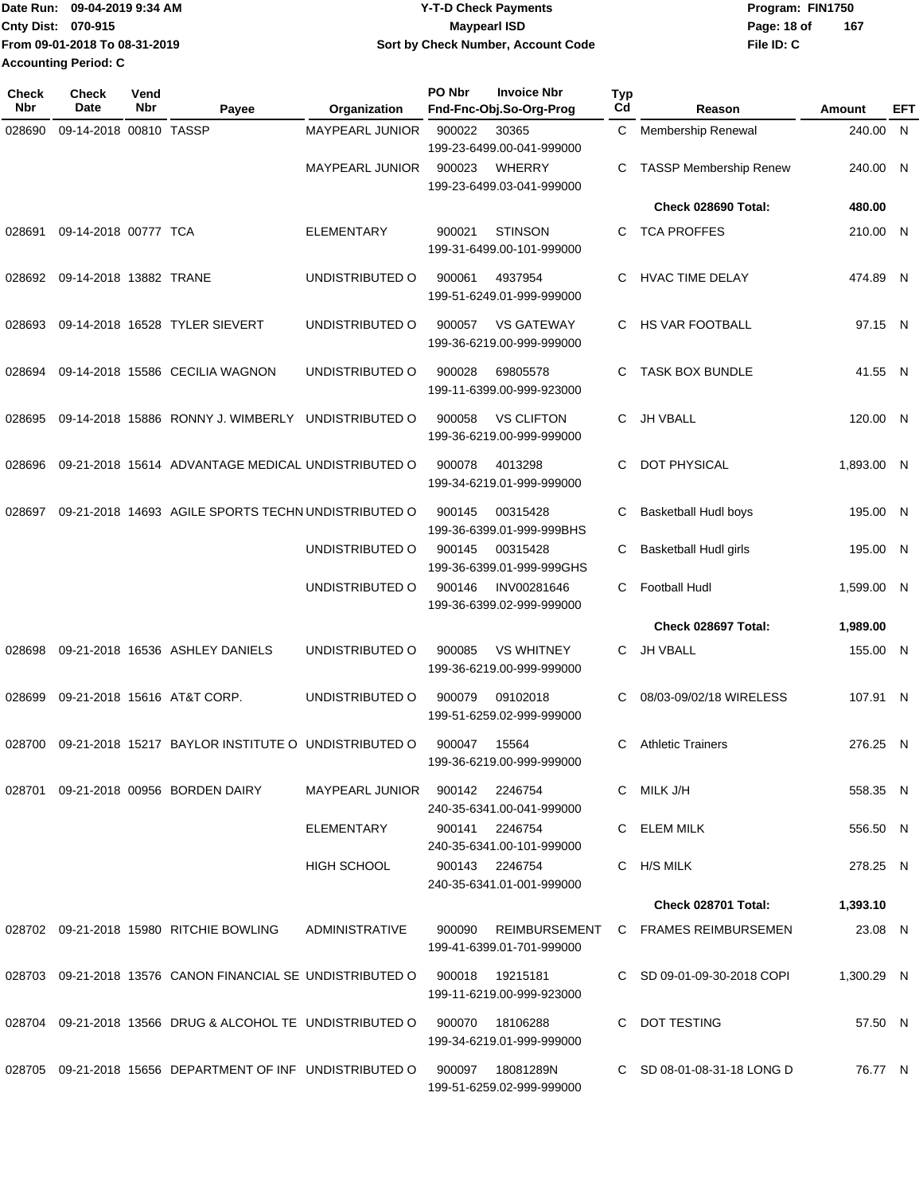Date Run: 09-04-2019 9:34 AM
Cnty Dist: 070-915
From 09-01-2018 To 08-31-2019
Accounting Period: C

# Y-T-D Check Payments
## Maypearl ISD
### Sort by Check Number, Account Code

Program: FIN1750
File ID: C

| Check Nbr | Check Date | Vend Nbr | Payee | Organization | PO Nbr | Invoice Nbr / Fnd-Fnc-Obj.So-Org-Prog | Typ Cd | Reason | Amount | EFT |
|---|---|---|---|---|---|---|---|---|---|---|
| 028690 | 09-14-2018 | 00810 | TASSP | MAYPEARL JUNIOR | 900022 | 30365 / 199-23-6499.00-041-999000 | C | Membership Renewal | 240.00 | N |
| | | | | MAYPEARL JUNIOR | 900023 | WHERRY / 199-23-6499.03-041-999000 | C | TASSP Membership Renew | 240.00 | N |
| | | | | | | | | **Check 028690 Total:** | **480.00** | |
| 028691 | 09-14-2018 | 00777 | TCA | ELEMENTARY | 900021 | STINSON / 199-31-6499.00-101-999000 | C | TCA PROFFES | 210.00 | N |
| 028692 | 09-14-2018 | 13882 | TRANE | UNDISTRIBUTED O | 900061 | 4937954 / 199-51-6249.01-999-999000 | C | HVAC TIME DELAY | 474.89 | N |
| 028693 | 09-14-2018 | 16528 | TYLER SIEVERT | UNDISTRIBUTED O | 900057 | VS GATEWAY / 199-36-6219.00-999-999000 | C | HS VAR FOOTBALL | 97.15 | N |
| 028694 | 09-14-2018 | 15586 | CECILIA WAGNON | UNDISTRIBUTED O | 900028 | 69805578 / 199-11-6399.00-999-923000 | C | TASK BOX BUNDLE | 41.55 | N |
| 028695 | 09-14-2018 | 15886 | RONNY J. WIMBERLY | UNDISTRIBUTED O | 900058 | VS CLIFTON / 199-36-6219.00-999-999000 | C | JH VBALL | 120.00 | N |
| 028696 | 09-21-2018 | 15614 | ADVANTAGE MEDICAL | UNDISTRIBUTED O | 900078 | 4013298 / 199-34-6219.01-999-999000 | C | DOT PHYSICAL | 1,893.00 | N |
| 028697 | 09-21-2018 | 14693 | AGILE SPORTS TECHN | UNDISTRIBUTED O | 900145 | 00315428 / 199-36-6399.01-999-999BHS | C | Basketball Hudl boys | 195.00 | N |
| | | | | UNDISTRIBUTED O | 900145 | 00315428 / 199-36-6399.01-999-999GHS | C | Basketball Hudl girls | 195.00 | N |
| | | | | UNDISTRIBUTED O | 900146 | INV00281646 / 199-36-6399.02-999-999000 | C | Football Hudl | 1,599.00 | N |
| | | | | | | | | **Check 028697 Total:** | **1,989.00** | |
| 028698 | 09-21-2018 | 16536 | ASHLEY DANIELS | UNDISTRIBUTED O | 900085 | VS WHITNEY / 199-36-6219.00-999-999000 | C | JH VBALL | 155.00 | N |
| 028699 | 09-21-2018 | 15616 | AT&T CORP. | UNDISTRIBUTED O | 900079 | 09102018 / 199-51-6259.02-999-999000 | C | 08/03-09/02/18 WIRELESS | 107.91 | N |
| 028700 | 09-21-2018 | 15217 | BAYLOR INSTITUTE O | UNDISTRIBUTED O | 900047 | 15564 / 199-36-6219.00-999-999000 | C | Athletic Trainers | 276.25 | N |
| 028701 | 09-21-2018 | 00956 | BORDEN DAIRY | MAYPEARL JUNIOR | 900142 | 2246754 / 240-35-6341.00-041-999000 | C | MILK J/H | 558.35 | N |
| | | | | ELEMENTARY | 900141 | 2246754 / 240-35-6341.00-101-999000 | C | ELEM MILK | 556.50 | N |
| | | | | HIGH SCHOOL | 900143 | 2246754 / 240-35-6341.01-001-999000 | C | H/S MILK | 278.25 | N |
| | | | | | | | | **Check 028701 Total:** | **1,393.10** | |
| 028702 | 09-21-2018 | 15980 | RITCHIE BOWLING | ADMINISTRATIVE | 900090 | REIMBURSEMENT / 199-41-6399.01-701-999000 | C | FRAMES REIMBURSEMEN | 23.08 | N |
| 028703 | 09-21-2018 | 13576 | CANON FINANCIAL SE | UNDISTRIBUTED O | 900018 | 19215181 / 199-11-6219.00-999-923000 | C | SD 09-01-09-30-2018 COPI | 1,300.29 | N |
| 028704 | 09-21-2018 | 13566 | DRUG & ALCOHOL TE | UNDISTRIBUTED O | 900070 | 18106288 / 199-34-6219.01-999-999000 | C | DOT TESTING | 57.50 | N |
| 028705 | 09-21-2018 | 15656 | DEPARTMENT OF INF | UNDISTRIBUTED O | 900097 | 18081289N / 199-51-6259.02-999-999000 | C | SD 08-01-08-31-18 LONG D | 76.77 | N |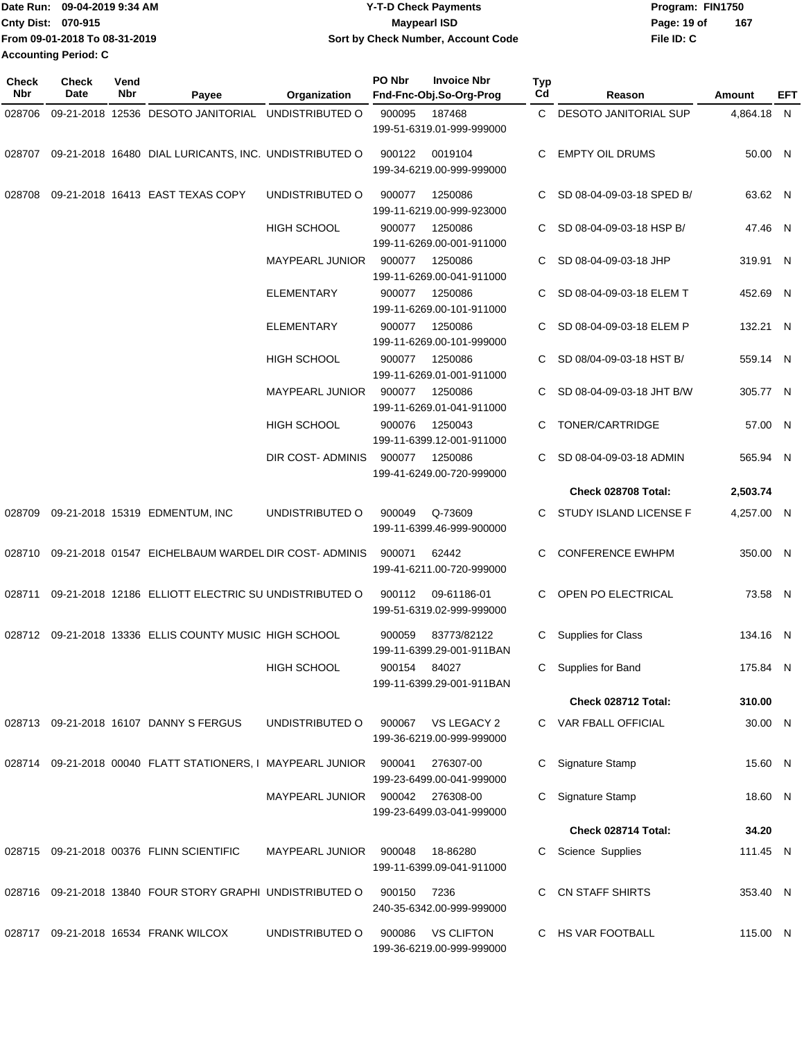Date Run: 09-04-2019 9:34 AM
Cnty Dist: 070-915
From 09-01-2018 To 08-31-2019
Accounting Period: C

**Y-T-D Check Payments**
**Maypearl ISD**
**Sort by Check Number, Account Code**

Program: FIN1750
File ID: C

| Check Nbr | Check Date | Vend Nbr | Payee | Organization | PO Nbr | Invoice Nbr / Fnd-Fnc-Obj.So-Org-Prog | Typ Cd | Reason | Amount | EFT |
|---|---|---|---|---|---|---|---|---|---|---|
| 028706 | 09-21-2018 | 12536 | DESOTO JANITORIAL | UNDISTRIBUTED O | 900095 | 187468 199-51-6319.01-999-999000 | C | DESOTO JANITORIAL SUP | 4,864.18 | N |
| 028707 | 09-21-2018 | 16480 | DIAL LURICANTS, INC. | UNDISTRIBUTED O | 900122 | 0019104 199-34-6219.00-999-999000 | C | EMPTY OIL DRUMS | 50.00 | N |
| 028708 | 09-21-2018 | 16413 | EAST TEXAS COPY | UNDISTRIBUTED O | 900077 | 1250086 199-11-6219.00-999-923000 | C | SD 08-04-09-03-18 SPED B/ | 63.62 | N |
| | | | | HIGH SCHOOL | 900077 | 1250086 199-11-6269.00-001-911000 | C | SD 08-04-09-03-18 HSP B/ | 47.46 | N |
| | | | | MAYPEARL JUNIOR | 900077 | 1250086 199-11-6269.00-041-911000 | C | SD 08-04-09-03-18 JHP | 319.91 | N |
| | | | | ELEMENTARY | 900077 | 1250086 199-11-6269.00-101-911000 | C | SD 08-04-09-03-18 ELEM T | 452.69 | N |
| | | | | ELEMENTARY | 900077 | 1250086 199-11-6269.00-101-999000 | C | SD 08-04-09-03-18 ELEM P | 132.21 | N |
| | | | | HIGH SCHOOL | 900077 | 1250086 199-11-6269.01-001-911000 | C | SD 08/04-09-03-18 HST B/ | 559.14 | N |
| | | | | MAYPEARL JUNIOR | 900077 | 1250086 199-11-6269.01-041-911000 | C | SD 08-04-09-03-18 JHT B/W | 305.77 | N |
| | | | | HIGH SCHOOL | 900076 | 1250043 199-11-6399.12-001-911000 | C | TONER/CARTRIDGE | 57.00 | N |
| | | | | DIR COST- ADMINIS | 900077 | 1250086 199-41-6249.00-720-999000 | C | SD 08-04-09-03-18 ADMIN | 565.94 | N |
| | | | | | | | | **Check 028708 Total:** | **2,503.74** | |
| 028709 | 09-21-2018 | 15319 | EDMENTUM, INC | UNDISTRIBUTED O | 900049 | Q-73609 199-11-6399.46-999-900000 | C | STUDY ISLAND LICENSE F | 4,257.00 | N |
| 028710 | 09-21-2018 | 01547 | EICHELBAUM WARDEL | DIR COST- ADMINIS | 900071 | 62442 199-41-6211.00-720-999000 | C | CONFERENCE EWHPM | 350.00 | N |
| 028711 | 09-21-2018 | 12186 | ELLIOTT ELECTRIC SU | UNDISTRIBUTED O | 900112 | 09-61186-01 199-51-6319.02-999-999000 | C | OPEN PO ELECTRICAL | 73.58 | N |
| 028712 | 09-21-2018 | 13336 | ELLIS COUNTY MUSIC | HIGH SCHOOL | 900059 | 83773/82122 199-11-6399.29-001-911BAN | C | Supplies for Class | 134.16 | N |
| | | | | HIGH SCHOOL | 900154 | 84027 199-11-6399.29-001-911BAN | C | Supplies for Band | 175.84 | N |
| | | | | | | | | **Check 028712 Total:** | **310.00** | |
| 028713 | 09-21-2018 | 16107 | DANNY S FERGUS | UNDISTRIBUTED O | 900067 | VS LEGACY 2 199-36-6219.00-999-999000 | C | VAR FBALL OFFICIAL | 30.00 | N |
| 028714 | 09-21-2018 | 00040 | FLATT STATIONERS, I | MAYPEARL JUNIOR | 900041 | 276307-00 199-23-6499.00-041-999000 | C | Signature Stamp | 15.60 | N |
| | | | | MAYPEARL JUNIOR | 900042 | 276308-00 199-23-6499.03-041-999000 | C | Signature Stamp | 18.60 | N |
| | | | | | | | | **Check 028714 Total:** | **34.20** | |
| 028715 | 09-21-2018 | 00376 | FLINN SCIENTIFIC | MAYPEARL JUNIOR | 900048 | 18-86280 199-11-6399.09-041-911000 | C | Science Supplies | 111.45 | N |
| 028716 | 09-21-2018 | 13840 | FOUR STORY GRAPHI | UNDISTRIBUTED O | 900150 | 7236 240-35-6342.00-999-999000 | C | CN STAFF SHIRTS | 353.40 | N |
| 028717 | 09-21-2018 | 16534 | FRANK WILCOX | UNDISTRIBUTED O | 900086 | VS CLIFTON 199-36-6219.00-999-999000 | C | HS VAR FOOTBALL | 115.00 | N |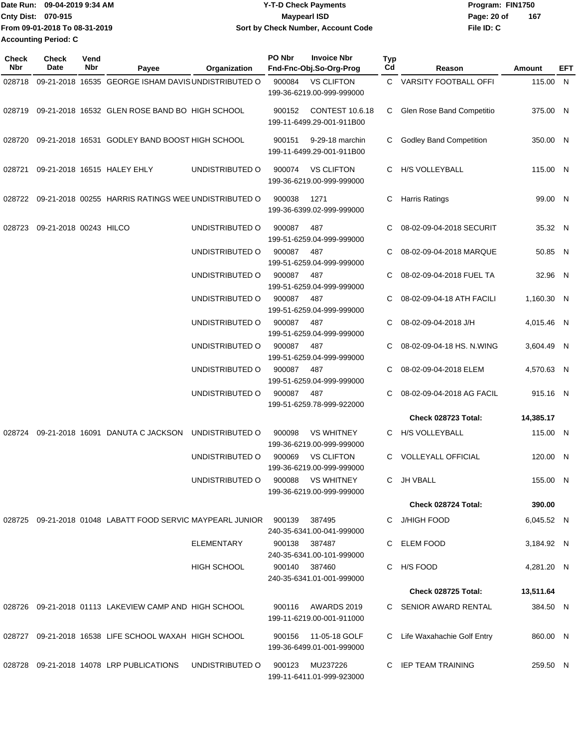Date Run: 09-04-2019 9:34 AM
Cnty Dist: 070-915
From 09-01-2018 To 08-31-2019
Accounting Period: C

**Y-T-D Check Payments**
**Maypearl ISD**
**Sort by Check Number, Account Code**

Program: FIN1750
File ID: C

| Check Nbr | Check Date | Vend Nbr | Payee | Organization | PO Nbr | Invoice Nbr Fnd-Fnc-Obj.So-Org-Prog | Typ Cd | Reason | Amount | EFT |
|---|---|---|---|---|---|---|---|---|---|---|
| 028718 | 09-21-2018 | 16535 | GEORGE ISHAM DAVIS | UNDISTRIBUTED O | 900084 | VS CLIFTON 199-36-6219.00-999-999000 | C | VARSITY FOOTBALL OFFI | 115.00 | N |
| 028719 | 09-21-2018 | 16532 | GLEN ROSE BAND BO | HIGH SCHOOL | 900152 | CONTEST 10.6.18 199-11-6499.29-001-911B00 | C | Glen Rose Band Competitio | 375.00 | N |
| 028720 | 09-21-2018 | 16531 | GODLEY BAND BOOST | HIGH SCHOOL | 900151 | 9-29-18 marchin 199-11-6499.29-001-911B00 | C | Godley Band Competition | 350.00 | N |
| 028721 | 09-21-2018 | 16515 | HALEY EHLY | UNDISTRIBUTED O | 900074 | VS CLIFTON 199-36-6219.00-999-999000 | C | H/S VOLLEYBALL | 115.00 | N |
| 028722 | 09-21-2018 | 00255 | HARRIS RATINGS WEE | UNDISTRIBUTED O | 900038 | 1271 199-36-6399.02-999-999000 | C | Harris Ratings | 99.00 | N |
| 028723 | 09-21-2018 | 00243 | HILCO | UNDISTRIBUTED O | 900087 | 487 199-51-6259.04-999-999000 | C | 08-02-09-04-2018 SECURIT | 35.32 | N |
| | | | | UNDISTRIBUTED O | 900087 | 487 199-51-6259.04-999-999000 | C | 08-02-09-04-2018 MARQUE | 50.85 | N |
| | | | | UNDISTRIBUTED O | 900087 | 487 199-51-6259.04-999-999000 | C | 08-02-09-04-2018 FUEL TA | 32.96 | N |
| | | | | UNDISTRIBUTED O | 900087 | 487 199-51-6259.04-999-999000 | C | 08-02-09-04-18 ATH FACILI | 1,160.30 | N |
| | | | | UNDISTRIBUTED O | 900087 | 487 199-51-6259.04-999-999000 | C | 08-02-09-04-2018 J/H | 4,015.46 | N |
| | | | | UNDISTRIBUTED O | 900087 | 487 199-51-6259.04-999-999000 | C | 08-02-09-04-18 HS. N.WING | 3,604.49 | N |
| | | | | UNDISTRIBUTED O | 900087 | 487 199-51-6259.04-999-999000 | C | 08-02-09-04-2018 ELEM | 4,570.63 | N |
| | | | | UNDISTRIBUTED O | 900087 | 487 199-51-6259.78-999-922000 | C | 08-02-09-04-2018 AG FACIL | 915.16 | N |
| | | | | | | | | **Check 028723 Total:** | **14,385.17** | |
| 028724 | 09-21-2018 | 16091 | DANUTA C JACKSON | UNDISTRIBUTED O | 900098 | VS WHITNEY 199-36-6219.00-999-999000 | C | H/S VOLLEYBALL | 115.00 | N |
| | | | | UNDISTRIBUTED O | 900069 | VS CLIFTON 199-36-6219.00-999-999000 | C | VOLLEYALL OFFICIAL | 120.00 | N |
| | | | | UNDISTRIBUTED O | 900088 | VS WHITNEY 199-36-6219.00-999-999000 | C | JH VBALL | 155.00 | N |
| | | | | | | | | **Check 028724 Total:** | **390.00** | |
| 028725 | 09-21-2018 | 01048 | LABATT FOOD SERVIC | MAYPEARL JUNIOR | 900139 | 387495 240-35-6341.00-041-999000 | C | J/HIGH FOOD | 6,045.52 | N |
| | | | | ELEMENTARY | 900138 | 387487 240-35-6341.00-101-999000 | C | ELEM FOOD | 3,184.92 | N |
| | | | | HIGH SCHOOL | 900140 | 387460 240-35-6341.01-001-999000 | C | H/S FOOD | 4,281.20 | N |
| | | | | | | | | **Check 028725 Total:** | **13,511.64** | |
| 028726 | 09-21-2018 | 01113 | LAKEVIEW CAMP AND | HIGH SCHOOL | 900116 | AWARDS 2019 199-11-6219.00-001-911000 | C | SENIOR AWARD RENTAL | 384.50 | N |
| 028727 | 09-21-2018 | 16538 | LIFE SCHOOL WAXAH | HIGH SCHOOL | 900156 | 11-05-18 GOLF 199-36-6499.01-001-999000 | C | Life Waxahachie Golf Entry | 860.00 | N |
| 028728 | 09-21-2018 | 14078 | LRP PUBLICATIONS | UNDISTRIBUTED O | 900123 | MU237226 199-11-6411.01-999-923000 | C | IEP TEAM TRAINING | 259.50 | N |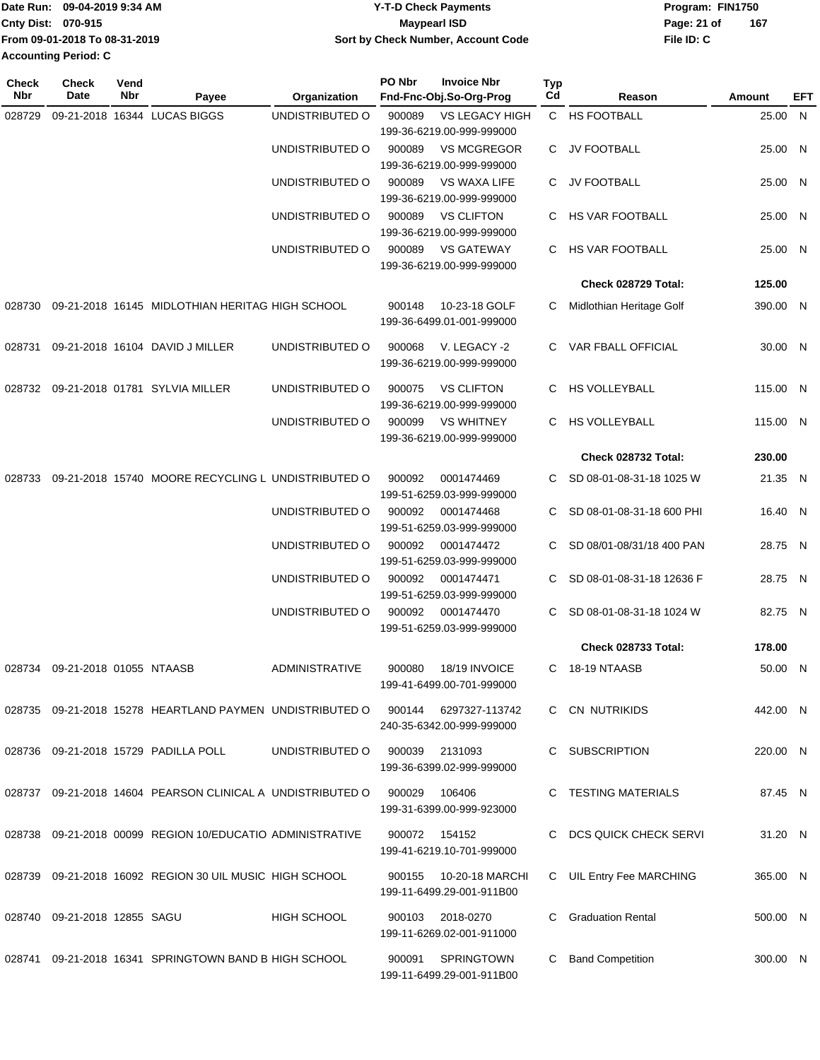Date Run: 09-04-2019 9:34 AM
Cnty Dist: 070-915
From 09-01-2018 To 08-31-2019
Accounting Period: C

**Y-T-D Check Payments**
**Maypearl ISD**
**Sort by Check Number, Account Code**

Program: FIN1750
File ID: C

| Check Nbr | Check Date | Vend Nbr | Payee | Organization | PO Nbr | Invoice Nbr / Fnd-Fnc-Obj.So-Org-Prog | Typ Cd | Reason | Amount | EFT |
|---|---|---|---|---|---|---|---|---|---|---|
| 028729 | 09-21-2018 | 16344 | LUCAS BIGGS | UNDISTRIBUTED O | 900089 | VS LEGACY HIGH 199-36-6219.00-999-999000 | C | HS FOOTBALL | 25.00 | N |
| | | | | UNDISTRIBUTED O | 900089 | VS MCGREGOR 199-36-6219.00-999-999000 | C | JV FOOTBALL | 25.00 | N |
| | | | | UNDISTRIBUTED O | 900089 | VS WAXA LIFE 199-36-6219.00-999-999000 | C | JV FOOTBALL | 25.00 | N |
| | | | | UNDISTRIBUTED O | 900089 | VS CLIFTON 199-36-6219.00-999-999000 | C | HS VAR FOOTBALL | 25.00 | N |
| | | | | UNDISTRIBUTED O | 900089 | VS GATEWAY 199-36-6219.00-999-999000 | C | HS VAR FOOTBALL | 25.00 | N |
| | | | | | | | | **Check 028729 Total:** | **125.00** | |
| 028730 | 09-21-2018 | 16145 | MIDLOTHIAN HERITAG | HIGH SCHOOL | 900148 | 10-23-18 GOLF 199-36-6499.01-001-999000 | C | Midlothian Heritage Golf | 390.00 | N |
| 028731 | 09-21-2018 | 16104 | DAVID J MILLER | UNDISTRIBUTED O | 900068 | V. LEGACY -2 199-36-6219.00-999-999000 | C | VAR FBALL OFFICIAL | 30.00 | N |
| 028732 | 09-21-2018 | 01781 | SYLVIA MILLER | UNDISTRIBUTED O | 900075 | VS CLIFTON 199-36-6219.00-999-999000 | C | HS VOLLEYBALL | 115.00 | N |
| | | | | UNDISTRIBUTED O | 900099 | VS WHITNEY 199-36-6219.00-999-999000 | C | HS VOLLEYBALL | 115.00 | N |
| | | | | | | | | **Check 028732 Total:** | **230.00** | |
| 028733 | 09-21-2018 | 15740 | MOORE RECYCLING L | UNDISTRIBUTED O | 900092 | 0001474469 199-51-6259.03-999-999000 | C | SD 08-01-08-31-18 1025 W | 21.35 | N |
| | | | | UNDISTRIBUTED O | 900092 | 0001474468 199-51-6259.03-999-999000 | C | SD 08-01-08-31-18 600 PHI | 16.40 | N |
| | | | | UNDISTRIBUTED O | 900092 | 0001474472 199-51-6259.03-999-999000 | C | SD 08/01-08/31/18 400 PAN | 28.75 | N |
| | | | | UNDISTRIBUTED O | 900092 | 0001474471 199-51-6259.03-999-999000 | C | SD 08-01-08-31-18 12636 F | 28.75 | N |
| | | | | UNDISTRIBUTED O | 900092 | 0001474470 199-51-6259.03-999-999000 | C | SD 08-01-08-31-18 1024 W | 82.75 | N |
| | | | | | | | | **Check 028733 Total:** | **178.00** | |
| 028734 | 09-21-2018 | 01055 | NTAASB | ADMINISTRATIVE | 900080 | 18/19 INVOICE 199-41-6499.00-701-999000 | C | 18-19 NTAASB | 50.00 | N |
| 028735 | 09-21-2018 | 15278 | HEARTLAND PAYMEN | UNDISTRIBUTED O | 900144 | 6297327-113742 240-35-6342.00-999-999000 | C | CN NUTRIKIDS | 442.00 | N |
| 028736 | 09-21-2018 | 15729 | PADILLA POLL | UNDISTRIBUTED O | 900039 | 2131093 199-36-6399.02-999-999000 | C | SUBSCRIPTION | 220.00 | N |
| 028737 | 09-21-2018 | 14604 | PEARSON CLINICAL A | UNDISTRIBUTED O | 900029 | 106406 199-31-6399.00-999-923000 | C | TESTING MATERIALS | 87.45 | N |
| 028738 | 09-21-2018 | 00099 | REGION 10/EDUCATIO | ADMINISTRATIVE | 900072 | 154152 199-41-6219.10-701-999000 | C | DCS QUICK CHECK SERVI | 31.20 | N |
| 028739 | 09-21-2018 | 16092 | REGION 30 UIL MUSIC | HIGH SCHOOL | 900155 | 10-20-18 MARCHI 199-11-6499.29-001-911B00 | C | UIL Entry Fee MARCHING | 365.00 | N |
| 028740 | 09-21-2018 | 12855 | SAGU | HIGH SCHOOL | 900103 | 2018-0270 199-11-6269.02-001-911000 | C | Graduation Rental | 500.00 | N |
| 028741 | 09-21-2018 | 16341 | SPRINGTOWN BAND B | HIGH SCHOOL | 900091 | SPRINGTOWN 199-11-6499.29-001-911B00 | C | Band Competition | 300.00 | N |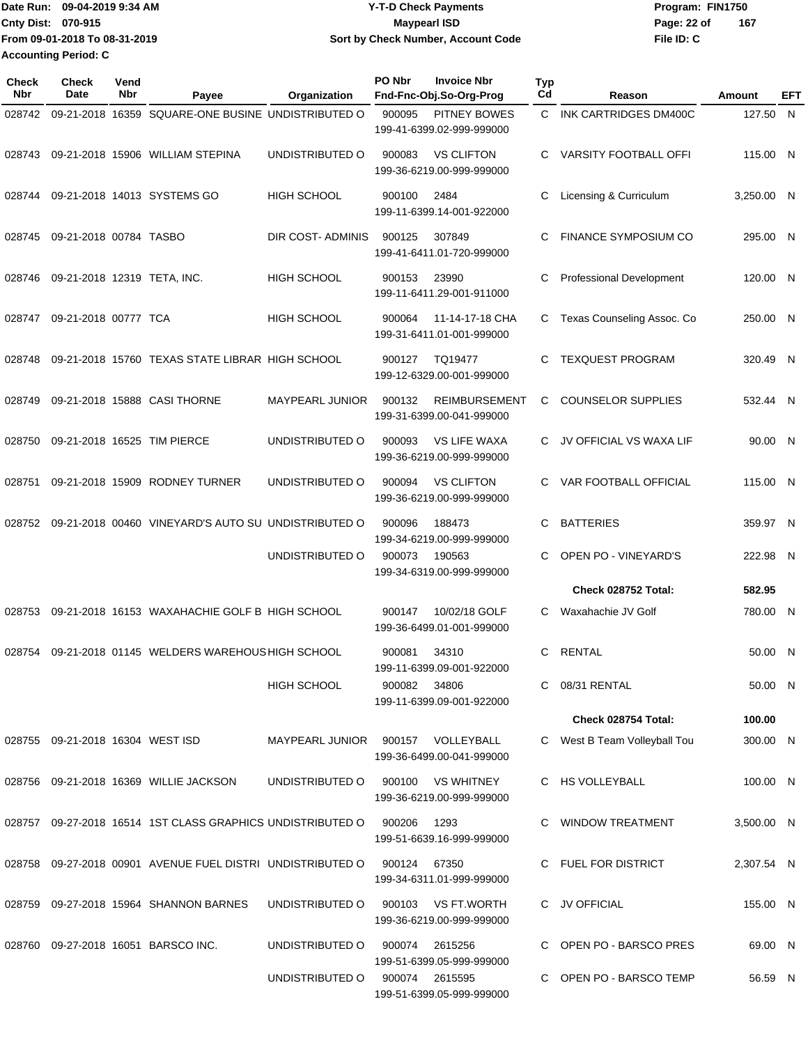Date Run: 09-04-2019 9:34 AM
Cnty Dist: 070-915
From 09-01-2018 To 08-31-2019
Accounting Period: C

# Y-T-D Check Payments
## Maypearl ISD
### Sort by Check Number, Account Code

Program: FIN1750
File ID: C

| Check Nbr | Check Date | Vend Nbr | Payee | Organization | PO Nbr | Invoice Nbr / Fnd-Fnc-Obj.So-Org-Prog | Typ Cd | Reason | Amount | EFT |
|---|---|---|---|---|---|---|---|---|---|---|
| 028742 | 09-21-2018 | 16359 | SQUARE-ONE BUSINE | UNDISTRIBUTED O | 900095 | PITNEY BOWES 199-41-6399.02-999-999000 | C | INK CARTRIDGES DM400C | 127.50 | N |
| 028743 | 09-21-2018 | 15906 | WILLIAM STEPINA | UNDISTRIBUTED O | 900083 | VS CLIFTON 199-36-6219.00-999-999000 | C | VARSITY FOOTBALL OFFI | 115.00 | N |
| 028744 | 09-21-2018 | 14013 | SYSTEMS GO | HIGH SCHOOL | 900100 | 2484 199-11-6399.14-001-922000 | C | Licensing & Curriculum | 3,250.00 | N |
| 028745 | 09-21-2018 | 00784 | TASBO | DIR COST- ADMINIS | 900125 | 307849 199-41-6411.01-720-999000 | C | FINANCE SYMPOSIUM CO | 295.00 | N |
| 028746 | 09-21-2018 | 12319 | TETA, INC. | HIGH SCHOOL | 900153 | 23990 199-11-6411.29-001-911000 | C | Professional Development | 120.00 | N |
| 028747 | 09-21-2018 | 00777 | TCA | HIGH SCHOOL | 900064 | 11-14-17-18 CHA 199-31-6411.01-001-999000 | C | Texas Counseling Assoc. Co | 250.00 | N |
| 028748 | 09-21-2018 | 15760 | TEXAS STATE LIBRAR | HIGH SCHOOL | 900127 | TQ19477 199-12-6329.00-001-999000 | C | TEXQUEST PROGRAM | 320.49 | N |
| 028749 | 09-21-2018 | 15888 | CASI THORNE | MAYPEARL JUNIOR | 900132 | REIMBURSEMENT 199-31-6399.00-041-999000 | C | COUNSELOR SUPPLIES | 532.44 | N |
| 028750 | 09-21-2018 | 16525 | TIM PIERCE | UNDISTRIBUTED O | 900093 | VS LIFE WAXA 199-36-6219.00-999-999000 | C | JV OFFICIAL VS WAXA LIF | 90.00 | N |
| 028751 | 09-21-2018 | 15909 | RODNEY TURNER | UNDISTRIBUTED O | 900094 | VS CLIFTON 199-36-6219.00-999-999000 | C | VAR FOOTBALL OFFICIAL | 115.00 | N |
| 028752 | 09-21-2018 | 00460 | VINEYARD'S AUTO SU | UNDISTRIBUTED O | 900096 | 188473 199-34-6219.00-999-999000 | C | BATTERIES | 359.97 | N |
| | | | | UNDISTRIBUTED O | 900073 | 190563 199-34-6319.00-999-999000 | C | OPEN PO - VINEYARD'S | 222.98 | N |
| | | | | | | | | **Check 028752 Total:** | **582.95** | |
| 028753 | 09-21-2018 | 16153 | WAXAHACHIE GOLF B | HIGH SCHOOL | 900147 | 10/02/18 GOLF 199-36-6499.01-001-999000 | C | Waxahachie JV Golf | 780.00 | N |
| 028754 | 09-21-2018 | 01145 | WELDERS WAREHOUS | HIGH SCHOOL | 900081 | 34310 199-11-6399.09-001-922000 | C | RENTAL | 50.00 | N |
| | | | | HIGH SCHOOL | 900082 | 34806 199-11-6399.09-001-922000 | C | 08/31 RENTAL | 50.00 | N |
| | | | | | | | | **Check 028754 Total:** | **100.00** | |
| 028755 | 09-21-2018 | 16304 | WEST ISD | MAYPEARL JUNIOR | 900157 | VOLLEYBALL 199-36-6499.00-041-999000 | C | West B Team Volleyball Tou | 300.00 | N |
| 028756 | 09-21-2018 | 16369 | WILLIE JACKSON | UNDISTRIBUTED O | 900100 | VS WHITNEY 199-36-6219.00-999-999000 | C | HS VOLLEYBALL | 100.00 | N |
| 028757 | 09-27-2018 | 16514 | 1ST CLASS GRAPHICS | UNDISTRIBUTED O | 900206 | 1293 199-51-6639.16-999-999000 | C | WINDOW TREATMENT | 3,500.00 | N |
| 028758 | 09-27-2018 | 00901 | AVENUE FUEL DISTRI | UNDISTRIBUTED O | 900124 | 67350 199-34-6311.01-999-999000 | C | FUEL FOR DISTRICT | 2,307.54 | N |
| 028759 | 09-27-2018 | 15964 | SHANNON BARNES | UNDISTRIBUTED O | 900103 | VS FT.WORTH 199-36-6219.00-999-999000 | C | JV OFFICIAL | 155.00 | N |
| 028760 | 09-27-2018 | 16051 | BARSCO INC. | UNDISTRIBUTED O | 900074 | 2615256 199-51-6399.05-999-999000 | C | OPEN PO - BARSCO PRES | 69.00 | N |
| | | | | UNDISTRIBUTED O | 900074 | 2615595 199-51-6399.05-999-999000 | C | OPEN PO - BARSCO TEMP | 56.59 | N |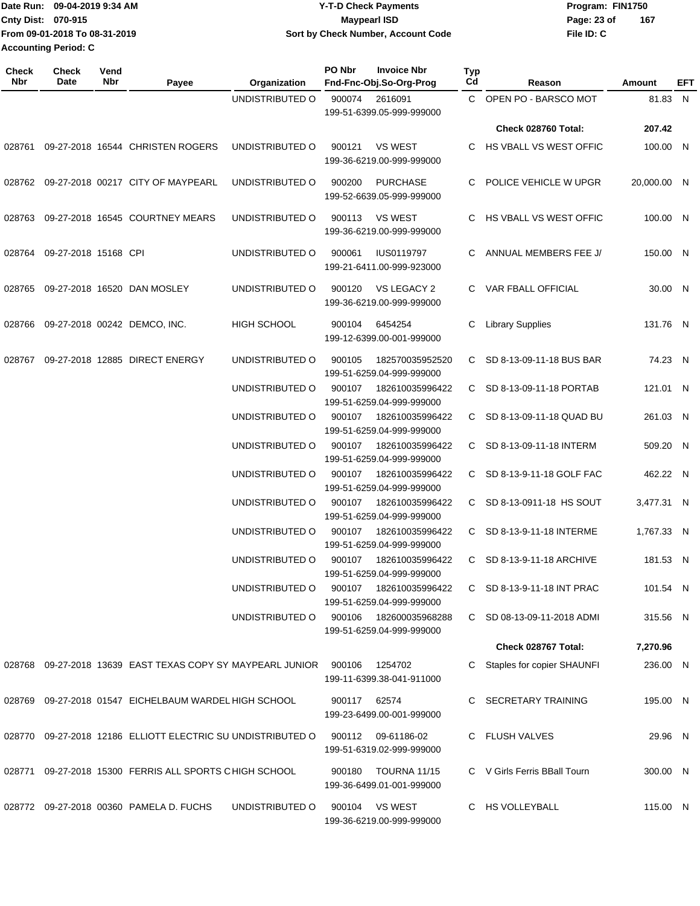Date Run: 09-04-2019 9:34 AM
Cnty Dist: 070-915
From 09-01-2018 To 08-31-2019
Accounting Period: C

**Y-T-D Check Payments**
**Maypearl ISD**
**Sort by Check Number, Account Code**

Program: FIN1750
File ID: C

| Check Nbr | Check Date | Vend Nbr | Payee | Organization | PO Nbr | Invoice Nbr / Fnd-Fnc-Obj.So-Org-Prog | Typ Cd | Reason | Amount | EFT |
|---|---|---|---|---|---|---|---|---|---|---|
| | | | | UNDISTRIBUTED O | 900074 | 2616091 / 199-51-6399.05-999-999000 | C | OPEN PO - BARSCO MOT | 81.83 | N |
| | | | | | | | | **Check 028760 Total:** | **207.42** | |
| 028761 | 09-27-2018 | 16544 | CHRISTEN ROGERS | UNDISTRIBUTED O | 900121 | VS WEST / 199-36-6219.00-999-999000 | C | HS VBALL VS WEST OFFIC | 100.00 | N |
| 028762 | 09-27-2018 | 00217 | CITY OF MAYPEARL | UNDISTRIBUTED O | 900200 | PURCHASE / 199-52-6639.05-999-999000 | C | POLICE VEHICLE W UPGR | 20,000.00 | N |
| 028763 | 09-27-2018 | 16545 | COURTNEY MEARS | UNDISTRIBUTED O | 900113 | VS WEST / 199-36-6219.00-999-999000 | C | HS VBALL VS WEST OFFIC | 100.00 | N |
| 028764 | 09-27-2018 | 15168 | CPI | UNDISTRIBUTED O | 900061 | IUS0119797 / 199-21-6411.00-999-923000 | C | ANNUAL MEMBERS FEE J/ | 150.00 | N |
| 028765 | 09-27-2018 | 16520 | DAN MOSLEY | UNDISTRIBUTED O | 900120 | VS LEGACY 2 / 199-36-6219.00-999-999000 | C | VAR FBALL OFFICIAL | 30.00 | N |
| 028766 | 09-27-2018 | 00242 | DEMCO, INC. | HIGH SCHOOL | 900104 | 6454254 / 199-12-6399.00-001-999000 | C | Library Supplies | 131.76 | N |
| 028767 | 09-27-2018 | 12885 | DIRECT ENERGY | UNDISTRIBUTED O | 900105 | 182570035952520 / 199-51-6259.04-999-999000 | C | SD 8-13-09-11-18 BUS BAR | 74.23 | N |
| | | | | UNDISTRIBUTED O | 900107 | 182610035996422 / 199-51-6259.04-999-999000 | C | SD 8-13-09-11-18 PORTAB | 121.01 | N |
| | | | | UNDISTRIBUTED O | 900107 | 182610035996422 / 199-51-6259.04-999-999000 | C | SD 8-13-09-11-18 QUAD BU | 261.03 | N |
| | | | | UNDISTRIBUTED O | 900107 | 182610035996422 / 199-51-6259.04-999-999000 | C | SD 8-13-09-11-18 INTERM | 509.20 | N |
| | | | | UNDISTRIBUTED O | 900107 | 182610035996422 / 199-51-6259.04-999-999000 | C | SD 8-13-9-11-18 GOLF FAC | 462.22 | N |
| | | | | UNDISTRIBUTED O | 900107 | 182610035996422 / 199-51-6259.04-999-999000 | C | SD 8-13-0911-18 HS SOUT | 3,477.31 | N |
| | | | | UNDISTRIBUTED O | 900107 | 182610035996422 / 199-51-6259.04-999-999000 | C | SD 8-13-9-11-18 INTERME | 1,767.33 | N |
| | | | | UNDISTRIBUTED O | 900107 | 182610035996422 / 199-51-6259.04-999-999000 | C | SD 8-13-9-11-18 ARCHIVE | 181.53 | N |
| | | | | UNDISTRIBUTED O | 900107 | 182610035996422 / 199-51-6259.04-999-999000 | C | SD 8-13-9-11-18 INT PRAC | 101.54 | N |
| | | | | UNDISTRIBUTED O | 900106 | 182600035968288 / 199-51-6259.04-999-999000 | C | SD 08-13-09-11-2018 ADMI | 315.56 | N |
| | | | | | | | | **Check 028767 Total:** | **7,270.96** | |
| 028768 | 09-27-2018 | 13639 | EAST TEXAS COPY SY | MAYPEARL JUNIOR | 900106 | 1254702 / 199-11-6399.38-041-911000 | C | Staples for copier SHAUNFI | 236.00 | N |
| 028769 | 09-27-2018 | 01547 | EICHELBAUM WARDEL | HIGH SCHOOL | 900117 | 62574 / 199-23-6499.00-001-999000 | C | SECRETARY TRAINING | 195.00 | N |
| 028770 | 09-27-2018 | 12186 | ELLIOTT ELECTRIC SU | UNDISTRIBUTED O | 900112 | 09-61186-02 / 199-51-6319.02-999-999000 | C | FLUSH VALVES | 29.96 | N |
| 028771 | 09-27-2018 | 15300 | FERRIS ALL SPORTS C | HIGH SCHOOL | 900180 | TOURNA 11/15 / 199-36-6499.01-001-999000 | C | V Girls Ferris BBall Tourn | 300.00 | N |
| 028772 | 09-27-2018 | 00360 | PAMELA D. FUCHS | UNDISTRIBUTED O | 900104 | VS WEST / 199-36-6219.00-999-999000 | C | HS VOLLEYBALL | 115.00 | N |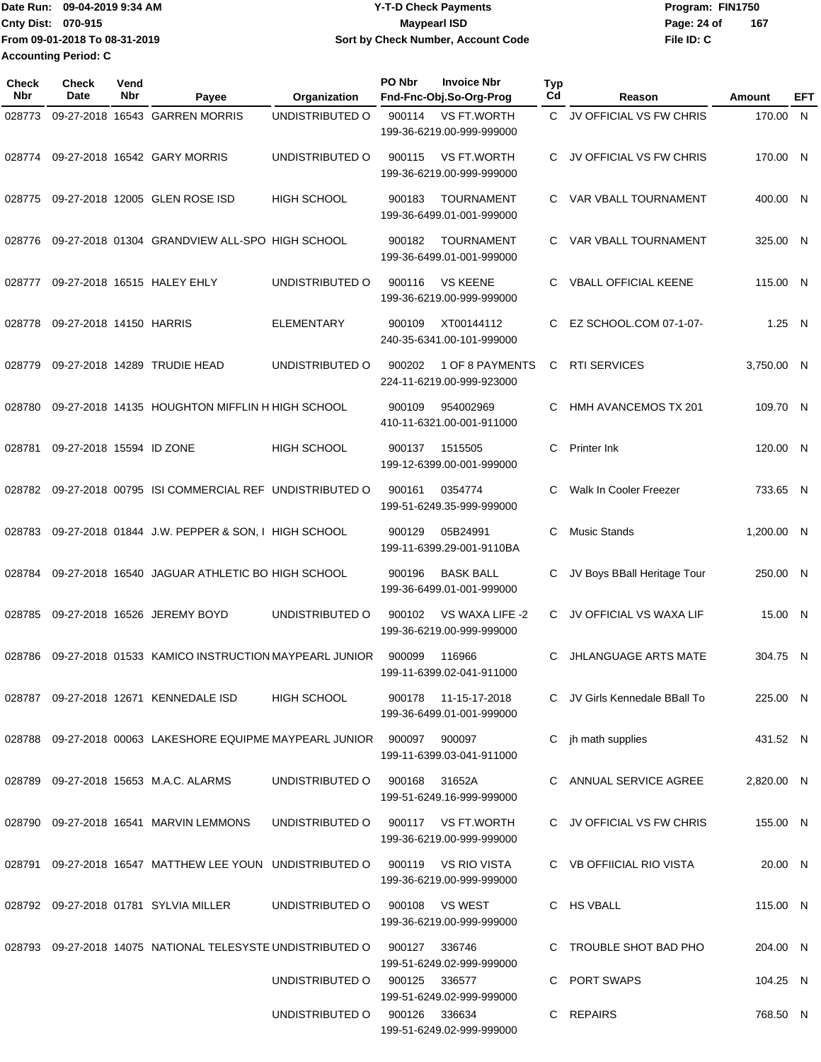Date Run: 09-04-2019 9:34 AM
Cnty Dist: 070-915
From 09-01-2018 To 08-31-2019
Accounting Period: C

**Y-T-D Check Payments**
**Maypearl ISD**
**Sort by Check Number, Account Code**

Program: FIN1750
File ID: C

| Check Nbr | Check Date | Vend Nbr | Payee | Organization | PO Nbr / Invoice Nbr / Fnd-Fnc-Obj.So-Org-Prog | Typ Cd | Reason | Amount | EFT |
|---|---|---|---|---|---|---|---|---|---|
| 028773 | 09-27-2018 | 16543 | GARREN MORRIS | UNDISTRIBUTED O | 900114 VS FT.WORTH 199-36-6219.00-999-999000 | C | JV OFFICIAL VS FW CHRIS | 170.00 | N |
| 028774 | 09-27-2018 | 16542 | GARY MORRIS | UNDISTRIBUTED O | 900115 VS FT.WORTH 199-36-6219.00-999-999000 | C | JV OFFICIAL VS FW CHRIS | 170.00 | N |
| 028775 | 09-27-2018 | 12005 | GLEN ROSE ISD | HIGH SCHOOL | 900183 TOURNAMENT 199-36-6499.01-001-999000 | C | VAR VBALL TOURNAMENT | 400.00 | N |
| 028776 | 09-27-2018 | 01304 | GRANDVIEW ALL-SPO | HIGH SCHOOL | 900182 TOURNAMENT 199-36-6499.01-001-999000 | C | VAR VBALL TOURNAMENT | 325.00 | N |
| 028777 | 09-27-2018 | 16515 | HALEY EHLY | UNDISTRIBUTED O | 900116 VS KEENE 199-36-6219.00-999-999000 | C | VBALL OFFICIAL KEENE | 115.00 | N |
| 028778 | 09-27-2018 | 14150 | HARRIS | ELEMENTARY | 900109 XT00144112 240-35-6341.00-101-999000 | C | EZ SCHOOL.COM 07-1-07- | 1.25 | N |
| 028779 | 09-27-2018 | 14289 | TRUDIE HEAD | UNDISTRIBUTED O | 900202 1 OF 8 PAYMENTS 224-11-6219.00-999-923000 | C | RTI SERVICES | 3,750.00 | N |
| 028780 | 09-27-2018 | 14135 | HOUGHTON MIFFLIN H | HIGH SCHOOL | 900109 954002969 410-11-6321.00-001-911000 | C | HMH AVANCEMOS TX 201 | 109.70 | N |
| 028781 | 09-27-2018 | 15594 | ID ZONE | HIGH SCHOOL | 900137 1515505 199-12-6399.00-001-999000 | C | Printer Ink | 120.00 | N |
| 028782 | 09-27-2018 | 00795 | ISI COMMERCIAL REF | UNDISTRIBUTED O | 900161 0354774 199-51-6249.35-999-999000 | C | Walk In Cooler Freezer | 733.65 | N |
| 028783 | 09-27-2018 | 01844 | J.W. PEPPER & SON, I | HIGH SCHOOL | 900129 05B24991 199-11-6399.29-001-9110BA | C | Music Stands | 1,200.00 | N |
| 028784 | 09-27-2018 | 16540 | JAGUAR ATHLETIC BO | HIGH SCHOOL | 900196 BASK BALL 199-36-6499.01-001-999000 | C | JV Boys BBall Heritage Tour | 250.00 | N |
| 028785 | 09-27-2018 | 16526 | JEREMY BOYD | UNDISTRIBUTED O | 900102 VS WAXA LIFE -2 199-36-6219.00-999-999000 | C | JV OFFICIAL VS WAXA LIF | 15.00 | N |
| 028786 | 09-27-2018 | 01533 | KAMICO INSTRUCTION | MAYPEARL JUNIOR | 900099 116966 199-11-6399.02-041-911000 | C | JHLANGUAGE ARTS MATE | 304.75 | N |
| 028787 | 09-27-2018 | 12671 | KENNEDALE ISD | HIGH SCHOOL | 900178 11-15-17-2018 199-36-6499.01-001-999000 | C | JV Girls Kennedale BBall To | 225.00 | N |
| 028788 | 09-27-2018 | 00063 | LAKESHORE EQUIPME | MAYPEARL JUNIOR | 900097 900097 199-11-6399.03-041-911000 | C | jh math supplies | 431.52 | N |
| 028789 | 09-27-2018 | 15653 | M.A.C. ALARMS | UNDISTRIBUTED O | 900168 31652A 199-51-6249.16-999-999000 | C | ANNUAL SERVICE AGREE | 2,820.00 | N |
| 028790 | 09-27-2018 | 16541 | MARVIN LEMMONS | UNDISTRIBUTED O | 900117 VS FT.WORTH 199-36-6219.00-999-999000 | C | JV OFFICIAL VS FW CHRIS | 155.00 | N |
| 028791 | 09-27-2018 | 16547 | MATTHEW LEE YOUN | UNDISTRIBUTED O | 900119 VS RIO VISTA 199-36-6219.00-999-999000 | C | VB OFFIICIAL RIO VISTA | 20.00 | N |
| 028792 | 09-27-2018 | 01781 | SYLVIA MILLER | UNDISTRIBUTED O | 900108 VS WEST 199-36-6219.00-999-999000 | C | HS VBALL | 115.00 | N |
| 028793 | 09-27-2018 | 14075 | NATIONAL TELESYSTE | UNDISTRIBUTED O | 900127 336746 199-51-6249.02-999-999000 | C | TROUBLE SHOT BAD PHO | 204.00 | N |
| | | | | UNDISTRIBUTED O | 900125 336577 199-51-6249.02-999-999000 | C | PORT SWAPS | 104.25 | N |
| | | | | UNDISTRIBUTED O | 900126 336634 199-51-6249.02-999-999000 | C | REPAIRS | 768.50 | N |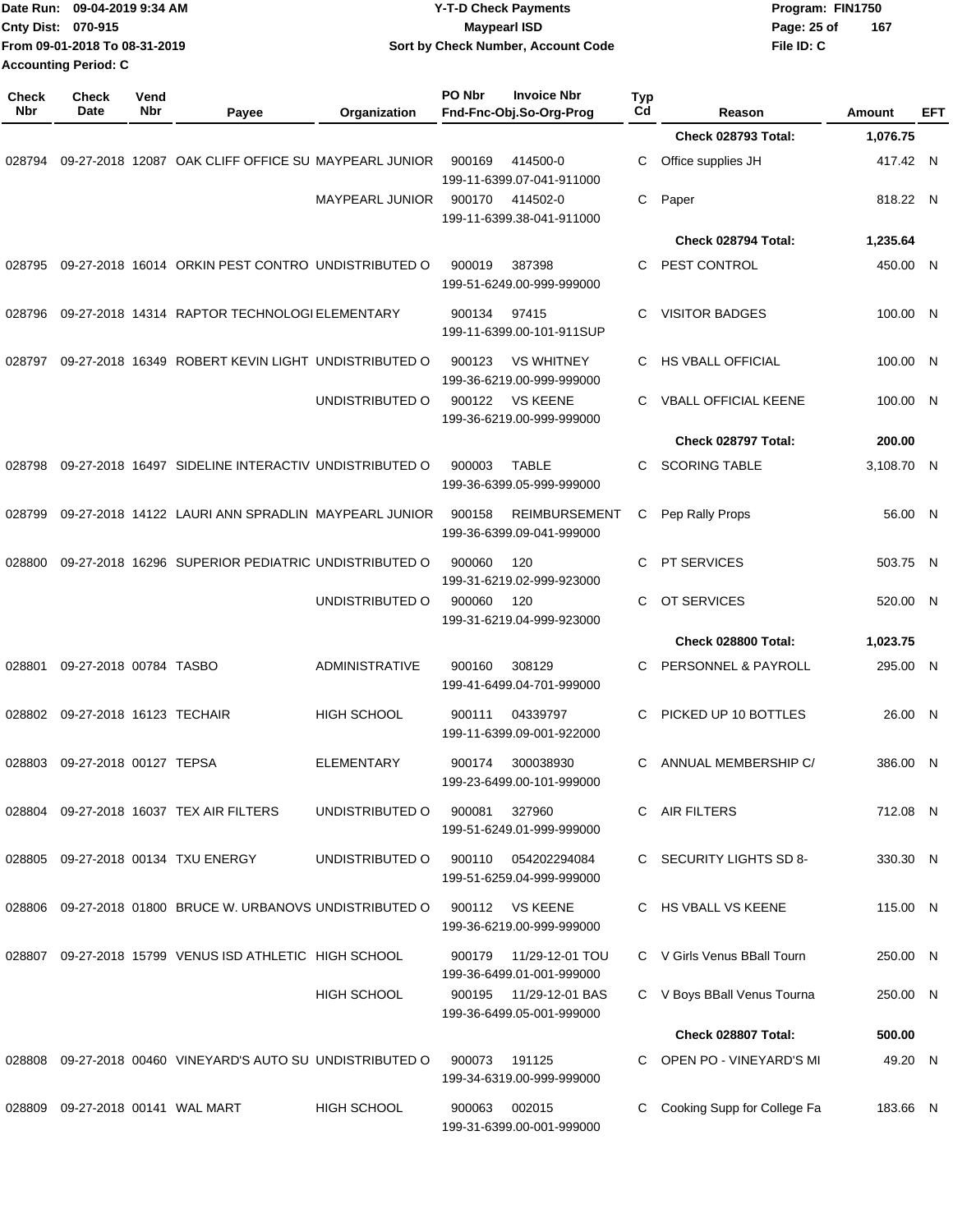Date Run: 09-04-2019 9:34 AM
Cnty Dist: 070-915
From 09-01-2018 To 08-31-2019
Accounting Period: C

**Y-T-D Check Payments**
**Maypearl ISD**
**Sort by Check Number, Account Code**

Program: FIN1750
File ID: C

| Check Nbr | Check Date | Vend Nbr | Payee | Organization | PO Nbr | Invoice Nbr / Fnd-Fnc-Obj.So-Org-Prog | Typ Cd | Reason | Amount | EFT |
|---|---|---|---|---|---|---|---|---|---|---|
| | | | | | | | | **Check 028793 Total:** | **1,076.75** | |
| 028794 | 09-27-2018 | 12087 | OAK CLIFF OFFICE SU | MAYPEARL JUNIOR | 900169 | 414500-0<br>199-11-6399.07-041-911000 | C | Office supplies JH | 417.42 | N |
| | | | | MAYPEARL JUNIOR | 900170 | 414502-0<br>199-11-6399.38-041-911000 | C | Paper | 818.22 | N |
| | | | | | | | | **Check 028794 Total:** | **1,235.64** | |
| 028795 | 09-27-2018 | 16014 | ORKIN PEST CONTRO | UNDISTRIBUTED O | 900019 | 387398<br>199-51-6249.00-999-999000 | C | PEST CONTROL | 450.00 | N |
| 028796 | 09-27-2018 | 14314 | RAPTOR TECHNOLOGI | ELEMENTARY | 900134 | 97415<br>199-11-6399.00-101-911SUP | C | VISITOR BADGES | 100.00 | N |
| 028797 | 09-27-2018 | 16349 | ROBERT KEVIN LIGHT | UNDISTRIBUTED O | 900123 | VS WHITNEY<br>199-36-6219.00-999-999000 | C | HS VBALL OFFICIAL | 100.00 | N |
| | | | | UNDISTRIBUTED O | 900122 | VS KEENE<br>199-36-6219.00-999-999000 | C | VBALL OFFICIAL KEENE | 100.00 | N |
| | | | | | | | | **Check 028797 Total:** | **200.00** | |
| 028798 | 09-27-2018 | 16497 | SIDELINE INTERACTIV | UNDISTRIBUTED O | 900003 | TABLE<br>199-36-6399.05-999-999000 | C | SCORING TABLE | 3,108.70 | N |
| 028799 | 09-27-2018 | 14122 | LAURI ANN SPRADLIN | MAYPEARL JUNIOR | 900158 | REIMBURSEMENT<br>199-36-6399.09-041-999000 | C | Pep Rally Props | 56.00 | N |
| 028800 | 09-27-2018 | 16296 | SUPERIOR PEDIATRIC | UNDISTRIBUTED O | 900060 | 120<br>199-31-6219.02-999-923000 | C | PT SERVICES | 503.75 | N |
| | | | | UNDISTRIBUTED O | 900060 | 120<br>199-31-6219.04-999-923000 | C | OT SERVICES | 520.00 | N |
| | | | | | | | | **Check 028800 Total:** | **1,023.75** | |
| 028801 | 09-27-2018 | 00784 | TASBO | ADMINISTRATIVE | 900160 | 308129<br>199-41-6499.04-701-999000 | C | PERSONNEL & PAYROLL | 295.00 | N |
| 028802 | 09-27-2018 | 16123 | TECHAIR | HIGH SCHOOL | 900111 | 04339797<br>199-11-6399.09-001-922000 | C | PICKED UP 10 BOTTLES | 26.00 | N |
| 028803 | 09-27-2018 | 00127 | TEPSA | ELEMENTARY | 900174 | 300038930<br>199-23-6499.00-101-999000 | C | ANNUAL MEMBERSHIP C/ | 386.00 | N |
| 028804 | 09-27-2018 | 16037 | TEX AIR FILTERS | UNDISTRIBUTED O | 900081 | 327960<br>199-51-6249.01-999-999000 | C | AIR FILTERS | 712.08 | N |
| 028805 | 09-27-2018 | 00134 | TXU ENERGY | UNDISTRIBUTED O | 900110 | 054202294084<br>199-51-6259.04-999-999000 | C | SECURITY LIGHTS SD 8- | 330.30 | N |
| 028806 | 09-27-2018 | 01800 | BRUCE W. URBANOVS | UNDISTRIBUTED O | 900112 | VS KEENE<br>199-36-6219.00-999-999000 | C | HS VBALL VS KEENE | 115.00 | N |
| 028807 | 09-27-2018 | 15799 | VENUS ISD ATHLETIC | HIGH SCHOOL | 900179 | 11/29-12-01 TOU<br>199-36-6499.01-001-999000 | C | V Girls Venus BBall Tourn | 250.00 | N |
| | | | | HIGH SCHOOL | 900195 | 11/29-12-01 BAS<br>199-36-6499.05-001-999000 | C | V Boys BBall Venus Tourna | 250.00 | N |
| | | | | | | | | **Check 028807 Total:** | **500.00** | |
| 028808 | 09-27-2018 | 00460 | VINEYARD'S AUTO SU | UNDISTRIBUTED O | 900073 | 191125<br>199-34-6319.00-999-999000 | C | OPEN PO - VINEYARD'S MI | 49.20 | N |
| 028809 | 09-27-2018 | 00141 | WAL MART | HIGH SCHOOL | 900063 | 002015<br>199-31-6399.00-001-999000 | C | Cooking Supp for College Fa | 183.66 | N |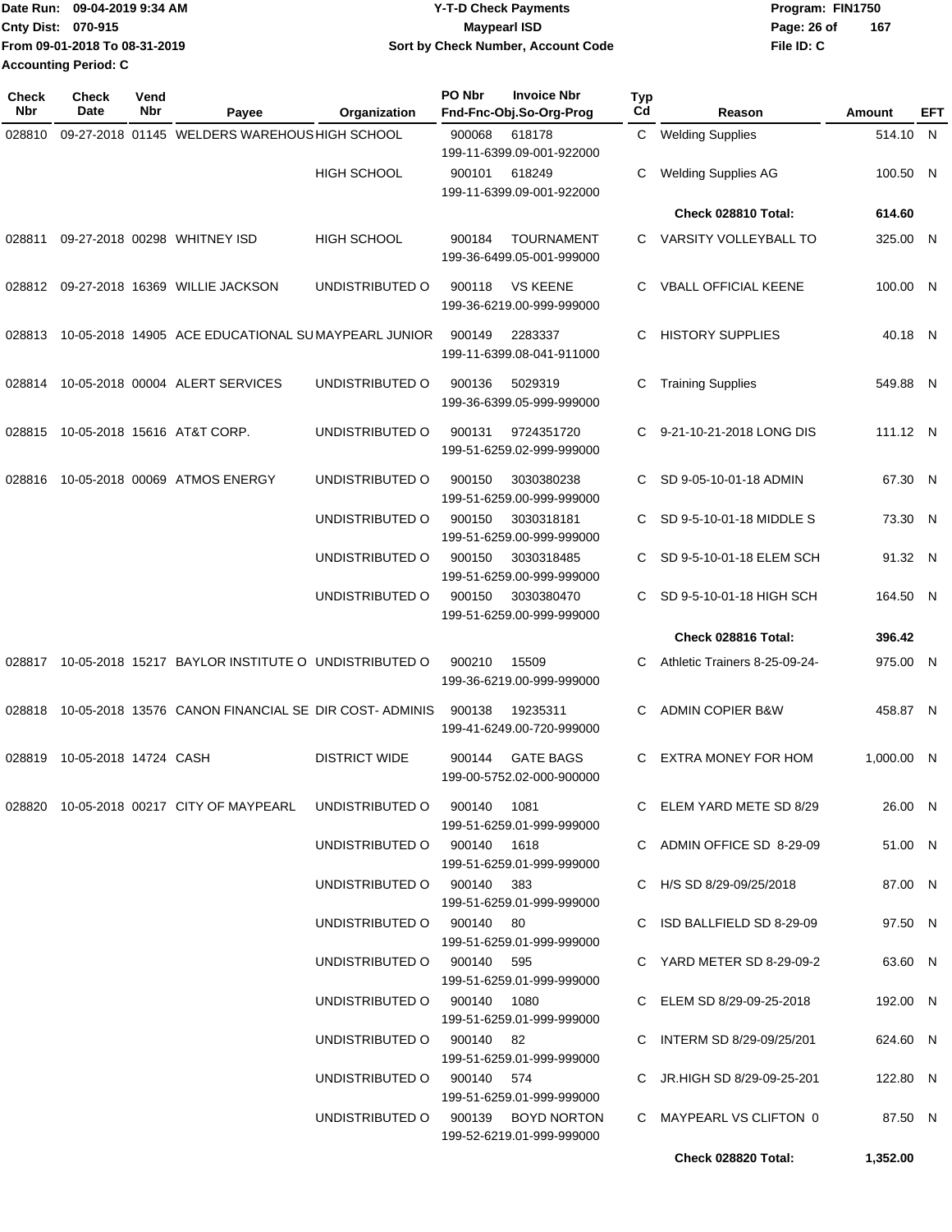Date Run: 09-04-2019 9:34 AM
Cnty Dist: 070-915
From 09-01-2018 To 08-31-2019
Accounting Period: C

**Y-T-D Check Payments**
**Maypearl ISD**
**Sort by Check Number, Account Code**

Program: FIN1750
File ID: C

| Check Nbr | Check Date | Vend Nbr | Payee | Organization | PO Nbr | Invoice Nbr / Fnd-Fnc-Obj.So-Org-Prog | Typ Cd | Reason | Amount | EFT |
|---|---|---|---|---|---|---|---|---|---|---|
| 028810 | 09-27-2018 | 01145 | WELDERS WAREHOUS | HIGH SCHOOL | 900068 | 618178 199-11-6399.09-001-922000 | C | Welding Supplies | 514.10 | N |
| | | | | HIGH SCHOOL | 900101 | 618249 199-11-6399.09-001-922000 | C | Welding Supplies AG | 100.50 | N |
| | | | | | | | | **Check 028810 Total:** | **614.60** | |
| 028811 | 09-27-2018 | 00298 | WHITNEY ISD | HIGH SCHOOL | 900184 | TOURNAMENT 199-36-6499.05-001-999000 | C | VARSITY VOLLEYBALL TO | 325.00 | N |
| 028812 | 09-27-2018 | 16369 | WILLIE JACKSON | UNDISTRIBUTED O | 900118 | VS KEENE 199-36-6219.00-999-999000 | C | VBALL OFFICIAL KEENE | 100.00 | N |
| 028813 | 10-05-2018 | 14905 | ACE EDUCATIONAL SU | MAYPEARL JUNIOR | 900149 | 2283337 199-11-6399.08-041-911000 | C | HISTORY SUPPLIES | 40.18 | N |
| 028814 | 10-05-2018 | 00004 | ALERT SERVICES | UNDISTRIBUTED O | 900136 | 5029319 199-36-6399.05-999-999000 | C | Training Supplies | 549.88 | N |
| 028815 | 10-05-2018 | 15616 | AT&T CORP. | UNDISTRIBUTED O | 900131 | 9724351720 199-51-6259.02-999-999000 | C | 9-21-10-21-2018 LONG DIS | 111.12 | N |
| 028816 | 10-05-2018 | 00069 | ATMOS ENERGY | UNDISTRIBUTED O | 900150 | 3030380238 199-51-6259.00-999-999000 | C | SD 9-05-10-01-18 ADMIN | 67.30 | N |
| | | | | UNDISTRIBUTED O | 900150 | 3030318181 199-51-6259.00-999-999000 | C | SD 9-5-10-01-18 MIDDLE S | 73.30 | N |
| | | | | UNDISTRIBUTED O | 900150 | 3030318485 199-51-6259.00-999-999000 | C | SD 9-5-10-01-18 ELEM SCH | 91.32 | N |
| | | | | UNDISTRIBUTED O | 900150 | 3030380470 199-51-6259.00-999-999000 | C | SD 9-5-10-01-18 HIGH SCH | 164.50 | N |
| | | | | | | | | **Check 028816 Total:** | **396.42** | |
| 028817 | 10-05-2018 | 15217 | BAYLOR INSTITUTE O | UNDISTRIBUTED O | 900210 | 15509 199-36-6219.00-999-999000 | C | Athletic Trainers 8-25-09-24- | 975.00 | N |
| 028818 | 10-05-2018 | 13576 | CANON FINANCIAL SE | DIR COST- ADMINIS | 900138 | 19235311 199-41-6249.00-720-999000 | C | ADMIN COPIER B&W | 458.87 | N |
| 028819 | 10-05-2018 | 14724 | CASH | DISTRICT WIDE | 900144 | GATE BAGS 199-00-5752.02-000-900000 | C | EXTRA MONEY FOR HOM | 1,000.00 | N |
| 028820 | 10-05-2018 | 00217 | CITY OF MAYPEARL | UNDISTRIBUTED O | 900140 | 1081 199-51-6259.01-999-999000 | C | ELEM YARD METE SD 8/29 | 26.00 | N |
| | | | | UNDISTRIBUTED O | 900140 | 1618 199-51-6259.01-999-999000 | C | ADMIN OFFICE SD 8-29-09 | 51.00 | N |
| | | | | UNDISTRIBUTED O | 900140 | 383 199-51-6259.01-999-999000 | C | H/S SD 8/29-09/25/2018 | 87.00 | N |
| | | | | UNDISTRIBUTED O | 900140 | 80 199-51-6259.01-999-999000 | C | ISD BALLFIELD SD 8-29-09 | 97.50 | N |
| | | | | UNDISTRIBUTED O | 900140 | 595 199-51-6259.01-999-999000 | C | YARD METER SD 8-29-09-2 | 63.60 | N |
| | | | | UNDISTRIBUTED O | 900140 | 1080 199-51-6259.01-999-999000 | C | ELEM SD 8/29-09-25-2018 | 192.00 | N |
| | | | | UNDISTRIBUTED O | 900140 | 82 199-51-6259.01-999-999000 | C | INTERM SD 8/29-09/25/201 | 624.60 | N |
| | | | | UNDISTRIBUTED O | 900140 | 574 199-51-6259.01-999-999000 | C | JR.HIGH SD 8/29-09-25-201 | 122.80 | N |
| | | | | UNDISTRIBUTED O | 900139 | BOYD NORTON 199-52-6219.01-999-999000 | C | MAYPEARL VS CLIFTON 0 | 87.50 | N |
| | | | | | | | | **Check 028820 Total:** | **1,352.00** | |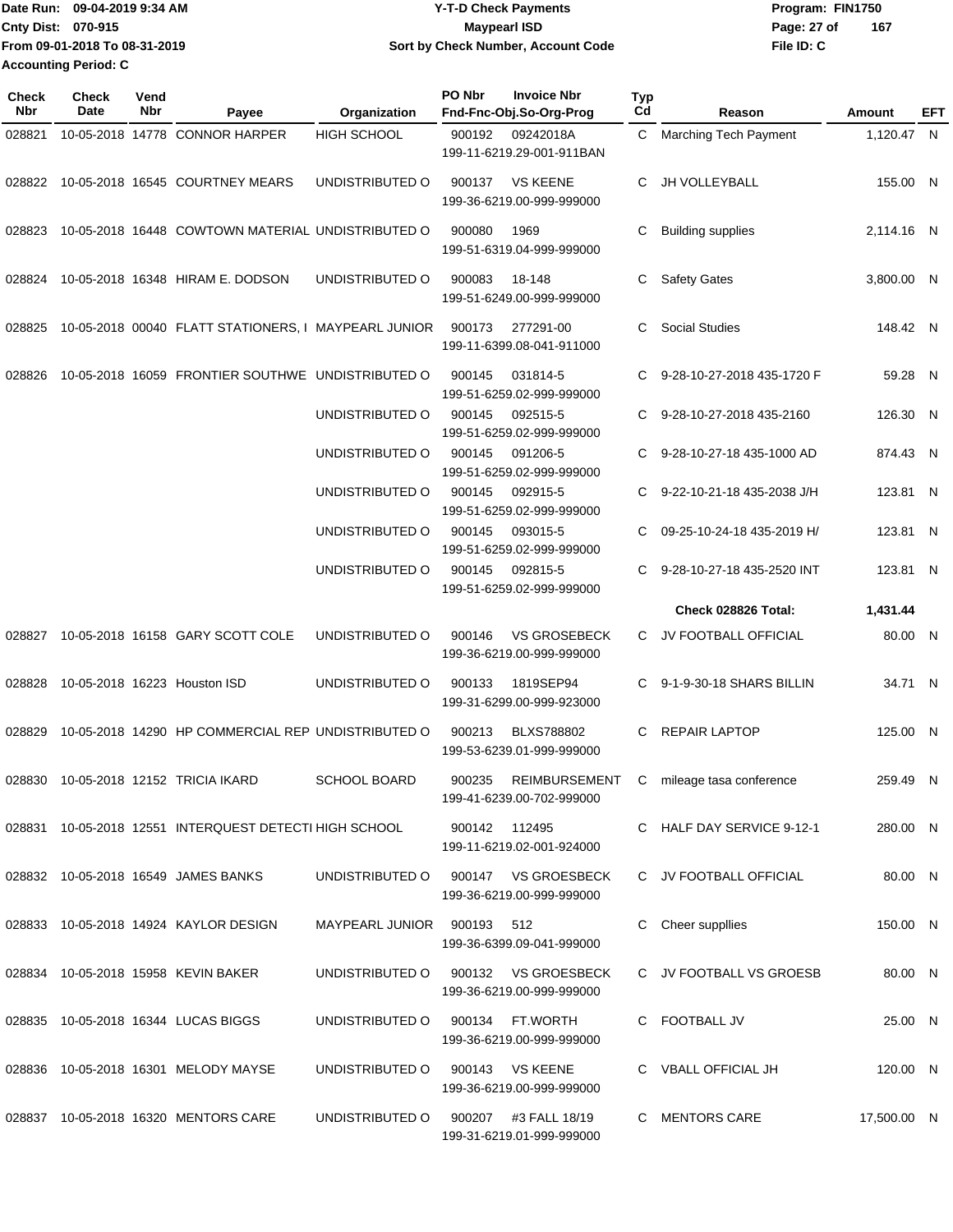Date Run: 09-04-2019 9:34 AM
Cnty Dist: 070-915
From 09-01-2018 To 08-31-2019
Accounting Period: C

**Y-T-D Check Payments**
**Maypearl ISD**
**Sort by Check Number, Account Code**

Program: FIN1750
File ID: C

| Check Nbr | Check Date | Vend Nbr | Payee | Organization | PO Nbr | Invoice Nbr / Fnd-Fnc-Obj.So-Org-Prog | Typ Cd | Reason | Amount | EFT |
|---|---|---|---|---|---|---|---|---|---|---|
| 028821 | 10-05-2018 | 14778 | CONNOR HARPER | HIGH SCHOOL | 900192 | 09242018A 199-11-6219.29-001-911BAN | C | Marching Tech Payment | 1,120.47 | N |
| 028822 | 10-05-2018 | 16545 | COURTNEY MEARS | UNDISTRIBUTED O | 900137 | VS KEENE 199-36-6219.00-999-999000 | C | JH VOLLEYBALL | 155.00 | N |
| 028823 | 10-05-2018 | 16448 | COWTOWN MATERIAL | UNDISTRIBUTED O | 900080 | 1969 199-51-6319.04-999-999000 | C | Building supplies | 2,114.16 | N |
| 028824 | 10-05-2018 | 16348 | HIRAM E. DODSON | UNDISTRIBUTED O | 900083 | 18-148 199-51-6249.00-999-999000 | C | Safety Gates | 3,800.00 | N |
| 028825 | 10-05-2018 | 00040 | FLATT STATIONERS, I | MAYPEARL JUNIOR | 900173 | 277291-00 199-11-6399.08-041-911000 | C | Social Studies | 148.42 | N |
| 028826 | 10-05-2018 | 16059 | FRONTIER SOUTHWE | UNDISTRIBUTED O | 900145 | 031814-5 199-51-6259.02-999-999000 | C | 9-28-10-27-2018 435-1720 F | 59.28 | N |
| | | | | UNDISTRIBUTED O | 900145 | 092515-5 199-51-6259.02-999-999000 | C | 9-28-10-27-2018 435-2160 | 126.30 | N |
| | | | | UNDISTRIBUTED O | 900145 | 091206-5 199-51-6259.02-999-999000 | C | 9-28-10-27-18 435-1000 AD | 874.43 | N |
| | | | | UNDISTRIBUTED O | 900145 | 092915-5 199-51-6259.02-999-999000 | C | 9-22-10-21-18 435-2038 J/H | 123.81 | N |
| | | | | UNDISTRIBUTED O | 900145 | 093015-5 199-51-6259.02-999-999000 | C | 09-25-10-24-18 435-2019 H/ | 123.81 | N |
| | | | | UNDISTRIBUTED O | 900145 | 092815-5 199-51-6259.02-999-999000 | C | 9-28-10-27-18 435-2520 INT | 123.81 | N |
| | | | | | | | | **Check 028826 Total:** | **1,431.44** | |
| 028827 | 10-05-2018 | 16158 | GARY SCOTT COLE | UNDISTRIBUTED O | 900146 | VS GROSEBECK 199-36-6219.00-999-999000 | C | JV FOOTBALL OFFICIAL | 80.00 | N |
| 028828 | 10-05-2018 | 16223 | Houston ISD | UNDISTRIBUTED O | 900133 | 1819SEP94 199-31-6299.00-999-923000 | C | 9-1-9-30-18 SHARS BILLIN | 34.71 | N |
| 028829 | 10-05-2018 | 14290 | HP COMMERCIAL REP | UNDISTRIBUTED O | 900213 | BLXS788802 199-53-6239.01-999-999000 | C | REPAIR LAPTOP | 125.00 | N |
| 028830 | 10-05-2018 | 12152 | TRICIA IKARD | SCHOOL BOARD | 900235 | REIMBURSEMENT 199-41-6239.00-702-999000 | C | mileage tasa conference | 259.49 | N |
| 028831 | 10-05-2018 | 12551 | INTERQUEST DETECTI | HIGH SCHOOL | 900142 | 112495 199-11-6219.02-001-924000 | C | HALF DAY SERVICE 9-12-1 | 280.00 | N |
| 028832 | 10-05-2018 | 16549 | JAMES BANKS | UNDISTRIBUTED O | 900147 | VS GROESBECK 199-36-6219.00-999-999000 | C | JV FOOTBALL OFFICIAL | 80.00 | N |
| 028833 | 10-05-2018 | 14924 | KAYLOR DESIGN | MAYPEARL JUNIOR | 900193 | 512 199-36-6399.09-041-999000 | C | Cheer suppllies | 150.00 | N |
| 028834 | 10-05-2018 | 15958 | KEVIN BAKER | UNDISTRIBUTED O | 900132 | VS GROESBECK 199-36-6219.00-999-999000 | C | JV FOOTBALL VS GROESB | 80.00 | N |
| 028835 | 10-05-2018 | 16344 | LUCAS BIGGS | UNDISTRIBUTED O | 900134 | FT.WORTH 199-36-6219.00-999-999000 | C | FOOTBALL JV | 25.00 | N |
| 028836 | 10-05-2018 | 16301 | MELODY MAYSE | UNDISTRIBUTED O | 900143 | VS KEENE 199-36-6219.00-999-999000 | C | VBALL OFFICIAL JH | 120.00 | N |
| 028837 | 10-05-2018 | 16320 | MENTORS CARE | UNDISTRIBUTED O | 900207 | #3 FALL 18/19 199-31-6219.01-999-999000 | C | MENTORS CARE | 17,500.00 | N |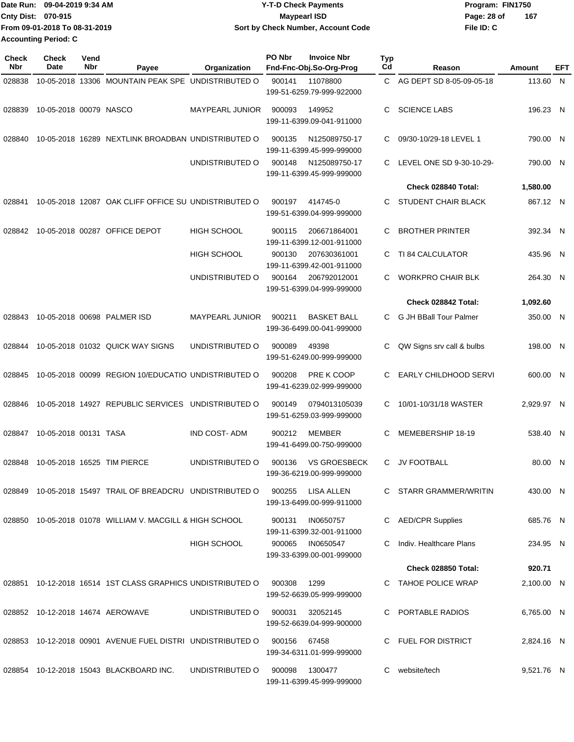Date Run: 09-04-2019 9:34 AM
Cnty Dist: 070-915
From 09-01-2018 To 08-31-2019
Accounting Period: C

**Y-T-D Check Payments**
**Maypearl ISD**
**Sort by Check Number, Account Code**

Program: FIN1750
File ID: C

| Check Nbr | Check Date | Vend Nbr | Payee | Organization | PO Nbr | Invoice Nbr / Fnd-Fnc-Obj.So-Org-Prog | Typ Cd | Reason | Amount | EFT |
|---|---|---|---|---|---|---|---|---|---|---|
| 028838 | 10-05-2018 | 13306 | MOUNTAIN PEAK SPE | UNDISTRIBUTED O | 900141 | 11078800 / 199-51-6259.79-999-922000 | C | AG DEPT SD 8-05-09-05-18 | 113.60 | N |
| 028839 | 10-05-2018 | 00079 | NASCO | MAYPEARL JUNIOR | 900093 | 149952 / 199-11-6399.09-041-911000 | C | SCIENCE LABS | 196.23 | N |
| 028840 | 10-05-2018 | 16289 | NEXTLINK BROADBAN | UNDISTRIBUTED O | 900135 | N125089750-17 / 199-11-6399.45-999-999000 | C | 09/30-10/29-18 LEVEL 1 | 790.00 | N |
| | | | | UNDISTRIBUTED O | 900148 | N125089750-17 / 199-11-6399.45-999-999000 | C | LEVEL ONE SD 9-30-10-29- | 790.00 | N |
| | | | | | | | | **Check 028840 Total:** | **1,580.00** | |
| 028841 | 10-05-2018 | 12087 | OAK CLIFF OFFICE SU | UNDISTRIBUTED O | 900197 | 414745-0 / 199-51-6399.04-999-999000 | C | STUDENT CHAIR BLACK | 867.12 | N |
| 028842 | 10-05-2018 | 00287 | OFFICE DEPOT | HIGH SCHOOL | 900115 | 206671864001 / 199-11-6399.12-001-911000 | C | BROTHER PRINTER | 392.34 | N |
| | | | | HIGH SCHOOL | 900130 | 207630361001 / 199-11-6399.42-001-911000 | C | TI 84 CALCULATOR | 435.96 | N |
| | | | | UNDISTRIBUTED O | 900164 | 206792012001 / 199-51-6399.04-999-999000 | C | WORKPRO CHAIR BLK | 264.30 | N |
| | | | | | | | | **Check 028842 Total:** | **1,092.60** | |
| 028843 | 10-05-2018 | 00698 | PALMER ISD | MAYPEARL JUNIOR | 900211 | BASKET BALL / 199-36-6499.00-041-999000 | C | G JH BBall Tour Palmer | 350.00 | N |
| 028844 | 10-05-2018 | 01032 | QUICK WAY SIGNS | UNDISTRIBUTED O | 900089 | 49398 / 199-51-6249.00-999-999000 | C | QW Signs srv call & bulbs | 198.00 | N |
| 028845 | 10-05-2018 | 00099 | REGION 10/EDUCATIO | UNDISTRIBUTED O | 900208 | PRE K COOP / 199-41-6239.02-999-999000 | C | EARLY CHILDHOOD SERVI | 600.00 | N |
| 028846 | 10-05-2018 | 14927 | REPUBLIC SERVICES | UNDISTRIBUTED O | 900149 | 0794013105039 / 199-51-6259.03-999-999000 | C | 10/01-10/31/18 WASTER | 2,929.97 | N |
| 028847 | 10-05-2018 | 00131 | TASA | IND COST- ADM | 900212 | MEMBER / 199-41-6499.00-750-999000 | C | MEMEBERSHIP 18-19 | 538.40 | N |
| 028848 | 10-05-2018 | 16525 | TIM PIERCE | UNDISTRIBUTED O | 900136 | VS GROESBECK / 199-36-6219.00-999-999000 | C | JV FOOTBALL | 80.00 | N |
| 028849 | 10-05-2018 | 15497 | TRAIL OF BREADCRU | UNDISTRIBUTED O | 900255 | LISA ALLEN / 199-13-6499.00-999-911000 | C | STARR GRAMMER/WRITIN | 430.00 | N |
| 028850 | 10-05-2018 | 01078 | WILLIAM V. MACGILL & | HIGH SCHOOL | 900131 | IN0650757 / 199-11-6399.32-001-911000 | C | AED/CPR Supplies | 685.76 | N |
| | | | | HIGH SCHOOL | 900065 | IN0650547 / 199-33-6399.00-001-999000 | C | Indiv. Healthcare Plans | 234.95 | N |
| | | | | | | | | **Check 028850 Total:** | **920.71** | |
| 028851 | 10-12-2018 | 16514 | 1ST CLASS GRAPHICS | UNDISTRIBUTED O | 900308 | 1299 / 199-52-6639.05-999-999000 | C | TAHOE POLICE WRAP | 2,100.00 | N |
| 028852 | 10-12-2018 | 14674 | AEROWAVE | UNDISTRIBUTED O | 900031 | 32052145 / 199-52-6639.04-999-900000 | C | PORTABLE RADIOS | 6,765.00 | N |
| 028853 | 10-12-2018 | 00901 | AVENUE FUEL DISTRI | UNDISTRIBUTED O | 900156 | 67458 / 199-34-6311.01-999-999000 | C | FUEL FOR DISTRICT | 2,824.16 | N |
| 028854 | 10-12-2018 | 15043 | BLACKBOARD INC. | UNDISTRIBUTED O | 900098 | 1300477 / 199-11-6399.45-999-999000 | C | website/tech | 9,521.76 | N |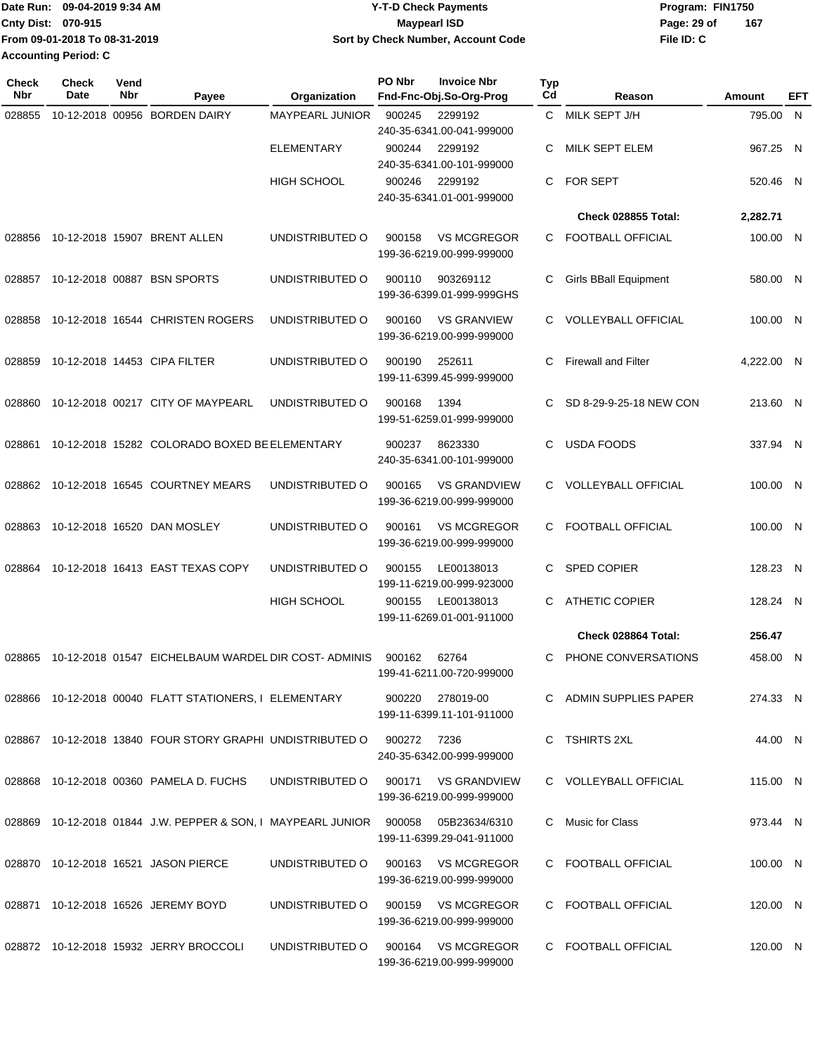Date Run: 09-04-2019 9:34 AM
Cnty Dist: 070-915
From 09-01-2018 To 08-31-2019
Accounting Period: C

**Y-T-D Check Payments**
**Maypearl ISD**
**Sort by Check Number, Account Code**

Program: FIN1750
File ID: C

| Check Nbr | Check Date | Vend Nbr | Payee | Organization | PO Nbr | Invoice Nbr / Fnd-Fnc-Obj.So-Org-Prog | Typ Cd | Reason | Amount | EFT |
|---|---|---|---|---|---|---|---|---|---|---|
| 028855 | 10-12-2018 | 00956 | BORDEN DAIRY | MAYPEARL JUNIOR | 900245 | 2299192 / 240-35-6341.00-041-999000 | C | MILK SEPT J/H | 795.00 | N |
| | | | | ELEMENTARY | 900244 | 2299192 / 240-35-6341.00-101-999000 | C | MILK SEPT ELEM | 967.25 | N |
| | | | | HIGH SCHOOL | 900246 | 2299192 / 240-35-6341.01-001-999000 | C | FOR SEPT | 520.46 | N |
| | | | | | | | | **Check 028855 Total:** | **2,282.71** | |
| 028856 | 10-12-2018 | 15907 | BRENT ALLEN | UNDISTRIBUTED O | 900158 | VS MCGREGOR / 199-36-6219.00-999-999000 | C | FOOTBALL OFFICIAL | 100.00 | N |
| 028857 | 10-12-2018 | 00887 | BSN SPORTS | UNDISTRIBUTED O | 900110 | 903269112 / 199-36-6399.01-999-999GHS | C | Girls BBall Equipment | 580.00 | N |
| 028858 | 10-12-2018 | 16544 | CHRISTEN ROGERS | UNDISTRIBUTED O | 900160 | VS GRANVIEW / 199-36-6219.00-999-999000 | C | VOLLEYBALL OFFICIAL | 100.00 | N |
| 028859 | 10-12-2018 | 14453 | CIPA FILTER | UNDISTRIBUTED O | 900190 | 252611 / 199-11-6399.45-999-999000 | C | Firewall and Filter | 4,222.00 | N |
| 028860 | 10-12-2018 | 00217 | CITY OF MAYPEARL | UNDISTRIBUTED O | 900168 | 1394 / 199-51-6259.01-999-999000 | C | SD 8-29-9-25-18 NEW CON | 213.60 | N |
| 028861 | 10-12-2018 | 15282 | COLORADO BOXED BE | ELEMENTARY | 900237 | 8623330 / 240-35-6341.00-101-999000 | C | USDA FOODS | 337.94 | N |
| 028862 | 10-12-2018 | 16545 | COURTNEY MEARS | UNDISTRIBUTED O | 900165 | VS GRANDVIEW / 199-36-6219.00-999-999000 | C | VOLLEYBALL OFFICIAL | 100.00 | N |
| 028863 | 10-12-2018 | 16520 | DAN MOSLEY | UNDISTRIBUTED O | 900161 | VS MCGREGOR / 199-36-6219.00-999-999000 | C | FOOTBALL OFFICIAL | 100.00 | N |
| 028864 | 10-12-2018 | 16413 | EAST TEXAS COPY | UNDISTRIBUTED O | 900155 | LE00138013 / 199-11-6219.00-999-923000 | C | SPED COPIER | 128.23 | N |
| | | | | HIGH SCHOOL | 900155 | LE00138013 / 199-11-6269.01-001-911000 | C | ATHETIC COPIER | 128.24 | N |
| | | | | | | | | **Check 028864 Total:** | **256.47** | |
| 028865 | 10-12-2018 | 01547 | EICHELBAUM WARDEL | DIR COST- ADMINIS | 900162 | 62764 / 199-41-6211.00-720-999000 | C | PHONE CONVERSATIONS | 458.00 | N |
| 028866 | 10-12-2018 | 00040 | FLATT STATIONERS, I | ELEMENTARY | 900220 | 278019-00 / 199-11-6399.11-101-911000 | C | ADMIN SUPPLIES PAPER | 274.33 | N |
| 028867 | 10-12-2018 | 13840 | FOUR STORY GRAPHI | UNDISTRIBUTED O | 900272 | 7236 / 240-35-6342.00-999-999000 | C | TSHIRTS 2XL | 44.00 | N |
| 028868 | 10-12-2018 | 00360 | PAMELA D. FUCHS | UNDISTRIBUTED O | 900171 | VS GRANDVIEW / 199-36-6219.00-999-999000 | C | VOLLEYBALL OFFICIAL | 115.00 | N |
| 028869 | 10-12-2018 | 01844 | J.W. PEPPER & SON, I | MAYPEARL JUNIOR | 900058 | 05B23634/6310 / 199-11-6399.29-041-911000 | C | Music for Class | 973.44 | N |
| 028870 | 10-12-2018 | 16521 | JASON PIERCE | UNDISTRIBUTED O | 900163 | VS MCGREGOR / 199-36-6219.00-999-999000 | C | FOOTBALL OFFICIAL | 100.00 | N |
| 028871 | 10-12-2018 | 16526 | JEREMY BOYD | UNDISTRIBUTED O | 900159 | VS MCGREGOR / 199-36-6219.00-999-999000 | C | FOOTBALL OFFICIAL | 120.00 | N |
| 028872 | 10-12-2018 | 15932 | JERRY BROCCOLI | UNDISTRIBUTED O | 900164 | VS MCGREGOR / 199-36-6219.00-999-999000 | C | FOOTBALL OFFICIAL | 120.00 | N |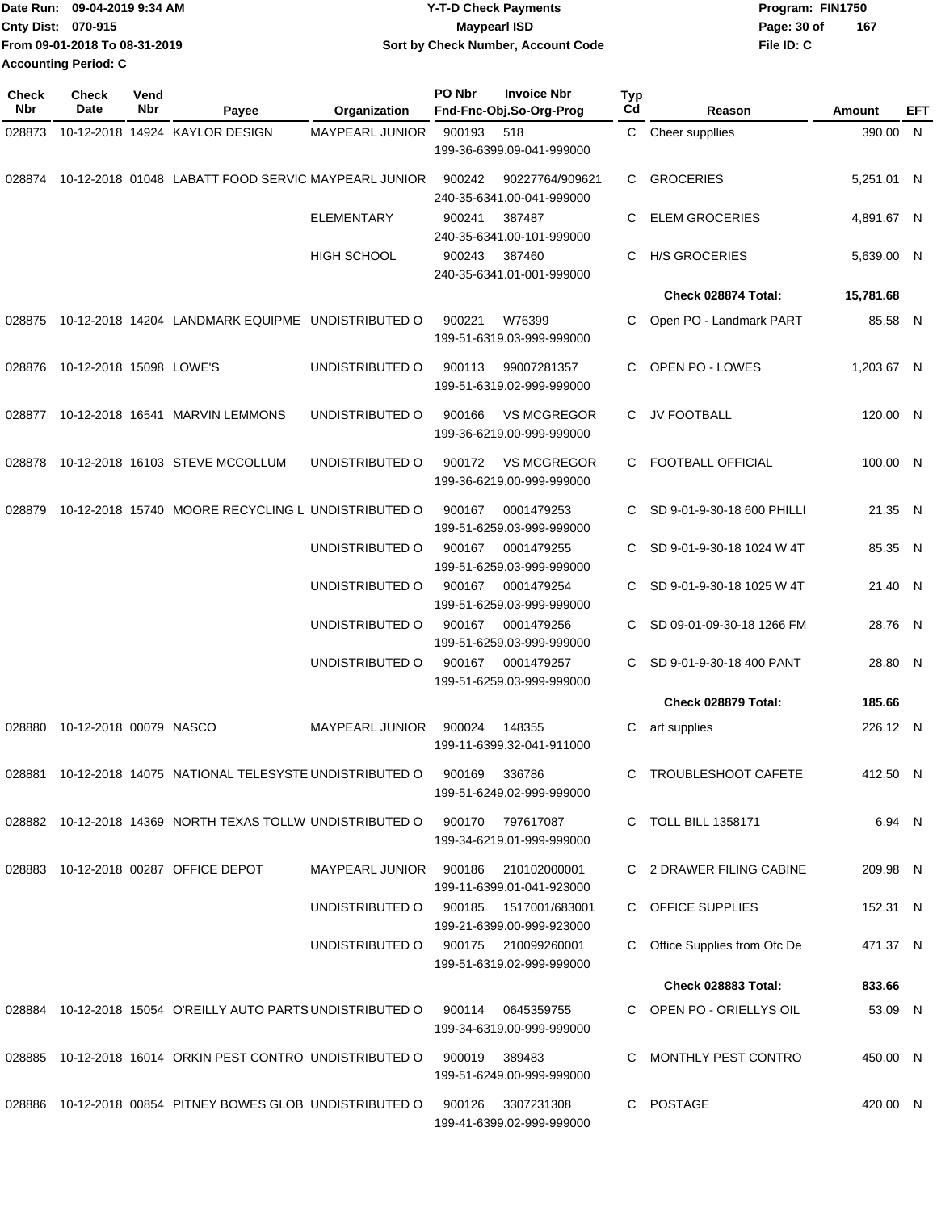Date Run: 09-04-2019 9:34 AM
Cnty Dist: 070-915
From 09-01-2018 To 08-31-2019
Accounting Period: C

**Y-T-D Check Payments**
**Maypearl ISD**
**Sort by Check Number, Account Code**

Program: FIN1750
File ID: C

| Check Nbr | Check Date | Vend Nbr | Payee | Organization | PO Nbr | Invoice Nbr / Fnd-Fnc-Obj.So-Org-Prog | Typ Cd | Reason | Amount | EFT |
|---|---|---|---|---|---|---|---|---|---|---|
| 028873 | 10-12-2018 | 14924 | KAYLOR DESIGN | MAYPEARL JUNIOR | 900193 | 518 / 199-36-6399.09-041-999000 | C | Cheer suppllies | 390.00 | N |
| 028874 | 10-12-2018 | 01048 | LABATT FOOD SERVIC | MAYPEARL JUNIOR | 900242 | 90227764/909621 / 240-35-6341.00-041-999000 | C | GROCERIES | 5,251.01 | N |
| | | | | ELEMENTARY | 900241 | 387487 / 240-35-6341.00-101-999000 | C | ELEM GROCERIES | 4,891.67 | N |
| | | | | HIGH SCHOOL | 900243 | 387460 / 240-35-6341.01-001-999000 | C | H/S GROCERIES | 5,639.00 | N |
| | | | | | | | | **Check 028874 Total:** | **15,781.68** | |
| 028875 | 10-12-2018 | 14204 | LANDMARK EQUIPME | UNDISTRIBUTED O | 900221 | W76399 / 199-51-6319.03-999-999000 | C | Open PO - Landmark PART | 85.58 | N |
| 028876 | 10-12-2018 | 15098 | LOWE'S | UNDISTRIBUTED O | 900113 | 99007281357 / 199-51-6319.02-999-999000 | C | OPEN PO - LOWES | 1,203.67 | N |
| 028877 | 10-12-2018 | 16541 | MARVIN LEMMONS | UNDISTRIBUTED O | 900166 | VS MCGREGOR / 199-36-6219.00-999-999000 | C | JV FOOTBALL | 120.00 | N |
| 028878 | 10-12-2018 | 16103 | STEVE MCCOLLUM | UNDISTRIBUTED O | 900172 | VS MCGREGOR / 199-36-6219.00-999-999000 | C | FOOTBALL OFFICIAL | 100.00 | N |
| 028879 | 10-12-2018 | 15740 | MOORE RECYCLING L | UNDISTRIBUTED O | 900167 | 0001479253 / 199-51-6259.03-999-999000 | C | SD 9-01-9-30-18 600 PHILLI | 21.35 | N |
| | | | | UNDISTRIBUTED O | 900167 | 0001479255 / 199-51-6259.03-999-999000 | C | SD 9-01-9-30-18 1024 W 4T | 85.35 | N |
| | | | | UNDISTRIBUTED O | 900167 | 0001479254 / 199-51-6259.03-999-999000 | C | SD 9-01-9-30-18 1025 W 4T | 21.40 | N |
| | | | | UNDISTRIBUTED O | 900167 | 0001479256 / 199-51-6259.03-999-999000 | C | SD 09-01-09-30-18 1266 FM | 28.76 | N |
| | | | | UNDISTRIBUTED O | 900167 | 0001479257 / 199-51-6259.03-999-999000 | C | SD 9-01-9-30-18 400 PANT | 28.80 | N |
| | | | | | | | | **Check 028879 Total:** | **185.66** | |
| 028880 | 10-12-2018 | 00079 | NASCO | MAYPEARL JUNIOR | 900024 | 148355 / 199-11-6399.32-041-911000 | C | art supplies | 226.12 | N |
| 028881 | 10-12-2018 | 14075 | NATIONAL TELESYSTE | UNDISTRIBUTED O | 900169 | 336786 / 199-51-6249.02-999-999000 | C | TROUBLESHOOT CAFETE | 412.50 | N |
| 028882 | 10-12-2018 | 14369 | NORTH TEXAS TOLLW | UNDISTRIBUTED O | 900170 | 797617087 / 199-34-6219.01-999-999000 | C | TOLL BILL 1358171 | 6.94 | N |
| 028883 | 10-12-2018 | 00287 | OFFICE DEPOT | MAYPEARL JUNIOR | 900186 | 210102000001 / 199-11-6399.01-041-923000 | C | 2 DRAWER FILING CABINE | 209.98 | N |
| | | | | UNDISTRIBUTED O | 900185 | 1517001/683001 / 199-21-6399.00-999-923000 | C | OFFICE SUPPLIES | 152.31 | N |
| | | | | UNDISTRIBUTED O | 900175 | 210099260001 / 199-51-6319.02-999-999000 | C | Office Supplies from Ofc De | 471.37 | N |
| | | | | | | | | **Check 028883 Total:** | **833.66** | |
| 028884 | 10-12-2018 | 15054 | O'REILLY AUTO PARTS | UNDISTRIBUTED O | 900114 | 0645359755 / 199-34-6319.00-999-999000 | C | OPEN PO - ORIELLYS OIL | 53.09 | N |
| 028885 | 10-12-2018 | 16014 | ORKIN PEST CONTRO | UNDISTRIBUTED O | 900019 | 389483 / 199-51-6249.00-999-999000 | C | MONTHLY PEST CONTRO | 450.00 | N |
| 028886 | 10-12-2018 | 00854 | PITNEY BOWES GLOB | UNDISTRIBUTED O | 900126 | 3307231308 / 199-41-6399.02-999-999000 | C | POSTAGE | 420.00 | N |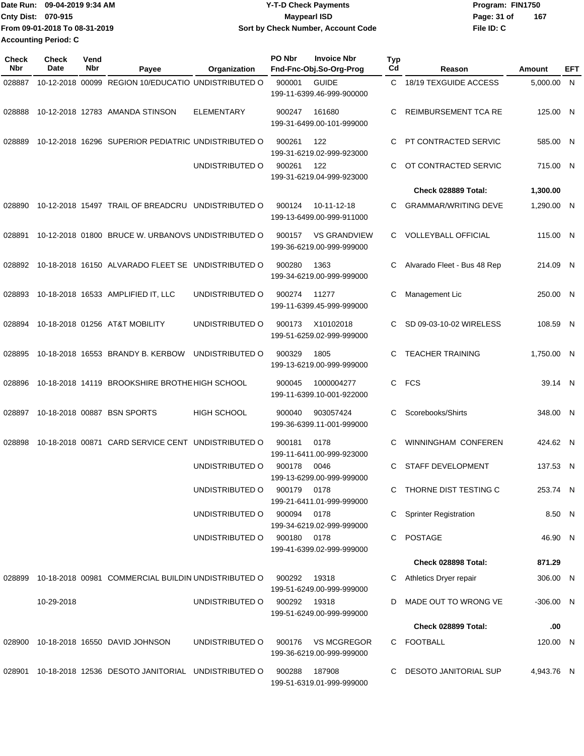Date Run: 09-04-2019 9:34 AM
Cnty Dist: 070-915
From 09-01-2018 To 08-31-2019
Accounting Period: C

**Y-T-D Check Payments**
**Maypearl ISD**
**Sort by Check Number, Account Code**

Program: FIN1750
File ID: C

| Check Nbr | Check Date | Vend Nbr | Payee | Organization | PO Nbr | Invoice Nbr Fnd-Fnc-Obj.So-Org-Prog | Typ Cd | Reason | Amount | EFT |
|---|---|---|---|---|---|---|---|---|---|---|
| 028887 | 10-12-2018 | 00099 | REGION 10/EDUCATIO | UNDISTRIBUTED O | 900001 | GUIDE 199-11-6399.46-999-900000 | C | 18/19 TEXGUIDE ACCESS | 5,000.00 | N |
| 028888 | 10-12-2018 | 12783 | AMANDA STINSON | ELEMENTARY | 900247 | 161680 199-31-6499.00-101-999000 | C | REIMBURSEMENT TCA RE | 125.00 | N |
| 028889 | 10-12-2018 | 16296 | SUPERIOR PEDIATRIC | UNDISTRIBUTED O | 900261 | 122 199-31-6219.02-999-923000 | C | PT CONTRACTED SERVIC | 585.00 | N |
| | | | | UNDISTRIBUTED O | 900261 | 122 199-31-6219.04-999-923000 | C | OT CONTRACTED SERVIC | 715.00 | N |
| | | | | | | | | **Check 028889 Total:** | **1,300.00** | |
| 028890 | 10-12-2018 | 15497 | TRAIL OF BREADCRU | UNDISTRIBUTED O | 900124 | 10-11-12-18 199-13-6499.00-999-911000 | C | GRAMMAR/WRITING DEVE | 1,290.00 | N |
| 028891 | 10-12-2018 | 01800 | BRUCE W. URBANOVS | UNDISTRIBUTED O | 900157 | VS GRANDVIEW 199-36-6219.00-999-999000 | C | VOLLEYBALL OFFICIAL | 115.00 | N |
| 028892 | 10-18-2018 | 16150 | ALVARADO FLEET SE | UNDISTRIBUTED O | 900280 | 1363 199-34-6219.00-999-999000 | C | Alvarado Fleet - Bus 48 Rep | 214.09 | N |
| 028893 | 10-18-2018 | 16533 | AMPLIFIED IT, LLC | UNDISTRIBUTED O | 900274 | 11277 199-11-6399.45-999-999000 | C | Management Lic | 250.00 | N |
| 028894 | 10-18-2018 | 01256 | AT&T MOBILITY | UNDISTRIBUTED O | 900173 | X10102018 199-51-6259.02-999-999000 | C | SD 09-03-10-02 WIRELESS | 108.59 | N |
| 028895 | 10-18-2018 | 16553 | BRANDY B. KERBOW | UNDISTRIBUTED O | 900329 | 1805 199-13-6219.00-999-999000 | C | TEACHER TRAINING | 1,750.00 | N |
| 028896 | 10-18-2018 | 14119 | BROOKSHIRE BROTHE | HIGH SCHOOL | 900045 | 1000004277 199-11-6399.10-001-922000 | C | FCS | 39.14 | N |
| 028897 | 10-18-2018 | 00887 | BSN SPORTS | HIGH SCHOOL | 900040 | 903057424 199-36-6399.11-001-999000 | C | Scorebooks/Shirts | 348.00 | N |
| 028898 | 10-18-2018 | 00871 | CARD SERVICE CENT | UNDISTRIBUTED O | 900181 | 0178 199-11-6411.00-999-923000 | C | WINNINGHAM CONFEREN | 424.62 | N |
| | | | | UNDISTRIBUTED O | 900178 | 0046 199-13-6299.00-999-999000 | C | STAFF DEVELOPMENT | 137.53 | N |
| | | | | UNDISTRIBUTED O | 900179 | 0178 199-21-6411.01-999-999000 | C | THORNE DIST TESTING C | 253.74 | N |
| | | | | UNDISTRIBUTED O | 900094 | 0178 199-34-6219.02-999-999000 | C | Sprinter Registration | 8.50 | N |
| | | | | UNDISTRIBUTED O | 900180 | 0178 199-41-6399.02-999-999000 | C | POSTAGE | 46.90 | N |
| | | | | | | | | **Check 028898 Total:** | **871.29** | |
| 028899 | 10-18-2018 | 00981 | COMMERCIAL BUILDIN | UNDISTRIBUTED O | 900292 | 19318 199-51-6249.00-999-999000 | C | Athletics Dryer repair | 306.00 | N |
| | 10-29-2018 | | | UNDISTRIBUTED O | 900292 | 19318 199-51-6249.00-999-999000 | D | MADE OUT TO WRONG VE | -306.00 | N |
| | | | | | | | | **Check 028899 Total:** | **.00** | |
| 028900 | 10-18-2018 | 16550 | DAVID JOHNSON | UNDISTRIBUTED O | 900176 | VS MCGREGOR 199-36-6219.00-999-999000 | C | FOOTBALL | 120.00 | N |
| 028901 | 10-18-2018 | 12536 | DESOTO JANITORIAL | UNDISTRIBUTED O | 900288 | 187908 199-51-6319.01-999-999000 | C | DESOTO JANITORIAL SUP | 4,943.76 | N |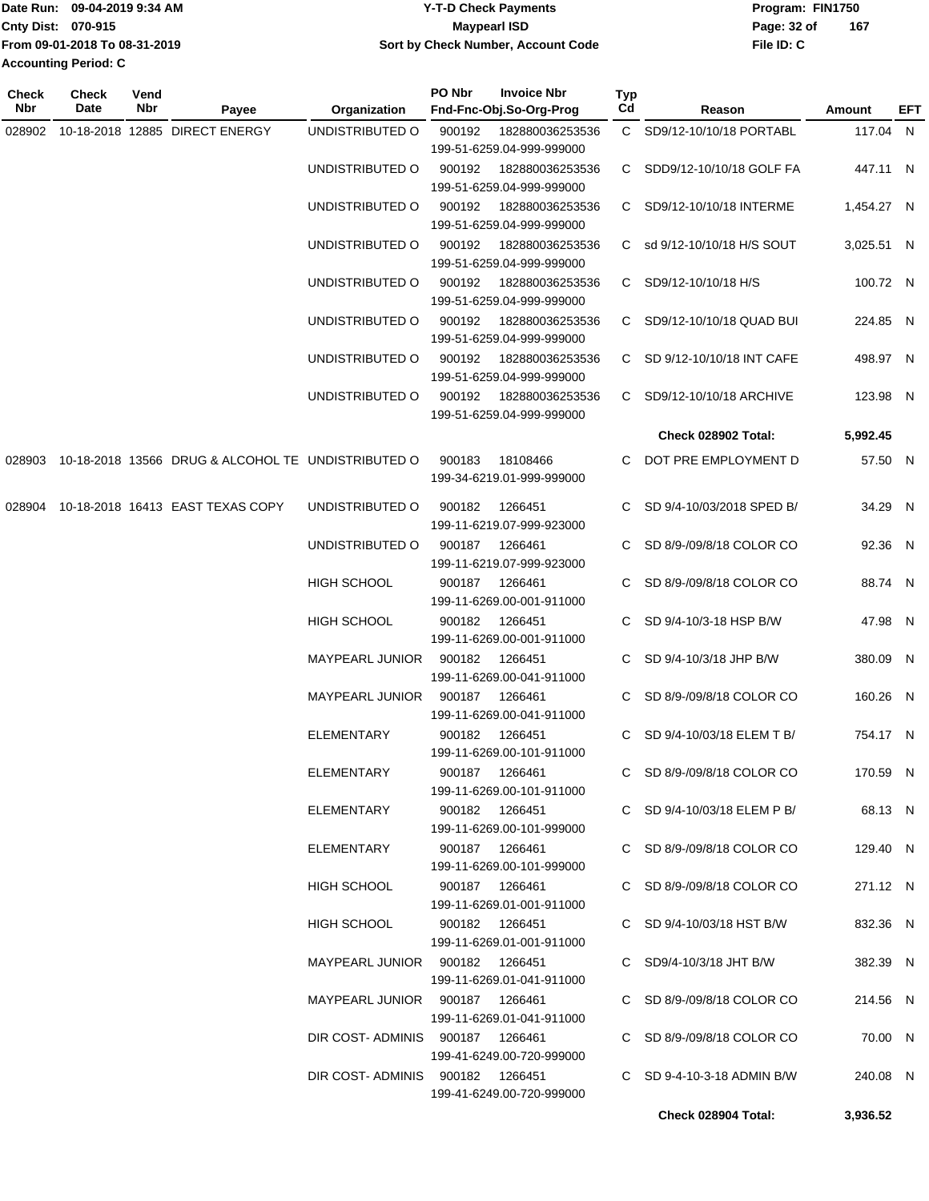Date Run: 09-04-2019 9:34 AM
Cnty Dist: 070-915
From 09-01-2018 To 08-31-2019
Accounting Period: C

# Y-T-D Check Payments
## Maypearl ISD
### Sort by Check Number, Account Code

Program: FIN1750
File ID: C

| Check Nbr | Check Date | Vend Nbr | Payee | Organization | PO Nbr | Invoice Nbr / Fnd-Fnc-Obj.So-Org-Prog | Typ Cd | Reason | Amount | EFT |
|---|---|---|---|---|---|---|---|---|---|---|
| 028902 | 10-18-2018 | 12885 | DIRECT ENERGY | UNDISTRIBUTED O | 900192 | 182880036253536 199-51-6259.04-999-999000 | C | SD9/12-10/10/18 PORTABL | 117.04 | N |
| | | | | UNDISTRIBUTED O | 900192 | 182880036253536 199-51-6259.04-999-999000 | C | SDD9/12-10/10/18 GOLF FA | 447.11 | N |
| | | | | UNDISTRIBUTED O | 900192 | 182880036253536 199-51-6259.04-999-999000 | C | SD9/12-10/10/18 INTERME | 1,454.27 | N |
| | | | | UNDISTRIBUTED O | 900192 | 182880036253536 199-51-6259.04-999-999000 | C | sd 9/12-10/10/18 H/S SOUT | 3,025.51 | N |
| | | | | UNDISTRIBUTED O | 900192 | 182880036253536 199-51-6259.04-999-999000 | C | SD9/12-10/10/18 H/S | 100.72 | N |
| | | | | UNDISTRIBUTED O | 900192 | 182880036253536 199-51-6259.04-999-999000 | C | SD9/12-10/10/18 QUAD BUI | 224.85 | N |
| | | | | UNDISTRIBUTED O | 900192 | 182880036253536 199-51-6259.04-999-999000 | C | SD 9/12-10/10/18 INT CAFE | 498.97 | N |
| | | | | UNDISTRIBUTED O | 900192 | 182880036253536 199-51-6259.04-999-999000 | C | SD9/12-10/10/18 ARCHIVE | 123.98 | N |
| | | | | | | | | **Check 028902 Total:** | **5,992.45** | |
| 028903 | 10-18-2018 | 13566 | DRUG & ALCOHOL TE | UNDISTRIBUTED O | 900183 | 18108466 199-34-6219.01-999-999000 | C | DOT PRE EMPLOYMENT D | 57.50 | N |
| 028904 | 10-18-2018 | 16413 | EAST TEXAS COPY | UNDISTRIBUTED O | 900182 | 1266451 199-11-6219.07-999-923000 | C | SD 9/4-10/03/2018 SPED B/ | 34.29 | N |
| | | | | UNDISTRIBUTED O | 900187 | 1266461 199-11-6219.07-999-923000 | C | SD 8/9-/09/8/18 COLOR CO | 92.36 | N |
| | | | | HIGH SCHOOL | 900187 | 1266461 199-11-6269.00-001-911000 | C | SD 8/9-/09/8/18 COLOR CO | 88.74 | N |
| | | | | HIGH SCHOOL | 900182 | 1266451 199-11-6269.00-001-911000 | C | SD 9/4-10/3-18 HSP B/W | 47.98 | N |
| | | | | MAYPEARL JUNIOR | 900182 | 1266451 199-11-6269.00-041-911000 | C | SD 9/4-10/3/18 JHP B/W | 380.09 | N |
| | | | | MAYPEARL JUNIOR | 900187 | 1266461 199-11-6269.00-041-911000 | C | SD 8/9-/09/8/18 COLOR CO | 160.26 | N |
| | | | | ELEMENTARY | 900182 | 1266451 199-11-6269.00-101-911000 | C | SD 9/4-10/03/18 ELEM T B/ | 754.17 | N |
| | | | | ELEMENTARY | 900187 | 1266461 199-11-6269.00-101-911000 | C | SD 8/9-/09/8/18 COLOR CO | 170.59 | N |
| | | | | ELEMENTARY | 900182 | 1266451 199-11-6269.00-101-999000 | C | SD 9/4-10/03/18 ELEM P B/ | 68.13 | N |
| | | | | ELEMENTARY | 900187 | 1266461 199-11-6269.00-101-999000 | C | SD 8/9-/09/8/18 COLOR CO | 129.40 | N |
| | | | | HIGH SCHOOL | 900187 | 1266461 199-11-6269.01-001-911000 | C | SD 8/9-/09/8/18 COLOR CO | 271.12 | N |
| | | | | HIGH SCHOOL | 900182 | 1266451 199-11-6269.01-001-911000 | C | SD 9/4-10/03/18 HST B/W | 832.36 | N |
| | | | | MAYPEARL JUNIOR | 900182 | 1266451 199-11-6269.01-041-911000 | C | SD9/4-10/3/18 JHT B/W | 382.39 | N |
| | | | | MAYPEARL JUNIOR | 900187 | 1266461 199-11-6269.01-041-911000 | C | SD 8/9-/09/8/18 COLOR CO | 214.56 | N |
| | | | | DIR COST- ADMINIS | 900187 | 1266461 199-41-6249.00-720-999000 | C | SD 8/9-/09/8/18 COLOR CO | 70.00 | N |
| | | | | DIR COST- ADMINIS | 900182 | 1266451 199-41-6249.00-720-999000 | C | SD 9-4-10-3-18 ADMIN B/W | 240.08 | N |
| | | | | | | | | **Check 028904 Total:** | **3,936.52** | |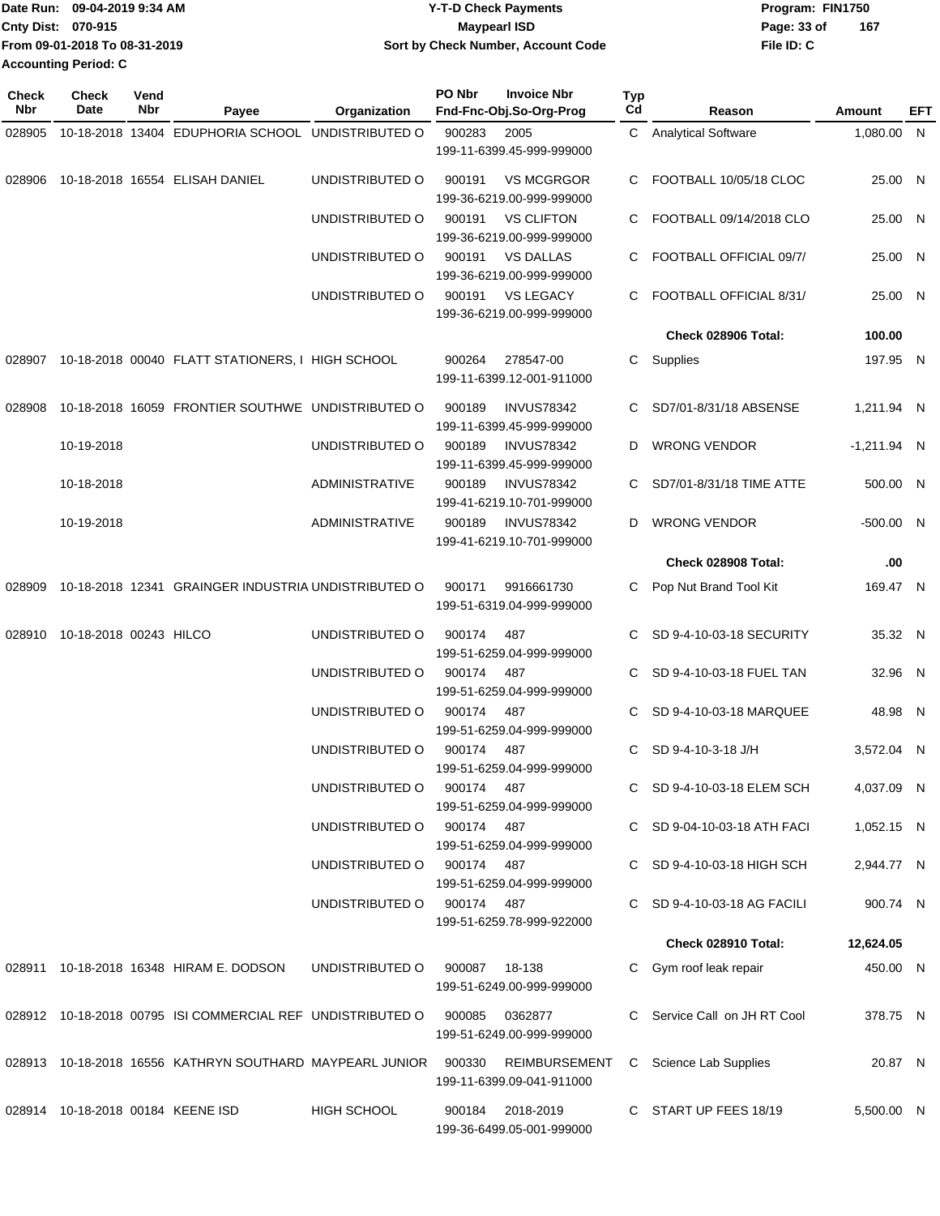Date Run: 09-04-2019 9:34 AM
Cnty Dist: 070-915
From 09-01-2018 To 08-31-2019
Accounting Period: C

**Y-T-D Check Payments**
**Maypearl ISD**
**Sort by Check Number, Account Code**

Program: FIN1750
File ID: C

| Check Nbr | Check Date | Vend Nbr | Payee | Organization | PO Nbr | Invoice Nbr / Fnd-Fnc-Obj.So-Org-Prog | Typ Cd | Reason | Amount | EFT |
|---|---|---|---|---|---|---|---|---|---|---|
| 028905 | 10-18-2018 | 13404 | EDUPHORIA SCHOOL | UNDISTRIBUTED O | 900283 | 2005 199-11-6399.45-999-999000 | C | Analytical Software | 1,080.00 | N |
| 028906 | 10-18-2018 | 16554 | ELISAH DANIEL | UNDISTRIBUTED O | 900191 | VS MCGRGOR 199-36-6219.00-999-999000 | C | FOOTBALL 10/05/18 CLOC | 25.00 | N |
| | | | | UNDISTRIBUTED O | 900191 | VS CLIFTON 199-36-6219.00-999-999000 | C | FOOTBALL 09/14/2018 CLO | 25.00 | N |
| | | | | UNDISTRIBUTED O | 900191 | VS DALLAS 199-36-6219.00-999-999000 | C | FOOTBALL OFFICIAL 09/7/ | 25.00 | N |
| | | | | UNDISTRIBUTED O | 900191 | VS LEGACY 199-36-6219.00-999-999000 | C | FOOTBALL OFFICIAL 8/31/ | 25.00 | N |
| | | | | | | | | **Check 028906 Total:** | **100.00** | |
| 028907 | 10-18-2018 | 00040 | FLATT STATIONERS, I | HIGH SCHOOL | 900264 | 278547-00 199-11-6399.12-001-911000 | C | Supplies | 197.95 | N |
| 028908 | 10-18-2018 | 16059 | FRONTIER SOUTHWE | UNDISTRIBUTED O | 900189 | INVUS78342 199-11-6399.45-999-999000 | C | SD7/01-8/31/18 ABSENSE | 1,211.94 | N |
| | 10-19-2018 | | | UNDISTRIBUTED O | 900189 | INVUS78342 199-11-6399.45-999-999000 | D | WRONG VENDOR | -1,211.94 | N |
| | 10-18-2018 | | | ADMINISTRATIVE | 900189 | INVUS78342 199-41-6219.10-701-999000 | C | SD7/01-8/31/18 TIME ATTE | 500.00 | N |
| | 10-19-2018 | | | ADMINISTRATIVE | 900189 | INVUS78342 199-41-6219.10-701-999000 | D | WRONG VENDOR | -500.00 | N |
| | | | | | | | | **Check 028908 Total:** | **.00** | |
| 028909 | 10-18-2018 | 12341 | GRAINGER INDUSTRIA | UNDISTRIBUTED O | 900171 | 9916661730 199-51-6319.04-999-999000 | C | Pop Nut Brand Tool Kit | 169.47 | N |
| 028910 | 10-18-2018 | 00243 | HILCO | UNDISTRIBUTED O | 900174 | 487 199-51-6259.04-999-999000 | C | SD 9-4-10-03-18 SECURITY | 35.32 | N |
| | | | | UNDISTRIBUTED O | 900174 | 487 199-51-6259.04-999-999000 | C | SD 9-4-10-03-18 FUEL TAN | 32.96 | N |
| | | | | UNDISTRIBUTED O | 900174 | 487 199-51-6259.04-999-999000 | C | SD 9-4-10-03-18 MARQUEE | 48.98 | N |
| | | | | UNDISTRIBUTED O | 900174 | 487 199-51-6259.04-999-999000 | C | SD 9-4-10-3-18 J/H | 3,572.04 | N |
| | | | | UNDISTRIBUTED O | 900174 | 487 199-51-6259.04-999-999000 | C | SD 9-4-10-03-18 ELEM SCH | 4,037.09 | N |
| | | | | UNDISTRIBUTED O | 900174 | 487 199-51-6259.04-999-999000 | C | SD 9-04-10-03-18 ATH FACI | 1,052.15 | N |
| | | | | UNDISTRIBUTED O | 900174 | 487 199-51-6259.04-999-999000 | C | SD 9-4-10-03-18 HIGH SCH | 2,944.77 | N |
| | | | | UNDISTRIBUTED O | 900174 | 487 199-51-6259.78-999-922000 | C | SD 9-4-10-03-18 AG FACILI | 900.74 | N |
| | | | | | | | | **Check 028910 Total:** | **12,624.05** | |
| 028911 | 10-18-2018 | 16348 | HIRAM E. DODSON | UNDISTRIBUTED O | 900087 | 18-138 199-51-6249.00-999-999000 | C | Gym roof leak repair | 450.00 | N |
| 028912 | 10-18-2018 | 00795 | ISI COMMERCIAL REF | UNDISTRIBUTED O | 900085 | 0362877 199-51-6249.00-999-999000 | C | Service Call on JH RT Cool | 378.75 | N |
| 028913 | 10-18-2018 | 16556 | KATHRYN SOUTHARD | MAYPEARL JUNIOR | 900330 | REIMBURSEMENT 199-11-6399.09-041-911000 | C | Science Lab Supplies | 20.87 | N |
| 028914 | 10-18-2018 | 00184 | KEENE ISD | HIGH SCHOOL | 900184 | 2018-2019 199-36-6499.05-001-999000 | C | START UP FEES 18/19 | 5,500.00 | N |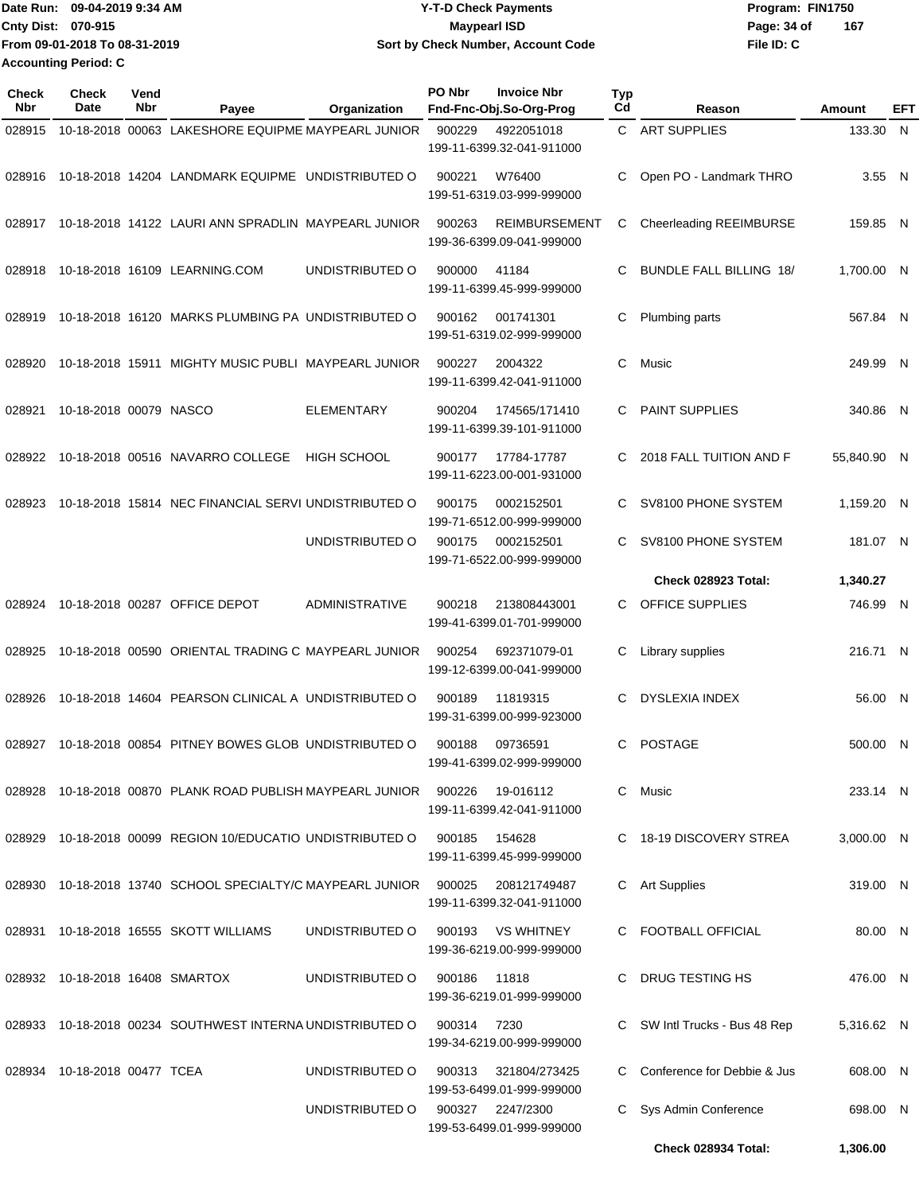Date Run: 09-04-2019 9:34 AM
Cnty Dist: 070-915
From 09-01-2018 To 08-31-2019
Accounting Period: C

**Y-T-D Check Payments**
**Maypearl ISD**
**Sort by Check Number, Account Code**

Program: FIN1750
File ID: C

| Check Nbr | Check Date | Vend Nbr | Payee | Organization | PO Nbr | Invoice Nbr / Fnd-Fnc-Obj.So-Org-Prog | Typ Cd | Reason | Amount | EFT |
|---|---|---|---|---|---|---|---|---|---|---|
| 028915 | 10-18-2018 | 00063 | LAKESHORE EQUIPME | MAYPEARL JUNIOR | 900229 | 4922051018 199-11-6399.32-041-911000 | C | ART SUPPLIES | 133.30 | N |
| 028916 | 10-18-2018 | 14204 | LANDMARK EQUIPME | UNDISTRIBUTED O | 900221 | W76400 199-51-6319.03-999-999000 | C | Open PO - Landmark THRO | 3.55 | N |
| 028917 | 10-18-2018 | 14122 | LAURI ANN SPRADLIN | MAYPEARL JUNIOR | 900263 | REIMBURSEMENT 199-36-6399.09-041-999000 | C | Cheerleading REEIMBURSE | 159.85 | N |
| 028918 | 10-18-2018 | 16109 | LEARNING.COM | UNDISTRIBUTED O | 900000 | 41184 199-11-6399.45-999-999000 | C | BUNDLE FALL BILLING 18/ | 1,700.00 | N |
| 028919 | 10-18-2018 | 16120 | MARKS PLUMBING PA | UNDISTRIBUTED O | 900162 | 001741301 199-51-6319.02-999-999000 | C | Plumbing parts | 567.84 | N |
| 028920 | 10-18-2018 | 15911 | MIGHTY MUSIC PUBLI | MAYPEARL JUNIOR | 900227 | 2004322 199-11-6399.42-041-911000 | C | Music | 249.99 | N |
| 028921 | 10-18-2018 | 00079 | NASCO | ELEMENTARY | 900204 | 174565/171410 199-11-6399.39-101-911000 | C | PAINT SUPPLIES | 340.86 | N |
| 028922 | 10-18-2018 | 00516 | NAVARRO COLLEGE | HIGH SCHOOL | 900177 | 17784-17787 199-11-6223.00-001-931000 | C | 2018 FALL TUITION AND F | 55,840.90 | N |
| 028923 | 10-18-2018 | 15814 | NEC FINANCIAL SERVI | UNDISTRIBUTED O | 900175 | 0002152501 199-71-6512.00-999-999000 | C | SV8100 PHONE SYSTEM | 1,159.20 | N |
| | | | | UNDISTRIBUTED O | 900175 | 0002152501 199-71-6522.00-999-999000 | C | SV8100 PHONE SYSTEM | 181.07 | N |
| | | | | | | | | **Check 028923 Total:** | **1,340.27** | |
| 028924 | 10-18-2018 | 00287 | OFFICE DEPOT | ADMINISTRATIVE | 900218 | 213808443001 199-41-6399.01-701-999000 | C | OFFICE SUPPLIES | 746.99 | N |
| 028925 | 10-18-2018 | 00590 | ORIENTAL TRADING C | MAYPEARL JUNIOR | 900254 | 692371079-01 199-12-6399.00-041-999000 | C | Library supplies | 216.71 | N |
| 028926 | 10-18-2018 | 14604 | PEARSON CLINICAL A | UNDISTRIBUTED O | 900189 | 11819315 199-31-6399.00-999-923000 | C | DYSLEXIA INDEX | 56.00 | N |
| 028927 | 10-18-2018 | 00854 | PITNEY BOWES GLOB | UNDISTRIBUTED O | 900188 | 09736591 199-41-6399.02-999-999000 | C | POSTAGE | 500.00 | N |
| 028928 | 10-18-2018 | 00870 | PLANK ROAD PUBLISH | MAYPEARL JUNIOR | 900226 | 19-016112 199-11-6399.42-041-911000 | C | Music | 233.14 | N |
| 028929 | 10-18-2018 | 00099 | REGION 10/EDUCATIO | UNDISTRIBUTED O | 900185 | 154628 199-11-6399.45-999-999000 | C | 18-19 DISCOVERY STREA | 3,000.00 | N |
| 028930 | 10-18-2018 | 13740 | SCHOOL SPECIALTY/C | MAYPEARL JUNIOR | 900025 | 208121749487 199-11-6399.32-041-911000 | C | Art Supplies | 319.00 | N |
| 028931 | 10-18-2018 | 16555 | SKOTT WILLIAMS | UNDISTRIBUTED O | 900193 | VS WHITNEY 199-36-6219.00-999-999000 | C | FOOTBALL OFFICIAL | 80.00 | N |
| 028932 | 10-18-2018 | 16408 | SMARTOX | UNDISTRIBUTED O | 900186 | 11818 199-36-6219.01-999-999000 | C | DRUG TESTING HS | 476.00 | N |
| 028933 | 10-18-2018 | 00234 | SOUTHWEST INTERNA | UNDISTRIBUTED O | 900314 | 7230 199-34-6219.00-999-999000 | C | SW Intl Trucks - Bus 48 Rep | 5,316.62 | N |
| 028934 | 10-18-2018 | 00477 | TCEA | UNDISTRIBUTED O | 900313 | 321804/273425 199-53-6499.01-999-999000 | C | Conference for Debbie & Jus | 608.00 | N |
| | | | | UNDISTRIBUTED O | 900327 | 2247/2300 199-53-6499.01-999-999000 | C | Sys Admin Conference | 698.00 | N |
| | | | | | | | | **Check 028934 Total:** | **1,306.00** | |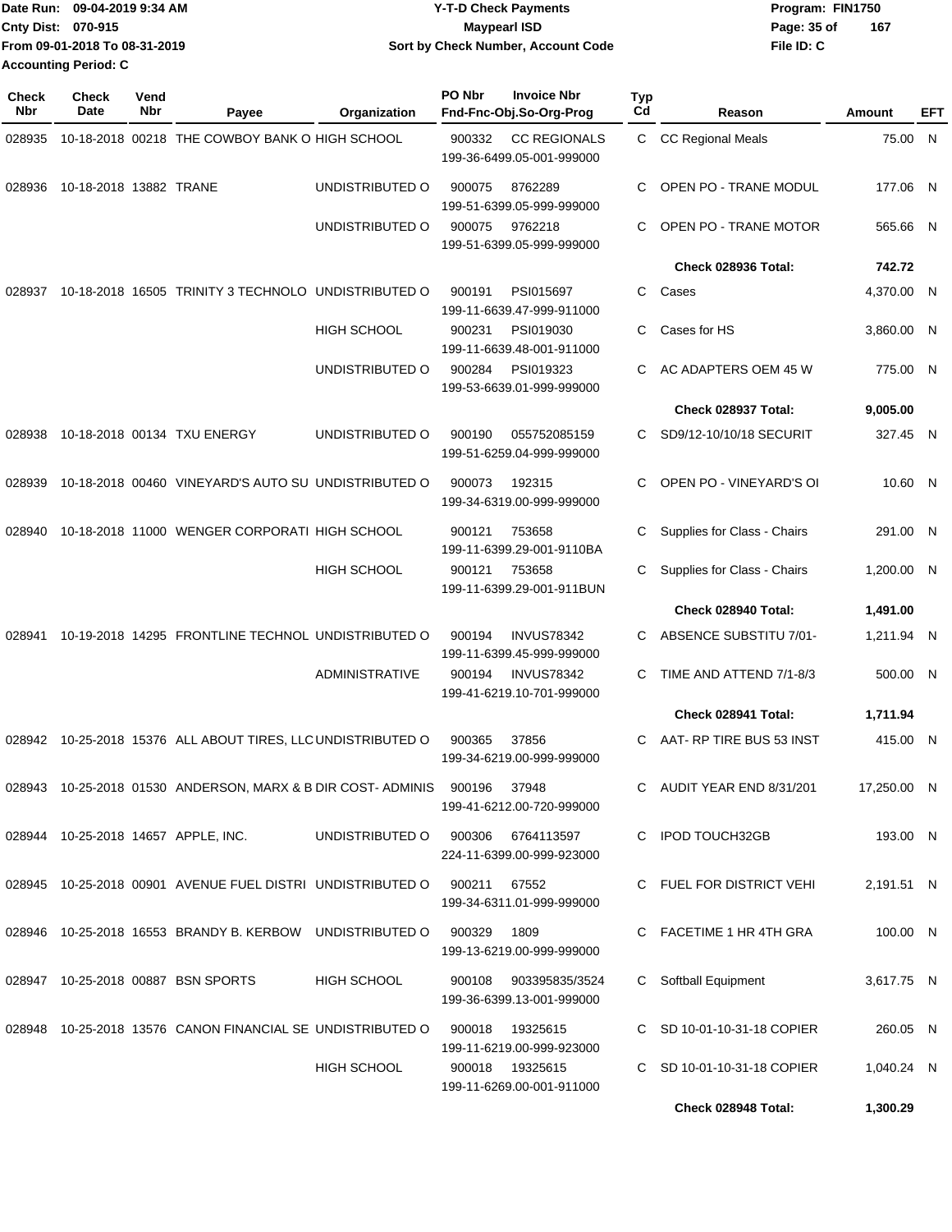Date Run: 09-04-2019 9:34 AM
Cnty Dist: 070-915
From 09-01-2018 To 08-31-2019
Accounting Period: C

# Y-T-D Check Payments
## Maypearl ISD
### Sort by Check Number, Account Code

Program: FIN1750
File ID: C

| Check Nbr | Check Date | Vend Nbr | Payee | Organization | PO Nbr | Invoice Nbr / Fnd-Fnc-Obj.So-Org-Prog | Typ Cd | Reason | Amount | EFT |
|---|---|---|---|---|---|---|---|---|---|---|
| 028935 | 10-18-2018 | 00218 | THE COWBOY BANK O | HIGH SCHOOL | 900332 | CC REGIONALS 199-36-6499.05-001-999000 | C | CC Regional Meals | 75.00 | N |
| 028936 | 10-18-2018 | 13882 | TRANE | UNDISTRIBUTED O | 900075 | 8762289 199-51-6399.05-999-999000 | C | OPEN PO - TRANE MODUL | 177.06 | N |
| | | | | UNDISTRIBUTED O | 900075 | 9762218 199-51-6399.05-999-999000 | C | OPEN PO - TRANE MOTOR | 565.66 | N |
| | | | | | | | | **Check 028936 Total:** | **742.72** | |
| 028937 | 10-18-2018 | 16505 | TRINITY 3 TECHNOLO | UNDISTRIBUTED O | 900191 | PSI015697 199-11-6639.47-999-911000 | C | Cases | 4,370.00 | N |
| | | | | HIGH SCHOOL | 900231 | PSI019030 199-11-6639.48-001-911000 | C | Cases for HS | 3,860.00 | N |
| | | | | UNDISTRIBUTED O | 900284 | PSI019323 199-53-6639.01-999-999000 | C | AC ADAPTERS OEM 45 W | 775.00 | N |
| | | | | | | | | **Check 028937 Total:** | **9,005.00** | |
| 028938 | 10-18-2018 | 00134 | TXU ENERGY | UNDISTRIBUTED O | 900190 | 055752085159 199-51-6259.04-999-999000 | C | SD9/12-10/10/18 SECURIT | 327.45 | N |
| 028939 | 10-18-2018 | 00460 | VINEYARD'S AUTO SU | UNDISTRIBUTED O | 900073 | 192315 199-34-6319.00-999-999000 | C | OPEN PO - VINEYARD'S OI | 10.60 | N |
| 028940 | 10-18-2018 | 11000 | WENGER CORPORATI | HIGH SCHOOL | 900121 | 753658 199-11-6399.29-001-9110BA | C | Supplies for Class - Chairs | 291.00 | N |
| | | | | HIGH SCHOOL | 900121 | 753658 199-11-6399.29-001-911BUN | C | Supplies for Class - Chairs | 1,200.00 | N |
| | | | | | | | | **Check 028940 Total:** | **1,491.00** | |
| 028941 | 10-19-2018 | 14295 | FRONTLINE TECHNOL | UNDISTRIBUTED O | 900194 | INVUS78342 199-11-6399.45-999-999000 | C | ABSENCE SUBSTITU 7/01- | 1,211.94 | N |
| | | | | ADMINISTRATIVE | 900194 | INVUS78342 199-41-6219.10-701-999000 | C | TIME AND ATTEND 7/1-8/3 | 500.00 | N |
| | | | | | | | | **Check 028941 Total:** | **1,711.94** | |
| 028942 | 10-25-2018 | 15376 | ALL ABOUT TIRES, LLC | UNDISTRIBUTED O | 900365 | 37856 199-34-6219.00-999-999000 | C | AAT- RP TIRE BUS 53 INST | 415.00 | N |
| 028943 | 10-25-2018 | 01530 | ANDERSON, MARX & B | DIR COST- ADMINIS | 900196 | 37948 199-41-6212.00-720-999000 | C | AUDIT YEAR END 8/31/201 | 17,250.00 | N |
| 028944 | 10-25-2018 | 14657 | APPLE, INC. | UNDISTRIBUTED O | 900306 | 6764113597 224-11-6399.00-999-923000 | C | IPOD TOUCH32GB | 193.00 | N |
| 028945 | 10-25-2018 | 00901 | AVENUE FUEL DISTRI | UNDISTRIBUTED O | 900211 | 67552 199-34-6311.01-999-999000 | C | FUEL FOR DISTRICT VEHI | 2,191.51 | N |
| 028946 | 10-25-2018 | 16553 | BRANDY B. KERBOW | UNDISTRIBUTED O | 900329 | 1809 199-13-6219.00-999-999000 | C | FACETIME 1 HR 4TH GRA | 100.00 | N |
| 028947 | 10-25-2018 | 00887 | BSN SPORTS | HIGH SCHOOL | 900108 | 903395835/3524 199-36-6399.13-001-999000 | C | Softball Equipment | 3,617.75 | N |
| 028948 | 10-25-2018 | 13576 | CANON FINANCIAL SE | UNDISTRIBUTED O | 900018 | 19325615 199-11-6219.00-999-923000 | C | SD 10-01-10-31-18 COPIER | 260.05 | N |
| | | | | HIGH SCHOOL | 900018 | 19325615 199-11-6269.00-001-911000 | C | SD 10-01-10-31-18 COPIER | 1,040.24 | N |
| | | | | | | | | **Check 028948 Total:** | **1,300.29** | |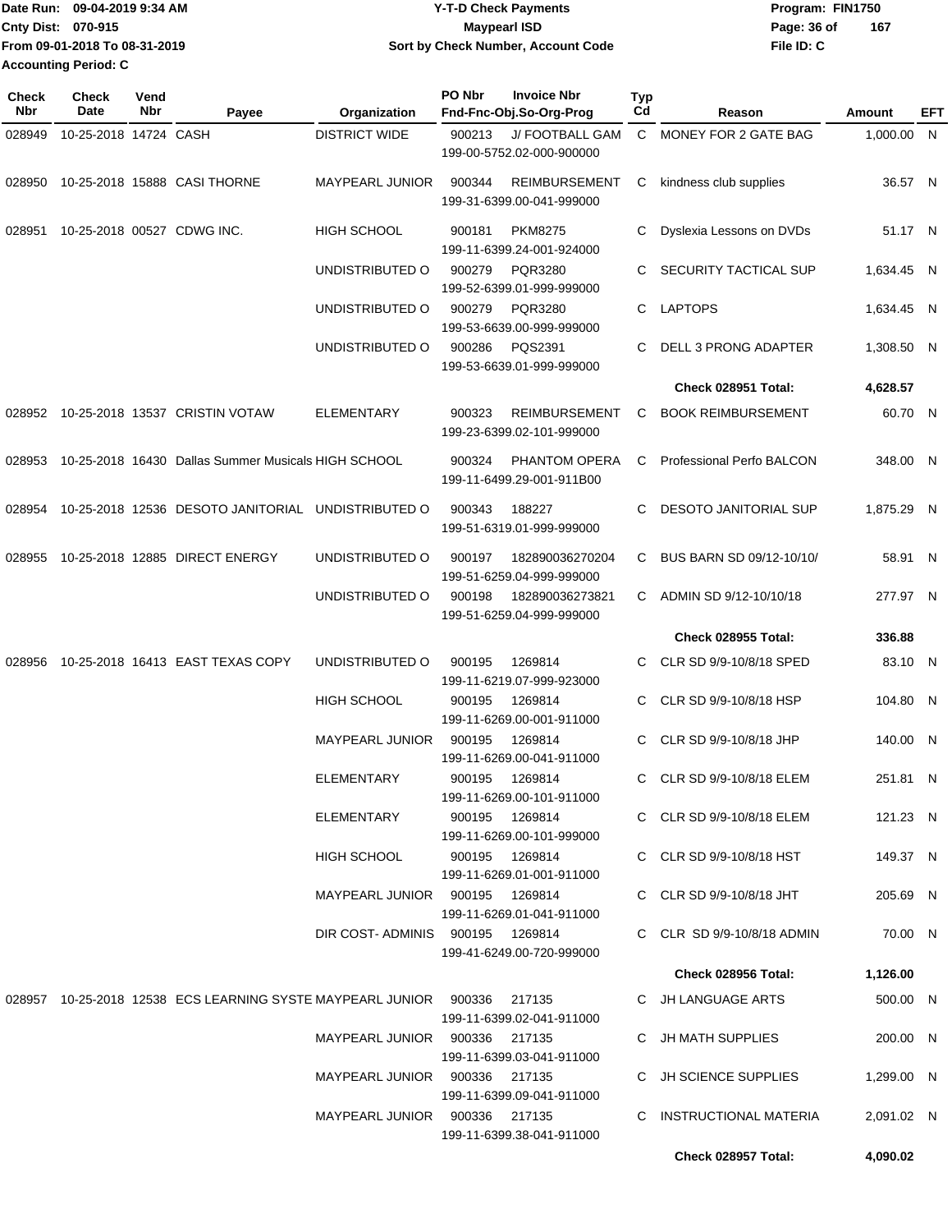Date Run: 09-04-2019 9:34 AM
Cnty Dist: 070-915
From 09-01-2018 To 08-31-2019
Accounting Period: C

**Y-T-D Check Payments**
**Maypearl ISD**
**Sort by Check Number, Account Code**

Program: FIN1750
File ID: C

| Check Nbr | Check Date | Vend Nbr | Payee | Organization | PO Nbr | Invoice Nbr / Fnd-Fnc-Obj.So-Org-Prog | Typ Cd | Reason | Amount | EFT |
|---|---|---|---|---|---|---|---|---|---|---|
| 028949 | 10-25-2018 | 14724 | CASH | DISTRICT WIDE | 900213 | J/ FOOTBALL GAM 199-00-5752.02-000-900000 | C | MONEY FOR 2 GATE BAG | 1,000.00 | N |
| 028950 | 10-25-2018 | 15888 | CASI THORNE | MAYPEARL JUNIOR | 900344 | REIMBURSEMENT 199-31-6399.00-041-999000 | C | kindness club supplies | 36.57 | N |
| 028951 | 10-25-2018 | 00527 | CDWG INC. | HIGH SCHOOL | 900181 | PKM8275 199-11-6399.24-001-924000 | C | Dyslexia Lessons on DVDs | 51.17 | N |
| | | | | UNDISTRIBUTED O | 900279 | PQR3280 199-52-6399.01-999-999000 | C | SECURITY TACTICAL SUP | 1,634.45 | N |
| | | | | UNDISTRIBUTED O | 900279 | PQR3280 199-53-6639.00-999-999000 | C | LAPTOPS | 1,634.45 | N |
| | | | | UNDISTRIBUTED O | 900286 | PQS2391 199-53-6639.01-999-999000 | C | DELL 3 PRONG ADAPTER | 1,308.50 | N |
| | | | | | | | | **Check 028951 Total:** | **4,628.57** | |
| 028952 | 10-25-2018 | 13537 | CRISTIN VOTAW | ELEMENTARY | 900323 | REIMBURSEMENT 199-23-6399.02-101-999000 | C | BOOK REIMBURSEMENT | 60.70 | N |
| 028953 | 10-25-2018 | 16430 | Dallas Summer Musicals | HIGH SCHOOL | 900324 | PHANTOM OPERA 199-11-6499.29-001-911B00 | C | Professional Perfo BALCON | 348.00 | N |
| 028954 | 10-25-2018 | 12536 | DESOTO JANITORIAL | UNDISTRIBUTED O | 900343 | 188227 199-51-6319.01-999-999000 | C | DESOTO JANITORIAL SUP | 1,875.29 | N |
| 028955 | 10-25-2018 | 12885 | DIRECT ENERGY | UNDISTRIBUTED O | 900197 | 182890036270204 199-51-6259.04-999-999000 | C | BUS BARN SD 09/12-10/10/ | 58.91 | N |
| | | | | UNDISTRIBUTED O | 900198 | 182890036273821 199-51-6259.04-999-999000 | C | ADMIN SD 9/12-10/10/18 | 277.97 | N |
| | | | | | | | | **Check 028955 Total:** | **336.88** | |
| 028956 | 10-25-2018 | 16413 | EAST TEXAS COPY | UNDISTRIBUTED O | 900195 | 1269814 199-11-6219.07-999-923000 | C | CLR SD 9/9-10/8/18 SPED | 83.10 | N |
| | | | | HIGH SCHOOL | 900195 | 1269814 199-11-6269.00-001-911000 | C | CLR SD 9/9-10/8/18 HSP | 104.80 | N |
| | | | | MAYPEARL JUNIOR | 900195 | 1269814 199-11-6269.00-041-911000 | C | CLR SD 9/9-10/8/18 JHP | 140.00 | N |
| | | | | ELEMENTARY | 900195 | 1269814 199-11-6269.00-101-911000 | C | CLR SD 9/9-10/8/18 ELEM | 251.81 | N |
| | | | | ELEMENTARY | 900195 | 1269814 199-11-6269.00-101-999000 | C | CLR SD 9/9-10/8/18 ELEM | 121.23 | N |
| | | | | HIGH SCHOOL | 900195 | 1269814 199-11-6269.01-001-911000 | C | CLR SD 9/9-10/8/18 HST | 149.37 | N |
| | | | | MAYPEARL JUNIOR | 900195 | 1269814 199-11-6269.01-041-911000 | C | CLR SD 9/9-10/8/18 JHT | 205.69 | N |
| | | | | DIR COST- ADMINIS | 900195 | 1269814 199-41-6249.00-720-999000 | C | CLR SD 9/9-10/8/18 ADMIN | 70.00 | N |
| | | | | | | | | **Check 028956 Total:** | **1,126.00** | |
| 028957 | 10-25-2018 | 12538 | ECS LEARNING SYSTE | MAYPEARL JUNIOR | 900336 | 217135 199-11-6399.02-041-911000 | C | JH LANGUAGE ARTS | 500.00 | N |
| | | | | MAYPEARL JUNIOR | 900336 | 217135 199-11-6399.03-041-911000 | C | JH MATH SUPPLIES | 200.00 | N |
| | | | | MAYPEARL JUNIOR | 900336 | 217135 199-11-6399.09-041-911000 | C | JH SCIENCE SUPPLIES | 1,299.00 | N |
| | | | | MAYPEARL JUNIOR | 900336 | 217135 199-11-6399.38-041-911000 | C | INSTRUCTIONAL MATERIA | 2,091.02 | N |
| | | | | | | | | **Check 028957 Total:** | **4,090.02** | |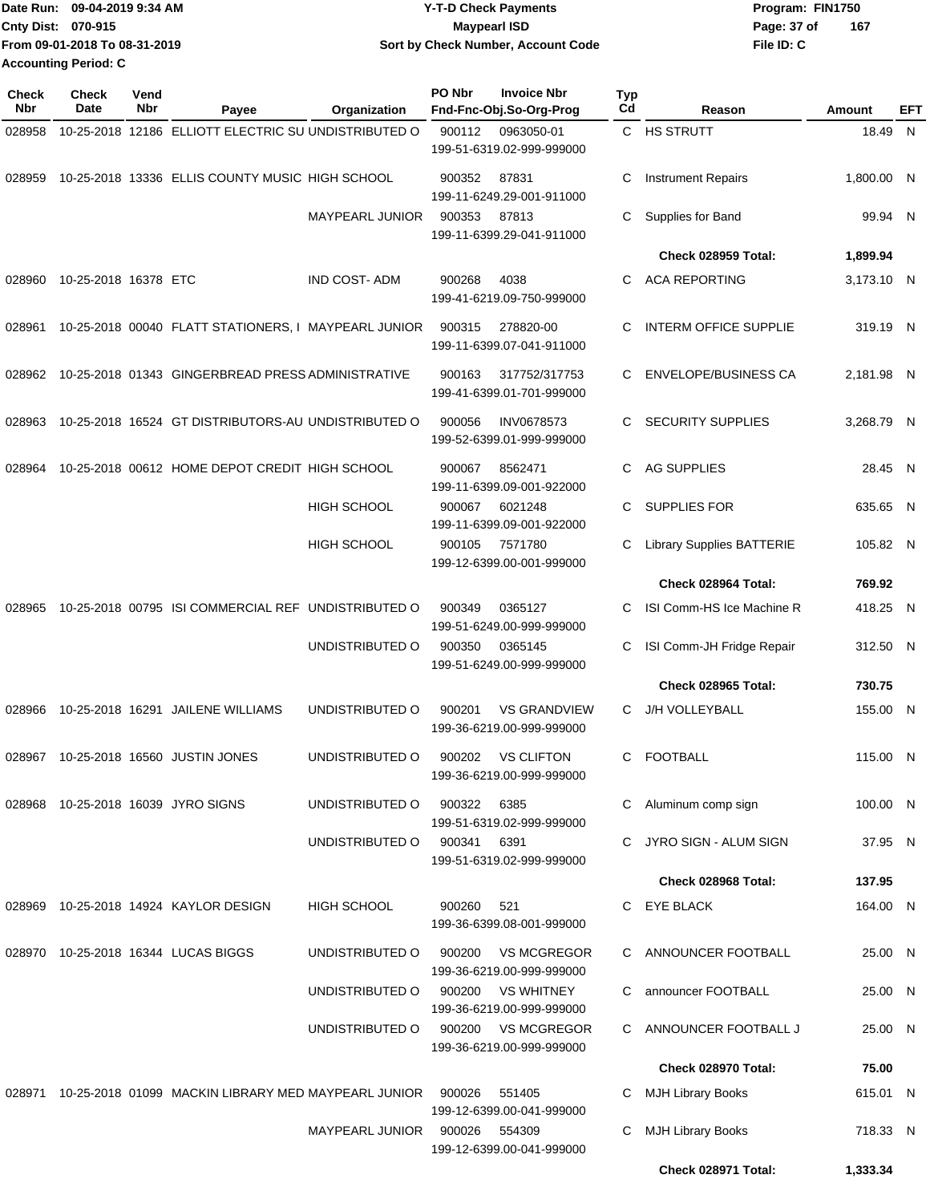Date Run: 09-04-2019 9:34 AM
Cnty Dist: 070-915
From 09-01-2018 To 08-31-2019
Accounting Period: C

# Y-T-D Check Payments
## Maypearl ISD
### Sort by Check Number, Account Code

Program: FIN1750
File ID: C

| Check Nbr | Check Date | Vend Nbr | Payee | Organization | PO Nbr | Invoice Nbr Fnd-Fnc-Obj.So-Org-Prog | Typ Cd | Reason | Amount | EFT |
|---|---|---|---|---|---|---|---|---|---|---|
| 028958 | 10-25-2018 | 12186 | ELLIOTT ELECTRIC SU | UNDISTRIBUTED O | 900112 | 0963050-01 199-51-6319.02-999-999000 | C | HS STRUTT | 18.49 | N |
| 028959 | 10-25-2018 | 13336 | ELLIS COUNTY MUSIC | HIGH SCHOOL | 900352 | 87831 199-11-6249.29-001-911000 | C | Instrument Repairs | 1,800.00 | N |
| | | | | MAYPEARL JUNIOR | 900353 | 87813 199-11-6399.29-041-911000 | C | Supplies for Band | 99.94 | N |
| | | | | | | | | **Check 028959 Total:** | **1,899.94** | |
| 028960 | 10-25-2018 | 16378 | ETC | IND COST- ADM | 900268 | 4038 199-41-6219.09-750-999000 | C | ACA REPORTING | 3,173.10 | N |
| 028961 | 10-25-2018 | 00040 | FLATT STATIONERS, I | MAYPEARL JUNIOR | 900315 | 278820-00 199-11-6399.07-041-911000 | C | INTERM OFFICE SUPPLIE | 319.19 | N |
| 028962 | 10-25-2018 | 01343 | GINGERBREAD PRESS | ADMINISTRATIVE | 900163 | 317752/317753 199-41-6399.01-701-999000 | C | ENVELOPE/BUSINESS CA | 2,181.98 | N |
| 028963 | 10-25-2018 | 16524 | GT DISTRIBUTORS-AU | UNDISTRIBUTED O | 900056 | INV0678573 199-52-6399.01-999-999000 | C | SECURITY SUPPLIES | 3,268.79 | N |
| 028964 | 10-25-2018 | 00612 | HOME DEPOT CREDIT | HIGH SCHOOL | 900067 | 8562471 199-11-6399.09-001-922000 | C | AG SUPPLIES | 28.45 | N |
| | | | | HIGH SCHOOL | 900067 | 6021248 199-11-6399.09-001-922000 | C | SUPPLIES FOR | 635.65 | N |
| | | | | HIGH SCHOOL | 900105 | 7571780 199-12-6399.00-001-999000 | C | Library Supplies BATTERIE | 105.82 | N |
| | | | | | | | | **Check 028964 Total:** | **769.92** | |
| 028965 | 10-25-2018 | 00795 | ISI COMMERCIAL REF | UNDISTRIBUTED O | 900349 | 0365127 199-51-6249.00-999-999000 | C | ISI Comm-HS Ice Machine R | 418.25 | N |
| | | | | UNDISTRIBUTED O | 900350 | 0365145 199-51-6249.00-999-999000 | C | ISI Comm-JH Fridge Repair | 312.50 | N |
| | | | | | | | | **Check 028965 Total:** | **730.75** | |
| 028966 | 10-25-2018 | 16291 | JAILENE WILLIAMS | UNDISTRIBUTED O | 900201 | VS GRANDVIEW 199-36-6219.00-999-999000 | C | J/H VOLLEYBALL | 155.00 | N |
| 028967 | 10-25-2018 | 16560 | JUSTIN JONES | UNDISTRIBUTED O | 900202 | VS CLIFTON 199-36-6219.00-999-999000 | C | FOOTBALL | 115.00 | N |
| 028968 | 10-25-2018 | 16039 | JYRO SIGNS | UNDISTRIBUTED O | 900322 | 6385 199-51-6319.02-999-999000 | C | Aluminum comp sign | 100.00 | N |
| | | | | UNDISTRIBUTED O | 900341 | 6391 199-51-6319.02-999-999000 | C | JYRO SIGN - ALUM SIGN | 37.95 | N |
| | | | | | | | | **Check 028968 Total:** | **137.95** | |
| 028969 | 10-25-2018 | 14924 | KAYLOR DESIGN | HIGH SCHOOL | 900260 | 521 199-36-6399.08-001-999000 | C | EYE BLACK | 164.00 | N |
| 028970 | 10-25-2018 | 16344 | LUCAS BIGGS | UNDISTRIBUTED O | 900200 | VS MCGREGOR 199-36-6219.00-999-999000 | C | ANNOUNCER FOOTBALL | 25.00 | N |
| | | | | UNDISTRIBUTED O | 900200 | VS WHITNEY 199-36-6219.00-999-999000 | C | announcer FOOTBALL | 25.00 | N |
| | | | | UNDISTRIBUTED O | 900200 | VS MCGREGOR 199-36-6219.00-999-999000 | C | ANNOUNCER FOOTBALL J | 25.00 | N |
| | | | | | | | | **Check 028970 Total:** | **75.00** | |
| 028971 | 10-25-2018 | 01099 | MACKIN LIBRARY MED | MAYPEARL JUNIOR | 900026 | 551405 199-12-6399.00-041-999000 | C | MJH Library Books | 615.01 | N |
| | | | | MAYPEARL JUNIOR | 900026 | 554309 199-12-6399.00-041-999000 | C | MJH Library Books | 718.33 | N |
| | | | | | | | | **Check 028971 Total:** | **1,333.34** | |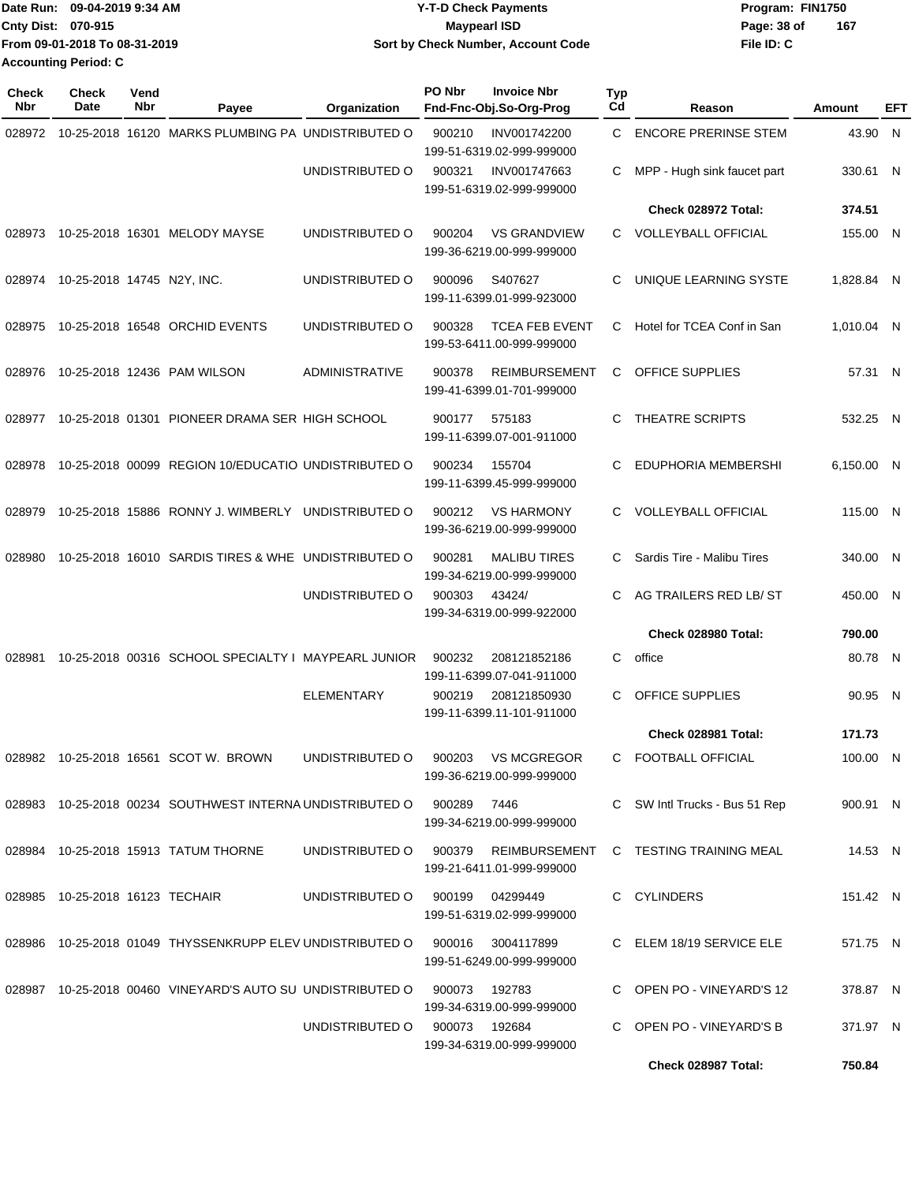Date Run: 09-04-2019 9:34 AM
Cnty Dist: 070-915
From 09-01-2018 To 08-31-2019
Accounting Period: C

**Y-T-D Check Payments**
**Maypearl ISD**
**Sort by Check Number, Account Code**

Program: FIN1750
File ID: C

| Check Nbr | Check Date | Vend Nbr | Payee | Organization | PO Nbr | Invoice Nbr Fnd-Fnc-Obj.So-Org-Prog | Typ Cd | Reason | Amount | EFT |
|---|---|---|---|---|---|---|---|---|---|---|
| 028972 | 10-25-2018 | 16120 | MARKS PLUMBING PA | UNDISTRIBUTED O | 900210 | INV001742200 199-51-6319.02-999-999000 | C | ENCORE PRERINSE STEM | 43.90 | N |
| | | | | UNDISTRIBUTED O | 900321 | INV001747663 199-51-6319.02-999-999000 | C | MPP - Hugh sink faucet part | 330.61 | N |
| | | | | | | | | **Check 028972 Total:** | **374.51** | |
| 028973 | 10-25-2018 | 16301 | MELODY MAYSE | UNDISTRIBUTED O | 900204 | VS GRANDVIEW 199-36-6219.00-999-999000 | C | VOLLEYBALL OFFICIAL | 155.00 | N |
| 028974 | 10-25-2018 | 14745 | N2Y, INC. | UNDISTRIBUTED O | 900096 | S407627 199-11-6399.01-999-923000 | C | UNIQUE LEARNING SYSTE | 1,828.84 | N |
| 028975 | 10-25-2018 | 16548 | ORCHID EVENTS | UNDISTRIBUTED O | 900328 | TCEA FEB EVENT 199-53-6411.00-999-999000 | C | Hotel for TCEA Conf in San | 1,010.04 | N |
| 028976 | 10-25-2018 | 12436 | PAM WILSON | ADMINISTRATIVE | 900378 | REIMBURSEMENT 199-41-6399.01-701-999000 | C | OFFICE SUPPLIES | 57.31 | N |
| 028977 | 10-25-2018 | 01301 | PIONEER DRAMA SER | HIGH SCHOOL | 900177 | 575183 199-11-6399.07-001-911000 | C | THEATRE SCRIPTS | 532.25 | N |
| 028978 | 10-25-2018 | 00099 | REGION 10/EDUCATIO | UNDISTRIBUTED O | 900234 | 155704 199-11-6399.45-999-999000 | C | EDUPHORIA MEMBERSHI | 6,150.00 | N |
| 028979 | 10-25-2018 | 15886 | RONNY J. WIMBERLY | UNDISTRIBUTED O | 900212 | VS HARMONY 199-36-6219.00-999-999000 | C | VOLLEYBALL OFFICIAL | 115.00 | N |
| 028980 | 10-25-2018 | 16010 | SARDIS TIRES & WHE | UNDISTRIBUTED O | 900281 | MALIBU TIRES 199-34-6219.00-999-999000 | C | Sardis Tire - Malibu Tires | 340.00 | N |
| | | | | UNDISTRIBUTED O | 900303 | 43424/ 199-34-6319.00-999-922000 | C | AG TRAILERS RED LB/ ST | 450.00 | N |
| | | | | | | | | **Check 028980 Total:** | **790.00** | |
| 028981 | 10-25-2018 | 00316 | SCHOOL SPECIALTY I | MAYPEARL JUNIOR | 900232 | 208121852186 199-11-6399.07-041-911000 | C | office | 80.78 | N |
| | | | | ELEMENTARY | 900219 | 208121850930 199-11-6399.11-101-911000 | C | OFFICE SUPPLIES | 90.95 | N |
| | | | | | | | | **Check 028981 Total:** | **171.73** | |
| 028982 | 10-25-2018 | 16561 | SCOT W. BROWN | UNDISTRIBUTED O | 900203 | VS MCGREGOR 199-36-6219.00-999-999000 | C | FOOTBALL OFFICIAL | 100.00 | N |
| 028983 | 10-25-2018 | 00234 | SOUTHWEST INTERNA | UNDISTRIBUTED O | 900289 | 7446 199-34-6219.00-999-999000 | C | SW Intl Trucks - Bus 51 Rep | 900.91 | N |
| 028984 | 10-25-2018 | 15913 | TATUM THORNE | UNDISTRIBUTED O | 900379 | REIMBURSEMENT 199-21-6411.01-999-999000 | C | TESTING TRAINING MEAL | 14.53 | N |
| 028985 | 10-25-2018 | 16123 | TECHAIR | UNDISTRIBUTED O | 900199 | 04299449 199-51-6319.02-999-999000 | C | CYLINDERS | 151.42 | N |
| 028986 | 10-25-2018 | 01049 | THYSSENKRUPP ELEV | UNDISTRIBUTED O | 900016 | 3004117899 199-51-6249.00-999-999000 | C | ELEM 18/19 SERVICE ELE | 571.75 | N |
| 028987 | 10-25-2018 | 00460 | VINEYARD'S AUTO SU | UNDISTRIBUTED O | 900073 | 192783 199-34-6319.00-999-999000 | C | OPEN PO - VINEYARD'S 12 | 378.87 | N |
| | | | | UNDISTRIBUTED O | 900073 | 192684 199-34-6319.00-999-999000 | C | OPEN PO - VINEYARD'S B | 371.97 | N |
| | | | | | | | | **Check 028987 Total:** | **750.84** | |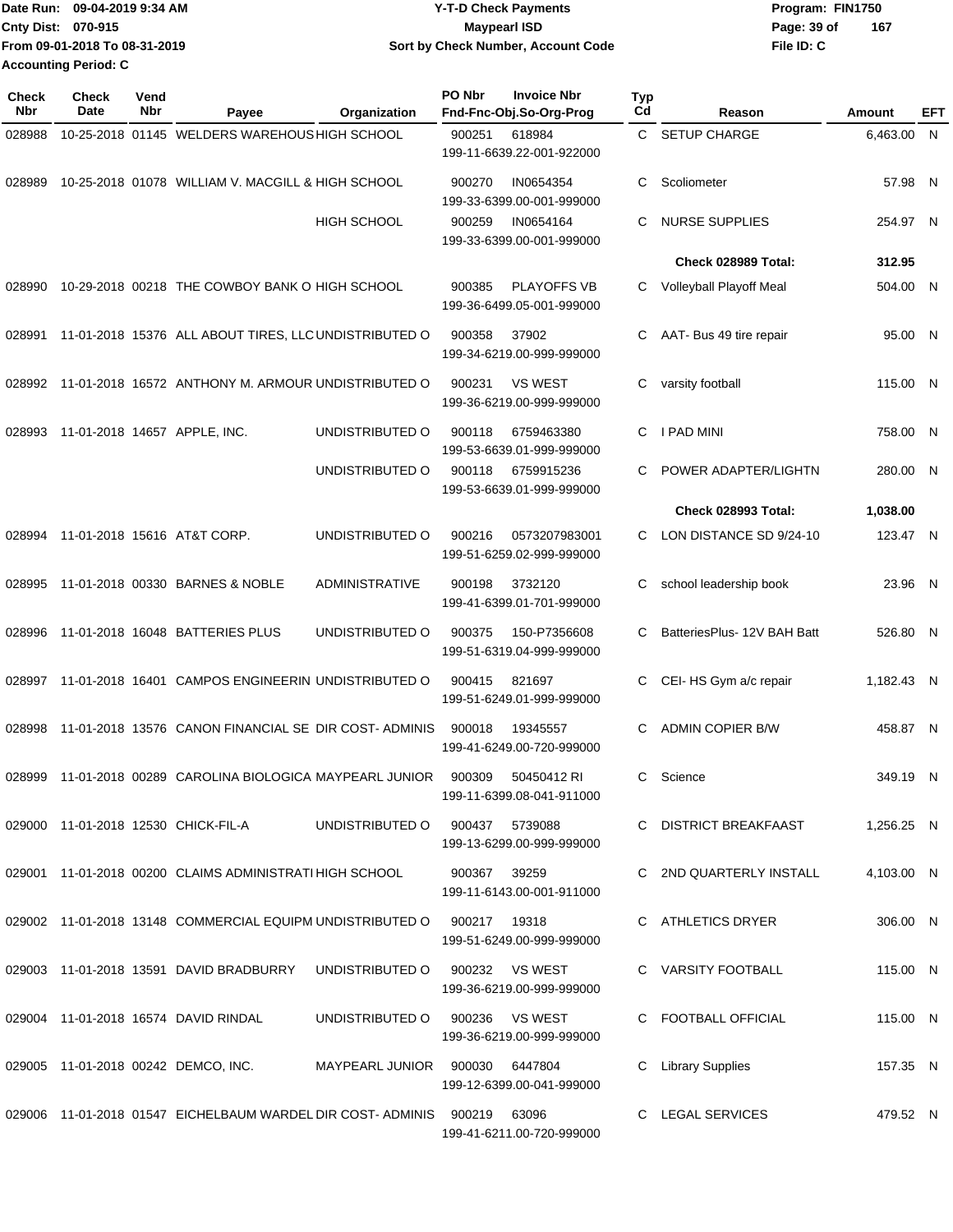Date Run: 09-04-2019 9:34 AM
Cnty Dist: 070-915
From 09-01-2018 To 08-31-2019
Accounting Period: C

# Y-T-D Check Payments
## Maypearl ISD
### Sort by Check Number, Account Code

Program: FIN1750
File ID: C

| Check Nbr | Check Date | Vend Nbr | Payee | Organization | PO Nbr | Invoice Nbr / Fnd-Fnc-Obj.So-Org-Prog | Typ Cd | Reason | Amount | EFT |
|---|---|---|---|---|---|---|---|---|---|---|
| 028988 | 10-25-2018 | 01145 | WELDERS WAREHOUS | HIGH SCHOOL | 900251 | 618984 199-11-6639.22-001-922000 | C | SETUP CHARGE | 6,463.00 | N |
| 028989 | 10-25-2018 | 01078 | WILLIAM V. MACGILL & | HIGH SCHOOL | 900270 | IN0654354 199-33-6399.00-001-999000 | C | Scoliometer | 57.98 | N |
| | | | | HIGH SCHOOL | 900259 | IN0654164 199-33-6399.00-001-999000 | C | NURSE SUPPLIES | 254.97 | N |
| | | | | | | | | **Check 028989 Total:** | **312.95** | |
| 028990 | 10-29-2018 | 00218 | THE COWBOY BANK O | HIGH SCHOOL | 900385 | PLAYOFFS VB 199-36-6499.05-001-999000 | C | Volleyball Playoff Meal | 504.00 | N |
| 028991 | 11-01-2018 | 15376 | ALL ABOUT TIRES, LLC | UNDISTRIBUTED O | 900358 | 37902 199-34-6219.00-999-999000 | C | AAT- Bus 49 tire repair | 95.00 | N |
| 028992 | 11-01-2018 | 16572 | ANTHONY M. ARMOUR | UNDISTRIBUTED O | 900231 | VS WEST 199-36-6219.00-999-999000 | C | varsity football | 115.00 | N |
| 028993 | 11-01-2018 | 14657 | APPLE, INC. | UNDISTRIBUTED O | 900118 | 6759463380 199-53-6639.01-999-999000 | C | I PAD MINI | 758.00 | N |
| | | | | UNDISTRIBUTED O | 900118 | 6759915236 199-53-6639.01-999-999000 | C | POWER ADAPTER/LIGHTN | 280.00 | N |
| | | | | | | | | **Check 028993 Total:** | **1,038.00** | |
| 028994 | 11-01-2018 | 15616 | AT&T CORP. | UNDISTRIBUTED O | 900216 | 0573207983001 199-51-6259.02-999-999000 | C | LON DISTANCE SD 9/24-10 | 123.47 | N |
| 028995 | 11-01-2018 | 00330 | BARNES & NOBLE | ADMINISTRATIVE | 900198 | 3732120 199-41-6399.01-701-999000 | C | school leadership book | 23.96 | N |
| 028996 | 11-01-2018 | 16048 | BATTERIES PLUS | UNDISTRIBUTED O | 900375 | 150-P7356608 199-51-6319.04-999-999000 | C | BatteriesPlus- 12V BAH Batt | 526.80 | N |
| 028997 | 11-01-2018 | 16401 | CAMPOS ENGINEERIN | UNDISTRIBUTED O | 900415 | 821697 199-51-6249.01-999-999000 | C | CEI- HS Gym a/c repair | 1,182.43 | N |
| 028998 | 11-01-2018 | 13576 | CANON FINANCIAL SE | DIR COST- ADMINIS | 900018 | 19345557 199-41-6249.00-720-999000 | C | ADMIN COPIER B/W | 458.87 | N |
| 028999 | 11-01-2018 | 00289 | CAROLINA BIOLOGICA | MAYPEARL JUNIOR | 900309 | 50450412 RI 199-11-6399.08-041-911000 | C | Science | 349.19 | N |
| 029000 | 11-01-2018 | 12530 | CHICK-FIL-A | UNDISTRIBUTED O | 900437 | 5739088 199-13-6299.00-999-999000 | C | DISTRICT BREAKFAAST | 1,256.25 | N |
| 029001 | 11-01-2018 | 00200 | CLAIMS ADMINISTRATI | HIGH SCHOOL | 900367 | 39259 199-11-6143.00-001-911000 | C | 2ND QUARTERLY INSTALL | 4,103.00 | N |
| 029002 | 11-01-2018 | 13148 | COMMERCIAL EQUIPM | UNDISTRIBUTED O | 900217 | 19318 199-51-6249.00-999-999000 | C | ATHLETICS DRYER | 306.00 | N |
| 029003 | 11-01-2018 | 13591 | DAVID BRADBURRY | UNDISTRIBUTED O | 900232 | VS WEST 199-36-6219.00-999-999000 | C | VARSITY FOOTBALL | 115.00 | N |
| 029004 | 11-01-2018 | 16574 | DAVID RINDAL | UNDISTRIBUTED O | 900236 | VS WEST 199-36-6219.00-999-999000 | C | FOOTBALL OFFICIAL | 115.00 | N |
| 029005 | 11-01-2018 | 00242 | DEMCO, INC. | MAYPEARL JUNIOR | 900030 | 6447804 199-12-6399.00-041-999000 | C | Library Supplies | 157.35 | N |
| 029006 | 11-01-2018 | 01547 | EICHELBAUM WARDEL | DIR COST- ADMINIS | 900219 | 63096 199-41-6211.00-720-999000 | C | LEGAL SERVICES | 479.52 | N |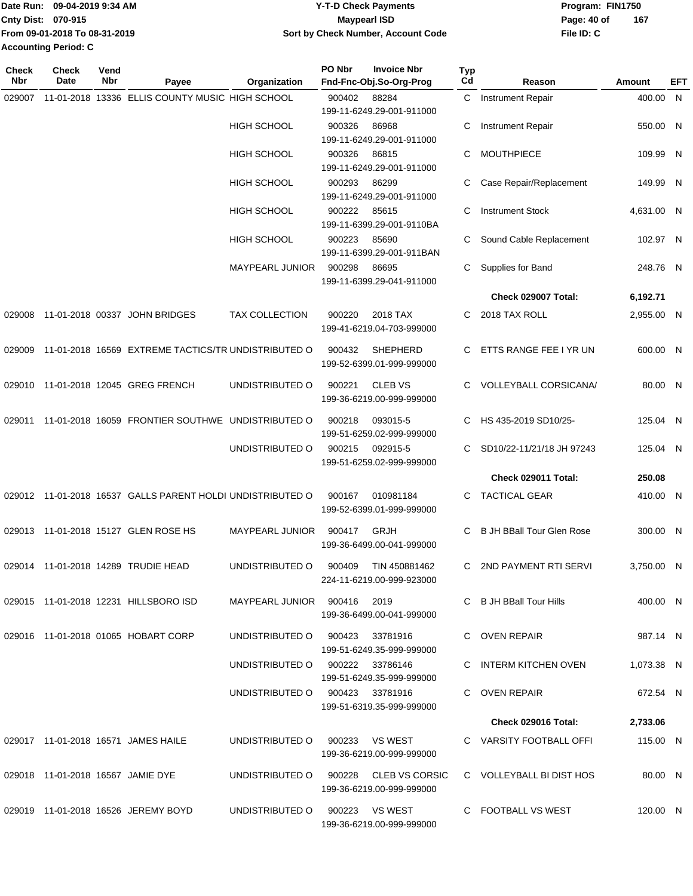Date Run: 09-04-2019 9:34 AM
Cnty Dist: 070-915
From 09-01-2018 To 08-31-2019
Accounting Period: C

# Y-T-D Check Payments
## Maypearl ISD
### Sort by Check Number, Account Code

Program: FIN1750
File ID: C

| Check Nbr | Check Date | Vend Nbr | Payee | Organization | PO Nbr | Invoice Nbr / Fnd-Fnc-Obj.So-Org-Prog | Typ Cd | Reason | Amount | EFT |
|---|---|---|---|---|---|---|---|---|---|---|
| 029007 | 11-01-2018 | 13336 | ELLIS COUNTY MUSIC | HIGH SCHOOL | 900402 | 88284 199-11-6249.29-001-911000 | C | Instrument Repair | 400.00 | N |
| | | | | HIGH SCHOOL | 900326 | 86968 199-11-6249.29-001-911000 | C | Instrument Repair | 550.00 | N |
| | | | | HIGH SCHOOL | 900326 | 86815 199-11-6249.29-001-911000 | C | MOUTHPIECE | 109.99 | N |
| | | | | HIGH SCHOOL | 900293 | 86299 199-11-6249.29-001-911000 | C | Case Repair/Replacement | 149.99 | N |
| | | | | HIGH SCHOOL | 900222 | 85615 199-11-6399.29-001-9110BA | C | Instrument Stock | 4,631.00 | N |
| | | | | HIGH SCHOOL | 900223 | 85690 199-11-6399.29-001-911BAN | C | Sound Cable Replacement | 102.97 | N |
| | | | | MAYPEARL JUNIOR | 900298 | 86695 199-11-6399.29-041-911000 | C | Supplies for Band | 248.76 | N |
| | | | | | | | | **Check 029007 Total:** | **6,192.71** | |
| 029008 | 11-01-2018 | 00337 | JOHN BRIDGES | TAX COLLECTION | 900220 | 2018 TAX 199-41-6219.04-703-999000 | C | 2018 TAX ROLL | 2,955.00 | N |
| 029009 | 11-01-2018 | 16569 | EXTREME TACTICS/TR | UNDISTRIBUTED O | 900432 | SHEPHERD 199-52-6399.01-999-999000 | C | ETTS RANGE FEE I YR UN | 600.00 | N |
| 029010 | 11-01-2018 | 12045 | GREG FRENCH | UNDISTRIBUTED O | 900221 | CLEB VS 199-36-6219.00-999-999000 | C | VOLLEYBALL CORSICANA/ | 80.00 | N |
| 029011 | 11-01-2018 | 16059 | FRONTIER SOUTHWE | UNDISTRIBUTED O | 900218 | 093015-5 199-51-6259.02-999-999000 | C | HS 435-2019 SD10/25- | 125.04 | N |
| | | | | UNDISTRIBUTED O | 900215 | 092915-5 199-51-6259.02-999-999000 | C | SD10/22-11/21/18 JH 97243 | 125.04 | N |
| | | | | | | | | **Check 029011 Total:** | **250.08** | |
| 029012 | 11-01-2018 | 16537 | GALLS PARENT HOLDI | UNDISTRIBUTED O | 900167 | 010981184 199-52-6399.01-999-999000 | C | TACTICAL GEAR | 410.00 | N |
| 029013 | 11-01-2018 | 15127 | GLEN ROSE HS | MAYPEARL JUNIOR | 900417 | GRJH 199-36-6499.00-041-999000 | C | B JH BBall Tour Glen Rose | 300.00 | N |
| 029014 | 11-01-2018 | 14289 | TRUDIE HEAD | UNDISTRIBUTED O | 900409 | TIN 450881462 224-11-6219.00-999-923000 | C | 2ND PAYMENT RTI SERVI | 3,750.00 | N |
| 029015 | 11-01-2018 | 12231 | HILLSBORO ISD | MAYPEARL JUNIOR | 900416 | 2019 199-36-6499.00-041-999000 | C | B JH BBall Tour Hills | 400.00 | N |
| 029016 | 11-01-2018 | 01065 | HOBART CORP | UNDISTRIBUTED O | 900423 | 33781916 199-51-6249.35-999-999000 | C | OVEN REPAIR | 987.14 | N |
| | | | | UNDISTRIBUTED O | 900222 | 33786146 199-51-6249.35-999-999000 | C | INTERM KITCHEN OVEN | 1,073.38 | N |
| | | | | UNDISTRIBUTED O | 900423 | 33781916 199-51-6319.35-999-999000 | C | OVEN REPAIR | 672.54 | N |
| | | | | | | | | **Check 029016 Total:** | **2,733.06** | |
| 029017 | 11-01-2018 | 16571 | JAMES HAILE | UNDISTRIBUTED O | 900233 | VS WEST 199-36-6219.00-999-999000 | C | VARSITY FOOTBALL OFFI | 115.00 | N |
| 029018 | 11-01-2018 | 16567 | JAMIE DYE | UNDISTRIBUTED O | 900228 | CLEB VS CORSIC 199-36-6219.00-999-999000 | C | VOLLEYBALL BI DIST HOS | 80.00 | N |
| 029019 | 11-01-2018 | 16526 | JEREMY BOYD | UNDISTRIBUTED O | 900223 | VS WEST 199-36-6219.00-999-999000 | C | FOOTBALL VS WEST | 120.00 | N |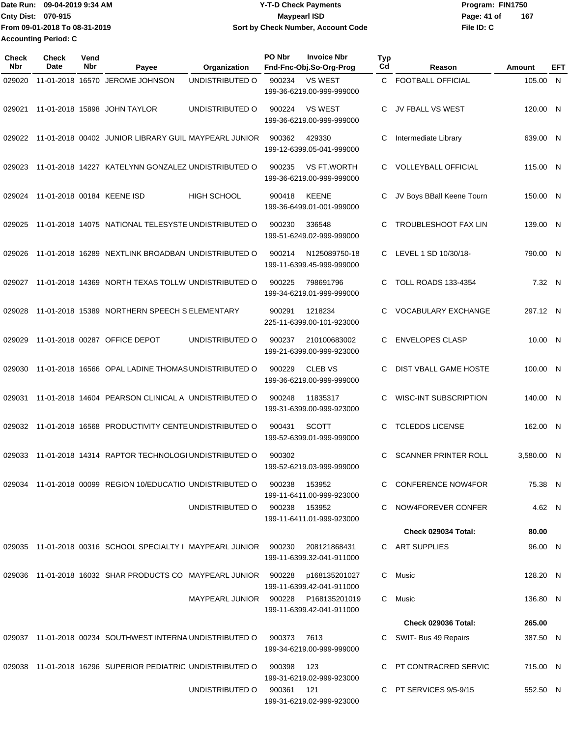Date Run: 09-04-2019 9:34 AM
Cnty Dist: 070-915
From 09-01-2018 To 08-31-2019
Accounting Period: C

**Y-T-D Check Payments**
**Maypearl ISD**
**Sort by Check Number, Account Code**

Program: FIN1750
File ID: C

| Check Nbr | Check Date | Vend Nbr | Payee | Organization | PO Nbr | Invoice Nbr / Fnd-Fnc-Obj.So-Org-Prog | Typ Cd | Reason | Amount | EFT |
|---|---|---|---|---|---|---|---|---|---|---|
| 029020 | 11-01-2018 | 16570 | JEROME JOHNSON | UNDISTRIBUTED O | 900234 | VS WEST 199-36-6219.00-999-999000 | C | FOOTBALL OFFICIAL | 105.00 | N |
| 029021 | 11-01-2018 | 15898 | JOHN TAYLOR | UNDISTRIBUTED O | 900224 | VS WEST 199-36-6219.00-999-999000 | C | JV FBALL VS WEST | 120.00 | N |
| 029022 | 11-01-2018 | 00402 | JUNIOR LIBRARY GUIL | MAYPEARL JUNIOR | 900362 | 429330 199-12-6399.05-041-999000 | C | Intermediate Library | 639.00 | N |
| 029023 | 11-01-2018 | 14227 | KATELYNN GONZALEZ | UNDISTRIBUTED O | 900235 | VS FT.WORTH 199-36-6219.00-999-999000 | C | VOLLEYBALL OFFICIAL | 115.00 | N |
| 029024 | 11-01-2018 | 00184 | KEENE ISD | HIGH SCHOOL | 900418 | KEENE 199-36-6499.01-001-999000 | C | JV Boys BBall Keene Tourn | 150.00 | N |
| 029025 | 11-01-2018 | 14075 | NATIONAL TELESYSTE | UNDISTRIBUTED O | 900230 | 336548 199-51-6249.02-999-999000 | C | TROUBLESHOOT FAX LIN | 139.00 | N |
| 029026 | 11-01-2018 | 16289 | NEXTLINK BROADBAN | UNDISTRIBUTED O | 900214 | N125089750-18 199-11-6399.45-999-999000 | C | LEVEL 1 SD 10/30/18- | 790.00 | N |
| 029027 | 11-01-2018 | 14369 | NORTH TEXAS TOLLW | UNDISTRIBUTED O | 900225 | 798691796 199-34-6219.01-999-999000 | C | TOLL ROADS 133-4354 | 7.32 | N |
| 029028 | 11-01-2018 | 15389 | NORTHERN SPEECH S | ELEMENTARY | 900291 | 1218234 225-11-6399.00-101-923000 | C | VOCABULARY EXCHANGE | 297.12 | N |
| 029029 | 11-01-2018 | 00287 | OFFICE DEPOT | UNDISTRIBUTED O | 900237 | 210100683002 199-21-6399.00-999-923000 | C | ENVELOPES CLASP | 10.00 | N |
| 029030 | 11-01-2018 | 16566 | OPAL LADINE THOMAS | UNDISTRIBUTED O | 900229 | CLEB VS 199-36-6219.00-999-999000 | C | DIST VBALL GAME HOSTE | 100.00 | N |
| 029031 | 11-01-2018 | 14604 | PEARSON CLINICAL A | UNDISTRIBUTED O | 900248 | 11835317 199-31-6399.00-999-923000 | C | WISC-INT SUBSCRIPTION | 140.00 | N |
| 029032 | 11-01-2018 | 16568 | PRODUCTIVITY CENTE | UNDISTRIBUTED O | 900431 | SCOTT 199-52-6399.01-999-999000 | C | TCLEDDS LICENSE | 162.00 | N |
| 029033 | 11-01-2018 | 14314 | RAPTOR TECHNOLOGI | UNDISTRIBUTED O | 900302 | 199-52-6219.03-999-999000 | C | SCANNER PRINTER ROLL | 3,580.00 | N |
| 029034 | 11-01-2018 | 00099 | REGION 10/EDUCATIO | UNDISTRIBUTED O | 900238 | 153952 199-11-6411.00-999-923000 | C | CONFERENCE NOW4FOR | 75.38 | N |
| | | | | UNDISTRIBUTED O | 900238 | 153952 199-11-6411.01-999-923000 | C | NOW4FOREVER CONFER | 4.62 | N |
| | | | | | | | | **Check 029034 Total:** | **80.00** | |
| 029035 | 11-01-2018 | 00316 | SCHOOL SPECIALTY I | MAYPEARL JUNIOR | 900230 | 208121868431 199-11-6399.32-041-911000 | C | ART SUPPLIES | 96.00 | N |
| 029036 | 11-01-2018 | 16032 | SHAR PRODUCTS CO | MAYPEARL JUNIOR | 900228 | p168135201027 199-11-6399.42-041-911000 | C | Music | 128.20 | N |
| | | | | MAYPEARL JUNIOR | 900228 | P168135201019 199-11-6399.42-041-911000 | C | Music | 136.80 | N |
| | | | | | | | | **Check 029036 Total:** | **265.00** | |
| 029037 | 11-01-2018 | 00234 | SOUTHWEST INTERNA | UNDISTRIBUTED O | 900373 | 7613 199-34-6219.00-999-999000 | C | SWIT- Bus 49 Repairs | 387.50 | N |
| 029038 | 11-01-2018 | 16296 | SUPERIOR PEDIATRIC | UNDISTRIBUTED O | 900398 | 123 199-31-6219.02-999-923000 | C | PT CONTRACRED SERVIC | 715.00 | N |
| | | | | UNDISTRIBUTED O | 900361 | 121 199-31-6219.02-999-923000 | C | PT SERVICES 9/5-9/15 | 552.50 | N |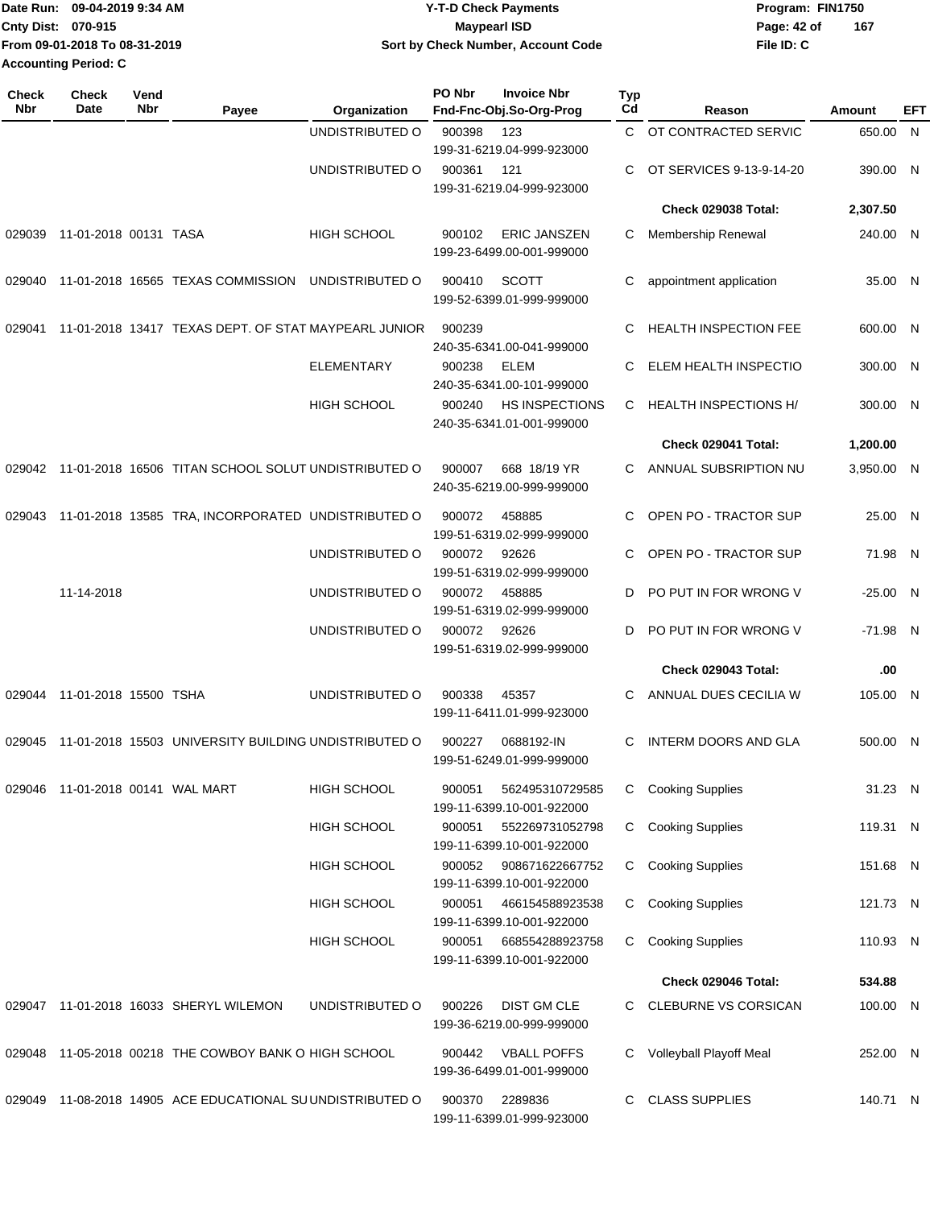Date Run: 09-04-2019 9:34 AM
Cnty Dist: 070-915
From 09-01-2018 To 08-31-2019
Accounting Period: C

# Y-T-D Check Payments
## Maypearl ISD
### Sort by Check Number, Account Code

Program: FIN1750
File ID: C

| Check Nbr | Check Date | Vend Nbr | Payee | Organization | PO Nbr | Invoice Nbr / Fnd-Fnc-Obj.So-Org-Prog | Typ Cd | Reason | Amount | EFT |
|---|---|---|---|---|---|---|---|---|---|---|
| | | | | UNDISTRIBUTED O | 900398 | 123 199-31-6219.04-999-923000 | C | OT CONTRACTED SERVIC | 650.00 | N |
| | | | | UNDISTRIBUTED O | 900361 | 121 199-31-6219.04-999-923000 | C | OT SERVICES 9-13-9-14-20 | 390.00 | N |
| | | | | | | | | **Check 029038 Total:** | **2,307.50** | |
| 029039 | 11-01-2018 | 00131 | TASA | HIGH SCHOOL | 900102 | ERIC JANSZEN 199-23-6499.00-001-999000 | C | Membership Renewal | 240.00 | N |
| 029040 | 11-01-2018 | 16565 | TEXAS COMMISSION | UNDISTRIBUTED O | 900410 | SCOTT 199-52-6399.01-999-999000 | C | appointment application | 35.00 | N |
| 029041 | 11-01-2018 | 13417 | TEXAS DEPT. OF STAT | MAYPEARL JUNIOR | 900239 | 240-35-6341.00-041-999000 | C | HEALTH INSPECTION FEE | 600.00 | N |
| | | | | ELEMENTARY | 900238 | ELEM 240-35-6341.00-101-999000 | C | ELEM HEALTH INSPECTIO | 300.00 | N |
| | | | | HIGH SCHOOL | 900240 | HS INSPECTIONS 240-35-6341.01-001-999000 | C | HEALTH INSPECTIONS H/ | 300.00 | N |
| | | | | | | | | **Check 029041 Total:** | **1,200.00** | |
| 029042 | 11-01-2018 | 16506 | TITAN SCHOOL SOLUT | UNDISTRIBUTED O | 900007 | 668 18/19 YR 240-35-6219.00-999-999000 | C | ANNUAL SUBSRIPTION NU | 3,950.00 | N |
| 029043 | 11-01-2018 | 13585 | TRA, INCORPORATED | UNDISTRIBUTED O | 900072 | 458885 199-51-6319.02-999-999000 | C | OPEN PO - TRACTOR SUP | 25.00 | N |
| | | | | UNDISTRIBUTED O | 900072 | 92626 199-51-6319.02-999-999000 | C | OPEN PO - TRACTOR SUP | 71.98 | N |
| | 11-14-2018 | | | UNDISTRIBUTED O | 900072 | 458885 199-51-6319.02-999-999000 | D | PO PUT IN FOR WRONG V | -25.00 | N |
| | | | | UNDISTRIBUTED O | 900072 | 92626 199-51-6319.02-999-999000 | D | PO PUT IN FOR WRONG V | -71.98 | N |
| | | | | | | | | **Check 029043 Total:** | **.00** | |
| 029044 | 11-01-2018 | 15500 | TSHA | UNDISTRIBUTED O | 900338 | 45357 199-11-6411.01-999-923000 | C | ANNUAL DUES CECILIA W | 105.00 | N |
| 029045 | 11-01-2018 | 15503 | UNIVERSITY BUILDING | UNDISTRIBUTED O | 900227 | 0688192-IN 199-51-6249.01-999-999000 | C | INTERM DOORS AND GLA | 500.00 | N |
| 029046 | 11-01-2018 | 00141 | WAL MART | HIGH SCHOOL | 900051 | 562495310729585 199-11-6399.10-001-922000 | C | Cooking Supplies | 31.23 | N |
| | | | | HIGH SCHOOL | 900051 | 552269731052798 199-11-6399.10-001-922000 | C | Cooking Supplies | 119.31 | N |
| | | | | HIGH SCHOOL | 900052 | 908671622667752 199-11-6399.10-001-922000 | C | Cooking Supplies | 151.68 | N |
| | | | | HIGH SCHOOL | 900051 | 466154588923538 199-11-6399.10-001-922000 | C | Cooking Supplies | 121.73 | N |
| | | | | HIGH SCHOOL | 900051 | 668554288923758 199-11-6399.10-001-922000 | C | Cooking Supplies | 110.93 | N |
| | | | | | | | | **Check 029046 Total:** | **534.88** | |
| 029047 | 11-01-2018 | 16033 | SHERYL WILEMON | UNDISTRIBUTED O | 900226 | DIST GM CLE 199-36-6219.00-999-999000 | C | CLEBURNE VS CORSICAN | 100.00 | N |
| 029048 | 11-05-2018 | 00218 | THE COWBOY BANK O | HIGH SCHOOL | 900442 | VBALL POFFS 199-36-6499.01-001-999000 | C | Volleyball Playoff Meal | 252.00 | N |
| 029049 | 11-08-2018 | 14905 | ACE EDUCATIONAL SU | UNDISTRIBUTED O | 900370 | 2289836 199-11-6399.01-999-923000 | C | CLASS SUPPLIES | 140.71 | N |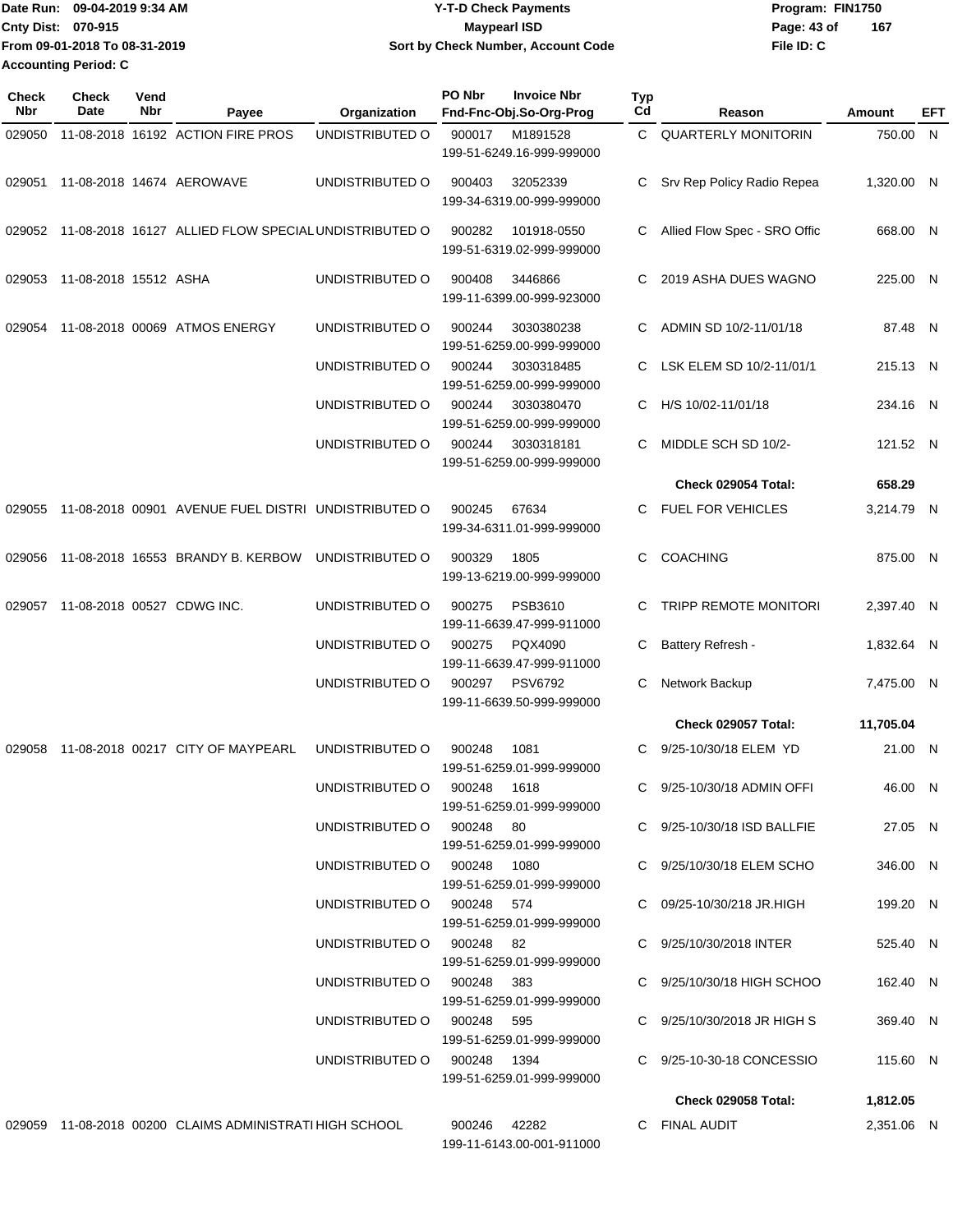Date Run: 09-04-2019 9:34 AM
Cnty Dist: 070-915
From 09-01-2018 To 08-31-2019
Accounting Period: C

**Y-T-D Check Payments**
**Maypearl ISD**
**Sort by Check Number, Account Code**

Program: FIN1750
File ID: C

| Check Nbr | Check Date | Vend Nbr | Payee | Organization | PO Nbr | Invoice Nbr Fnd-Fnc-Obj.So-Org-Prog | Typ Cd | Reason | Amount | EFT |
|---|---|---|---|---|---|---|---|---|---|---|
| 029050 | 11-08-2018 | 16192 | ACTION FIRE PROS | UNDISTRIBUTED O | 900017 | M1891528 199-51-6249.16-999-999000 | C | QUARTERLY MONITORIN | 750.00 | N |
| 029051 | 11-08-2018 | 14674 | AEROWAVE | UNDISTRIBUTED O | 900403 | 32052339 199-34-6319.00-999-999000 | C | Srv Rep Policy Radio Repea | 1,320.00 | N |
| 029052 | 11-08-2018 | 16127 | ALLIED FLOW SPECIAL | UNDISTRIBUTED O | 900282 | 101918-0550 199-51-6319.02-999-999000 | C | Allied Flow Spec - SRO Offic | 668.00 | N |
| 029053 | 11-08-2018 | 15512 | ASHA | UNDISTRIBUTED O | 900408 | 3446866 199-11-6399.00-999-923000 | C | 2019 ASHA DUES WAGNO | 225.00 | N |
| 029054 | 11-08-2018 | 00069 | ATMOS ENERGY | UNDISTRIBUTED O | 900244 | 3030380238 199-51-6259.00-999-999000 | C | ADMIN SD 10/2-11/01/18 | 87.48 | N |
| | | | | UNDISTRIBUTED O | 900244 | 3030318485 199-51-6259.00-999-999000 | C | LSK ELEM SD 10/2-11/01/1 | 215.13 | N |
| | | | | UNDISTRIBUTED O | 900244 | 3030380470 199-51-6259.00-999-999000 | C | H/S 10/02-11/01/18 | 234.16 | N |
| | | | | UNDISTRIBUTED O | 900244 | 3030318181 199-51-6259.00-999-999000 | C | MIDDLE SCH SD 10/2- | 121.52 | N |
| | | | | | | | | **Check 029054 Total:** | **658.29** | |
| 029055 | 11-08-2018 | 00901 | AVENUE FUEL DISTRI | UNDISTRIBUTED O | 900245 | 67634 199-34-6311.01-999-999000 | C | FUEL FOR VEHICLES | 3,214.79 | N |
| 029056 | 11-08-2018 | 16553 | BRANDY B. KERBOW | UNDISTRIBUTED O | 900329 | 1805 199-13-6219.00-999-999000 | C | COACHING | 875.00 | N |
| 029057 | 11-08-2018 | 00527 | CDWG INC. | UNDISTRIBUTED O | 900275 | PSB3610 199-11-6639.47-999-911000 | C | TRIPP REMOTE MONITORI | 2,397.40 | N |
| | | | | UNDISTRIBUTED O | 900275 | PQX4090 199-11-6639.47-999-911000 | C | Battery Refresh - | 1,832.64 | N |
| | | | | UNDISTRIBUTED O | 900297 | PSV6792 199-11-6639.50-999-999000 | C | Network Backup | 7,475.00 | N |
| | | | | | | | | **Check 029057 Total:** | **11,705.04** | |
| 029058 | 11-08-2018 | 00217 | CITY OF MAYPEARL | UNDISTRIBUTED O | 900248 | 1081 199-51-6259.01-999-999000 | C | 9/25-10/30/18 ELEM YD | 21.00 | N |
| | | | | UNDISTRIBUTED O | 900248 | 1618 199-51-6259.01-999-999000 | C | 9/25-10/30/18 ADMIN OFFI | 46.00 | N |
| | | | | UNDISTRIBUTED O | 900248 | 80 199-51-6259.01-999-999000 | C | 9/25-10/30/18 ISD BALLFIE | 27.05 | N |
| | | | | UNDISTRIBUTED O | 900248 | 1080 199-51-6259.01-999-999000 | C | 9/25/10/30/18 ELEM SCHO | 346.00 | N |
| | | | | UNDISTRIBUTED O | 900248 | 574 199-51-6259.01-999-999000 | C | 09/25-10/30/218 JR.HIGH | 199.20 | N |
| | | | | UNDISTRIBUTED O | 900248 | 82 199-51-6259.01-999-999000 | C | 9/25/10/30/2018 INTER | 525.40 | N |
| | | | | UNDISTRIBUTED O | 900248 | 383 199-51-6259.01-999-999000 | C | 9/25/10/30/18 HIGH SCHOO | 162.40 | N |
| | | | | UNDISTRIBUTED O | 900248 | 595 199-51-6259.01-999-999000 | C | 9/25/10/30/2018 JR HIGH S | 369.40 | N |
| | | | | UNDISTRIBUTED O | 900248 | 1394 199-51-6259.01-999-999000 | C | 9/25-10-30-18 CONCESSIO | 115.60 | N |
| | | | | | | | | **Check 029058 Total:** | **1,812.05** | |
| 029059 | 11-08-2018 | 00200 | CLAIMS ADMINISTRATI | HIGH SCHOOL | 900246 | 42282 199-11-6143.00-001-911000 | C | FINAL AUDIT | 2,351.06 | N |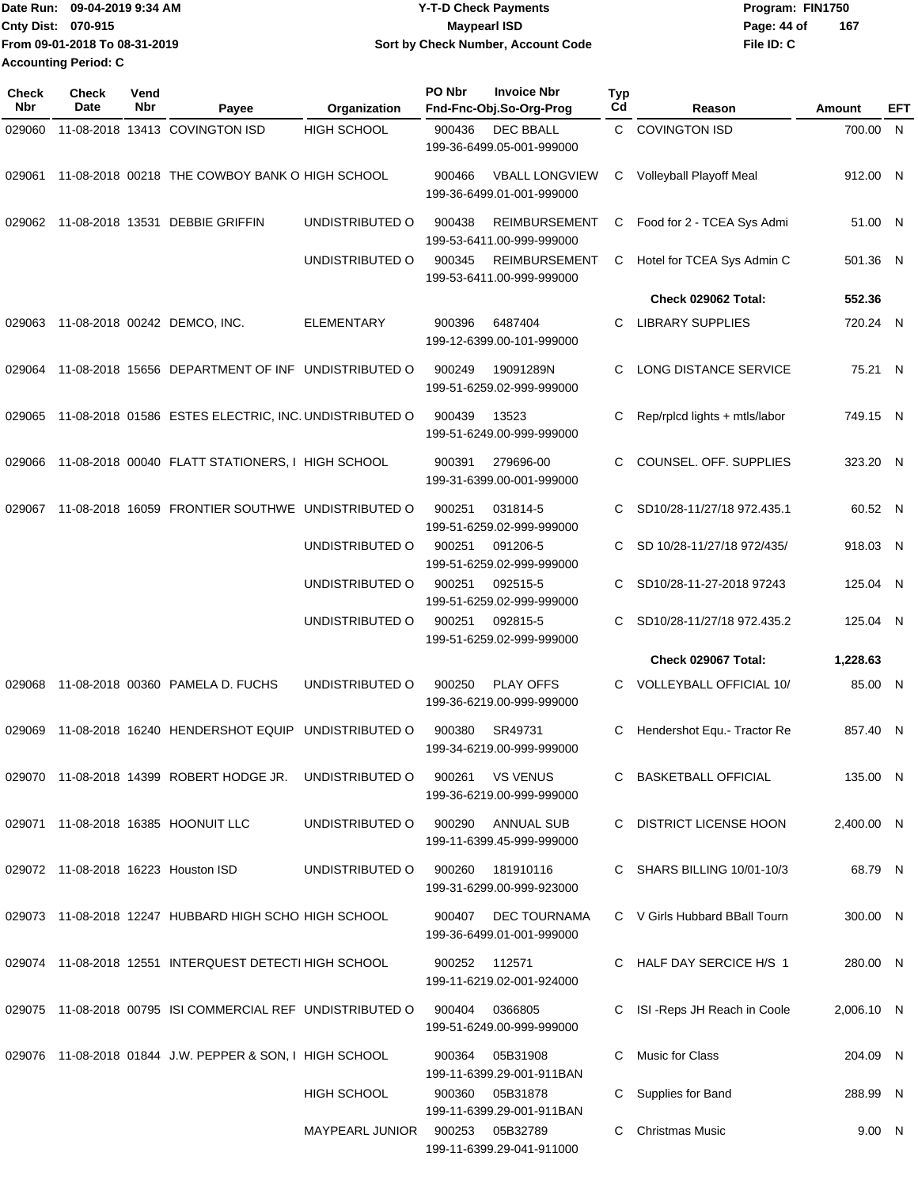Date Run: 09-04-2019 9:34 AM
Cnty Dist: 070-915
From 09-01-2018 To 08-31-2019
Accounting Period: C

**Y-T-D Check Payments**
**Maypearl ISD**
**Sort by Check Number, Account Code**

Program: FIN1750
File ID: C

| Check Nbr | Check Date | Vend Nbr | Payee | Organization | PO Nbr / Invoice Nbr / Fnd-Fnc-Obj.So-Org-Prog | Typ Cd | Reason | Amount | EFT |
|---|---|---|---|---|---|---|---|---|---|
| 029060 | 11-08-2018 | 13413 | COVINGTON ISD | HIGH SCHOOL | 900436 DEC BBALL 199-36-6499.05-001-999000 | C | COVINGTON ISD | 700.00 | N |
| 029061 | 11-08-2018 | 00218 | THE COWBOY BANK O | HIGH SCHOOL | 900466 VBALL LONGVIEW 199-36-6499.01-001-999000 | C | Volleyball Playoff Meal | 912.00 | N |
| 029062 | 11-08-2018 | 13531 | DEBBIE GRIFFIN | UNDISTRIBUTED O | 900438 REIMBURSEMENT 199-53-6411.00-999-999000 | C | Food for 2 - TCEA Sys Admi | 51.00 | N |
| | | | | UNDISTRIBUTED O | 900345 REIMBURSEMENT 199-53-6411.00-999-999000 | C | Hotel for TCEA Sys Admin C | 501.36 | N |
| | | | | | | | **Check 029062 Total:** | **552.36** | |
| 029063 | 11-08-2018 | 00242 | DEMCO, INC. | ELEMENTARY | 900396 6487404 199-12-6399.00-101-999000 | C | LIBRARY SUPPLIES | 720.24 | N |
| 029064 | 11-08-2018 | 15656 | DEPARTMENT OF INF | UNDISTRIBUTED O | 900249 19091289N 199-51-6259.02-999-999000 | C | LONG DISTANCE SERVICE | 75.21 | N |
| 029065 | 11-08-2018 | 01586 | ESTES ELECTRIC, INC. | UNDISTRIBUTED O | 900439 13523 199-51-6249.00-999-999000 | C | Rep/rplcd lights + mtls/labor | 749.15 | N |
| 029066 | 11-08-2018 | 00040 | FLATT STATIONERS, I | HIGH SCHOOL | 900391 279696-00 199-31-6399.00-001-999000 | C | COUNSEL. OFF. SUPPLIES | 323.20 | N |
| 029067 | 11-08-2018 | 16059 | FRONTIER SOUTHWE | UNDISTRIBUTED O | 900251 031814-5 199-51-6259.02-999-999000 | C | SD10/28-11/27/18 972.435.1 | 60.52 | N |
| | | | | UNDISTRIBUTED O | 900251 091206-5 199-51-6259.02-999-999000 | C | SD 10/28-11/27/18 972/435/ | 918.03 | N |
| | | | | UNDISTRIBUTED O | 900251 092515-5 199-51-6259.02-999-999000 | C | SD10/28-11-27-2018 97243 | 125.04 | N |
| | | | | UNDISTRIBUTED O | 900251 092815-5 199-51-6259.02-999-999000 | C | SD10/28-11/27/18 972.435.2 | 125.04 | N |
| | | | | | | | **Check 029067 Total:** | **1,228.63** | |
| 029068 | 11-08-2018 | 00360 | PAMELA D. FUCHS | UNDISTRIBUTED O | 900250 PLAY OFFS 199-36-6219.00-999-999000 | C | VOLLEYBALL OFFICIAL 10/ | 85.00 | N |
| 029069 | 11-08-2018 | 16240 | HENDERSHOT EQUIP | UNDISTRIBUTED O | 900380 SR49731 199-34-6219.00-999-999000 | C | Hendershot Equ.- Tractor Re | 857.40 | N |
| 029070 | 11-08-2018 | 14399 | ROBERT HODGE JR. | UNDISTRIBUTED O | 900261 VS VENUS 199-36-6219.00-999-999000 | C | BASKETBALL OFFICIAL | 135.00 | N |
| 029071 | 11-08-2018 | 16385 | HOONUIT LLC | UNDISTRIBUTED O | 900290 ANNUAL SUB 199-11-6399.45-999-999000 | C | DISTRICT LICENSE HOON | 2,400.00 | N |
| 029072 | 11-08-2018 | 16223 | Houston ISD | UNDISTRIBUTED O | 900260 181910116 199-31-6299.00-999-923000 | C | SHARS BILLING 10/01-10/3 | 68.79 | N |
| 029073 | 11-08-2018 | 12247 | HUBBARD HIGH SCHO | HIGH SCHOOL | 900407 DEC TOURNAMA 199-36-6499.01-001-999000 | C | V Girls Hubbard BBall Tourn | 300.00 | N |
| 029074 | 11-08-2018 | 12551 | INTERQUEST DETECTI | HIGH SCHOOL | 900252 112571 199-11-6219.02-001-924000 | C | HALF DAY SERCICE H/S 1 | 280.00 | N |
| 029075 | 11-08-2018 | 00795 | ISI COMMERCIAL REF | UNDISTRIBUTED O | 900404 0366805 199-51-6249.00-999-999000 | C | ISI -Reps JH Reach in Coole | 2,006.10 | N |
| 029076 | 11-08-2018 | 01844 | J.W. PEPPER & SON, I | HIGH SCHOOL | 900364 05B31908 199-11-6399.29-001-911BAN | C | Music for Class | 204.09 | N |
| | | | | HIGH SCHOOL | 900360 05B31878 199-11-6399.29-001-911BAN | C | Supplies for Band | 288.99 | N |
| | | | | MAYPEARL JUNIOR | 900253 05B32789 199-11-6399.29-041-911000 | C | Christmas Music | 9.00 | N |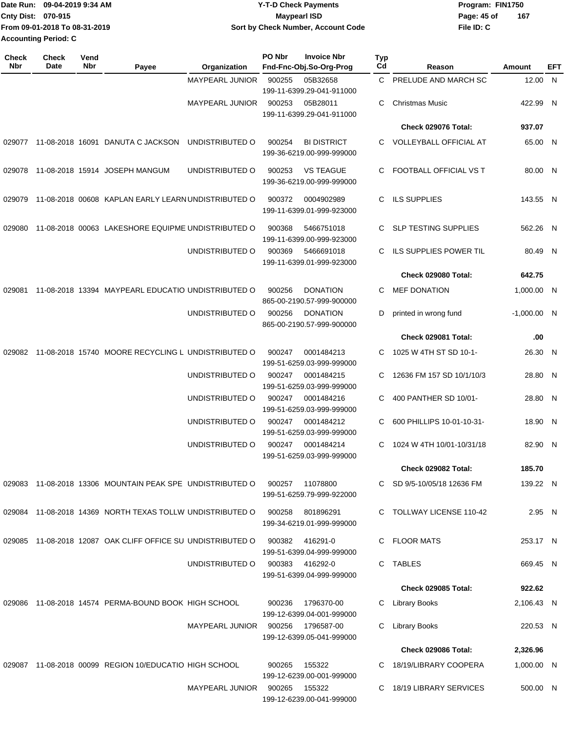Date Run: 09-04-2019 9:34 AM
Cnty Dist: 070-915
From 09-01-2018 To 08-31-2019
Accounting Period: C

**Y-T-D Check Payments**
**Maypearl ISD**
**Sort by Check Number, Account Code**

Program: FIN1750
File ID: C

| Check Nbr | Check Date | Vend Nbr | Payee | Organization | PO Nbr / Invoice Nbr / Fnd-Fnc-Obj.So-Org-Prog | Typ Cd | Reason | Amount | EFT |
|---|---|---|---|---|---|---|---|---|---|
| | | | | MAYPEARL JUNIOR | 900255 05B32658 199-11-6399.29-041-911000 | C | PRELUDE AND MARCH SC | 12.00 | N |
| | | | | MAYPEARL JUNIOR | 900253 05B28011 199-11-6399.29-041-911000 | C | Christmas Music | 422.99 | N |
| | | | | | | | **Check 029076 Total:** | **937.07** | |
| 029077 | 11-08-2018 | 16091 | DANUTA C JACKSON | UNDISTRIBUTED O | 900254 BI DISTRICT 199-36-6219.00-999-999000 | C | VOLLEYBALL OFFICIAL AT | 65.00 | N |
| 029078 | 11-08-2018 | 15914 | JOSEPH MANGUM | UNDISTRIBUTED O | 900253 VS TEAGUE 199-36-6219.00-999-999000 | C | FOOTBALL OFFICIAL VS T | 80.00 | N |
| 029079 | 11-08-2018 | 00608 | KAPLAN EARLY LEARN | UNDISTRIBUTED O | 900372 0004902989 199-11-6399.01-999-923000 | C | ILS SUPPLIES | 143.55 | N |
| 029080 | 11-08-2018 | 00063 | LAKESHORE EQUIPME | UNDISTRIBUTED O | 900368 5466751018 199-11-6399.00-999-923000 | C | SLP TESTING SUPPLIES | 562.26 | N |
| | | | | UNDISTRIBUTED O | 900369 5466691018 199-11-6399.01-999-923000 | C | ILS SUPPLIES POWER TIL | 80.49 | N |
| | | | | | | | **Check 029080 Total:** | **642.75** | |
| 029081 | 11-08-2018 | 13394 | MAYPEARL EDUCATIO | UNDISTRIBUTED O | 900256 DONATION 865-00-2190.57-999-900000 | C | MEF DONATION | 1,000.00 | N |
| | | | | UNDISTRIBUTED O | 900256 DONATION 865-00-2190.57-999-900000 | D | printed in wrong fund | -1,000.00 | N |
| | | | | | | | **Check 029081 Total:** | **.00** | |
| 029082 | 11-08-2018 | 15740 | MOORE RECYCLING L | UNDISTRIBUTED O | 900247 0001484213 199-51-6259.03-999-999000 | C | 1025 W 4TH ST SD 10-1- | 26.30 | N |
| | | | | UNDISTRIBUTED O | 900247 0001484215 199-51-6259.03-999-999000 | C | 12636 FM 157 SD 10/1/10/3 | 28.80 | N |
| | | | | UNDISTRIBUTED O | 900247 0001484216 199-51-6259.03-999-999000 | C | 400 PANTHER SD 10/01- | 28.80 | N |
| | | | | UNDISTRIBUTED O | 900247 0001484212 199-51-6259.03-999-999000 | C | 600 PHILLIPS 10-01-10-31- | 18.90 | N |
| | | | | UNDISTRIBUTED O | 900247 0001484214 199-51-6259.03-999-999000 | C | 1024 W 4TH 10/01-10/31/18 | 82.90 | N |
| | | | | | | | **Check 029082 Total:** | **185.70** | |
| 029083 | 11-08-2018 | 13306 | MOUNTAIN PEAK SPE | UNDISTRIBUTED O | 900257 11078800 199-51-6259.79-999-922000 | C | SD 9/5-10/05/18 12636 FM | 139.22 | N |
| 029084 | 11-08-2018 | 14369 | NORTH TEXAS TOLLW | UNDISTRIBUTED O | 900258 801896291 199-34-6219.01-999-999000 | C | TOLLWAY LICENSE 110-42 | 2.95 | N |
| 029085 | 11-08-2018 | 12087 | OAK CLIFF OFFICE SU | UNDISTRIBUTED O | 900382 416291-0 199-51-6399.04-999-999000 | C | FLOOR MATS | 253.17 | N |
| | | | | UNDISTRIBUTED O | 900383 416292-0 199-51-6399.04-999-999000 | C | TABLES | 669.45 | N |
| | | | | | | | **Check 029085 Total:** | **922.62** | |
| 029086 | 11-08-2018 | 14574 | PERMA-BOUND BOOK | HIGH SCHOOL | 900236 1796370-00 199-12-6399.04-001-999000 | C | Library Books | 2,106.43 | N |
| | | | | MAYPEARL JUNIOR | 900256 1796587-00 199-12-6399.05-041-999000 | C | Library Books | 220.53 | N |
| | | | | | | | **Check 029086 Total:** | **2,326.96** | |
| 029087 | 11-08-2018 | 00099 | REGION 10/EDUCATIO | HIGH SCHOOL | 900265 155322 199-12-6239.00-001-999000 | C | 18/19/LIBRARY COOPERA | 1,000.00 | N |
| | | | | MAYPEARL JUNIOR | 900265 155322 199-12-6239.00-041-999000 | C | 18/19 LIBRARY SERVICES | 500.00 | N |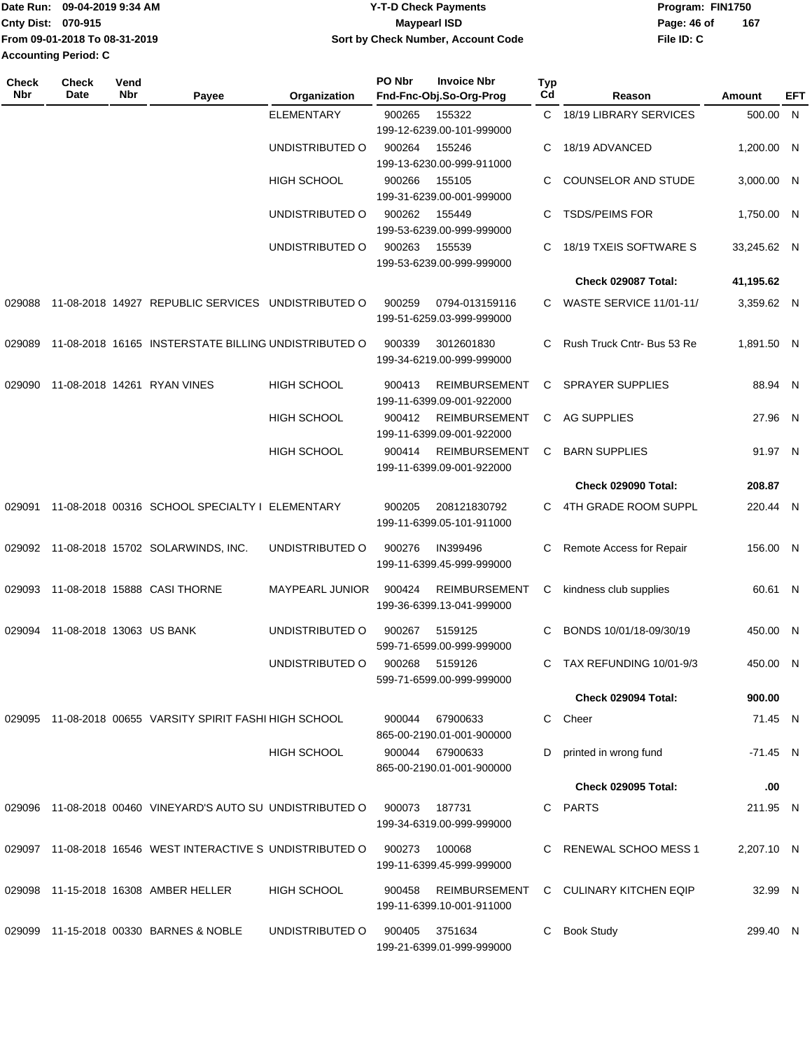Date Run: 09-04-2019 9:34 AM
Cnty Dist: 070-915
From 09-01-2018 To 08-31-2019
Accounting Period: C

# Y-T-D Check Payments
## Maypearl ISD
### Sort by Check Number, Account Code

Program: FIN1750
File ID: C

| Check Nbr | Check Date | Vend Nbr | Payee | Organization | PO Nbr | Invoice Nbr / Fnd-Fnc-Obj.So-Org-Prog | Typ Cd | Reason | Amount | EFT |
|---|---|---|---|---|---|---|---|---|---|---|
| | | | | ELEMENTARY | 900265 | 155322 199-12-6239.00-101-999000 | C | 18/19 LIBRARY SERVICES | 500.00 | N |
| | | | | UNDISTRIBUTED O | 900264 | 155246 199-13-6230.00-999-911000 | C | 18/19 ADVANCED | 1,200.00 | N |
| | | | | HIGH SCHOOL | 900266 | 155105 199-31-6239.00-001-999000 | C | COUNSELOR AND STUDE | 3,000.00 | N |
| | | | | UNDISTRIBUTED O | 900262 | 155449 199-53-6239.00-999-999000 | C | TSDS/PEIMS FOR | 1,750.00 | N |
| | | | | UNDISTRIBUTED O | 900263 | 155539 199-53-6239.00-999-999000 | C | 18/19 TXEIS SOFTWARE S | 33,245.62 | N |
| | | | | | | | | **Check 029087 Total:** | **41,195.62** | |
| 029088 | 11-08-2018 | 14927 | REPUBLIC SERVICES | UNDISTRIBUTED O | 900259 | 0794-013159116 199-51-6259.03-999-999000 | C | WASTE SERVICE 11/01-11/ | 3,359.62 | N |
| 029089 | 11-08-2018 | 16165 | INSTERSTATE BILLING | UNDISTRIBUTED O | 900339 | 3012601830 199-34-6219.00-999-999000 | C | Rush Truck Cntr- Bus 53 Re | 1,891.50 | N |
| 029090 | 11-08-2018 | 14261 | RYAN VINES | HIGH SCHOOL | 900413 | REIMBURSEMENT 199-11-6399.09-001-922000 | C | SPRAYER SUPPLIES | 88.94 | N |
| | | | | HIGH SCHOOL | 900412 | REIMBURSEMENT 199-11-6399.09-001-922000 | C | AG SUPPLIES | 27.96 | N |
| | | | | HIGH SCHOOL | 900414 | REIMBURSEMENT 199-11-6399.09-001-922000 | C | BARN SUPPLIES | 91.97 | N |
| | | | | | | | | **Check 029090 Total:** | **208.87** | |
| 029091 | 11-08-2018 | 00316 | SCHOOL SPECIALTY I | ELEMENTARY | 900205 | 208121830792 199-11-6399.05-101-911000 | C | 4TH GRADE ROOM SUPPL | 220.44 | N |
| 029092 | 11-08-2018 | 15702 | SOLARWINDS, INC. | UNDISTRIBUTED O | 900276 | IN399496 199-11-6399.45-999-999000 | C | Remote Access for Repair | 156.00 | N |
| 029093 | 11-08-2018 | 15888 | CASI THORNE | MAYPEARL JUNIOR | 900424 | REIMBURSEMENT 199-36-6399.13-041-999000 | C | kindness club supplies | 60.61 | N |
| 029094 | 11-08-2018 | 13063 | US BANK | UNDISTRIBUTED O | 900267 | 5159125 599-71-6599.00-999-999000 | C | BONDS 10/01/18-09/30/19 | 450.00 | N |
| | | | | UNDISTRIBUTED O | 900268 | 5159126 599-71-6599.00-999-999000 | C | TAX REFUNDING 10/01-9/3 | 450.00 | N |
| | | | | | | | | **Check 029094 Total:** | **900.00** | |
| 029095 | 11-08-2018 | 00655 | VARSITY SPIRIT FASHI | HIGH SCHOOL | 900044 | 67900633 865-00-2190.01-001-900000 | C | Cheer | 71.45 | N |
| | | | | HIGH SCHOOL | 900044 | 67900633 865-00-2190.01-001-900000 | D | printed in wrong fund | -71.45 | N |
| | | | | | | | | **Check 029095 Total:** | **.00** | |
| 029096 | 11-08-2018 | 00460 | VINEYARD'S AUTO SU | UNDISTRIBUTED O | 900073 | 187731 199-34-6319.00-999-999000 | C | PARTS | 211.95 | N |
| 029097 | 11-08-2018 | 16546 | WEST INTERACTIVE S | UNDISTRIBUTED O | 900273 | 100068 199-11-6399.45-999-999000 | C | RENEWAL SCHOO MESS 1 | 2,207.10 | N |
| 029098 | 11-15-2018 | 16308 | AMBER HELLER | HIGH SCHOOL | 900458 | REIMBURSEMENT 199-11-6399.10-001-911000 | C | CULINARY KITCHEN EQIP | 32.99 | N |
| 029099 | 11-15-2018 | 00330 | BARNES & NOBLE | UNDISTRIBUTED O | 900405 | 3751634 199-21-6399.01-999-999000 | C | Book Study | 299.40 | N |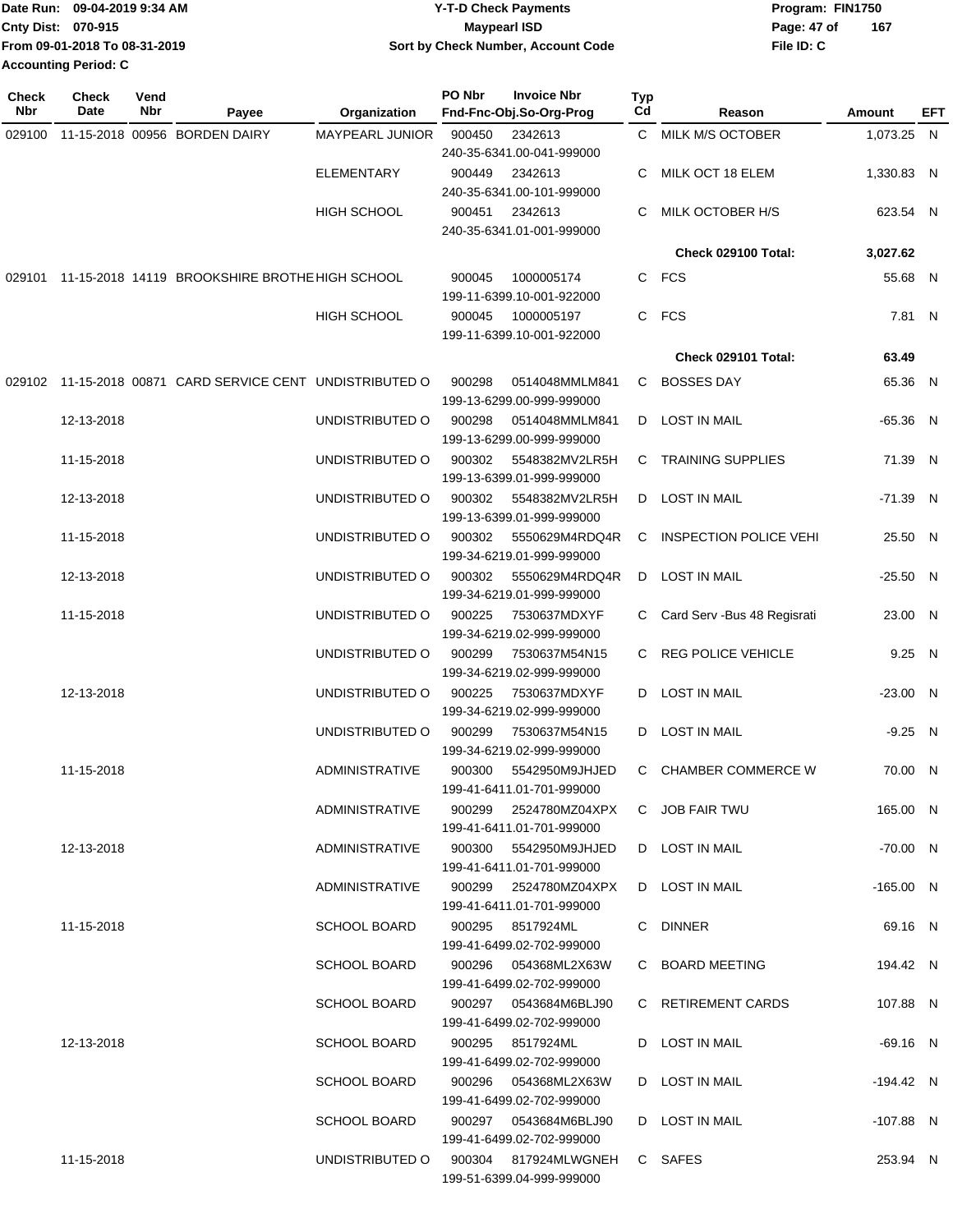Date Run: 09-04-2019 9:34 AM
Cnty Dist: 070-915
From 09-01-2018 To 08-31-2019
Accounting Period: C

# Y-T-D Check Payments
## Maypearl ISD
### Sort by Check Number, Account Code

Program: FIN1750
File ID: C

| Check Nbr | Check Date | Vend Nbr | Payee | Organization | PO Nbr | Invoice Nbr / Fnd-Fnc-Obj.So-Org-Prog | Typ Cd | Reason | Amount | EFT |
|---|---|---|---|---|---|---|---|---|---|---|
| 029100 | 11-15-2018 | 00956 | BORDEN DAIRY | MAYPEARL JUNIOR | 900450 | 2342613 240-35-6341.00-041-999000 | C | MILK M/S OCTOBER | 1,073.25 | N |
| | | | | ELEMENTARY | 900449 | 2342613 240-35-6341.00-101-999000 | C | MILK OCT 18 ELEM | 1,330.83 | N |
| | | | | HIGH SCHOOL | 900451 | 2342613 240-35-6341.01-001-999000 | C | MILK OCTOBER H/S | 623.54 | N |
| | | | | | | | | **Check 029100 Total:** | **3,027.62** | |
| 029101 | 11-15-2018 | 14119 | BROOKSHIRE BROTHE | HIGH SCHOOL | 900045 | 1000005174 199-11-6399.10-001-922000 | C | FCS | 55.68 | N |
| | | | | HIGH SCHOOL | 900045 | 1000005197 199-11-6399.10-001-922000 | C | FCS | 7.81 | N |
| | | | | | | | | **Check 029101 Total:** | **63.49** | |
| 029102 | 11-15-2018 | 00871 | CARD SERVICE CENT | UNDISTRIBUTED O | 900298 | 0514048MMLM841 199-13-6299.00-999-999000 | C | BOSSES DAY | 65.36 | N |
| | 12-13-2018 | | | UNDISTRIBUTED O | 900298 | 0514048MMLM841 199-13-6299.00-999-999000 | D | LOST IN MAIL | -65.36 | N |
| | 11-15-2018 | | | UNDISTRIBUTED O | 900302 | 5548382MV2LR5H 199-13-6399.01-999-999000 | C | TRAINING SUPPLIES | 71.39 | N |
| | 12-13-2018 | | | UNDISTRIBUTED O | 900302 | 5548382MV2LR5H 199-13-6399.01-999-999000 | D | LOST IN MAIL | -71.39 | N |
| | 11-15-2018 | | | UNDISTRIBUTED O | 900302 | 5550629M4RDQ4R 199-34-6219.01-999-999000 | C | INSPECTION POLICE VEHI | 25.50 | N |
| | 12-13-2018 | | | UNDISTRIBUTED O | 900302 | 5550629M4RDQ4R 199-34-6219.01-999-999000 | D | LOST IN MAIL | -25.50 | N |
| | 11-15-2018 | | | UNDISTRIBUTED O | 900225 | 7530637MDXYF 199-34-6219.02-999-999000 | C | Card Serv -Bus 48 Regisrati | 23.00 | N |
| | | | | UNDISTRIBUTED O | 900299 | 7530637M54N15 199-34-6219.02-999-999000 | C | REG POLICE VEHICLE | 9.25 | N |
| | 12-13-2018 | | | UNDISTRIBUTED O | 900225 | 7530637MDXYF 199-34-6219.02-999-999000 | D | LOST IN MAIL | -23.00 | N |
| | | | | UNDISTRIBUTED O | 900299 | 7530637M54N15 199-34-6219.02-999-999000 | D | LOST IN MAIL | -9.25 | N |
| | 11-15-2018 | | | ADMINISTRATIVE | 900300 | 5542950M9JHJED 199-41-6411.01-701-999000 | C | CHAMBER COMMERCE W | 70.00 | N |
| | | | | ADMINISTRATIVE | 900299 | 2524780MZ04XPX 199-41-6411.01-701-999000 | C | JOB FAIR TWU | 165.00 | N |
| | 12-13-2018 | | | ADMINISTRATIVE | 900300 | 5542950M9JHJED 199-41-6411.01-701-999000 | D | LOST IN MAIL | -70.00 | N |
| | | | | ADMINISTRATIVE | 900299 | 2524780MZ04XPX 199-41-6411.01-701-999000 | D | LOST IN MAIL | -165.00 | N |
| | 11-15-2018 | | | SCHOOL BOARD | 900295 | 8517924ML 199-41-6499.02-702-999000 | C | DINNER | 69.16 | N |
| | | | | SCHOOL BOARD | 900296 | 054368ML2X63W 199-41-6499.02-702-999000 | C | BOARD MEETING | 194.42 | N |
| | | | | SCHOOL BOARD | 900297 | 0543684M6BLJ90 199-41-6499.02-702-999000 | C | RETIREMENT CARDS | 107.88 | N |
| | 12-13-2018 | | | SCHOOL BOARD | 900295 | 8517924ML 199-41-6499.02-702-999000 | D | LOST IN MAIL | -69.16 | N |
| | | | | SCHOOL BOARD | 900296 | 054368ML2X63W 199-41-6499.02-702-999000 | D | LOST IN MAIL | -194.42 | N |
| | | | | SCHOOL BOARD | 900297 | 0543684M6BLJ90 199-41-6499.02-702-999000 | D | LOST IN MAIL | -107.88 | N |
| | 11-15-2018 | | | UNDISTRIBUTED O | 900304 | 817924MLWGNEH 199-51-6399.04-999-999000 | C | SAFES | 253.94 | N |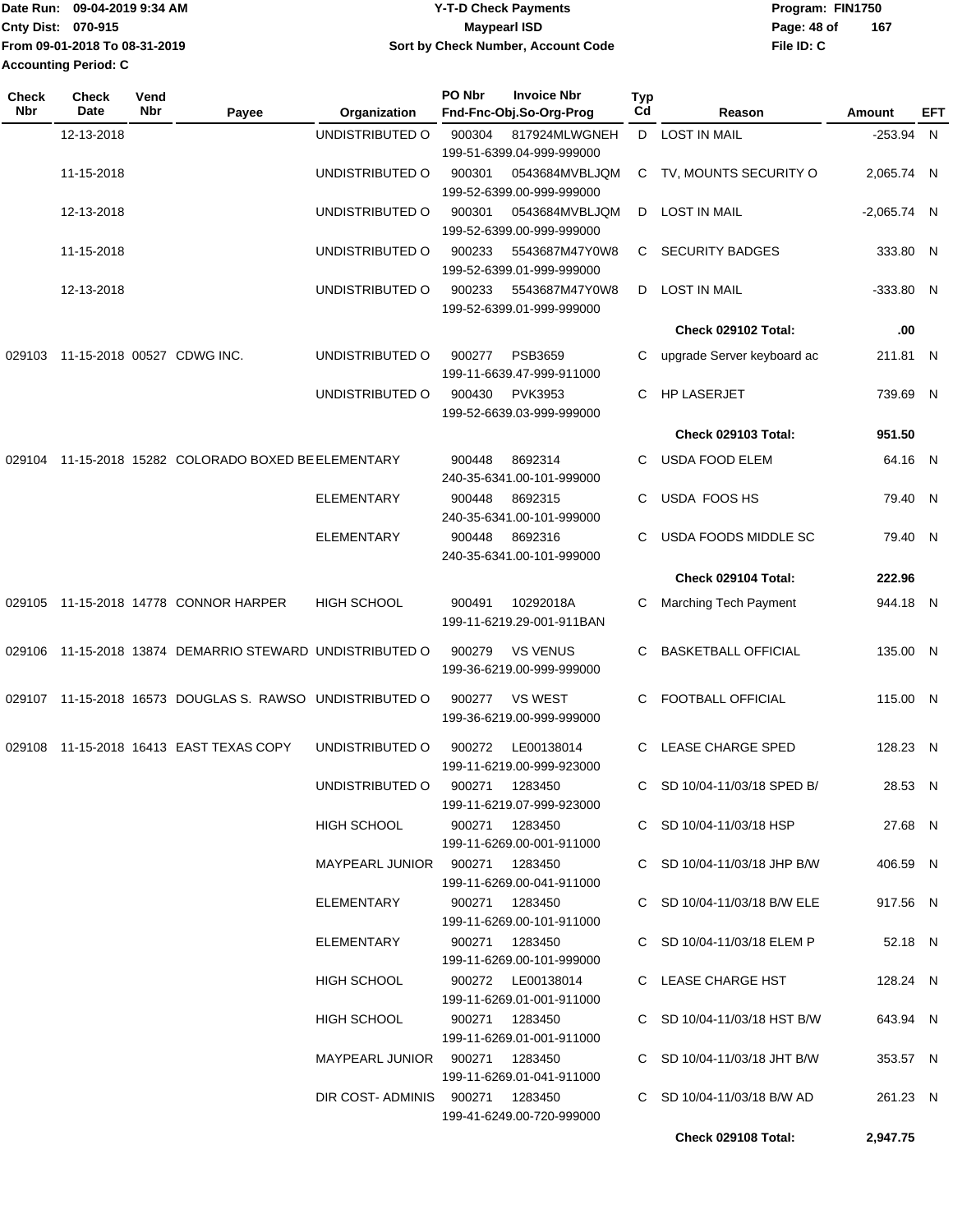Date Run: 09-04-2019 9:34 AM
Cnty Dist: 070-915
From 09-01-2018 To 08-31-2019
Accounting Period: C

**Y-T-D Check Payments**
**Maypearl ISD**
**Sort by Check Number, Account Code**

Program: FIN1750
File ID: C

| Check Nbr | Check Date | Vend Nbr | Payee | Organization | PO Nbr | Invoice Nbr / Fnd-Fnc-Obj.So-Org-Prog | Typ Cd | Reason | Amount | EFT |
|---|---|---|---|---|---|---|---|---|---|---|
| | 12-13-2018 | | | UNDISTRIBUTED O | 900304 | 817924MLWGNEH 199-51-6399.04-999-999000 | D | LOST IN MAIL | -253.94 | N |
| | 11-15-2018 | | | UNDISTRIBUTED O | 900301 | 0543684MVBLJQM 199-52-6399.00-999-999000 | C | TV, MOUNTS SECURITY O | 2,065.74 | N |
| | 12-13-2018 | | | UNDISTRIBUTED O | 900301 | 0543684MVBLJQM 199-52-6399.00-999-999000 | D | LOST IN MAIL | -2,065.74 | N |
| | 11-15-2018 | | | UNDISTRIBUTED O | 900233 | 5543687M47Y0W8 199-52-6399.01-999-999000 | C | SECURITY BADGES | 333.80 | N |
| | 12-13-2018 | | | UNDISTRIBUTED O | 900233 | 5543687M47Y0W8 199-52-6399.01-999-999000 | D | LOST IN MAIL | -333.80 | N |
| | | | | | | | | **Check 029102 Total:** | **.00** | |
| 029103 | 11-15-2018 | 00527 | CDWG INC. | UNDISTRIBUTED O | 900277 | PSB3659 199-11-6639.47-999-911000 | C | upgrade Server keyboard ac | 211.81 | N |
| | | | | UNDISTRIBUTED O | 900430 | PVK3953 199-52-6639.03-999-999000 | C | HP LASERJET | 739.69 | N |
| | | | | | | | | **Check 029103 Total:** | **951.50** | |
| 029104 | 11-15-2018 | 15282 | COLORADO BOXED BE | ELEMENTARY | 900448 | 8692314 240-35-6341.00-101-999000 | C | USDA FOOD ELEM | 64.16 | N |
| | | | | ELEMENTARY | 900448 | 8692315 240-35-6341.00-101-999000 | C | USDA FOOS HS | 79.40 | N |
| | | | | ELEMENTARY | 900448 | 8692316 240-35-6341.00-101-999000 | C | USDA FOODS MIDDLE SC | 79.40 | N |
| | | | | | | | | **Check 029104 Total:** | **222.96** | |
| 029105 | 11-15-2018 | 14778 | CONNOR HARPER | HIGH SCHOOL | 900491 | 10292018A 199-11-6219.29-001-911BAN | C | Marching Tech Payment | 944.18 | N |
| 029106 | 11-15-2018 | 13874 | DEMARRIO STEWARD | UNDISTRIBUTED O | 900279 | VS VENUS 199-36-6219.00-999-999000 | C | BASKETBALL OFFICIAL | 135.00 | N |
| 029107 | 11-15-2018 | 16573 | DOUGLAS S. RAWSO | UNDISTRIBUTED O | 900277 | VS WEST 199-36-6219.00-999-999000 | C | FOOTBALL OFFICIAL | 115.00 | N |
| 029108 | 11-15-2018 | 16413 | EAST TEXAS COPY | UNDISTRIBUTED O | 900272 | LE00138014 199-11-6219.00-999-923000 | C | LEASE CHARGE SPED | 128.23 | N |
| | | | | UNDISTRIBUTED O | 900271 | 1283450 199-11-6219.07-999-923000 | C | SD 10/04-11/03/18 SPED B/ | 28.53 | N |
| | | | | HIGH SCHOOL | 900271 | 1283450 199-11-6269.00-001-911000 | C | SD 10/04-11/03/18 HSP | 27.68 | N |
| | | | | MAYPEARL JUNIOR | 900271 | 1283450 199-11-6269.00-041-911000 | C | SD 10/04-11/03/18 JHP B/W | 406.59 | N |
| | | | | ELEMENTARY | 900271 | 1283450 199-11-6269.00-101-911000 | C | SD 10/04-11/03/18 B/W ELE | 917.56 | N |
| | | | | ELEMENTARY | 900271 | 1283450 199-11-6269.00-101-999000 | C | SD 10/04-11/03/18 ELEM P | 52.18 | N |
| | | | | HIGH SCHOOL | 900272 | LE00138014 199-11-6269.01-001-911000 | C | LEASE CHARGE HST | 128.24 | N |
| | | | | HIGH SCHOOL | 900271 | 1283450 199-11-6269.01-001-911000 | C | SD 10/04-11/03/18 HST B/W | 643.94 | N |
| | | | | MAYPEARL JUNIOR | 900271 | 1283450 199-11-6269.01-041-911000 | C | SD 10/04-11/03/18 JHT B/W | 353.57 | N |
| | | | | DIR COST- ADMINIS | 900271 | 1283450 199-41-6249.00-720-999000 | C | SD 10/04-11/03/18 B/W AD | 261.23 | N |
| | | | | | | | | **Check 029108 Total:** | **2,947.75** | |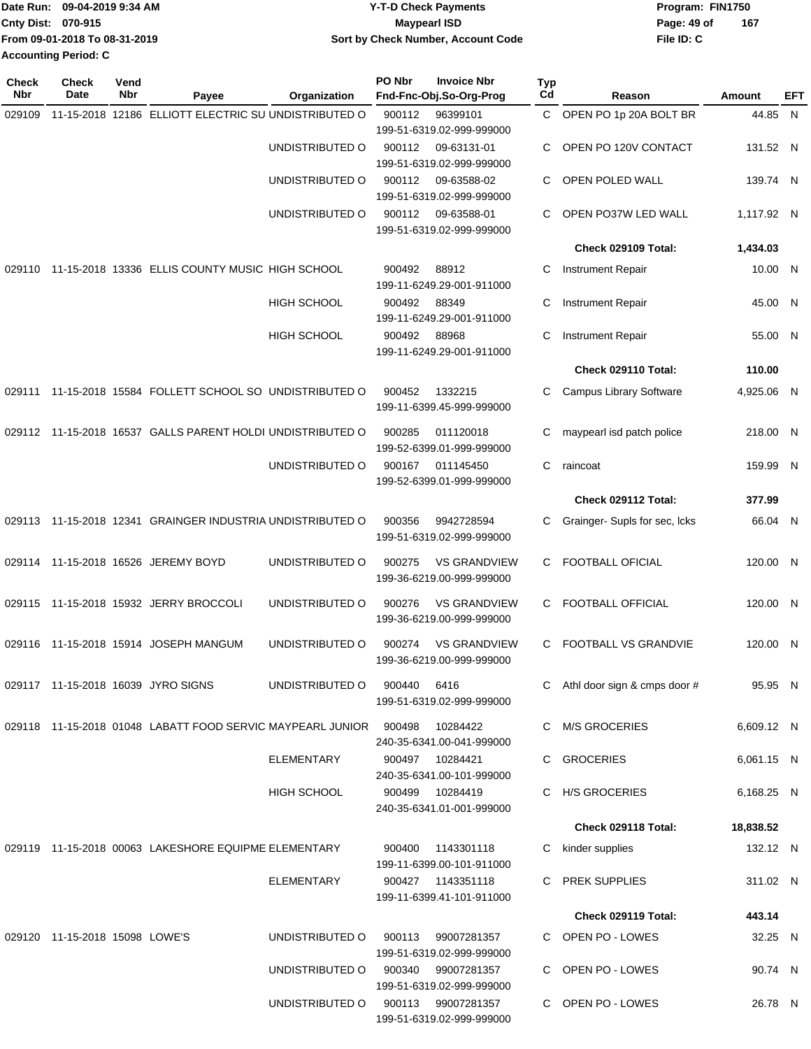Date Run: 09-04-2019 9:34 AM
Cnty Dist: 070-915
From 09-01-2018 To 08-31-2019
Accounting Period: C

**Y-T-D Check Payments**
**Maypearl ISD**
**Sort by Check Number, Account Code**

Program: FIN1750
File ID: C

| Check Nbr | Check Date | Vend Nbr | Payee | Organization | PO Nbr | Invoice Nbr / Fnd-Fnc-Obj.So-Org-Prog | Typ Cd | Reason | Amount | EFT |
|---|---|---|---|---|---|---|---|---|---|---|
| 029109 | 11-15-2018 | 12186 | ELLIOTT ELECTRIC SU | UNDISTRIBUTED O | 900112 | 96399101<br>199-51-6319.02-999-999000 | C | OPEN PO 1p 20A BOLT BR | 44.85 | N |
| | | | | UNDISTRIBUTED O | 900112 | 09-63131-01<br>199-51-6319.02-999-999000 | C | OPEN PO 120V CONTACT | 131.52 | N |
| | | | | UNDISTRIBUTED O | 900112 | 09-63588-02<br>199-51-6319.02-999-999000 | C | OPEN POLED WALL | 139.74 | N |
| | | | | UNDISTRIBUTED O | 900112 | 09-63588-01<br>199-51-6319.02-999-999000 | C | OPEN PO37W LED WALL | 1,117.92 | N |
| | | | | | | | | **Check 029109 Total:** | **1,434.03** | |
| 029110 | 11-15-2018 | 13336 | ELLIS COUNTY MUSIC | HIGH SCHOOL | 900492 | 88912<br>199-11-6249.29-001-911000 | C | Instrument Repair | 10.00 | N |
| | | | | HIGH SCHOOL | 900492 | 88349<br>199-11-6249.29-001-911000 | C | Instrument Repair | 45.00 | N |
| | | | | HIGH SCHOOL | 900492 | 88968<br>199-11-6249.29-001-911000 | C | Instrument Repair | 55.00 | N |
| | | | | | | | | **Check 029110 Total:** | **110.00** | |
| 029111 | 11-15-2018 | 15584 | FOLLETT SCHOOL SO | UNDISTRIBUTED O | 900452 | 1332215<br>199-11-6399.45-999-999000 | C | Campus Library Software | 4,925.06 | N |
| 029112 | 11-15-2018 | 16537 | GALLS PARENT HOLDI | UNDISTRIBUTED O | 900285 | 011120018<br>199-52-6399.01-999-999000 | C | maypearl isd patch police | 218.00 | N |
| | | | | UNDISTRIBUTED O | 900167 | 011145450<br>199-52-6399.01-999-999000 | C | raincoat | 159.99 | N |
| | | | | | | | | **Check 029112 Total:** | **377.99** | |
| 029113 | 11-15-2018 | 12341 | GRAINGER INDUSTRIA | UNDISTRIBUTED O | 900356 | 9942728594<br>199-51-6319.02-999-999000 | C | Grainger- Supls for sec, lcks | 66.04 | N |
| 029114 | 11-15-2018 | 16526 | JEREMY BOYD | UNDISTRIBUTED O | 900275 | VS GRANDVIEW<br>199-36-6219.00-999-999000 | C | FOOTBALL OFICIAL | 120.00 | N |
| 029115 | 11-15-2018 | 15932 | JERRY BROCCOLI | UNDISTRIBUTED O | 900276 | VS GRANDVIEW<br>199-36-6219.00-999-999000 | C | FOOTBALL OFFICIAL | 120.00 | N |
| 029116 | 11-15-2018 | 15914 | JOSEPH MANGUM | UNDISTRIBUTED O | 900274 | VS GRANDVIEW<br>199-36-6219.00-999-999000 | C | FOOTBALL VS GRANDVIE | 120.00 | N |
| 029117 | 11-15-2018 | 16039 | JYRO SIGNS | UNDISTRIBUTED O | 900440 | 6416<br>199-51-6319.02-999-999000 | C | Athl door sign & cmps door # | 95.95 | N |
| 029118 | 11-15-2018 | 01048 | LABATT FOOD SERVIC | MAYPEARL JUNIOR | 900498 | 10284422<br>240-35-6341.00-041-999000 | C | M/S GROCERIES | 6,609.12 | N |
| | | | | ELEMENTARY | 900497 | 10284421<br>240-35-6341.00-101-999000 | C | GROCERIES | 6,061.15 | N |
| | | | | HIGH SCHOOL | 900499 | 10284419<br>240-35-6341.01-001-999000 | C | H/S GROCERIES | 6,168.25 | N |
| | | | | | | | | **Check 029118 Total:** | **18,838.52** | |
| 029119 | 11-15-2018 | 00063 | LAKESHORE EQUIPME | ELEMENTARY | 900400 | 1143301118<br>199-11-6399.00-101-911000 | C | kinder supplies | 132.12 | N |
| | | | | ELEMENTARY | 900427 | 1143351118<br>199-11-6399.41-101-911000 | C | PREK SUPPLIES | 311.02 | N |
| | | | | | | | | **Check 029119 Total:** | **443.14** | |
| 029120 | 11-15-2018 | 15098 | LOWE'S | UNDISTRIBUTED O | 900113 | 99007281357<br>199-51-6319.02-999-999000 | C | OPEN PO - LOWES | 32.25 | N |
| | | | | UNDISTRIBUTED O | 900340 | 99007281357<br>199-51-6319.02-999-999000 | C | OPEN PO - LOWES | 90.74 | N |
| | | | | UNDISTRIBUTED O | 900113 | 99007281357<br>199-51-6319.02-999-999000 | C | OPEN PO - LOWES | 26.78 | N |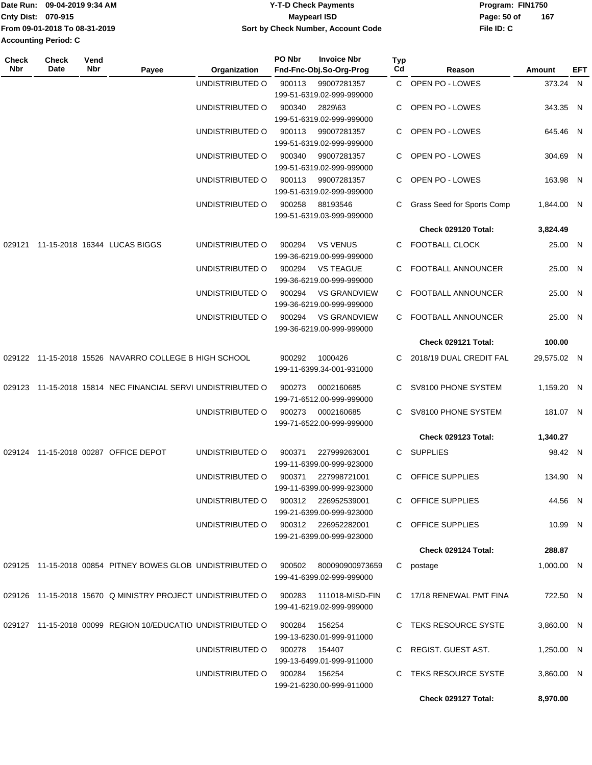| Check Nbr | Check Date | Vend Nbr | Payee | Organization | PO Nbr | Invoice Nbr / Fnd-Fnc-Obj.So-Org-Prog | Typ Cd | Reason | Amount | EFT |
|---|---|---|---|---|---|---|---|---|---|---|
| | | | | UNDISTRIBUTED O | 900113 | 99007281357 199-51-6319.02-999-999000 | C | OPEN PO - LOWES | 373.24 | N |
| | | | | UNDISTRIBUTED O | 900340 | 2829\63 199-51-6319.02-999-999000 | C | OPEN PO - LOWES | 343.35 | N |
| | | | | UNDISTRIBUTED O | 900113 | 99007281357 199-51-6319.02-999-999000 | C | OPEN PO - LOWES | 645.46 | N |
| | | | | UNDISTRIBUTED O | 900340 | 99007281357 199-51-6319.02-999-999000 | C | OPEN PO - LOWES | 304.69 | N |
| | | | | UNDISTRIBUTED O | 900113 | 99007281357 199-51-6319.02-999-999000 | C | OPEN PO - LOWES | 163.98 | N |
| | | | | UNDISTRIBUTED O | 900258 | 88193546 199-51-6319.03-999-999000 | C | Grass Seed for Sports Comp | 1,844.00 | N |
| | | | | | | | | **Check 029120 Total:** | **3,824.49** | |
| 029121 | 11-15-2018 | 16344 | LUCAS BIGGS | UNDISTRIBUTED O | 900294 | VS VENUS 199-36-6219.00-999-999000 | C | FOOTBALL CLOCK | 25.00 | N |
| | | | | UNDISTRIBUTED O | 900294 | VS TEAGUE 199-36-6219.00-999-999000 | C | FOOTBALL ANNOUNCER | 25.00 | N |
| | | | | UNDISTRIBUTED O | 900294 | VS GRANDVIEW 199-36-6219.00-999-999000 | C | FOOTBALL ANNOUNCER | 25.00 | N |
| | | | | UNDISTRIBUTED O | 900294 | VS GRANDVIEW 199-36-6219.00-999-999000 | C | FOOTBALL ANNOUNCER | 25.00 | N |
| | | | | | | | | **Check 029121 Total:** | **100.00** | |
| 029122 | 11-15-2018 | 15526 | NAVARRO COLLEGE B | HIGH SCHOOL | 900292 | 1000426 199-11-6399.34-001-931000 | C | 2018/19 DUAL CREDIT FAL | 29,575.02 | N |
| 029123 | 11-15-2018 | 15814 | NEC FINANCIAL SERVI | UNDISTRIBUTED O | 900273 | 0002160685 199-71-6512.00-999-999000 | C | SV8100 PHONE SYSTEM | 1,159.20 | N |
| | | | | UNDISTRIBUTED O | 900273 | 0002160685 199-71-6522.00-999-999000 | C | SV8100 PHONE SYSTEM | 181.07 | N |
| | | | | | | | | **Check 029123 Total:** | **1,340.27** | |
| 029124 | 11-15-2018 | 00287 | OFFICE DEPOT | UNDISTRIBUTED O | 900371 | 227999263001 199-11-6399.00-999-923000 | C | SUPPLIES | 98.42 | N |
| | | | | UNDISTRIBUTED O | 900371 | 227998721001 199-11-6399.00-999-923000 | C | OFFICE SUPPLIES | 134.90 | N |
| | | | | UNDISTRIBUTED O | 900312 | 226952539001 199-21-6399.00-999-923000 | C | OFFICE SUPPLIES | 44.56 | N |
| | | | | UNDISTRIBUTED O | 900312 | 226952282001 199-21-6399.00-999-923000 | C | OFFICE SUPPLIES | 10.99 | N |
| | | | | | | | | **Check 029124 Total:** | **288.87** | |
| 029125 | 11-15-2018 | 00854 | PITNEY BOWES GLOB | UNDISTRIBUTED O | 900502 | 800090900973659 199-41-6399.02-999-999000 | C | postage | 1,000.00 | N |
| 029126 | 11-15-2018 | 15670 | Q MINISTRY PROJECT | UNDISTRIBUTED O | 900283 | 111018-MISD-FIN 199-41-6219.02-999-999000 | C | 17/18 RENEWAL PMT FINA | 722.50 | N |
| 029127 | 11-15-2018 | 00099 | REGION 10/EDUCATIO | UNDISTRIBUTED O | 900284 | 156254 199-13-6230.01-999-911000 | C | TEKS RESOURCE SYSTE | 3,860.00 | N |
| | | | | UNDISTRIBUTED O | 900278 | 154407 199-13-6499.01-999-911000 | C | REGIST. GUEST AST. | 1,250.00 | N |
| | | | | UNDISTRIBUTED O | 900284 | 156254 199-21-6230.00-999-911000 | C | TEKS RESOURCE SYSTE | 3,860.00 | N |
| | | | | | | | | **Check 029127 Total:** | **8,970.00** | |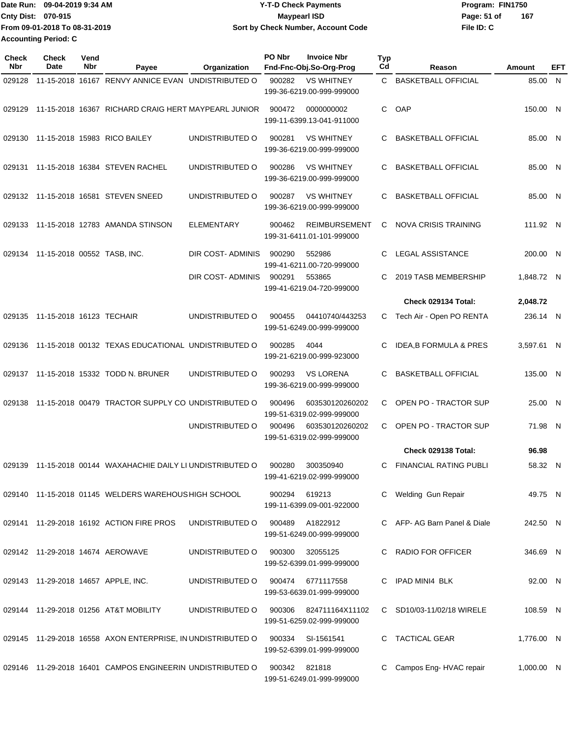Date Run: 09-04-2019 9:34 AM
Cnty Dist: 070-915
From 09-01-2018 To 08-31-2019
Accounting Period: C

**Y-T-D Check Payments**
**Maypearl ISD**
**Sort by Check Number, Account Code**

Program: FIN1750
File ID: C

| Check Nbr | Check Date | Vend Nbr | Payee | Organization | PO Nbr | Invoice Nbr / Fnd-Fnc-Obj.So-Org-Prog | Typ Cd | Reason | Amount | EFT |
|---|---|---|---|---|---|---|---|---|---|---|
| 029128 | 11-15-2018 | 16167 | RENVY ANNICE EVAN | UNDISTRIBUTED O | 900282 | VS WHITNEY 199-36-6219.00-999-999000 | C | BASKETBALL OFFICIAL | 85.00 | N |
| 029129 | 11-15-2018 | 16367 | RICHARD CRAIG HERT | MAYPEARL JUNIOR | 900472 | 0000000002 199-11-6399.13-041-911000 | C | OAP | 150.00 | N |
| 029130 | 11-15-2018 | 15983 | RICO BAILEY | UNDISTRIBUTED O | 900281 | VS WHITNEY 199-36-6219.00-999-999000 | C | BASKETBALL OFFICIAL | 85.00 | N |
| 029131 | 11-15-2018 | 16384 | STEVEN RACHEL | UNDISTRIBUTED O | 900286 | VS WHITNEY 199-36-6219.00-999-999000 | C | BASKETBALL OFFICIAL | 85.00 | N |
| 029132 | 11-15-2018 | 16581 | STEVEN SNEED | UNDISTRIBUTED O | 900287 | VS WHITNEY 199-36-6219.00-999-999000 | C | BASKETBALL OFFICIAL | 85.00 | N |
| 029133 | 11-15-2018 | 12783 | AMANDA STINSON | ELEMENTARY | 900462 | REIMBURSEMENT 199-31-6411.01-101-999000 | C | NOVA CRISIS TRAINING | 111.92 | N |
| 029134 | 11-15-2018 | 00552 | TASB, INC. | DIR COST- ADMINIS | 900290 | 552986 199-41-6211.00-720-999000 | C | LEGAL ASSISTANCE | 200.00 | N |
| | | | | DIR COST- ADMINIS | 900291 | 553865 199-41-6219.04-720-999000 | C | 2019 TASB MEMBERSHIP | 1,848.72 | N |
| | | | | | | | | **Check 029134 Total:** | **2,048.72** | |
| 029135 | 11-15-2018 | 16123 | TECHAIR | UNDISTRIBUTED O | 900455 | 04410740/443253 199-51-6249.00-999-999000 | C | Tech Air - Open PO RENTA | 236.14 | N |
| 029136 | 11-15-2018 | 00132 | TEXAS EDUCATIONAL | UNDISTRIBUTED O | 900285 | 4044 199-21-6219.00-999-923000 | C | IDEA,B FORMULA & PRES | 3,597.61 | N |
| 029137 | 11-15-2018 | 15332 | TODD N. BRUNER | UNDISTRIBUTED O | 900293 | VS LORENA 199-36-6219.00-999-999000 | C | BASKETBALL OFFICIAL | 135.00 | N |
| 029138 | 11-15-2018 | 00479 | TRACTOR SUPPLY CO | UNDISTRIBUTED O | 900496 | 603530120260202 199-51-6319.02-999-999000 | C | OPEN PO - TRACTOR SUP | 25.00 | N |
| | | | | UNDISTRIBUTED O | 900496 | 603530120260202 199-51-6319.02-999-999000 | C | OPEN PO - TRACTOR SUP | 71.98 | N |
| | | | | | | | | **Check 029138 Total:** | **96.98** | |
| 029139 | 11-15-2018 | 00144 | WAXAHACHIE DAILY LI | UNDISTRIBUTED O | 900280 | 300350940 199-41-6219.02-999-999000 | C | FINANCIAL RATING PUBLI | 58.32 | N |
| 029140 | 11-15-2018 | 01145 | WELDERS WAREHOUS | HIGH SCHOOL | 900294 | 619213 199-11-6399.09-001-922000 | C | Welding Gun Repair | 49.75 | N |
| 029141 | 11-29-2018 | 16192 | ACTION FIRE PROS | UNDISTRIBUTED O | 900489 | A1822912 199-51-6249.00-999-999000 | C | AFP- AG Barn Panel & Diale | 242.50 | N |
| 029142 | 11-29-2018 | 14674 | AEROWAVE | UNDISTRIBUTED O | 900300 | 32055125 199-52-6399.01-999-999000 | C | RADIO FOR OFFICER | 346.69 | N |
| 029143 | 11-29-2018 | 14657 | APPLE, INC. | UNDISTRIBUTED O | 900474 | 6771117558 199-53-6639.01-999-999000 | C | IPAD MINI4 BLK | 92.00 | N |
| 029144 | 11-29-2018 | 01256 | AT&T MOBILITY | UNDISTRIBUTED O | 900306 | 824711164X11102 199-51-6259.02-999-999000 | C | SD10/03-11/02/18 WIRELE | 108.59 | N |
| 029145 | 11-29-2018 | 16558 | AXON ENTERPRISE, IN | UNDISTRIBUTED O | 900334 | SI-1561541 199-52-6399.01-999-999000 | C | TACTICAL GEAR | 1,776.00 | N |
| 029146 | 11-29-2018 | 16401 | CAMPOS ENGINEERIN | UNDISTRIBUTED O | 900342 | 821818 199-51-6249.01-999-999000 | C | Campos Eng- HVAC repair | 1,000.00 | N |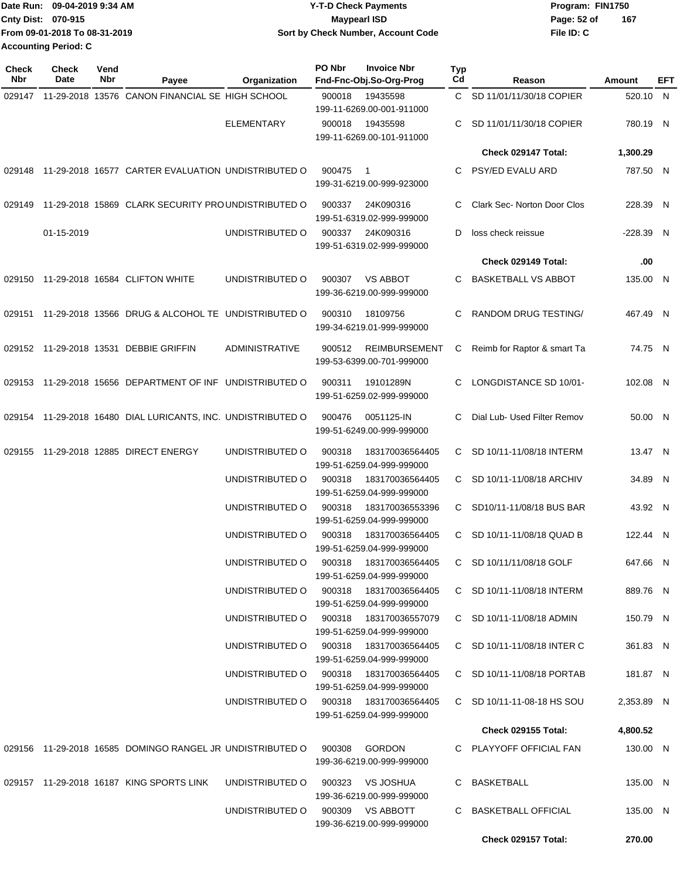Date Run: 09-04-2019 9:34 AM
Cnty Dist: 070-915
From 09-01-2018 To 08-31-2019
Accounting Period: C

**Y-T-D Check Payments**
**Maypearl ISD**
**Sort by Check Number, Account Code**

Program: FIN1750
File ID: C

| Check Nbr | Check Date | Vend Nbr | Payee | Organization | PO Nbr | Invoice Nbr / Fnd-Fnc-Obj.So-Org-Prog | Typ Cd | Reason | Amount | EFT |
|---|---|---|---|---|---|---|---|---|---|---|
| 029147 | 11-29-2018 | 13576 | CANON FINANCIAL SE | HIGH SCHOOL | 900018 | 19435598 199-11-6269.00-001-911000 | C | SD 11/01/11/30/18 COPIER | 520.10 | N |
| | | | | ELEMENTARY | 900018 | 19435598 199-11-6269.00-101-911000 | C | SD 11/01/11/30/18 COPIER | 780.19 | N |
| | | | | | | | | **Check 029147 Total:** | **1,300.29** | |
| 029148 | 11-29-2018 | 16577 | CARTER EVALUATION | UNDISTRIBUTED O | 900475 | 1 199-31-6219.00-999-923000 | C | PSY/ED EVALU ARD | 787.50 | N |
| 029149 | 11-29-2018 | 15869 | CLARK SECURITY PRO | UNDISTRIBUTED O | 900337 | 24K090316 199-51-6319.02-999-999000 | C | Clark Sec- Norton Door Clos | 228.39 | N |
| | 01-15-2019 | | | UNDISTRIBUTED O | 900337 | 24K090316 199-51-6319.02-999-999000 | D | loss check reissue | -228.39 | N |
| | | | | | | | | **Check 029149 Total:** | **.00** | |
| 029150 | 11-29-2018 | 16584 | CLIFTON WHITE | UNDISTRIBUTED O | 900307 | VS ABBOT 199-36-6219.00-999-999000 | C | BASKETBALL VS ABBOT | 135.00 | N |
| 029151 | 11-29-2018 | 13566 | DRUG & ALCOHOL TE | UNDISTRIBUTED O | 900310 | 18109756 199-34-6219.01-999-999000 | C | RANDOM DRUG TESTING/ | 467.49 | N |
| 029152 | 11-29-2018 | 13531 | DEBBIE GRIFFIN | ADMINISTRATIVE | 900512 | REIMBURSEMENT 199-53-6399.00-701-999000 | C | Reimb for Raptor & smart Ta | 74.75 | N |
| 029153 | 11-29-2018 | 15656 | DEPARTMENT OF INF | UNDISTRIBUTED O | 900311 | 19101289N 199-51-6259.02-999-999000 | C | LONGDISTANCE SD 10/01- | 102.08 | N |
| 029154 | 11-29-2018 | 16480 | DIAL LURICANTS, INC. | UNDISTRIBUTED O | 900476 | 0051125-IN 199-51-6249.00-999-999000 | C | Dial Lub- Used Filter Remov | 50.00 | N |
| 029155 | 11-29-2018 | 12885 | DIRECT ENERGY | UNDISTRIBUTED O | 900318 | 183170036564405 199-51-6259.04-999-999000 | C | SD 10/11-11/08/18 INTERM | 13.47 | N |
| | | | | UNDISTRIBUTED O | 900318 | 183170036564405 199-51-6259.04-999-999000 | C | SD 10/11-11/08/18 ARCHIV | 34.89 | N |
| | | | | UNDISTRIBUTED O | 900318 | 183170036553396 199-51-6259.04-999-999000 | C | SD10/11-11/08/18 BUS BAR | 43.92 | N |
| | | | | UNDISTRIBUTED O | 900318 | 183170036564405 199-51-6259.04-999-999000 | C | SD 10/11-11/08/18 QUAD B | 122.44 | N |
| | | | | UNDISTRIBUTED O | 900318 | 183170036564405 199-51-6259.04-999-999000 | C | SD 10/11/11/08/18 GOLF | 647.66 | N |
| | | | | UNDISTRIBUTED O | 900318 | 183170036564405 199-51-6259.04-999-999000 | C | SD 10/11-11/08/18 INTERM | 889.76 | N |
| | | | | UNDISTRIBUTED O | 900318 | 183170036557079 199-51-6259.04-999-999000 | C | SD 10/11-11/08/18 ADMIN | 150.79 | N |
| | | | | UNDISTRIBUTED O | 900318 | 183170036564405 199-51-6259.04-999-999000 | C | SD 10/11-11/08/18 INTER C | 361.83 | N |
| | | | | UNDISTRIBUTED O | 900318 | 183170036564405 199-51-6259.04-999-999000 | C | SD 10/11-11/08/18 PORTAB | 181.87 | N |
| | | | | UNDISTRIBUTED O | 900318 | 183170036564405 199-51-6259.04-999-999000 | C | SD 10/11-11-08-18 HS SOU | 2,353.89 | N |
| | | | | | | | | **Check 029155 Total:** | **4,800.52** | |
| 029156 | 11-29-2018 | 16585 | DOMINGO RANGEL JR | UNDISTRIBUTED O | 900308 | GORDON 199-36-6219.00-999-999000 | C | PLAYYOFF OFFICIAL FAN | 130.00 | N |
| 029157 | 11-29-2018 | 16187 | KING SPORTS LINK | UNDISTRIBUTED O | 900323 | VS JOSHUA 199-36-6219.00-999-999000 | C | BASKETBALL | 135.00 | N |
| | | | | UNDISTRIBUTED O | 900309 | VS ABBOTT 199-36-6219.00-999-999000 | C | BASKETBALL OFFICIAL | 135.00 | N |
| | | | | | | | | **Check 029157 Total:** | **270.00** | |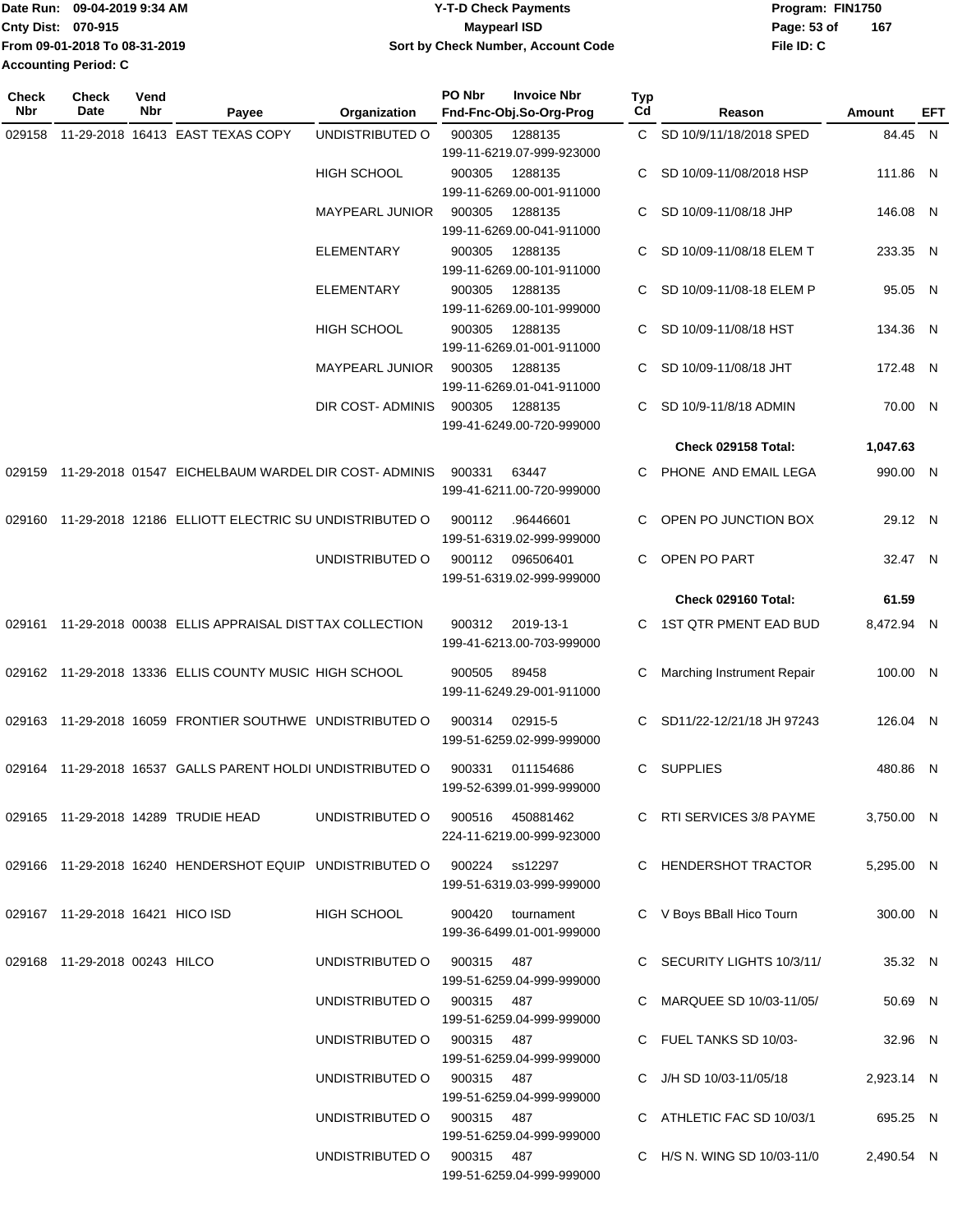Date Run: 09-04-2019 9:34 AM
Cnty Dist: 070-915
From 09-01-2018 To 08-31-2019
Accounting Period: C

**Y-T-D Check Payments**
**Maypearl ISD**
**Sort by Check Number, Account Code**

Program: FIN1750
File ID: C

| Check Nbr | Check Date | Vend Nbr | Payee | Organization | PO Nbr | Invoice Nbr / Fnd-Fnc-Obj.So-Org-Prog | Typ Cd | Reason | Amount | EFT |
|---|---|---|---|---|---|---|---|---|---|---|
| 029158 | 11-29-2018 | 16413 | EAST TEXAS COPY | UNDISTRIBUTED O | 900305 | 1288135 199-11-6219.07-999-923000 | C | SD 10/9/11/18/2018 SPED | 84.45 | N |
| | | | | HIGH SCHOOL | 900305 | 1288135 199-11-6269.00-001-911000 | C | SD 10/09-11/08/2018 HSP | 111.86 | N |
| | | | | MAYPEARL JUNIOR | 900305 | 1288135 199-11-6269.00-041-911000 | C | SD 10/09-11/08/18 JHP | 146.08 | N |
| | | | | ELEMENTARY | 900305 | 1288135 199-11-6269.00-101-911000 | C | SD 10/09-11/08/18 ELEM T | 233.35 | N |
| | | | | ELEMENTARY | 900305 | 1288135 199-11-6269.00-101-999000 | C | SD 10/09-11/08-18 ELEM P | 95.05 | N |
| | | | | HIGH SCHOOL | 900305 | 1288135 199-11-6269.01-001-911000 | C | SD 10/09-11/08/18 HST | 134.36 | N |
| | | | | MAYPEARL JUNIOR | 900305 | 1288135 199-11-6269.01-041-911000 | C | SD 10/09-11/08/18 JHT | 172.48 | N |
| | | | | DIR COST- ADMINIS | 900305 | 1288135 199-41-6249.00-720-999000 | C | SD 10/9-11/8/18 ADMIN | 70.00 | N |
| | | | | | | | | **Check 029158 Total:** | **1,047.63** | |
| 029159 | 11-29-2018 | 01547 | EICHELBAUM WARDEL | DIR COST- ADMINIS | 900331 | 63447 199-41-6211.00-720-999000 | C | PHONE AND EMAIL LEGA | 990.00 | N |
| 029160 | 11-29-2018 | 12186 | ELLIOTT ELECTRIC SU | UNDISTRIBUTED O | 900112 | .96446601 199-51-6319.02-999-999000 | C | OPEN PO JUNCTION BOX | 29.12 | N |
| | | | | UNDISTRIBUTED O | 900112 | 096506401 199-51-6319.02-999-999000 | C | OPEN PO PART | 32.47 | N |
| | | | | | | | | **Check 029160 Total:** | **61.59** | |
| 029161 | 11-29-2018 | 00038 | ELLIS APPRAISAL DIST | TAX COLLECTION | 900312 | 2019-13-1 199-41-6213.00-703-999000 | C | 1ST QTR PMENT EAD BUD | 8,472.94 | N |
| 029162 | 11-29-2018 | 13336 | ELLIS COUNTY MUSIC | HIGH SCHOOL | 900505 | 89458 199-11-6249.29-001-911000 | C | Marching Instrument Repair | 100.00 | N |
| 029163 | 11-29-2018 | 16059 | FRONTIER SOUTHWE | UNDISTRIBUTED O | 900314 | 02915-5 199-51-6259.02-999-999000 | C | SD11/22-12/21/18 JH 97243 | 126.04 | N |
| 029164 | 11-29-2018 | 16537 | GALLS PARENT HOLDI | UNDISTRIBUTED O | 900331 | 011154686 199-52-6399.01-999-999000 | C | SUPPLIES | 480.86 | N |
| 029165 | 11-29-2018 | 14289 | TRUDIE HEAD | UNDISTRIBUTED O | 900516 | 450881462 224-11-6219.00-999-923000 | C | RTI SERVICES 3/8 PAYME | 3,750.00 | N |
| 029166 | 11-29-2018 | 16240 | HENDERSHOT EQUIP | UNDISTRIBUTED O | 900224 | ss12297 199-51-6319.03-999-999000 | C | HENDERSHOT TRACTOR | 5,295.00 | N |
| 029167 | 11-29-2018 | 16421 | HICO ISD | HIGH SCHOOL | 900420 | tournament 199-36-6499.01-001-999000 | C | V Boys BBall Hico Tourn | 300.00 | N |
| 029168 | 11-29-2018 | 00243 | HILCO | UNDISTRIBUTED O | 900315 | 487 199-51-6259.04-999-999000 | C | SECURITY LIGHTS 10/3/11/ | 35.32 | N |
| | | | | UNDISTRIBUTED O | 900315 | 487 199-51-6259.04-999-999000 | C | MARQUEE SD 10/03-11/05/ | 50.69 | N |
| | | | | UNDISTRIBUTED O | 900315 | 487 199-51-6259.04-999-999000 | C | FUEL TANKS SD 10/03- | 32.96 | N |
| | | | | UNDISTRIBUTED O | 900315 | 487 199-51-6259.04-999-999000 | C | J/H SD 10/03-11/05/18 | 2,923.14 | N |
| | | | | UNDISTRIBUTED O | 900315 | 487 199-51-6259.04-999-999000 | C | ATHLETIC FAC SD 10/03/1 | 695.25 | N |
| | | | | UNDISTRIBUTED O | 900315 | 487 199-51-6259.04-999-999000 | C | H/S N. WING SD 10/03-11/0 | 2,490.54 | N |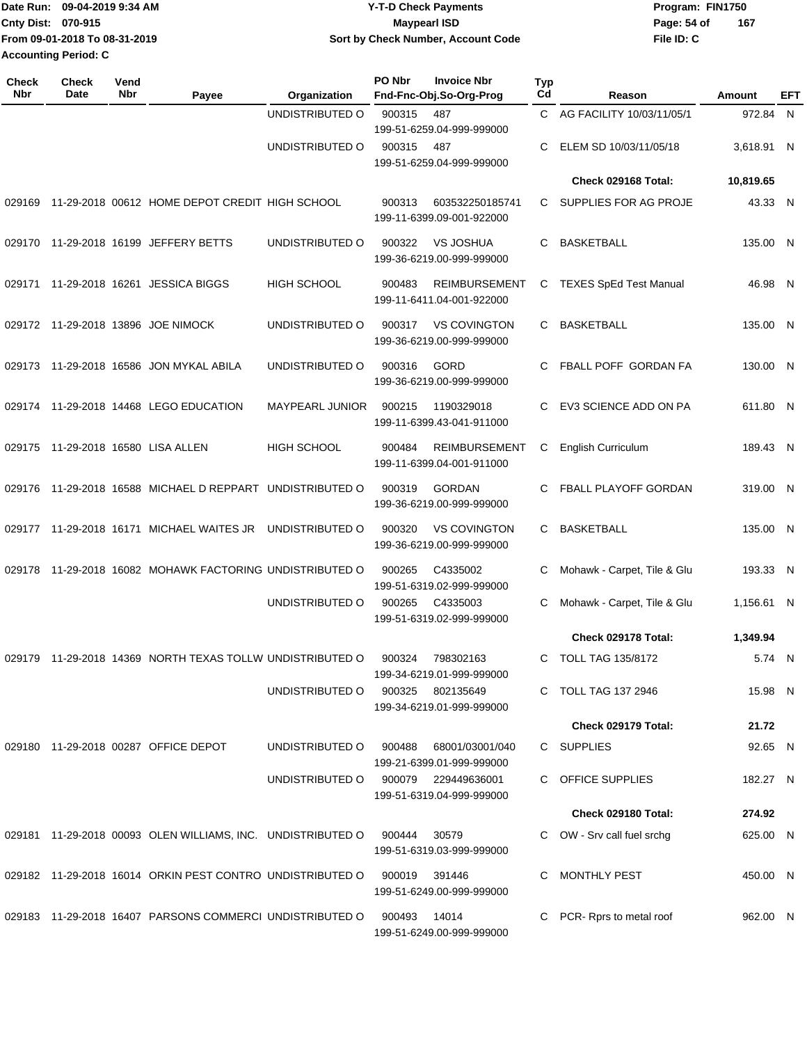Date Run: 09-04-2019 9:34 AM
Cnty Dist: 070-915
From 09-01-2018 To 08-31-2019
Accounting Period: C

**Y-T-D Check Payments**
**Maypearl ISD**
**Sort by Check Number, Account Code**

Program: FIN1750
File ID: C

| Check Nbr | Check Date | Vend Nbr | Payee | Organization | PO Nbr | Invoice Nbr / Fnd-Fnc-Obj.So-Org-Prog | Typ Cd | Reason | Amount | EFT |
|---|---|---|---|---|---|---|---|---|---|---|
| | | | | UNDISTRIBUTED O | 900315 | 487 / 199-51-6259.04-999-999000 | C | AG FACILITY 10/03/11/05/1 | 972.84 | N |
| | | | | UNDISTRIBUTED O | 900315 | 487 / 199-51-6259.04-999-999000 | C | ELEM SD 10/03/11/05/18 | 3,618.91 | N |
| | | | | | | | | **Check 029168 Total:** | **10,819.65** | |
| 029169 | 11-29-2018 | 00612 | HOME DEPOT CREDIT | HIGH SCHOOL | 900313 | 603532250185741 / 199-11-6399.09-001-922000 | C | SUPPLIES FOR AG PROJE | 43.33 | N |
| 029170 | 11-29-2018 | 16199 | JEFFERY BETTS | UNDISTRIBUTED O | 900322 | VS JOSHUA / 199-36-6219.00-999-999000 | C | BASKETBALL | 135.00 | N |
| 029171 | 11-29-2018 | 16261 | JESSICA BIGGS | HIGH SCHOOL | 900483 | REIMBURSEMENT / 199-11-6411.04-001-922000 | C | TEXES SpEd Test Manual | 46.98 | N |
| 029172 | 11-29-2018 | 13896 | JOE NIMOCK | UNDISTRIBUTED O | 900317 | VS COVINGTON / 199-36-6219.00-999-999000 | C | BASKETBALL | 135.00 | N |
| 029173 | 11-29-2018 | 16586 | JON MYKAL ABILA | UNDISTRIBUTED O | 900316 | GORD / 199-36-6219.00-999-999000 | C | FBALL POFF GORDAN FA | 130.00 | N |
| 029174 | 11-29-2018 | 14468 | LEGO EDUCATION | MAYPEARL JUNIOR | 900215 | 1190329018 / 199-11-6399.43-041-911000 | C | EV3 SCIENCE ADD ON PA | 611.80 | N |
| 029175 | 11-29-2018 | 16580 | LISA ALLEN | HIGH SCHOOL | 900484 | REIMBURSEMENT / 199-11-6399.04-001-911000 | C | English Curriculum | 189.43 | N |
| 029176 | 11-29-2018 | 16588 | MICHAEL D REPPART | UNDISTRIBUTED O | 900319 | GORDAN / 199-36-6219.00-999-999000 | C | FBALL PLAYOFF GORDAN | 319.00 | N |
| 029177 | 11-29-2018 | 16171 | MICHAEL WAITES JR | UNDISTRIBUTED O | 900320 | VS COVINGTON / 199-36-6219.00-999-999000 | C | BASKETBALL | 135.00 | N |
| 029178 | 11-29-2018 | 16082 | MOHAWK FACTORING | UNDISTRIBUTED O | 900265 | C4335002 / 199-51-6319.02-999-999000 | C | Mohawk - Carpet, Tile & Glu | 193.33 | N |
| | | | | UNDISTRIBUTED O | 900265 | C4335003 / 199-51-6319.02-999-999000 | C | Mohawk - Carpet, Tile & Glu | 1,156.61 | N |
| | | | | | | | | **Check 029178 Total:** | **1,349.94** | |
| 029179 | 11-29-2018 | 14369 | NORTH TEXAS TOLLW | UNDISTRIBUTED O | 900324 | 798302163 / 199-34-6219.01-999-999000 | C | TOLL TAG 135/8172 | 5.74 | N |
| | | | | UNDISTRIBUTED O | 900325 | 802135649 / 199-34-6219.01-999-999000 | C | TOLL TAG 137 2946 | 15.98 | N |
| | | | | | | | | **Check 029179 Total:** | **21.72** | |
| 029180 | 11-29-2018 | 00287 | OFFICE DEPOT | UNDISTRIBUTED O | 900488 | 68001/03001/040 / 199-21-6399.01-999-999000 | C | SUPPLIES | 92.65 | N |
| | | | | UNDISTRIBUTED O | 900079 | 229449636001 / 199-51-6319.04-999-999000 | C | OFFICE SUPPLIES | 182.27 | N |
| | | | | | | | | **Check 029180 Total:** | **274.92** | |
| 029181 | 11-29-2018 | 00093 | OLEN WILLIAMS, INC. | UNDISTRIBUTED O | 900444 | 30579 / 199-51-6319.03-999-999000 | C | OW - Srv call fuel srchg | 625.00 | N |
| 029182 | 11-29-2018 | 16014 | ORKIN PEST CONTRO | UNDISTRIBUTED O | 900019 | 391446 / 199-51-6249.00-999-999000 | C | MONTHLY PEST | 450.00 | N |
| 029183 | 11-29-2018 | 16407 | PARSONS COMMERCI | UNDISTRIBUTED O | 900493 | 14014 / 199-51-6249.00-999-999000 | C | PCR- Rprs to metal roof | 962.00 | N |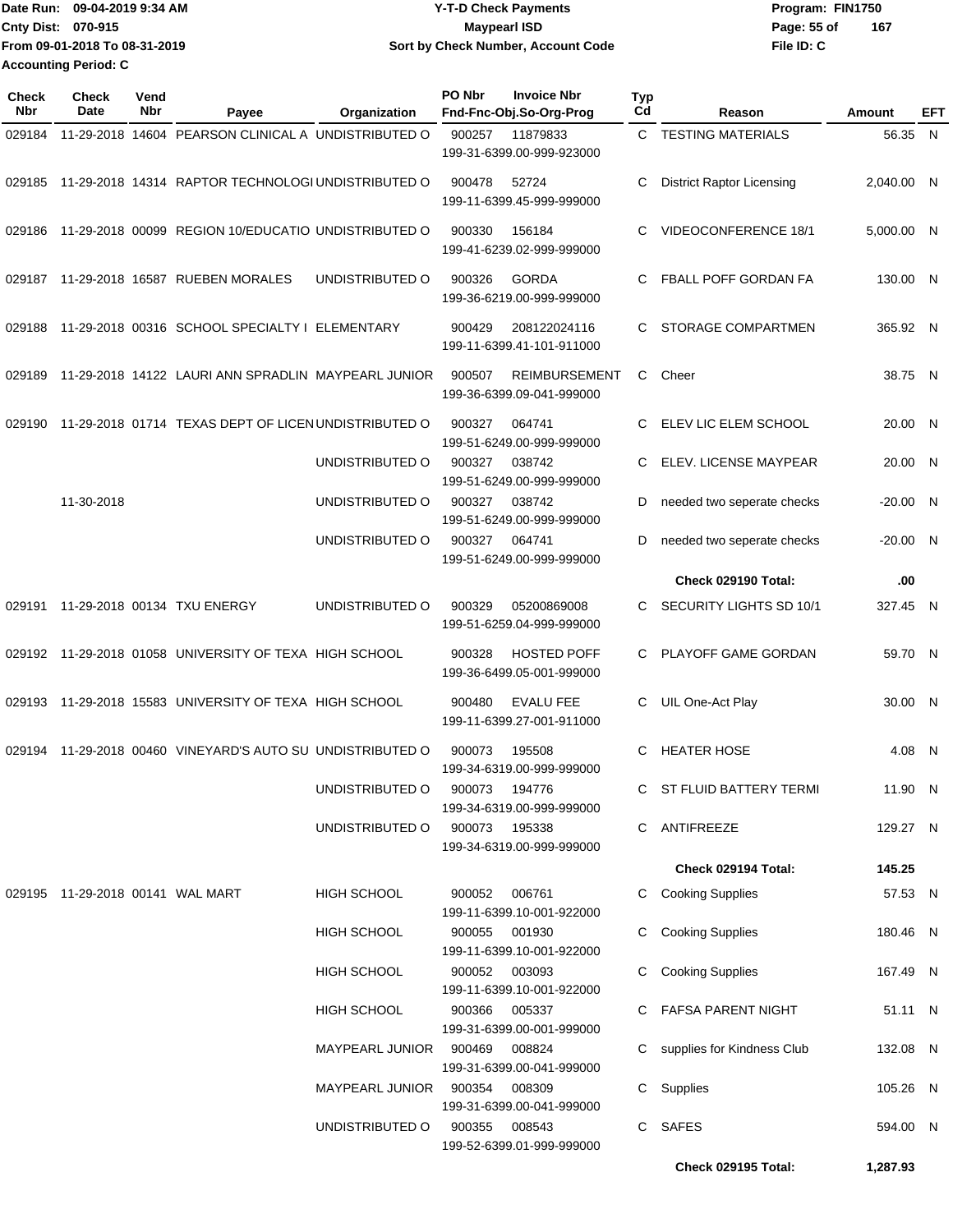Date Run: 09-04-2019 9:34 AM
Cnty Dist: 070-915
From 09-01-2018 To 08-31-2019
Accounting Period: C

**Y-T-D Check Payments**
**Maypearl ISD**
**Sort by Check Number, Account Code**

Program: FIN1750
File ID: C

| Check Nbr | Check Date | Vend Nbr | Payee | Organization | PO Nbr | Invoice Nbr / Fnd-Fnc-Obj.So-Org-Prog | Typ Cd | Reason | Amount | EFT |
|---|---|---|---|---|---|---|---|---|---|---|
| 029184 | 11-29-2018 | 14604 | PEARSON CLINICAL A | UNDISTRIBUTED O | 900257 | 11879833 199-31-6399.00-999-923000 | C | TESTING MATERIALS | 56.35 | N |
| 029185 | 11-29-2018 | 14314 | RAPTOR TECHNOLOGI | UNDISTRIBUTED O | 900478 | 52724 199-11-6399.45-999-999000 | C | District Raptor Licensing | 2,040.00 | N |
| 029186 | 11-29-2018 | 00099 | REGION 10/EDUCATIO | UNDISTRIBUTED O | 900330 | 156184 199-41-6239.02-999-999000 | C | VIDEOCONFERENCE 18/1 | 5,000.00 | N |
| 029187 | 11-29-2018 | 16587 | RUEBEN MORALES | UNDISTRIBUTED O | 900326 | GORDA 199-36-6219.00-999-999000 | C | FBALL POFF GORDAN FA | 130.00 | N |
| 029188 | 11-29-2018 | 00316 | SCHOOL SPECIALTY I | ELEMENTARY | 900429 | 208122024116 199-11-6399.41-101-911000 | C | STORAGE COMPARTMEN | 365.92 | N |
| 029189 | 11-29-2018 | 14122 | LAURI ANN SPRADLIN | MAYPEARL JUNIOR | 900507 | REIMBURSEMENT 199-36-6399.09-041-999000 | C | Cheer | 38.75 | N |
| 029190 | 11-29-2018 | 01714 | TEXAS DEPT OF LICEN | UNDISTRIBUTED O | 900327 | 064741 199-51-6249.00-999-999000 | C | ELEV LIC ELEM SCHOOL | 20.00 | N |
| | | | | UNDISTRIBUTED O | 900327 | 038742 199-51-6249.00-999-999000 | C | ELEV. LICENSE MAYPEAR | 20.00 | N |
| | 11-30-2018 | | | UNDISTRIBUTED O | 900327 | 038742 199-51-6249.00-999-999000 | D | needed two seperate checks | -20.00 | N |
| | | | | UNDISTRIBUTED O | 900327 | 064741 199-51-6249.00-999-999000 | D | needed two seperate checks | -20.00 | N |
| | | | | | | | | **Check 029190 Total:** | **.00** | |
| 029191 | 11-29-2018 | 00134 | TXU ENERGY | UNDISTRIBUTED O | 900329 | 05200869008 199-51-6259.04-999-999000 | C | SECURITY LIGHTS SD 10/1 | 327.45 | N |
| 029192 | 11-29-2018 | 01058 | UNIVERSITY OF TEXA | HIGH SCHOOL | 900328 | HOSTED POFF 199-36-6499.05-001-999000 | C | PLAYOFF GAME GORDAN | 59.70 | N |
| 029193 | 11-29-2018 | 15583 | UNIVERSITY OF TEXA | HIGH SCHOOL | 900480 | EVALU FEE 199-11-6399.27-001-911000 | C | UIL One-Act Play | 30.00 | N |
| 029194 | 11-29-2018 | 00460 | VINEYARD'S AUTO SU | UNDISTRIBUTED O | 900073 | 195508 199-34-6319.00-999-999000 | C | HEATER HOSE | 4.08 | N |
| | | | | UNDISTRIBUTED O | 900073 | 194776 199-34-6319.00-999-999000 | C | ST FLUID BATTERY TERMI | 11.90 | N |
| | | | | UNDISTRIBUTED O | 900073 | 195338 199-34-6319.00-999-999000 | C | ANTIFREEZE | 129.27 | N |
| | | | | | | | | **Check 029194 Total:** | **145.25** | |
| 029195 | 11-29-2018 | 00141 | WAL MART | HIGH SCHOOL | 900052 | 006761 199-11-6399.10-001-922000 | C | Cooking Supplies | 57.53 | N |
| | | | | HIGH SCHOOL | 900055 | 001930 199-11-6399.10-001-922000 | C | Cooking Supplies | 180.46 | N |
| | | | | HIGH SCHOOL | 900052 | 003093 199-11-6399.10-001-922000 | C | Cooking Supplies | 167.49 | N |
| | | | | HIGH SCHOOL | 900366 | 005337 199-31-6399.00-001-999000 | C | FAFSA PARENT NIGHT | 51.11 | N |
| | | | | MAYPEARL JUNIOR | 900469 | 008824 199-31-6399.00-041-999000 | C | supplies for Kindness Club | 132.08 | N |
| | | | | MAYPEARL JUNIOR | 900354 | 008309 199-31-6399.00-041-999000 | C | Supplies | 105.26 | N |
| | | | | UNDISTRIBUTED O | 900355 | 008543 199-52-6399.01-999-999000 | C | SAFES | 594.00 | N |
| | | | | | | | | **Check 029195 Total:** | **1,287.93** | |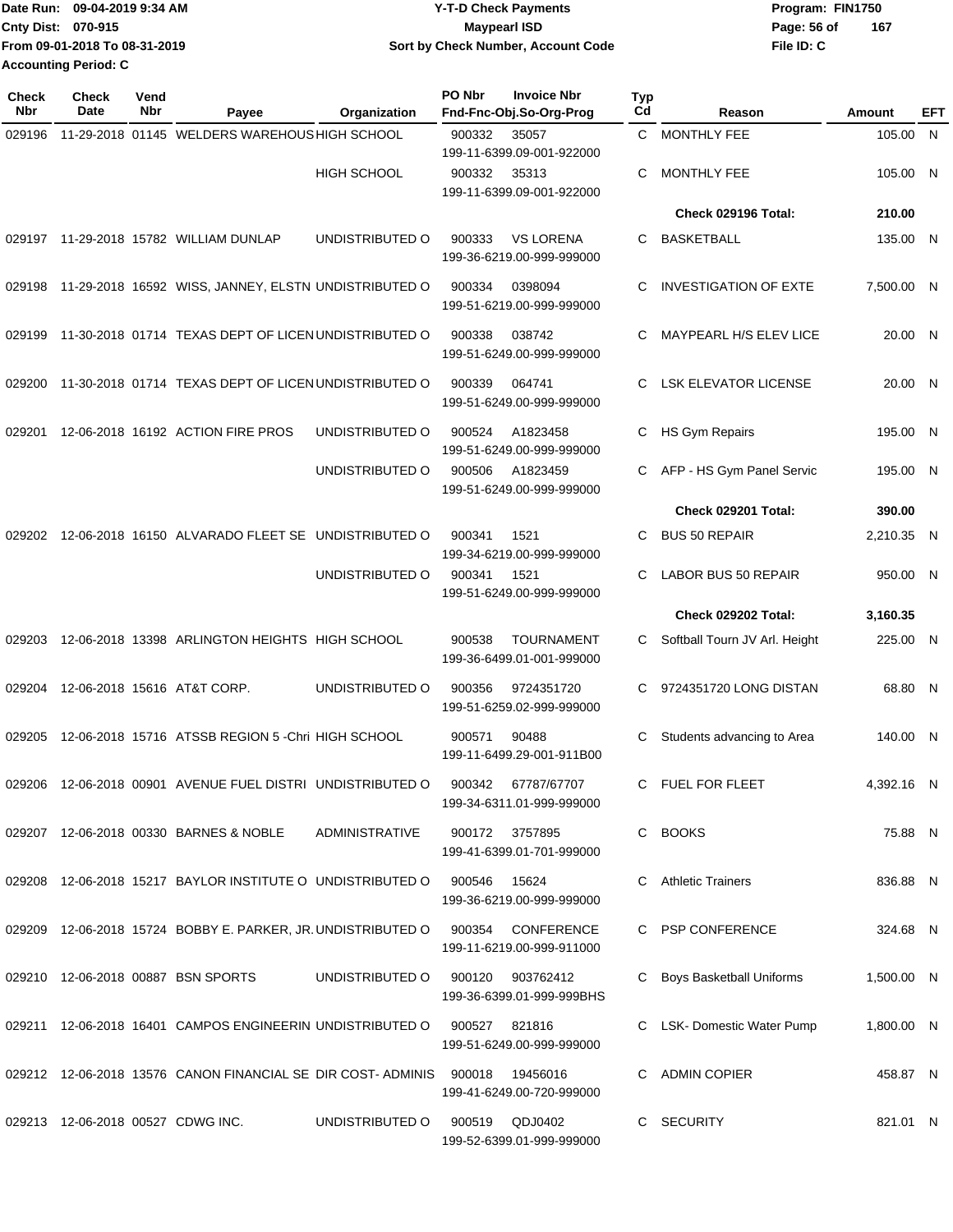Date Run: 09-04-2019 9:34 AM
Cnty Dist: 070-915
From 09-01-2018 To 08-31-2019
Accounting Period: C

**Y-T-D Check Payments**
**Maypearl ISD**
**Sort by Check Number, Account Code**

Program: FIN1750
File ID: C

| Check Nbr | Check Date | Vend Nbr | Payee | Organization | PO Nbr | Invoice Nbr Fnd-Fnc-Obj.So-Org-Prog | Typ Cd | Reason | Amount | EFT |
|---|---|---|---|---|---|---|---|---|---|---|
| 029196 | 11-29-2018 | 01145 | WELDERS WAREHOUS | HIGH SCHOOL | 900332 | 35057 199-11-6399.09-001-922000 | C | MONTHLY FEE | 105.00 | N |
| | | | | HIGH SCHOOL | 900332 | 35313 199-11-6399.09-001-922000 | C | MONTHLY FEE | 105.00 | N |
| | | | | | | | | **Check 029196 Total:** | **210.00** | |
| 029197 | 11-29-2018 | 15782 | WILLIAM DUNLAP | UNDISTRIBUTED O | 900333 | VS LORENA 199-36-6219.00-999-999000 | C | BASKETBALL | 135.00 | N |
| 029198 | 11-29-2018 | 16592 | WISS, JANNEY, ELSTN | UNDISTRIBUTED O | 900334 | 0398094 199-51-6219.00-999-999000 | C | INVESTIGATION OF EXTE | 7,500.00 | N |
| 029199 | 11-30-2018 | 01714 | TEXAS DEPT OF LICEN | UNDISTRIBUTED O | 900338 | 038742 199-51-6249.00-999-999000 | C | MAYPEARL H/S ELEV LICE | 20.00 | N |
| 029200 | 11-30-2018 | 01714 | TEXAS DEPT OF LICEN | UNDISTRIBUTED O | 900339 | 064741 199-51-6249.00-999-999000 | C | LSK ELEVATOR LICENSE | 20.00 | N |
| 029201 | 12-06-2018 | 16192 | ACTION FIRE PROS | UNDISTRIBUTED O | 900524 | A1823458 199-51-6249.00-999-999000 | C | HS Gym Repairs | 195.00 | N |
| | | | | UNDISTRIBUTED O | 900506 | A1823459 199-51-6249.00-999-999000 | C | AFP - HS Gym Panel Servic | 195.00 | N |
| | | | | | | | | **Check 029201 Total:** | **390.00** | |
| 029202 | 12-06-2018 | 16150 | ALVARADO FLEET SE | UNDISTRIBUTED O | 900341 | 1521 199-34-6219.00-999-999000 | C | BUS 50 REPAIR | 2,210.35 | N |
| | | | | UNDISTRIBUTED O | 900341 | 1521 199-51-6249.00-999-999000 | C | LABOR BUS 50 REPAIR | 950.00 | N |
| | | | | | | | | **Check 029202 Total:** | **3,160.35** | |
| 029203 | 12-06-2018 | 13398 | ARLINGTON HEIGHTS | HIGH SCHOOL | 900538 | TOURNAMENT 199-36-6499.01-001-999000 | C | Softball Tourn JV Arl. Height | 225.00 | N |
| 029204 | 12-06-2018 | 15616 | AT&T CORP. | UNDISTRIBUTED O | 900356 | 9724351720 199-51-6259.02-999-999000 | C | 9724351720 LONG DISTAN | 68.80 | N |
| 029205 | 12-06-2018 | 15716 | ATSSB REGION 5 -Chri | HIGH SCHOOL | 900571 | 90488 199-11-6499.29-001-911B00 | C | Students advancing to Area | 140.00 | N |
| 029206 | 12-06-2018 | 00901 | AVENUE FUEL DISTRI | UNDISTRIBUTED O | 900342 | 67787/67707 199-34-6311.01-999-999000 | C | FUEL FOR FLEET | 4,392.16 | N |
| 029207 | 12-06-2018 | 00330 | BARNES & NOBLE | ADMINISTRATIVE | 900172 | 3757895 199-41-6399.01-701-999000 | C | BOOKS | 75.88 | N |
| 029208 | 12-06-2018 | 15217 | BAYLOR INSTITUTE O | UNDISTRIBUTED O | 900546 | 15624 199-36-6219.00-999-999000 | C | Athletic Trainers | 836.88 | N |
| 029209 | 12-06-2018 | 15724 | BOBBY E. PARKER, JR. | UNDISTRIBUTED O | 900354 | CONFERENCE 199-11-6219.00-999-911000 | C | PSP CONFERENCE | 324.68 | N |
| 029210 | 12-06-2018 | 00887 | BSN SPORTS | UNDISTRIBUTED O | 900120 | 903762412 199-36-6399.01-999-999BHS | C | Boys Basketball Uniforms | 1,500.00 | N |
| 029211 | 12-06-2018 | 16401 | CAMPOS ENGINEERIN | UNDISTRIBUTED O | 900527 | 821816 199-51-6249.00-999-999000 | C | LSK- Domestic Water Pump | 1,800.00 | N |
| 029212 | 12-06-2018 | 13576 | CANON FINANCIAL SE | DIR COST- ADMINIS | 900018 | 19456016 199-41-6249.00-720-999000 | C | ADMIN COPIER | 458.87 | N |
| 029213 | 12-06-2018 | 00527 | CDWG INC. | UNDISTRIBUTED O | 900519 | QDJ0402 199-52-6399.01-999-999000 | C | SECURITY | 821.01 | N |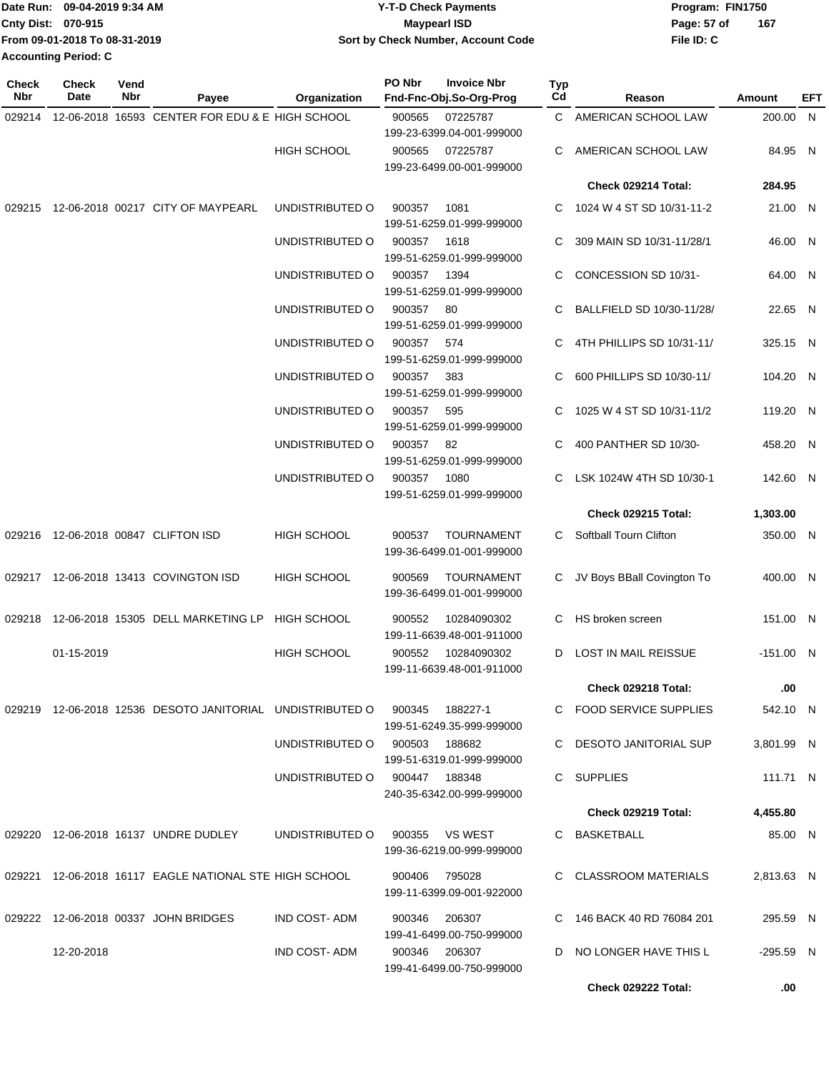Date Run: 09-04-2019 9:34 AM
Cnty Dist: 070-915
From 09-01-2018 To 08-31-2019
Accounting Period: C

**Y-T-D Check Payments**
**Maypearl ISD**
**Sort by Check Number, Account Code**

Program: FIN1750
File ID: C

| Check Nbr | Check Date | Vend Nbr | Payee | Organization | PO Nbr | Invoice Nbr / Fnd-Fnc-Obj.So-Org-Prog | Typ Cd | Reason | Amount | EFT |
|---|---|---|---|---|---|---|---|---|---|---|
| 029214 | 12-06-2018 | 16593 | CENTER FOR EDU & E | HIGH SCHOOL | 900565 | 07225787 199-23-6399.04-001-999000 | C | AMERICAN SCHOOL LAW | 200.00 | N |
| | | | | HIGH SCHOOL | 900565 | 07225787 199-23-6499.00-001-999000 | C | AMERICAN SCHOOL LAW | 84.95 | N |
| | | | | | | | | **Check 029214 Total:** | **284.95** | |
| 029215 | 12-06-2018 | 00217 | CITY OF MAYPEARL | UNDISTRIBUTED O | 900357 | 1081 199-51-6259.01-999-999000 | C | 1024 W 4 ST SD 10/31-11-2 | 21.00 | N |
| | | | | UNDISTRIBUTED O | 900357 | 1618 199-51-6259.01-999-999000 | C | 309 MAIN SD 10/31-11/28/1 | 46.00 | N |
| | | | | UNDISTRIBUTED O | 900357 | 1394 199-51-6259.01-999-999000 | C | CONCESSION SD 10/31- | 64.00 | N |
| | | | | UNDISTRIBUTED O | 900357 | 80 199-51-6259.01-999-999000 | C | BALLFIELD SD 10/30-11/28/ | 22.65 | N |
| | | | | UNDISTRIBUTED O | 900357 | 574 199-51-6259.01-999-999000 | C | 4TH PHILLIPS SD 10/31-11/ | 325.15 | N |
| | | | | UNDISTRIBUTED O | 900357 | 383 199-51-6259.01-999-999000 | C | 600 PHILLIPS SD 10/30-11/ | 104.20 | N |
| | | | | UNDISTRIBUTED O | 900357 | 595 199-51-6259.01-999-999000 | C | 1025 W 4 ST SD 10/31-11/2 | 119.20 | N |
| | | | | UNDISTRIBUTED O | 900357 | 82 199-51-6259.01-999-999000 | C | 400 PANTHER SD 10/30- | 458.20 | N |
| | | | | UNDISTRIBUTED O | 900357 | 1080 199-51-6259.01-999-999000 | C | LSK 1024W 4TH SD 10/30-1 | 142.60 | N |
| | | | | | | | | **Check 029215 Total:** | **1,303.00** | |
| 029216 | 12-06-2018 | 00847 | CLIFTON ISD | HIGH SCHOOL | 900537 | TOURNAMENT 199-36-6499.01-001-999000 | C | Softball Tourn Clifton | 350.00 | N |
| 029217 | 12-06-2018 | 13413 | COVINGTON ISD | HIGH SCHOOL | 900569 | TOURNAMENT 199-36-6499.01-001-999000 | C | JV Boys BBall Covington To | 400.00 | N |
| 029218 | 12-06-2018 | 15305 | DELL MARKETING LP | HIGH SCHOOL | 900552 | 10284090302 199-11-6639.48-001-911000 | C | HS broken screen | 151.00 | N |
| | 01-15-2019 | | | HIGH SCHOOL | 900552 | 10284090302 199-11-6639.48-001-911000 | D | LOST IN MAIL REISSUE | -151.00 | N |
| | | | | | | | | **Check 029218 Total:** | **.00** | |
| 029219 | 12-06-2018 | 12536 | DESOTO JANITORIAL | UNDISTRIBUTED O | 900345 | 188227-1 199-51-6249.35-999-999000 | C | FOOD SERVICE SUPPLIES | 542.10 | N |
| | | | | UNDISTRIBUTED O | 900503 | 188682 199-51-6319.01-999-999000 | C | DESOTO JANITORIAL SUP | 3,801.99 | N |
| | | | | UNDISTRIBUTED O | 900447 | 188348 240-35-6342.00-999-999000 | C | SUPPLIES | 111.71 | N |
| | | | | | | | | **Check 029219 Total:** | **4,455.80** | |
| 029220 | 12-06-2018 | 16137 | UNDRE DUDLEY | UNDISTRIBUTED O | 900355 | VS WEST 199-36-6219.00-999-999000 | C | BASKETBALL | 85.00 | N |
| 029221 | 12-06-2018 | 16117 | EAGLE NATIONAL STE | HIGH SCHOOL | 900406 | 795028 199-11-6399.09-001-922000 | C | CLASSROOM MATERIALS | 2,813.63 | N |
| 029222 | 12-06-2018 | 00337 | JOHN BRIDGES | IND COST- ADM | 900346 | 206307 199-41-6499.00-750-999000 | C | 146 BACK 40 RD 76084 201 | 295.59 | N |
| | 12-20-2018 | | | IND COST- ADM | 900346 | 206307 199-41-6499.00-750-999000 | D | NO LONGER HAVE THIS L | -295.59 | N |
| | | | | | | | | **Check 029222 Total:** | **.00** | |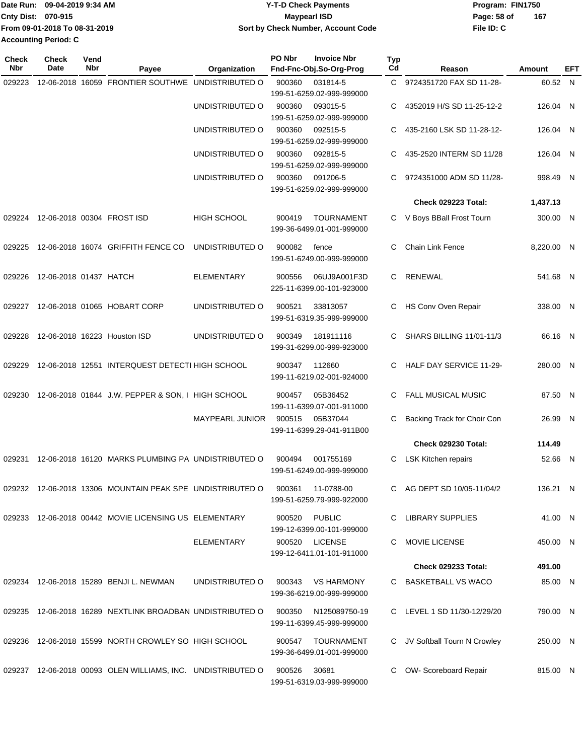Date Run: 09-04-2019 9:34 AM
Cnty Dist: 070-915
From 09-01-2018 To 08-31-2019
Accounting Period: C

**Y-T-D Check Payments**
**Maypearl ISD**
**Sort by Check Number, Account Code**

Program: FIN1750
File ID: C

| Check Nbr | Check Date | Vend Nbr | Payee | Organization | PO Nbr | Invoice Nbr / Fnd-Fnc-Obj.So-Org-Prog | Typ Cd | Reason | Amount | EFT |
|---|---|---|---|---|---|---|---|---|---|---|
| 029223 | 12-06-2018 | 16059 | FRONTIER SOUTHWE | UNDISTRIBUTED O | 900360 | 031814-5 199-51-6259.02-999-999000 | C | 9724351720 FAX SD 11-28- | 60.52 | N |
| | | | | UNDISTRIBUTED O | 900360 | 093015-5 199-51-6259.02-999-999000 | C | 4352019 H/S SD 11-25-12-2 | 126.04 | N |
| | | | | UNDISTRIBUTED O | 900360 | 092515-5 199-51-6259.02-999-999000 | C | 435-2160 LSK SD 11-28-12- | 126.04 | N |
| | | | | UNDISTRIBUTED O | 900360 | 092815-5 199-51-6259.02-999-999000 | C | 435-2520 INTERM SD 11/28 | 126.04 | N |
| | | | | UNDISTRIBUTED O | 900360 | 091206-5 199-51-6259.02-999-999000 | C | 9724351000 ADM SD 11/28- | 998.49 | N |
| | | | | | | | | **Check 029223 Total:** | **1,437.13** | |
| 029224 | 12-06-2018 | 00304 | FROST ISD | HIGH SCHOOL | 900419 | TOURNAMENT 199-36-6499.01-001-999000 | C | V Boys BBall Frost Tourn | 300.00 | N |
| 029225 | 12-06-2018 | 16074 | GRIFFITH FENCE CO | UNDISTRIBUTED O | 900082 | fence 199-51-6249.00-999-999000 | C | Chain Link Fence | 8,220.00 | N |
| 029226 | 12-06-2018 | 01437 | HATCH | ELEMENTARY | 900556 | 06UJ9A001F3D 225-11-6399.00-101-923000 | C | RENEWAL | 541.68 | N |
| 029227 | 12-06-2018 | 01065 | HOBART CORP | UNDISTRIBUTED O | 900521 | 33813057 199-51-6319.35-999-999000 | C | HS Conv Oven Repair | 338.00 | N |
| 029228 | 12-06-2018 | 16223 | Houston ISD | UNDISTRIBUTED O | 900349 | 181911116 199-31-6299.00-999-923000 | C | SHARS BILLING 11/01-11/3 | 66.16 | N |
| 029229 | 12-06-2018 | 12551 | INTERQUEST DETECTI | HIGH SCHOOL | 900347 | 112660 199-11-6219.02-001-924000 | C | HALF DAY SERVICE 11-29- | 280.00 | N |
| 029230 | 12-06-2018 | 01844 | J.W. PEPPER & SON, I | HIGH SCHOOL | 900457 | 05B36452 199-11-6399.07-001-911000 | C | FALL MUSICAL MUSIC | 87.50 | N |
| | | | | MAYPEARL JUNIOR | 900515 | 05B37044 199-11-6399.29-041-911B00 | C | Backing Track for Choir Con | 26.99 | N |
| | | | | | | | | **Check 029230 Total:** | **114.49** | |
| 029231 | 12-06-2018 | 16120 | MARKS PLUMBING PA | UNDISTRIBUTED O | 900494 | 001755169 199-51-6249.00-999-999000 | C | LSK Kitchen repairs | 52.66 | N |
| 029232 | 12-06-2018 | 13306 | MOUNTAIN PEAK SPE | UNDISTRIBUTED O | 900361 | 11-0788-00 199-51-6259.79-999-922000 | C | AG DEPT SD 10/05-11/04/2 | 136.21 | N |
| 029233 | 12-06-2018 | 00442 | MOVIE LICENSING US | ELEMENTARY | 900520 | PUBLIC 199-12-6399.00-101-999000 | C | LIBRARY SUPPLIES | 41.00 | N |
| | | | | ELEMENTARY | 900520 | LICENSE 199-12-6411.01-101-911000 | C | MOVIE LICENSE | 450.00 | N |
| | | | | | | | | **Check 029233 Total:** | **491.00** | |
| 029234 | 12-06-2018 | 15289 | BENJI L. NEWMAN | UNDISTRIBUTED O | 900343 | VS HARMONY 199-36-6219.00-999-999000 | C | BASKETBALL VS WACO | 85.00 | N |
| 029235 | 12-06-2018 | 16289 | NEXTLINK BROADBAN | UNDISTRIBUTED O | 900350 | N125089750-19 199-11-6399.45-999-999000 | C | LEVEL 1 SD 11/30-12/29/20 | 790.00 | N |
| 029236 | 12-06-2018 | 15599 | NORTH CROWLEY SO | HIGH SCHOOL | 900547 | TOURNAMENT 199-36-6499.01-001-999000 | C | JV Softball Tourn N Crowley | 250.00 | N |
| 029237 | 12-06-2018 | 00093 | OLEN WILLIAMS, INC. | UNDISTRIBUTED O | 900526 | 30681 199-51-6319.03-999-999000 | C | OW- Scoreboard Repair | 815.00 | N |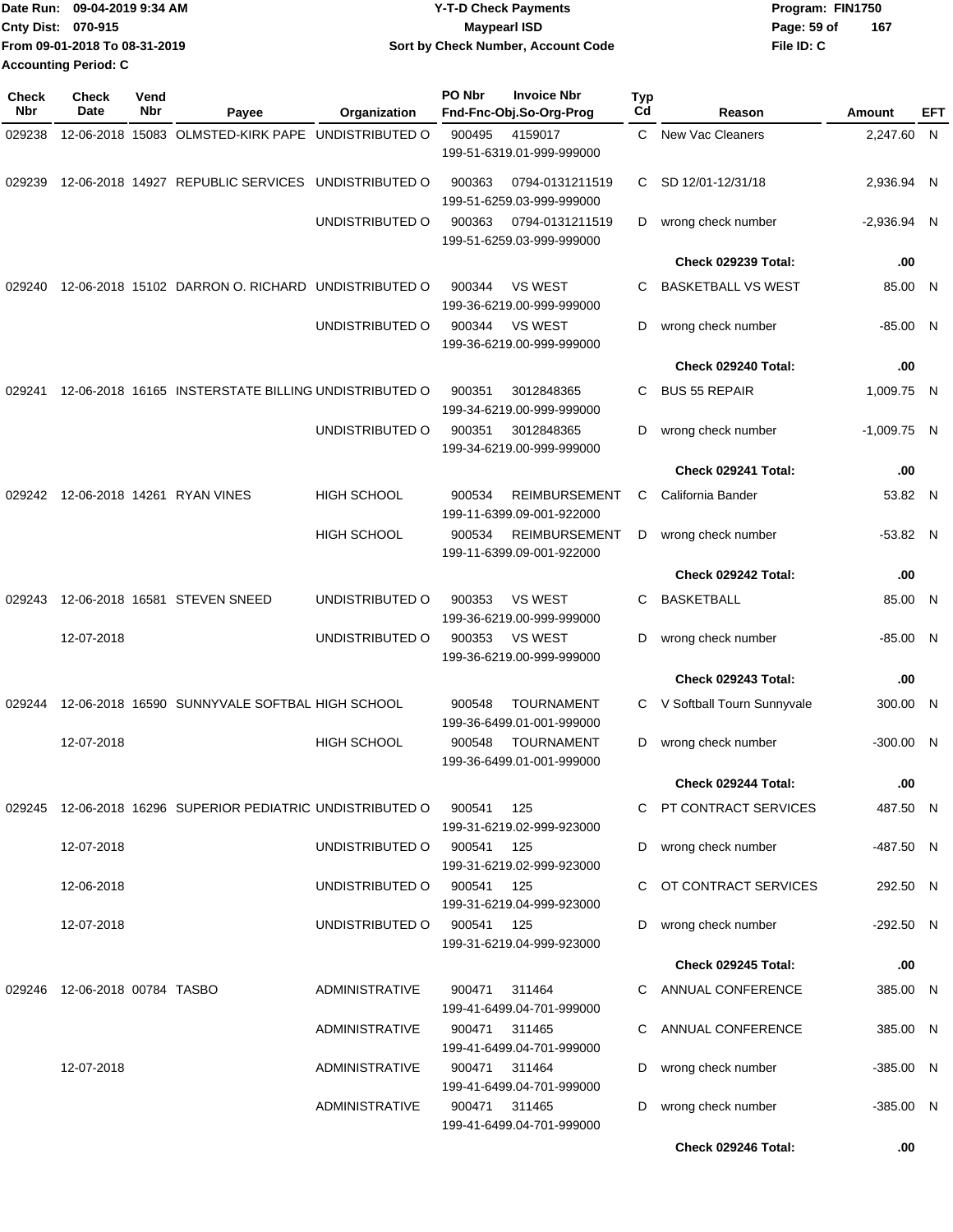Date Run: 09-04-2019 9:34 AM
Cnty Dist: 070-915
From 09-01-2018 To 08-31-2019
Accounting Period: C

**Y-T-D Check Payments**
**Maypearl ISD**
**Sort by Check Number, Account Code**

Program: FIN1750
File ID: C

| Check Nbr | Check Date | Vend Nbr | Payee | Organization | PO Nbr | Invoice Nbr / Fnd-Fnc-Obj.So-Org-Prog | Typ Cd | Reason | Amount | EFT |
|---|---|---|---|---|---|---|---|---|---|---|
| 029238 | 12-06-2018 | 15083 | OLMSTED-KIRK PAPE | UNDISTRIBUTED O | 900495 | 4159017 199-51-6319.01-999-999000 | C | New Vac Cleaners | 2,247.60 | N |
| 029239 | 12-06-2018 | 14927 | REPUBLIC SERVICES | UNDISTRIBUTED O | 900363 | 0794-0131211519 199-51-6259.03-999-999000 | C | SD 12/01-12/31/18 | 2,936.94 | N |
| | | | | UNDISTRIBUTED O | 900363 | 0794-0131211519 199-51-6259.03-999-999000 | D | wrong check number | -2,936.94 | N |
| | | | | | | | | **Check 029239 Total:** | **.00** | |
| 029240 | 12-06-2018 | 15102 | DARRON O. RICHARD | UNDISTRIBUTED O | 900344 | VS WEST 199-36-6219.00-999-999000 | C | BASKETBALL VS WEST | 85.00 | N |
| | | | | UNDISTRIBUTED O | 900344 | VS WEST 199-36-6219.00-999-999000 | D | wrong check number | -85.00 | N |
| | | | | | | | | **Check 029240 Total:** | **.00** | |
| 029241 | 12-06-2018 | 16165 | INTERSTATE BILLING | UNDISTRIBUTED O | 900351 | 3012848365 199-34-6219.00-999-999000 | C | BUS 55 REPAIR | 1,009.75 | N |
| | | | | UNDISTRIBUTED O | 900351 | 3012848365 199-34-6219.00-999-999000 | D | wrong check number | -1,009.75 | N |
| | | | | | | | | **Check 029241 Total:** | **.00** | |
| 029242 | 12-06-2018 | 14261 | RYAN VINES | HIGH SCHOOL | 900534 | REIMBURSEMENT 199-11-6399.09-001-922000 | C | California Bander | 53.82 | N |
| | | | | HIGH SCHOOL | 900534 | REIMBURSEMENT 199-11-6399.09-001-922000 | D | wrong check number | -53.82 | N |
| | | | | | | | | **Check 029242 Total:** | **.00** | |
| 029243 | 12-06-2018 | 16581 | STEVEN SNEED | UNDISTRIBUTED O | 900353 | VS WEST 199-36-6219.00-999-999000 | C | BASKETBALL | 85.00 | N |
| | 12-07-2018 | | | UNDISTRIBUTED O | 900353 | VS WEST 199-36-6219.00-999-999000 | D | wrong check number | -85.00 | N |
| | | | | | | | | **Check 029243 Total:** | **.00** | |
| 029244 | 12-06-2018 | 16590 | SUNNYVALE SOFTBAL | HIGH SCHOOL | 900548 | TOURNAMENT 199-36-6499.01-001-999000 | C | V Softball Tourn Sunnyvale | 300.00 | N |
| | 12-07-2018 | | | HIGH SCHOOL | 900548 | TOURNAMENT 199-36-6499.01-001-999000 | D | wrong check number | -300.00 | N |
| | | | | | | | | **Check 029244 Total:** | **.00** | |
| 029245 | 12-06-2018 | 16296 | SUPERIOR PEDIATRIC | UNDISTRIBUTED O | 900541 | 125 199-31-6219.02-999-923000 | C | PT CONTRACT SERVICES | 487.50 | N |
| | 12-07-2018 | | | UNDISTRIBUTED O | 900541 | 125 199-31-6219.02-999-923000 | D | wrong check number | -487.50 | N |
| | 12-06-2018 | | | UNDISTRIBUTED O | 900541 | 125 199-31-6219.04-999-923000 | C | OT CONTRACT SERVICES | 292.50 | N |
| | 12-07-2018 | | | UNDISTRIBUTED O | 900541 | 125 199-31-6219.04-999-923000 | D | wrong check number | -292.50 | N |
| | | | | | | | | **Check 029245 Total:** | **.00** | |
| 029246 | 12-06-2018 | 00784 | TASBO | ADMINISTRATIVE | 900471 | 311464 199-41-6499.04-701-999000 | C | ANNUAL CONFERENCE | 385.00 | N |
| | | | | ADMINISTRATIVE | 900471 | 311465 199-41-6499.04-701-999000 | C | ANNUAL CONFERENCE | 385.00 | N |
| | 12-07-2018 | | | ADMINISTRATIVE | 900471 | 311464 199-41-6499.04-701-999000 | D | wrong check number | -385.00 | N |
| | | | | ADMINISTRATIVE | 900471 | 311465 199-41-6499.04-701-999000 | D | wrong check number | -385.00 | N |
| | | | | | | | | **Check 029246 Total:** | **.00** | |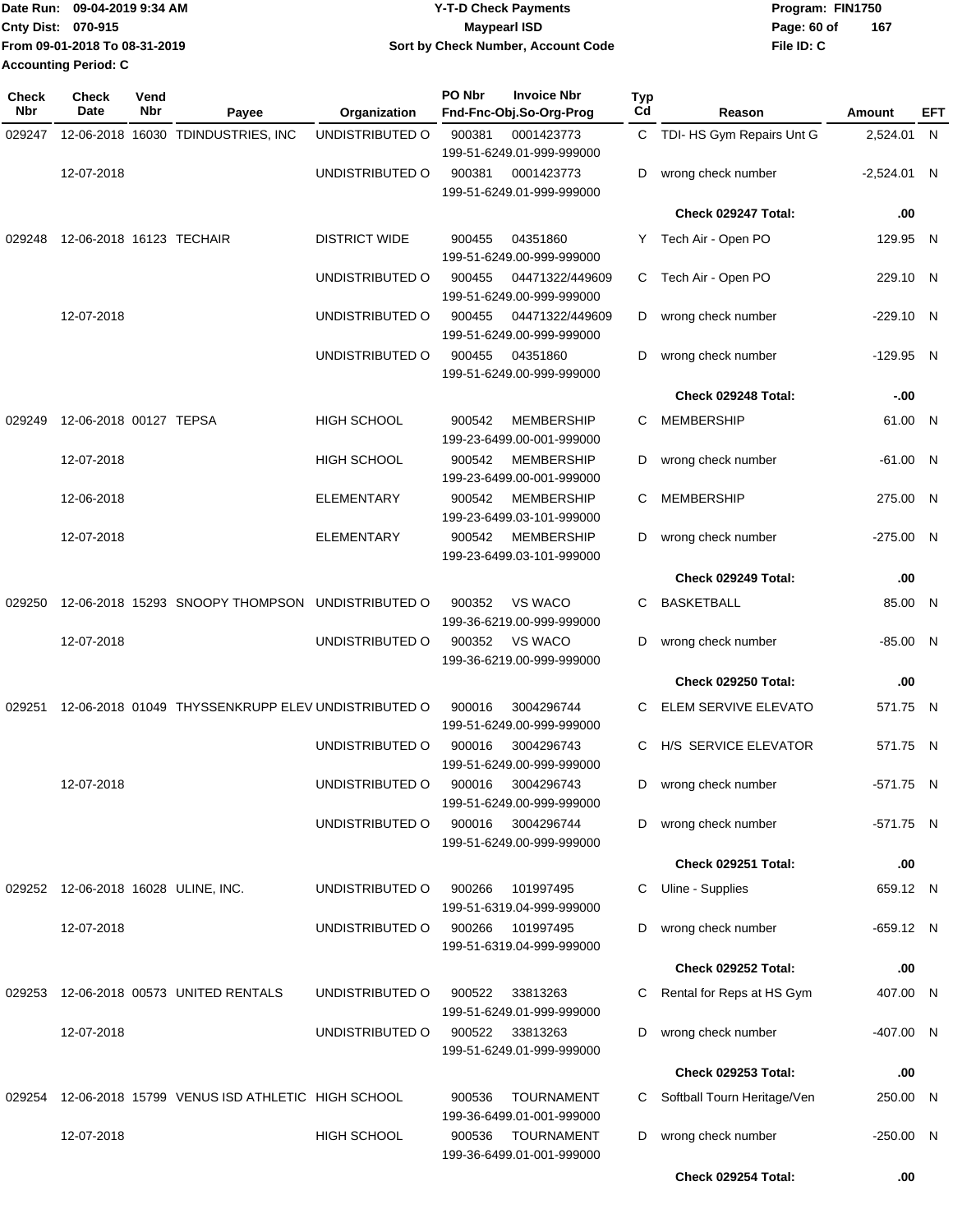Date Run: 09-04-2019 9:34 AM
Cnty Dist: 070-915
From 09-01-2018 To 08-31-2019
Accounting Period: C

**Y-T-D Check Payments**
**Maypearl ISD**
**Sort by Check Number, Account Code**

Program: FIN1750
File ID: C

| Check Nbr | Check Date | Vend Nbr | Payee | Organization | PO Nbr | Invoice Nbr / Fnd-Fnc-Obj.So-Org-Prog | Typ Cd | Reason | Amount | EFT |
|---|---|---|---|---|---|---|---|---|---|---|
| 029247 | 12-06-2018 | 16030 | TDINDUSTRIES, INC | UNDISTRIBUTED O | 900381 | 0001423773 199-51-6249.01-999-999000 | C | TDI- HS Gym Repairs Unt G | 2,524.01 | N |
| | 12-07-2018 | | | UNDISTRIBUTED O | 900381 | 0001423773 199-51-6249.01-999-999000 | D | wrong check number | -2,524.01 | N |
| | | | | | | | | **Check 029247 Total:** | **.00** | |
| 029248 | 12-06-2018 | 16123 | TECHAIR | DISTRICT WIDE | 900455 | 04351860 199-51-6249.00-999-999000 | Y | Tech Air - Open PO | 129.95 | N |
| | | | | UNDISTRIBUTED O | 900455 | 04471322/449609 199-51-6249.00-999-999000 | C | Tech Air - Open PO | 229.10 | N |
| | 12-07-2018 | | | UNDISTRIBUTED O | 900455 | 04471322/449609 199-51-6249.00-999-999000 | D | wrong check number | -229.10 | N |
| | | | | UNDISTRIBUTED O | 900455 | 04351860 199-51-6249.00-999-999000 | D | wrong check number | -129.95 | N |
| | | | | | | | | **Check 029248 Total:** | **-.00** | |
| 029249 | 12-06-2018 | 00127 | TEPSA | HIGH SCHOOL | 900542 | MEMBERSHIP 199-23-6499.00-001-999000 | C | MEMBERSHIP | 61.00 | N |
| | 12-07-2018 | | | HIGH SCHOOL | 900542 | MEMBERSHIP 199-23-6499.00-001-999000 | D | wrong check number | -61.00 | N |
| | 12-06-2018 | | | ELEMENTARY | 900542 | MEMBERSHIP 199-23-6499.03-101-999000 | C | MEMBERSHIP | 275.00 | N |
| | 12-07-2018 | | | ELEMENTARY | 900542 | MEMBERSHIP 199-23-6499.03-101-999000 | D | wrong check number | -275.00 | N |
| | | | | | | | | **Check 029249 Total:** | **.00** | |
| 029250 | 12-06-2018 | 15293 | SNOOPY THOMPSON | UNDISTRIBUTED O | 900352 | VS WACO 199-36-6219.00-999-999000 | C | BASKETBALL | 85.00 | N |
| | 12-07-2018 | | | UNDISTRIBUTED O | 900352 | VS WACO 199-36-6219.00-999-999000 | D | wrong check number | -85.00 | N |
| | | | | | | | | **Check 029250 Total:** | **.00** | |
| 029251 | 12-06-2018 | 01049 | THYSSENKRUPP ELEV | UNDISTRIBUTED O | 900016 | 3004296744 199-51-6249.00-999-999000 | C | ELEM SERVIVE ELEVATO | 571.75 | N |
| | | | | UNDISTRIBUTED O | 900016 | 3004296743 199-51-6249.00-999-999000 | C | H/S SERVICE ELEVATOR | 571.75 | N |
| | 12-07-2018 | | | UNDISTRIBUTED O | 900016 | 3004296743 199-51-6249.00-999-999000 | D | wrong check number | -571.75 | N |
| | | | | UNDISTRIBUTED O | 900016 | 3004296744 199-51-6249.00-999-999000 | D | wrong check number | -571.75 | N |
| | | | | | | | | **Check 029251 Total:** | **.00** | |
| 029252 | 12-06-2018 | 16028 | ULINE, INC. | UNDISTRIBUTED O | 900266 | 101997495 199-51-6319.04-999-999000 | C | Uline - Supplies | 659.12 | N |
| | 12-07-2018 | | | UNDISTRIBUTED O | 900266 | 101997495 199-51-6319.04-999-999000 | D | wrong check number | -659.12 | N |
| | | | | | | | | **Check 029252 Total:** | **.00** | |
| 029253 | 12-06-2018 | 00573 | UNITED RENTALS | UNDISTRIBUTED O | 900522 | 33813263 199-51-6249.01-999-999000 | C | Rental for Reps at HS Gym | 407.00 | N |
| | 12-07-2018 | | | UNDISTRIBUTED O | 900522 | 33813263 199-51-6249.01-999-999000 | D | wrong check number | -407.00 | N |
| | | | | | | | | **Check 029253 Total:** | **.00** | |
| 029254 | 12-06-2018 | 15799 | VENUS ISD ATHLETIC | HIGH SCHOOL | 900536 | TOURNAMENT 199-36-6499.01-001-999000 | C | Softball Tourn Heritage/Ven | 250.00 | N |
| | 12-07-2018 | | | HIGH SCHOOL | 900536 | TOURNAMENT 199-36-6499.01-001-999000 | D | wrong check number | -250.00 | N |
| | | | | | | | | **Check 029254 Total:** | **.00** | |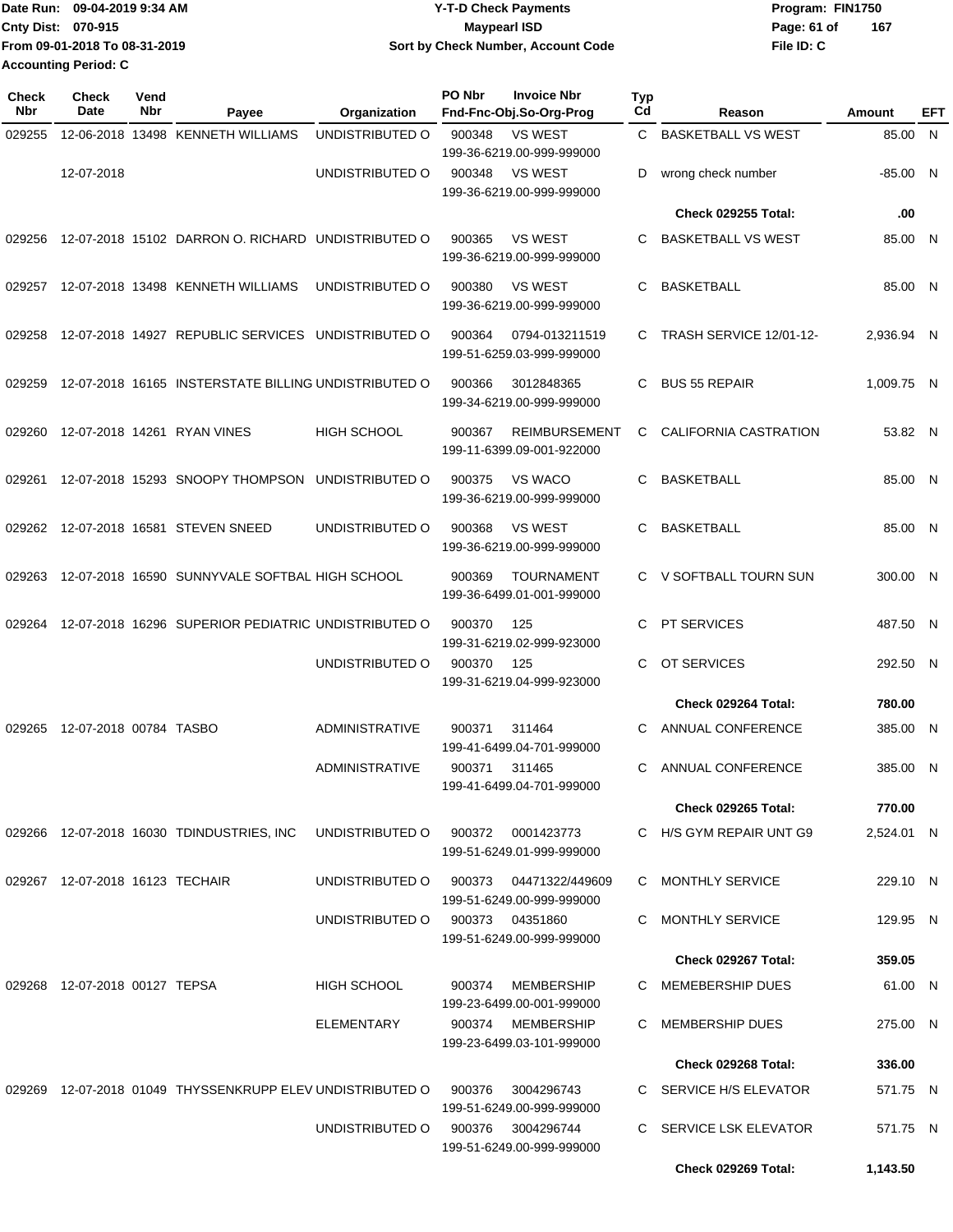Date Run: 09-04-2019 9:34 AM
Cnty Dist: 070-915
From 09-01-2018 To 08-31-2019
Accounting Period: C

# Y-T-D Check Payments
## Maypearl ISD
### Sort by Check Number, Account Code

Program: FIN1750
File ID: C

| Check Nbr | Check Date | Vend Nbr | Payee | Organization | PO Nbr | Invoice Nbr / Fnd-Fnc-Obj.So-Org-Prog | Typ Cd | Reason | Amount | EFT |
|---|---|---|---|---|---|---|---|---|---|---|
| 029255 | 12-06-2018 | 13498 | KENNETH WILLIAMS | UNDISTRIBUTED O | 900348 | VS WEST 199-36-6219.00-999-999000 | C | BASKETBALL VS WEST | 85.00 | N |
| | 12-07-2018 | | | UNDISTRIBUTED O | 900348 | VS WEST 199-36-6219.00-999-999000 | D | wrong check number | -85.00 | N |
| | | | | | | | | **Check 029255 Total:** | **.00** | |
| 029256 | 12-07-2018 | 15102 | DARRON O. RICHARD | UNDISTRIBUTED O | 900365 | VS WEST 199-36-6219.00-999-999000 | C | BASKETBALL VS WEST | 85.00 | N |
| 029257 | 12-07-2018 | 13498 | KENNETH WILLIAMS | UNDISTRIBUTED O | 900380 | VS WEST 199-36-6219.00-999-999000 | C | BASKETBALL | 85.00 | N |
| 029258 | 12-07-2018 | 14927 | REPUBLIC SERVICES | UNDISTRIBUTED O | 900364 | 0794-013211519 199-51-6259.03-999-999000 | C | TRASH SERVICE 12/01-12- | 2,936.94 | N |
| 029259 | 12-07-2018 | 16165 | INTERSTATE BILLING | UNDISTRIBUTED O | 900366 | 3012848365 199-34-6219.00-999-999000 | C | BUS 55 REPAIR | 1,009.75 | N |
| 029260 | 12-07-2018 | 14261 | RYAN VINES | HIGH SCHOOL | 900367 | REIMBURSEMENT 199-11-6399.09-001-922000 | C | CALIFORNIA CASTRATION | 53.82 | N |
| 029261 | 12-07-2018 | 15293 | SNOOPY THOMPSON | UNDISTRIBUTED O | 900375 | VS WACO 199-36-6219.00-999-999000 | C | BASKETBALL | 85.00 | N |
| 029262 | 12-07-2018 | 16581 | STEVEN SNEED | UNDISTRIBUTED O | 900368 | VS WEST 199-36-6219.00-999-999000 | C | BASKETBALL | 85.00 | N |
| 029263 | 12-07-2018 | 16590 | SUNNYVALE SOFTBAL | HIGH SCHOOL | 900369 | TOURNAMENT 199-36-6499.01-001-999000 | C | V SOFTBALL TOURN SUN | 300.00 | N |
| 029264 | 12-07-2018 | 16296 | SUPERIOR PEDIATRIC | UNDISTRIBUTED O | 900370 | 125 199-31-6219.02-999-923000 | C | PT SERVICES | 487.50 | N |
| | | | | UNDISTRIBUTED O | 900370 | 125 199-31-6219.04-999-923000 | C | OT SERVICES | 292.50 | N |
| | | | | | | | | **Check 029264 Total:** | **780.00** | |
| 029265 | 12-07-2018 | 00784 | TASBO | ADMINISTRATIVE | 900371 | 311464 199-41-6499.04-701-999000 | C | ANNUAL CONFERENCE | 385.00 | N |
| | | | | ADMINISTRATIVE | 900371 | 311465 199-41-6499.04-701-999000 | C | ANNUAL CONFERENCE | 385.00 | N |
| | | | | | | | | **Check 029265 Total:** | **770.00** | |
| 029266 | 12-07-2018 | 16030 | TDINDUSTRIES, INC | UNDISTRIBUTED O | 900372 | 0001423773 199-51-6249.01-999-999000 | C | H/S GYM REPAIR UNT G9 | 2,524.01 | N |
| 029267 | 12-07-2018 | 16123 | TECHAIR | UNDISTRIBUTED O | 900373 | 04471322/449609 199-51-6249.00-999-999000 | C | MONTHLY SERVICE | 229.10 | N |
| | | | | UNDISTRIBUTED O | 900373 | 04351860 199-51-6249.00-999-999000 | C | MONTHLY SERVICE | 129.95 | N |
| | | | | | | | | **Check 029267 Total:** | **359.05** | |
| 029268 | 12-07-2018 | 00127 | TEPSA | HIGH SCHOOL | 900374 | MEMBERSHIP 199-23-6499.00-001-999000 | C | MEMEBERSHIP DUES | 61.00 | N |
| | | | | ELEMENTARY | 900374 | MEMBERSHIP 199-23-6499.03-101-999000 | C | MEMBERSHIP DUES | 275.00 | N |
| | | | | | | | | **Check 029268 Total:** | **336.00** | |
| 029269 | 12-07-2018 | 01049 | THYSSENKRUPP ELEV | UNDISTRIBUTED O | 900376 | 3004296743 199-51-6249.00-999-999000 | C | SERVICE H/S ELEVATOR | 571.75 | N |
| | | | | UNDISTRIBUTED O | 900376 | 3004296744 199-51-6249.00-999-999000 | C | SERVICE LSK ELEVATOR | 571.75 | N |
| | | | | | | | | **Check 029269 Total:** | **1,143.50** | |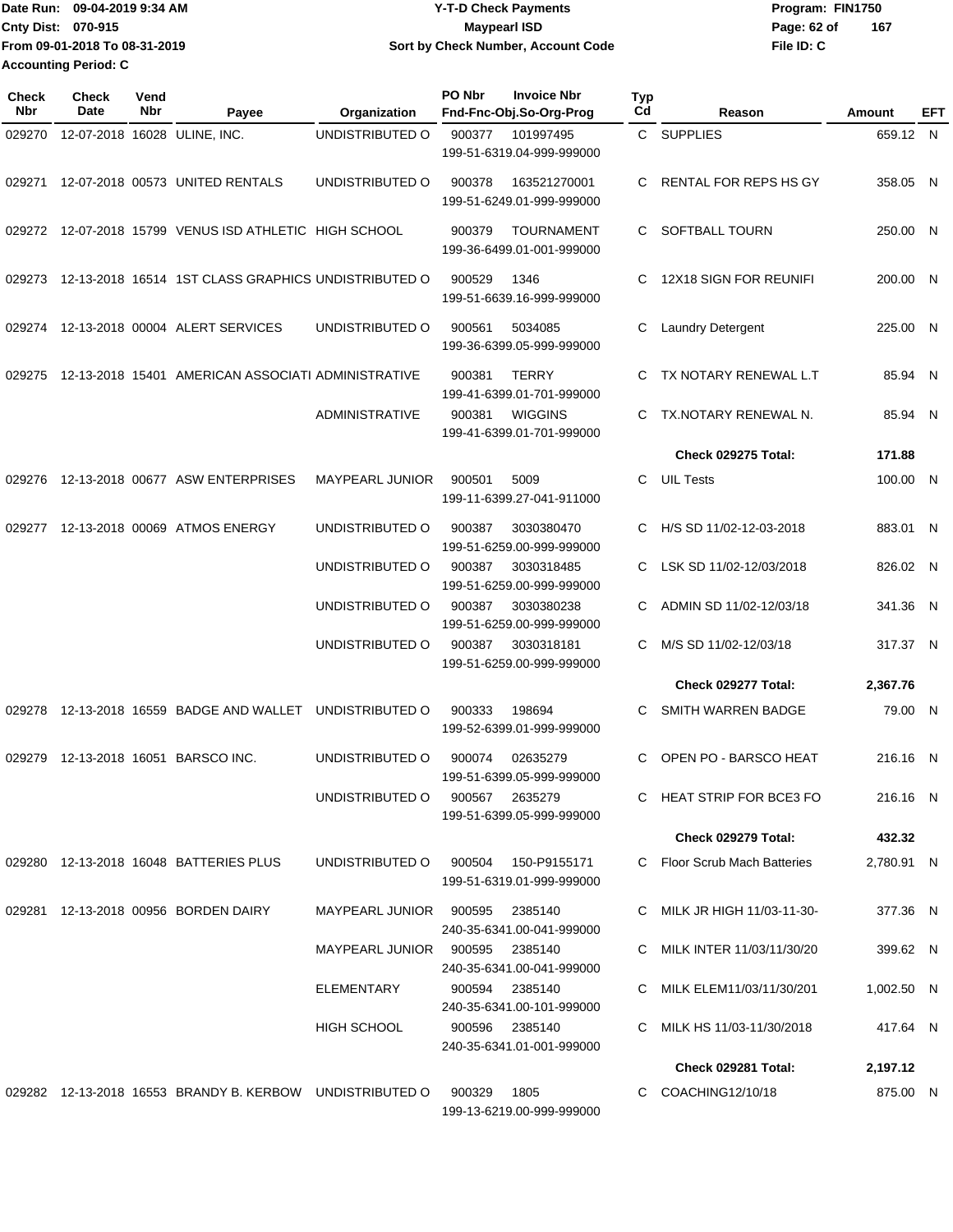Date Run: 09-04-2019 9:34 AM
Cnty Dist: 070-915
From 09-01-2018 To 08-31-2019
Accounting Period: C

# Y-T-D Check Payments
## Maypearl ISD
### Sort by Check Number, Account Code

Program: FIN1750
File ID: C

| Check Nbr | Check Date | Vend Nbr | Payee | Organization | PO Nbr | Invoice Nbr / Fnd-Fnc-Obj.So-Org-Prog | Typ Cd | Reason | Amount | EFT |
|---|---|---|---|---|---|---|---|---|---|---|
| 029270 | 12-07-2018 | 16028 | ULINE, INC. | UNDISTRIBUTED O | 900377 | 101997495 199-51-6319.04-999-999000 | C | SUPPLIES | 659.12 | N |
| 029271 | 12-07-2018 | 00573 | UNITED RENTALS | UNDISTRIBUTED O | 900378 | 163521270001 199-51-6249.01-999-999000 | C | RENTAL FOR REPS HS GY | 358.05 | N |
| 029272 | 12-07-2018 | 15799 | VENUS ISD ATHLETIC | HIGH SCHOOL | 900379 | TOURNAMENT 199-36-6499.01-001-999000 | C | SOFTBALL TOURN | 250.00 | N |
| 029273 | 12-13-2018 | 16514 | 1ST CLASS GRAPHICS | UNDISTRIBUTED O | 900529 | 1346 199-51-6639.16-999-999000 | C | 12X18 SIGN FOR REUNIFI | 200.00 | N |
| 029274 | 12-13-2018 | 00004 | ALERT SERVICES | UNDISTRIBUTED O | 900561 | 5034085 199-36-6399.05-999-999000 | C | Laundry Detergent | 225.00 | N |
| 029275 | 12-13-2018 | 15401 | AMERICAN ASSOCIATI | ADMINISTRATIVE | 900381 | TERRY 199-41-6399.01-701-999000 | C | TX NOTARY RENEWAL L.T | 85.94 | N |
| | | | | ADMINISTRATIVE | 900381 | WIGGINS 199-41-6399.01-701-999000 | C | TX.NOTARY RENEWAL N. | 85.94 | N |
| | | | | | | | | **Check 029275 Total:** | **171.88** | |
| 029276 | 12-13-2018 | 00677 | ASW ENTERPRISES | MAYPEARL JUNIOR | 900501 | 5009 199-11-6399.27-041-911000 | C | UIL Tests | 100.00 | N |
| 029277 | 12-13-2018 | 00069 | ATMOS ENERGY | UNDISTRIBUTED O | 900387 | 3030380470 199-51-6259.00-999-999000 | C | H/S SD 11/02-12-03-2018 | 883.01 | N |
| | | | | UNDISTRIBUTED O | 900387 | 3030318485 199-51-6259.00-999-999000 | C | LSK SD 11/02-12/03/2018 | 826.02 | N |
| | | | | UNDISTRIBUTED O | 900387 | 3030380238 199-51-6259.00-999-999000 | C | ADMIN SD 11/02-12/03/18 | 341.36 | N |
| | | | | UNDISTRIBUTED O | 900387 | 3030318181 199-51-6259.00-999-999000 | C | M/S SD 11/02-12/03/18 | 317.37 | N |
| | | | | | | | | **Check 029277 Total:** | **2,367.76** | |
| 029278 | 12-13-2018 | 16559 | BADGE AND WALLET | UNDISTRIBUTED O | 900333 | 198694 199-52-6399.01-999-999000 | C | SMITH WARREN BADGE | 79.00 | N |
| 029279 | 12-13-2018 | 16051 | BARSCO INC. | UNDISTRIBUTED O | 900074 | 02635279 199-51-6399.05-999-999000 | C | OPEN PO - BARSCO HEAT | 216.16 | N |
| | | | | UNDISTRIBUTED O | 900567 | 2635279 199-51-6399.05-999-999000 | C | HEAT STRIP FOR BCE3 FO | 216.16 | N |
| | | | | | | | | **Check 029279 Total:** | **432.32** | |
| 029280 | 12-13-2018 | 16048 | BATTERIES PLUS | UNDISTRIBUTED O | 900504 | 150-P9155171 199-51-6319.01-999-999000 | C | Floor Scrub Mach Batteries | 2,780.91 | N |
| 029281 | 12-13-2018 | 00956 | BORDEN DAIRY | MAYPEARL JUNIOR | 900595 | 2385140 240-35-6341.00-041-999000 | C | MILK JR HIGH 11/03-11-30- | 377.36 | N |
| | | | | MAYPEARL JUNIOR | 900595 | 2385140 240-35-6341.00-041-999000 | C | MILK INTER 11/03/11/30/20 | 399.62 | N |
| | | | | ELEMENTARY | 900594 | 2385140 240-35-6341.00-101-999000 | C | MILK ELEM11/03/11/30/201 | 1,002.50 | N |
| | | | | HIGH SCHOOL | 900596 | 2385140 240-35-6341.01-001-999000 | C | MILK HS 11/03-11/30/2018 | 417.64 | N |
| | | | | | | | | **Check 029281 Total:** | **2,197.12** | |
| 029282 | 12-13-2018 | 16553 | BRANDY B. KERBOW | UNDISTRIBUTED O | 900329 | 1805 199-13-6219.00-999-999000 | C | COACHING12/10/18 | 875.00 | N |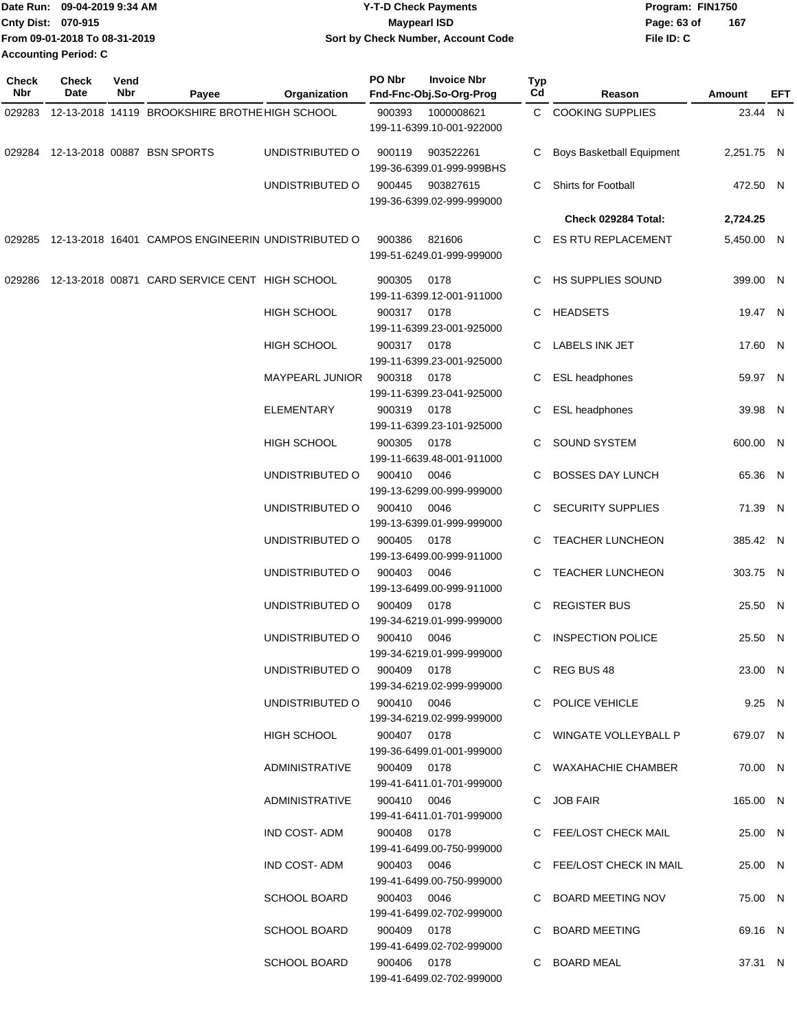Date Run: 09-04-2019 9:34 AM
Cnty Dist: 070-915
From 09-01-2018 To 08-31-2019
Accounting Period: C

# Y-T-D Check Payments
## Maypearl ISD
### Sort by Check Number, Account Code

Program: FIN1750
File ID: C

| Check Nbr | Check Date | Vend Nbr | Payee | Organization | PO Nbr | Invoice Nbr / Fnd-Fnc-Obj.So-Org-Prog | Typ Cd | Reason | Amount | EFT |
|---|---|---|---|---|---|---|---|---|---|---|
| 029283 | 12-13-2018 | 14119 | BROOKSHIRE BROTHE | HIGH SCHOOL | 900393 | 1000008621 199-11-6399.10-001-922000 | C | COOKING SUPPLIES | 23.44 | N |
| 029284 | 12-13-2018 | 00887 | BSN SPORTS | UNDISTRIBUTED O | 900119 | 903522261 199-36-6399.01-999-999BHS | C | Boys Basketball Equipment | 2,251.75 | N |
| | | | | UNDISTRIBUTED O | 900445 | 903827615 199-36-6399.02-999-999000 | C | Shirts for Football | 472.50 | N |
| | | | | | | | | **Check 029284 Total:** | **2,724.25** | |
| 029285 | 12-13-2018 | 16401 | CAMPOS ENGINEERIN | UNDISTRIBUTED O | 900386 | 821606 199-51-6249.01-999-999000 | C | ES RTU REPLACEMENT | 5,450.00 | N |
| 029286 | 12-13-2018 | 00871 | CARD SERVICE CENT | HIGH SCHOOL | 900305 | 0178 199-11-6399.12-001-911000 | C | HS SUPPLIES SOUND | 399.00 | N |
| | | | | HIGH SCHOOL | 900317 | 0178 199-11-6399.23-001-925000 | C | HEADSETS | 19.47 | N |
| | | | | HIGH SCHOOL | 900317 | 0178 199-11-6399.23-001-925000 | C | LABELS INK JET | 17.60 | N |
| | | | | MAYPEARL JUNIOR | 900318 | 0178 199-11-6399.23-041-925000 | C | ESL headphones | 59.97 | N |
| | | | | ELEMENTARY | 900319 | 0178 199-11-6399.23-101-925000 | C | ESL headphones | 39.98 | N |
| | | | | HIGH SCHOOL | 900305 | 0178 199-11-6639.48-001-911000 | C | SOUND SYSTEM | 600.00 | N |
| | | | | UNDISTRIBUTED O | 900410 | 0046 199-13-6299.00-999-999000 | C | BOSSES DAY LUNCH | 65.36 | N |
| | | | | UNDISTRIBUTED O | 900410 | 0046 199-13-6399.01-999-999000 | C | SECURITY SUPPLIES | 71.39 | N |
| | | | | UNDISTRIBUTED O | 900405 | 0178 199-13-6499.00-999-911000 | C | TEACHER LUNCHEON | 385.42 | N |
| | | | | UNDISTRIBUTED O | 900403 | 0046 199-13-6499.00-999-911000 | C | TEACHER LUNCHEON | 303.75 | N |
| | | | | UNDISTRIBUTED O | 900409 | 0178 199-34-6219.01-999-999000 | C | REGISTER BUS | 25.50 | N |
| | | | | UNDISTRIBUTED O | 900410 | 0046 199-34-6219.01-999-999000 | C | INSPECTION POLICE | 25.50 | N |
| | | | | UNDISTRIBUTED O | 900409 | 0178 199-34-6219.02-999-999000 | C | REG BUS 48 | 23.00 | N |
| | | | | UNDISTRIBUTED O | 900410 | 0046 199-34-6219.02-999-999000 | C | POLICE VEHICLE | 9.25 | N |
| | | | | HIGH SCHOOL | 900407 | 0178 199-36-6499.01-001-999000 | C | WINGATE VOLLEYBALL P | 679.07 | N |
| | | | | ADMINISTRATIVE | 900409 | 0178 199-41-6411.01-701-999000 | C | WAXAHACHIE CHAMBER | 70.00 | N |
| | | | | ADMINISTRATIVE | 900410 | 0046 199-41-6411.01-701-999000 | C | JOB FAIR | 165.00 | N |
| | | | | IND COST- ADM | 900408 | 0178 199-41-6499.00-750-999000 | C | FEE/LOST CHECK MAIL | 25.00 | N |
| | | | | IND COST- ADM | 900403 | 0046 199-41-6499.00-750-999000 | C | FEE/LOST CHECK IN MAIL | 25.00 | N |
| | | | | SCHOOL BOARD | 900403 | 0046 199-41-6499.02-702-999000 | C | BOARD MEETING NOV | 75.00 | N |
| | | | | SCHOOL BOARD | 900409 | 0178 199-41-6499.02-702-999000 | C | BOARD MEETING | 69.16 | N |
| | | | | SCHOOL BOARD | 900406 | 0178 199-41-6499.02-702-999000 | C | BOARD MEAL | 37.31 | N |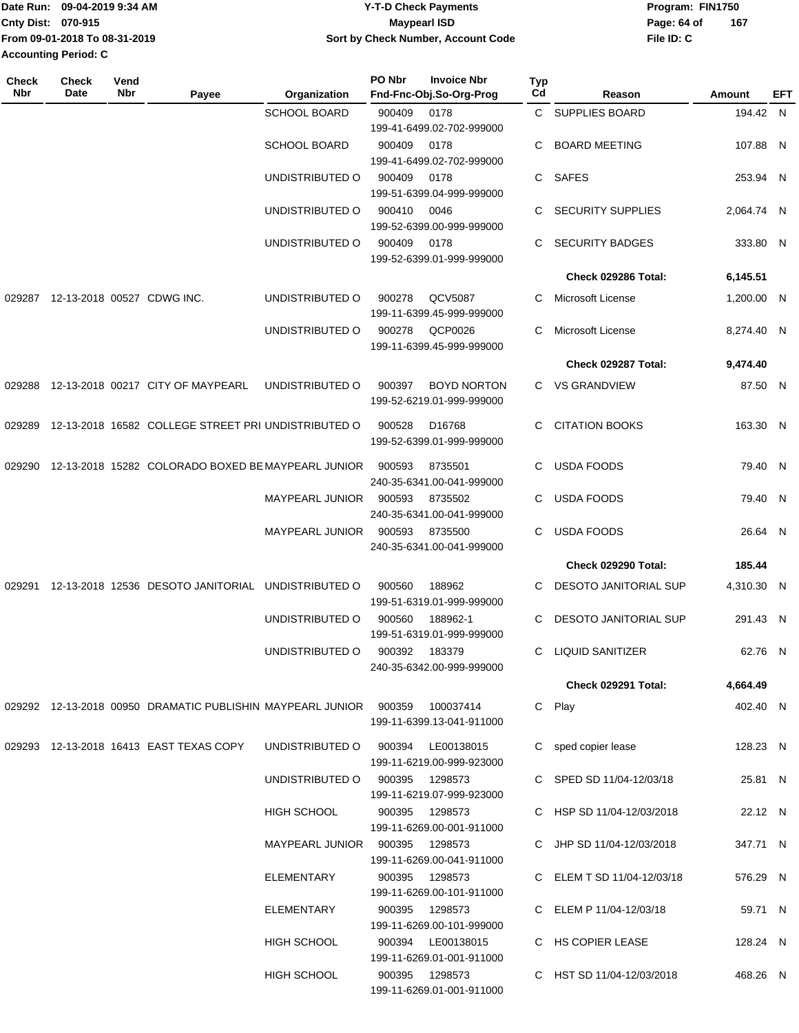Date Run: 09-04-2019 9:34 AM
Cnty Dist: 070-915
From 09-01-2018 To 08-31-2019
Accounting Period: C

# Y-T-D Check Payments
## Maypearl ISD
### Sort by Check Number, Account Code

Program: FIN1750
File ID: C

| Check Nbr | Check Date | Vend Nbr | Payee | Organization | PO Nbr | Invoice Nbr / Fnd-Fnc-Obj.So-Org-Prog | Typ Cd | Reason | Amount | EFT |
|---|---|---|---|---|---|---|---|---|---|---|
| | | | | SCHOOL BOARD | 900409 | 0178 199-41-6499.02-702-999000 | C | SUPPLIES BOARD | 194.42 | N |
| | | | | SCHOOL BOARD | 900409 | 0178 199-41-6499.02-702-999000 | C | BOARD MEETING | 107.88 | N |
| | | | | UNDISTRIBUTED O | 900409 | 0178 199-51-6399.04-999-999000 | C | SAFES | 253.94 | N |
| | | | | UNDISTRIBUTED O | 900410 | 0046 199-52-6399.00-999-999000 | C | SECURITY SUPPLIES | 2,064.74 | N |
| | | | | UNDISTRIBUTED O | 900409 | 0178 199-52-6399.01-999-999000 | C | SECURITY BADGES | 333.80 | N |
| | | | | | | | | **Check 029286 Total:** | **6,145.51** | |
| 029287 | 12-13-2018 | 00527 | CDWG INC. | UNDISTRIBUTED O | 900278 | QCV5087 199-11-6399.45-999-999000 | C | Microsoft License | 1,200.00 | N |
| | | | | UNDISTRIBUTED O | 900278 | QCP0026 199-11-6399.45-999-999000 | C | Microsoft License | 8,274.40 | N |
| | | | | | | | | **Check 029287 Total:** | **9,474.40** | |
| 029288 | 12-13-2018 | 00217 | CITY OF MAYPEARL | UNDISTRIBUTED O | 900397 | BOYD NORTON 199-52-6219.01-999-999000 | C | VS GRANDVIEW | 87.50 | N |
| 029289 | 12-13-2018 | 16582 | COLLEGE STREET PRI | UNDISTRIBUTED O | 900528 | D16768 199-52-6399.01-999-999000 | C | CITATION BOOKS | 163.30 | N |
| 029290 | 12-13-2018 | 15282 | COLORADO BOXED BE | MAYPEARL JUNIOR | 900593 | 8735501 240-35-6341.00-041-999000 | C | USDA FOODS | 79.40 | N |
| | | | | MAYPEARL JUNIOR | 900593 | 8735502 240-35-6341.00-041-999000 | C | USDA FOODS | 79.40 | N |
| | | | | MAYPEARL JUNIOR | 900593 | 8735500 240-35-6341.00-041-999000 | C | USDA FOODS | 26.64 | N |
| | | | | | | | | **Check 029290 Total:** | **185.44** | |
| 029291 | 12-13-2018 | 12536 | DESOTO JANITORIAL | UNDISTRIBUTED O | 900560 | 188962 199-51-6319.01-999-999000 | C | DESOTO JANITORIAL SUP | 4,310.30 | N |
| | | | | UNDISTRIBUTED O | 900560 | 188962-1 199-51-6319.01-999-999000 | C | DESOTO JANITORIAL SUP | 291.43 | N |
| | | | | UNDISTRIBUTED O | 900392 | 183379 240-35-6342.00-999-999000 | C | LIQUID SANITIZER | 62.76 | N |
| | | | | | | | | **Check 029291 Total:** | **4,664.49** | |
| 029292 | 12-13-2018 | 00950 | DRAMATIC PUBLISHIN | MAYPEARL JUNIOR | 900359 | 100037414 199-11-6399.13-041-911000 | C | Play | 402.40 | N |
| 029293 | 12-13-2018 | 16413 | EAST TEXAS COPY | UNDISTRIBUTED O | 900394 | LE00138015 199-11-6219.00-999-923000 | C | sped copier lease | 128.23 | N |
| | | | | UNDISTRIBUTED O | 900395 | 1298573 199-11-6219.07-999-923000 | C | SPED SD 11/04-12/03/18 | 25.81 | N |
| | | | | HIGH SCHOOL | 900395 | 1298573 199-11-6269.00-001-911000 | C | HSP SD 11/04-12/03/2018 | 22.12 | N |
| | | | | MAYPEARL JUNIOR | 900395 | 1298573 199-11-6269.00-041-911000 | C | JHP SD 11/04-12/03/2018 | 347.71 | N |
| | | | | ELEMENTARY | 900395 | 1298573 199-11-6269.00-101-911000 | C | ELEM T SD 11/04-12/03/18 | 576.29 | N |
| | | | | ELEMENTARY | 900395 | 1298573 199-11-6269.00-101-999000 | C | ELEM P 11/04-12/03/18 | 59.71 | N |
| | | | | HIGH SCHOOL | 900394 | LE00138015 199-11-6269.01-001-911000 | C | HS COPIER LEASE | 128.24 | N |
| | | | | HIGH SCHOOL | 900395 | 1298573 199-11-6269.01-001-911000 | C | HST SD 11/04-12/03/2018 | 468.26 | N |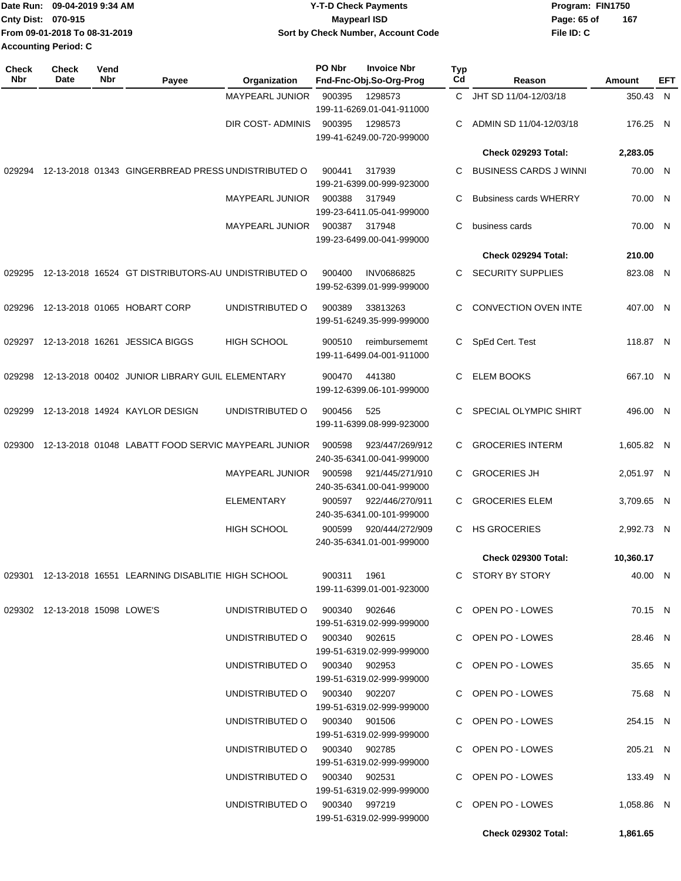Date Run: 09-04-2019 9:34 AM
Cnty Dist: 070-915
From 09-01-2018 To 08-31-2019
Accounting Period: C

**Y-T-D Check Payments**
**Maypearl ISD**
**Sort by Check Number, Account Code**

Program: FIN1750
File ID: C

| Check Nbr | Check Date | Vend Nbr | Payee | Organization | PO Nbr | Invoice Nbr / Fnd-Fnc-Obj.So-Org-Prog | Typ Cd | Reason | Amount | EFT |
|---|---|---|---|---|---|---|---|---|---|---|
| | | | | MAYPEARL JUNIOR | 900395 | 1298573 / 199-11-6269.01-041-911000 | C | JHT SD 11/04-12/03/18 | 350.43 | N |
| | | | | DIR COST- ADMINIS | 900395 | 1298573 / 199-41-6249.00-720-999000 | C | ADMIN SD 11/04-12/03/18 | 176.25 | N |
| | | | | | | | | **Check 029293 Total:** | **2,283.05** | |
| 029294 | 12-13-2018 | 01343 | GINGERBREAD PRESS | UNDISTRIBUTED O | 900441 | 317939 / 199-21-6399.00-999-923000 | C | BUSINESS CARDS J WINNI | 70.00 | N |
| | | | | MAYPEARL JUNIOR | 900388 | 317949 / 199-23-6411.05-041-999000 | C | Bubsiness cards WHERRY | 70.00 | N |
| | | | | MAYPEARL JUNIOR | 900387 | 317948 / 199-23-6499.00-041-999000 | C | business cards | 70.00 | N |
| | | | | | | | | **Check 029294 Total:** | **210.00** | |
| 029295 | 12-13-2018 | 16524 | GT DISTRIBUTORS-AU | UNDISTRIBUTED O | 900400 | INV0686825 / 199-52-6399.01-999-999000 | C | SECURITY SUPPLIES | 823.08 | N |
| 029296 | 12-13-2018 | 01065 | HOBART CORP | UNDISTRIBUTED O | 900389 | 33813263 / 199-51-6249.35-999-999000 | C | CONVECTION OVEN INTE | 407.00 | N |
| 029297 | 12-13-2018 | 16261 | JESSICA BIGGS | HIGH SCHOOL | 900510 | reimbursememt / 199-11-6499.04-001-911000 | C | SpEd Cert. Test | 118.87 | N |
| 029298 | 12-13-2018 | 00402 | JUNIOR LIBRARY GUIL | ELEMENTARY | 900470 | 441380 / 199-12-6399.06-101-999000 | C | ELEM BOOKS | 667.10 | N |
| 029299 | 12-13-2018 | 14924 | KAYLOR DESIGN | UNDISTRIBUTED O | 900456 | 525 / 199-11-6399.08-999-923000 | C | SPECIAL OLYMPIC SHIRT | 496.00 | N |
| 029300 | 12-13-2018 | 01048 | LABATT FOOD SERVIC | MAYPEARL JUNIOR | 900598 | 923/447/269/912 / 240-35-6341.00-041-999000 | C | GROCERIES INTERM | 1,605.82 | N |
| | | | | MAYPEARL JUNIOR | 900598 | 921/445/271/910 / 240-35-6341.00-041-999000 | C | GROCERIES JH | 2,051.97 | N |
| | | | | ELEMENTARY | 900597 | 922/446/270/911 / 240-35-6341.00-101-999000 | C | GROCERIES ELEM | 3,709.65 | N |
| | | | | HIGH SCHOOL | 900599 | 920/444/272/909 / 240-35-6341.01-001-999000 | C | HS GROCERIES | 2,992.73 | N |
| | | | | | | | | **Check 029300 Total:** | **10,360.17** | |
| 029301 | 12-13-2018 | 16551 | LEARNING DISABLITIE | HIGH SCHOOL | 900311 | 1961 / 199-11-6399.01-001-923000 | C | STORY BY STORY | 40.00 | N |
| 029302 | 12-13-2018 | 15098 | LOWE'S | UNDISTRIBUTED O | 900340 | 902646 / 199-51-6319.02-999-999000 | C | OPEN PO - LOWES | 70.15 | N |
| | | | | UNDISTRIBUTED O | 900340 | 902615 / 199-51-6319.02-999-999000 | C | OPEN PO - LOWES | 28.46 | N |
| | | | | UNDISTRIBUTED O | 900340 | 902953 / 199-51-6319.02-999-999000 | C | OPEN PO - LOWES | 35.65 | N |
| | | | | UNDISTRIBUTED O | 900340 | 902207 / 199-51-6319.02-999-999000 | C | OPEN PO - LOWES | 75.68 | N |
| | | | | UNDISTRIBUTED O | 900340 | 901506 / 199-51-6319.02-999-999000 | C | OPEN PO - LOWES | 254.15 | N |
| | | | | UNDISTRIBUTED O | 900340 | 902785 / 199-51-6319.02-999-999000 | C | OPEN PO - LOWES | 205.21 | N |
| | | | | UNDISTRIBUTED O | 900340 | 902531 / 199-51-6319.02-999-999000 | C | OPEN PO - LOWES | 133.49 | N |
| | | | | UNDISTRIBUTED O | 900340 | 997219 / 199-51-6319.02-999-999000 | C | OPEN PO - LOWES | 1,058.86 | N |
| | | | | | | | | **Check 029302 Total:** | **1,861.65** | |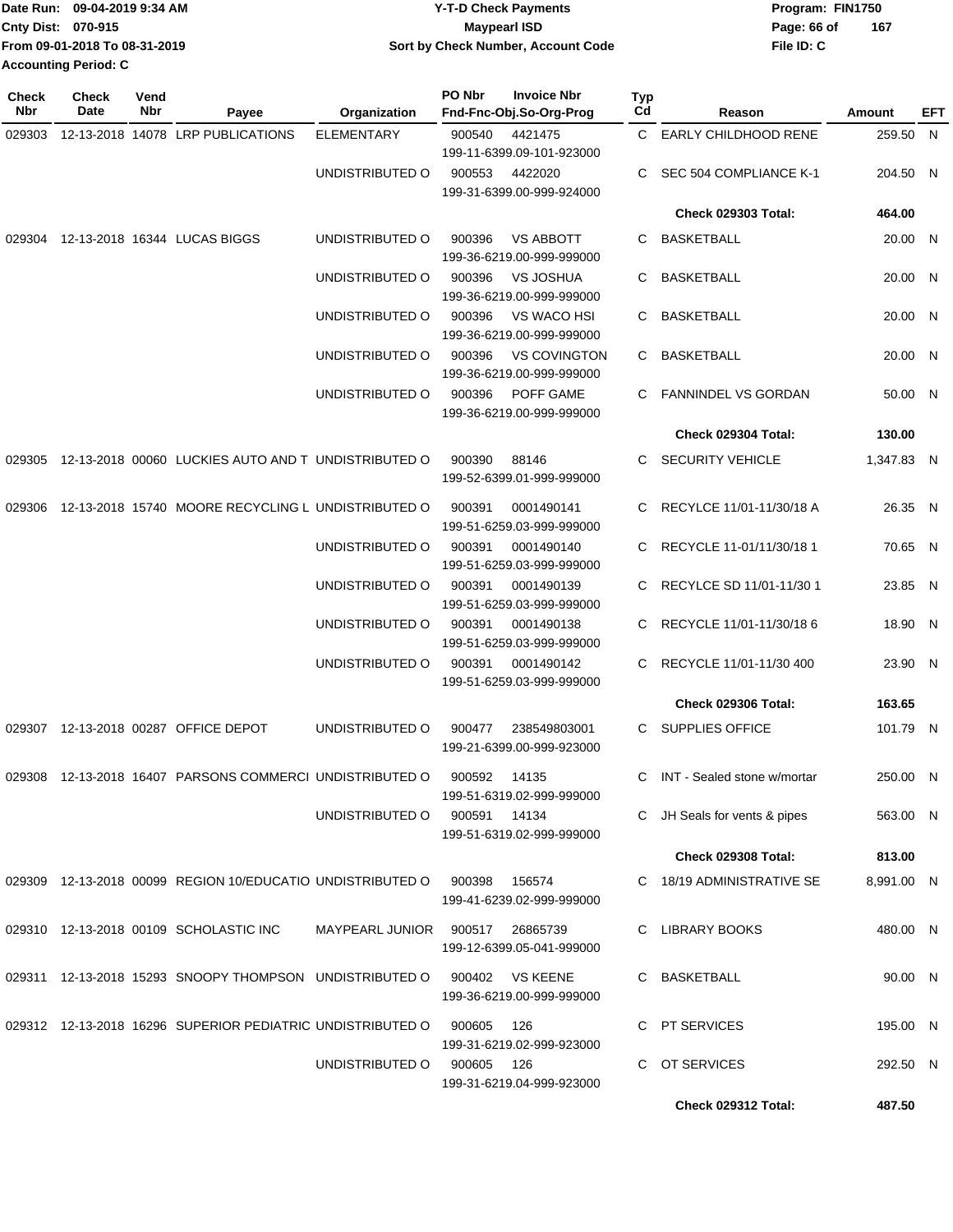Date Run: 09-04-2019 9:34 AM
Cnty Dist: 070-915
From 09-01-2018 To 08-31-2019
Accounting Period: C

**Y-T-D Check Payments**
**Maypearl ISD**
**Sort by Check Number, Account Code**

Program: FIN1750
File ID: C

| Check Nbr | Check Date | Vend Nbr | Payee | Organization | PO Nbr | Invoice Nbr / Fnd-Fnc-Obj.So-Org-Prog | Typ Cd | Reason | Amount | EFT |
|---|---|---|---|---|---|---|---|---|---|---|
| 029303 | 12-13-2018 | 14078 | LRP PUBLICATIONS | ELEMENTARY | 900540 | 4421475 199-11-6399.09-101-923000 | C | EARLY CHILDHOOD RENE | 259.50 | N |
| | | | | UNDISTRIBUTED O | 900553 | 4422020 199-31-6399.00-999-924000 | C | SEC 504 COMPLIANCE K-1 | 204.50 | N |
| | | | | | | | | **Check 029303 Total:** | **464.00** | |
| 029304 | 12-13-2018 | 16344 | LUCAS BIGGS | UNDISTRIBUTED O | 900396 | VS ABBOTT 199-36-6219.00-999-999000 | C | BASKETBALL | 20.00 | N |
| | | | | UNDISTRIBUTED O | 900396 | VS JOSHUA 199-36-6219.00-999-999000 | C | BASKETBALL | 20.00 | N |
| | | | | UNDISTRIBUTED O | 900396 | VS WACO HSI 199-36-6219.00-999-999000 | C | BASKETBALL | 20.00 | N |
| | | | | UNDISTRIBUTED O | 900396 | VS COVINGTON 199-36-6219.00-999-999000 | C | BASKETBALL | 20.00 | N |
| | | | | UNDISTRIBUTED O | 900396 | POFF GAME 199-36-6219.00-999-999000 | C | FANNINDEL VS GORDAN | 50.00 | N |
| | | | | | | | | **Check 029304 Total:** | **130.00** | |
| 029305 | 12-13-2018 | 00060 | LUCKIES AUTO AND T | UNDISTRIBUTED O | 900390 | 88146 199-52-6399.01-999-999000 | C | SECURITY VEHICLE | 1,347.83 | N |
| 029306 | 12-13-2018 | 15740 | MOORE RECYCLING L | UNDISTRIBUTED O | 900391 | 0001490141 199-51-6259.03-999-999000 | C | RECYLCE 11/01-11/30/18 A | 26.35 | N |
| | | | | UNDISTRIBUTED O | 900391 | 0001490140 199-51-6259.03-999-999000 | C | RECYCLE 11-01/11/30/18 1 | 70.65 | N |
| | | | | UNDISTRIBUTED O | 900391 | 0001490139 199-51-6259.03-999-999000 | C | RECYLCE SD 11/01-11/30 1 | 23.85 | N |
| | | | | UNDISTRIBUTED O | 900391 | 0001490138 199-51-6259.03-999-999000 | C | RECYCLE 11/01-11/30/18 6 | 18.90 | N |
| | | | | UNDISTRIBUTED O | 900391 | 0001490142 199-51-6259.03-999-999000 | C | RECYCLE 11/01-11/30 400 | 23.90 | N |
| | | | | | | | | **Check 029306 Total:** | **163.65** | |
| 029307 | 12-13-2018 | 00287 | OFFICE DEPOT | UNDISTRIBUTED O | 900477 | 238549803001 199-21-6399.00-999-923000 | C | SUPPLIES OFFICE | 101.79 | N |
| 029308 | 12-13-2018 | 16407 | PARSONS COMMERCI | UNDISTRIBUTED O | 900592 | 14135 199-51-6319.02-999-999000 | C | INT - Sealed stone w/mortar | 250.00 | N |
| | | | | UNDISTRIBUTED O | 900591 | 14134 199-51-6319.02-999-999000 | C | JH Seals for vents & pipes | 563.00 | N |
| | | | | | | | | **Check 029308 Total:** | **813.00** | |
| 029309 | 12-13-2018 | 00099 | REGION 10/EDUCATIO | UNDISTRIBUTED O | 900398 | 156574 199-41-6239.02-999-999000 | C | 18/19 ADMINISTRATIVE SE | 8,991.00 | N |
| 029310 | 12-13-2018 | 00109 | SCHOLASTIC INC | MAYPEARL JUNIOR | 900517 | 26865739 199-12-6399.05-041-999000 | C | LIBRARY BOOKS | 480.00 | N |
| 029311 | 12-13-2018 | 15293 | SNOOPY THOMPSON | UNDISTRIBUTED O | 900402 | VS KEENE 199-36-6219.00-999-999000 | C | BASKETBALL | 90.00 | N |
| 029312 | 12-13-2018 | 16296 | SUPERIOR PEDIATRIC | UNDISTRIBUTED O | 900605 | 126 199-31-6219.02-999-923000 | C | PT SERVICES | 195.00 | N |
| | | | | UNDISTRIBUTED O | 900605 | 126 199-31-6219.04-999-923000 | C | OT SERVICES | 292.50 | N |
| | | | | | | | | **Check 029312 Total:** | **487.50** | |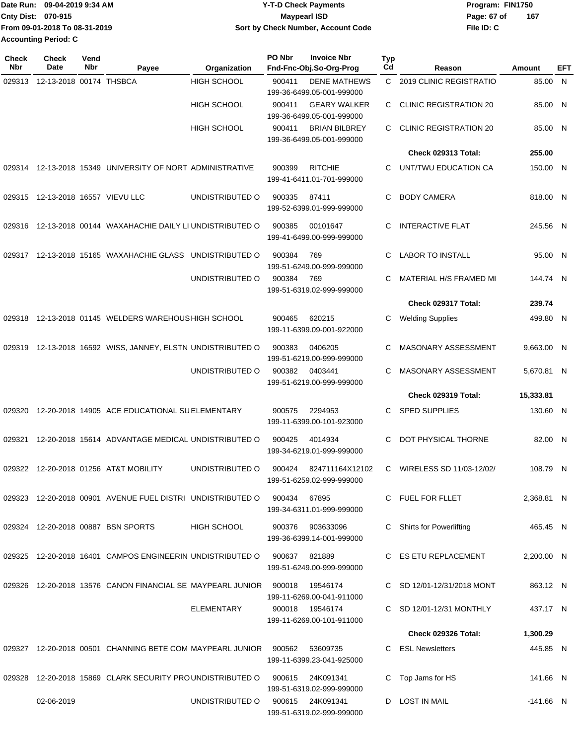Date Run: 09-04-2019 9:34 AM
Cnty Dist: 070-915
From 09-01-2018 To 08-31-2019
Accounting Period: C

# Y-T-D Check Payments
## Maypearl ISD
### Sort by Check Number, Account Code

Program: FIN1750
File ID: C

| Check Nbr | Check Date | Vend Nbr | Payee | Organization | PO Nbr / Fnd-Fnc-Obj.So-Org-Prog | Invoice Nbr | Typ Cd | Reason | Amount | EFT |
|---|---|---|---|---|---|---|---|---|---|---|
| 029313 | 12-13-2018 | 00174 | THSBCA | HIGH SCHOOL | 900411 199-36-6499.05-001-999000 | DENE MATHEWS | C | 2019 CLINIC REGISTRATIO | 85.00 | N |
| | | | | HIGH SCHOOL | 900411 199-36-6499.05-001-999000 | GEARY WALKER | C | CLINIC REGISTRATION 20 | 85.00 | N |
| | | | | HIGH SCHOOL | 900411 199-36-6499.05-001-999000 | BRIAN BILBREY | C | CLINIC REGISTRATION 20 | 85.00 | N |
| | | | | | | | | **Check 029313 Total:** | **255.00** | |
| 029314 | 12-13-2018 | 15349 | UNIVERSITY OF NORT | ADMINISTRATIVE | 900399 199-41-6411.01-701-999000 | RITCHIE | C | UNT/TWU EDUCATION CA | 150.00 | N |
| 029315 | 12-13-2018 | 16557 | VIEVU LLC | UNDISTRIBUTED O | 900335 199-52-6399.01-999-999000 | 87411 | C | BODY CAMERA | 818.00 | N |
| 029316 | 12-13-2018 | 00144 | WAXAHACHIE DAILY LI | UNDISTRIBUTED O | 900385 199-41-6499.00-999-999000 | 00101647 | C | INTERACTIVE FLAT | 245.56 | N |
| 029317 | 12-13-2018 | 15165 | WAXAHACHIE GLASS | UNDISTRIBUTED O | 900384 199-51-6249.00-999-999000 | 769 | C | LABOR TO INSTALL | 95.00 | N |
| | | | | UNDISTRIBUTED O | 900384 199-51-6319.02-999-999000 | 769 | C | MATERIAL H/S FRAMED MI | 144.74 | N |
| | | | | | | | | **Check 029317 Total:** | **239.74** | |
| 029318 | 12-13-2018 | 01145 | WELDERS WAREHOUS | HIGH SCHOOL | 900465 199-11-6399.09-001-922000 | 620215 | C | Welding Supplies | 499.80 | N |
| 029319 | 12-13-2018 | 16592 | WISS, JANNEY, ELSTN | UNDISTRIBUTED O | 900383 199-51-6219.00-999-999000 | 0406205 | C | MASONARY ASSESSMENT | 9,663.00 | N |
| | | | | UNDISTRIBUTED O | 900382 199-51-6219.00-999-999000 | 0403441 | C | MASONARY ASSESSMENT | 5,670.81 | N |
| | | | | | | | | **Check 029319 Total:** | **15,333.81** | |
| 029320 | 12-20-2018 | 14905 | ACE EDUCATIONAL SU | ELEMENTARY | 900575 199-11-6399.00-101-923000 | 2294953 | C | SPED SUPPLIES | 130.60 | N |
| 029321 | 12-20-2018 | 15614 | ADVANTAGE MEDICAL | UNDISTRIBUTED O | 900425 199-34-6219.01-999-999000 | 4014934 | C | DOT PHYSICAL THORNE | 82.00 | N |
| 029322 | 12-20-2018 | 01256 | AT&T MOBILITY | UNDISTRIBUTED O | 900424 199-51-6259.02-999-999000 | 824711164X12102 | C | WIRELESS SD 11/03-12/02/ | 108.79 | N |
| 029323 | 12-20-2018 | 00901 | AVENUE FUEL DISTRI | UNDISTRIBUTED O | 900434 199-34-6311.01-999-999000 | 67895 | C | FUEL FOR FLLET | 2,368.81 | N |
| 029324 | 12-20-2018 | 00887 | BSN SPORTS | HIGH SCHOOL | 900376 199-36-6399.14-001-999000 | 903633096 | C | Shirts for Powerlifting | 465.45 | N |
| 029325 | 12-20-2018 | 16401 | CAMPOS ENGINEERIN | UNDISTRIBUTED O | 900637 199-51-6249.00-999-999000 | 821889 | C | ES ETU REPLACEMENT | 2,200.00 | N |
| 029326 | 12-20-2018 | 13576 | CANON FINANCIAL SE | MAYPEARL JUNIOR | 900018 199-11-6269.00-041-911000 | 19546174 | C | SD 12/01-12/31/2018 MONT | 863.12 | N |
| | | | | ELEMENTARY | 900018 199-11-6269.00-101-911000 | 19546174 | C | SD 12/01-12/31 MONTHLY | 437.17 | N |
| | | | | | | | | **Check 029326 Total:** | **1,300.29** | |
| 029327 | 12-20-2018 | 00501 | CHANNING BETE COM | MAYPEARL JUNIOR | 900562 199-11-6399.23-041-925000 | 53609735 | C | ESL Newsletters | 445.85 | N |
| 029328 | 12-20-2018 | 15869 | CLARK SECURITY PRO | UNDISTRIBUTED O | 900615 199-51-6319.02-999-999000 | 24K091341 | C | Top Jams for HS | 141.66 | N |
| | 02-06-2019 | | | UNDISTRIBUTED O | 900615 199-51-6319.02-999-999000 | 24K091341 | D | LOST IN MAIL | -141.66 | N |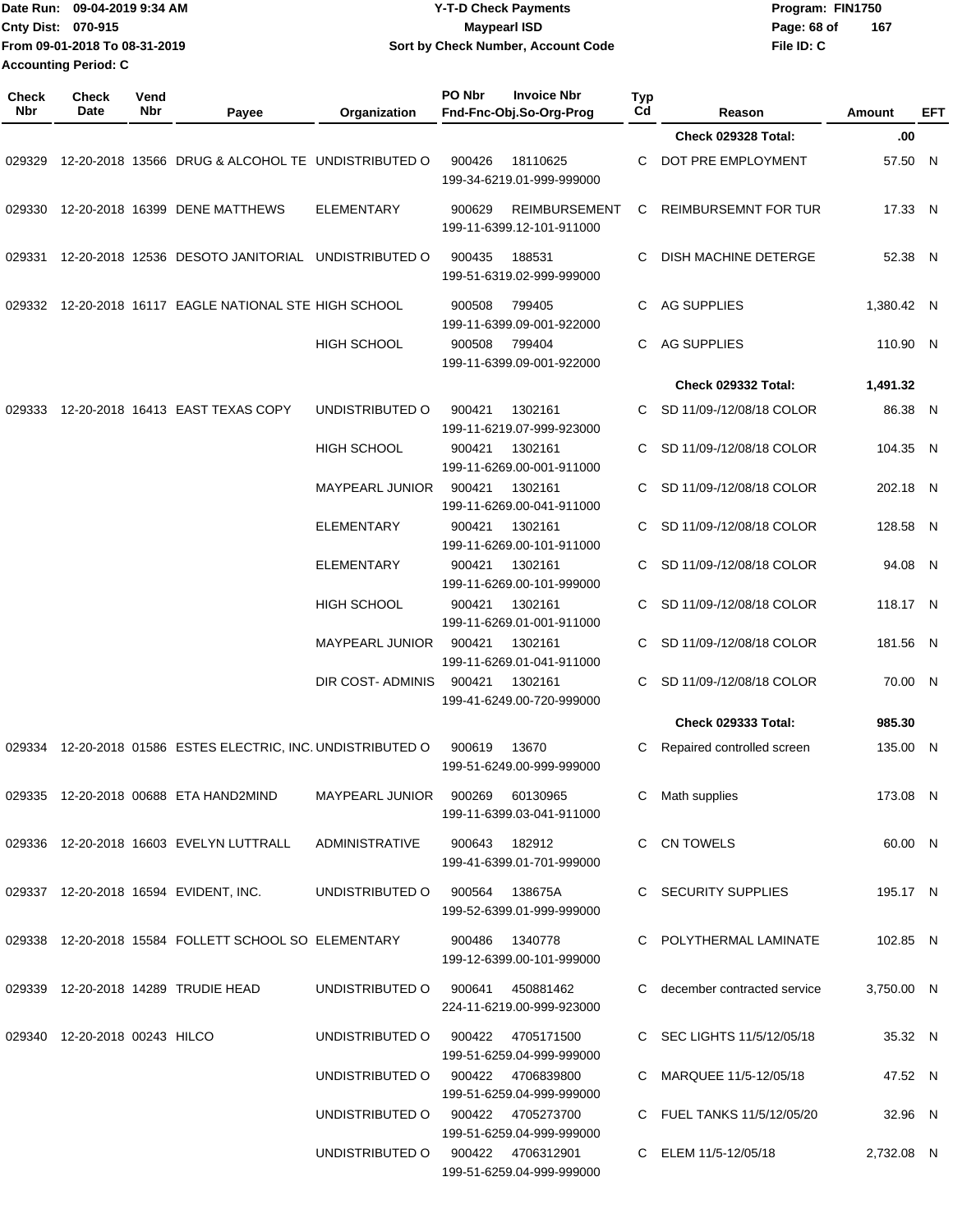Date Run: 09-04-2019 9:34 AM
Cnty Dist: 070-915
From 09-01-2018 To 08-31-2019
Accounting Period: C

# Y-T-D Check Payments
## Maypearl ISD
### Sort by Check Number, Account Code

Program: FIN1750
File ID: C

| Check Nbr | Check Date | Vend Nbr | Payee | Organization | PO Nbr | Invoice Nbr / Fnd-Fnc-Obj.So-Org-Prog | Typ Cd | Reason | Amount | EFT |
|---|---|---|---|---|---|---|---|---|---|---|
| | | | | | | | | **Check 029328 Total:** | **.00** | |
| 029329 | 12-20-2018 | 13566 | DRUG & ALCOHOL TE | UNDISTRIBUTED O | 900426 | 18110625 199-34-6219.01-999-999000 | C | DOT PRE EMPLOYMENT | 57.50 | N |
| 029330 | 12-20-2018 | 16399 | DENE MATTHEWS | ELEMENTARY | 900629 | REIMBURSEMENT 199-11-6399.12-101-911000 | C | REIMBURSEMNT FOR TUR | 17.33 | N |
| 029331 | 12-20-2018 | 12536 | DESOTO JANITORIAL | UNDISTRIBUTED O | 900435 | 188531 199-51-6319.02-999-999000 | C | DISH MACHINE DETERGE | 52.38 | N |
| 029332 | 12-20-2018 | 16117 | EAGLE NATIONAL STE | HIGH SCHOOL | 900508 | 799405 199-11-6399.09-001-922000 | C | AG SUPPLIES | 1,380.42 | N |
| | | | | HIGH SCHOOL | 900508 | 799404 199-11-6399.09-001-922000 | C | AG SUPPLIES | 110.90 | N |
| | | | | | | | | **Check 029332 Total:** | **1,491.32** | |
| 029333 | 12-20-2018 | 16413 | EAST TEXAS COPY | UNDISTRIBUTED O | 900421 | 1302161 199-11-6219.07-999-923000 | C | SD 11/09-/12/08/18 COLOR | 86.38 | N |
| | | | | HIGH SCHOOL | 900421 | 1302161 199-11-6269.00-001-911000 | C | SD 11/09-/12/08/18 COLOR | 104.35 | N |
| | | | | MAYPEARL JUNIOR | 900421 | 1302161 199-11-6269.00-041-911000 | C | SD 11/09-/12/08/18 COLOR | 202.18 | N |
| | | | | ELEMENTARY | 900421 | 1302161 199-11-6269.00-101-911000 | C | SD 11/09-/12/08/18 COLOR | 128.58 | N |
| | | | | ELEMENTARY | 900421 | 1302161 199-11-6269.00-101-999000 | C | SD 11/09-/12/08/18 COLOR | 94.08 | N |
| | | | | HIGH SCHOOL | 900421 | 1302161 199-11-6269.01-001-911000 | C | SD 11/09-/12/08/18 COLOR | 118.17 | N |
| | | | | MAYPEARL JUNIOR | 900421 | 1302161 199-11-6269.01-041-911000 | C | SD 11/09-/12/08/18 COLOR | 181.56 | N |
| | | | | DIR COST- ADMINIS | 900421 | 1302161 199-41-6249.00-720-999000 | C | SD 11/09-/12/08/18 COLOR | 70.00 | N |
| | | | | | | | | **Check 029333 Total:** | **985.30** | |
| 029334 | 12-20-2018 | 01586 | ESTES ELECTRIC, INC. | UNDISTRIBUTED O | 900619 | 13670 199-51-6249.00-999-999000 | C | Repaired controlled screen | 135.00 | N |
| 029335 | 12-20-2018 | 00688 | ETA HAND2MIND | MAYPEARL JUNIOR | 900269 | 60130965 199-11-6399.03-041-911000 | C | Math supplies | 173.08 | N |
| 029336 | 12-20-2018 | 16603 | EVELYN LUTTRALL | ADMINISTRATIVE | 900643 | 182912 199-41-6399.01-701-999000 | C | CN TOWELS | 60.00 | N |
| 029337 | 12-20-2018 | 16594 | EVIDENT, INC. | UNDISTRIBUTED O | 900564 | 138675A 199-52-6399.01-999-999000 | C | SECURITY SUPPLIES | 195.17 | N |
| 029338 | 12-20-2018 | 15584 | FOLLETT SCHOOL SO | ELEMENTARY | 900486 | 1340778 199-12-6399.00-101-999000 | C | POLYTHERMAL LAMINATE | 102.85 | N |
| 029339 | 12-20-2018 | 14289 | TRUDIE HEAD | UNDISTRIBUTED O | 900641 | 450881462 224-11-6219.00-999-923000 | C | december contracted service | 3,750.00 | N |
| 029340 | 12-20-2018 | 00243 | HILCO | UNDISTRIBUTED O | 900422 | 4705171500 199-51-6259.04-999-999000 | C | SEC LIGHTS 11/5/12/05/18 | 35.32 | N |
| | | | | UNDISTRIBUTED O | 900422 | 4706839800 199-51-6259.04-999-999000 | C | MARQUEE 11/5-12/05/18 | 47.52 | N |
| | | | | UNDISTRIBUTED O | 900422 | 4705273700 199-51-6259.04-999-999000 | C | FUEL TANKS 11/5/12/05/20 | 32.96 | N |
| | | | | UNDISTRIBUTED O | 900422 | 4706312901 199-51-6259.04-999-999000 | C | ELEM 11/5-12/05/18 | 2,732.08 | N |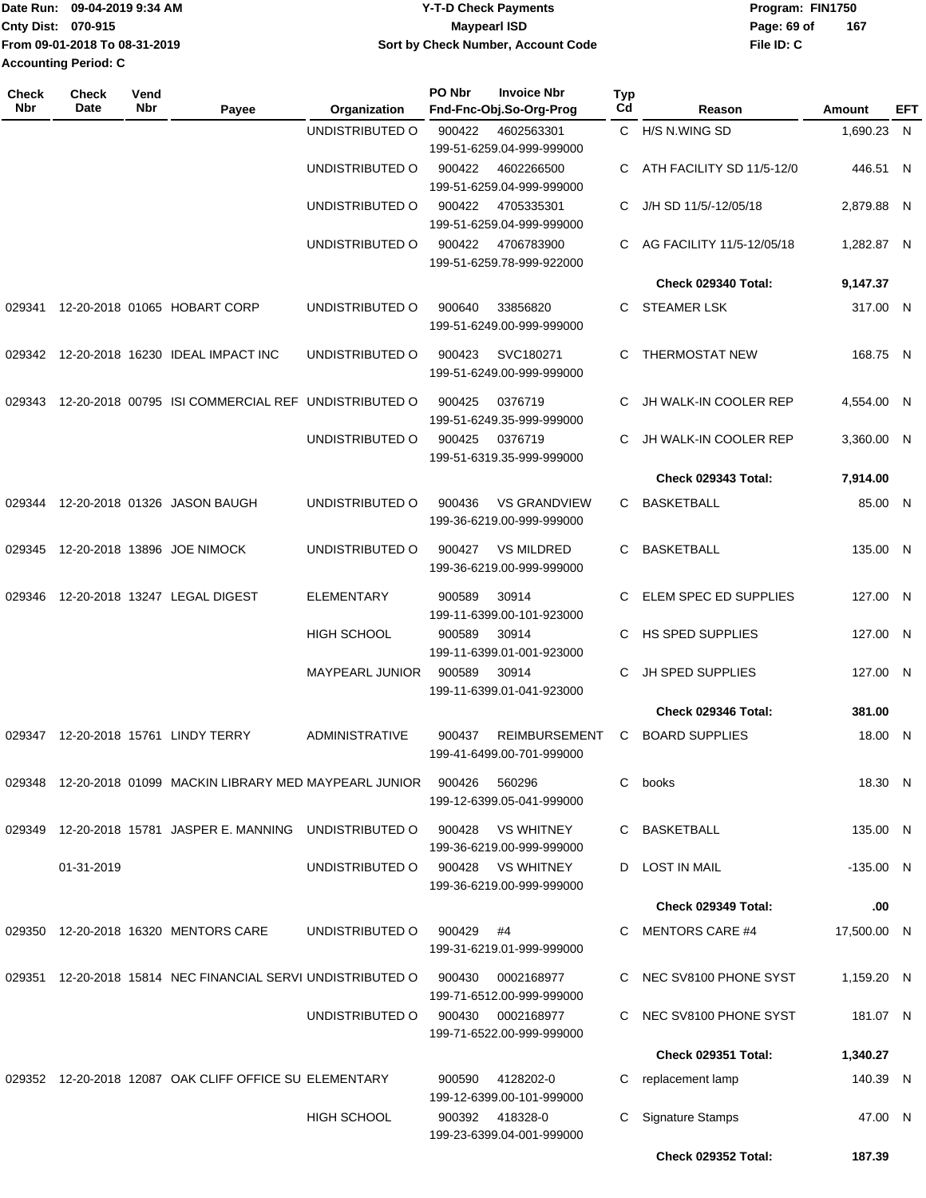Date Run: 09-04-2019 9:34 AM
Cnty Dist: 070-915
From 09-01-2018 To 08-31-2019
Accounting Period: C

# Y-T-D Check Payments
## Maypearl ISD
### Sort by Check Number, Account Code

Program: FIN1750
File ID: C

| Check Nbr | Check Date | Vend Nbr | Payee | Organization | PO Nbr | Invoice Nbr / Fnd-Fnc-Obj.So-Org-Prog | Typ Cd | Reason | Amount | EFT |
|---|---|---|---|---|---|---|---|---|---|---|
| | | | | UNDISTRIBUTED O | 900422 | 4602563301 199-51-6259.04-999-999000 | C | H/S N.WING SD | 1,690.23 | N |
| | | | | UNDISTRIBUTED O | 900422 | 4602266500 199-51-6259.04-999-999000 | C | ATH FACILITY SD 11/5-12/0 | 446.51 | N |
| | | | | UNDISTRIBUTED O | 900422 | 4705335301 199-51-6259.04-999-999000 | C | J/H SD 11/5/-12/05/18 | 2,879.88 | N |
| | | | | UNDISTRIBUTED O | 900422 | 4706783900 199-51-6259.78-999-922000 | C | AG FACILITY 11/5-12/05/18 | 1,282.87 | N |
| | | | | | | | | **Check 029340 Total:** | **9,147.37** | |
| 029341 | 12-20-2018 | 01065 | HOBART CORP | UNDISTRIBUTED O | 900640 | 33856820 199-51-6249.00-999-999000 | C | STEAMER LSK | 317.00 | N |
| 029342 | 12-20-2018 | 16230 | IDEAL IMPACT INC | UNDISTRIBUTED O | 900423 | SVC180271 199-51-6249.00-999-999000 | C | THERMOSTAT NEW | 168.75 | N |
| 029343 | 12-20-2018 | 00795 | ISI COMMERCIAL REF | UNDISTRIBUTED O | 900425 | 0376719 199-51-6249.35-999-999000 | C | JH WALK-IN COOLER REP | 4,554.00 | N |
| | | | | UNDISTRIBUTED O | 900425 | 0376719 199-51-6319.35-999-999000 | C | JH WALK-IN COOLER REP | 3,360.00 | N |
| | | | | | | | | **Check 029343 Total:** | **7,914.00** | |
| 029344 | 12-20-2018 | 01326 | JASON BAUGH | UNDISTRIBUTED O | 900436 | VS GRANDVIEW 199-36-6219.00-999-999000 | C | BASKETBALL | 85.00 | N |
| 029345 | 12-20-2018 | 13896 | JOE NIMOCK | UNDISTRIBUTED O | 900427 | VS MILDRED 199-36-6219.00-999-999000 | C | BASKETBALL | 135.00 | N |
| 029346 | 12-20-2018 | 13247 | LEGAL DIGEST | ELEMENTARY | 900589 | 30914 199-11-6399.00-101-923000 | C | ELEM SPEC ED SUPPLIES | 127.00 | N |
| | | | | HIGH SCHOOL | 900589 | 30914 199-11-6399.01-001-923000 | C | HS SPED SUPPLIES | 127.00 | N |
| | | | | MAYPEARL JUNIOR | 900589 | 30914 199-11-6399.01-041-923000 | C | JH SPED SUPPLIES | 127.00 | N |
| | | | | | | | | **Check 029346 Total:** | **381.00** | |
| 029347 | 12-20-2018 | 15761 | LINDY TERRY | ADMINISTRATIVE | 900437 | REIMBURSEMENT 199-41-6499.00-701-999000 | C | BOARD SUPPLIES | 18.00 | N |
| 029348 | 12-20-2018 | 01099 | MACKIN LIBRARY MED | MAYPEARL JUNIOR | 900426 | 560296 199-12-6399.05-041-999000 | C | books | 18.30 | N |
| 029349 | 12-20-2018 | 15781 | JASPER E. MANNING | UNDISTRIBUTED O | 900428 | VS WHITNEY 199-36-6219.00-999-999000 | C | BASKETBALL | 135.00 | N |
| | 01-31-2019 | | | UNDISTRIBUTED O | 900428 | VS WHITNEY 199-36-6219.00-999-999000 | D | LOST IN MAIL | -135.00 | N |
| | | | | | | | | **Check 029349 Total:** | **.00** | |
| 029350 | 12-20-2018 | 16320 | MENTORS CARE | UNDISTRIBUTED O | 900429 | #4 199-31-6219.01-999-999000 | C | MENTORS CARE #4 | 17,500.00 | N |
| 029351 | 12-20-2018 | 15814 | NEC FINANCIAL SERVI | UNDISTRIBUTED O | 900430 | 0002168977 199-71-6512.00-999-999000 | C | NEC SV8100 PHONE SYST | 1,159.20 | N |
| | | | | UNDISTRIBUTED O | 900430 | 0002168977 199-71-6522.00-999-999000 | C | NEC SV8100 PHONE SYST | 181.07 | N |
| | | | | | | | | **Check 029351 Total:** | **1,340.27** | |
| 029352 | 12-20-2018 | 12087 | OAK CLIFF OFFICE SU | ELEMENTARY | 900590 | 4128202-0 199-12-6399.00-101-999000 | C | replacement lamp | 140.39 | N |
| | | | | HIGH SCHOOL | 900392 | 418328-0 199-23-6399.04-001-999000 | C | Signature Stamps | 47.00 | N |
| | | | | | | | | **Check 029352 Total:** | **187.39** | |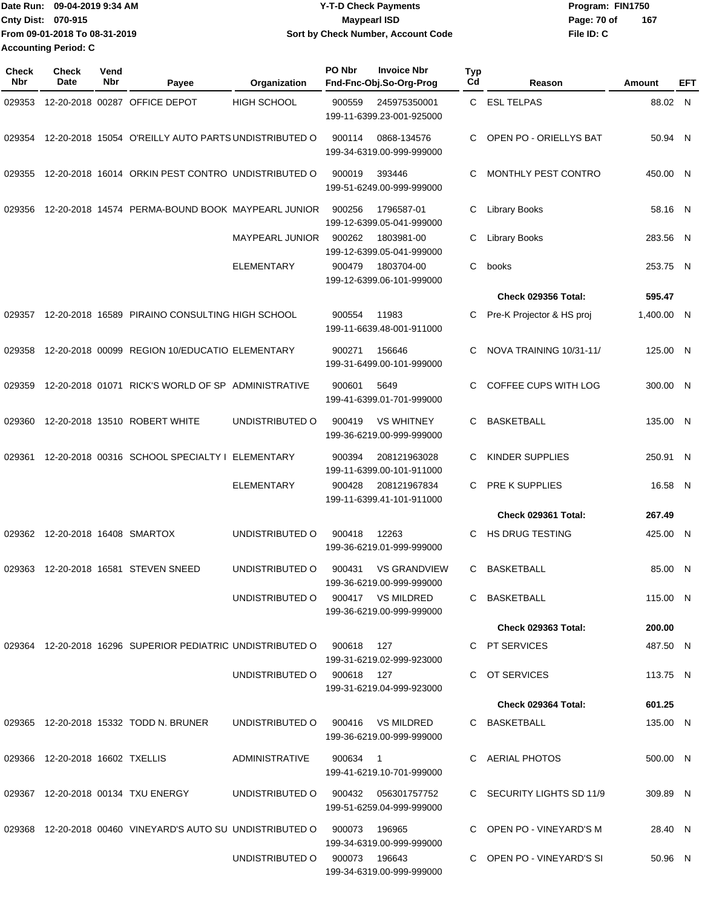Date Run: 09-04-2019 9:34 AM
Cnty Dist: 070-915
From 09-01-2018 To 08-31-2019
Accounting Period: C

**Y-T-D Check Payments**
**Maypearl ISD**
**Sort by Check Number, Account Code**

Program: FIN1750
File ID: C

| Check Nbr | Check Date | Vend Nbr | Payee | Organization | PO Nbr | Invoice Nbr / Fnd-Fnc-Obj.So-Org-Prog | Typ Cd | Reason | Amount | EFT |
|---|---|---|---|---|---|---|---|---|---|---|
| 029353 | 12-20-2018 | 00287 | OFFICE DEPOT | HIGH SCHOOL | 900559 | 245975350001 / 199-11-6399.23-001-925000 | C | ESL TELPAS | 88.02 | N |
| 029354 | 12-20-2018 | 15054 | O'REILLY AUTO PARTS | UNDISTRIBUTED O | 900114 | 0868-134576 / 199-34-6319.00-999-999000 | C | OPEN PO - ORIELLYS BAT | 50.94 | N |
| 029355 | 12-20-2018 | 16014 | ORKIN PEST CONTRO | UNDISTRIBUTED O | 900019 | 393446 / 199-51-6249.00-999-999000 | C | MONTHLY PEST CONTRO | 450.00 | N |
| 029356 | 12-20-2018 | 14574 | PERMA-BOUND BOOK | MAYPEARL JUNIOR | 900256 | 1796587-01 / 199-12-6399.05-041-999000 | C | Library Books | 58.16 | N |
| | | | | MAYPEARL JUNIOR | 900262 | 1803981-00 / 199-12-6399.05-041-999000 | C | Library Books | 283.56 | N |
| | | | | ELEMENTARY | 900479 | 1803704-00 / 199-12-6399.06-101-999000 | C | books | 253.75 | N |
| | | | | | | | | **Check 029356 Total:** | **595.47** | |
| 029357 | 12-20-2018 | 16589 | PIRAINO CONSULTING | HIGH SCHOOL | 900554 | 11983 / 199-11-6639.48-001-911000 | C | Pre-K Projector & HS proj | 1,400.00 | N |
| 029358 | 12-20-2018 | 00099 | REGION 10/EDUCATIO | ELEMENTARY | 900271 | 156646 / 199-31-6499.00-101-999000 | C | NOVA TRAINING 10/31-11/ | 125.00 | N |
| 029359 | 12-20-2018 | 01071 | RICK'S WORLD OF SP | ADMINISTRATIVE | 900601 | 5649 / 199-41-6399.01-701-999000 | C | COFFEE CUPS WITH LOG | 300.00 | N |
| 029360 | 12-20-2018 | 13510 | ROBERT WHITE | UNDISTRIBUTED O | 900419 | VS WHITNEY / 199-36-6219.00-999-999000 | C | BASKETBALL | 135.00 | N |
| 029361 | 12-20-2018 | 00316 | SCHOOL SPECIALTY I | ELEMENTARY | 900394 | 208121963028 / 199-11-6399.00-101-911000 | C | KINDER SUPPLIES | 250.91 | N |
| | | | | ELEMENTARY | 900428 | 208121967834 / 199-11-6399.41-101-911000 | C | PRE K SUPPLIES | 16.58 | N |
| | | | | | | | | **Check 029361 Total:** | **267.49** | |
| 029362 | 12-20-2018 | 16408 | SMARTOX | UNDISTRIBUTED O | 900418 | 12263 / 199-36-6219.01-999-999000 | C | HS DRUG TESTING | 425.00 | N |
| 029363 | 12-20-2018 | 16581 | STEVEN SNEED | UNDISTRIBUTED O | 900431 | VS GRANDVIEW / 199-36-6219.00-999-999000 | C | BASKETBALL | 85.00 | N |
| | | | | UNDISTRIBUTED O | 900417 | VS MILDRED / 199-36-6219.00-999-999000 | C | BASKETBALL | 115.00 | N |
| | | | | | | | | **Check 029363 Total:** | **200.00** | |
| 029364 | 12-20-2018 | 16296 | SUPERIOR PEDIATRIC | UNDISTRIBUTED O | 900618 | 127 / 199-31-6219.02-999-923000 | C | PT SERVICES | 487.50 | N |
| | | | | UNDISTRIBUTED O | 900618 | 127 / 199-31-6219.04-999-923000 | C | OT SERVICES | 113.75 | N |
| | | | | | | | | **Check 029364 Total:** | **601.25** | |
| 029365 | 12-20-2018 | 15332 | TODD N. BRUNER | UNDISTRIBUTED O | 900416 | VS MILDRED / 199-36-6219.00-999-999000 | C | BASKETBALL | 135.00 | N |
| 029366 | 12-20-2018 | 16602 | TXELLIS | ADMINISTRATIVE | 900634 | 1 / 199-41-6219.10-701-999000 | C | AERIAL PHOTOS | 500.00 | N |
| 029367 | 12-20-2018 | 00134 | TXU ENERGY | UNDISTRIBUTED O | 900432 | 056301757752 / 199-51-6259.04-999-999000 | C | SECURITY LIGHTS SD 11/9 | 309.89 | N |
| 029368 | 12-20-2018 | 00460 | VINEYARD'S AUTO SU | UNDISTRIBUTED O | 900073 | 196965 / 199-34-6319.00-999-999000 | C | OPEN PO - VINEYARD'S M | 28.40 | N |
| | | | | UNDISTRIBUTED O | 900073 | 196643 / 199-34-6319.00-999-999000 | C | OPEN PO - VINEYARD'S SI | 50.96 | N |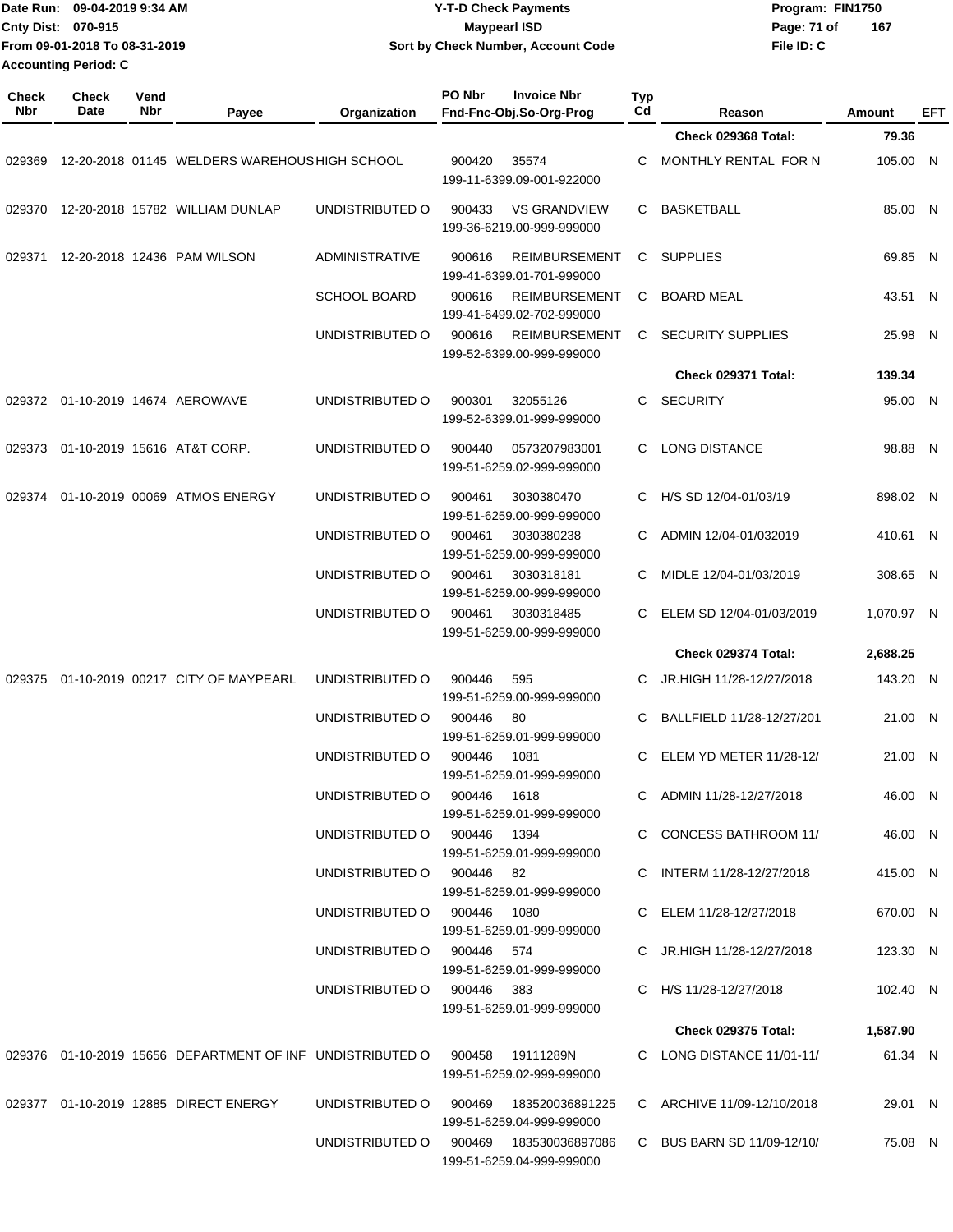| Check Nbr | Check Date | Vend Nbr | Payee | Organization | PO Nbr | Invoice Nbr / Fnd-Fnc-Obj.So-Org-Prog | Typ Cd | Reason | Amount | EFT |
|---|---|---|---|---|---|---|---|---|---|---|
| | | | | | | | | Check 029368 Total: | 79.36 | |
| 029369 | 12-20-2018 | 01145 | WELDERS WAREHOUS | HIGH SCHOOL | 900420 | 35574 199-11-6399.09-001-922000 | C | MONTHLY RENTAL FOR N | 105.00 | N |
| 029370 | 12-20-2018 | 15782 | WILLIAM DUNLAP | UNDISTRIBUTED O | 900433 | VS GRANDVIEW 199-36-6219.00-999-999000 | C | BASKETBALL | 85.00 | N |
| 029371 | 12-20-2018 | 12436 | PAM WILSON | ADMINISTRATIVE | 900616 | REIMBURSEMENT 199-41-6399.01-701-999000 | C | SUPPLIES | 69.85 | N |
| | | | | SCHOOL BOARD | 900616 | REIMBURSEMENT 199-41-6499.02-702-999000 | C | BOARD MEAL | 43.51 | N |
| | | | | UNDISTRIBUTED O | 900616 | REIMBURSEMENT 199-52-6399.00-999-999000 | C | SECURITY SUPPLIES | 25.98 | N |
| | | | | | | | | Check 029371 Total: | 139.34 | |
| 029372 | 01-10-2019 | 14674 | AEROWAVE | UNDISTRIBUTED O | 900301 | 32055126 199-52-6399.01-999-999000 | C | SECURITY | 95.00 | N |
| 029373 | 01-10-2019 | 15616 | AT&T CORP. | UNDISTRIBUTED O | 900440 | 0573207983001 199-51-6259.02-999-999000 | C | LONG DISTANCE | 98.88 | N |
| 029374 | 01-10-2019 | 00069 | ATMOS ENERGY | UNDISTRIBUTED O | 900461 | 3030380470 199-51-6259.00-999-999000 | C | H/S SD 12/04-01/03/19 | 898.02 | N |
| | | | | UNDISTRIBUTED O | 900461 | 3030380238 199-51-6259.00-999-999000 | C | ADMIN 12/04-01/032019 | 410.61 | N |
| | | | | UNDISTRIBUTED O | 900461 | 3030318181 199-51-6259.00-999-999000 | C | MIDLE 12/04-01/03/2019 | 308.65 | N |
| | | | | UNDISTRIBUTED O | 900461 | 3030318485 199-51-6259.00-999-999000 | C | ELEM SD 12/04-01/03/2019 | 1,070.97 | N |
| | | | | | | | | Check 029374 Total: | 2,688.25 | |
| 029375 | 01-10-2019 | 00217 | CITY OF MAYPEARL | UNDISTRIBUTED O | 900446 | 595 199-51-6259.00-999-999000 | C | JR.HIGH 11/28-12/27/2018 | 143.20 | N |
| | | | | UNDISTRIBUTED O | 900446 | 80 199-51-6259.01-999-999000 | C | BALLFIELD 11/28-12/27/201 | 21.00 | N |
| | | | | UNDISTRIBUTED O | 900446 | 1081 199-51-6259.01-999-999000 | C | ELEM YD METER 11/28-12/ | 21.00 | N |
| | | | | UNDISTRIBUTED O | 900446 | 1618 199-51-6259.01-999-999000 | C | ADMIN 11/28-12/27/2018 | 46.00 | N |
| | | | | UNDISTRIBUTED O | 900446 | 1394 199-51-6259.01-999-999000 | C | CONCESS BATHROOM 11/ | 46.00 | N |
| | | | | UNDISTRIBUTED O | 900446 | 82 199-51-6259.01-999-999000 | C | INTERM 11/28-12/27/2018 | 415.00 | N |
| | | | | UNDISTRIBUTED O | 900446 | 1080 199-51-6259.01-999-999000 | C | ELEM 11/28-12/27/2018 | 670.00 | N |
| | | | | UNDISTRIBUTED O | 900446 | 574 199-51-6259.01-999-999000 | C | JR.HIGH 11/28-12/27/2018 | 123.30 | N |
| | | | | UNDISTRIBUTED O | 900446 | 383 199-51-6259.01-999-999000 | C | H/S 11/28-12/27/2018 | 102.40 | N |
| | | | | | | | | Check 029375 Total: | 1,587.90 | |
| 029376 | 01-10-2019 | 15656 | DEPARTMENT OF INF | UNDISTRIBUTED O | 900458 | 19111289N 199-51-6259.02-999-999000 | C | LONG DISTANCE 11/01-11/ | 61.34 | N |
| 029377 | 01-10-2019 | 12885 | DIRECT ENERGY | UNDISTRIBUTED O | 900469 | 183520036891225 199-51-6259.04-999-999000 | C | ARCHIVE 11/09-12/10/2018 | 29.01 | N |
| | | | | UNDISTRIBUTED O | 900469 | 183530036897086 199-51-6259.04-999-999000 | C | BUS BARN SD 11/09-12/10/ | 75.08 | N |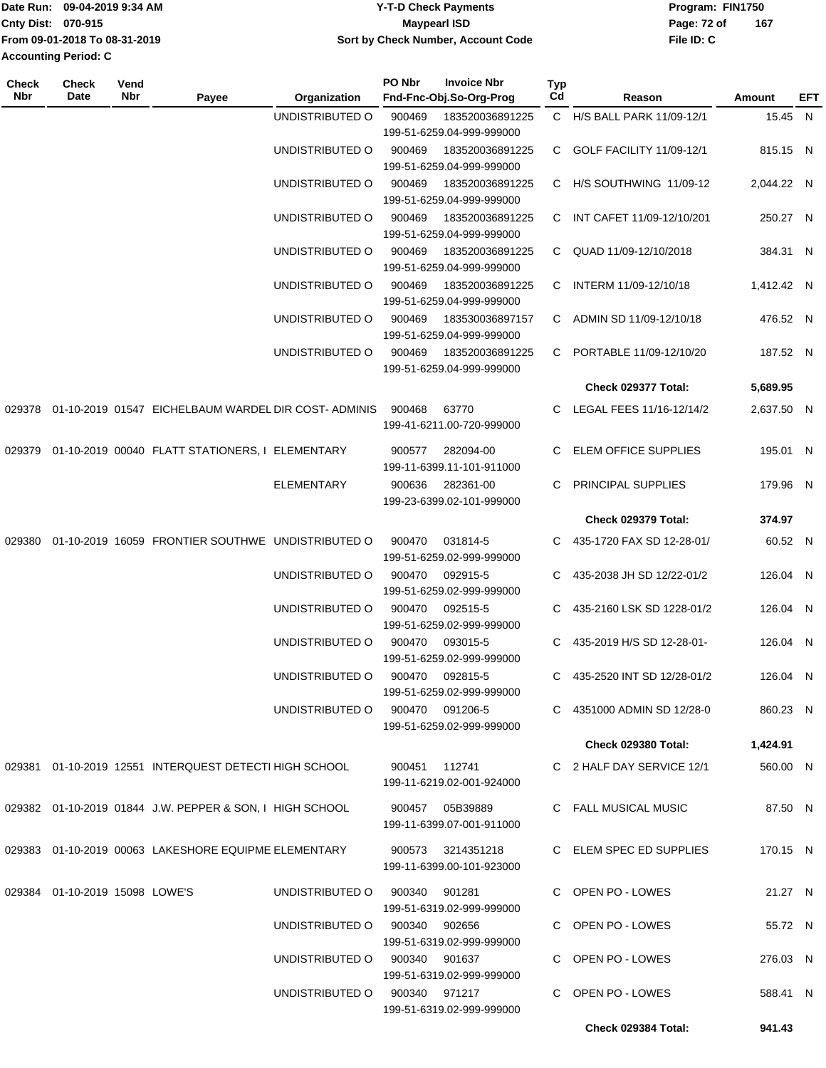Date Run: 09-04-2019 9:34 AM
Cnty Dist: 070-915
From 09-01-2018 To 08-31-2019
Accounting Period: C

**Y-T-D Check Payments**
**Maypearl ISD**
**Sort by Check Number, Account Code**

Program: FIN1750
File ID: C

| Check Nbr | Check Date | Vend Nbr | Payee | Organization | PO Nbr | Invoice Nbr / Fnd-Fnc-Obj.So-Org-Prog | Typ Cd | Reason | Amount | EFT |
|---|---|---|---|---|---|---|---|---|---|---|
| | | | | UNDISTRIBUTED O | 900469 | 183520036891225 199-51-6259.04-999-999000 | C | H/S BALL PARK 11/09-12/1 | 15.45 | N |
| | | | | UNDISTRIBUTED O | 900469 | 183520036891225 199-51-6259.04-999-999000 | C | GOLF FACILITY 11/09-12/1 | 815.15 | N |
| | | | | UNDISTRIBUTED O | 900469 | 183520036891225 199-51-6259.04-999-999000 | C | H/S SOUTHWING 11/09-12 | 2,044.22 | N |
| | | | | UNDISTRIBUTED O | 900469 | 183520036891225 199-51-6259.04-999-999000 | C | INT CAFET 11/09-12/10/201 | 250.27 | N |
| | | | | UNDISTRIBUTED O | 900469 | 183520036891225 199-51-6259.04-999-999000 | C | QUAD 11/09-12/10/2018 | 384.31 | N |
| | | | | UNDISTRIBUTED O | 900469 | 183520036891225 199-51-6259.04-999-999000 | C | INTERM 11/09-12/10/18 | 1,412.42 | N |
| | | | | UNDISTRIBUTED O | 900469 | 183530036897157 199-51-6259.04-999-999000 | C | ADMIN SD 11/09-12/10/18 | 476.52 | N |
| | | | | UNDISTRIBUTED O | 900469 | 183520036891225 199-51-6259.04-999-999000 | C | PORTABLE 11/09-12/10/20 | 187.52 | N |
| | | | | | | | | **Check 029377 Total:** | **5,689.95** | |
| 029378 | 01-10-2019 | 01547 | EICHELBAUM WARDEL | DIR COST- ADMINIS | 900468 | 63770 199-41-6211.00-720-999000 | C | LEGAL FEES 11/16-12/14/2 | 2,637.50 | N |
| 029379 | 01-10-2019 | 00040 | FLATT STATIONERS, I | ELEMENTARY | 900577 | 282094-00 199-11-6399.11-101-911000 | C | ELEM OFFICE SUPPLIES | 195.01 | N |
| | | | | ELEMENTARY | 900636 | 282361-00 199-23-6399.02-101-999000 | C | PRINCIPAL SUPPLIES | 179.96 | N |
| | | | | | | | | **Check 029379 Total:** | **374.97** | |
| 029380 | 01-10-2019 | 16059 | FRONTIER SOUTHWE | UNDISTRIBUTED O | 900470 | 031814-5 199-51-6259.02-999-999000 | C | 435-1720 FAX SD 12-28-01/ | 60.52 | N |
| | | | | UNDISTRIBUTED O | 900470 | 092915-5 199-51-6259.02-999-999000 | C | 435-2038 JH SD 12/22-01/2 | 126.04 | N |
| | | | | UNDISTRIBUTED O | 900470 | 092515-5 199-51-6259.02-999-999000 | C | 435-2160 LSK SD 1228-01/2 | 126.04 | N |
| | | | | UNDISTRIBUTED O | 900470 | 093015-5 199-51-6259.02-999-999000 | C | 435-2019 H/S SD 12-28-01- | 126.04 | N |
| | | | | UNDISTRIBUTED O | 900470 | 092815-5 199-51-6259.02-999-999000 | C | 435-2520 INT SD 12/28-01/2 | 126.04 | N |
| | | | | UNDISTRIBUTED O | 900470 | 091206-5 199-51-6259.02-999-999000 | C | 4351000 ADMIN SD 12/28-0 | 860.23 | N |
| | | | | | | | | **Check 029380 Total:** | **1,424.91** | |
| 029381 | 01-10-2019 | 12551 | INTERQUEST DETECTI | HIGH SCHOOL | 900451 | 112741 199-11-6219.02-001-924000 | C | 2 HALF DAY SERVICE 12/1 | 560.00 | N |
| 029382 | 01-10-2019 | 01844 | J.W. PEPPER & SON, I | HIGH SCHOOL | 900457 | 05B39889 199-11-6399.07-001-911000 | C | FALL MUSICAL MUSIC | 87.50 | N |
| 029383 | 01-10-2019 | 00063 | LAKESHORE EQUIPME | ELEMENTARY | 900573 | 3214351218 199-11-6399.00-101-923000 | C | ELEM SPEC ED SUPPLIES | 170.15 | N |
| 029384 | 01-10-2019 | 15098 | LOWE'S | UNDISTRIBUTED O | 900340 | 901281 199-51-6319.02-999-999000 | C | OPEN PO - LOWES | 21.27 | N |
| | | | | UNDISTRIBUTED O | 900340 | 902656 199-51-6319.02-999-999000 | C | OPEN PO - LOWES | 55.72 | N |
| | | | | UNDISTRIBUTED O | 900340 | 901637 199-51-6319.02-999-999000 | C | OPEN PO - LOWES | 276.03 | N |
| | | | | UNDISTRIBUTED O | 900340 | 971217 199-51-6319.02-999-999000 | C | OPEN PO - LOWES | 588.41 | N |
| | | | | | | | | **Check 029384 Total:** | **941.43** | |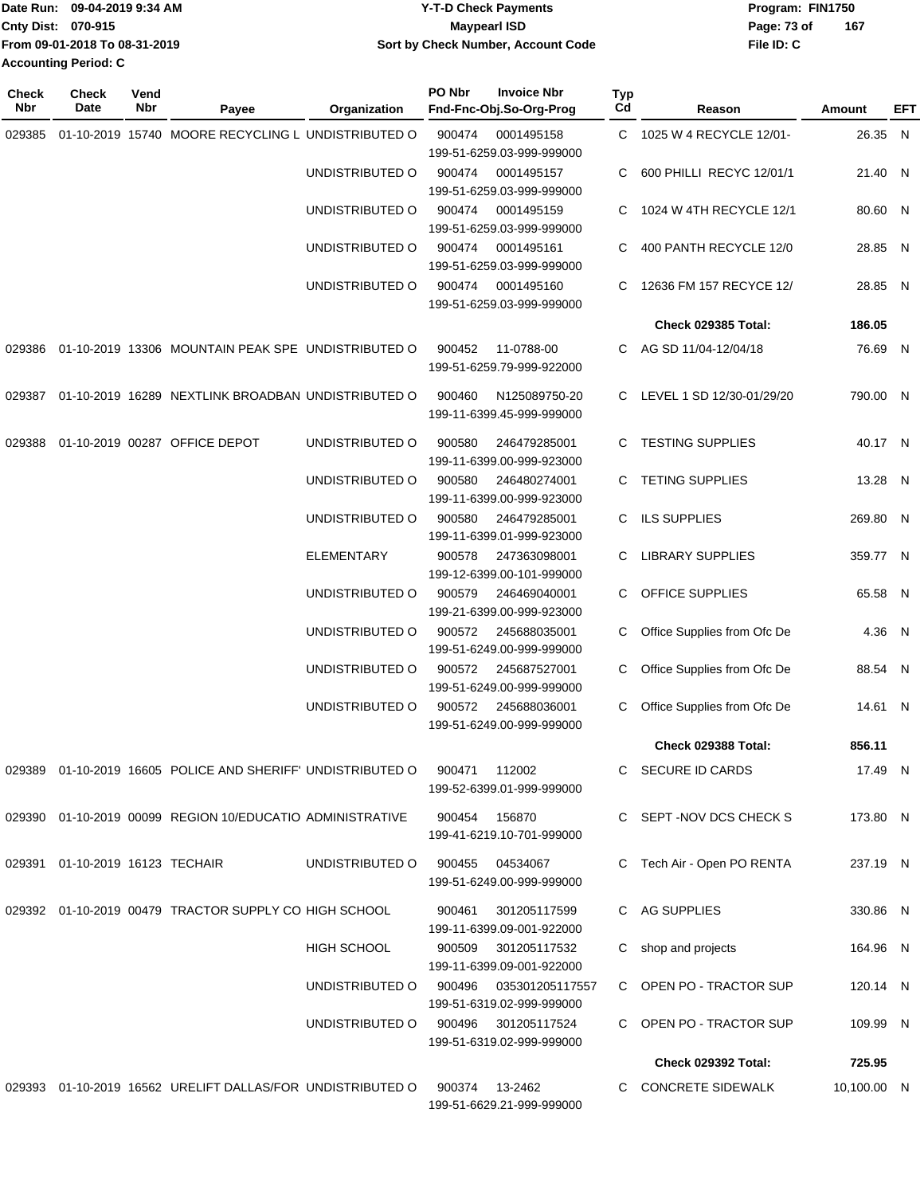Date Run: 09-04-2019 9:34 AM
Cnty Dist: 070-915
From 09-01-2018 To 08-31-2019
Accounting Period: C

**Y-T-D Check Payments**
**Maypearl ISD**
**Sort by Check Number, Account Code**

Program: FIN1750
File ID: C

| Check Nbr | Check Date | Vend Nbr | Payee | Organization | PO Nbr | Invoice Nbr / Fnd-Fnc-Obj.So-Org-Prog | Typ Cd | Reason | Amount | EFT |
|---|---|---|---|---|---|---|---|---|---|---|
| 029385 | 01-10-2019 | 15740 | MOORE RECYCLING L | UNDISTRIBUTED O | 900474 | 0001495158 199-51-6259.03-999-999000 | C | 1025 W 4 RECYCLE 12/01- | 26.35 | N |
| | | | | UNDISTRIBUTED O | 900474 | 0001495157 199-51-6259.03-999-999000 | C | 600 PHILLI RECYC 12/01/1 | 21.40 | N |
| | | | | UNDISTRIBUTED O | 900474 | 0001495159 199-51-6259.03-999-999000 | C | 1024 W 4TH RECYCLE 12/1 | 80.60 | N |
| | | | | UNDISTRIBUTED O | 900474 | 0001495161 199-51-6259.03-999-999000 | C | 400 PANTH RECYCLE 12/0 | 28.85 | N |
| | | | | UNDISTRIBUTED O | 900474 | 0001495160 199-51-6259.03-999-999000 | C | 12636 FM 157 RECYCE 12/ | 28.85 | N |
| | | | | | | | | **Check 029385 Total:** | **186.05** | |
| 029386 | 01-10-2019 | 13306 | MOUNTAIN PEAK SPE | UNDISTRIBUTED O | 900452 | 11-0788-00 199-51-6259.79-999-922000 | C | AG SD 11/04-12/04/18 | 76.69 | N |
| 029387 | 01-10-2019 | 16289 | NEXTLINK BROADBAN | UNDISTRIBUTED O | 900460 | N125089750-20 199-11-6399.45-999-999000 | C | LEVEL 1 SD 12/30-01/29/20 | 790.00 | N |
| 029388 | 01-10-2019 | 00287 | OFFICE DEPOT | UNDISTRIBUTED O | 900580 | 246479285001 199-11-6399.00-999-923000 | C | TESTING SUPPLIES | 40.17 | N |
| | | | | UNDISTRIBUTED O | 900580 | 246480274001 199-11-6399.00-999-923000 | C | TETING SUPPLIES | 13.28 | N |
| | | | | UNDISTRIBUTED O | 900580 | 246479285001 199-11-6399.01-999-923000 | C | ILS SUPPLIES | 269.80 | N |
| | | | | ELEMENTARY | 900578 | 247363098001 199-12-6399.00-101-999000 | C | LIBRARY SUPPLIES | 359.77 | N |
| | | | | UNDISTRIBUTED O | 900579 | 246469040001 199-21-6399.00-999-923000 | C | OFFICE SUPPLIES | 65.58 | N |
| | | | | UNDISTRIBUTED O | 900572 | 245688035001 199-51-6249.00-999-999000 | C | Office Supplies from Ofc De | 4.36 | N |
| | | | | UNDISTRIBUTED O | 900572 | 245687527001 199-51-6249.00-999-999000 | C | Office Supplies from Ofc De | 88.54 | N |
| | | | | UNDISTRIBUTED O | 900572 | 245688036001 199-51-6249.00-999-999000 | C | Office Supplies from Ofc De | 14.61 | N |
| | | | | | | | | **Check 029388 Total:** | **856.11** | |
| 029389 | 01-10-2019 | 16605 | POLICE AND SHERIFF' | UNDISTRIBUTED O | 900471 | 112002 199-52-6399.01-999-999000 | C | SECURE ID CARDS | 17.49 | N |
| 029390 | 01-10-2019 | 00099 | REGION 10/EDUCATIO | ADMINISTRATIVE | 900454 | 156870 199-41-6219.10-701-999000 | C | SEPT -NOV DCS CHECK S | 173.80 | N |
| 029391 | 01-10-2019 | 16123 | TECHAIR | UNDISTRIBUTED O | 900455 | 04534067 199-51-6249.00-999-999000 | C | Tech Air - Open PO RENTA | 237.19 | N |
| 029392 | 01-10-2019 | 00479 | TRACTOR SUPPLY CO | HIGH SCHOOL | 900461 | 301205117599 199-11-6399.09-001-922000 | C | AG SUPPLIES | 330.86 | N |
| | | | | HIGH SCHOOL | 900509 | 301205117532 199-11-6399.09-001-922000 | C | shop and projects | 164.96 | N |
| | | | | UNDISTRIBUTED O | 900496 | 035301205117557 199-51-6319.02-999-999000 | C | OPEN PO - TRACTOR SUP | 120.14 | N |
| | | | | UNDISTRIBUTED O | 900496 | 301205117524 199-51-6319.02-999-999000 | C | OPEN PO - TRACTOR SUP | 109.99 | N |
| | | | | | | | | **Check 029392 Total:** | **725.95** | |
| 029393 | 01-10-2019 | 16562 | URELIFT DALLAS/FOR | UNDISTRIBUTED O | 900374 | 13-2462 199-51-6629.21-999-999000 | C | CONCRETE SIDEWALK | 10,100.00 | N |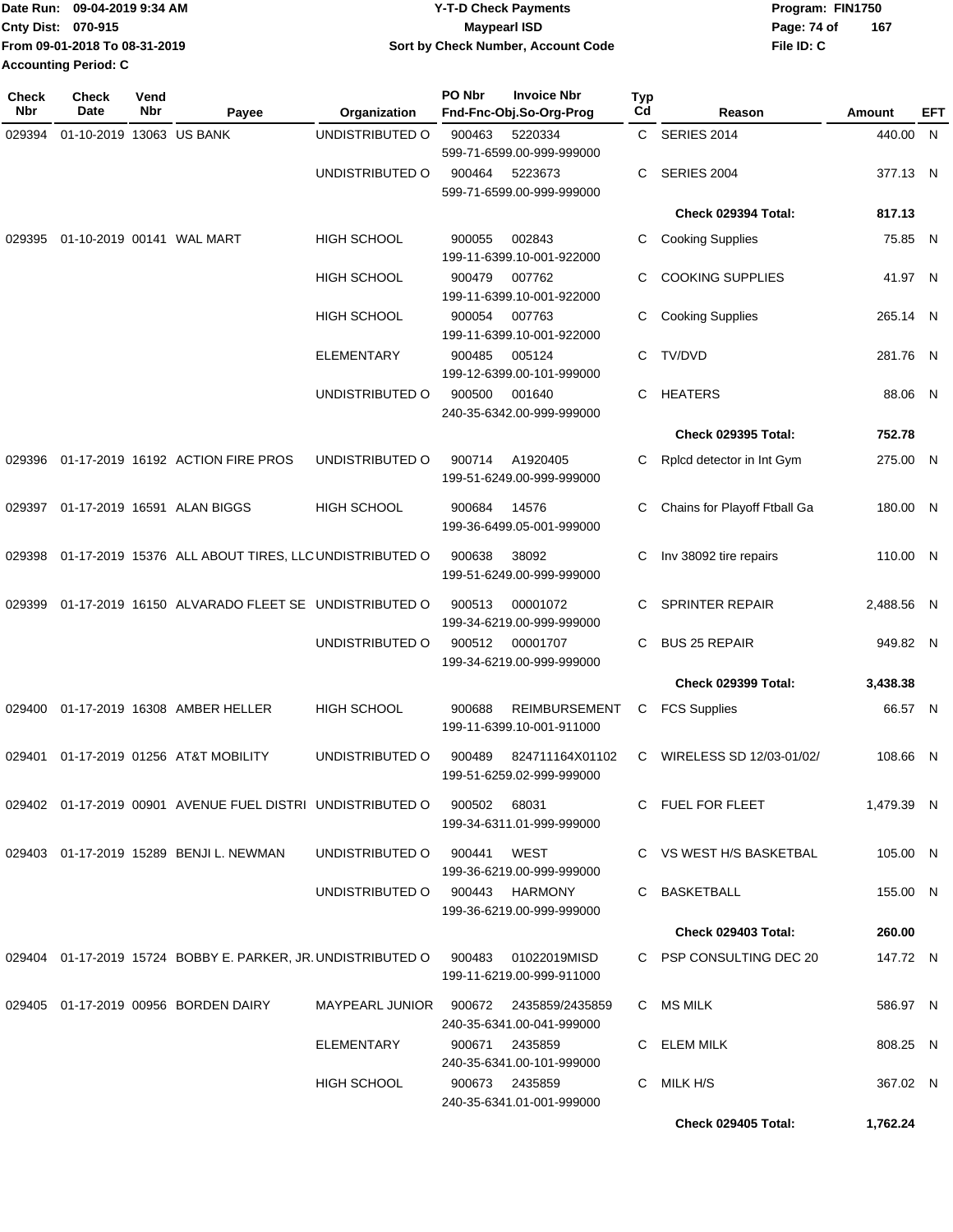Date Run: 09-04-2019 9:34 AM
Cnty Dist: 070-915
From 09-01-2018 To 08-31-2019
Accounting Period: C

# Y-T-D Check Payments
## Maypearl ISD
### Sort by Check Number, Account Code

Program: FIN1750
File ID: C

| Check Nbr | Check Date | Vend Nbr | Payee | Organization | PO Nbr | Invoice Nbr / Fnd-Fnc-Obj.So-Org-Prog | Typ Cd | Reason | Amount | EFT |
|---|---|---|---|---|---|---|---|---|---|---|
| 029394 | 01-10-2019 | 13063 | US BANK | UNDISTRIBUTED O | 900463 | 5220334 / 599-71-6599.00-999-999000 | C | SERIES 2014 | 440.00 | N |
| | | | | UNDISTRIBUTED O | 900464 | 5223673 / 599-71-6599.00-999-999000 | C | SERIES 2004 | 377.13 | N |
| | | | | | | | | **Check 029394 Total:** | **817.13** | |
| 029395 | 01-10-2019 | 00141 | WAL MART | HIGH SCHOOL | 900055 | 002843 / 199-11-6399.10-001-922000 | C | Cooking Supplies | 75.85 | N |
| | | | | HIGH SCHOOL | 900479 | 007762 / 199-11-6399.10-001-922000 | C | COOKING SUPPLIES | 41.97 | N |
| | | | | HIGH SCHOOL | 900054 | 007763 / 199-11-6399.10-001-922000 | C | Cooking Supplies | 265.14 | N |
| | | | | ELEMENTARY | 900485 | 005124 / 199-12-6399.00-101-999000 | C | TV/DVD | 281.76 | N |
| | | | | UNDISTRIBUTED O | 900500 | 001640 / 240-35-6342.00-999-999000 | C | HEATERS | 88.06 | N |
| | | | | | | | | **Check 029395 Total:** | **752.78** | |
| 029396 | 01-17-2019 | 16192 | ACTION FIRE PROS | UNDISTRIBUTED O | 900714 | A1920405 / 199-51-6249.00-999-999000 | C | Rplcd detector in Int Gym | 275.00 | N |
| 029397 | 01-17-2019 | 16591 | ALAN BIGGS | HIGH SCHOOL | 900684 | 14576 / 199-36-6499.05-001-999000 | C | Chains for Playoff Ftball Ga | 180.00 | N |
| 029398 | 01-17-2019 | 15376 | ALL ABOUT TIRES, LLC | UNDISTRIBUTED O | 900638 | 38092 / 199-51-6249.00-999-999000 | C | Inv 38092 tire repairs | 110.00 | N |
| 029399 | 01-17-2019 | 16150 | ALVARADO FLEET SE | UNDISTRIBUTED O | 900513 | 00001072 / 199-34-6219.00-999-999000 | C | SPRINTER REPAIR | 2,488.56 | N |
| | | | | UNDISTRIBUTED O | 900512 | 00001707 / 199-34-6219.00-999-999000 | C | BUS 25 REPAIR | 949.82 | N |
| | | | | | | | | **Check 029399 Total:** | **3,438.38** | |
| 029400 | 01-17-2019 | 16308 | AMBER HELLER | HIGH SCHOOL | 900688 | REIMBURSEMENT / 199-11-6399.10-001-911000 | C | FCS Supplies | 66.57 | N |
| 029401 | 01-17-2019 | 01256 | AT&T MOBILITY | UNDISTRIBUTED O | 900489 | 824711164X01102 / 199-51-6259.02-999-999000 | C | WIRELESS SD 12/03-01/02/ | 108.66 | N |
| 029402 | 01-17-2019 | 00901 | AVENUE FUEL DISTRI | UNDISTRIBUTED O | 900502 | 68031 / 199-34-6311.01-999-999000 | C | FUEL FOR FLEET | 1,479.39 | N |
| 029403 | 01-17-2019 | 15289 | BENJI L. NEWMAN | UNDISTRIBUTED O | 900441 | WEST / 199-36-6219.00-999-999000 | C | VS WEST H/S BASKETBAL | 105.00 | N |
| | | | | UNDISTRIBUTED O | 900443 | HARMONY / 199-36-6219.00-999-999000 | C | BASKETBALL | 155.00 | N |
| | | | | | | | | **Check 029403 Total:** | **260.00** | |
| 029404 | 01-17-2019 | 15724 | BOBBY E. PARKER, JR. | UNDISTRIBUTED O | 900483 | 01022019MISD / 199-11-6219.00-999-911000 | C | PSP CONSULTING DEC 20 | 147.72 | N |
| 029405 | 01-17-2019 | 00956 | BORDEN DAIRY | MAYPEARL JUNIOR | 900672 | 2435859/2435859 / 240-35-6341.00-041-999000 | C | MS MILK | 586.97 | N |
| | | | | ELEMENTARY | 900671 | 2435859 / 240-35-6341.00-101-999000 | C | ELEM MILK | 808.25 | N |
| | | | | HIGH SCHOOL | 900673 | 2435859 / 240-35-6341.01-001-999000 | C | MILK H/S | 367.02 | N |
| | | | | | | | | **Check 029405 Total:** | **1,762.24** | |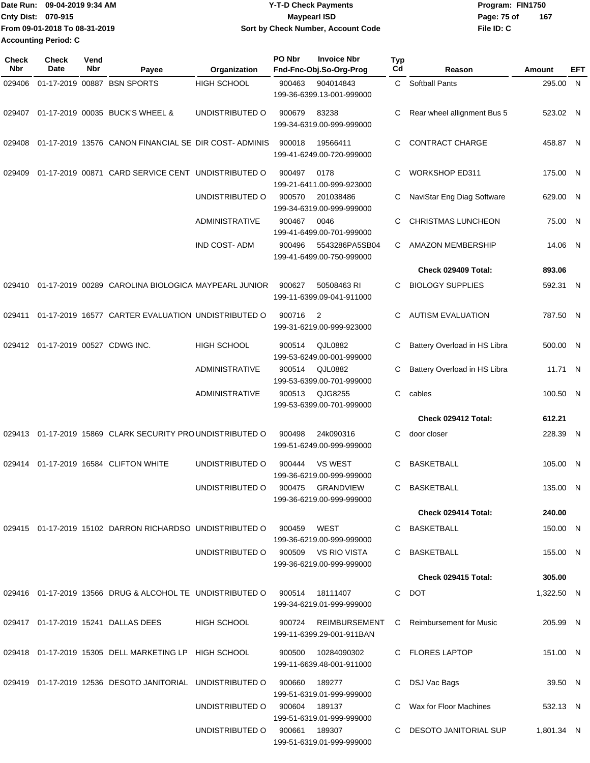Date Run: 09-04-2019 9:34 AM
Cnty Dist: 070-915
From 09-01-2018 To 08-31-2019
Accounting Period: C

**Y-T-D Check Payments**
**Maypearl ISD**
**Sort by Check Number, Account Code**

Program: FIN1750
File ID: C

| Check Nbr | Check Date | Vend Nbr | Payee | Organization | PO Nbr | Invoice Nbr / Fnd-Fnc-Obj.So-Org-Prog | Typ Cd | Reason | Amount | EFT |
|---|---|---|---|---|---|---|---|---|---|---|
| 029406 | 01-17-2019 | 00887 | BSN SPORTS | HIGH SCHOOL | 900463 | 904014843<br>199-36-6399.13-001-999000 | C | Softball Pants | 295.00 | N |
| 029407 | 01-17-2019 | 00035 | BUCK'S WHEEL & | UNDISTRIBUTED O | 900679 | 83238<br>199-34-6319.00-999-999000 | C | Rear wheel allignment Bus 5 | 523.02 | N |
| 029408 | 01-17-2019 | 13576 | CANON FINANCIAL SE | DIR COST- ADMINIS | 900018 | 19566411<br>199-41-6249.00-720-999000 | C | CONTRACT CHARGE | 458.87 | N |
| 029409 | 01-17-2019 | 00871 | CARD SERVICE CENT | UNDISTRIBUTED O | 900497 | 0178<br>199-21-6411.00-999-923000 | C | WORKSHOP ED311 | 175.00 | N |
| | | | | UNDISTRIBUTED O | 900570 | 201038486<br>199-34-6319.00-999-999000 | C | NaviStar Eng Diag Software | 629.00 | N |
| | | | | ADMINISTRATIVE | 900467 | 0046<br>199-41-6499.00-701-999000 | C | CHRISTMAS LUNCHEON | 75.00 | N |
| | | | | IND COST- ADM | 900496 | 5543286PA5SB04<br>199-41-6499.00-750-999000 | C | AMAZON MEMBERSHIP | 14.06 | N |
| | | | | | | | | **Check 029409 Total:** | **893.06** | |
| 029410 | 01-17-2019 | 00289 | CAROLINA BIOLOGICA | MAYPEARL JUNIOR | 900627 | 50508463 RI<br>199-11-6399.09-041-911000 | C | BIOLOGY SUPPLIES | 592.31 | N |
| 029411 | 01-17-2019 | 16577 | CARTER EVALUATION | UNDISTRIBUTED O | 900716 | 2<br>199-31-6219.00-999-923000 | C | AUTISM EVALUATION | 787.50 | N |
| 029412 | 01-17-2019 | 00527 | CDWG INC. | HIGH SCHOOL | 900514 | QJL0882<br>199-53-6249.00-001-999000 | C | Battery Overload in HS Libra | 500.00 | N |
| | | | | ADMINISTRATIVE | 900514 | QJL0882<br>199-53-6399.00-701-999000 | C | Battery Overload in HS Libra | 11.71 | N |
| | | | | ADMINISTRATIVE | 900513 | QJG8255<br>199-53-6399.00-701-999000 | C | cables | 100.50 | N |
| | | | | | | | | **Check 029412 Total:** | **612.21** | |
| 029413 | 01-17-2019 | 15869 | CLARK SECURITY PRO | UNDISTRIBUTED O | 900498 | 24k090316<br>199-51-6249.00-999-999000 | C | door closer | 228.39 | N |
| 029414 | 01-17-2019 | 16584 | CLIFTON WHITE | UNDISTRIBUTED O | 900444 | VS WEST<br>199-36-6219.00-999-999000 | C | BASKETBALL | 105.00 | N |
| | | | | UNDISTRIBUTED O | 900475 | GRANDVIEW<br>199-36-6219.00-999-999000 | C | BASKETBALL | 135.00 | N |
| | | | | | | | | **Check 029414 Total:** | **240.00** | |
| 029415 | 01-17-2019 | 15102 | DARRON RICHARDSO | UNDISTRIBUTED O | 900459 | WEST<br>199-36-6219.00-999-999000 | C | BASKETBALL | 150.00 | N |
| | | | | UNDISTRIBUTED O | 900509 | VS RIO VISTA<br>199-36-6219.00-999-999000 | C | BASKETBALL | 155.00 | N |
| | | | | | | | | **Check 029415 Total:** | **305.00** | |
| 029416 | 01-17-2019 | 13566 | DRUG & ALCOHOL TE | UNDISTRIBUTED O | 900514 | 18111407<br>199-34-6219.01-999-999000 | C | DOT | 1,322.50 | N |
| 029417 | 01-17-2019 | 15241 | DALLAS DEES | HIGH SCHOOL | 900724 | REIMBURSEMENT<br>199-11-6399.29-001-911BAN | C | Reimbursement for Music | 205.99 | N |
| 029418 | 01-17-2019 | 15305 | DELL MARKETING LP | HIGH SCHOOL | 900500 | 10284090302<br>199-11-6639.48-001-911000 | C | FLORES LAPTOP | 151.00 | N |
| 029419 | 01-17-2019 | 12536 | DESOTO JANITORIAL | UNDISTRIBUTED O | 900660 | 189277<br>199-51-6319.01-999-999000 | C | DSJ Vac Bags | 39.50 | N |
| | | | | UNDISTRIBUTED O | 900604 | 189137<br>199-51-6319.01-999-999000 | C | Wax for Floor Machines | 532.13 | N |
| | | | | UNDISTRIBUTED O | 900661 | 189307<br>199-51-6319.01-999-999000 | C | DESOTO JANITORIAL SUP | 1,801.34 | N |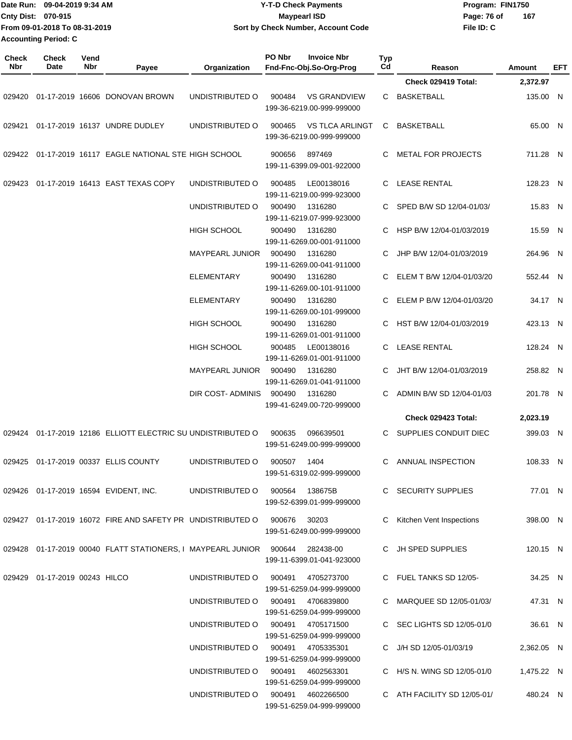Date Run: 09-04-2019 9:34 AM
Cnty Dist: 070-915
From 09-01-2018 To 08-31-2019
Accounting Period: C

**Y-T-D Check Payments**
**Maypearl ISD**
**Sort by Check Number, Account Code**

Program: FIN1750
File ID: C

| Check Nbr | Check Date | Vend Nbr | Payee | Organization | PO Nbr | Invoice Nbr Fnd-Fnc-Obj.So-Org-Prog | Typ Cd | Reason | Amount | EFT |
|---|---|---|---|---|---|---|---|---|---|---|
| | | | | | | | | **Check 029419 Total:** | **2,372.97** | |
| 029420 | 01-17-2019 | 16606 | DONOVAN BROWN | UNDISTRIBUTED O | 900484 | VS GRANDVIEW 199-36-6219.00-999-999000 | C | BASKETBALL | 135.00 | N |
| 029421 | 01-17-2019 | 16137 | UNDRE DUDLEY | UNDISTRIBUTED O | 900465 | VS TLCA ARLINGT 199-36-6219.00-999-999000 | C | BASKETBALL | 65.00 | N |
| 029422 | 01-17-2019 | 16117 | EAGLE NATIONAL STE | HIGH SCHOOL | 900656 | 897469 199-11-6399.09-001-922000 | C | METAL FOR PROJECTS | 711.28 | N |
| 029423 | 01-17-2019 | 16413 | EAST TEXAS COPY | UNDISTRIBUTED O | 900485 | LE00138016 199-11-6219.00-999-923000 | C | LEASE RENTAL | 128.23 | N |
| | | | | UNDISTRIBUTED O | 900490 | 1316280 199-11-6219.07-999-923000 | C | SPED B/W SD 12/04-01/03/ | 15.83 | N |
| | | | | HIGH SCHOOL | 900490 | 1316280 199-11-6269.00-001-911000 | C | HSP B/W 12/04-01/03/2019 | 15.59 | N |
| | | | | MAYPEARL JUNIOR | 900490 | 1316280 199-11-6269.00-041-911000 | C | JHP B/W 12/04-01/03/2019 | 264.96 | N |
| | | | | ELEMENTARY | 900490 | 1316280 199-11-6269.00-101-911000 | C | ELEM T B/W 12/04-01/03/20 | 552.44 | N |
| | | | | ELEMENTARY | 900490 | 1316280 199-11-6269.00-101-999000 | C | ELEM P B/W 12/04-01/03/20 | 34.17 | N |
| | | | | HIGH SCHOOL | 900490 | 1316280 199-11-6269.01-001-911000 | C | HST B/W 12/04-01/03/2019 | 423.13 | N |
| | | | | HIGH SCHOOL | 900485 | LE00138016 199-11-6269.01-001-911000 | C | LEASE RENTAL | 128.24 | N |
| | | | | MAYPEARL JUNIOR | 900490 | 1316280 199-11-6269.01-041-911000 | C | JHT B/W 12/04-01/03/2019 | 258.82 | N |
| | | | | DIR COST- ADMINIS | 900490 | 1316280 199-41-6249.00-720-999000 | C | ADMIN B/W SD 12/04-01/03 | 201.78 | N |
| | | | | | | | | **Check 029423 Total:** | **2,023.19** | |
| 029424 | 01-17-2019 | 12186 | ELLIOTT ELECTRIC SU | UNDISTRIBUTED O | 900635 | 096639501 199-51-6249.00-999-999000 | C | SUPPLIES CONDUIT DIEC | 399.03 | N |
| 029425 | 01-17-2019 | 00337 | ELLIS COUNTY | UNDISTRIBUTED O | 900507 | 1404 199-51-6319.02-999-999000 | C | ANNUAL INSPECTION | 108.33 | N |
| 029426 | 01-17-2019 | 16594 | EVIDENT, INC. | UNDISTRIBUTED O | 900564 | 138675B 199-52-6399.01-999-999000 | C | SECURITY SUPPLIES | 77.01 | N |
| 029427 | 01-17-2019 | 16072 | FIRE AND SAFETY PR | UNDISTRIBUTED O | 900676 | 30203 199-51-6249.00-999-999000 | C | Kitchen Vent Inspections | 398.00 | N |
| 029428 | 01-17-2019 | 00040 | FLATT STATIONERS, I | MAYPEARL JUNIOR | 900644 | 282438-00 199-11-6399.01-041-923000 | C | JH SPED SUPPLIES | 120.15 | N |
| 029429 | 01-17-2019 | 00243 | HILCO | UNDISTRIBUTED O | 900491 | 4705273700 199-51-6259.04-999-999000 | C | FUEL TANKS SD 12/05- | 34.25 | N |
| | | | | UNDISTRIBUTED O | 900491 | 4706839800 199-51-6259.04-999-999000 | C | MARQUEE SD 12/05-01/03/ | 47.31 | N |
| | | | | UNDISTRIBUTED O | 900491 | 4705171500 199-51-6259.04-999-999000 | C | SEC LIGHTS SD 12/05-01/0 | 36.61 | N |
| | | | | UNDISTRIBUTED O | 900491 | 4705335301 199-51-6259.04-999-999000 | C | J/H SD 12/05-01/03/19 | 2,362.05 | N |
| | | | | UNDISTRIBUTED O | 900491 | 4602563301 199-51-6259.04-999-999000 | C | H/S N. WING SD 12/05-01/0 | 1,475.22 | N |
| | | | | UNDISTRIBUTED O | 900491 | 4602266500 199-51-6259.04-999-999000 | C | ATH FACILITY SD 12/05-01/ | 480.24 | N |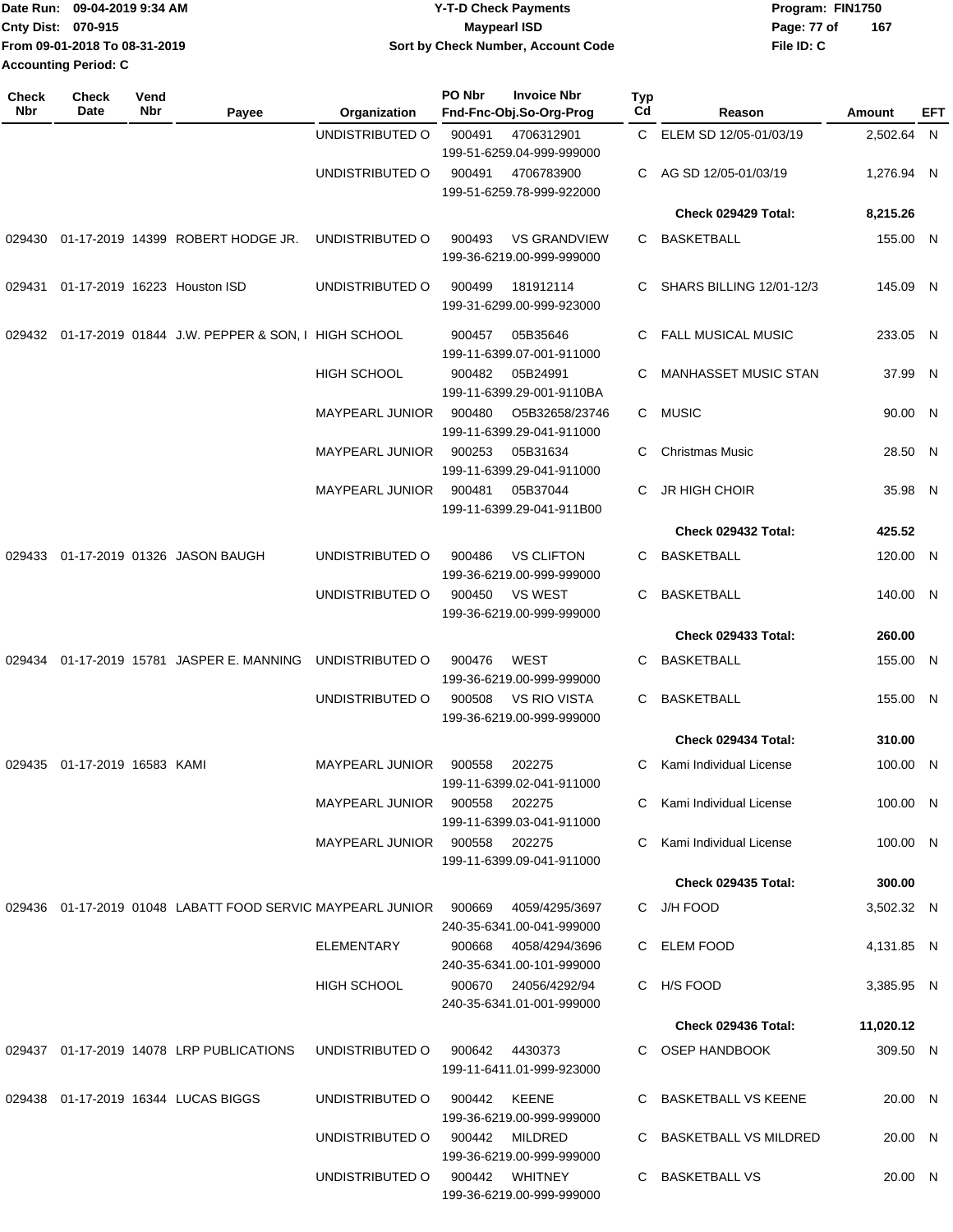Date Run: 09-04-2019 9:34 AM
Cnty Dist: 070-915
From 09-01-2018 To 08-31-2019
Accounting Period: C

# Y-T-D Check Payments
## Maypearl ISD
### Sort by Check Number, Account Code

Program: FIN1750
File ID: C

| Check Nbr | Check Date | Vend Nbr | Payee | Organization | PO Nbr / Invoice Nbr / Fnd-Fnc-Obj.So-Org-Prog | Typ Cd | Reason | Amount | EFT |
|---|---|---|---|---|---|---|---|---|---|
| | | | | UNDISTRIBUTED O | 900491 4706312901 199-51-6259.04-999-999000 | C | ELEM SD 12/05-01/03/19 | 2,502.64 | N |
| | | | | UNDISTRIBUTED O | 900491 4706783900 199-51-6259.78-999-922000 | C | AG SD 12/05-01/03/19 | 1,276.94 | N |
| | | | | | | | **Check 029429 Total:** | **8,215.26** | |
| 029430 | 01-17-2019 | 14399 | ROBERT HODGE JR. | UNDISTRIBUTED O | 900493 VS GRANDVIEW 199-36-6219.00-999-999000 | C | BASKETBALL | 155.00 | N |
| 029431 | 01-17-2019 | 16223 | Houston ISD | UNDISTRIBUTED O | 900499 181912114 199-31-6299.00-999-923000 | C | SHARS BILLING 12/01-12/3 | 145.09 | N |
| 029432 | 01-17-2019 | 01844 | J.W. PEPPER & SON, I | HIGH SCHOOL | 900457 05B35646 199-11-6399.07-001-911000 | C | FALL MUSICAL MUSIC | 233.05 | N |
| | | | | HIGH SCHOOL | 900482 05B24991 199-11-6399.29-001-9110BA | C | MANHASSET MUSIC STAN | 37.99 | N |
| | | | | MAYPEARL JUNIOR | 900480 O5B32658/23746 199-11-6399.29-041-911000 | C | MUSIC | 90.00 | N |
| | | | | MAYPEARL JUNIOR | 900253 05B31634 199-11-6399.29-041-911000 | C | Christmas Music | 28.50 | N |
| | | | | MAYPEARL JUNIOR | 900481 05B37044 199-11-6399.29-041-911B00 | C | JR HIGH CHOIR | 35.98 | N |
| | | | | | | | **Check 029432 Total:** | **425.52** | |
| 029433 | 01-17-2019 | 01326 | JASON BAUGH | UNDISTRIBUTED O | 900486 VS CLIFTON 199-36-6219.00-999-999000 | C | BASKETBALL | 120.00 | N |
| | | | | UNDISTRIBUTED O | 900450 VS WEST 199-36-6219.00-999-999000 | C | BASKETBALL | 140.00 | N |
| | | | | | | | **Check 029433 Total:** | **260.00** | |
| 029434 | 01-17-2019 | 15781 | JASPER E. MANNING | UNDISTRIBUTED O | 900476 WEST 199-36-6219.00-999-999000 | C | BASKETBALL | 155.00 | N |
| | | | | UNDISTRIBUTED O | 900508 VS RIO VISTA 199-36-6219.00-999-999000 | C | BASKETBALL | 155.00 | N |
| | | | | | | | **Check 029434 Total:** | **310.00** | |
| 029435 | 01-17-2019 | 16583 | KAMI | MAYPEARL JUNIOR | 900558 202275 199-11-6399.02-041-911000 | C | Kami Individual License | 100.00 | N |
| | | | | MAYPEARL JUNIOR | 900558 202275 199-11-6399.03-041-911000 | C | Kami Individual License | 100.00 | N |
| | | | | MAYPEARL JUNIOR | 900558 202275 199-11-6399.09-041-911000 | C | Kami Individual License | 100.00 | N |
| | | | | | | | **Check 029435 Total:** | **300.00** | |
| 029436 | 01-17-2019 | 01048 | LABATT FOOD SERVIC | MAYPEARL JUNIOR | 900669 4059/4295/3697 240-35-6341.00-041-999000 | C | J/H FOOD | 3,502.32 | N |
| | | | | ELEMENTARY | 900668 4058/4294/3696 240-35-6341.00-101-999000 | C | ELEM FOOD | 4,131.85 | N |
| | | | | HIGH SCHOOL | 900670 24056/4292/94 240-35-6341.01-001-999000 | C | H/S FOOD | 3,385.95 | N |
| | | | | | | | **Check 029436 Total:** | **11,020.12** | |
| 029437 | 01-17-2019 | 14078 | LRP PUBLICATIONS | UNDISTRIBUTED O | 900642 4430373 199-11-6411.01-999-923000 | C | OSEP HANDBOOK | 309.50 | N |
| 029438 | 01-17-2019 | 16344 | LUCAS BIGGS | UNDISTRIBUTED O | 900442 KEENE 199-36-6219.00-999-999000 | C | BASKETBALL VS KEENE | 20.00 | N |
| | | | | UNDISTRIBUTED O | 900442 MILDRED 199-36-6219.00-999-999000 | C | BASKETBALL VS MILDRED | 20.00 | N |
| | | | | UNDISTRIBUTED O | 900442 WHITNEY 199-36-6219.00-999-999000 | C | BASKETBALL VS | 20.00 | N |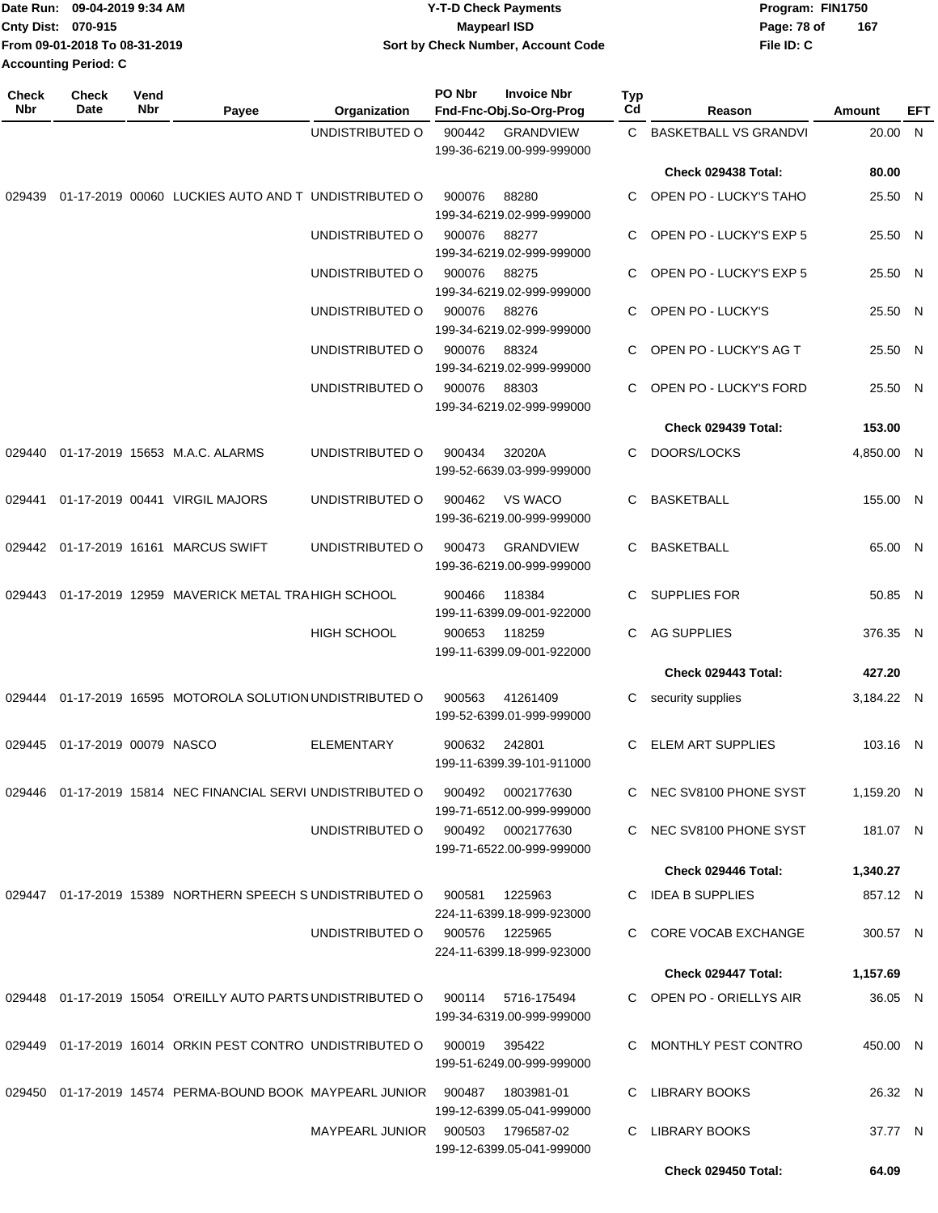Date Run: 09-04-2019 9:34 AM
Cnty Dist: 070-915
From 09-01-2018 To 08-31-2019
Accounting Period: C

# Y-T-D Check Payments
## Maypearl ISD
### Sort by Check Number, Account Code

Program: FIN1750
File ID: C

| Check Nbr | Check Date | Vend Nbr | Payee | Organization | PO Nbr | Invoice Nbr / Fnd-Fnc-Obj.So-Org-Prog | Typ Cd | Reason | Amount | EFT |
|---|---|---|---|---|---|---|---|---|---|---|
| | | | | UNDISTRIBUTED O | 900442 | GRANDVIEW 199-36-6219.00-999-999000 | C | BASKETBALL VS GRANDVI | 20.00 | N |
| | | | | | | | | **Check 029438 Total:** | **80.00** | |
| 029439 | 01-17-2019 | 00060 | LUCKIES AUTO AND T | UNDISTRIBUTED O | 900076 | 88280 199-34-6219.02-999-999000 | C | OPEN PO - LUCKY'S TAHO | 25.50 | N |
| | | | | UNDISTRIBUTED O | 900076 | 88277 199-34-6219.02-999-999000 | C | OPEN PO - LUCKY'S EXP 5 | 25.50 | N |
| | | | | UNDISTRIBUTED O | 900076 | 88275 199-34-6219.02-999-999000 | C | OPEN PO - LUCKY'S EXP 5 | 25.50 | N |
| | | | | UNDISTRIBUTED O | 900076 | 88276 199-34-6219.02-999-999000 | C | OPEN PO - LUCKY'S | 25.50 | N |
| | | | | UNDISTRIBUTED O | 900076 | 88324 199-34-6219.02-999-999000 | C | OPEN PO - LUCKY'S AG T | 25.50 | N |
| | | | | UNDISTRIBUTED O | 900076 | 88303 199-34-6219.02-999-999000 | C | OPEN PO - LUCKY'S FORD | 25.50 | N |
| | | | | | | | | **Check 029439 Total:** | **153.00** | |
| 029440 | 01-17-2019 | 15653 | M.A.C. ALARMS | UNDISTRIBUTED O | 900434 | 32020A 199-52-6639.03-999-999000 | C | DOORS/LOCKS | 4,850.00 | N |
| 029441 | 01-17-2019 | 00441 | VIRGIL MAJORS | UNDISTRIBUTED O | 900462 | VS WACO 199-36-6219.00-999-999000 | C | BASKETBALL | 155.00 | N |
| 029442 | 01-17-2019 | 16161 | MARCUS SWIFT | UNDISTRIBUTED O | 900473 | GRANDVIEW 199-36-6219.00-999-999000 | C | BASKETBALL | 65.00 | N |
| 029443 | 01-17-2019 | 12959 | MAVERICK METAL TRA | HIGH SCHOOL | 900466 | 118384 199-11-6399.09-001-922000 | C | SUPPLIES FOR | 50.85 | N |
| | | | | HIGH SCHOOL | 900653 | 118259 199-11-6399.09-001-922000 | C | AG SUPPLIES | 376.35 | N |
| | | | | | | | | **Check 029443 Total:** | **427.20** | |
| 029444 | 01-17-2019 | 16595 | MOTOROLA SOLUTION | UNDISTRIBUTED O | 900563 | 41261409 199-52-6399.01-999-999000 | C | security supplies | 3,184.22 | N |
| 029445 | 01-17-2019 | 00079 | NASCO | ELEMENTARY | 900632 | 242801 199-11-6399.39-101-911000 | C | ELEM ART SUPPLIES | 103.16 | N |
| 029446 | 01-17-2019 | 15814 | NEC FINANCIAL SERVI | UNDISTRIBUTED O | 900492 | 0002177630 199-71-6512.00-999-999000 | C | NEC SV8100 PHONE SYST | 1,159.20 | N |
| | | | | UNDISTRIBUTED O | 900492 | 0002177630 199-71-6522.00-999-999000 | C | NEC SV8100 PHONE SYST | 181.07 | N |
| | | | | | | | | **Check 029446 Total:** | **1,340.27** | |
| 029447 | 01-17-2019 | 15389 | NORTHERN SPEECH S | UNDISTRIBUTED O | 900581 | 1225963 224-11-6399.18-999-923000 | C | IDEA B SUPPLIES | 857.12 | N |
| | | | | UNDISTRIBUTED O | 900576 | 1225965 224-11-6399.18-999-923000 | C | CORE VOCAB EXCHANGE | 300.57 | N |
| | | | | | | | | **Check 029447 Total:** | **1,157.69** | |
| 029448 | 01-17-2019 | 15054 | O'REILLY AUTO PARTS | UNDISTRIBUTED O | 900114 | 5716-175494 199-34-6319.00-999-999000 | C | OPEN PO - ORIELLYS AIR | 36.05 | N |
| 029449 | 01-17-2019 | 16014 | ORKIN PEST CONTRO | UNDISTRIBUTED O | 900019 | 395422 199-51-6249.00-999-999000 | C | MONTHLY PEST CONTRO | 450.00 | N |
| 029450 | 01-17-2019 | 14574 | PERMA-BOUND BOOK | MAYPEARL JUNIOR | 900487 | 1803981-01 199-12-6399.05-041-999000 | C | LIBRARY BOOKS | 26.32 | N |
| | | | | MAYPEARL JUNIOR | 900503 | 1796587-02 199-12-6399.05-041-999000 | C | LIBRARY BOOKS | 37.77 | N |
| | | | | | | | | **Check 029450 Total:** | **64.09** | |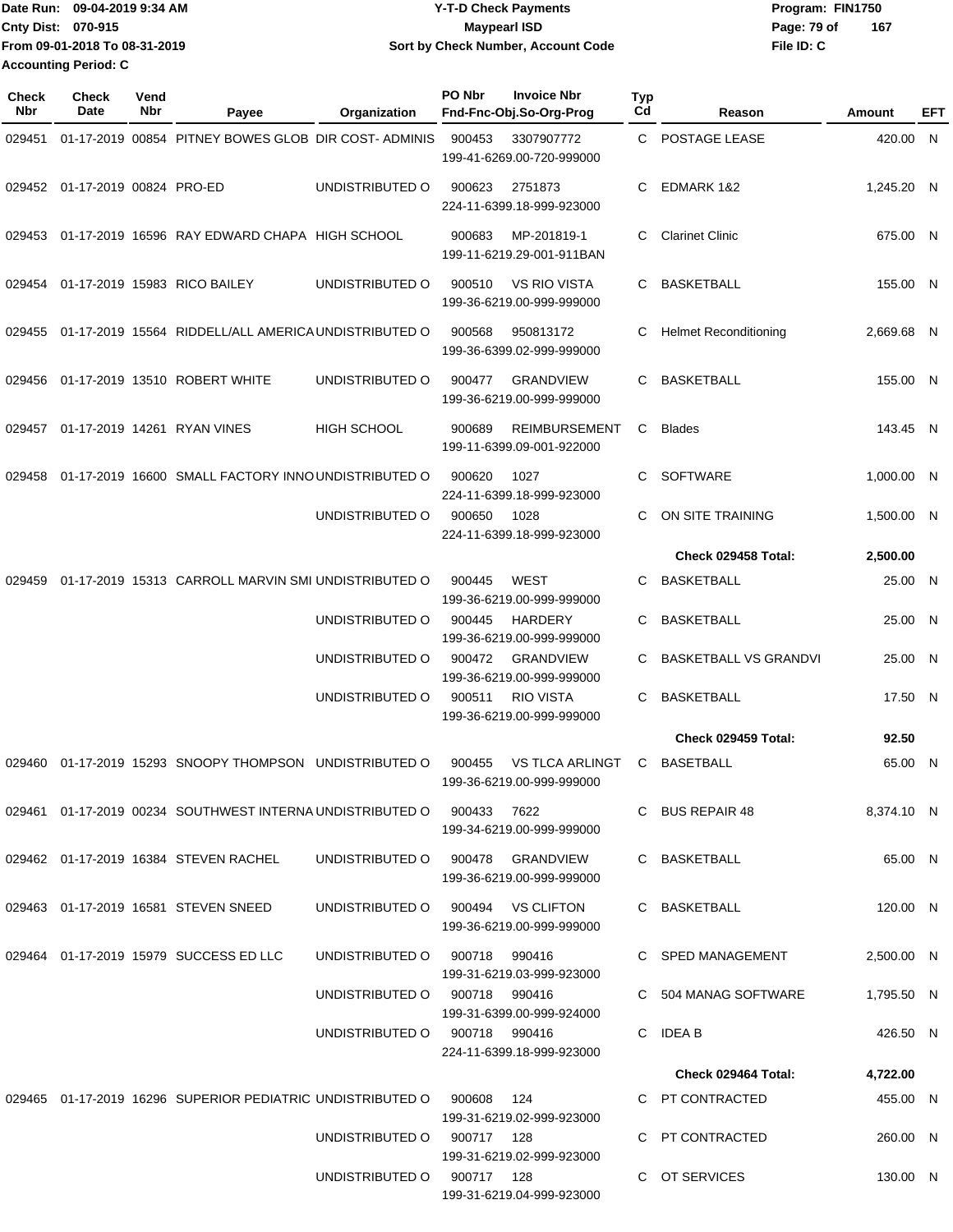Date Run: 09-04-2019 9:34 AM
Cnty Dist: 070-915
From 09-01-2018 To 08-31-2019
Accounting Period: C

**Y-T-D Check Payments**
**Maypearl ISD**
**Sort by Check Number, Account Code**

Program: FIN1750
File ID: C

| Check Nbr | Check Date | Vend Nbr | Payee | Organization | PO Nbr | Invoice Nbr / Fnd-Fnc-Obj.So-Org-Prog | Typ Cd | Reason | Amount | EFT |
|---|---|---|---|---|---|---|---|---|---|---|
| 029451 | 01-17-2019 | 00854 | PITNEY BOWES GLOB | DIR COST- ADMINIS | 900453 | 3307907772 / 199-41-6269.00-720-999000 | C | POSTAGE LEASE | 420.00 | N |
| 029452 | 01-17-2019 | 00824 | PRO-ED | UNDISTRIBUTED O | 900623 | 2751873 / 224-11-6399.18-999-923000 | C | EDMARK 1&2 | 1,245.20 | N |
| 029453 | 01-17-2019 | 16596 | RAY EDWARD CHAPA | HIGH SCHOOL | 900683 | MP-201819-1 / 199-11-6219.29-001-911BAN | C | Clarinet Clinic | 675.00 | N |
| 029454 | 01-17-2019 | 15983 | RICO BAILEY | UNDISTRIBUTED O | 900510 | VS RIO VISTA / 199-36-6219.00-999-999000 | C | BASKETBALL | 155.00 | N |
| 029455 | 01-17-2019 | 15564 | RIDDELL/ALL AMERICA | UNDISTRIBUTED O | 900568 | 950813172 / 199-36-6399.02-999-999000 | C | Helmet Reconditioning | 2,669.68 | N |
| 029456 | 01-17-2019 | 13510 | ROBERT WHITE | UNDISTRIBUTED O | 900477 | GRANDVIEW / 199-36-6219.00-999-999000 | C | BASKETBALL | 155.00 | N |
| 029457 | 01-17-2019 | 14261 | RYAN VINES | HIGH SCHOOL | 900689 | REIMBURSEMENT / 199-11-6399.09-001-922000 | C | Blades | 143.45 | N |
| 029458 | 01-17-2019 | 16600 | SMALL FACTORY INNO | UNDISTRIBUTED O | 900620 | 1027 / 224-11-6399.18-999-923000 | C | SOFTWARE | 1,000.00 | N |
| | | | | UNDISTRIBUTED O | 900650 | 1028 / 224-11-6399.18-999-923000 | C | ON SITE TRAINING | 1,500.00 | N |
| | | | | | | | | **Check 029458 Total:** | **2,500.00** | |
| 029459 | 01-17-2019 | 15313 | CARROLL MARVIN SMI | UNDISTRIBUTED O | 900445 | WEST / 199-36-6219.00-999-999000 | C | BASKETBALL | 25.00 | N |
| | | | | UNDISTRIBUTED O | 900445 | HARDERY / 199-36-6219.00-999-999000 | C | BASKETBALL | 25.00 | N |
| | | | | UNDISTRIBUTED O | 900472 | GRANDVIEW / 199-36-6219.00-999-999000 | C | BASKETBALL VS GRANDVI | 25.00 | N |
| | | | | UNDISTRIBUTED O | 900511 | RIO VISTA / 199-36-6219.00-999-999000 | C | BASKETBALL | 17.50 | N |
| | | | | | | | | **Check 029459 Total:** | **92.50** | |
| 029460 | 01-17-2019 | 15293 | SNOOPY THOMPSON | UNDISTRIBUTED O | 900455 | VS TLCA ARLINGT / 199-36-6219.00-999-999000 | C | BASETBALL | 65.00 | N |
| 029461 | 01-17-2019 | 00234 | SOUTHWEST INTERNA | UNDISTRIBUTED O | 900433 | 7622 / 199-34-6219.00-999-999000 | C | BUS REPAIR 48 | 8,374.10 | N |
| 029462 | 01-17-2019 | 16384 | STEVEN RACHEL | UNDISTRIBUTED O | 900478 | GRANDVIEW / 199-36-6219.00-999-999000 | C | BASKETBALL | 65.00 | N |
| 029463 | 01-17-2019 | 16581 | STEVEN SNEED | UNDISTRIBUTED O | 900494 | VS CLIFTON / 199-36-6219.00-999-999000 | C | BASKETBALL | 120.00 | N |
| 029464 | 01-17-2019 | 15979 | SUCCESS ED LLC | UNDISTRIBUTED O | 900718 | 990416 / 199-31-6219.03-999-923000 | C | SPED MANAGEMENT | 2,500.00 | N |
| | | | | UNDISTRIBUTED O | 900718 | 990416 / 199-31-6399.00-999-924000 | C | 504 MANAG SOFTWARE | 1,795.50 | N |
| | | | | UNDISTRIBUTED O | 900718 | 990416 / 224-11-6399.18-999-923000 | C | IDEA B | 426.50 | N |
| | | | | | | | | **Check 029464 Total:** | **4,722.00** | |
| 029465 | 01-17-2019 | 16296 | SUPERIOR PEDIATRIC | UNDISTRIBUTED O | 900608 | 124 / 199-31-6219.02-999-923000 | C | PT CONTRACTED | 455.00 | N |
| | | | | UNDISTRIBUTED O | 900717 | 128 / 199-31-6219.02-999-923000 | C | PT CONTRACTED | 260.00 | N |
| | | | | UNDISTRIBUTED O | 900717 | 128 / 199-31-6219.04-999-923000 | C | OT SERVICES | 130.00 | N |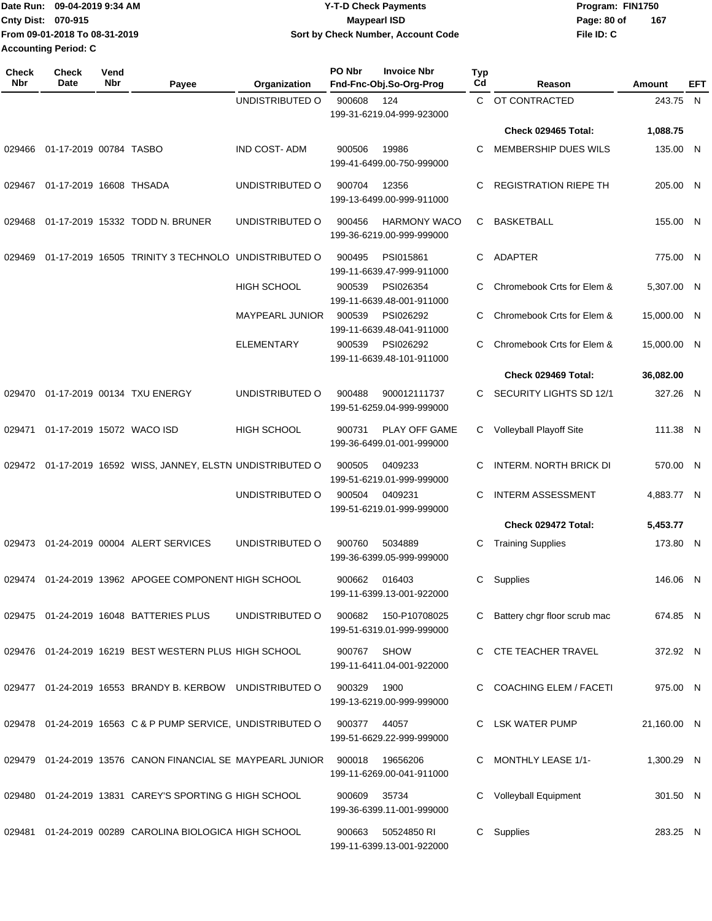Date Run: 09-04-2019 9:34 AM
Cnty Dist: 070-915
From 09-01-2018 To 08-31-2019
Accounting Period: C

**Y-T-D Check Payments**
**Maypearl ISD**
**Sort by Check Number, Account Code**

Program: FIN1750
File ID: C

| Check Nbr | Check Date | Vend Nbr | Payee | Organization | PO Nbr | Invoice Nbr / Fnd-Fnc-Obj.So-Org-Prog | Typ Cd | Reason | Amount | EFT |
|---|---|---|---|---|---|---|---|---|---|---|
| | | | | UNDISTRIBUTED O | 900608 | 124<br>199-31-6219.04-999-923000 | C | OT CONTRACTED | 243.75 | N |
| | | | | | | | | **Check 029465 Total:** | **1,088.75** | |
| 029466 | 01-17-2019 | 00784 | TASBO | IND COST- ADM | 900506 | 19986<br>199-41-6499.00-750-999000 | C | MEMBERSHIP DUES WILS | 135.00 | N |
| 029467 | 01-17-2019 | 16608 | THSADA | UNDISTRIBUTED O | 900704 | 12356<br>199-13-6499.00-999-911000 | C | REGISTRATION RIEPE TH | 205.00 | N |
| 029468 | 01-17-2019 | 15332 | TODD N. BRUNER | UNDISTRIBUTED O | 900456 | HARMONY WACO<br>199-36-6219.00-999-999000 | C | BASKETBALL | 155.00 | N |
| 029469 | 01-17-2019 | 16505 | TRINITY 3 TECHNOLO | UNDISTRIBUTED O | 900495 | PSI015861<br>199-11-6639.47-999-911000 | C | ADAPTER | 775.00 | N |
| | | | | HIGH SCHOOL | 900539 | PSI026354<br>199-11-6639.48-001-911000 | C | Chromebook Crts for Elem & | 5,307.00 | N |
| | | | | MAYPEARL JUNIOR | 900539 | PSI026292<br>199-11-6639.48-041-911000 | C | Chromebook Crts for Elem & | 15,000.00 | N |
| | | | | ELEMENTARY | 900539 | PSI026292<br>199-11-6639.48-101-911000 | C | Chromebook Crts for Elem & | 15,000.00 | N |
| | | | | | | | | **Check 029469 Total:** | **36,082.00** | |
| 029470 | 01-17-2019 | 00134 | TXU ENERGY | UNDISTRIBUTED O | 900488 | 900012111737<br>199-51-6259.04-999-999000 | C | SECURITY LIGHTS SD 12/1 | 327.26 | N |
| 029471 | 01-17-2019 | 15072 | WACO ISD | HIGH SCHOOL | 900731 | PLAY OFF GAME<br>199-36-6499.01-001-999000 | C | Volleyball Playoff Site | 111.38 | N |
| 029472 | 01-17-2019 | 16592 | WISS, JANNEY, ELSTN | UNDISTRIBUTED O | 900505 | 0409233<br>199-51-6219.01-999-999000 | C | INTERM. NORTH BRICK DI | 570.00 | N |
| | | | | UNDISTRIBUTED O | 900504 | 0409231<br>199-51-6219.01-999-999000 | C | INTERM ASSESSMENT | 4,883.77 | N |
| | | | | | | | | **Check 029472 Total:** | **5,453.77** | |
| 029473 | 01-24-2019 | 00004 | ALERT SERVICES | UNDISTRIBUTED O | 900760 | 5034889<br>199-36-6399.05-999-999000 | C | Training Supplies | 173.80 | N |
| 029474 | 01-24-2019 | 13962 | APOGEE COMPONENT | HIGH SCHOOL | 900662 | 016403<br>199-11-6399.13-001-922000 | C | Supplies | 146.06 | N |
| 029475 | 01-24-2019 | 16048 | BATTERIES PLUS | UNDISTRIBUTED O | 900682 | 150-P10708025<br>199-51-6319.01-999-999000 | C | Battery chgr floor scrub mac | 674.85 | N |
| 029476 | 01-24-2019 | 16219 | BEST WESTERN PLUS | HIGH SCHOOL | 900767 | SHOW<br>199-11-6411.04-001-922000 | C | CTE TEACHER TRAVEL | 372.92 | N |
| 029477 | 01-24-2019 | 16553 | BRANDY B. KERBOW | UNDISTRIBUTED O | 900329 | 1900<br>199-13-6219.00-999-999000 | C | COACHING ELEM / FACETI | 975.00 | N |
| 029478 | 01-24-2019 | 16563 | C & P PUMP SERVICE, | UNDISTRIBUTED O | 900377 | 44057<br>199-51-6629.22-999-999000 | C | LSK WATER PUMP | 21,160.00 | N |
| 029479 | 01-24-2019 | 13576 | CANON FINANCIAL SE | MAYPEARL JUNIOR | 900018 | 19656206<br>199-11-6269.00-041-911000 | C | MONTHLY LEASE 1/1- | 1,300.29 | N |
| 029480 | 01-24-2019 | 13831 | CAREY'S SPORTING G | HIGH SCHOOL | 900609 | 35734<br>199-36-6399.11-001-999000 | C | Volleyball Equipment | 301.50 | N |
| 029481 | 01-24-2019 | 00289 | CAROLINA BIOLOGICA | HIGH SCHOOL | 900663 | 50524850 RI<br>199-11-6399.13-001-922000 | C | Supplies | 283.25 | N |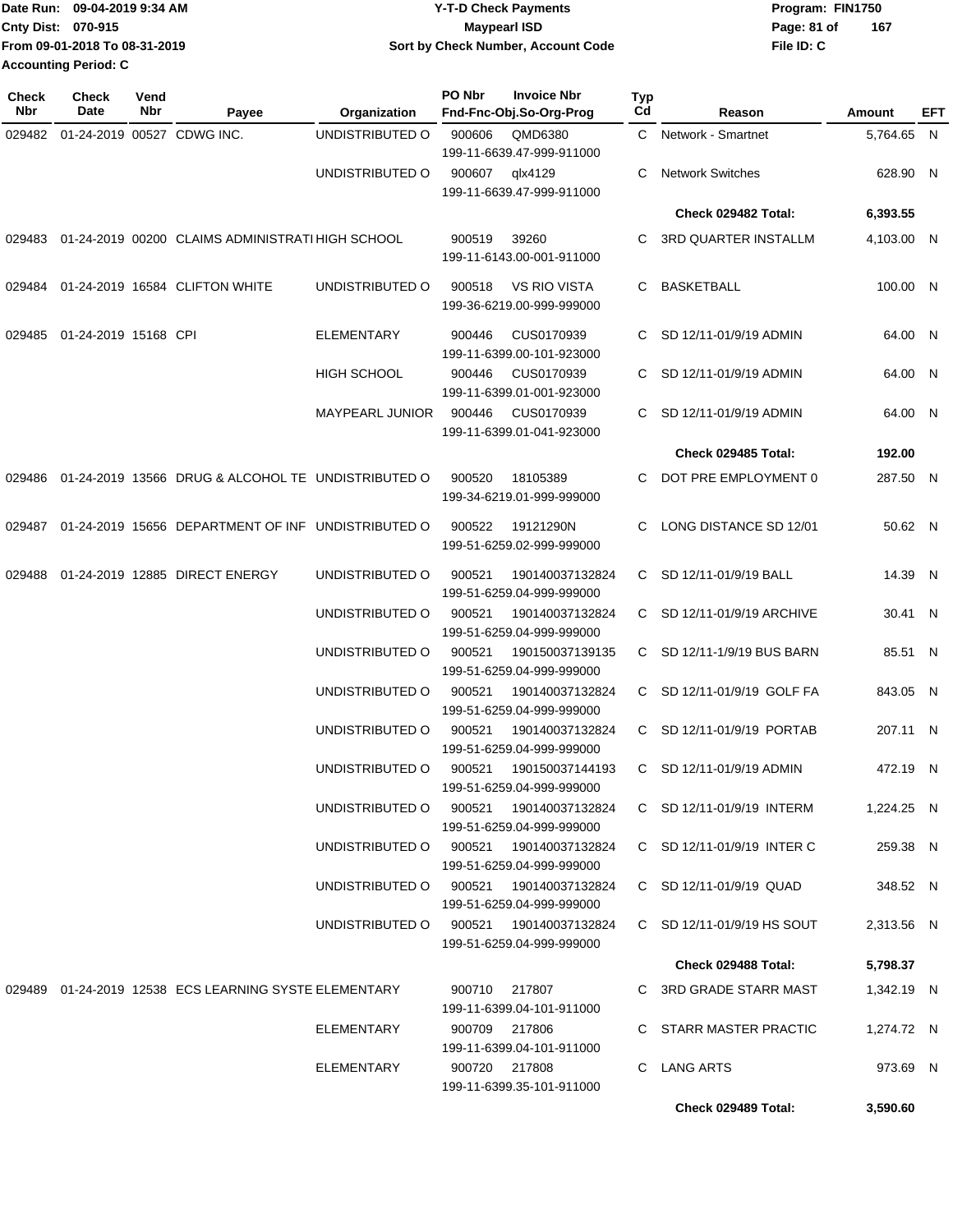Date Run: 09-04-2019 9:34 AM
Cnty Dist: 070-915
From 09-01-2018 To 08-31-2019
Accounting Period: C

**Y-T-D Check Payments**
**Maypearl ISD**
**Sort by Check Number, Account Code**

Program: FIN1750
File ID: C

| Check Nbr | Check Date | Vend Nbr | Payee | Organization | PO Nbr | Invoice Nbr / Fnd-Fnc-Obj.So-Org-Prog | Typ Cd | Reason | Amount | EFT |
|---|---|---|---|---|---|---|---|---|---|---|
| 029482 | 01-24-2019 | 00527 | CDWG INC. | UNDISTRIBUTED O | 900606 | QMD6380 199-11-6639.47-999-911000 | C | Network - Smartnet | 5,764.65 | N |
| | | | | UNDISTRIBUTED O | 900607 | qlx4129 199-11-6639.47-999-911000 | C | Network Switches | 628.90 | N |
| | | | | | | | | **Check 029482 Total:** | **6,393.55** | |
| 029483 | 01-24-2019 | 00200 | CLAIMS ADMINISTRATI | HIGH SCHOOL | 900519 | 39260 199-11-6143.00-001-911000 | C | 3RD QUARTER INSTALLM | 4,103.00 | N |
| 029484 | 01-24-2019 | 16584 | CLIFTON WHITE | UNDISTRIBUTED O | 900518 | VS RIO VISTA 199-36-6219.00-999-999000 | C | BASKETBALL | 100.00 | N |
| 029485 | 01-24-2019 | 15168 | CPI | ELEMENTARY | 900446 | CUS0170939 199-11-6399.00-101-923000 | C | SD 12/11-01/9/19 ADMIN | 64.00 | N |
| | | | | HIGH SCHOOL | 900446 | CUS0170939 199-11-6399.01-001-923000 | C | SD 12/11-01/9/19 ADMIN | 64.00 | N |
| | | | | MAYPEARL JUNIOR | 900446 | CUS0170939 199-11-6399.01-041-923000 | C | SD 12/11-01/9/19 ADMIN | 64.00 | N |
| | | | | | | | | **Check 029485 Total:** | **192.00** | |
| 029486 | 01-24-2019 | 13566 | DRUG & ALCOHOL TE | UNDISTRIBUTED O | 900520 | 18105389 199-34-6219.01-999-999000 | C | DOT PRE EMPLOYMENT 0 | 287.50 | N |
| 029487 | 01-24-2019 | 15656 | DEPARTMENT OF INF | UNDISTRIBUTED O | 900522 | 19121290N 199-51-6259.02-999-999000 | C | LONG DISTANCE SD 12/01 | 50.62 | N |
| 029488 | 01-24-2019 | 12885 | DIRECT ENERGY | UNDISTRIBUTED O | 900521 | 190140037132824 199-51-6259.04-999-999000 | C | SD 12/11-01/9/19 BALL | 14.39 | N |
| | | | | UNDISTRIBUTED O | 900521 | 190140037132824 199-51-6259.04-999-999000 | C | SD 12/11-01/9/19 ARCHIVE | 30.41 | N |
| | | | | UNDISTRIBUTED O | 900521 | 190150037139135 199-51-6259.04-999-999000 | C | SD 12/11-1/9/19 BUS BARN | 85.51 | N |
| | | | | UNDISTRIBUTED O | 900521 | 190140037132824 199-51-6259.04-999-999000 | C | SD 12/11-01/9/19 GOLF FA | 843.05 | N |
| | | | | UNDISTRIBUTED O | 900521 | 190140037132824 199-51-6259.04-999-999000 | C | SD 12/11-01/9/19 PORTAB | 207.11 | N |
| | | | | UNDISTRIBUTED O | 900521 | 190150037144193 199-51-6259.04-999-999000 | C | SD 12/11-01/9/19 ADMIN | 472.19 | N |
| | | | | UNDISTRIBUTED O | 900521 | 190140037132824 199-51-6259.04-999-999000 | C | SD 12/11-01/9/19 INTERM | 1,224.25 | N |
| | | | | UNDISTRIBUTED O | 900521 | 190140037132824 199-51-6259.04-999-999000 | C | SD 12/11-01/9/19 INTER C | 259.38 | N |
| | | | | UNDISTRIBUTED O | 900521 | 190140037132824 199-51-6259.04-999-999000 | C | SD 12/11-01/9/19 QUAD | 348.52 | N |
| | | | | UNDISTRIBUTED O | 900521 | 190140037132824 199-51-6259.04-999-999000 | C | SD 12/11-01/9/19 HS SOUT | 2,313.56 | N |
| | | | | | | | | **Check 029488 Total:** | **5,798.37** | |
| 029489 | 01-24-2019 | 12538 | ECS LEARNING SYSTE | ELEMENTARY | 900710 | 217807 199-11-6399.04-101-911000 | C | 3RD GRADE STARR MAST | 1,342.19 | N |
| | | | | ELEMENTARY | 900709 | 217806 199-11-6399.04-101-911000 | C | STARR MASTER PRACTIC | 1,274.72 | N |
| | | | | ELEMENTARY | 900720 | 217808 199-11-6399.35-101-911000 | C | LANG ARTS | 973.69 | N |
| | | | | | | | | **Check 029489 Total:** | **3,590.60** | |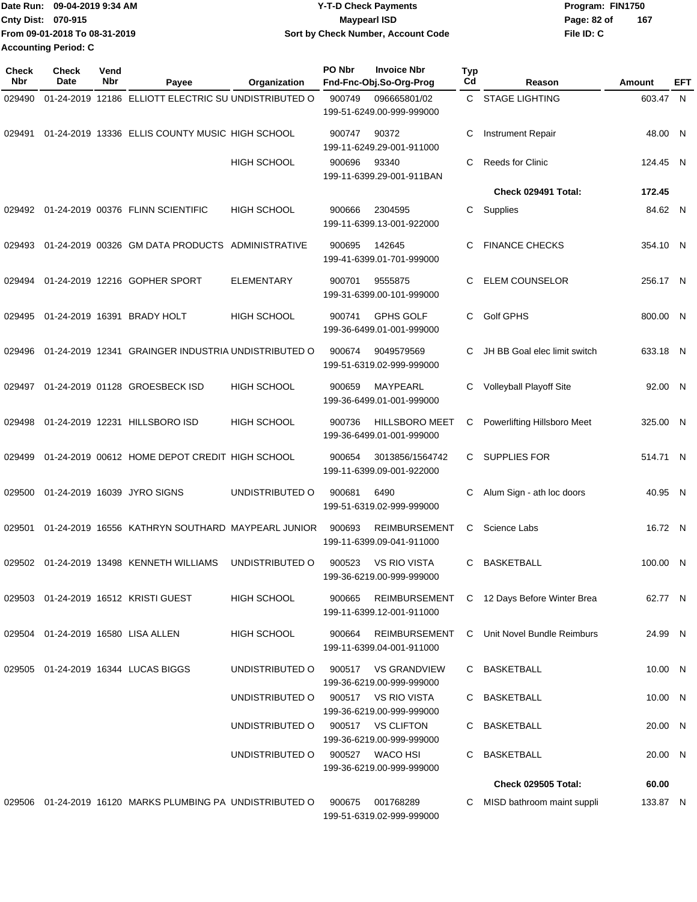Date Run: 09-04-2019 9:34 AM
Cnty Dist: 070-915
From 09-01-2018 To 08-31-2019
Accounting Period: C

**Y-T-D Check Payments**
**Maypearl ISD**
**Sort by Check Number, Account Code**

Program: FIN1750
File ID: C

| Check Nbr | Check Date | Vend Nbr | Payee | Organization | PO Nbr | Invoice Nbr / Fnd-Fnc-Obj.So-Org-Prog | Typ Cd | Reason | Amount | EFT |
|---|---|---|---|---|---|---|---|---|---|---|
| 029490 | 01-24-2019 | 12186 | ELLIOTT ELECTRIC SU | UNDISTRIBUTED O | 900749 | 096665801/02 199-51-6249.00-999-999000 | C | STAGE LIGHTING | 603.47 | N |
| 029491 | 01-24-2019 | 13336 | ELLIS COUNTY MUSIC | HIGH SCHOOL | 900747 | 90372 199-11-6249.29-001-911000 | C | Instrument Repair | 48.00 | N |
| | | | | HIGH SCHOOL | 900696 | 93340 199-11-6399.29-001-911BAN | C | Reeds for Clinic | 124.45 | N |
| | | | | | | | | **Check 029491 Total:** | **172.45** | |
| 029492 | 01-24-2019 | 00376 | FLINN SCIENTIFIC | HIGH SCHOOL | 900666 | 2304595 199-11-6399.13-001-922000 | C | Supplies | 84.62 | N |
| 029493 | 01-24-2019 | 00326 | GM DATA PRODUCTS | ADMINISTRATIVE | 900695 | 142645 199-41-6399.01-701-999000 | C | FINANCE CHECKS | 354.10 | N |
| 029494 | 01-24-2019 | 12216 | GOPHER SPORT | ELEMENTARY | 900701 | 9555875 199-31-6399.00-101-999000 | C | ELEM COUNSELOR | 256.17 | N |
| 029495 | 01-24-2019 | 16391 | BRADY HOLT | HIGH SCHOOL | 900741 | GPHS GOLF 199-36-6499.01-001-999000 | C | Golf GPHS | 800.00 | N |
| 029496 | 01-24-2019 | 12341 | GRAINGER INDUSTRIA | UNDISTRIBUTED O | 900674 | 9049579569 199-51-6319.02-999-999000 | C | JH BB Goal elec limit switch | 633.18 | N |
| 029497 | 01-24-2019 | 01128 | GROESBECK ISD | HIGH SCHOOL | 900659 | MAYPEARL 199-36-6499.01-001-999000 | C | Volleyball Playoff Site | 92.00 | N |
| 029498 | 01-24-2019 | 12231 | HILLSBORO ISD | HIGH SCHOOL | 900736 | HILLSBORO MEET 199-36-6499.01-001-999000 | C | Powerlifting Hillsboro Meet | 325.00 | N |
| 029499 | 01-24-2019 | 00612 | HOME DEPOT CREDIT | HIGH SCHOOL | 900654 | 3013856/1564742 199-11-6399.09-001-922000 | C | SUPPLIES FOR | 514.71 | N |
| 029500 | 01-24-2019 | 16039 | JYRO SIGNS | UNDISTRIBUTED O | 900681 | 6490 199-51-6319.02-999-999000 | C | Alum Sign - ath loc doors | 40.95 | N |
| 029501 | 01-24-2019 | 16556 | KATHRYN SOUTHARD | MAYPEARL JUNIOR | 900693 | REIMBURSEMENT 199-11-6399.09-041-911000 | C | Science Labs | 16.72 | N |
| 029502 | 01-24-2019 | 13498 | KENNETH WILLIAMS | UNDISTRIBUTED O | 900523 | VS RIO VISTA 199-36-6219.00-999-999000 | C | BASKETBALL | 100.00 | N |
| 029503 | 01-24-2019 | 16512 | KRISTI GUEST | HIGH SCHOOL | 900665 | REIMBURSEMENT 199-11-6399.12-001-911000 | C | 12 Days Before Winter Brea | 62.77 | N |
| 029504 | 01-24-2019 | 16580 | LISA ALLEN | HIGH SCHOOL | 900664 | REIMBURSEMENT 199-11-6399.04-001-911000 | C | Unit Novel Bundle Reimburs | 24.99 | N |
| 029505 | 01-24-2019 | 16344 | LUCAS BIGGS | UNDISTRIBUTED O | 900517 | VS GRANDVIEW 199-36-6219.00-999-999000 | C | BASKETBALL | 10.00 | N |
| | | | | UNDISTRIBUTED O | 900517 | VS RIO VISTA 199-36-6219.00-999-999000 | C | BASKETBALL | 10.00 | N |
| | | | | UNDISTRIBUTED O | 900517 | VS CLIFTON 199-36-6219.00-999-999000 | C | BASKETBALL | 20.00 | N |
| | | | | UNDISTRIBUTED O | 900527 | WACO HSI 199-36-6219.00-999-999000 | C | BASKETBALL | 20.00 | N |
| | | | | | | | | **Check 029505 Total:** | **60.00** | |
| 029506 | 01-24-2019 | 16120 | MARKS PLUMBING PA | UNDISTRIBUTED O | 900675 | 001768289 199-51-6319.02-999-999000 | C | MISD bathroom maint suppli | 133.87 | N |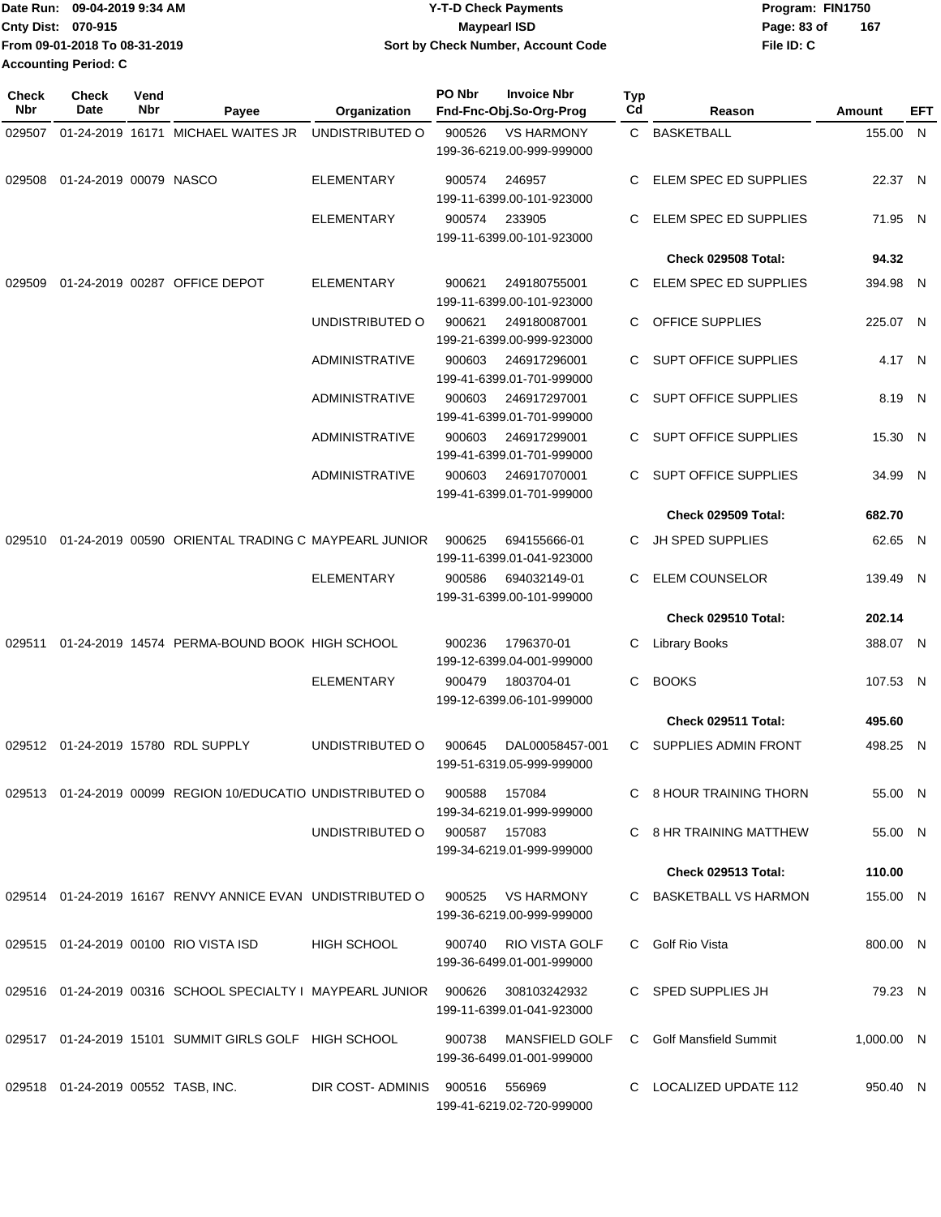Date Run: 09-04-2019 9:34 AM
Cnty Dist: 070-915
From 09-01-2018 To 08-31-2019
Accounting Period: C

**Y-T-D Check Payments**
**Maypearl ISD**
**Sort by Check Number, Account Code**

Program: FIN1750
File ID: C

| Check Nbr | Check Date | Vend Nbr | Payee | Organization | PO Nbr | Invoice Nbr / Fnd-Fnc-Obj.So-Org-Prog | Typ Cd | Reason | Amount | EFT |
|---|---|---|---|---|---|---|---|---|---|---|
| 029507 | 01-24-2019 | 16171 | MICHAEL WAITES JR | UNDISTRIBUTED O | 900526 | VS HARMONY 199-36-6219.00-999-999000 | C | BASKETBALL | 155.00 | N |
| 029508 | 01-24-2019 | 00079 | NASCO | ELEMENTARY | 900574 | 246957 199-11-6399.00-101-923000 | C | ELEM SPEC ED SUPPLIES | 22.37 | N |
| | | | | ELEMENTARY | 900574 | 233905 199-11-6399.00-101-923000 | C | ELEM SPEC ED SUPPLIES | 71.95 | N |
| | | | | | | | | **Check 029508 Total:** | **94.32** | |
| 029509 | 01-24-2019 | 00287 | OFFICE DEPOT | ELEMENTARY | 900621 | 249180755001 199-11-6399.00-101-923000 | C | ELEM SPEC ED SUPPLIES | 394.98 | N |
| | | | | UNDISTRIBUTED O | 900621 | 249180087001 199-21-6399.00-999-923000 | C | OFFICE SUPPLIES | 225.07 | N |
| | | | | ADMINISTRATIVE | 900603 | 246917296001 199-41-6399.01-701-999000 | C | SUPT OFFICE SUPPLIES | 4.17 | N |
| | | | | ADMINISTRATIVE | 900603 | 246917297001 199-41-6399.01-701-999000 | C | SUPT OFFICE SUPPLIES | 8.19 | N |
| | | | | ADMINISTRATIVE | 900603 | 246917299001 199-41-6399.01-701-999000 | C | SUPT OFFICE SUPPLIES | 15.30 | N |
| | | | | ADMINISTRATIVE | 900603 | 246917070001 199-41-6399.01-701-999000 | C | SUPT OFFICE SUPPLIES | 34.99 | N |
| | | | | | | | | **Check 029509 Total:** | **682.70** | |
| 029510 | 01-24-2019 | 00590 | ORIENTAL TRADING C | MAYPEARL JUNIOR | 900625 | 694155666-01 199-11-6399.01-041-923000 | C | JH SPED SUPPLIES | 62.65 | N |
| | | | | ELEMENTARY | 900586 | 694032149-01 199-31-6399.00-101-999000 | C | ELEM COUNSELOR | 139.49 | N |
| | | | | | | | | **Check 029510 Total:** | **202.14** | |
| 029511 | 01-24-2019 | 14574 | PERMA-BOUND BOOK | HIGH SCHOOL | 900236 | 1796370-01 199-12-6399.04-001-999000 | C | Library Books | 388.07 | N |
| | | | | ELEMENTARY | 900479 | 1803704-01 199-12-6399.06-101-999000 | C | BOOKS | 107.53 | N |
| | | | | | | | | **Check 029511 Total:** | **495.60** | |
| 029512 | 01-24-2019 | 15780 | RDL SUPPLY | UNDISTRIBUTED O | 900645 | DAL00058457-001 199-51-6319.05-999-999000 | C | SUPPLIES ADMIN FRONT | 498.25 | N |
| 029513 | 01-24-2019 | 00099 | REGION 10/EDUCATIO | UNDISTRIBUTED O | 900588 | 157084 199-34-6219.01-999-999000 | C | 8 HOUR TRAINING THORN | 55.00 | N |
| | | | | UNDISTRIBUTED O | 900587 | 157083 199-34-6219.01-999-999000 | C | 8 HR TRAINING MATTHEW | 55.00 | N |
| | | | | | | | | **Check 029513 Total:** | **110.00** | |
| 029514 | 01-24-2019 | 16167 | RENVY ANNICE EVAN | UNDISTRIBUTED O | 900525 | VS HARMONY 199-36-6219.00-999-999000 | C | BASKETBALL VS HARMON | 155.00 | N |
| 029515 | 01-24-2019 | 00100 | RIO VISTA ISD | HIGH SCHOOL | 900740 | RIO VISTA GOLF 199-36-6499.01-001-999000 | C | Golf Rio Vista | 800.00 | N |
| 029516 | 01-24-2019 | 00316 | SCHOOL SPECIALTY I | MAYPEARL JUNIOR | 900626 | 308103242932 199-11-6399.01-041-923000 | C | SPED SUPPLIES JH | 79.23 | N |
| 029517 | 01-24-2019 | 15101 | SUMMIT GIRLS GOLF | HIGH SCHOOL | 900738 | MANSFIELD GOLF 199-36-6499.01-001-999000 | C | Golf Mansfield Summit | 1,000.00 | N |
| 029518 | 01-24-2019 | 00552 | TASB, INC. | DIR COST- ADMINIS | 900516 | 556969 199-41-6219.02-720-999000 | C | LOCALIZED UPDATE 112 | 950.40 | N |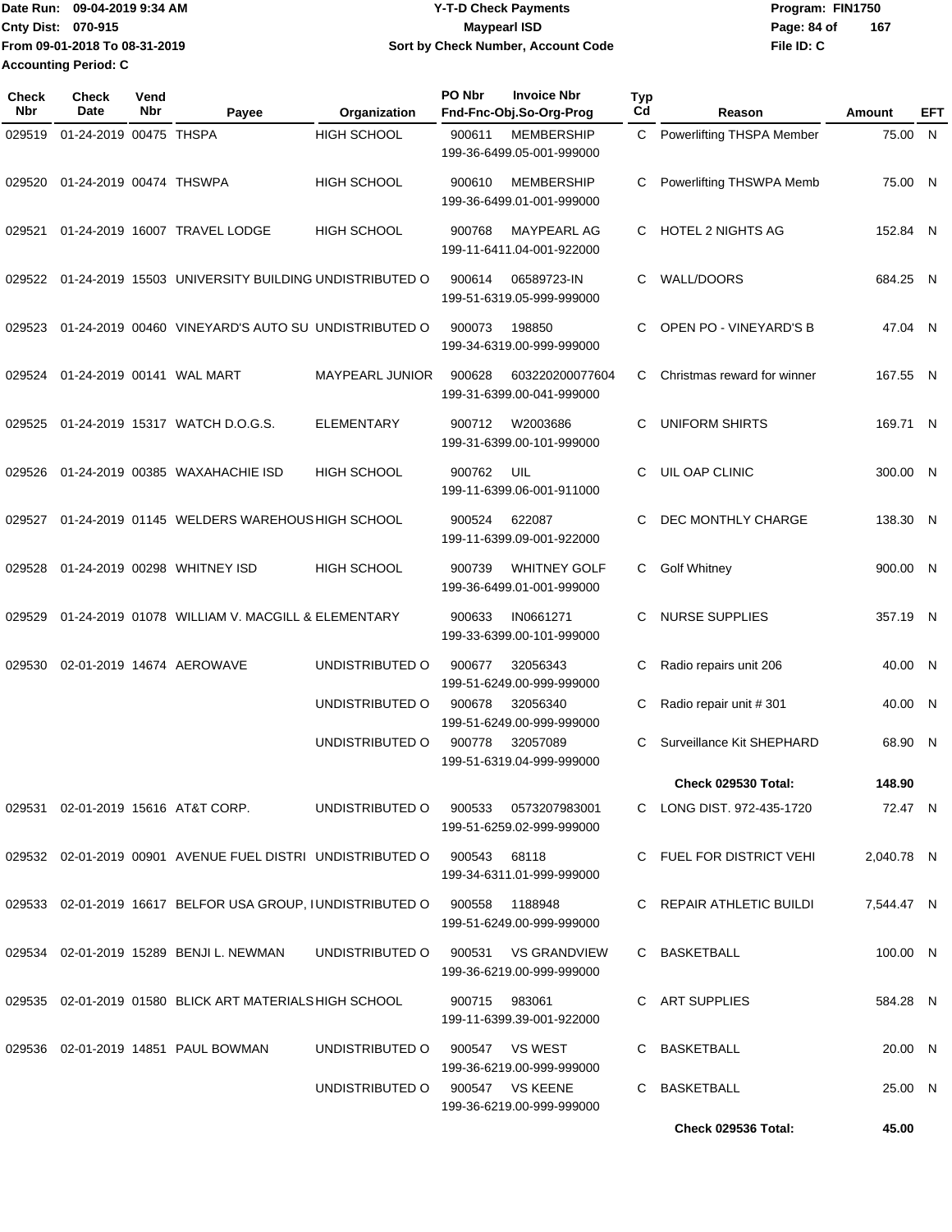Date Run: 09-04-2019 9:34 AM
Cnty Dist: 070-915
From 09-01-2018 To 08-31-2019
Accounting Period: C

**Y-T-D Check Payments**
**Maypearl ISD**
**Sort by Check Number, Account Code**

Program: FIN1750
File ID: C

| Check Nbr | Check Date | Vend Nbr | Payee | Organization | PO Nbr | Invoice Nbr / Fnd-Fnc-Obj.So-Org-Prog | Typ Cd | Reason | Amount | EFT |
|---|---|---|---|---|---|---|---|---|---|---|
| 029519 | 01-24-2019 | 00475 | THSPA | HIGH SCHOOL | 900611 | MEMBERSHIP 199-36-6499.05-001-999000 | C | Powerlifting THSPA Member | 75.00 | N |
| 029520 | 01-24-2019 | 00474 | THSWPA | HIGH SCHOOL | 900610 | MEMBERSHIP 199-36-6499.01-001-999000 | C | Powerlifting THSWPA Memb | 75.00 | N |
| 029521 | 01-24-2019 | 16007 | TRAVEL LODGE | HIGH SCHOOL | 900768 | MAYPEARL AG 199-11-6411.04-001-922000 | C | HOTEL 2 NIGHTS AG | 152.84 | N |
| 029522 | 01-24-2019 | 15503 | UNIVERSITY BUILDING | UNDISTRIBUTED O | 900614 | 06589723-IN 199-51-6319.05-999-999000 | C | WALL/DOORS | 684.25 | N |
| 029523 | 01-24-2019 | 00460 | VINEYARD'S AUTO SU | UNDISTRIBUTED O | 900073 | 198850 199-34-6319.00-999-999000 | C | OPEN PO - VINEYARD'S B | 47.04 | N |
| 029524 | 01-24-2019 | 00141 | WAL MART | MAYPEARL JUNIOR | 900628 | 603220200077604 199-31-6399.00-041-999000 | C | Christmas reward for winner | 167.55 | N |
| 029525 | 01-24-2019 | 15317 | WATCH D.O.G.S. | ELEMENTARY | 900712 | W2003686 199-31-6399.00-101-999000 | C | UNIFORM SHIRTS | 169.71 | N |
| 029526 | 01-24-2019 | 00385 | WAXAHACHIE ISD | HIGH SCHOOL | 900762 | UIL 199-11-6399.06-001-911000 | C | UIL OAP CLINIC | 300.00 | N |
| 029527 | 01-24-2019 | 01145 | WELDERS WAREHOUS | HIGH SCHOOL | 900524 | 622087 199-11-6399.09-001-922000 | C | DEC MONTHLY CHARGE | 138.30 | N |
| 029528 | 01-24-2019 | 00298 | WHITNEY ISD | HIGH SCHOOL | 900739 | WHITNEY GOLF 199-36-6499.01-001-999000 | C | Golf Whitney | 900.00 | N |
| 029529 | 01-24-2019 | 01078 | WILLIAM V. MACGILL & | ELEMENTARY | 900633 | IN0661271 199-33-6399.00-101-999000 | C | NURSE SUPPLIES | 357.19 | N |
| 029530 | 02-01-2019 | 14674 | AEROWAVE | UNDISTRIBUTED O | 900677 | 32056343 199-51-6249.00-999-999000 | C | Radio repairs unit 206 | 40.00 | N |
| | | | | UNDISTRIBUTED O | 900678 | 32056340 199-51-6249.00-999-999000 | C | Radio repair unit # 301 | 40.00 | N |
| | | | | UNDISTRIBUTED O | 900778 | 32057089 199-51-6319.04-999-999000 | C | Surveillance Kit SHEPHARD | 68.90 | N |
| | | | | | | | | **Check 029530 Total:** | **148.90** | |
| 029531 | 02-01-2019 | 15616 | AT&T CORP. | UNDISTRIBUTED O | 900533 | 0573207983001 199-51-6259.02-999-999000 | C | LONG DIST. 972-435-1720 | 72.47 | N |
| 029532 | 02-01-2019 | 00901 | AVENUE FUEL DISTRI | UNDISTRIBUTED O | 900543 | 68118 199-34-6311.01-999-999000 | C | FUEL FOR DISTRICT VEHI | 2,040.78 | N |
| 029533 | 02-01-2019 | 16617 | BELFOR USA GROUP, I | UNDISTRIBUTED O | 900558 | 1188948 199-51-6249.00-999-999000 | C | REPAIR ATHLETIC BUILDI | 7,544.47 | N |
| 029534 | 02-01-2019 | 15289 | BENJI L. NEWMAN | UNDISTRIBUTED O | 900531 | VS GRANDVIEW 199-36-6219.00-999-999000 | C | BASKETBALL | 100.00 | N |
| 029535 | 02-01-2019 | 01580 | BLICK ART MATERIALS | HIGH SCHOOL | 900715 | 983061 199-11-6399.39-001-922000 | C | ART SUPPLIES | 584.28 | N |
| 029536 | 02-01-2019 | 14851 | PAUL BOWMAN | UNDISTRIBUTED O | 900547 | VS WEST 199-36-6219.00-999-999000 | C | BASKETBALL | 20.00 | N |
| | | | | UNDISTRIBUTED O | 900547 | VS KEENE 199-36-6219.00-999-999000 | C | BASKETBALL | 25.00 | N |
| | | | | | | | | **Check 029536 Total:** | **45.00** | |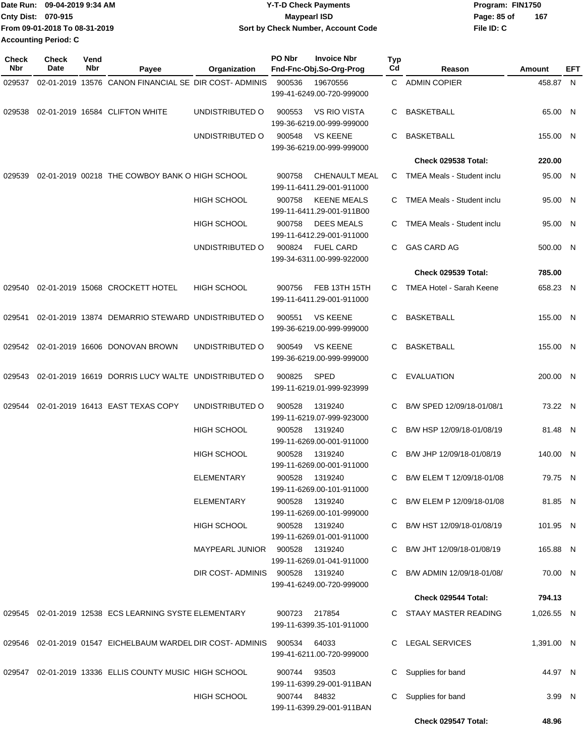Date Run: 09-04-2019 9:34 AM
Cnty Dist: 070-915
From 09-01-2018 To 08-31-2019
Accounting Period: C

**Y-T-D Check Payments**
**Maypearl ISD**
**Sort by Check Number, Account Code**

Program: FIN1750
File ID: C

| Check Nbr | Check Date | Vend Nbr | Payee | Organization | PO Nbr | Invoice Nbr / Fnd-Fnc-Obj.So-Org-Prog | Typ Cd | Reason | Amount | EFT |
|---|---|---|---|---|---|---|---|---|---|---|
| 029537 | 02-01-2019 | 13576 | CANON FINANCIAL SE | DIR COST- ADMINIS | 900536 | 19670556 199-41-6249.00-720-999000 | C | ADMIN COPIER | 458.87 | N |
| 029538 | 02-01-2019 | 16584 | CLIFTON WHITE | UNDISTRIBUTED O | 900553 | VS RIO VISTA 199-36-6219.00-999-999000 | C | BASKETBALL | 65.00 | N |
| | | | | UNDISTRIBUTED O | 900548 | VS KEENE 199-36-6219.00-999-999000 | C | BASKETBALL | 155.00 | N |
| | | | | | | | | **Check 029538 Total:** | **220.00** | |
| 029539 | 02-01-2019 | 00218 | THE COWBOY BANK O | HIGH SCHOOL | 900758 | CHENAULT MEAL 199-11-6411.29-001-911000 | C | TMEA Meals - Student inclu | 95.00 | N |
| | | | | HIGH SCHOOL | 900758 | KEENE MEALS 199-11-6411.29-001-911B00 | C | TMEA Meals - Student inclu | 95.00 | N |
| | | | | HIGH SCHOOL | 900758 | DEES MEALS 199-11-6412.29-001-911000 | C | TMEA Meals - Student inclu | 95.00 | N |
| | | | | UNDISTRIBUTED O | 900824 | FUEL CARD 199-34-6311.00-999-922000 | C | GAS CARD AG | 500.00 | N |
| | | | | | | | | **Check 029539 Total:** | **785.00** | |
| 029540 | 02-01-2019 | 15068 | CROCKETT HOTEL | HIGH SCHOOL | 900756 | FEB 13TH 15TH 199-11-6411.29-001-911000 | C | TMEA Hotel - Sarah Keene | 658.23 | N |
| 029541 | 02-01-2019 | 13874 | DEMARRIO STEWARD | UNDISTRIBUTED O | 900551 | VS KEENE 199-36-6219.00-999-999000 | C | BASKETBALL | 155.00 | N |
| 029542 | 02-01-2019 | 16606 | DONOVAN BROWN | UNDISTRIBUTED O | 900549 | VS KEENE 199-36-6219.00-999-999000 | C | BASKETBALL | 155.00 | N |
| 029543 | 02-01-2019 | 16619 | DORRIS LUCY WALTE | UNDISTRIBUTED O | 900825 | SPED 199-11-6219.01-999-923999 | C | EVALUATION | 200.00 | N |
| 029544 | 02-01-2019 | 16413 | EAST TEXAS COPY | UNDISTRIBUTED O | 900528 | 1319240 199-11-6219.07-999-923000 | C | B/W SPED 12/09/18-01/08/1 | 73.22 | N |
| | | | | HIGH SCHOOL | 900528 | 1319240 199-11-6269.00-001-911000 | C | B/W HSP 12/09/18-01/08/19 | 81.48 | N |
| | | | | HIGH SCHOOL | 900528 | 1319240 199-11-6269.00-001-911000 | C | B/W JHP 12/09/18-01/08/19 | 140.00 | N |
| | | | | ELEMENTARY | 900528 | 1319240 199-11-6269.00-101-911000 | C | B/W ELEM T 12/09/18-01/08 | 79.75 | N |
| | | | | ELEMENTARY | 900528 | 1319240 199-11-6269.00-101-999000 | C | B/W ELEM P 12/09/18-01/08 | 81.85 | N |
| | | | | HIGH SCHOOL | 900528 | 1319240 199-11-6269.01-001-911000 | C | B/W HST 12/09/18-01/08/19 | 101.95 | N |
| | | | | MAYPEARL JUNIOR | 900528 | 1319240 199-11-6269.01-041-911000 | C | B/W JHT 12/09/18-01/08/19 | 165.88 | N |
| | | | | DIR COST- ADMINIS | 900528 | 1319240 199-41-6249.00-720-999000 | C | B/W ADMIN 12/09/18-01/08/ | 70.00 | N |
| | | | | | | | | **Check 029544 Total:** | **794.13** | |
| 029545 | 02-01-2019 | 12538 | ECS LEARNING SYSTE | ELEMENTARY | 900723 | 217854 199-11-6399.35-101-911000 | C | STAAY MASTER READING | 1,026.55 | N |
| 029546 | 02-01-2019 | 01547 | EICHELBAUM WARDEL | DIR COST- ADMINIS | 900534 | 64033 199-41-6211.00-720-999000 | C | LEGAL SERVICES | 1,391.00 | N |
| 029547 | 02-01-2019 | 13336 | ELLIS COUNTY MUSIC | HIGH SCHOOL | 900744 | 93503 199-11-6399.29-001-911BAN | C | Supplies for band | 44.97 | N |
| | | | | HIGH SCHOOL | 900744 | 84832 199-11-6399.29-001-911BAN | C | Supplies for band | 3.99 | N |
| | | | | | | | | **Check 029547 Total:** | **48.96** | |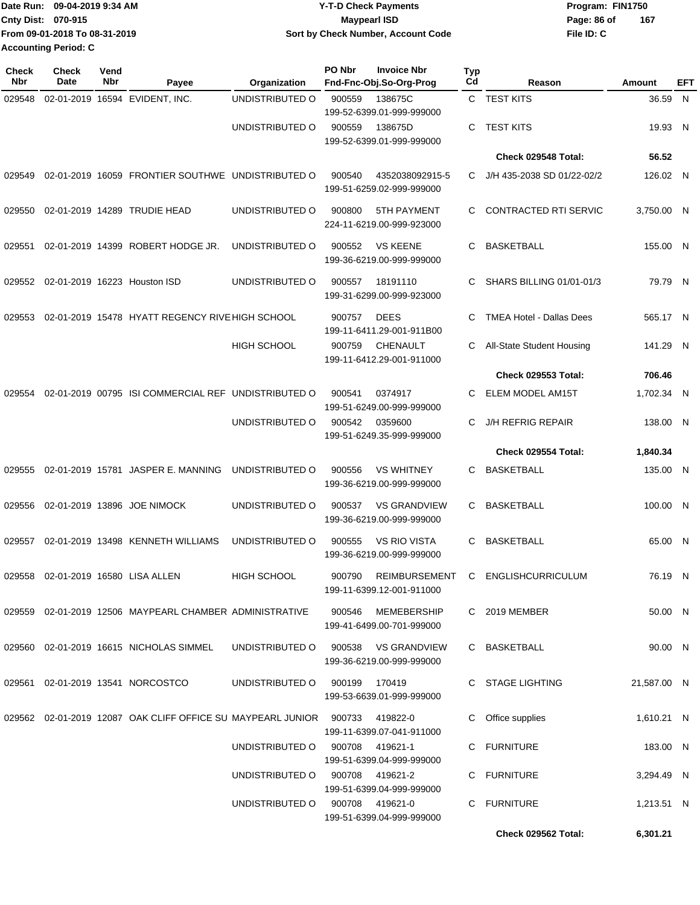Date Run: 09-04-2019 9:34 AM
Cnty Dist: 070-915
From 09-01-2018 To 08-31-2019
Accounting Period: C

**Y-T-D Check Payments**
**Maypearl ISD**
**Sort by Check Number, Account Code**

Program: FIN1750
File ID: C

| Check Nbr | Check Date | Vend Nbr | Payee | Organization | PO Nbr | Invoice Nbr / Fnd-Fnc-Obj.So-Org-Prog | Typ Cd | Reason | Amount | EFT |
|---|---|---|---|---|---|---|---|---|---|---|
| 029548 | 02-01-2019 | 16594 | EVIDENT, INC. | UNDISTRIBUTED O | 900559 | 138675C 199-52-6399.01-999-999000 | C | TEST KITS | 36.59 | N |
| | | | | UNDISTRIBUTED O | 900559 | 138675D 199-52-6399.01-999-999000 | C | TEST KITS | 19.93 | N |
| | | | | | | | | **Check 029548 Total:** | **56.52** | |
| 029549 | 02-01-2019 | 16059 | FRONTIER SOUTHWE | UNDISTRIBUTED O | 900540 | 4352038092915-5 199-51-6259.02-999-999000 | C | J/H 435-2038 SD 01/22-02/2 | 126.02 | N |
| 029550 | 02-01-2019 | 14289 | TRUDIE HEAD | UNDISTRIBUTED O | 900800 | 5TH PAYMENT 224-11-6219.00-999-923000 | C | CONTRACTED RTI SERVIC | 3,750.00 | N |
| 029551 | 02-01-2019 | 14399 | ROBERT HODGE JR. | UNDISTRIBUTED O | 900552 | VS KEENE 199-36-6219.00-999-999000 | C | BASKETBALL | 155.00 | N |
| 029552 | 02-01-2019 | 16223 | Houston ISD | UNDISTRIBUTED O | 900557 | 18191110 199-31-6299.00-999-923000 | C | SHARS BILLING 01/01-01/3 | 79.79 | N |
| 029553 | 02-01-2019 | 15478 | HYATT REGENCY RIVE | HIGH SCHOOL | 900757 | DEES 199-11-6411.29-001-911B00 | C | TMEA Hotel - Dallas Dees | 565.17 | N |
| | | | | HIGH SCHOOL | 900759 | CHENAULT 199-11-6412.29-001-911000 | C | All-State Student Housing | 141.29 | N |
| | | | | | | | | **Check 029553 Total:** | **706.46** | |
| 029554 | 02-01-2019 | 00795 | ISI COMMERCIAL REF | UNDISTRIBUTED O | 900541 | 0374917 199-51-6249.00-999-999000 | C | ELEM MODEL AM15T | 1,702.34 | N |
| | | | | UNDISTRIBUTED O | 900542 | 0359600 199-51-6249.35-999-999000 | C | J/H REFRIG REPAIR | 138.00 | N |
| | | | | | | | | **Check 029554 Total:** | **1,840.34** | |
| 029555 | 02-01-2019 | 15781 | JASPER E. MANNING | UNDISTRIBUTED O | 900556 | VS WHITNEY 199-36-6219.00-999-999000 | C | BASKETBALL | 135.00 | N |
| 029556 | 02-01-2019 | 13896 | JOE NIMOCK | UNDISTRIBUTED O | 900537 | VS GRANDVIEW 199-36-6219.00-999-999000 | C | BASKETBALL | 100.00 | N |
| 029557 | 02-01-2019 | 13498 | KENNETH WILLIAMS | UNDISTRIBUTED O | 900555 | VS RIO VISTA 199-36-6219.00-999-999000 | C | BASKETBALL | 65.00 | N |
| 029558 | 02-01-2019 | 16580 | LISA ALLEN | HIGH SCHOOL | 900790 | REIMBURSEMENT 199-11-6399.12-001-911000 | C | ENGLISHCURRICULUM | 76.19 | N |
| 029559 | 02-01-2019 | 12506 | MAYPEARL CHAMBER | ADMINISTRATIVE | 900546 | MEMEBERSHIP 199-41-6499.00-701-999000 | C | 2019 MEMBER | 50.00 | N |
| 029560 | 02-01-2019 | 16615 | NICHOLAS SIMMEL | UNDISTRIBUTED O | 900538 | VS GRANDVIEW 199-36-6219.00-999-999000 | C | BASKETBALL | 90.00 | N |
| 029561 | 02-01-2019 | 13541 | NORCOSTCO | UNDISTRIBUTED O | 900199 | 170419 199-53-6639.01-999-999000 | C | STAGE LIGHTING | 21,587.00 | N |
| 029562 | 02-01-2019 | 12087 | OAK CLIFF OFFICE SU | MAYPEARL JUNIOR | 900733 | 419822-0 199-11-6399.07-041-911000 | C | Office supplies | 1,610.21 | N |
| | | | | UNDISTRIBUTED O | 900708 | 419621-1 199-51-6399.04-999-999000 | C | FURNITURE | 183.00 | N |
| | | | | UNDISTRIBUTED O | 900708 | 419621-2 199-51-6399.04-999-999000 | C | FURNITURE | 3,294.49 | N |
| | | | | UNDISTRIBUTED O | 900708 | 419621-0 199-51-6399.04-999-999000 | C | FURNITURE | 1,213.51 | N |
| | | | | | | | | **Check 029562 Total:** | **6,301.21** | |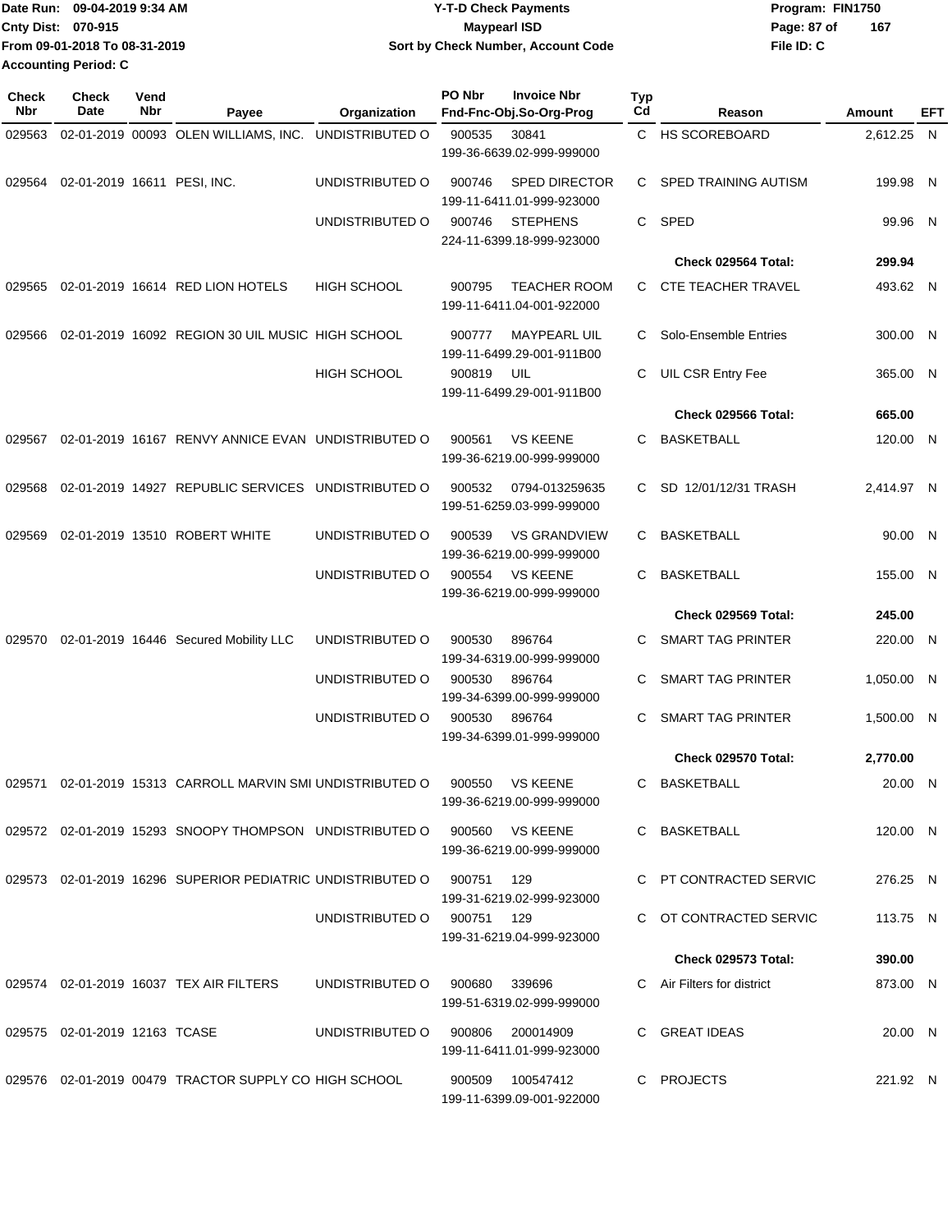Date Run: 09-04-2019 9:34 AM
Cnty Dist: 070-915
From 09-01-2018 To 08-31-2019
Accounting Period: C

**Y-T-D Check Payments**
**Maypearl ISD**
**Sort by Check Number, Account Code**

Program: FIN1750
File ID: C

| Check Nbr | Check Date | Vend Nbr | Payee | Organization | PO Nbr | Invoice Nbr / Fnd-Fnc-Obj.So-Org-Prog | Typ Cd | Reason | Amount | EFT |
|---|---|---|---|---|---|---|---|---|---|---|
| 029563 | 02-01-2019 | 00093 | OLEN WILLIAMS, INC. | UNDISTRIBUTED O | 900535 | 30841 / 199-36-6639.02-999-999000 | C | HS SCOREBOARD | 2,612.25 | N |
| 029564 | 02-01-2019 | 16611 | PESI, INC. | UNDISTRIBUTED O | 900746 | SPED DIRECTOR / 199-11-6411.01-999-923000 | C | SPED TRAINING AUTISM | 199.98 | N |
| | | | | UNDISTRIBUTED O | 900746 | STEPHENS / 224-11-6399.18-999-923000 | C | SPED | 99.96 | N |
| | | | | | | | | **Check 029564 Total:** | **299.94** | |
| 029565 | 02-01-2019 | 16614 | RED LION HOTELS | HIGH SCHOOL | 900795 | TEACHER ROOM / 199-11-6411.04-001-922000 | C | CTE TEACHER TRAVEL | 493.62 | N |
| 029566 | 02-01-2019 | 16092 | REGION 30 UIL MUSIC | HIGH SCHOOL | 900777 | MAYPEARL UIL / 199-11-6499.29-001-911B00 | C | Solo-Ensemble Entries | 300.00 | N |
| | | | | HIGH SCHOOL | 900819 | UIL / 199-11-6499.29-001-911B00 | C | UIL CSR Entry Fee | 365.00 | N |
| | | | | | | | | **Check 029566 Total:** | **665.00** | |
| 029567 | 02-01-2019 | 16167 | RENVY ANNICE EVAN | UNDISTRIBUTED O | 900561 | VS KEENE / 199-36-6219.00-999-999000 | C | BASKETBALL | 120.00 | N |
| 029568 | 02-01-2019 | 14927 | REPUBLIC SERVICES | UNDISTRIBUTED O | 900532 | 0794-013259635 / 199-51-6259.03-999-999000 | C | SD 12/01/12/31 TRASH | 2,414.97 | N |
| 029569 | 02-01-2019 | 13510 | ROBERT WHITE | UNDISTRIBUTED O | 900539 | VS GRANDVIEW / 199-36-6219.00-999-999000 | C | BASKETBALL | 90.00 | N |
| | | | | UNDISTRIBUTED O | 900554 | VS KEENE / 199-36-6219.00-999-999000 | C | BASKETBALL | 155.00 | N |
| | | | | | | | | **Check 029569 Total:** | **245.00** | |
| 029570 | 02-01-2019 | 16446 | Secured Mobility LLC | UNDISTRIBUTED O | 900530 | 896764 / 199-34-6319.00-999-999000 | C | SMART TAG PRINTER | 220.00 | N |
| | | | | UNDISTRIBUTED O | 900530 | 896764 / 199-34-6399.00-999-999000 | C | SMART TAG PRINTER | 1,050.00 | N |
| | | | | UNDISTRIBUTED O | 900530 | 896764 / 199-34-6399.01-999-999000 | C | SMART TAG PRINTER | 1,500.00 | N |
| | | | | | | | | **Check 029570 Total:** | **2,770.00** | |
| 029571 | 02-01-2019 | 15313 | CARROLL MARVIN SMI | UNDISTRIBUTED O | 900550 | VS KEENE / 199-36-6219.00-999-999000 | C | BASKETBALL | 20.00 | N |
| 029572 | 02-01-2019 | 15293 | SNOOPY THOMPSON | UNDISTRIBUTED O | 900560 | VS KEENE / 199-36-6219.00-999-999000 | C | BASKETBALL | 120.00 | N |
| 029573 | 02-01-2019 | 16296 | SUPERIOR PEDIATRIC | UNDISTRIBUTED O | 900751 | 129 / 199-31-6219.02-999-923000 | C | PT CONTRACTED SERVIC | 276.25 | N |
| | | | | UNDISTRIBUTED O | 900751 | 129 / 199-31-6219.04-999-923000 | C | OT CONTRACTED SERVIC | 113.75 | N |
| | | | | | | | | **Check 029573 Total:** | **390.00** | |
| 029574 | 02-01-2019 | 16037 | TEX AIR FILTERS | UNDISTRIBUTED O | 900680 | 339696 / 199-51-6319.02-999-999000 | C | Air Filters for district | 873.00 | N |
| 029575 | 02-01-2019 | 12163 | TCASE | UNDISTRIBUTED O | 900806 | 200014909 / 199-11-6411.01-999-923000 | C | GREAT IDEAS | 20.00 | N |
| 029576 | 02-01-2019 | 00479 | TRACTOR SUPPLY CO | HIGH SCHOOL | 900509 | 100547412 / 199-11-6399.09-001-922000 | C | PROJECTS | 221.92 | N |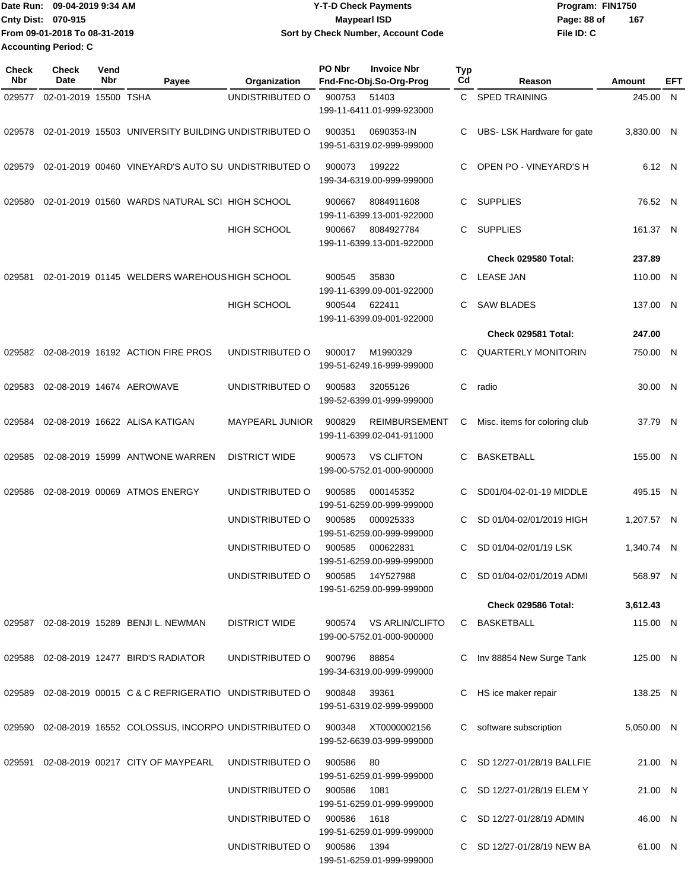Date Run: 09-04-2019 9:34 AM
Cnty Dist: 070-915
From 09-01-2018 To 08-31-2019
Accounting Period: C

**Y-T-D Check Payments**
**Maypearl ISD**
**Sort by Check Number, Account Code**

Program: FIN1750
File ID: C

| Check Nbr | Check Date | Vend Nbr | Payee | Organization | PO Nbr | Invoice Nbr / Fnd-Fnc-Obj.So-Org-Prog | Typ Cd | Reason | Amount | EFT |
|---|---|---|---|---|---|---|---|---|---|---|
| 029577 | 02-01-2019 | 15500 | TSHA | UNDISTRIBUTED O | 900753 | 51403<br>199-11-6411.01-999-923000 | C | SPED TRAINING | 245.00 | N |
| 029578 | 02-01-2019 | 15503 | UNIVERSITY BUILDING | UNDISTRIBUTED O | 900351 | 0690353-IN<br>199-51-6319.02-999-999000 | C | UBS- LSK Hardware for gate | 3,830.00 | N |
| 029579 | 02-01-2019 | 00460 | VINEYARD'S AUTO SU | UNDISTRIBUTED O | 900073 | 199222<br>199-34-6319.00-999-999000 | C | OPEN PO - VINEYARD'S H | 6.12 | N |
| 029580 | 02-01-2019 | 01560 | WARDS NATURAL SCI | HIGH SCHOOL | 900667 | 8084911608<br>199-11-6399.13-001-922000 | C | SUPPLIES | 76.52 | N |
| | | | | HIGH SCHOOL | 900667 | 8084927784<br>199-11-6399.13-001-922000 | C | SUPPLIES | 161.37 | N |
| | | | | | | | | **Check 029580 Total:** | **237.89** | |
| 029581 | 02-01-2019 | 01145 | WELDERS WAREHOUS | HIGH SCHOOL | 900545 | 35830<br>199-11-6399.09-001-922000 | C | LEASE JAN | 110.00 | N |
| | | | | HIGH SCHOOL | 900544 | 622411<br>199-11-6399.09-001-922000 | C | SAW BLADES | 137.00 | N |
| | | | | | | | | **Check 029581 Total:** | **247.00** | |
| 029582 | 02-08-2019 | 16192 | ACTION FIRE PROS | UNDISTRIBUTED O | 900017 | M1990329<br>199-51-6249.16-999-999000 | C | QUARTERLY MONITORIN | 750.00 | N |
| 029583 | 02-08-2019 | 14674 | AEROWAVE | UNDISTRIBUTED O | 900583 | 32055126<br>199-52-6399.01-999-999000 | C | radio | 30.00 | N |
| 029584 | 02-08-2019 | 16622 | ALISA KATIGAN | MAYPEARL JUNIOR | 900829 | REIMBURSEMENT<br>199-11-6399.02-041-911000 | C | Misc. items for coloring club | 37.79 | N |
| 029585 | 02-08-2019 | 15999 | ANTWONE WARREN | DISTRICT WIDE | 900573 | VS CLIFTON<br>199-00-5752.01-000-900000 | C | BASKETBALL | 155.00 | N |
| 029586 | 02-08-2019 | 00069 | ATMOS ENERGY | UNDISTRIBUTED O | 900585 | 000145352<br>199-51-6259.00-999-999000 | C | SD01/04-02-01-19 MIDDLE | 495.15 | N |
| | | | | UNDISTRIBUTED O | 900585 | 000925333<br>199-51-6259.00-999-999000 | C | SD 01/04-02/01/2019 HIGH | 1,207.57 | N |
| | | | | UNDISTRIBUTED O | 900585 | 000622831<br>199-51-6259.00-999-999000 | C | SD 01/04-02/01/19 LSK | 1,340.74 | N |
| | | | | UNDISTRIBUTED O | 900585 | 14Y527988<br>199-51-6259.00-999-999000 | C | SD 01/04-02/01/2019 ADMI | 568.97 | N |
| | | | | | | | | **Check 029586 Total:** | **3,612.43** | |
| 029587 | 02-08-2019 | 15289 | BENJI L. NEWMAN | DISTRICT WIDE | 900574 | VS ARLIN/CLIFTO<br>199-00-5752.01-000-900000 | C | BASKETBALL | 115.00 | N |
| 029588 | 02-08-2019 | 12477 | BIRD'S RADIATOR | UNDISTRIBUTED O | 900796 | 88854<br>199-34-6319.00-999-999000 | C | Inv 88854 New Surge Tank | 125.00 | N |
| 029589 | 02-08-2019 | 00015 | C & C REFRIGERATIO | UNDISTRIBUTED O | 900848 | 39361<br>199-51-6319.02-999-999000 | C | HS ice maker repair | 138.25 | N |
| 029590 | 02-08-2019 | 16552 | COLOSSUS, INCORPO | UNDISTRIBUTED O | 900348 | XT0000002156<br>199-52-6639.03-999-999000 | C | software subscription | 5,050.00 | N |
| 029591 | 02-08-2019 | 00217 | CITY OF MAYPEARL | UNDISTRIBUTED O | 900586 | 80<br>199-51-6259.01-999-999000 | C | SD 12/27-01/28/19 BALLFIE | 21.00 | N |
| | | | | UNDISTRIBUTED O | 900586 | 1081<br>199-51-6259.01-999-999000 | C | SD 12/27-01/28/19 ELEM Y | 21.00 | N |
| | | | | UNDISTRIBUTED O | 900586 | 1618<br>199-51-6259.01-999-999000 | C | SD 12/27-01/28/19 ADMIN | 46.00 | N |
| | | | | UNDISTRIBUTED O | 900586 | 1394<br>199-51-6259.01-999-999000 | C | SD 12/27-01/28/19 NEW BA | 61.00 | N |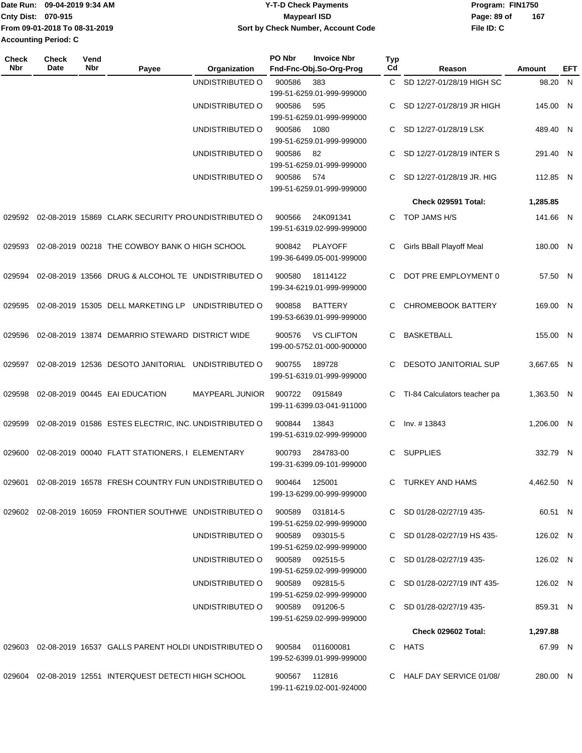Date Run: 09-04-2019 9:34 AM
Cnty Dist: 070-915
From 09-01-2018 To 08-31-2019
Accounting Period: C

# Y-T-D Check Payments
## Maypearl ISD
### Sort by Check Number, Account Code

Program: FIN1750
File ID: C

| Check Nbr | Check Date | Vend Nbr | Payee | Organization | PO Nbr | Invoice Nbr / Fnd-Fnc-Obj.So-Org-Prog | Typ Cd | Reason | Amount | EFT |
|---|---|---|---|---|---|---|---|---|---|---|
| | | | | UNDISTRIBUTED O | 900586 | 383 / 199-51-6259.01-999-999000 | C | SD 12/27-01/28/19 HIGH SC | 98.20 | N |
| | | | | UNDISTRIBUTED O | 900586 | 595 / 199-51-6259.01-999-999000 | C | SD 12/27-01/28/19 JR HIGH | 145.00 | N |
| | | | | UNDISTRIBUTED O | 900586 | 1080 / 199-51-6259.01-999-999000 | C | SD 12/27-01/28/19 LSK | 489.40 | N |
| | | | | UNDISTRIBUTED O | 900586 | 82 / 199-51-6259.01-999-999000 | C | SD 12/27-01/28/19 INTER S | 291.40 | N |
| | | | | UNDISTRIBUTED O | 900586 | 574 / 199-51-6259.01-999-999000 | C | SD 12/27-01/28/19 JR. HIG | 112.85 | N |
| | | | | | | | | **Check 029591 Total:** | **1,285.85** | |
| 029592 | 02-08-2019 | 15869 | CLARK SECURITY PRO | UNDISTRIBUTED O | 900566 | 24K091341 / 199-51-6319.02-999-999000 | C | TOP JAMS H/S | 141.66 | N |
| 029593 | 02-08-2019 | 00218 | THE COWBOY BANK O | HIGH SCHOOL | 900842 | PLAYOFF / 199-36-6499.05-001-999000 | C | Girls BBall Playoff Meal | 180.00 | N |
| 029594 | 02-08-2019 | 13566 | DRUG & ALCOHOL TE | UNDISTRIBUTED O | 900580 | 18114122 / 199-34-6219.01-999-999000 | C | DOT PRE EMPLOYMENT 0 | 57.50 | N |
| 029595 | 02-08-2019 | 15305 | DELL MARKETING LP | UNDISTRIBUTED O | 900858 | BATTERY / 199-53-6639.01-999-999000 | C | CHROMEBOOK BATTERY | 169.00 | N |
| 029596 | 02-08-2019 | 13874 | DEMARRIO STEWARD | DISTRICT WIDE | 900576 | VS CLIFTON / 199-00-5752.01-000-900000 | C | BASKETBALL | 155.00 | N |
| 029597 | 02-08-2019 | 12536 | DESOTO JANITORIAL | UNDISTRIBUTED O | 900755 | 189728 / 199-51-6319.01-999-999000 | C | DESOTO JANITORIAL SUP | 3,667.65 | N |
| 029598 | 02-08-2019 | 00445 | EAI EDUCATION | MAYPEARL JUNIOR | 900722 | 0915849 / 199-11-6399.03-041-911000 | C | TI-84 Calculators teacher pa | 1,363.50 | N |
| 029599 | 02-08-2019 | 01586 | ESTES ELECTRIC, INC. | UNDISTRIBUTED O | 900844 | 13843 / 199-51-6319.02-999-999000 | C | Inv. # 13843 | 1,206.00 | N |
| 029600 | 02-08-2019 | 00040 | FLATT STATIONERS, I | ELEMENTARY | 900793 | 284783-00 / 199-31-6399.09-101-999000 | C | SUPPLIES | 332.79 | N |
| 029601 | 02-08-2019 | 16578 | FRESH COUNTRY FUN | UNDISTRIBUTED O | 900464 | 125001 / 199-13-6299.00-999-999000 | C | TURKEY AND HAMS | 4,462.50 | N |
| 029602 | 02-08-2019 | 16059 | FRONTIER SOUTHWE | UNDISTRIBUTED O | 900589 | 031814-5 / 199-51-6259.02-999-999000 | C | SD 01/28-02/27/19 435- | 60.51 | N |
| | | | | UNDISTRIBUTED O | 900589 | 093015-5 / 199-51-6259.02-999-999000 | C | SD 01/28-02/27/19 HS 435- | 126.02 | N |
| | | | | UNDISTRIBUTED O | 900589 | 092515-5 / 199-51-6259.02-999-999000 | C | SD 01/28-02/27/19 435- | 126.02 | N |
| | | | | UNDISTRIBUTED O | 900589 | 092815-5 / 199-51-6259.02-999-999000 | C | SD 01/28-02/27/19 INT 435- | 126.02 | N |
| | | | | UNDISTRIBUTED O | 900589 | 091206-5 / 199-51-6259.02-999-999000 | C | SD 01/28-02/27/19 435- | 859.31 | N |
| | | | | | | | | **Check 029602 Total:** | **1,297.88** | |
| 029603 | 02-08-2019 | 16537 | GALLS PARENT HOLDI | UNDISTRIBUTED O | 900584 | 011600081 / 199-52-6399.01-999-999000 | C | HATS | 67.99 | N |
| 029604 | 02-08-2019 | 12551 | INTERQUEST DETECTI | HIGH SCHOOL | 900567 | 112816 / 199-11-6219.02-001-924000 | C | HALF DAY SERVICE 01/08/ | 280.00 | N |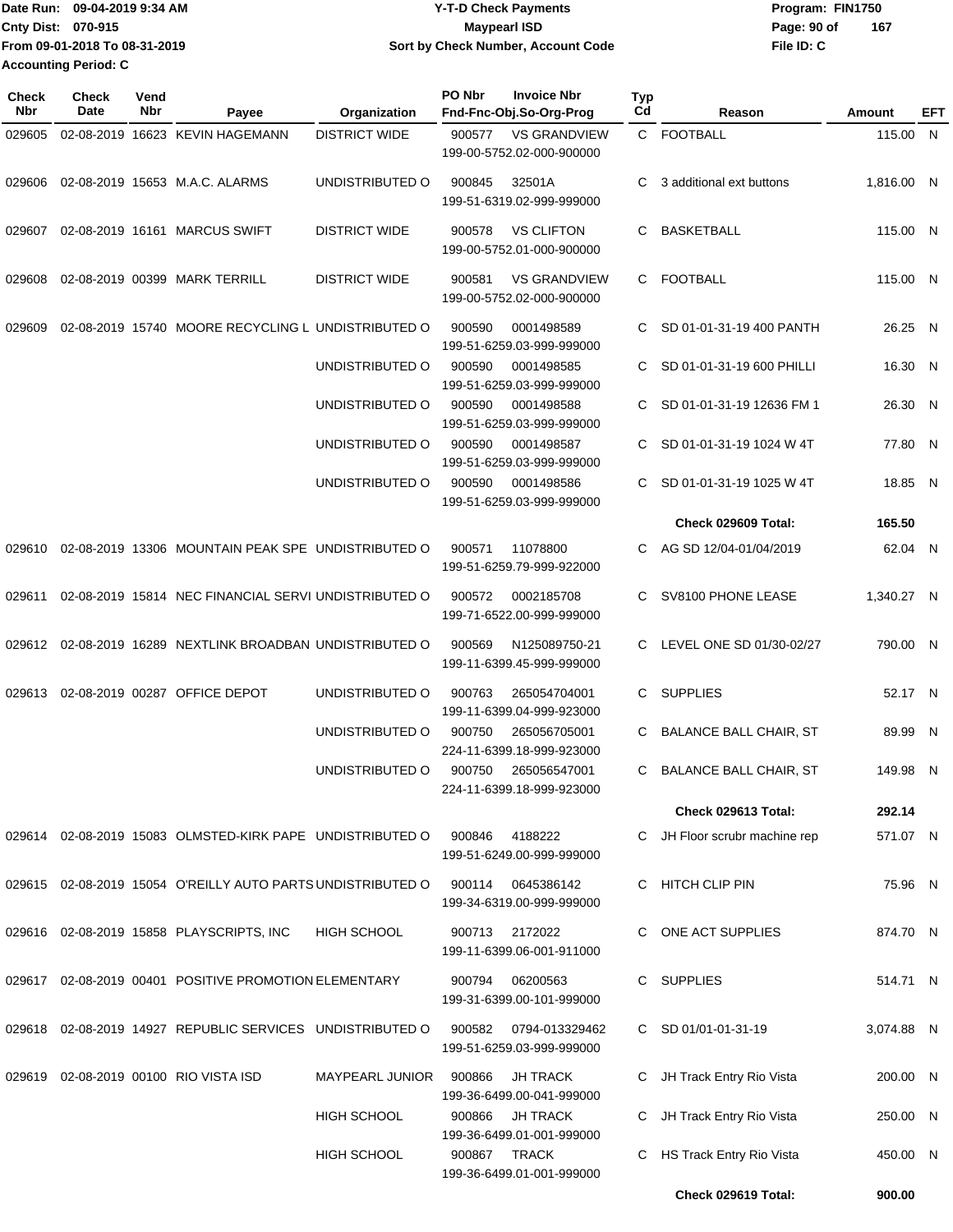Date Run: 09-04-2019 9:34 AM
Cnty Dist: 070-915
From 09-01-2018 To 08-31-2019
Accounting Period: C

**Y-T-D Check Payments**
**Maypearl ISD**
**Sort by Check Number, Account Code**

Program: FIN1750
File ID: C

| Check Nbr | Check Date | Vend Nbr | Payee | Organization | PO Nbr / Invoice Nbr / Fnd-Fnc-Obj.So-Org-Prog | Typ Cd | Reason | Amount | EFT |
|---|---|---|---|---|---|---|---|---|---|
| 029605 | 02-08-2019 | 16623 | KEVIN HAGEMANN | DISTRICT WIDE | 900577 VS GRANDVIEW 199-00-5752.02-000-900000 | C | FOOTBALL | 115.00 | N |
| 029606 | 02-08-2019 | 15653 | M.A.C. ALARMS | UNDISTRIBUTED O | 900845 32501A 199-51-6319.02-999-999000 | C | 3 additional ext buttons | 1,816.00 | N |
| 029607 | 02-08-2019 | 16161 | MARCUS SWIFT | DISTRICT WIDE | 900578 VS CLIFTON 199-00-5752.01-000-900000 | C | BASKETBALL | 115.00 | N |
| 029608 | 02-08-2019 | 00399 | MARK TERRILL | DISTRICT WIDE | 900581 VS GRANDVIEW 199-00-5752.02-000-900000 | C | FOOTBALL | 115.00 | N |
| 029609 | 02-08-2019 | 15740 | MOORE RECYCLING L | UNDISTRIBUTED O | 900590 0001498589 199-51-6259.03-999-999000 | C | SD 01-01-31-19 400 PANTH | 26.25 | N |
| | | | | UNDISTRIBUTED O | 900590 0001498585 199-51-6259.03-999-999000 | C | SD 01-01-31-19 600 PHILLI | 16.30 | N |
| | | | | UNDISTRIBUTED O | 900590 0001498588 199-51-6259.03-999-999000 | C | SD 01-01-31-19 12636 FM 1 | 26.30 | N |
| | | | | UNDISTRIBUTED O | 900590 0001498587 199-51-6259.03-999-999000 | C | SD 01-01-31-19 1024 W 4T | 77.80 | N |
| | | | | UNDISTRIBUTED O | 900590 0001498586 199-51-6259.03-999-999000 | C | SD 01-01-31-19 1025 W 4T | 18.85 | N |
| | | | | | | | **Check 029609 Total:** | **165.50** | |
| 029610 | 02-08-2019 | 13306 | MOUNTAIN PEAK SPE | UNDISTRIBUTED O | 900571 11078800 199-51-6259.79-999-922000 | C | AG SD 12/04-01/04/2019 | 62.04 | N |
| 029611 | 02-08-2019 | 15814 | NEC FINANCIAL SERVI | UNDISTRIBUTED O | 900572 0002185708 199-71-6522.00-999-999000 | C | SV8100 PHONE LEASE | 1,340.27 | N |
| 029612 | 02-08-2019 | 16289 | NEXTLINK BROADBAN | UNDISTRIBUTED O | 900569 N125089750-21 199-11-6399.45-999-999000 | C | LEVEL ONE SD 01/30-02/27 | 790.00 | N |
| 029613 | 02-08-2019 | 00287 | OFFICE DEPOT | UNDISTRIBUTED O | 900763 265054704001 199-11-6399.04-999-923000 | C | SUPPLIES | 52.17 | N |
| | | | | UNDISTRIBUTED O | 900750 265056705001 224-11-6399.18-999-923000 | C | BALANCE BALL CHAIR, ST | 89.99 | N |
| | | | | UNDISTRIBUTED O | 900750 265056547001 224-11-6399.18-999-923000 | C | BALANCE BALL CHAIR, ST | 149.98 | N |
| | | | | | | | **Check 029613 Total:** | **292.14** | |
| 029614 | 02-08-2019 | 15083 | OLMSTED-KIRK PAPE | UNDISTRIBUTED O | 900846 4188222 199-51-6249.00-999-999000 | C | JH Floor scrubr machine rep | 571.07 | N |
| 029615 | 02-08-2019 | 15054 | O'REILLY AUTO PARTS | UNDISTRIBUTED O | 900114 0645386142 199-34-6319.00-999-999000 | C | HITCH CLIP PIN | 75.96 | N |
| 029616 | 02-08-2019 | 15858 | PLAYSCRIPTS, INC | HIGH SCHOOL | 900713 2172022 199-11-6399.06-001-911000 | C | ONE ACT SUPPLIES | 874.70 | N |
| 029617 | 02-08-2019 | 00401 | POSITIVE PROMOTION | ELEMENTARY | 900794 06200563 199-31-6399.00-101-999000 | C | SUPPLIES | 514.71 | N |
| 029618 | 02-08-2019 | 14927 | REPUBLIC SERVICES | UNDISTRIBUTED O | 900582 0794-013329462 199-51-6259.03-999-999000 | C | SD 01/01-01-31-19 | 3,074.88 | N |
| 029619 | 02-08-2019 | 00100 | RIO VISTA ISD | MAYPEARL JUNIOR | 900866 JH TRACK 199-36-6499.00-041-999000 | C | JH Track Entry Rio Vista | 200.00 | N |
| | | | | HIGH SCHOOL | 900866 JH TRACK 199-36-6499.01-001-999000 | C | JH Track Entry Rio Vista | 250.00 | N |
| | | | | HIGH SCHOOL | 900867 TRACK 199-36-6499.01-001-999000 | C | HS Track Entry Rio Vista | 450.00 | N |
| | | | | | | | **Check 029619 Total:** | **900.00** | |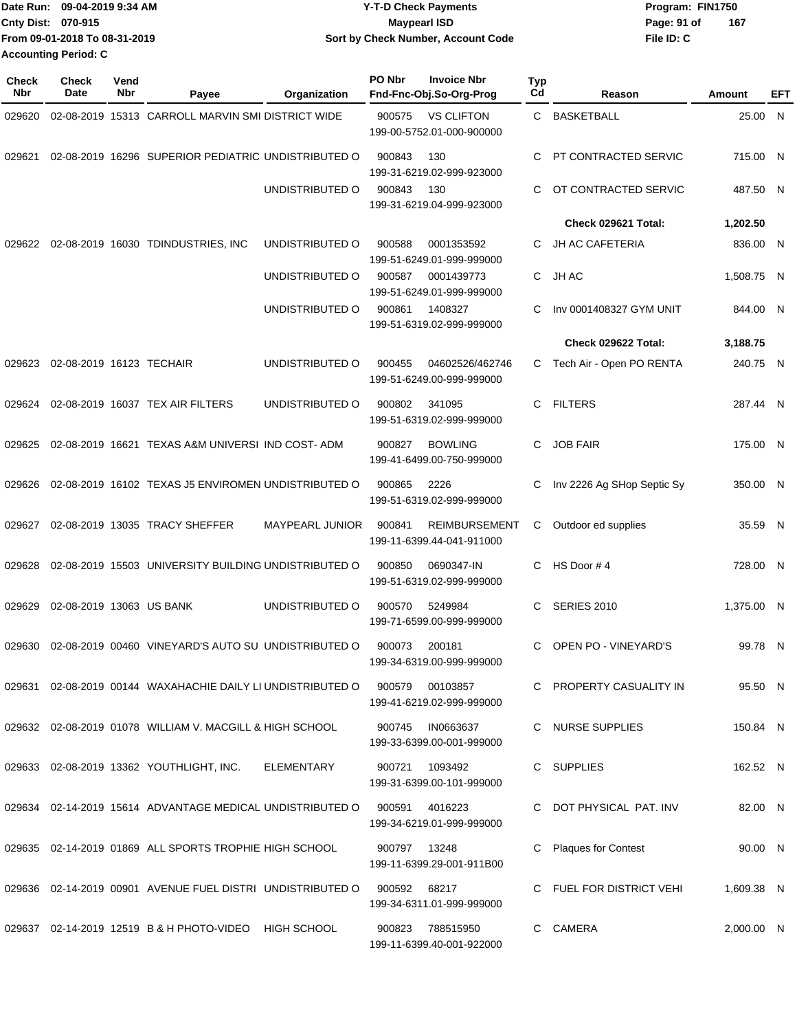Date Run: 09-04-2019 9:34 AM
Cnty Dist: 070-915
From 09-01-2018 To 08-31-2019
Accounting Period: C

**Y-T-D Check Payments**
**Maypearl ISD**
**Sort by Check Number, Account Code**

Program: FIN1750
File ID: C

| Check Nbr | Check Date | Vend Nbr | Payee | Organization | PO Nbr | Invoice Nbr / Fnd-Fnc-Obj.So-Org-Prog | Typ Cd | Reason | Amount | EFT |
|---|---|---|---|---|---|---|---|---|---|---|
| 029620 | 02-08-2019 | 15313 | CARROLL MARVIN SMI | DISTRICT WIDE | 900575 | VS CLIFTON 199-00-5752.01-000-900000 | C | BASKETBALL | 25.00 | N |
| 029621 | 02-08-2019 | 16296 | SUPERIOR PEDIATRIC | UNDISTRIBUTED O | 900843 | 130 199-31-6219.02-999-923000 | C | PT CONTRACTED SERVIC | 715.00 | N |
| | | | | UNDISTRIBUTED O | 900843 | 130 199-31-6219.04-999-923000 | C | OT CONTRACTED SERVIC | 487.50 | N |
| | | | | | | | | **Check 029621 Total:** | **1,202.50** | |
| 029622 | 02-08-2019 | 16030 | TDINDUSTRIES, INC | UNDISTRIBUTED O | 900588 | 0001353592 199-51-6249.01-999-999000 | C | JH AC CAFETERIA | 836.00 | N |
| | | | | UNDISTRIBUTED O | 900587 | 0001439773 199-51-6249.01-999-999000 | C | JH AC | 1,508.75 | N |
| | | | | UNDISTRIBUTED O | 900861 | 1408327 199-51-6319.02-999-999000 | C | Inv 0001408327 GYM UNIT | 844.00 | N |
| | | | | | | | | **Check 029622 Total:** | **3,188.75** | |
| 029623 | 02-08-2019 | 16123 | TECHAIR | UNDISTRIBUTED O | 900455 | 04602526/462746 199-51-6249.00-999-999000 | C | Tech Air - Open PO RENTA | 240.75 | N |
| 029624 | 02-08-2019 | 16037 | TEX AIR FILTERS | UNDISTRIBUTED O | 900802 | 341095 199-51-6319.02-999-999000 | C | FILTERS | 287.44 | N |
| 029625 | 02-08-2019 | 16621 | TEXAS A&M UNIVERSI | IND COST- ADM | 900827 | BOWLING 199-41-6499.00-750-999000 | C | JOB FAIR | 175.00 | N |
| 029626 | 02-08-2019 | 16102 | TEXAS J5 ENVIROMEN | UNDISTRIBUTED O | 900865 | 2226 199-51-6319.02-999-999000 | C | Inv 2226 Ag SHop Septic Sy | 350.00 | N |
| 029627 | 02-08-2019 | 13035 | TRACY SHEFFER | MAYPEARL JUNIOR | 900841 | REIMBURSEMENT 199-11-6399.44-041-911000 | C | Outdoor ed supplies | 35.59 | N |
| 029628 | 02-08-2019 | 15503 | UNIVERSITY BUILDING | UNDISTRIBUTED O | 900850 | 0690347-IN 199-51-6319.02-999-999000 | C | HS Door # 4 | 728.00 | N |
| 029629 | 02-08-2019 | 13063 | US BANK | UNDISTRIBUTED O | 900570 | 5249984 199-71-6599.00-999-999000 | C | SERIES 2010 | 1,375.00 | N |
| 029630 | 02-08-2019 | 00460 | VINEYARD'S AUTO SU | UNDISTRIBUTED O | 900073 | 200181 199-34-6319.00-999-999000 | C | OPEN PO - VINEYARD'S | 99.78 | N |
| 029631 | 02-08-2019 | 00144 | WAXAHACHIE DAILY LI | UNDISTRIBUTED O | 900579 | 00103857 199-41-6219.02-999-999000 | C | PROPERTY CASUALITY IN | 95.50 | N |
| 029632 | 02-08-2019 | 01078 | WILLIAM V. MACGILL & | HIGH SCHOOL | 900745 | IN0663637 199-33-6399.00-001-999000 | C | NURSE SUPPLIES | 150.84 | N |
| 029633 | 02-08-2019 | 13362 | YOUTHLIGHT, INC. | ELEMENTARY | 900721 | 1093492 199-31-6399.00-101-999000 | C | SUPPLIES | 162.52 | N |
| 029634 | 02-14-2019 | 15614 | ADVANTAGE MEDICAL | UNDISTRIBUTED O | 900591 | 4016223 199-34-6219.01-999-999000 | C | DOT PHYSICAL PAT. INV | 82.00 | N |
| 029635 | 02-14-2019 | 01869 | ALL SPORTS TROPHIE | HIGH SCHOOL | 900797 | 13248 199-11-6399.29-001-911B00 | C | Plaques for Contest | 90.00 | N |
| 029636 | 02-14-2019 | 00901 | AVENUE FUEL DISTRI | UNDISTRIBUTED O | 900592 | 68217 199-34-6311.01-999-999000 | C | FUEL FOR DISTRICT VEHI | 1,609.38 | N |
| 029637 | 02-14-2019 | 12519 | B & H PHOTO-VIDEO | HIGH SCHOOL | 900823 | 788515950 199-11-6399.40-001-922000 | C | CAMERA | 2,000.00 | N |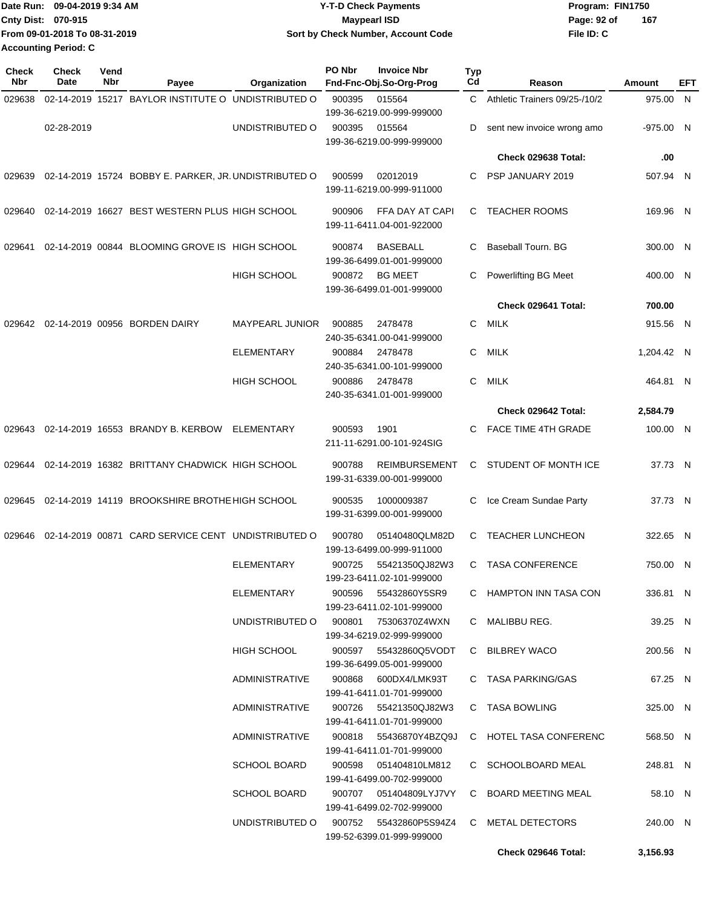Date Run: 09-04-2019 9:34 AM
Cnty Dist: 070-915
From 09-01-2018 To 08-31-2019
Accounting Period: C

# Y-T-D Check Payments
## Maypearl ISD
### Sort by Check Number, Account Code

Program: FIN1750
File ID: C

| Check Nbr | Check Date | Vend Nbr | Payee | Organization | PO Nbr | Invoice Nbr Fnd-Fnc-Obj.So-Org-Prog | Typ Cd | Reason | Amount | EFT |
|---|---|---|---|---|---|---|---|---|---|---|
| 029638 | 02-14-2019 | 15217 | BAYLOR INSTITUTE O | UNDISTRIBUTED O | 900395 | 015564 199-36-6219.00-999-999000 | C | Athletic Trainers 09/25-/10/2 | 975.00 | N |
| | 02-28-2019 | | | UNDISTRIBUTED O | 900395 | 015564 199-36-6219.00-999-999000 | D | sent new invoice wrong amo | -975.00 | N |
| | | | | | | | | **Check 029638 Total:** | **.00** | |
| 029639 | 02-14-2019 | 15724 | BOBBY E. PARKER, JR. | UNDISTRIBUTED O | 900599 | 02012019 199-11-6219.00-999-911000 | C | PSP JANUARY 2019 | 507.94 | N |
| 029640 | 02-14-2019 | 16627 | BEST WESTERN PLUS | HIGH SCHOOL | 900906 | FFA DAY AT CAPI 199-11-6411.04-001-922000 | C | TEACHER ROOMS | 169.96 | N |
| 029641 | 02-14-2019 | 00844 | BLOOMING GROVE IS | HIGH SCHOOL | 900874 | BASEBALL 199-36-6499.01-001-999000 | C | Baseball Tourn. BG | 300.00 | N |
| | | | | HIGH SCHOOL | 900872 | BG MEET 199-36-6499.01-001-999000 | C | Powerlifting BG Meet | 400.00 | N |
| | | | | | | | | **Check 029641 Total:** | **700.00** | |
| 029642 | 02-14-2019 | 00956 | BORDEN DAIRY | MAYPEARL JUNIOR | 900885 | 2478478 240-35-6341.00-041-999000 | C | MILK | 915.56 | N |
| | | | | ELEMENTARY | 900884 | 2478478 240-35-6341.00-101-999000 | C | MILK | 1,204.42 | N |
| | | | | HIGH SCHOOL | 900886 | 2478478 240-35-6341.01-001-999000 | C | MILK | 464.81 | N |
| | | | | | | | | **Check 029642 Total:** | **2,584.79** | |
| 029643 | 02-14-2019 | 16553 | BRANDY B. KERBOW | ELEMENTARY | 900593 | 1901 211-11-6291.00-101-924SIG | C | FACE TIME 4TH GRADE | 100.00 | N |
| 029644 | 02-14-2019 | 16382 | BRITTANY CHADWICK | HIGH SCHOOL | 900788 | REIMBURSEMENT 199-31-6339.00-001-999000 | C | STUDENT OF MONTH ICE | 37.73 | N |
| 029645 | 02-14-2019 | 14119 | BROOKSHIRE BROTHE | HIGH SCHOOL | 900535 | 1000009387 199-31-6399.00-001-999000 | C | Ice Cream Sundae Party | 37.73 | N |
| 029646 | 02-14-2019 | 00871 | CARD SERVICE CENT | UNDISTRIBUTED O | 900780 | 05140480QLM82D 199-13-6499.00-999-911000 | C | TEACHER LUNCHEON | 322.65 | N |
| | | | | ELEMENTARY | 900725 | 55421350QJ82W3 199-23-6411.02-101-999000 | C | TASA CONFERENCE | 750.00 | N |
| | | | | ELEMENTARY | 900596 | 55432860Y5SR9 199-23-6411.02-101-999000 | C | HAMPTON INN TASA CON | 336.81 | N |
| | | | | UNDISTRIBUTED O | 900801 | 75306370Z4WXN 199-34-6219.02-999-999000 | C | MALIBBU REG. | 39.25 | N |
| | | | | HIGH SCHOOL | 900597 | 55432860Q5VODT 199-36-6499.05-001-999000 | C | BILBREY WACO | 200.56 | N |
| | | | | ADMINISTRATIVE | 900868 | 600DX4/LMK93T 199-41-6411.01-701-999000 | C | TASA PARKING/GAS | 67.25 | N |
| | | | | ADMINISTRATIVE | 900726 | 55421350QJ82W3 199-41-6411.01-701-999000 | C | TASA BOWLING | 325.00 | N |
| | | | | ADMINISTRATIVE | 900818 | 55436870Y4BZQ9J 199-41-6411.01-701-999000 | C | HOTEL TASA CONFERENC | 568.50 | N |
| | | | | SCHOOL BOARD | 900598 | 051404810LM812 199-41-6499.00-702-999000 | C | SCHOOLBOARD MEAL | 248.81 | N |
| | | | | SCHOOL BOARD | 900707 | 051404809LYJ7VY 199-41-6499.02-702-999000 | C | BOARD MEETING MEAL | 58.10 | N |
| | | | | UNDISTRIBUTED O | 900752 | 55432860P5S94Z4 199-52-6399.01-999-999000 | C | METAL DETECTORS | 240.00 | N |
| | | | | | | | | **Check 029646 Total:** | **3,156.93** | |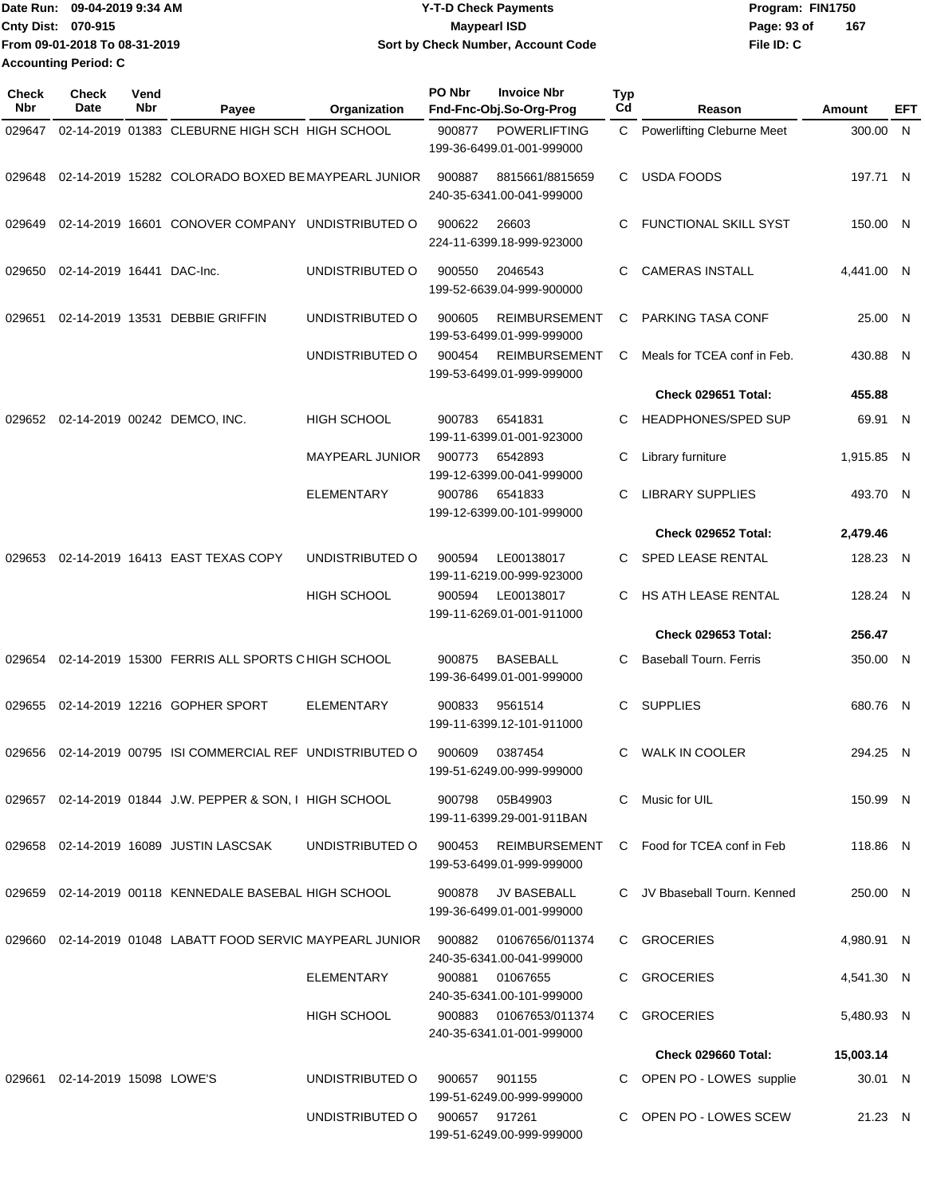Date Run: 09-04-2019 9:34 AM
Cnty Dist: 070-915
From 09-01-2018 To 08-31-2019
Accounting Period: C

**Y-T-D Check Payments**
**Maypearl ISD**
**Sort by Check Number, Account Code**

Program: FIN1750
File ID: C

| Check Nbr | Check Date | Vend Nbr | Payee | Organization | PO Nbr | Invoice Nbr / Fnd-Fnc-Obj.So-Org-Prog | Typ Cd | Reason | Amount | EFT |
|---|---|---|---|---|---|---|---|---|---|---|
| 029647 | 02-14-2019 | 01383 | CLEBURNE HIGH SCH | HIGH SCHOOL | 900877 | POWERLIFTING 199-36-6499.01-001-999000 | C | Powerlifting Cleburne Meet | 300.00 | N |
| 029648 | 02-14-2019 | 15282 | COLORADO BOXED BE | MAYPEARL JUNIOR | 900887 | 8815661/8815659 240-35-6341.00-041-999000 | C | USDA FOODS | 197.71 | N |
| 029649 | 02-14-2019 | 16601 | CONOVER COMPANY | UNDISTRIBUTED O | 900622 | 26603 224-11-6399.18-999-923000 | C | FUNCTIONAL SKILL SYST | 150.00 | N |
| 029650 | 02-14-2019 | 16441 | DAC-Inc. | UNDISTRIBUTED O | 900550 | 2046543 199-52-6639.04-999-900000 | C | CAMERAS INSTALL | 4,441.00 | N |
| 029651 | 02-14-2019 | 13531 | DEBBIE GRIFFIN | UNDISTRIBUTED O | 900605 | REIMBURSEMENT 199-53-6499.01-999-999000 | C | PARKING TASA CONF | 25.00 | N |
| | | | | UNDISTRIBUTED O | 900454 | REIMBURSEMENT 199-53-6499.01-999-999000 | C | Meals for TCEA conf in Feb. | 430.88 | N |
| | | | | | | | | **Check 029651 Total:** | **455.88** | |
| 029652 | 02-14-2019 | 00242 | DEMCO, INC. | HIGH SCHOOL | 900783 | 6541831 199-11-6399.01-001-923000 | C | HEADPHONES/SPED SUP | 69.91 | N |
| | | | | MAYPEARL JUNIOR | 900773 | 6542893 199-12-6399.00-041-999000 | C | Library furniture | 1,915.85 | N |
| | | | | ELEMENTARY | 900786 | 6541833 199-12-6399.00-101-999000 | C | LIBRARY SUPPLIES | 493.70 | N |
| | | | | | | | | **Check 029652 Total:** | **2,479.46** | |
| 029653 | 02-14-2019 | 16413 | EAST TEXAS COPY | UNDISTRIBUTED O | 900594 | LE00138017 199-11-6219.00-999-923000 | C | SPED LEASE RENTAL | 128.23 | N |
| | | | | HIGH SCHOOL | 900594 | LE00138017 199-11-6269.01-001-911000 | C | HS ATH LEASE RENTAL | 128.24 | N |
| | | | | | | | | **Check 029653 Total:** | **256.47** | |
| 029654 | 02-14-2019 | 15300 | FERRIS ALL SPORTS C | HIGH SCHOOL | 900875 | BASEBALL 199-36-6499.01-001-999000 | C | Baseball Tourn. Ferris | 350.00 | N |
| 029655 | 02-14-2019 | 12216 | GOPHER SPORT | ELEMENTARY | 900833 | 9561514 199-11-6399.12-101-911000 | C | SUPPLIES | 680.76 | N |
| 029656 | 02-14-2019 | 00795 | ISI COMMERCIAL REF | UNDISTRIBUTED O | 900609 | 0387454 199-51-6249.00-999-999000 | C | WALK IN COOLER | 294.25 | N |
| 029657 | 02-14-2019 | 01844 | J.W. PEPPER & SON, I | HIGH SCHOOL | 900798 | 05B49903 199-11-6399.29-001-911BAN | C | Music for UIL | 150.99 | N |
| 029658 | 02-14-2019 | 16089 | JUSTIN LASCSAK | UNDISTRIBUTED O | 900453 | REIMBURSEMENT 199-53-6499.01-999-999000 | C | Food for TCEA conf in Feb | 118.86 | N |
| 029659 | 02-14-2019 | 00118 | KENNEDALE BASEBAL | HIGH SCHOOL | 900878 | JV BASEBALL 199-36-6499.01-001-999000 | C | JV Bbaseball Tourn. Kenned | 250.00 | N |
| 029660 | 02-14-2019 | 01048 | LABATT FOOD SERVIC | MAYPEARL JUNIOR | 900882 | 01067656/011374 240-35-6341.00-041-999000 | C | GROCERIES | 4,980.91 | N |
| | | | | ELEMENTARY | 900881 | 01067655 240-35-6341.00-101-999000 | C | GROCERIES | 4,541.30 | N |
| | | | | HIGH SCHOOL | 900883 | 01067653/011374 240-35-6341.01-001-999000 | C | GROCERIES | 5,480.93 | N |
| | | | | | | | | **Check 029660 Total:** | **15,003.14** | |
| 029661 | 02-14-2019 | 15098 | LOWE'S | UNDISTRIBUTED O | 900657 | 901155 199-51-6249.00-999-999000 | C | OPEN PO - LOWES supplie | 30.01 | N |
| | | | | UNDISTRIBUTED O | 900657 | 917261 199-51-6249.00-999-999000 | C | OPEN PO - LOWES SCEW | 21.23 | N |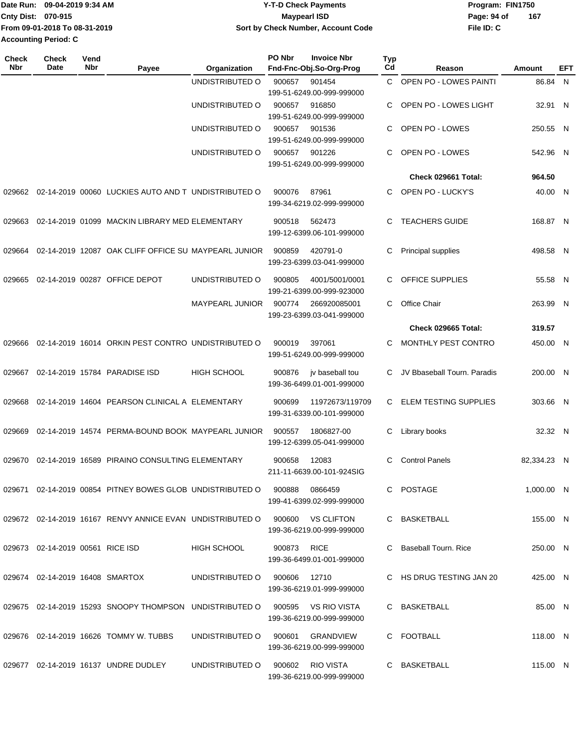Date Run: 09-04-2019 9:34 AM
Cnty Dist: 070-915
From 09-01-2018 To 08-31-2019
Accounting Period: C

**Y-T-D Check Payments**
**Maypearl ISD**
**Sort by Check Number, Account Code**

Program: FIN1750
File ID: C

| Check Nbr | Check Date | Vend Nbr | Payee | Organization | PO Nbr | Invoice Nbr / Fnd-Fnc-Obj.So-Org-Prog | Typ Cd | Reason | Amount | EFT |
|---|---|---|---|---|---|---|---|---|---|---|
| | | | | UNDISTRIBUTED O | 900657 | 901454 / 199-51-6249.00-999-999000 | C | OPEN PO - LOWES PAINTI | 86.84 | N |
| | | | | UNDISTRIBUTED O | 900657 | 916850 / 199-51-6249.00-999-999000 | C | OPEN PO - LOWES LIGHT | 32.91 | N |
| | | | | UNDISTRIBUTED O | 900657 | 901536 / 199-51-6249.00-999-999000 | C | OPEN PO - LOWES | 250.55 | N |
| | | | | UNDISTRIBUTED O | 900657 | 901226 / 199-51-6249.00-999-999000 | C | OPEN PO - LOWES | 542.96 | N |
| | | | | | | | | **Check 029661 Total:** | **964.50** | |
| 029662 | 02-14-2019 | 00060 | LUCKIES AUTO AND T | UNDISTRIBUTED O | 900076 | 87961 / 199-34-6219.02-999-999000 | C | OPEN PO - LUCKY'S | 40.00 | N |
| 029663 | 02-14-2019 | 01099 | MACKIN LIBRARY MED | ELEMENTARY | 900518 | 562473 / 199-12-6399.06-101-999000 | C | TEACHERS GUIDE | 168.87 | N |
| 029664 | 02-14-2019 | 12087 | OAK CLIFF OFFICE SU | MAYPEARL JUNIOR | 900859 | 420791-0 / 199-23-6399.03-041-999000 | C | Principal supplies | 498.58 | N |
| 029665 | 02-14-2019 | 00287 | OFFICE DEPOT | UNDISTRIBUTED O | 900805 | 4001/5001/0001 / 199-21-6399.00-999-923000 | C | OFFICE SUPPLIES | 55.58 | N |
| | | | | MAYPEARL JUNIOR | 900774 | 266920085001 / 199-23-6399.03-041-999000 | C | Office Chair | 263.99 | N |
| | | | | | | | | **Check 029665 Total:** | **319.57** | |
| 029666 | 02-14-2019 | 16014 | ORKIN PEST CONTRO | UNDISTRIBUTED O | 900019 | 397061 / 199-51-6249.00-999-999000 | C | MONTHLY PEST CONTRO | 450.00 | N |
| 029667 | 02-14-2019 | 15784 | PARADISE ISD | HIGH SCHOOL | 900876 | jv baseball tou / 199-36-6499.01-001-999000 | C | JV Bbaseball Tourn. Paradis | 200.00 | N |
| 029668 | 02-14-2019 | 14604 | PEARSON CLINICAL A | ELEMENTARY | 900699 | 11972673/119709 / 199-31-6339.00-101-999000 | C | ELEM TESTING SUPPLIES | 303.66 | N |
| 029669 | 02-14-2019 | 14574 | PERMA-BOUND BOOK | MAYPEARL JUNIOR | 900557 | 1806827-00 / 199-12-6399.05-041-999000 | C | Library books | 32.32 | N |
| 029670 | 02-14-2019 | 16589 | PIRAINO CONSULTING | ELEMENTARY | 900658 | 12083 / 211-11-6639.00-101-924SIG | C | Control Panels | 82,334.23 | N |
| 029671 | 02-14-2019 | 00854 | PITNEY BOWES GLOB | UNDISTRIBUTED O | 900888 | 0866459 / 199-41-6399.02-999-999000 | C | POSTAGE | 1,000.00 | N |
| 029672 | 02-14-2019 | 16167 | RENVY ANNICE EVAN | UNDISTRIBUTED O | 900600 | VS CLIFTON / 199-36-6219.00-999-999000 | C | BASKETBALL | 155.00 | N |
| 029673 | 02-14-2019 | 00561 | RICE ISD | HIGH SCHOOL | 900873 | RICE / 199-36-6499.01-001-999000 | C | Baseball Tourn. Rice | 250.00 | N |
| 029674 | 02-14-2019 | 16408 | SMARTOX | UNDISTRIBUTED O | 900606 | 12710 / 199-36-6219.01-999-999000 | C | HS DRUG TESTING JAN 20 | 425.00 | N |
| 029675 | 02-14-2019 | 15293 | SNOOPY THOMPSON | UNDISTRIBUTED O | 900595 | VS RIO VISTA / 199-36-6219.00-999-999000 | C | BASKETBALL | 85.00 | N |
| 029676 | 02-14-2019 | 16626 | TOMMY W. TUBBS | UNDISTRIBUTED O | 900601 | GRANDVIEW / 199-36-6219.00-999-999000 | C | FOOTBALL | 118.00 | N |
| 029677 | 02-14-2019 | 16137 | UNDRE DUDLEY | UNDISTRIBUTED O | 900602 | RIO VISTA / 199-36-6219.00-999-999000 | C | BASKETBALL | 115.00 | N |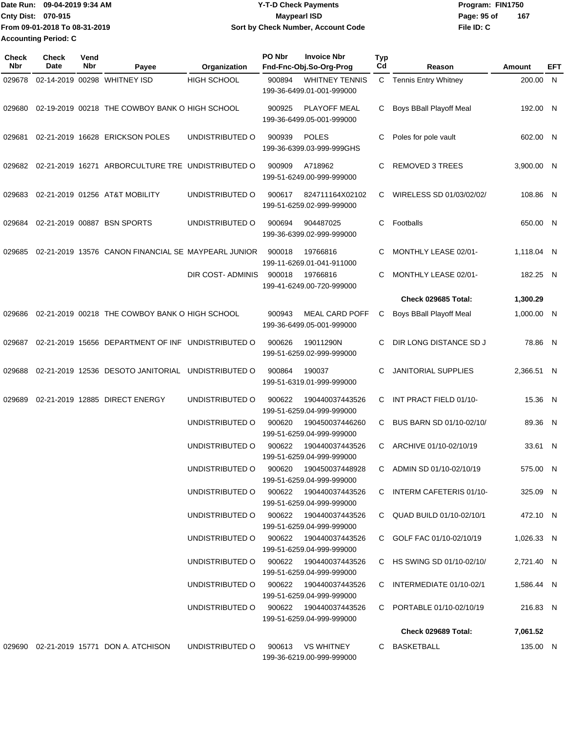Date Run: 09-04-2019 9:34 AM
Cnty Dist: 070-915
From 09-01-2018 To 08-31-2019
Accounting Period: C

**Y-T-D Check Payments**
**Maypearl ISD**
**Sort by Check Number, Account Code**

Program: FIN1750
File ID: C

| Check Nbr | Check Date | Vend Nbr | Payee | Organization | PO Nbr | Invoice Nbr / Fnd-Fnc-Obj.So-Org-Prog | Typ Cd | Reason | Amount | EFT |
|---|---|---|---|---|---|---|---|---|---|---|
| 029678 | 02-14-2019 | 00298 | WHITNEY ISD | HIGH SCHOOL | 900894 | WHITNEY TENNIS 199-36-6499.01-001-999000 | C | Tennis Entry Whitney | 200.00 | N |
| 029680 | 02-19-2019 | 00218 | THE COWBOY BANK O | HIGH SCHOOL | 900925 | PLAYOFF MEAL 199-36-6499.05-001-999000 | C | Boys BBall Playoff Meal | 192.00 | N |
| 029681 | 02-21-2019 | 16628 | ERICKSON POLES | UNDISTRIBUTED O | 900939 | POLES 199-36-6399.03-999-999GHS | C | Poles for pole vault | 602.00 | N |
| 029682 | 02-21-2019 | 16271 | ARBORCULTURE TRE | UNDISTRIBUTED O | 900909 | A718962 199-51-6249.00-999-999000 | C | REMOVED 3 TREES | 3,900.00 | N |
| 029683 | 02-21-2019 | 01256 | AT&T MOBILITY | UNDISTRIBUTED O | 900617 | 824711164X02102 199-51-6259.02-999-999000 | C | WIRELESS SD 01/03/02/02/ | 108.86 | N |
| 029684 | 02-21-2019 | 00887 | BSN SPORTS | UNDISTRIBUTED O | 900694 | 904487025 199-36-6399.02-999-999000 | C | Footballs | 650.00 | N |
| 029685 | 02-21-2019 | 13576 | CANON FINANCIAL SE | MAYPEARL JUNIOR | 900018 | 19766816 199-11-6269.01-041-911000 | C | MONTHLY LEASE 02/01- | 1,118.04 | N |
| | | | | DIR COST- ADMINIS | 900018 | 19766816 199-41-6249.00-720-999000 | C | MONTHLY LEASE 02/01- | 182.25 | N |
| | | | | | | | | **Check 029685 Total:** | **1,300.29** | |
| 029686 | 02-21-2019 | 00218 | THE COWBOY BANK O | HIGH SCHOOL | 900943 | MEAL CARD POFF 199-36-6499.05-001-999000 | C | Boys BBall Playoff Meal | 1,000.00 | N |
| 029687 | 02-21-2019 | 15656 | DEPARTMENT OF INF | UNDISTRIBUTED O | 900626 | 19011290N 199-51-6259.02-999-999000 | C | DIR LONG DISTANCE SD J | 78.86 | N |
| 029688 | 02-21-2019 | 12536 | DESOTO JANITORIAL | UNDISTRIBUTED O | 900864 | 190037 199-51-6319.01-999-999000 | C | JANITORIAL SUPPLIES | 2,366.51 | N |
| 029689 | 02-21-2019 | 12885 | DIRECT ENERGY | UNDISTRIBUTED O | 900622 | 190440037443526 199-51-6259.04-999-999000 | C | INT PRACT FIELD 01/10- | 15.36 | N |
| | | | | UNDISTRIBUTED O | 900620 | 190450037446260 199-51-6259.04-999-999000 | C | BUS BARN SD 01/10-02/10/ | 89.36 | N |
| | | | | UNDISTRIBUTED O | 900622 | 190440037443526 199-51-6259.04-999-999000 | C | ARCHIVE 01/10-02/10/19 | 33.61 | N |
| | | | | UNDISTRIBUTED O | 900620 | 190450037448928 199-51-6259.04-999-999000 | C | ADMIN SD 01/10-02/10/19 | 575.00 | N |
| | | | | UNDISTRIBUTED O | 900622 | 190440037443526 199-51-6259.04-999-999000 | C | INTERM CAFETERIS 01/10- | 325.09 | N |
| | | | | UNDISTRIBUTED O | 900622 | 190440037443526 199-51-6259.04-999-999000 | C | QUAD BUILD 01/10-02/10/1 | 472.10 | N |
| | | | | UNDISTRIBUTED O | 900622 | 190440037443526 199-51-6259.04-999-999000 | C | GOLF FAC 01/10-02/10/19 | 1,026.33 | N |
| | | | | UNDISTRIBUTED O | 900622 | 190440037443526 199-51-6259.04-999-999000 | C | HS SWING SD 01/10-02/10/ | 2,721.40 | N |
| | | | | UNDISTRIBUTED O | 900622 | 190440037443526 199-51-6259.04-999-999000 | C | INTERMEDIATE 01/10-02/1 | 1,586.44 | N |
| | | | | UNDISTRIBUTED O | 900622 | 190440037443526 199-51-6259.04-999-999000 | C | PORTABLE 01/10-02/10/19 | 216.83 | N |
| | | | | | | | | **Check 029689 Total:** | **7,061.52** | |
| 029690 | 02-21-2019 | 15771 | DON A. ATCHISON | UNDISTRIBUTED O | 900613 | VS WHITNEY 199-36-6219.00-999-999000 | C | BASKETBALL | 135.00 | N |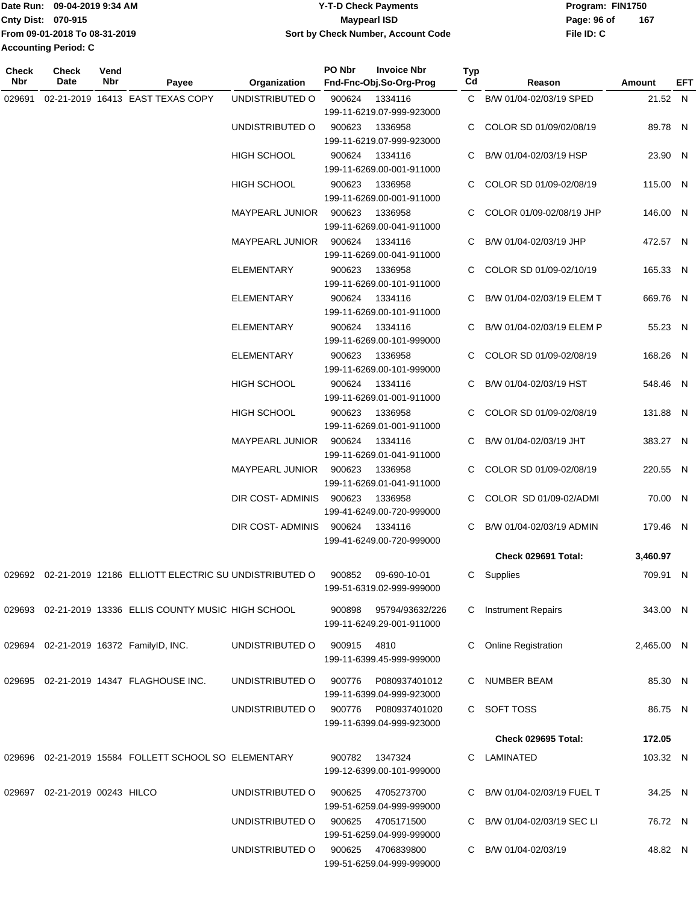Date Run: 09-04-2019 9:34 AM
Cnty Dist: 070-915
From 09-01-2018 To 08-31-2019
Accounting Period: C

**Y-T-D Check Payments**
**Maypearl ISD**
**Sort by Check Number, Account Code**

Program: FIN1750
File ID: C

| Check Nbr | Check Date | Vend Nbr | Payee | Organization | PO Nbr | Invoice Nbr / Fnd-Fnc-Obj.So-Org-Prog | Typ Cd | Reason | Amount | EFT |
|---|---|---|---|---|---|---|---|---|---|---|
| 029691 | 02-21-2019 | 16413 | EAST TEXAS COPY | UNDISTRIBUTED O | 900624 | 1334116 199-11-6219.07-999-923000 | C | B/W 01/04-02/03/19 SPED | 21.52 | N |
| | | | | UNDISTRIBUTED O | 900623 | 1336958 199-11-6219.07-999-923000 | C | COLOR SD 01/09/02/08/19 | 89.78 | N |
| | | | | HIGH SCHOOL | 900624 | 1334116 199-11-6269.00-001-911000 | C | B/W 01/04-02/03/19 HSP | 23.90 | N |
| | | | | HIGH SCHOOL | 900623 | 1336958 199-11-6269.00-001-911000 | C | COLOR SD 01/09-02/08/19 | 115.00 | N |
| | | | | MAYPEARL JUNIOR | 900623 | 1336958 199-11-6269.00-041-911000 | C | COLOR 01/09-02/08/19 JHP | 146.00 | N |
| | | | | MAYPEARL JUNIOR | 900624 | 1334116 199-11-6269.00-041-911000 | C | B/W 01/04-02/03/19 JHP | 472.57 | N |
| | | | | ELEMENTARY | 900623 | 1336958 199-11-6269.00-101-911000 | C | COLOR SD 01/09-02/10/19 | 165.33 | N |
| | | | | ELEMENTARY | 900624 | 1334116 199-11-6269.00-101-911000 | C | B/W 01/04-02/03/19 ELEM T | 669.76 | N |
| | | | | ELEMENTARY | 900624 | 1334116 199-11-6269.00-101-999000 | C | B/W 01/04-02/03/19 ELEM P | 55.23 | N |
| | | | | ELEMENTARY | 900623 | 1336958 199-11-6269.00-101-999000 | C | COLOR SD 01/09-02/08/19 | 168.26 | N |
| | | | | HIGH SCHOOL | 900624 | 1334116 199-11-6269.01-001-911000 | C | B/W 01/04-02/03/19 HST | 548.46 | N |
| | | | | HIGH SCHOOL | 900623 | 1336958 199-11-6269.01-001-911000 | C | COLOR SD 01/09-02/08/19 | 131.88 | N |
| | | | | MAYPEARL JUNIOR | 900624 | 1334116 199-11-6269.01-041-911000 | C | B/W 01/04-02/03/19 JHT | 383.27 | N |
| | | | | MAYPEARL JUNIOR | 900623 | 1336958 199-11-6269.01-041-911000 | C | COLOR SD 01/09-02/08/19 | 220.55 | N |
| | | | | DIR COST- ADMINIS | 900623 | 1336958 199-41-6249.00-720-999000 | C | COLOR SD 01/09-02/ADMI | 70.00 | N |
| | | | | DIR COST- ADMINIS | 900624 | 1334116 199-41-6249.00-720-999000 | C | B/W 01/04-02/03/19 ADMIN | 179.46 | N |
| | | | | | | | | **Check 029691 Total:** | **3,460.97** | |
| 029692 | 02-21-2019 | 12186 | ELLIOTT ELECTRIC SU | UNDISTRIBUTED O | 900852 | 09-690-10-01 199-51-6319.02-999-999000 | C | Supplies | 709.91 | N |
| 029693 | 02-21-2019 | 13336 | ELLIS COUNTY MUSIC | HIGH SCHOOL | 900898 | 95794/93632/226 199-11-6249.29-001-911000 | C | Instrument Repairs | 343.00 | N |
| 029694 | 02-21-2019 | 16372 | FamilyID, INC. | UNDISTRIBUTED O | 900915 | 4810 199-11-6399.45-999-999000 | C | Online Registration | 2,465.00 | N |
| 029695 | 02-21-2019 | 14347 | FLAGHOUSE INC. | UNDISTRIBUTED O | 900776 | P080937401012 199-11-6399.04-999-923000 | C | NUMBER BEAM | 85.30 | N |
| | | | | UNDISTRIBUTED O | 900776 | P080937401020 199-11-6399.04-999-923000 | C | SOFT TOSS | 86.75 | N |
| | | | | | | | | **Check 029695 Total:** | **172.05** | |
| 029696 | 02-21-2019 | 15584 | FOLLETT SCHOOL SO | ELEMENTARY | 900782 | 1347324 199-12-6399.00-101-999000 | C | LAMINATED | 103.32 | N |
| 029697 | 02-21-2019 | 00243 | HILCO | UNDISTRIBUTED O | 900625 | 4705273700 199-51-6259.04-999-999000 | C | B/W 01/04-02/03/19 FUEL T | 34.25 | N |
| | | | | UNDISTRIBUTED O | 900625 | 4705171500 199-51-6259.04-999-999000 | C | B/W 01/04-02/03/19 SEC LI | 76.72 | N |
| | | | | UNDISTRIBUTED O | 900625 | 4706839800 199-51-6259.04-999-999000 | C | B/W 01/04-02/03/19 | 48.82 | N |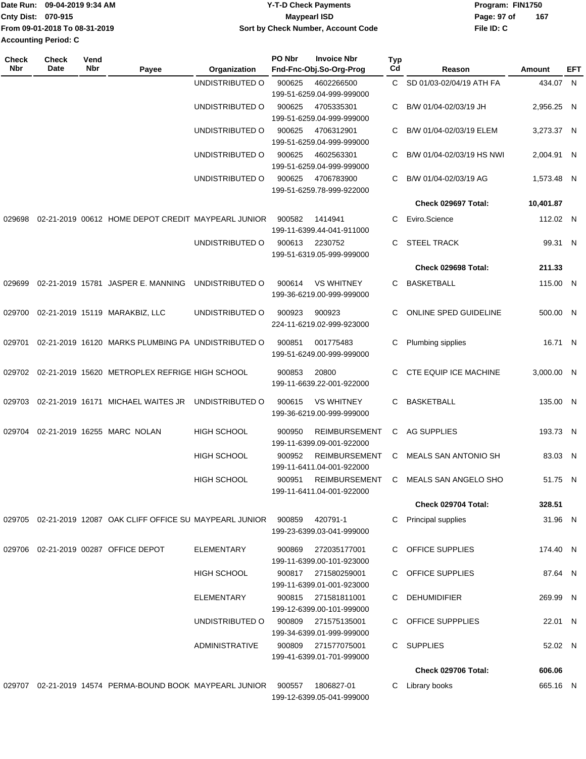Date Run: 09-04-2019 9:34 AM
Cnty Dist: 070-915
From 09-01-2018 To 08-31-2019
Accounting Period: C

**Y-T-D Check Payments**
**Maypearl ISD**
**Sort by Check Number, Account Code**

Program: FIN1750
File ID: C

| Check Nbr | Check Date | Vend Nbr | Payee | Organization | PO Nbr / Invoice Nbr / Fnd-Fnc-Obj.So-Org-Prog | Typ Cd | Reason | Amount | EFT |
|---|---|---|---|---|---|---|---|---|---|
| | | | | UNDISTRIBUTED O | 900625 4602266500 199-51-6259.04-999-999000 | C | SD 01/03-02/04/19 ATH FA | 434.07 | N |
| | | | | UNDISTRIBUTED O | 900625 4705335301 199-51-6259.04-999-999000 | C | B/W 01/04-02/03/19 JH | 2,956.25 | N |
| | | | | UNDISTRIBUTED O | 900625 4706312901 199-51-6259.04-999-999000 | C | B/W 01/04-02/03/19 ELEM | 3,273.37 | N |
| | | | | UNDISTRIBUTED O | 900625 4602563301 199-51-6259.04-999-999000 | C | B/W 01/04-02/03/19 HS NWI | 2,004.91 | N |
| | | | | UNDISTRIBUTED O | 900625 4706783900 199-51-6259.78-999-922000 | C | B/W 01/04-02/03/19 AG | 1,573.48 | N |
| | | | | | | | **Check 029697 Total:** | **10,401.87** | |
| 029698 | 02-21-2019 | 00612 | HOME DEPOT CREDIT | MAYPEARL JUNIOR | 900582 1414941 199-11-6399.44-041-911000 | C | Eviro.Science | 112.02 | N |
| | | | | UNDISTRIBUTED O | 900613 2230752 199-51-6319.05-999-999000 | C | STEEL TRACK | 99.31 | N |
| | | | | | | | **Check 029698 Total:** | **211.33** | |
| 029699 | 02-21-2019 | 15781 | JASPER E. MANNING | UNDISTRIBUTED O | 900614 VS WHITNEY 199-36-6219.00-999-999000 | C | BASKETBALL | 115.00 | N |
| 029700 | 02-21-2019 | 15119 | MARAKBIZ, LLC | UNDISTRIBUTED O | 900923 900923 224-11-6219.02-999-923000 | C | ONLINE SPED GUIDELINE | 500.00 | N |
| 029701 | 02-21-2019 | 16120 | MARKS PLUMBING PA | UNDISTRIBUTED O | 900851 001775483 199-51-6249.00-999-999000 | C | Plumbing sipplies | 16.71 | N |
| 029702 | 02-21-2019 | 15620 | METROPLEX REFRIGE | HIGH SCHOOL | 900853 20800 199-11-6639.22-001-922000 | C | CTE EQUIP ICE MACHINE | 3,000.00 | N |
| 029703 | 02-21-2019 | 16171 | MICHAEL WAITES JR | UNDISTRIBUTED O | 900615 VS WHITNEY 199-36-6219.00-999-999000 | C | BASKETBALL | 135.00 | N |
| 029704 | 02-21-2019 | 16255 | MARC NOLAN | HIGH SCHOOL | 900950 REIMBURSEMENT 199-11-6399.09-001-922000 | C | AG SUPPLIES | 193.73 | N |
| | | | | HIGH SCHOOL | 900952 REIMBURSEMENT 199-11-6411.04-001-922000 | C | MEALS SAN ANTONIO SH | 83.03 | N |
| | | | | HIGH SCHOOL | 900951 REIMBURSEMENT 199-11-6411.04-001-922000 | C | MEALS SAN ANGELO SHO | 51.75 | N |
| | | | | | | | **Check 029704 Total:** | **328.51** | |
| 029705 | 02-21-2019 | 12087 | OAK CLIFF OFFICE SU | MAYPEARL JUNIOR | 900859 420791-1 199-23-6399.03-041-999000 | C | Principal supplies | 31.96 | N |
| 029706 | 02-21-2019 | 00287 | OFFICE DEPOT | ELEMENTARY | 900869 272035177001 199-11-6399.00-101-923000 | C | OFFICE SUPPLIES | 174.40 | N |
| | | | | HIGH SCHOOL | 900817 271580259001 199-11-6399.01-001-923000 | C | OFFICE SUPPLIES | 87.64 | N |
| | | | | ELEMENTARY | 900815 271581811001 199-12-6399.00-101-999000 | C | DEHUMIDIFIER | 269.99 | N |
| | | | | UNDISTRIBUTED O | 900809 271575135001 199-34-6399.01-999-999000 | C | OFFICE SUPPPLIES | 22.01 | N |
| | | | | ADMINISTRATIVE | 900809 271577075001 199-41-6399.01-701-999000 | C | SUPPLIES | 52.02 | N |
| | | | | | | | **Check 029706 Total:** | **606.06** | |
| 029707 | 02-21-2019 | 14574 | PERMA-BOUND BOOK | MAYPEARL JUNIOR | 900557 1806827-01 199-12-6399.05-041-999000 | C | Library books | 665.16 | N |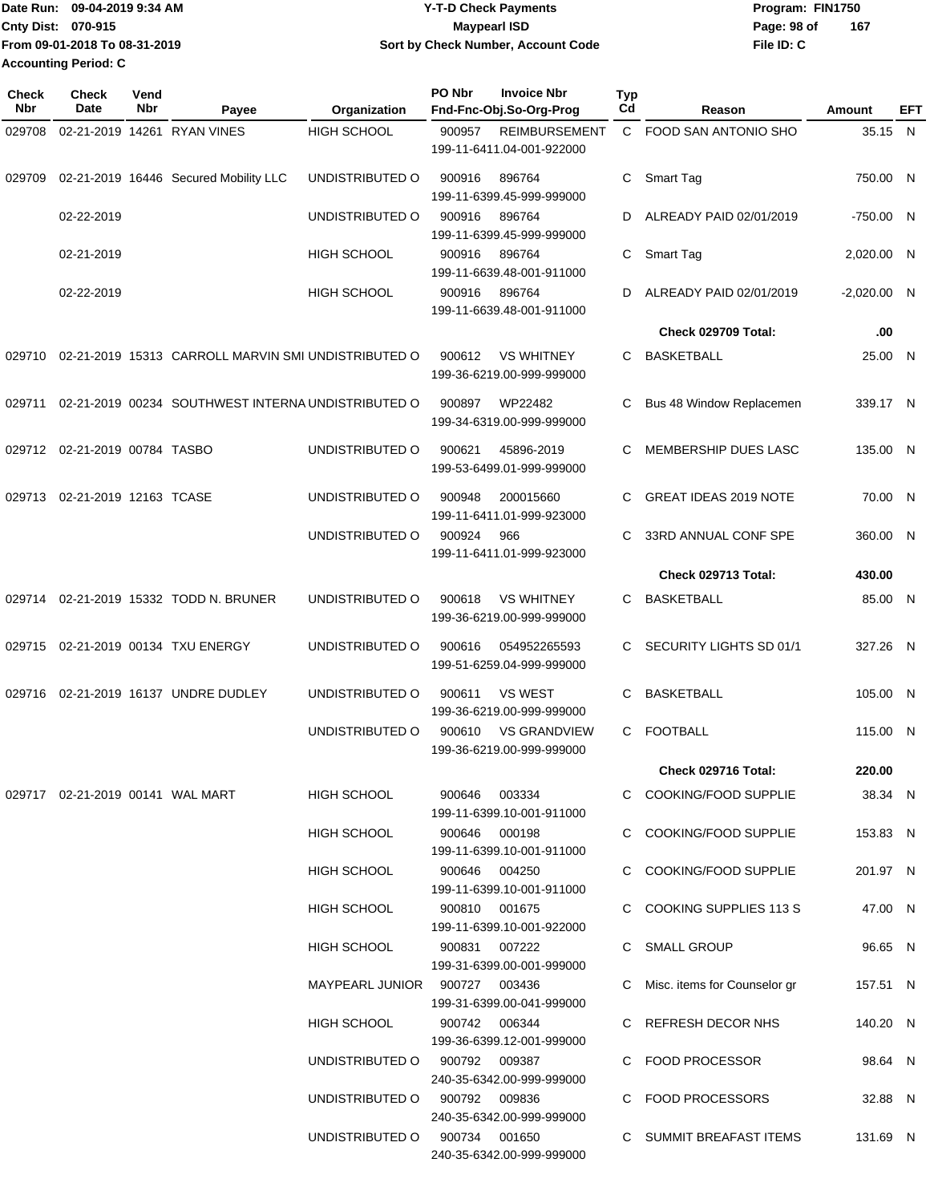| Check Nbr | Check Date | Vend Nbr | Payee | Organization | PO Nbr | Invoice Nbr Fnd-Fnc-Obj.So-Org-Prog | Typ Cd | Reason | Amount | EFT |
|---|---|---|---|---|---|---|---|---|---|---|
| 029708 | 02-21-2019 | 14261 | RYAN VINES | HIGH SCHOOL | 900957 | REIMBURSEMENT 199-11-6411.04-001-922000 | C | FOOD SAN ANTONIO SHO | 35.15 | N |
| 029709 | 02-21-2019 | 16446 | Secured Mobility LLC | UNDISTRIBUTED O | 900916 | 896764 199-11-6399.45-999-999000 | C | Smart Tag | 750.00 | N |
| | 02-22-2019 | | | UNDISTRIBUTED O | 900916 | 896764 199-11-6399.45-999-999000 | D | ALREADY PAID 02/01/2019 | -750.00 | N |
| | 02-21-2019 | | | HIGH SCHOOL | 900916 | 896764 199-11-6639.48-001-911000 | C | Smart Tag | 2,020.00 | N |
| | 02-22-2019 | | | HIGH SCHOOL | 900916 | 896764 199-11-6639.48-001-911000 | D | ALREADY PAID 02/01/2019 | -2,020.00 | N |
| | | | | | | | | **Check 029709 Total:** | **.00** | |
| 029710 | 02-21-2019 | 15313 | CARROLL MARVIN SMI | UNDISTRIBUTED O | 900612 | VS WHITNEY 199-36-6219.00-999-999000 | C | BASKETBALL | 25.00 | N |
| 029711 | 02-21-2019 | 00234 | SOUTHWEST INTERNA | UNDISTRIBUTED O | 900897 | WP22482 199-34-6319.00-999-999000 | C | Bus 48 Window Replacemen | 339.17 | N |
| 029712 | 02-21-2019 | 00784 | TASBO | UNDISTRIBUTED O | 900621 | 45896-2019 199-53-6499.01-999-999000 | C | MEMBERSHIP DUES LASC | 135.00 | N |
| 029713 | 02-21-2019 | 12163 | TCASE | UNDISTRIBUTED O | 900948 | 200015660 199-11-6411.01-999-923000 | C | GREAT IDEAS 2019 NOTE | 70.00 | N |
| | | | | UNDISTRIBUTED O | 900924 | 966 199-11-6411.01-999-923000 | C | 33RD ANNUAL CONF SPE | 360.00 | N |
| | | | | | | | | **Check 029713 Total:** | **430.00** | |
| 029714 | 02-21-2019 | 15332 | TODD N. BRUNER | UNDISTRIBUTED O | 900618 | VS WHITNEY 199-36-6219.00-999-999000 | C | BASKETBALL | 85.00 | N |
| 029715 | 02-21-2019 | 00134 | TXU ENERGY | UNDISTRIBUTED O | 900616 | 054952265593 199-51-6259.04-999-999000 | C | SECURITY LIGHTS SD 01/1 | 327.26 | N |
| 029716 | 02-21-2019 | 16137 | UNDRE DUDLEY | UNDISTRIBUTED O | 900611 | VS WEST 199-36-6219.00-999-999000 | C | BASKETBALL | 105.00 | N |
| | | | | UNDISTRIBUTED O | 900610 | VS GRANDVIEW 199-36-6219.00-999-999000 | C | FOOTBALL | 115.00 | N |
| | | | | | | | | **Check 029716 Total:** | **220.00** | |
| 029717 | 02-21-2019 | 00141 | WAL MART | HIGH SCHOOL | 900646 | 003334 199-11-6399.10-001-911000 | C | COOKING/FOOD SUPPLIE | 38.34 | N |
| | | | | HIGH SCHOOL | 900646 | 000198 199-11-6399.10-001-911000 | C | COOKING/FOOD SUPPLIE | 153.83 | N |
| | | | | HIGH SCHOOL | 900646 | 004250 199-11-6399.10-001-911000 | C | COOKING/FOOD SUPPLIE | 201.97 | N |
| | | | | HIGH SCHOOL | 900810 | 001675 199-11-6399.10-001-922000 | C | COOKING SUPPLIES 113 S | 47.00 | N |
| | | | | HIGH SCHOOL | 900831 | 007222 199-31-6399.00-001-999000 | C | SMALL GROUP | 96.65 | N |
| | | | | MAYPEARL JUNIOR | 900727 | 003436 199-31-6399.00-041-999000 | C | Misc. items for Counselor gr | 157.51 | N |
| | | | | HIGH SCHOOL | 900742 | 006344 199-36-6399.12-001-999000 | C | REFRESH DECOR NHS | 140.20 | N |
| | | | | UNDISTRIBUTED O | 900792 | 009387 240-35-6342.00-999-999000 | C | FOOD PROCESSOR | 98.64 | N |
| | | | | UNDISTRIBUTED O | 900792 | 009836 240-35-6342.00-999-999000 | C | FOOD PROCESSORS | 32.88 | N |
| | | | | UNDISTRIBUTED O | 900734 | 001650 240-35-6342.00-999-999000 | C | SUMMIT BREAFAST ITEMS | 131.69 | N |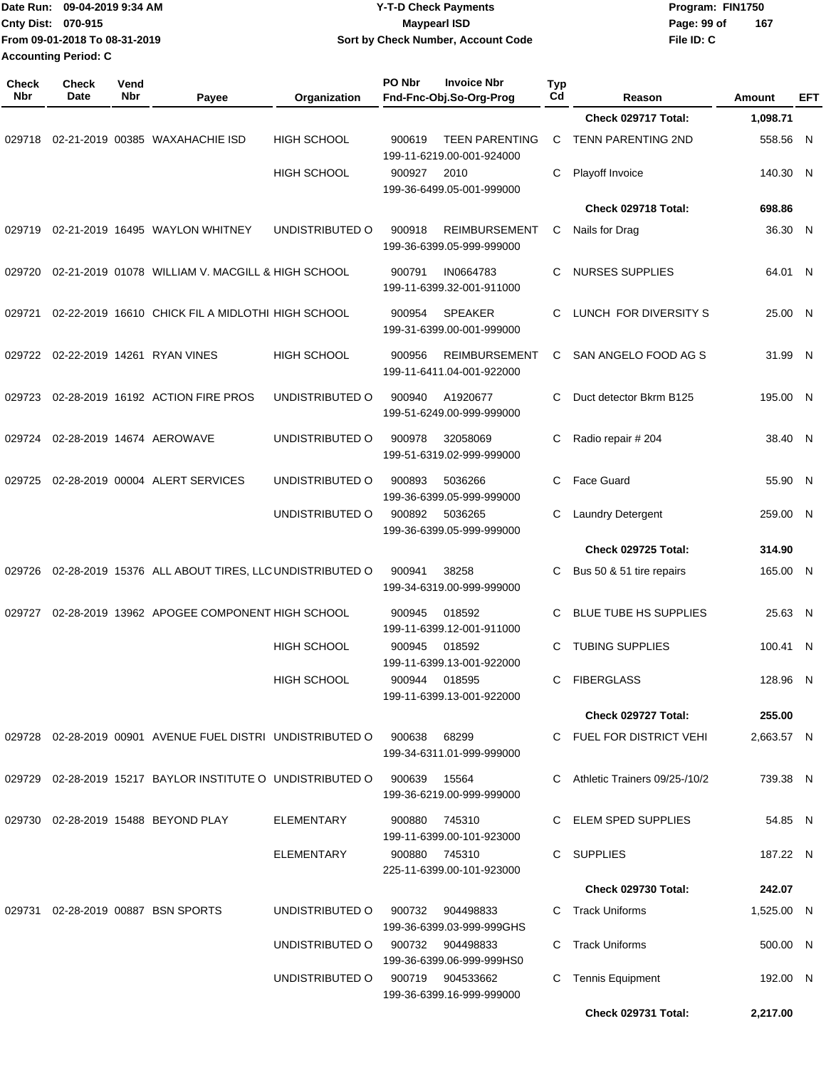Date Run: 09-04-2019 9:34 AM
Cnty Dist: 070-915
From 09-01-2018 To 08-31-2019
Accounting Period: C

# Y-T-D Check Payments
## Maypearl ISD
### Sort by Check Number, Account Code

Program: FIN1750
File ID: C

| Check Nbr | Check Date | Vend Nbr | Payee | Organization | PO Nbr | Invoice Nbr / Fnd-Fnc-Obj.So-Org-Prog | Typ Cd | Reason | Amount | EFT |
|---|---|---|---|---|---|---|---|---|---|---|
| | | | | | | | | Check 029717 Total: | 1,098.71 | |
| 029718 | 02-21-2019 | 00385 | WAXAHACHIE ISD | HIGH SCHOOL | 900619 | TEEN PARENTING 199-11-6219.00-001-924000 | C | TENN PARENTING 2ND | 558.56 | N |
| | | | | HIGH SCHOOL | 900927 | 2010 199-36-6499.05-001-999000 | C | Playoff Invoice | 140.30 | N |
| | | | | | | | | Check 029718 Total: | 698.86 | |
| 029719 | 02-21-2019 | 16495 | WAYLON WHITNEY | UNDISTRIBUTED O | 900918 | REIMBURSEMENT 199-36-6399.05-999-999000 | C | Nails for Drag | 36.30 | N |
| 029720 | 02-21-2019 | 01078 | WILLIAM V. MACGILL & | HIGH SCHOOL | 900791 | IN0664783 199-11-6399.32-001-911000 | C | NURSES SUPPLIES | 64.01 | N |
| 029721 | 02-22-2019 | 16610 | CHICK FIL A MIDLOTHI | HIGH SCHOOL | 900954 | SPEAKER 199-31-6399.00-001-999000 | C | LUNCH FOR DIVERSITY S | 25.00 | N |
| 029722 | 02-22-2019 | 14261 | RYAN VINES | HIGH SCHOOL | 900956 | REIMBURSEMENT 199-11-6411.04-001-922000 | C | SAN ANGELO FOOD AG S | 31.99 | N |
| 029723 | 02-28-2019 | 16192 | ACTION FIRE PROS | UNDISTRIBUTED O | 900940 | A1920677 199-51-6249.00-999-999000 | C | Duct detector Bkrm B125 | 195.00 | N |
| 029724 | 02-28-2019 | 14674 | AEROWAVE | UNDISTRIBUTED O | 900978 | 32058069 199-51-6319.02-999-999000 | C | Radio repair # 204 | 38.40 | N |
| 029725 | 02-28-2019 | 00004 | ALERT SERVICES | UNDISTRIBUTED O | 900893 | 5036266 199-36-6399.05-999-999000 | C | Face Guard | 55.90 | N |
| | | | | UNDISTRIBUTED O | 900892 | 5036265 199-36-6399.05-999-999000 | C | Laundry Detergent | 259.00 | N |
| | | | | | | | | Check 029725 Total: | 314.90 | |
| 029726 | 02-28-2019 | 15376 | ALL ABOUT TIRES, LLC | UNDISTRIBUTED O | 900941 | 38258 199-34-6319.00-999-999000 | C | Bus 50 & 51 tire repairs | 165.00 | N |
| 029727 | 02-28-2019 | 13962 | APOGEE COMPONENT | HIGH SCHOOL | 900945 | 018592 199-11-6399.12-001-911000 | C | BLUE TUBE HS SUPPLIES | 25.63 | N |
| | | | | HIGH SCHOOL | 900945 | 018592 199-11-6399.13-001-922000 | C | TUBING SUPPLIES | 100.41 | N |
| | | | | HIGH SCHOOL | 900944 | 018595 199-11-6399.13-001-922000 | C | FIBERGLASS | 128.96 | N |
| | | | | | | | | Check 029727 Total: | 255.00 | |
| 029728 | 02-28-2019 | 00901 | AVENUE FUEL DISTRI | UNDISTRIBUTED O | 900638 | 68299 199-34-6311.01-999-999000 | C | FUEL FOR DISTRICT VEHI | 2,663.57 | N |
| 029729 | 02-28-2019 | 15217 | BAYLOR INSTITUTE O | UNDISTRIBUTED O | 900639 | 15564 199-36-6219.00-999-999000 | C | Athletic Trainers 09/25-/10/2 | 739.38 | N |
| 029730 | 02-28-2019 | 15488 | BEYOND PLAY | ELEMENTARY | 900880 | 745310 199-11-6399.00-101-923000 | C | ELEM SPED SUPPLIES | 54.85 | N |
| | | | | ELEMENTARY | 900880 | 745310 225-11-6399.00-101-923000 | C | SUPPLIES | 187.22 | N |
| | | | | | | | | Check 029730 Total: | 242.07 | |
| 029731 | 02-28-2019 | 00887 | BSN SPORTS | UNDISTRIBUTED O | 900732 | 904498833 199-36-6399.03-999-999GHS | C | Track Uniforms | 1,525.00 | N |
| | | | | UNDISTRIBUTED O | 900732 | 904498833 199-36-6399.06-999-999HS0 | C | Track Uniforms | 500.00 | N |
| | | | | UNDISTRIBUTED O | 900719 | 904533662 199-36-6399.16-999-999000 | C | Tennis Equipment | 192.00 | N |
| | | | | | | | | Check 029731 Total: | 2,217.00 | |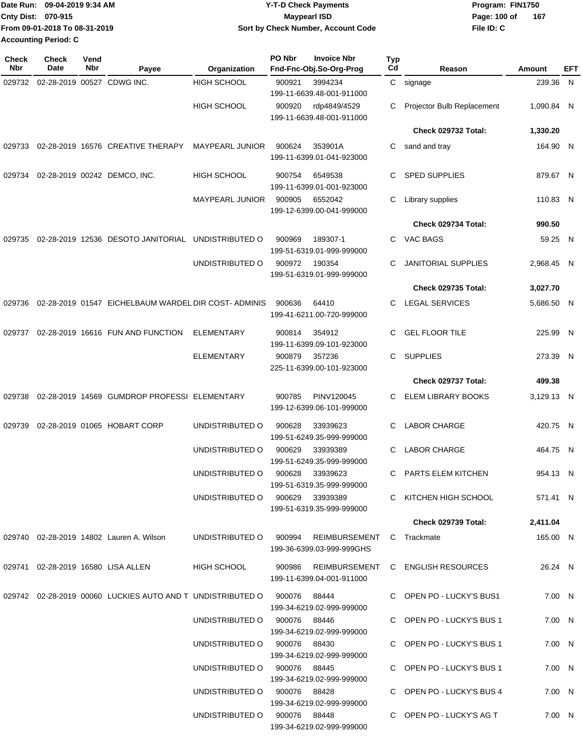Date Run: 09-04-2019 9:34 AM
Cnty Dist: 070-915
From 09-01-2018 To 08-31-2019
Accounting Period: C

# Y-T-D Check Payments
## Maypearl ISD
### Sort by Check Number, Account Code

Program: FIN1750
File ID: C

| Check Nbr | Check Date | Vend Nbr | Payee | Organization | PO Nbr | Invoice Nbr / Fnd-Fnc-Obj.So-Org-Prog | Typ Cd | Reason | Amount | EFT |
|---|---|---|---|---|---|---|---|---|---|---|
| 029732 | 02-28-2019 | 00527 | CDWG INC. | HIGH SCHOOL | 900921 | 3994234 199-11-6639.48-001-911000 | C | signage | 239.36 | N |
| | | | | HIGH SCHOOL | 900920 | rdp4849/4529 199-11-6639.48-001-911000 | C | Projector Bulb Replacement | 1,090.84 | N |
| | | | | | | | | **Check 029732 Total:** | **1,330.20** | |
| 029733 | 02-28-2019 | 16576 | CREATIVE THERAPY | MAYPEARL JUNIOR | 900624 | 353901A 199-11-6399.01-041-923000 | C | sand and tray | 164.90 | N |
| 029734 | 02-28-2019 | 00242 | DEMCO, INC. | HIGH SCHOOL | 900754 | 6549538 199-11-6399.01-001-923000 | C | SPED SUPPLIES | 879.67 | N |
| | | | | MAYPEARL JUNIOR | 900905 | 6552042 199-12-6399.00-041-999000 | C | Library supplies | 110.83 | N |
| | | | | | | | | **Check 029734 Total:** | **990.50** | |
| 029735 | 02-28-2019 | 12536 | DESOTO JANITORIAL | UNDISTRIBUTED O | 900969 | 189307-1 199-51-6319.01-999-999000 | C | VAC BAGS | 59.25 | N |
| | | | | UNDISTRIBUTED O | 900972 | 190354 199-51-6319.01-999-999000 | C | JANITORIAL SUPPLIES | 2,968.45 | N |
| | | | | | | | | **Check 029735 Total:** | **3,027.70** | |
| 029736 | 02-28-2019 | 01547 | EICHELBAUM WARDEL | DIR COST- ADMINIS | 900636 | 64410 199-41-6211.00-720-999000 | C | LEGAL SERVICES | 5,686.50 | N |
| 029737 | 02-28-2019 | 16616 | FUN AND FUNCTION | ELEMENTARY | 900814 | 354912 199-11-6399.09-101-923000 | C | GEL FLOOR TILE | 225.99 | N |
| | | | | ELEMENTARY | 900879 | 357236 225-11-6399.00-101-923000 | C | SUPPLIES | 273.39 | N |
| | | | | | | | | **Check 029737 Total:** | **499.38** | |
| 029738 | 02-28-2019 | 14569 | GUMDROP PROFESSI | ELEMENTARY | 900785 | PINV120045 199-12-6399.06-101-999000 | C | ELEM LIBRARY BOOKS | 3,129.13 | N |
| 029739 | 02-28-2019 | 01065 | HOBART CORP | UNDISTRIBUTED O | 900628 | 33939623 199-51-6249.35-999-999000 | C | LABOR CHARGE | 420.75 | N |
| | | | | UNDISTRIBUTED O | 900629 | 33939389 199-51-6249.35-999-999000 | C | LABOR CHARGE | 464.75 | N |
| | | | | UNDISTRIBUTED O | 900628 | 33939623 199-51-6319.35-999-999000 | C | PARTS ELEM KITCHEN | 954.13 | N |
| | | | | UNDISTRIBUTED O | 900629 | 33939389 199-51-6319.35-999-999000 | C | KITCHEN HIGH SCHOOL | 571.41 | N |
| | | | | | | | | **Check 029739 Total:** | **2,411.04** | |
| 029740 | 02-28-2019 | 14802 | Lauren A. Wilson | UNDISTRIBUTED O | 900994 | REIMBURSEMENT 199-36-6399.03-999-999GHS | C | Trackmate | 165.00 | N |
| 029741 | 02-28-2019 | 16580 | LISA ALLEN | HIGH SCHOOL | 900986 | REIMBURSEMENT 199-11-6399.04-001-911000 | C | ENGLISH RESOURCES | 26.24 | N |
| 029742 | 02-28-2019 | 00060 | LUCKIES AUTO AND T | UNDISTRIBUTED O | 900076 | 88444 199-34-6219.02-999-999000 | C | OPEN PO - LUCKY'S BUS1 | 7.00 | N |
| | | | | UNDISTRIBUTED O | 900076 | 88446 199-34-6219.02-999-999000 | C | OPEN PO - LUCKY'S BUS 1 | 7.00 | N |
| | | | | UNDISTRIBUTED O | 900076 | 88430 199-34-6219.02-999-999000 | C | OPEN PO - LUCKY'S BUS 1 | 7.00 | N |
| | | | | UNDISTRIBUTED O | 900076 | 88445 199-34-6219.02-999-999000 | C | OPEN PO - LUCKY'S BUS 1 | 7.00 | N |
| | | | | UNDISTRIBUTED O | 900076 | 88428 199-34-6219.02-999-999000 | C | OPEN PO - LUCKY'S BUS 4 | 7.00 | N |
| | | | | UNDISTRIBUTED O | 900076 | 88448 199-34-6219.02-999-999000 | C | OPEN PO - LUCKY'S AG T | 7.00 | N |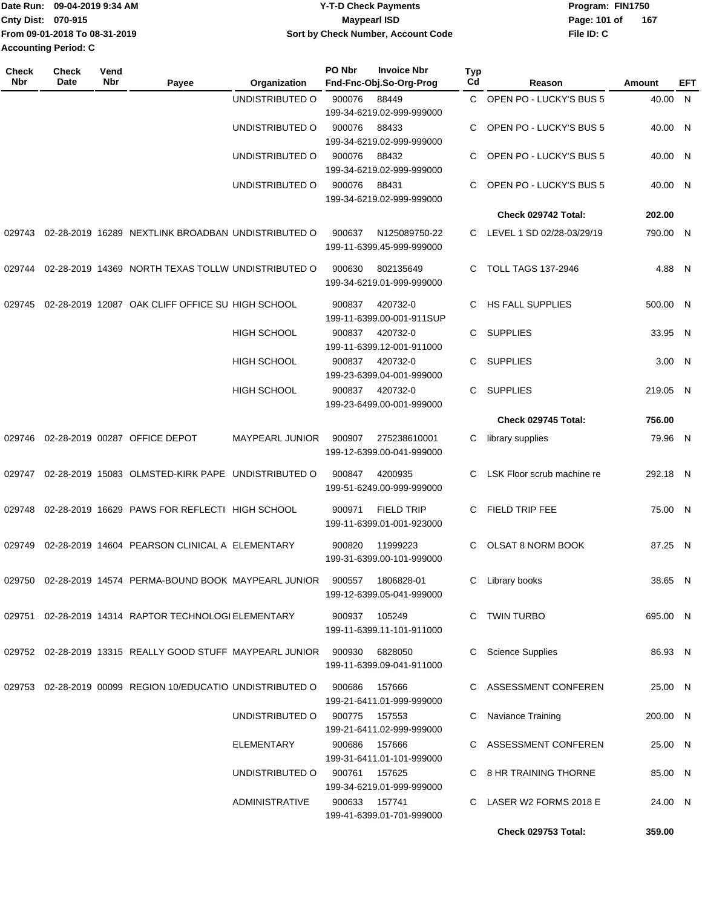Date Run: 09-04-2019 9:34 AM
Cnty Dist: 070-915
From 09-01-2018 To 08-31-2019
Accounting Period: C

**Y-T-D Check Payments**
**Maypearl ISD**
**Sort by Check Number, Account Code**

Program: FIN1750
File ID: C

| Check Nbr | Check Date | Vend Nbr | Payee | Organization | PO Nbr | Invoice Nbr / Fnd-Fnc-Obj.So-Org-Prog | Typ Cd | Reason | Amount | EFT |
|---|---|---|---|---|---|---|---|---|---|---|
| | | | | UNDISTRIBUTED O | 900076 | 88449 / 199-34-6219.02-999-999000 | C | OPEN PO - LUCKY'S BUS 5 | 40.00 | N |
| | | | | UNDISTRIBUTED O | 900076 | 88433 / 199-34-6219.02-999-999000 | C | OPEN PO - LUCKY'S BUS 5 | 40.00 | N |
| | | | | UNDISTRIBUTED O | 900076 | 88432 / 199-34-6219.02-999-999000 | C | OPEN PO - LUCKY'S BUS 5 | 40.00 | N |
| | | | | UNDISTRIBUTED O | 900076 | 88431 / 199-34-6219.02-999-999000 | C | OPEN PO - LUCKY'S BUS 5 | 40.00 | N |
| | | | | | | | | **Check 029742 Total:** | **202.00** | |
| 029743 | 02-28-2019 | 16289 | NEXTLINK BROADBAN | UNDISTRIBUTED O | 900637 | N125089750-22 / 199-11-6399.45-999-999000 | C | LEVEL 1 SD 02/28-03/29/19 | 790.00 | N |
| 029744 | 02-28-2019 | 14369 | NORTH TEXAS TOLLW | UNDISTRIBUTED O | 900630 | 802135649 / 199-34-6219.01-999-999000 | C | TOLL TAGS 137-2946 | 4.88 | N |
| 029745 | 02-28-2019 | 12087 | OAK CLIFF OFFICE SU | HIGH SCHOOL | 900837 | 420732-0 / 199-11-6399.00-001-911SUP | C | HS FALL SUPPLIES | 500.00 | N |
| | | | | HIGH SCHOOL | 900837 | 420732-0 / 199-11-6399.12-001-911000 | C | SUPPLIES | 33.95 | N |
| | | | | HIGH SCHOOL | 900837 | 420732-0 / 199-23-6399.04-001-999000 | C | SUPPLIES | 3.00 | N |
| | | | | HIGH SCHOOL | 900837 | 420732-0 / 199-23-6499.00-001-999000 | C | SUPPLIES | 219.05 | N |
| | | | | | | | | **Check 029745 Total:** | **756.00** | |
| 029746 | 02-28-2019 | 00287 | OFFICE DEPOT | MAYPEARL JUNIOR | 900907 | 275238610001 / 199-12-6399.00-041-999000 | C | library supplies | 79.96 | N |
| 029747 | 02-28-2019 | 15083 | OLMSTED-KIRK PAPE | UNDISTRIBUTED O | 900847 | 4200935 / 199-51-6249.00-999-999000 | C | LSK Floor scrub machine re | 292.18 | N |
| 029748 | 02-28-2019 | 16629 | PAWS FOR REFLECTI | HIGH SCHOOL | 900971 | FIELD TRIP / 199-11-6399.01-001-923000 | C | FIELD TRIP FEE | 75.00 | N |
| 029749 | 02-28-2019 | 14604 | PEARSON CLINICAL A | ELEMENTARY | 900820 | 11999223 / 199-31-6399.00-101-999000 | C | OLSAT 8 NORM BOOK | 87.25 | N |
| 029750 | 02-28-2019 | 14574 | PERMA-BOUND BOOK | MAYPEARL JUNIOR | 900557 | 1806828-01 / 199-12-6399.05-041-999000 | C | Library books | 38.65 | N |
| 029751 | 02-28-2019 | 14314 | RAPTOR TECHNOLOGI | ELEMENTARY | 900937 | 105249 / 199-11-6399.11-101-911000 | C | TWIN TURBO | 695.00 | N |
| 029752 | 02-28-2019 | 13315 | REALLY GOOD STUFF | MAYPEARL JUNIOR | 900930 | 6828050 / 199-11-6399.09-041-911000 | C | Science Supplies | 86.93 | N |
| 029753 | 02-28-2019 | 00099 | REGION 10/EDUCATIO | UNDISTRIBUTED O | 900686 | 157666 / 199-21-6411.01-999-999000 | C | ASSESSMENT CONFEREN | 25.00 | N |
| | | | | UNDISTRIBUTED O | 900775 | 157553 / 199-21-6411.02-999-999000 | C | Naviance Training | 200.00 | N |
| | | | | ELEMENTARY | 900686 | 157666 / 199-31-6411.01-101-999000 | C | ASSESSMENT CONFEREN | 25.00 | N |
| | | | | UNDISTRIBUTED O | 900761 | 157625 / 199-34-6219.01-999-999000 | C | 8 HR TRAINING THORNE | 85.00 | N |
| | | | | ADMINISTRATIVE | 900633 | 157741 / 199-41-6399.01-701-999000 | C | LASER W2 FORMS 2018 E | 24.00 | N |
| | | | | | | | | **Check 029753 Total:** | **359.00** | |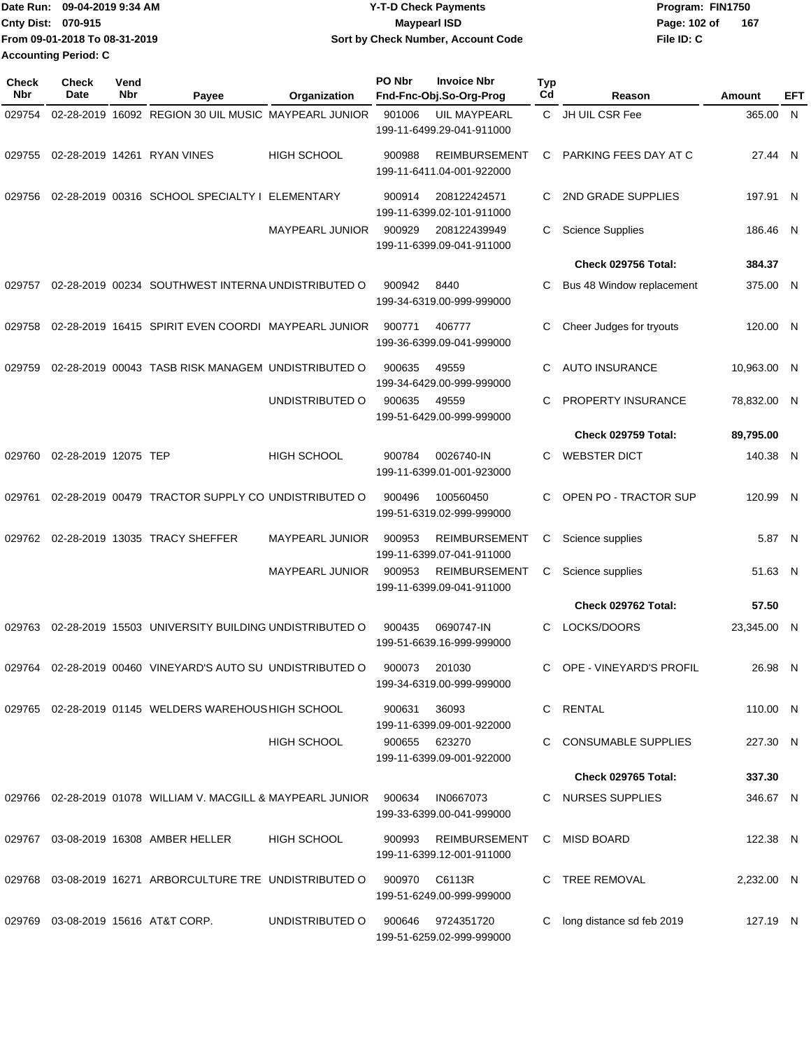Date Run: 09-04-2019 9:34 AM
Cnty Dist: 070-915
From 09-01-2018 To 08-31-2019
Accounting Period: C

**Y-T-D Check Payments**
**Maypearl ISD**
**Sort by Check Number, Account Code**

Program: FIN1750
File ID: C

| Check Nbr | Check Date | Vend Nbr | Payee | Organization | PO Nbr | Invoice Nbr Fnd-Fnc-Obj.So-Org-Prog | Typ Cd | Reason | Amount | EFT |
|---|---|---|---|---|---|---|---|---|---|---|
| 029754 | 02-28-2019 | 16092 | REGION 30 UIL MUSIC | MAYPEARL JUNIOR | 901006 | UIL MAYPEARL 199-11-6499.29-041-911000 | C | JH UIL CSR Fee | 365.00 | N |
| 029755 | 02-28-2019 | 14261 | RYAN VINES | HIGH SCHOOL | 900988 | REIMBURSEMENT 199-11-6411.04-001-922000 | C | PARKING FEES DAY AT C | 27.44 | N |
| 029756 | 02-28-2019 | 00316 | SCHOOL SPECIALTY I | ELEMENTARY | 900914 | 208122424571 199-11-6399.02-101-911000 | C | 2ND GRADE SUPPLIES | 197.91 | N |
| | | | | MAYPEARL JUNIOR | 900929 | 208122439949 199-11-6399.09-041-911000 | C | Science Supplies | 186.46 | N |
| | | | | | | | | **Check 029756 Total:** | **384.37** | |
| 029757 | 02-28-2019 | 00234 | SOUTHWEST INTERNA | UNDISTRIBUTED O | 900942 | 8440 199-34-6319.00-999-999000 | C | Bus 48 Window replacement | 375.00 | N |
| 029758 | 02-28-2019 | 16415 | SPIRIT EVEN COORDI | MAYPEARL JUNIOR | 900771 | 406777 199-36-6399.09-041-999000 | C | Cheer Judges for tryouts | 120.00 | N |
| 029759 | 02-28-2019 | 00043 | TASB RISK MANAGEM | UNDISTRIBUTED O | 900635 | 49559 199-34-6429.00-999-999000 | C | AUTO INSURANCE | 10,963.00 | N |
| | | | | UNDISTRIBUTED O | 900635 | 49559 199-51-6429.00-999-999000 | C | PROPERTY INSURANCE | 78,832.00 | N |
| | | | | | | | | **Check 029759 Total:** | **89,795.00** | |
| 029760 | 02-28-2019 | 12075 | TEP | HIGH SCHOOL | 900784 | 0026740-IN 199-11-6399.01-001-923000 | C | WEBSTER DICT | 140.38 | N |
| 029761 | 02-28-2019 | 00479 | TRACTOR SUPPLY CO | UNDISTRIBUTED O | 900496 | 100560450 199-51-6319.02-999-999000 | C | OPEN PO - TRACTOR SUP | 120.99 | N |
| 029762 | 02-28-2019 | 13035 | TRACY SHEFFER | MAYPEARL JUNIOR | 900953 | REIMBURSEMENT 199-11-6399.07-041-911000 | C | Science supplies | 5.87 | N |
| | | | | MAYPEARL JUNIOR | 900953 | REIMBURSEMENT 199-11-6399.09-041-911000 | C | Science supplies | 51.63 | N |
| | | | | | | | | **Check 029762 Total:** | **57.50** | |
| 029763 | 02-28-2019 | 15503 | UNIVERSITY BUILDING | UNDISTRIBUTED O | 900435 | 0690747-IN 199-51-6639.16-999-999000 | C | LOCKS/DOORS | 23,345.00 | N |
| 029764 | 02-28-2019 | 00460 | VINEYARD'S AUTO SU | UNDISTRIBUTED O | 900073 | 201030 199-34-6319.00-999-999000 | C | OPE - VINEYARD'S PROFIL | 26.98 | N |
| 029765 | 02-28-2019 | 01145 | WELDERS WAREHOUS | HIGH SCHOOL | 900631 | 36093 199-11-6399.09-001-922000 | C | RENTAL | 110.00 | N |
| | | | | HIGH SCHOOL | 900655 | 623270 199-11-6399.09-001-922000 | C | CONSUMABLE SUPPLIES | 227.30 | N |
| | | | | | | | | **Check 029765 Total:** | **337.30** | |
| 029766 | 02-28-2019 | 01078 | WILLIAM V. MACGILL & | MAYPEARL JUNIOR | 900634 | IN0667073 199-33-6399.00-041-999000 | C | NURSES SUPPLIES | 346.67 | N |
| 029767 | 03-08-2019 | 16308 | AMBER HELLER | HIGH SCHOOL | 900993 | REIMBURSEMENT 199-11-6399.12-001-911000 | C | MISD BOARD | 122.38 | N |
| 029768 | 03-08-2019 | 16271 | ARBORCULTURE TRE | UNDISTRIBUTED O | 900970 | C6113R 199-51-6249.00-999-999000 | C | TREE REMOVAL | 2,232.00 | N |
| 029769 | 03-08-2019 | 15616 | AT&T CORP. | UNDISTRIBUTED O | 900646 | 9724351720 199-51-6259.02-999-999000 | C | long distance sd feb 2019 | 127.19 | N |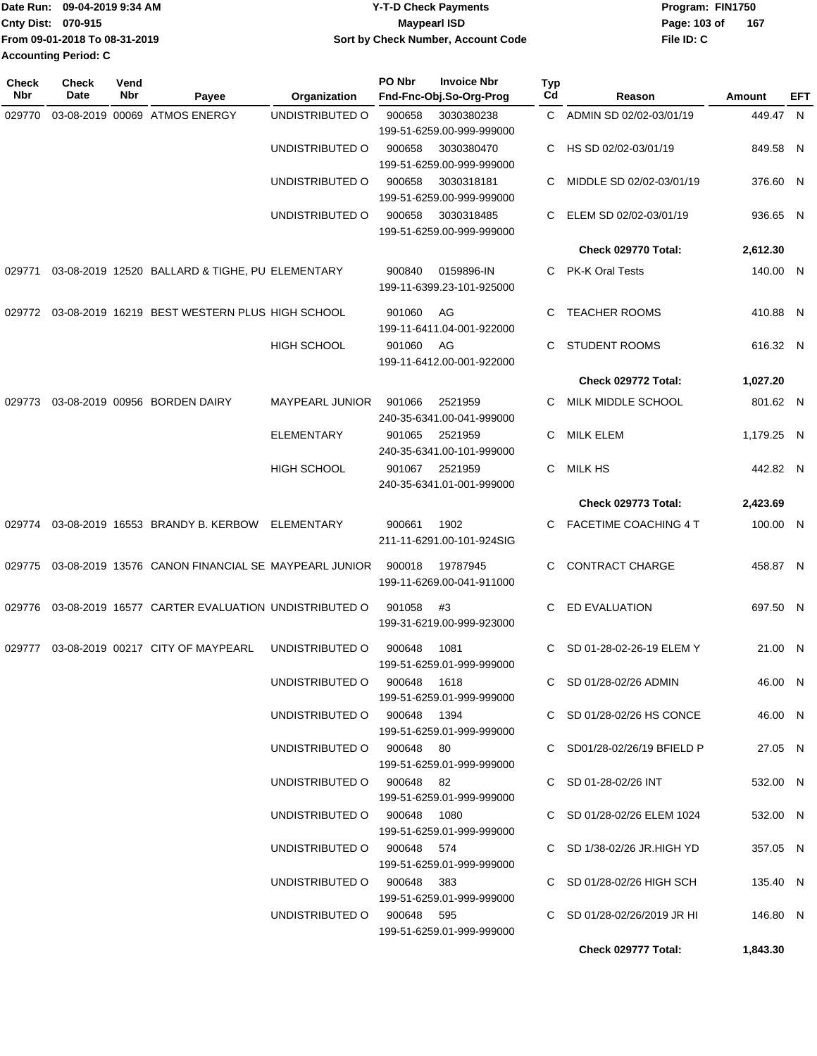Date Run: 09-04-2019 9:34 AM
Cnty Dist: 070-915
From 09-01-2018 To 08-31-2019
Accounting Period: C

# Y-T-D Check Payments
## Maypearl ISD
### Sort by Check Number, Account Code

Program: FIN1750
File ID: C

| Check Nbr | Check Date | Vend Nbr | Payee | Organization | PO Nbr | Invoice Nbr / Fnd-Fnc-Obj.So-Org-Prog | Typ Cd | Reason | Amount | EFT |
|---|---|---|---|---|---|---|---|---|---|---|
| 029770 | 03-08-2019 | 00069 | ATMOS ENERGY | UNDISTRIBUTED O | 900658 | 3030380238 199-51-6259.00-999-999000 | C | ADMIN SD 02/02-03/01/19 | 449.47 | N |
| | | | | UNDISTRIBUTED O | 900658 | 3030380470 199-51-6259.00-999-999000 | C | HS SD 02/02-03/01/19 | 849.58 | N |
| | | | | UNDISTRIBUTED O | 900658 | 3030318181 199-51-6259.00-999-999000 | C | MIDDLE SD 02/02-03/01/19 | 376.60 | N |
| | | | | UNDISTRIBUTED O | 900658 | 3030318485 199-51-6259.00-999-999000 | C | ELEM SD 02/02-03/01/19 | 936.65 | N |
| | | | | | | | | **Check 029770 Total:** | **2,612.30** | |
| 029771 | 03-08-2019 | 12520 | BALLARD & TIGHE, PU | ELEMENTARY | 900840 | 0159896-IN 199-11-6399.23-101-925000 | C | PK-K Oral Tests | 140.00 | N |
| 029772 | 03-08-2019 | 16219 | BEST WESTERN PLUS | HIGH SCHOOL | 901060 | AG 199-11-6411.04-001-922000 | C | TEACHER ROOMS | 410.88 | N |
| | | | | HIGH SCHOOL | 901060 | AG 199-11-6412.00-001-922000 | C | STUDENT ROOMS | 616.32 | N |
| | | | | | | | | **Check 029772 Total:** | **1,027.20** | |
| 029773 | 03-08-2019 | 00956 | BORDEN DAIRY | MAYPEARL JUNIOR | 901066 | 2521959 240-35-6341.00-041-999000 | C | MILK MIDDLE SCHOOL | 801.62 | N |
| | | | | ELEMENTARY | 901065 | 2521959 240-35-6341.00-101-999000 | C | MILK ELEM | 1,179.25 | N |
| | | | | HIGH SCHOOL | 901067 | 2521959 240-35-6341.01-001-999000 | C | MILK HS | 442.82 | N |
| | | | | | | | | **Check 029773 Total:** | **2,423.69** | |
| 029774 | 03-08-2019 | 16553 | BRANDY B. KERBOW | ELEMENTARY | 900661 | 1902 211-11-6291.00-101-924SIG | C | FACETIME COACHING 4 T | 100.00 | N |
| 029775 | 03-08-2019 | 13576 | CANON FINANCIAL SE | MAYPEARL JUNIOR | 900018 | 19787945 199-11-6269.00-041-911000 | C | CONTRACT CHARGE | 458.87 | N |
| 029776 | 03-08-2019 | 16577 | CARTER EVALUATION | UNDISTRIBUTED O | 901058 | #3 199-31-6219.00-999-923000 | C | ED EVALUATION | 697.50 | N |
| 029777 | 03-08-2019 | 00217 | CITY OF MAYPEARL | UNDISTRIBUTED O | 900648 | 1081 199-51-6259.01-999-999000 | C | SD 01-28-02-26-19 ELEM Y | 21.00 | N |
| | | | | UNDISTRIBUTED O | 900648 | 1618 199-51-6259.01-999-999000 | C | SD 01/28-02/26 ADMIN | 46.00 | N |
| | | | | UNDISTRIBUTED O | 900648 | 1394 199-51-6259.01-999-999000 | C | SD 01/28-02/26 HS CONCE | 46.00 | N |
| | | | | UNDISTRIBUTED O | 900648 | 80 199-51-6259.01-999-999000 | C | SD01/28-02/26/19 BFIELD P | 27.05 | N |
| | | | | UNDISTRIBUTED O | 900648 | 82 199-51-6259.01-999-999000 | C | SD 01-28-02/26 INT | 532.00 | N |
| | | | | UNDISTRIBUTED O | 900648 | 1080 199-51-6259.01-999-999000 | C | SD 01/28-02/26 ELEM 1024 | 532.00 | N |
| | | | | UNDISTRIBUTED O | 900648 | 574 199-51-6259.01-999-999000 | C | SD 1/38-02/26 JR.HIGH YD | 357.05 | N |
| | | | | UNDISTRIBUTED O | 900648 | 383 199-51-6259.01-999-999000 | C | SD 01/28-02/26 HIGH SCH | 135.40 | N |
| | | | | UNDISTRIBUTED O | 900648 | 595 199-51-6259.01-999-999000 | C | SD 01/28-02/26/2019 JR HI | 146.80 | N |
| | | | | | | | | **Check 029777 Total:** | **1,843.30** | |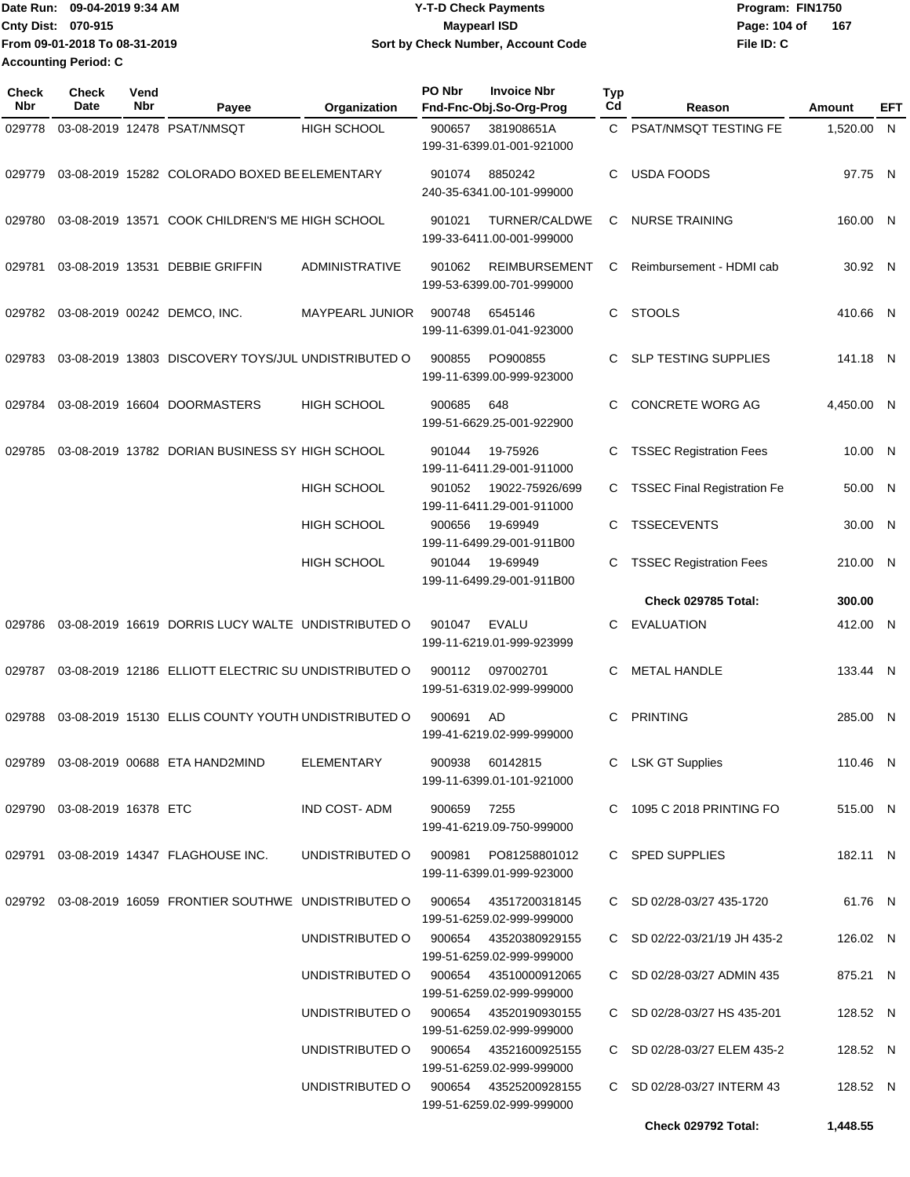Date Run: 09-04-2019 9:34 AM
Cnty Dist: 070-915
From 09-01-2018 To 08-31-2019
Accounting Period: C

**Y-T-D Check Payments**
**Maypearl ISD**
**Sort by Check Number, Account Code**

Program: FIN1750
File ID: C

| Check Nbr | Check Date | Vend Nbr | Payee | Organization | PO Nbr | Invoice Nbr / Fnd-Fnc-Obj.So-Org-Prog | Typ Cd | Reason | Amount | EFT |
|---|---|---|---|---|---|---|---|---|---|---|
| 029778 | 03-08-2019 | 12478 | PSAT/NMSQT | HIGH SCHOOL | 900657 | 381908651A<br>199-31-6399.01-001-921000 | C | PSAT/NMSQT TESTING FE | 1,520.00 | N |
| 029779 | 03-08-2019 | 15282 | COLORADO BOXED BE | ELEMENTARY | 901074 | 8850242<br>240-35-6341.00-101-999000 | C | USDA FOODS | 97.75 | N |
| 029780 | 03-08-2019 | 13571 | COOK CHILDREN'S ME | HIGH SCHOOL | 901021 | TURNER/CALDWE<br>199-33-6411.00-001-999000 | C | NURSE TRAINING | 160.00 | N |
| 029781 | 03-08-2019 | 13531 | DEBBIE GRIFFIN | ADMINISTRATIVE | 901062 | REIMBURSEMENT<br>199-53-6399.00-701-999000 | C | Reimbursement - HDMI cab | 30.92 | N |
| 029782 | 03-08-2019 | 00242 | DEMCO, INC. | MAYPEARL JUNIOR | 900748 | 6545146<br>199-11-6399.01-041-923000 | C | STOOLS | 410.66 | N |
| 029783 | 03-08-2019 | 13803 | DISCOVERY TOYS/JUL | UNDISTRIBUTED O | 900855 | PO900855<br>199-11-6399.00-999-923000 | C | SLP TESTING SUPPLIES | 141.18 | N |
| 029784 | 03-08-2019 | 16604 | DOORMASTERS | HIGH SCHOOL | 900685 | 648<br>199-51-6629.25-001-922900 | C | CONCRETE WORG AG | 4,450.00 | N |
| 029785 | 03-08-2019 | 13782 | DORIAN BUSINESS SY | HIGH SCHOOL | 901044 | 19-75926<br>199-11-6411.29-001-911000 | C | TSSEC Registration Fees | 10.00 | N |
| | | | | HIGH SCHOOL | 901052 | 19022-75926/699<br>199-11-6411.29-001-911000 | C | TSSEC Final Registration Fe | 50.00 | N |
| | | | | HIGH SCHOOL | 900656 | 19-69949<br>199-11-6499.29-001-911B00 | C | TSSECEVENTS | 30.00 | N |
| | | | | HIGH SCHOOL | 901044 | 19-69949<br>199-11-6499.29-001-911B00 | C | TSSEC Registration Fees | 210.00 | N |
| | | | | | | | | **Check 029785 Total:** | **300.00** | |
| 029786 | 03-08-2019 | 16619 | DORRIS LUCY WALTE | UNDISTRIBUTED O | 901047 | EVALU<br>199-11-6219.01-999-923999 | C | EVALUATION | 412.00 | N |
| 029787 | 03-08-2019 | 12186 | ELLIOTT ELECTRIC SU | UNDISTRIBUTED O | 900112 | 097002701<br>199-51-6319.02-999-999000 | C | METAL HANDLE | 133.44 | N |
| 029788 | 03-08-2019 | 15130 | ELLIS COUNTY YOUTH | UNDISTRIBUTED O | 900691 | AD<br>199-41-6219.02-999-999000 | C | PRINTING | 285.00 | N |
| 029789 | 03-08-2019 | 00688 | ETA HAND2MIND | ELEMENTARY | 900938 | 60142815<br>199-11-6399.01-101-921000 | C | LSK GT Supplies | 110.46 | N |
| 029790 | 03-08-2019 | 16378 | ETC | IND COST- ADM | 900659 | 7255<br>199-41-6219.09-750-999000 | C | 1095 C 2018 PRINTING FO | 515.00 | N |
| 029791 | 03-08-2019 | 14347 | FLAGHOUSE INC. | UNDISTRIBUTED O | 900981 | PO81258801012<br>199-11-6399.01-999-923000 | C | SPED SUPPLIES | 182.11 | N |
| 029792 | 03-08-2019 | 16059 | FRONTIER SOUTHWE | UNDISTRIBUTED O | 900654 | 43517200318145<br>199-51-6259.02-999-999000 | C | SD 02/28-03/27 435-1720 | 61.76 | N |
| | | | | UNDISTRIBUTED O | 900654 | 43520380929155<br>199-51-6259.02-999-999000 | C | SD 02/22-03/21/19 JH 435-2 | 126.02 | N |
| | | | | UNDISTRIBUTED O | 900654 | 43510000912065<br>199-51-6259.02-999-999000 | C | SD 02/28-03/27 ADMIN 435 | 875.21 | N |
| | | | | UNDISTRIBUTED O | 900654 | 43520190930155<br>199-51-6259.02-999-999000 | C | SD 02/28-03/27 HS 435-201 | 128.52 | N |
| | | | | UNDISTRIBUTED O | 900654 | 43521600925155<br>199-51-6259.02-999-999000 | C | SD 02/28-03/27 ELEM 435-2 | 128.52 | N |
| | | | | UNDISTRIBUTED O | 900654 | 43525200928155<br>199-51-6259.02-999-999000 | C | SD 02/28-03/27 INTERM 43 | 128.52 | N |
| | | | | | | | | **Check 029792 Total:** | **1,448.55** | |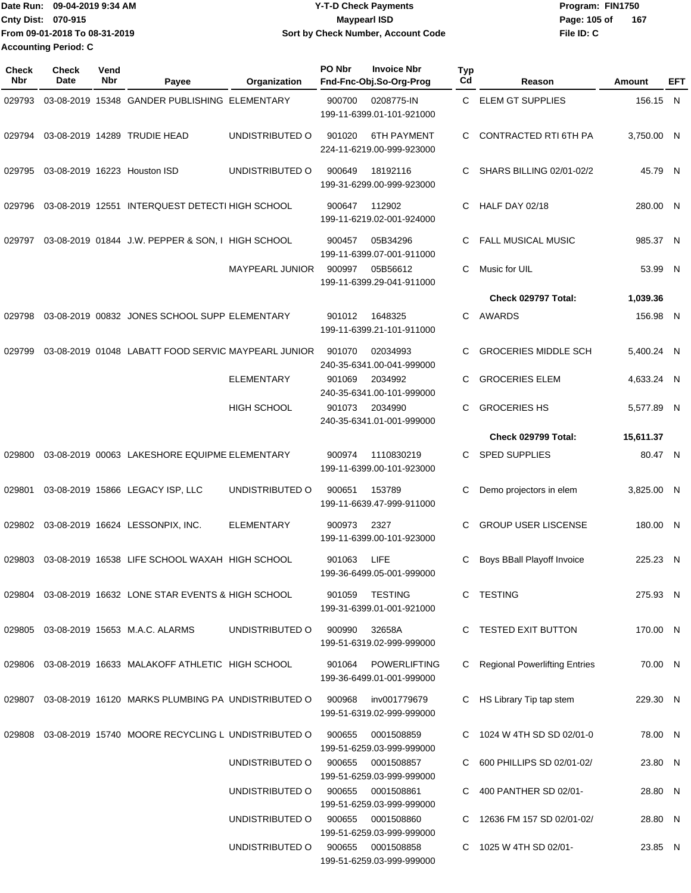Date Run: 09-04-2019 9:34 AM
Cnty Dist: 070-915
From 09-01-2018 To 08-31-2019
Accounting Period: C

**Y-T-D Check Payments**
**Maypearl ISD**
**Sort by Check Number, Account Code**

Program: FIN1750
File ID: C

| Check Nbr | Check Date | Vend Nbr | Payee | Organization | PO Nbr | Invoice Nbr / Fnd-Fnc-Obj.So-Org-Prog | Typ Cd | Reason | Amount | EFT |
|---|---|---|---|---|---|---|---|---|---|---|
| 029793 | 03-08-2019 | 15348 | GANDER PUBLISHING | ELEMENTARY | 900700 | 0208775-IN<br>199-11-6399.01-101-921000 | C | ELEM GT SUPPLIES | 156.15 | N |
| 029794 | 03-08-2019 | 14289 | TRUDIE HEAD | UNDISTRIBUTED O | 901020 | 6TH PAYMENT<br>224-11-6219.00-999-923000 | C | CONTRACTED RTI 6TH PA | 3,750.00 | N |
| 029795 | 03-08-2019 | 16223 | Houston ISD | UNDISTRIBUTED O | 900649 | 18192116<br>199-31-6299.00-999-923000 | C | SHARS BILLING 02/01-02/2 | 45.79 | N |
| 029796 | 03-08-2019 | 12551 | INTERQUEST DETECTI | HIGH SCHOOL | 900647 | 112902<br>199-11-6219.02-001-924000 | C | HALF DAY 02/18 | 280.00 | N |
| 029797 | 03-08-2019 | 01844 | J.W. PEPPER & SON, I | HIGH SCHOOL | 900457 | 05B34296<br>199-11-6399.07-001-911000 | C | FALL MUSICAL MUSIC | 985.37 | N |
| | | | | MAYPEARL JUNIOR | 900997 | 05B56612<br>199-11-6399.29-041-911000 | C | Music for UIL | 53.99 | N |
| | | | | | | | | **Check 029797 Total:** | **1,039.36** | |
| 029798 | 03-08-2019 | 00832 | JONES SCHOOL SUPP | ELEMENTARY | 901012 | 1648325<br>199-11-6399.21-101-911000 | C | AWARDS | 156.98 | N |
| 029799 | 03-08-2019 | 01048 | LABATT FOOD SERVIC | MAYPEARL JUNIOR | 901070 | 02034993<br>240-35-6341.00-041-999000 | C | GROCERIES MIDDLE SCH | 5,400.24 | N |
| | | | | ELEMENTARY | 901069 | 2034992<br>240-35-6341.00-101-999000 | C | GROCERIES ELEM | 4,633.24 | N |
| | | | | HIGH SCHOOL | 901073 | 2034990<br>240-35-6341.01-001-999000 | C | GROCERIES HS | 5,577.89 | N |
| | | | | | | | | **Check 029799 Total:** | **15,611.37** | |
| 029800 | 03-08-2019 | 00063 | LAKESHORE EQUIPME | ELEMENTARY | 900974 | 1110830219<br>199-11-6399.00-101-923000 | C | SPED SUPPLIES | 80.47 | N |
| 029801 | 03-08-2019 | 15866 | LEGACY ISP, LLC | UNDISTRIBUTED O | 900651 | 153789<br>199-11-6639.47-999-911000 | C | Demo projectors in elem | 3,825.00 | N |
| 029802 | 03-08-2019 | 16624 | LESSONPIX, INC. | ELEMENTARY | 900973 | 2327<br>199-11-6399.00-101-923000 | C | GROUP USER LISCENSE | 180.00 | N |
| 029803 | 03-08-2019 | 16538 | LIFE SCHOOL WAXAH | HIGH SCHOOL | 901063 | LIFE<br>199-36-6499.05-001-999000 | C | Boys BBall Playoff Invoice | 225.23 | N |
| 029804 | 03-08-2019 | 16632 | LONE STAR EVENTS & | HIGH SCHOOL | 901059 | TESTING<br>199-31-6399.01-001-921000 | C | TESTING | 275.93 | N |
| 029805 | 03-08-2019 | 15653 | M.A.C. ALARMS | UNDISTRIBUTED O | 900990 | 32658A<br>199-51-6319.02-999-999000 | C | TESTED EXIT BUTTON | 170.00 | N |
| 029806 | 03-08-2019 | 16633 | MALAKOFF ATHLETIC | HIGH SCHOOL | 901064 | POWERLIFTING<br>199-36-6499.01-001-999000 | C | Regional Powerlifting Entries | 70.00 | N |
| 029807 | 03-08-2019 | 16120 | MARKS PLUMBING PA | UNDISTRIBUTED O | 900968 | inv001779679<br>199-51-6319.02-999-999000 | C | HS Library Tip tap stem | 229.30 | N |
| 029808 | 03-08-2019 | 15740 | MOORE RECYCLING L | UNDISTRIBUTED O | 900655 | 0001508859<br>199-51-6259.03-999-999000 | C | 1024 W 4TH SD SD 02/01-0 | 78.00 | N |
| | | | | UNDISTRIBUTED O | 900655 | 0001508857<br>199-51-6259.03-999-999000 | C | 600 PHILLIPS SD 02/01-02/ | 23.80 | N |
| | | | | UNDISTRIBUTED O | 900655 | 0001508861<br>199-51-6259.03-999-999000 | C | 400 PANTHER SD 02/01- | 28.80 | N |
| | | | | UNDISTRIBUTED O | 900655 | 0001508860<br>199-51-6259.03-999-999000 | C | 12636 FM 157 SD 02/01-02/ | 28.80 | N |
| | | | | UNDISTRIBUTED O | 900655 | 0001508858<br>199-51-6259.03-999-999000 | C | 1025 W 4TH SD 02/01- | 23.85 | N |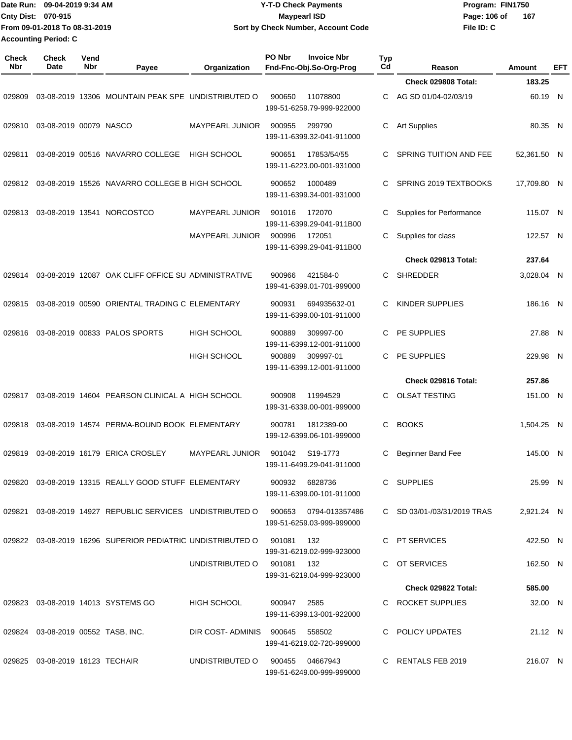Date Run: 09-04-2019 9:34 AM
Cnty Dist: 070-915
From 09-01-2018 To 08-31-2019
Accounting Period: C

**Y-T-D Check Payments**
**Maypearl ISD**
**Sort by Check Number, Account Code**

Program: FIN1750
File ID: C

| Check Nbr | Check Date | Vend Nbr | Payee | Organization | PO Nbr | Invoice Nbr / Fnd-Fnc-Obj.So-Org-Prog | Typ Cd | Reason | Amount | EFT |
|---|---|---|---|---|---|---|---|---|---|---|
| | | | | | | | | **Check 029808 Total:** | **183.25** | |
| 029809 | 03-08-2019 | 13306 | MOUNTAIN PEAK SPE | UNDISTRIBUTED O | 900650 | 11078800 / 199-51-6259.79-999-922000 | C | AG SD 01/04-02/03/19 | 60.19 | N |
| 029810 | 03-08-2019 | 00079 | NASCO | MAYPEARL JUNIOR | 900955 | 299790 / 199-11-6399.32-041-911000 | C | Art Supplies | 80.35 | N |
| 029811 | 03-08-2019 | 00516 | NAVARRO COLLEGE | HIGH SCHOOL | 900651 | 17853/54/55 / 199-11-6223.00-001-931000 | C | SPRING TUITION AND FEE | 52,361.50 | N |
| 029812 | 03-08-2019 | 15526 | NAVARRO COLLEGE B | HIGH SCHOOL | 900652 | 1000489 / 199-11-6399.34-001-931000 | C | SPRING 2019 TEXTBOOKS | 17,709.80 | N |
| 029813 | 03-08-2019 | 13541 | NORCOSTCO | MAYPEARL JUNIOR | 901016 | 172070 / 199-11-6399.29-041-911B00 | C | Supplies for Performance | 115.07 | N |
| | | | | MAYPEARL JUNIOR | 900996 | 172051 / 199-11-6399.29-041-911B00 | C | Supplies for class | 122.57 | N |
| | | | | | | | | **Check 029813 Total:** | **237.64** | |
| 029814 | 03-08-2019 | 12087 | OAK CLIFF OFFICE SU | ADMINISTRATIVE | 900966 | 421584-0 / 199-41-6399.01-701-999000 | C | SHREDDER | 3,028.04 | N |
| 029815 | 03-08-2019 | 00590 | ORIENTAL TRADING C | ELEMENTARY | 900931 | 694935632-01 / 199-11-6399.00-101-911000 | C | KINDER SUPPLIES | 186.16 | N |
| 029816 | 03-08-2019 | 00833 | PALOS SPORTS | HIGH SCHOOL | 900889 | 309997-00 / 199-11-6399.12-001-911000 | C | PE SUPPLIES | 27.88 | N |
| | | | | HIGH SCHOOL | 900889 | 309997-01 / 199-11-6399.12-001-911000 | C | PE SUPPLIES | 229.98 | N |
| | | | | | | | | **Check 029816 Total:** | **257.86** | |
| 029817 | 03-08-2019 | 14604 | PEARSON CLINICAL A | HIGH SCHOOL | 900908 | 11994529 / 199-31-6339.00-001-999000 | C | OLSAT TESTING | 151.00 | N |
| 029818 | 03-08-2019 | 14574 | PERMA-BOUND BOOK | ELEMENTARY | 900781 | 1812389-00 / 199-12-6399.06-101-999000 | C | BOOKS | 1,504.25 | N |
| 029819 | 03-08-2019 | 16179 | ERICA CROSLEY | MAYPEARL JUNIOR | 901042 | S19-1773 / 199-11-6499.29-041-911000 | C | Beginner Band Fee | 145.00 | N |
| 029820 | 03-08-2019 | 13315 | REALLY GOOD STUFF | ELEMENTARY | 900932 | 6828736 / 199-11-6399.00-101-911000 | C | SUPPLIES | 25.99 | N |
| 029821 | 03-08-2019 | 14927 | REPUBLIC SERVICES | UNDISTRIBUTED O | 900653 | 0794-013357486 / 199-51-6259.03-999-999000 | C | SD 03/01-/03/31/2019 TRAS | 2,921.24 | N |
| 029822 | 03-08-2019 | 16296 | SUPERIOR PEDIATRIC | UNDISTRIBUTED O | 901081 | 132 / 199-31-6219.02-999-923000 | C | PT SERVICES | 422.50 | N |
| | | | | UNDISTRIBUTED O | 901081 | 132 / 199-31-6219.04-999-923000 | C | OT SERVICES | 162.50 | N |
| | | | | | | | | **Check 029822 Total:** | **585.00** | |
| 029823 | 03-08-2019 | 14013 | SYSTEMS GO | HIGH SCHOOL | 900947 | 2585 / 199-11-6399.13-001-922000 | C | ROCKET SUPPLIES | 32.00 | N |
| 029824 | 03-08-2019 | 00552 | TASB, INC. | DIR COST- ADMINIS | 900645 | 558502 / 199-41-6219.02-720-999000 | C | POLICY UPDATES | 21.12 | N |
| 029825 | 03-08-2019 | 16123 | TECHAIR | UNDISTRIBUTED O | 900455 | 04667943 / 199-51-6249.00-999-999000 | C | RENTALS FEB 2019 | 216.07 | N |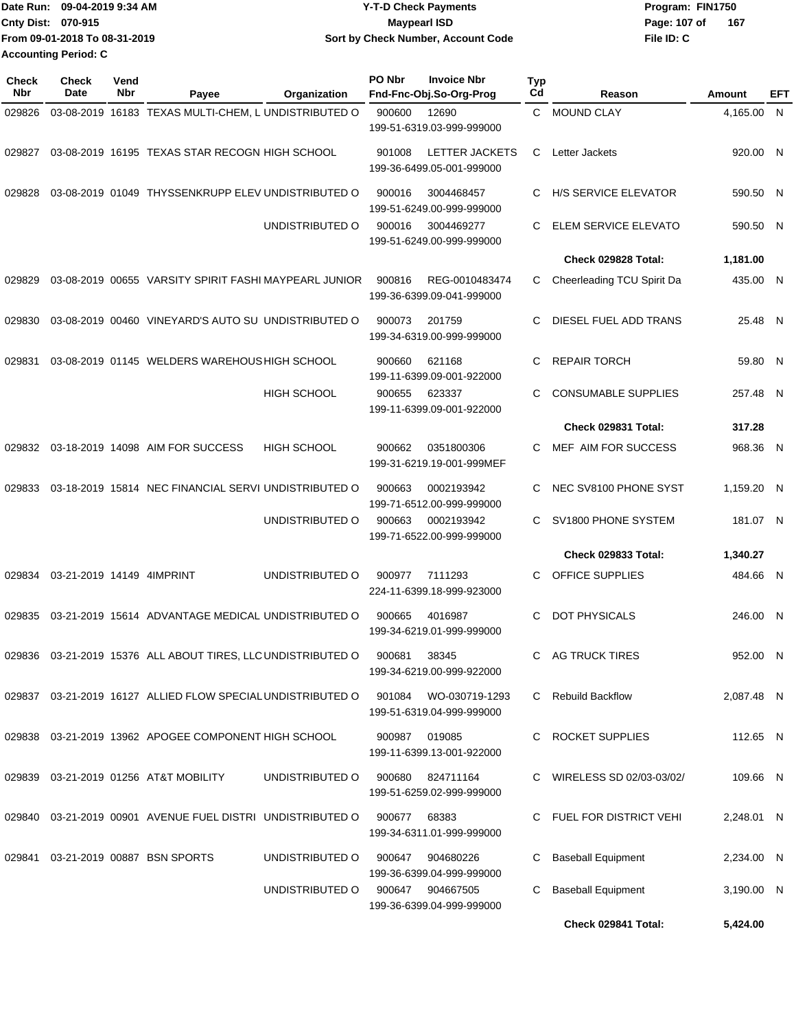Date Run: 09-04-2019 9:34 AM
Cnty Dist: 070-915
From 09-01-2018 To 08-31-2019
Accounting Period: C

**Y-T-D Check Payments**
**Maypearl ISD**
**Sort by Check Number, Account Code**

Program: FIN1750
File ID: C

| Check Nbr | Check Date | Vend Nbr | Payee | Organization | PO Nbr | Invoice Nbr / Fnd-Fnc-Obj.So-Org-Prog | Typ Cd | Reason | Amount | EFT |
|---|---|---|---|---|---|---|---|---|---|---|
| 029826 | 03-08-2019 | 16183 | TEXAS MULTI-CHEM, L | UNDISTRIBUTED O | 900600 | 12690 199-51-6319.03-999-999000 | C | MOUND CLAY | 4,165.00 | N |
| 029827 | 03-08-2019 | 16195 | TEXAS STAR RECOGN | HIGH SCHOOL | 901008 | LETTER JACKETS 199-36-6499.05-001-999000 | C | Letter Jackets | 920.00 | N |
| 029828 | 03-08-2019 | 01049 | THYSSENKRUPP ELEV | UNDISTRIBUTED O | 900016 | 3004468457 199-51-6249.00-999-999000 | C | H/S SERVICE ELEVATOR | 590.50 | N |
| | | | | UNDISTRIBUTED O | 900016 | 3004469277 199-51-6249.00-999-999000 | C | ELEM SERVICE ELEVATO | 590.50 | N |
| | | | | | | | | **Check 029828 Total:** | **1,181.00** | |
| 029829 | 03-08-2019 | 00655 | VARSITY SPIRIT FASHI | MAYPEARL JUNIOR | 900816 | REG-0010483474 199-36-6399.09-041-999000 | C | Cheerleading TCU Spirit Da | 435.00 | N |
| 029830 | 03-08-2019 | 00460 | VINEYARD'S AUTO SU | UNDISTRIBUTED O | 900073 | 201759 199-34-6319.00-999-999000 | C | DIESEL FUEL ADD TRANS | 25.48 | N |
| 029831 | 03-08-2019 | 01145 | WELDERS WAREHOUS | HIGH SCHOOL | 900660 | 621168 199-11-6399.09-001-922000 | C | REPAIR TORCH | 59.80 | N |
| | | | | HIGH SCHOOL | 900655 | 623337 199-11-6399.09-001-922000 | C | CONSUMABLE SUPPLIES | 257.48 | N |
| | | | | | | | | **Check 029831 Total:** | **317.28** | |
| 029832 | 03-18-2019 | 14098 | AIM FOR SUCCESS | HIGH SCHOOL | 900662 | 0351800306 199-31-6219.19-001-999MEF | C | MEF AIM FOR SUCCESS | 968.36 | N |
| 029833 | 03-18-2019 | 15814 | NEC FINANCIAL SERVI | UNDISTRIBUTED O | 900663 | 0002193942 199-71-6512.00-999-999000 | C | NEC SV8100 PHONE SYST | 1,159.20 | N |
| | | | | UNDISTRIBUTED O | 900663 | 0002193942 199-71-6522.00-999-999000 | C | SV1800 PHONE SYSTEM | 181.07 | N |
| | | | | | | | | **Check 029833 Total:** | **1,340.27** | |
| 029834 | 03-21-2019 | 14149 | 4IMPRINT | UNDISTRIBUTED O | 900977 | 7111293 224-11-6399.18-999-923000 | C | OFFICE SUPPLIES | 484.66 | N |
| 029835 | 03-21-2019 | 15614 | ADVANTAGE MEDICAL | UNDISTRIBUTED O | 900665 | 4016987 199-34-6219.01-999-999000 | C | DOT PHYSICALS | 246.00 | N |
| 029836 | 03-21-2019 | 15376 | ALL ABOUT TIRES, LLC | UNDISTRIBUTED O | 900681 | 38345 199-34-6219.00-999-922000 | C | AG TRUCK TIRES | 952.00 | N |
| 029837 | 03-21-2019 | 16127 | ALLIED FLOW SPECIAL | UNDISTRIBUTED O | 901084 | WO-030719-1293 199-51-6319.04-999-999000 | C | Rebuild Backflow | 2,087.48 | N |
| 029838 | 03-21-2019 | 13962 | APOGEE COMPONENT | HIGH SCHOOL | 900987 | 019085 199-11-6399.13-001-922000 | C | ROCKET SUPPLIES | 112.65 | N |
| 029839 | 03-21-2019 | 01256 | AT&T MOBILITY | UNDISTRIBUTED O | 900680 | 824711164 199-51-6259.02-999-999000 | C | WIRELESS SD 02/03-03/02/ | 109.66 | N |
| 029840 | 03-21-2019 | 00901 | AVENUE FUEL DISTRI | UNDISTRIBUTED O | 900677 | 68383 199-34-6311.01-999-999000 | C | FUEL FOR DISTRICT VEHI | 2,248.01 | N |
| 029841 | 03-21-2019 | 00887 | BSN SPORTS | UNDISTRIBUTED O | 900647 | 904680226 199-36-6399.04-999-999000 | C | Baseball Equipment | 2,234.00 | N |
| | | | | UNDISTRIBUTED O | 900647 | 904667505 199-36-6399.04-999-999000 | C | Baseball Equipment | 3,190.00 | N |
| | | | | | | | | **Check 029841 Total:** | **5,424.00** | |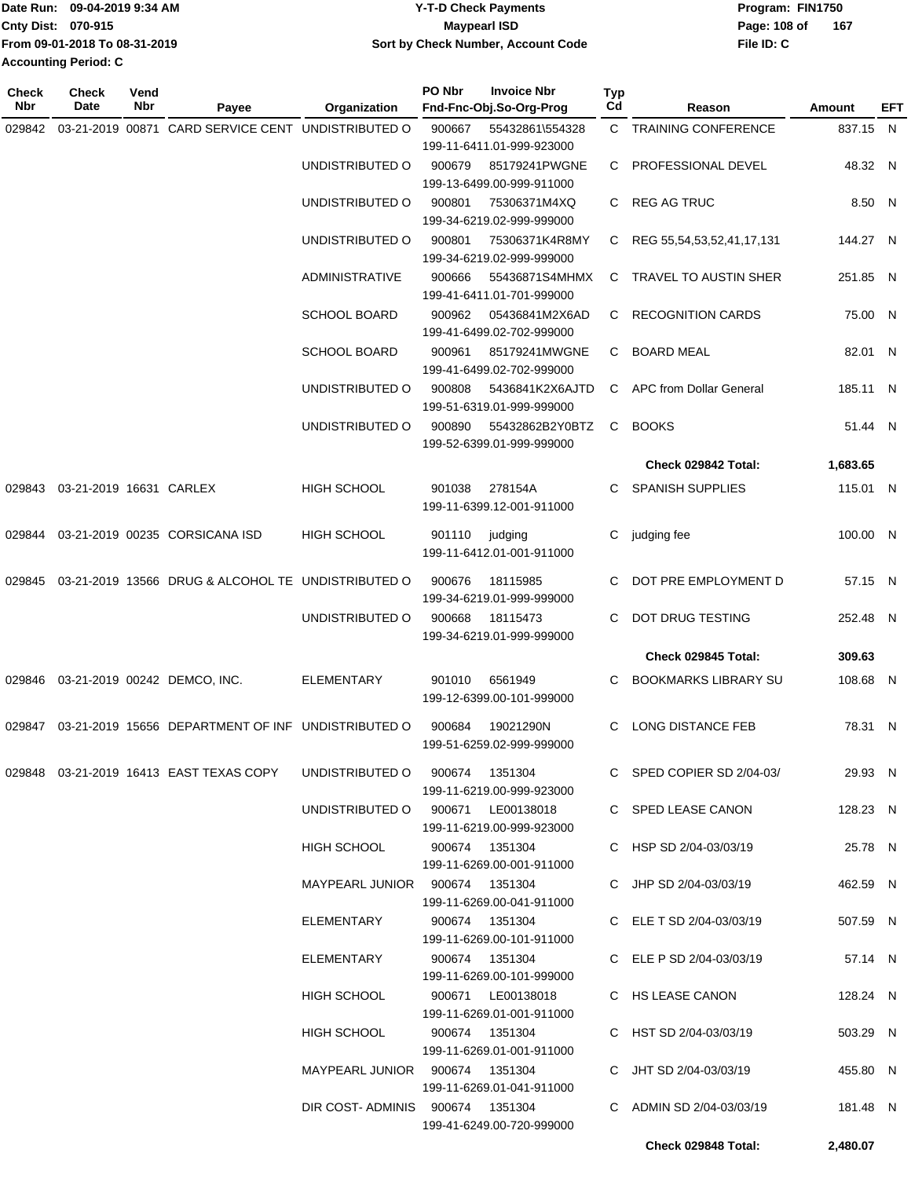Date Run: 09-04-2019 9:34 AM
Cnty Dist: 070-915
From 09-01-2018 To 08-31-2019
Accounting Period: C

**Y-T-D Check Payments**
**Maypearl ISD**
**Sort by Check Number, Account Code**

Program: FIN1750
File ID: C

| Check Nbr | Check Date | Vend Nbr | Payee | Organization | PO Nbr | Invoice Nbr / Fnd-Fnc-Obj.So-Org-Prog | Typ Cd | Reason | Amount | EFT |
|---|---|---|---|---|---|---|---|---|---|---|
| 029842 | 03-21-2019 | 00871 | CARD SERVICE CENT | UNDISTRIBUTED O | 900667 | 55432861\554328 199-11-6411.01-999-923000 | C | TRAINING CONFERENCE | 837.15 | N |
| | | | | UNDISTRIBUTED O | 900679 | 85179241PWGNE 199-13-6499.00-999-911000 | C | PROFESSIONAL DEVEL | 48.32 | N |
| | | | | UNDISTRIBUTED O | 900801 | 75306371M4XQ 199-34-6219.02-999-999000 | C | REG AG TRUC | 8.50 | N |
| | | | | UNDISTRIBUTED O | 900801 | 75306371K4R8MY 199-34-6219.02-999-999000 | C | REG 55,54,53,52,41,17,131 | 144.27 | N |
| | | | | ADMINISTRATIVE | 900666 | 55436871S4MHMX 199-41-6411.01-701-999000 | C | TRAVEL TO AUSTIN SHER | 251.85 | N |
| | | | | SCHOOL BOARD | 900962 | 05436841M2X6AD 199-41-6499.02-702-999000 | C | RECOGNITION CARDS | 75.00 | N |
| | | | | SCHOOL BOARD | 900961 | 85179241MWGNE 199-41-6499.02-702-999000 | C | BOARD MEAL | 82.01 | N |
| | | | | UNDISTRIBUTED O | 900808 | 5436841K2X6AJTD 199-51-6319.01-999-999000 | C | APC from Dollar General | 185.11 | N |
| | | | | UNDISTRIBUTED O | 900890 | 55432862B2Y0BTZ 199-52-6399.01-999-999000 | C | BOOKS | 51.44 | N |
| | | | | | | | | **Check 029842 Total:** | **1,683.65** | |
| 029843 | 03-21-2019 | 16631 | CARLEX | HIGH SCHOOL | 901038 | 278154A 199-11-6399.12-001-911000 | C | SPANISH SUPPLIES | 115.01 | N |
| 029844 | 03-21-2019 | 00235 | CORSICANA ISD | HIGH SCHOOL | 901110 | judging 199-11-6412.01-001-911000 | C | judging fee | 100.00 | N |
| 029845 | 03-21-2019 | 13566 | DRUG & ALCOHOL TE | UNDISTRIBUTED O | 900676 | 18115985 199-34-6219.01-999-999000 | C | DOT PRE EMPLOYMENT D | 57.15 | N |
| | | | | UNDISTRIBUTED O | 900668 | 18115473 199-34-6219.01-999-999000 | C | DOT DRUG TESTING | 252.48 | N |
| | | | | | | | | **Check 029845 Total:** | **309.63** | |
| 029846 | 03-21-2019 | 00242 | DEMCO, INC. | ELEMENTARY | 901010 | 6561949 199-12-6399.00-101-999000 | C | BOOKMARKS LIBRARY SU | 108.68 | N |
| 029847 | 03-21-2019 | 15656 | DEPARTMENT OF INF | UNDISTRIBUTED O | 900684 | 19021290N 199-51-6259.02-999-999000 | C | LONG DISTANCE FEB | 78.31 | N |
| 029848 | 03-21-2019 | 16413 | EAST TEXAS COPY | UNDISTRIBUTED O | 900674 | 1351304 199-11-6219.00-999-923000 | C | SPED COPIER SD 2/04-03/ | 29.93 | N |
| | | | | UNDISTRIBUTED O | 900671 | LE00138018 199-11-6219.00-999-923000 | C | SPED LEASE CANON | 128.23 | N |
| | | | | HIGH SCHOOL | 900674 | 1351304 199-11-6269.00-001-911000 | C | HSP SD 2/04-03/03/19 | 25.78 | N |
| | | | | MAYPEARL JUNIOR | 900674 | 1351304 199-11-6269.00-041-911000 | C | JHP SD 2/04-03/03/19 | 462.59 | N |
| | | | | ELEMENTARY | 900674 | 1351304 199-11-6269.00-101-911000 | C | ELE T SD 2/04-03/03/19 | 507.59 | N |
| | | | | ELEMENTARY | 900674 | 1351304 199-11-6269.00-101-999000 | C | ELE P SD 2/04-03/03/19 | 57.14 | N |
| | | | | HIGH SCHOOL | 900671 | LE00138018 199-11-6269.01-001-911000 | C | HS LEASE CANON | 128.24 | N |
| | | | | HIGH SCHOOL | 900674 | 1351304 199-11-6269.01-001-911000 | C | HST SD 2/04-03/03/19 | 503.29 | N |
| | | | | MAYPEARL JUNIOR | 900674 | 1351304 199-11-6269.01-041-911000 | C | JHT SD 2/04-03/03/19 | 455.80 | N |
| | | | | DIR COST- ADMINIS | 900674 | 1351304 199-41-6249.00-720-999000 | C | ADMIN SD 2/04-03/03/19 | 181.48 | N |
| | | | | | | | | **Check 029848 Total:** | **2,480.07** | |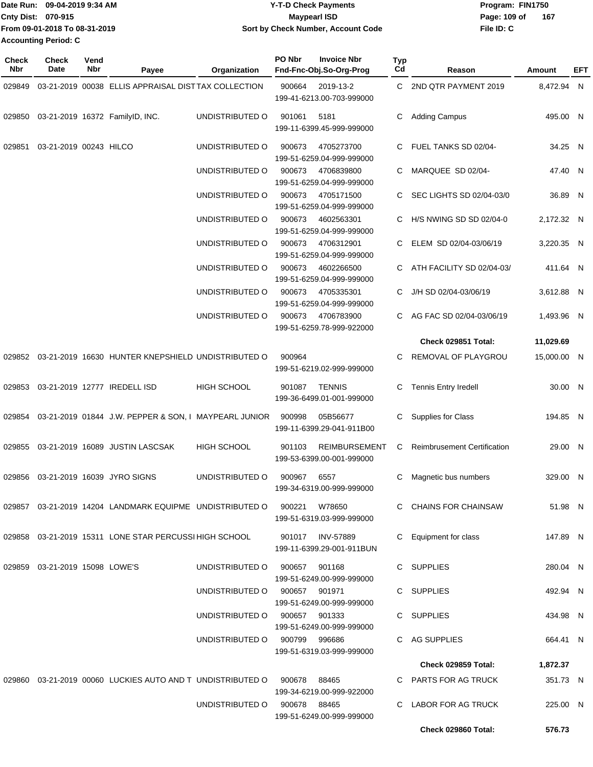Date Run: 09-04-2019 9:34 AM
Cnty Dist: 070-915
From 09-01-2018 To 08-31-2019
Accounting Period: C

**Y-T-D Check Payments**
**Maypearl ISD**
**Sort by Check Number, Account Code**

Program: FIN1750
File ID: C

| Check Nbr | Check Date | Vend Nbr | Payee | Organization | PO Nbr | Invoice Nbr / Fnd-Fnc-Obj.So-Org-Prog | Typ Cd | Reason | Amount | EFT |
|---|---|---|---|---|---|---|---|---|---|---|
| 029849 | 03-21-2019 | 00038 | ELLIS APPRAISAL DIST | TAX COLLECTION | 900664 | 2019-13-2 199-41-6213.00-703-999000 | C | 2ND QTR PAYMENT 2019 | 8,472.94 | N |
| 029850 | 03-21-2019 | 16372 | FamilyID, INC. | UNDISTRIBUTED O | 901061 | 5181 199-11-6399.45-999-999000 | C | Adding Campus | 495.00 | N |
| 029851 | 03-21-2019 | 00243 | HILCO | UNDISTRIBUTED O | 900673 | 4705273700 199-51-6259.04-999-999000 | C | FUEL TANKS SD 02/04- | 34.25 | N |
| | | | | UNDISTRIBUTED O | 900673 | 4706839800 199-51-6259.04-999-999000 | C | MARQUEE SD 02/04- | 47.40 | N |
| | | | | UNDISTRIBUTED O | 900673 | 4705171500 199-51-6259.04-999-999000 | C | SEC LIGHTS SD 02/04-03/0 | 36.89 | N |
| | | | | UNDISTRIBUTED O | 900673 | 4602563301 199-51-6259.04-999-999000 | C | H/S NWING SD SD 02/04-0 | 2,172.32 | N |
| | | | | UNDISTRIBUTED O | 900673 | 4706312901 199-51-6259.04-999-999000 | C | ELEM SD 02/04-03/06/19 | 3,220.35 | N |
| | | | | UNDISTRIBUTED O | 900673 | 4602266500 199-51-6259.04-999-999000 | C | ATH FACILITY SD 02/04-03/ | 411.64 | N |
| | | | | UNDISTRIBUTED O | 900673 | 4705335301 199-51-6259.04-999-999000 | C | J/H SD 02/04-03/06/19 | 3,612.88 | N |
| | | | | UNDISTRIBUTED O | 900673 | 4706783900 199-51-6259.78-999-922000 | C | AG FAC SD 02/04-03/06/19 | 1,493.96 | N |
| | | | | | | | | **Check 029851 Total:** | **11,029.69** | |
| 029852 | 03-21-2019 | 16630 | HUNTER KNEPSHIELD | UNDISTRIBUTED O | 900964 | 199-51-6219.02-999-999000 | C | REMOVAL OF PLAYGROU | 15,000.00 | N |
| 029853 | 03-21-2019 | 12777 | IREDELL ISD | HIGH SCHOOL | 901087 | TENNIS 199-36-6499.01-001-999000 | C | Tennis Entry Iredell | 30.00 | N |
| 029854 | 03-21-2019 | 01844 | J.W. PEPPER & SON, I | MAYPEARL JUNIOR | 900998 | 05B56677 199-11-6399.29-041-911B00 | C | Supplies for Class | 194.85 | N |
| 029855 | 03-21-2019 | 16089 | JUSTIN LASCSAK | HIGH SCHOOL | 901103 | REIMBURSEMENT 199-53-6399.00-001-999000 | C | Reimbrusement Certification | 29.00 | N |
| 029856 | 03-21-2019 | 16039 | JYRO SIGNS | UNDISTRIBUTED O | 900967 | 6557 199-34-6319.00-999-999000 | C | Magnetic bus numbers | 329.00 | N |
| 029857 | 03-21-2019 | 14204 | LANDMARK EQUIPME | UNDISTRIBUTED O | 900221 | W78650 199-51-6319.03-999-999000 | C | CHAINS FOR CHAINSAW | 51.98 | N |
| 029858 | 03-21-2019 | 15311 | LONE STAR PERCUSSI | HIGH SCHOOL | 901017 | INV-57889 199-11-6399.29-001-911BUN | C | Equipment for class | 147.89 | N |
| 029859 | 03-21-2019 | 15098 | LOWE'S | UNDISTRIBUTED O | 900657 | 901168 199-51-6249.00-999-999000 | C | SUPPLIES | 280.04 | N |
| | | | | UNDISTRIBUTED O | 900657 | 901971 199-51-6249.00-999-999000 | C | SUPPLIES | 492.94 | N |
| | | | | UNDISTRIBUTED O | 900657 | 901333 199-51-6249.00-999-999000 | C | SUPPLIES | 434.98 | N |
| | | | | UNDISTRIBUTED O | 900799 | 996686 199-51-6319.03-999-999000 | C | AG SUPPLIES | 664.41 | N |
| | | | | | | | | **Check 029859 Total:** | **1,872.37** | |
| 029860 | 03-21-2019 | 00060 | LUCKIES AUTO AND T | UNDISTRIBUTED O | 900678 | 88465 199-34-6219.00-999-922000 | C | PARTS FOR AG TRUCK | 351.73 | N |
| | | | | UNDISTRIBUTED O | 900678 | 88465 199-51-6249.00-999-999000 | C | LABOR FOR AG TRUCK | 225.00 | N |
| | | | | | | | | **Check 029860 Total:** | **576.73** | |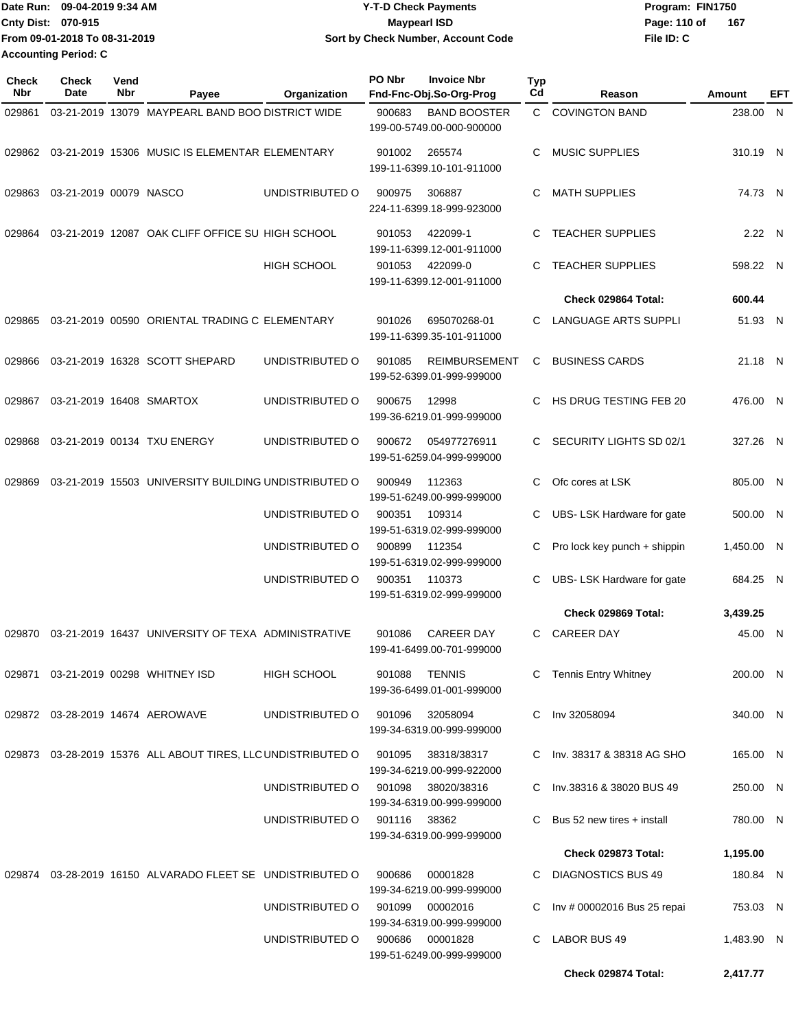Date Run: 09-04-2019 9:34 AM
Cnty Dist: 070-915
From 09-01-2018 To 08-31-2019
Accounting Period: C

**Y-T-D Check Payments**
**Maypearl ISD**
**Sort by Check Number, Account Code**

Program: FIN1750
File ID: C

| Check Nbr | Check Date | Vend Nbr | Payee | Organization | PO Nbr | Invoice Nbr / Fnd-Fnc-Obj.So-Org-Prog | Typ Cd | Reason | Amount | EFT |
|---|---|---|---|---|---|---|---|---|---|---|
| 029861 | 03-21-2019 | 13079 | MAYPEARL BAND BOO | DISTRICT WIDE | 900683 | BAND BOOSTER 199-00-5749.00-000-900000 | C | COVINGTON BAND | 238.00 | N |
| 029862 | 03-21-2019 | 15306 | MUSIC IS ELEMENTAR | ELEMENTARY | 901002 | 265574 199-11-6399.10-101-911000 | C | MUSIC SUPPLIES | 310.19 | N |
| 029863 | 03-21-2019 | 00079 | NASCO | UNDISTRIBUTED O | 900975 | 306887 224-11-6399.18-999-923000 | C | MATH SUPPLIES | 74.73 | N |
| 029864 | 03-21-2019 | 12087 | OAK CLIFF OFFICE SU | HIGH SCHOOL | 901053 | 422099-1 199-11-6399.12-001-911000 | C | TEACHER SUPPLIES | 2.22 | N |
| | | | | HIGH SCHOOL | 901053 | 422099-0 199-11-6399.12-001-911000 | C | TEACHER SUPPLIES | 598.22 | N |
| | | | | | | | | **Check 029864 Total:** | **600.44** | |
| 029865 | 03-21-2019 | 00590 | ORIENTAL TRADING C | ELEMENTARY | 901026 | 695070268-01 199-11-6399.35-101-911000 | C | LANGUAGE ARTS SUPPLI | 51.93 | N |
| 029866 | 03-21-2019 | 16328 | SCOTT SHEPARD | UNDISTRIBUTED O | 901085 | REIMBURSEMENT 199-52-6399.01-999-999000 | C | BUSINESS CARDS | 21.18 | N |
| 029867 | 03-21-2019 | 16408 | SMARTOX | UNDISTRIBUTED O | 900675 | 12998 199-36-6219.01-999-999000 | C | HS DRUG TESTING FEB 20 | 476.00 | N |
| 029868 | 03-21-2019 | 00134 | TXU ENERGY | UNDISTRIBUTED O | 900672 | 054977276911 199-51-6259.04-999-999000 | C | SECURITY LIGHTS SD 02/1 | 327.26 | N |
| 029869 | 03-21-2019 | 15503 | UNIVERSITY BUILDING | UNDISTRIBUTED O | 900949 | 112363 199-51-6249.00-999-999000 | C | Ofc cores at LSK | 805.00 | N |
| | | | | UNDISTRIBUTED O | 900351 | 109314 199-51-6319.02-999-999000 | C | UBS- LSK Hardware for gate | 500.00 | N |
| | | | | UNDISTRIBUTED O | 900899 | 112354 199-51-6319.02-999-999000 | C | Pro lock key punch + shippin | 1,450.00 | N |
| | | | | UNDISTRIBUTED O | 900351 | 110373 199-51-6319.02-999-999000 | C | UBS- LSK Hardware for gate | 684.25 | N |
| | | | | | | | | **Check 029869 Total:** | **3,439.25** | |
| 029870 | 03-21-2019 | 16437 | UNIVERSITY OF TEXA | ADMINISTRATIVE | 901086 | CAREER DAY 199-41-6499.00-701-999000 | C | CAREER DAY | 45.00 | N |
| 029871 | 03-21-2019 | 00298 | WHITNEY ISD | HIGH SCHOOL | 901088 | TENNIS 199-36-6499.01-001-999000 | C | Tennis Entry Whitney | 200.00 | N |
| 029872 | 03-28-2019 | 14674 | AEROWAVE | UNDISTRIBUTED O | 901096 | 32058094 199-34-6319.00-999-999000 | C | Inv 32058094 | 340.00 | N |
| 029873 | 03-28-2019 | 15376 | ALL ABOUT TIRES, LLC | UNDISTRIBUTED O | 901095 | 38318/38317 199-34-6219.00-999-922000 | C | Inv. 38317 & 38318 AG SHO | 165.00 | N |
| | | | | UNDISTRIBUTED O | 901098 | 38020/38316 199-34-6319.00-999-999000 | C | Inv.38316 & 38020 BUS 49 | 250.00 | N |
| | | | | UNDISTRIBUTED O | 901116 | 38362 199-34-6319.00-999-999000 | C | Bus 52 new tires + install | 780.00 | N |
| | | | | | | | | **Check 029873 Total:** | **1,195.00** | |
| 029874 | 03-28-2019 | 16150 | ALVARADO FLEET SE | UNDISTRIBUTED O | 900686 | 00001828 199-34-6219.00-999-999000 | C | DIAGNOSTICS BUS 49 | 180.84 | N |
| | | | | UNDISTRIBUTED O | 901099 | 00002016 199-34-6319.00-999-999000 | C | Inv # 00002016 Bus 25 repai | 753.03 | N |
| | | | | UNDISTRIBUTED O | 900686 | 00001828 199-51-6249.00-999-999000 | C | LABOR BUS 49 | 1,483.90 | N |
| | | | | | | | | **Check 029874 Total:** | **2,417.77** | |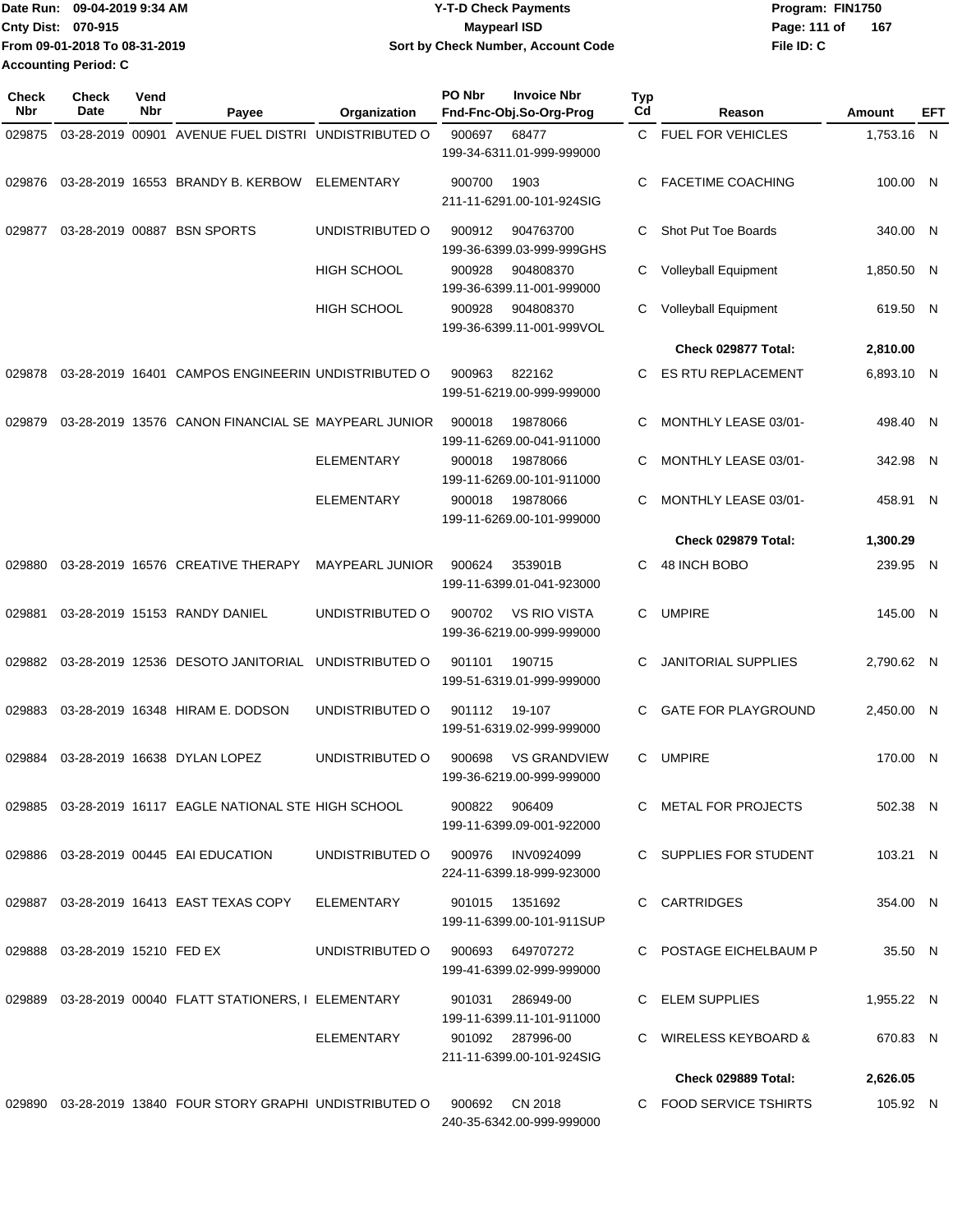Date Run: 09-04-2019 9:34 AM
Cnty Dist: 070-915
From 09-01-2018 To 08-31-2019
Accounting Period: C

**Y-T-D Check Payments**
**Maypearl ISD**
**Sort by Check Number, Account Code**

Program: FIN1750
File ID: C

| Check Nbr | Check Date | Vend Nbr | Payee | Organization | PO Nbr | Invoice Nbr / Fnd-Fnc-Obj.So-Org-Prog | Typ Cd | Reason | Amount | EFT |
|---|---|---|---|---|---|---|---|---|---|---|
| 029875 | 03-28-2019 | 00901 | AVENUE FUEL DISTRI | UNDISTRIBUTED O | 900697 | 68477 199-34-6311.01-999-999000 | C | FUEL FOR VEHICLES | 1,753.16 | N |
| 029876 | 03-28-2019 | 16553 | BRANDY B. KERBOW | ELEMENTARY | 900700 | 1903 211-11-6291.00-101-924SIG | C | FACETIME COACHING | 100.00 | N |
| 029877 | 03-28-2019 | 00887 | BSN SPORTS | UNDISTRIBUTED O | 900912 | 904763700 199-36-6399.03-999-999GHS | C | Shot Put Toe Boards | 340.00 | N |
| | | | | HIGH SCHOOL | 900928 | 904808370 199-36-6399.11-001-999000 | C | Volleyball Equipment | 1,850.50 | N |
| | | | | HIGH SCHOOL | 900928 | 904808370 199-36-6399.11-001-999VOL | C | Volleyball Equipment | 619.50 | N |
| | | | | | | | | **Check 029877 Total:** | **2,810.00** | |
| 029878 | 03-28-2019 | 16401 | CAMPOS ENGINEERIN | UNDISTRIBUTED O | 900963 | 822162 199-51-6219.00-999-999000 | C | ES RTU REPLACEMENT | 6,893.10 | N |
| 029879 | 03-28-2019 | 13576 | CANON FINANCIAL SE | MAYPEARL JUNIOR | 900018 | 19878066 199-11-6269.00-041-911000 | C | MONTHLY LEASE 03/01- | 498.40 | N |
| | | | | ELEMENTARY | 900018 | 19878066 199-11-6269.00-101-911000 | C | MONTHLY LEASE 03/01- | 342.98 | N |
| | | | | ELEMENTARY | 900018 | 19878066 199-11-6269.00-101-999000 | C | MONTHLY LEASE 03/01- | 458.91 | N |
| | | | | | | | | **Check 029879 Total:** | **1,300.29** | |
| 029880 | 03-28-2019 | 16576 | CREATIVE THERAPY | MAYPEARL JUNIOR | 900624 | 353901B 199-11-6399.01-041-923000 | C | 48 INCH BOBO | 239.95 | N |
| 029881 | 03-28-2019 | 15153 | RANDY DANIEL | UNDISTRIBUTED O | 900702 | VS RIO VISTA 199-36-6219.00-999-999000 | C | UMPIRE | 145.00 | N |
| 029882 | 03-28-2019 | 12536 | DESOTO JANITORIAL | UNDISTRIBUTED O | 901101 | 190715 199-51-6319.01-999-999000 | C | JANITORIAL SUPPLIES | 2,790.62 | N |
| 029883 | 03-28-2019 | 16348 | HIRAM E. DODSON | UNDISTRIBUTED O | 901112 | 19-107 199-51-6319.02-999-999000 | C | GATE FOR PLAYGROUND | 2,450.00 | N |
| 029884 | 03-28-2019 | 16638 | DYLAN LOPEZ | UNDISTRIBUTED O | 900698 | VS GRANDVIEW 199-36-6219.00-999-999000 | C | UMPIRE | 170.00 | N |
| 029885 | 03-28-2019 | 16117 | EAGLE NATIONAL STE | HIGH SCHOOL | 900822 | 906409 199-11-6399.09-001-922000 | C | METAL FOR PROJECTS | 502.38 | N |
| 029886 | 03-28-2019 | 00445 | EAI EDUCATION | UNDISTRIBUTED O | 900976 | INV0924099 224-11-6399.18-999-923000 | C | SUPPLIES FOR STUDENT | 103.21 | N |
| 029887 | 03-28-2019 | 16413 | EAST TEXAS COPY | ELEMENTARY | 901015 | 1351692 199-11-6399.00-101-911SUP | C | CARTRIDGES | 354.00 | N |
| 029888 | 03-28-2019 | 15210 | FED EX | UNDISTRIBUTED O | 900693 | 649707272 199-41-6399.02-999-999000 | C | POSTAGE EICHELBAUM P | 35.50 | N |
| 029889 | 03-28-2019 | 00040 | FLATT STATIONERS, I | ELEMENTARY | 901031 | 286949-00 199-11-6399.11-101-911000 | C | ELEM SUPPLIES | 1,955.22 | N |
| | | | | ELEMENTARY | 901092 | 287996-00 211-11-6399.00-101-924SIG | C | WIRELESS KEYBOARD & | 670.83 | N |
| | | | | | | | | **Check 029889 Total:** | **2,626.05** | |
| 029890 | 03-28-2019 | 13840 | FOUR STORY GRAPHI | UNDISTRIBUTED O | 900692 | CN 2018 240-35-6342.00-999-999000 | C | FOOD SERVICE TSHIRTS | 105.92 | N |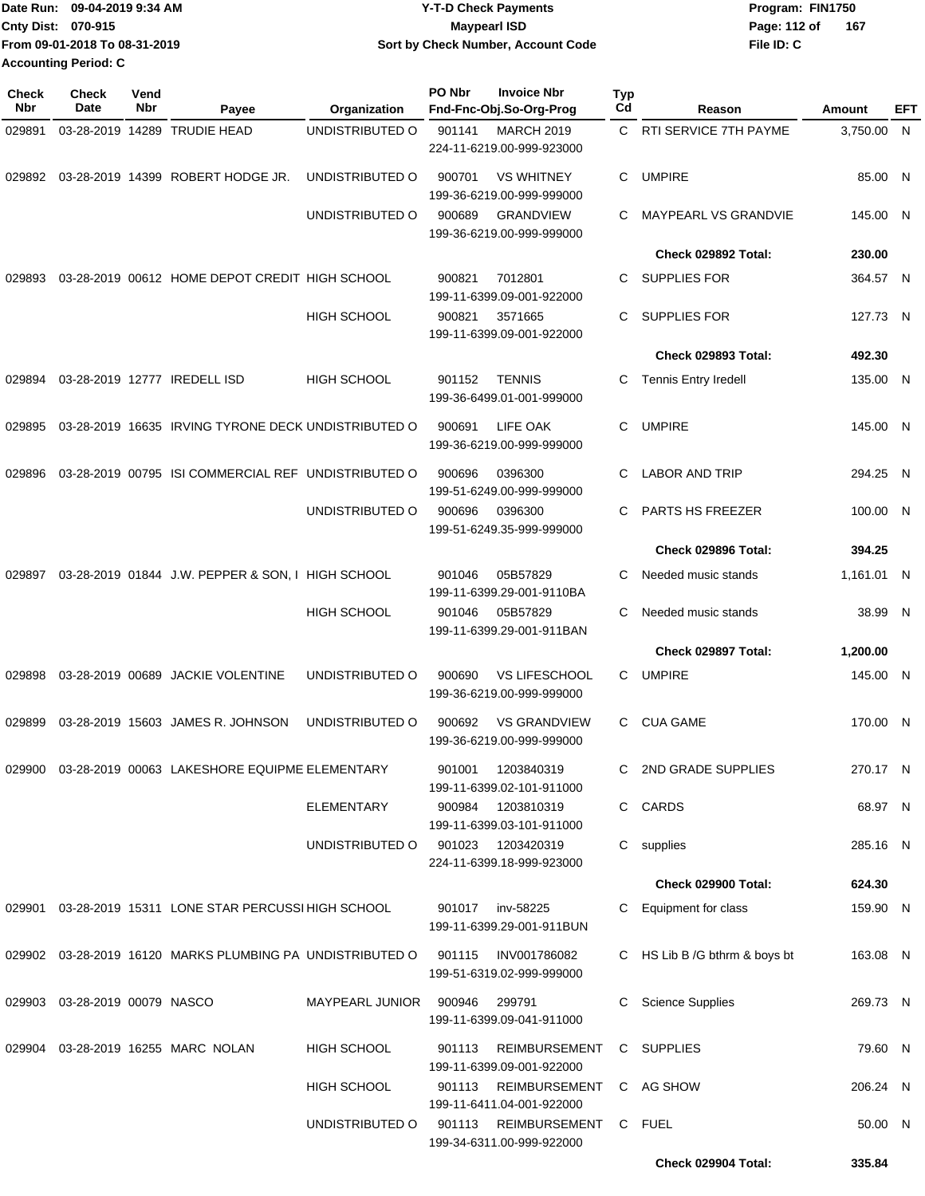Date Run: 09-04-2019 9:34 AM
Cnty Dist: 070-915
From 09-01-2018 To 08-31-2019
Accounting Period: C

**Y-T-D Check Payments**
**Maypearl ISD**
**Sort by Check Number, Account Code**

Program: FIN1750
File ID: C

| Check Nbr | Check Date | Vend Nbr | Payee | Organization | PO Nbr / Invoice Nbr / Fnd-Fnc-Obj.So-Org-Prog | Typ Cd | Reason | Amount | EFT |
|---|---|---|---|---|---|---|---|---|---|
| 029891 | 03-28-2019 | 14289 | TRUDIE HEAD | UNDISTRIBUTED O | 901141 MARCH 2019 224-11-6219.00-999-923000 | C | RTI SERVICE 7TH PAYME | 3,750.00 | N |
| 029892 | 03-28-2019 | 14399 | ROBERT HODGE JR. | UNDISTRIBUTED O | 900701 VS WHITNEY 199-36-6219.00-999-999000 | C | UMPIRE | 85.00 | N |
| | | | | UNDISTRIBUTED O | 900689 GRANDVIEW 199-36-6219.00-999-999000 | C | MAYPEARL VS GRANDVIE | 145.00 | N |
| | | | | | | | **Check 029892 Total:** | **230.00** | |
| 029893 | 03-28-2019 | 00612 | HOME DEPOT CREDIT | HIGH SCHOOL | 900821 7012801 199-11-6399.09-001-922000 | C | SUPPLIES FOR | 364.57 | N |
| | | | | HIGH SCHOOL | 900821 3571665 199-11-6399.09-001-922000 | C | SUPPLIES FOR | 127.73 | N |
| | | | | | | | **Check 029893 Total:** | **492.30** | |
| 029894 | 03-28-2019 | 12777 | IREDELL ISD | HIGH SCHOOL | 901152 TENNIS 199-36-6499.01-001-999000 | C | Tennis Entry Iredell | 135.00 | N |
| 029895 | 03-28-2019 | 16635 | IRVING TYRONE DECK | UNDISTRIBUTED O | 900691 LIFE OAK 199-36-6219.00-999-999000 | C | UMPIRE | 145.00 | N |
| 029896 | 03-28-2019 | 00795 | ISI COMMERCIAL REF | UNDISTRIBUTED O | 900696 0396300 199-51-6249.00-999-999000 | C | LABOR AND TRIP | 294.25 | N |
| | | | | UNDISTRIBUTED O | 900696 0396300 199-51-6249.35-999-999000 | C | PARTS HS FREEZER | 100.00 | N |
| | | | | | | | **Check 029896 Total:** | **394.25** | |
| 029897 | 03-28-2019 | 01844 | J.W. PEPPER & SON, I | HIGH SCHOOL | 901046 05B57829 199-11-6399.29-001-9110BA | C | Needed music stands | 1,161.01 | N |
| | | | | HIGH SCHOOL | 901046 05B57829 199-11-6399.29-001-911BAN | C | Needed music stands | 38.99 | N |
| | | | | | | | **Check 029897 Total:** | **1,200.00** | |
| 029898 | 03-28-2019 | 00689 | JACKIE VOLENTINE | UNDISTRIBUTED O | 900690 VS LIFESCHOOL 199-36-6219.00-999-999000 | C | UMPIRE | 145.00 | N |
| 029899 | 03-28-2019 | 15603 | JAMES R. JOHNSON | UNDISTRIBUTED O | 900692 VS GRANDVIEW 199-36-6219.00-999-999000 | C | CUA GAME | 170.00 | N |
| 029900 | 03-28-2019 | 00063 | LAKESHORE EQUIPME | ELEMENTARY | 901001 1203840319 199-11-6399.02-101-911000 | C | 2ND GRADE SUPPLIES | 270.17 | N |
| | | | | ELEMENTARY | 900984 1203810319 199-11-6399.03-101-911000 | C | CARDS | 68.97 | N |
| | | | | UNDISTRIBUTED O | 901023 1203420319 224-11-6399.18-999-923000 | C | supplies | 285.16 | N |
| | | | | | | | **Check 029900 Total:** | **624.30** | |
| 029901 | 03-28-2019 | 15311 | LONE STAR PERCUSSI | HIGH SCHOOL | 901017 inv-58225 199-11-6399.29-001-911BUN | C | Equipment for class | 159.90 | N |
| 029902 | 03-28-2019 | 16120 | MARKS PLUMBING PA | UNDISTRIBUTED O | 901115 INV001786082 199-51-6319.02-999-999000 | C | HS Lib B /G bthrm & boys bt | 163.08 | N |
| 029903 | 03-28-2019 | 00079 | NASCO | MAYPEARL JUNIOR | 900946 299791 199-11-6399.09-041-911000 | C | Science Supplies | 269.73 | N |
| 029904 | 03-28-2019 | 16255 | MARC NOLAN | HIGH SCHOOL | 901113 REIMBURSEMENT 199-11-6399.09-001-922000 | C | SUPPLIES | 79.60 | N |
| | | | | HIGH SCHOOL | 901113 REIMBURSEMENT 199-11-6411.04-001-922000 | C | AG SHOW | 206.24 | N |
| | | | | UNDISTRIBUTED O | 901113 REIMBURSEMENT 199-34-6311.00-999-922000 | C | FUEL | 50.00 | N |
| | | | | | | | **Check 029904 Total:** | **335.84** | |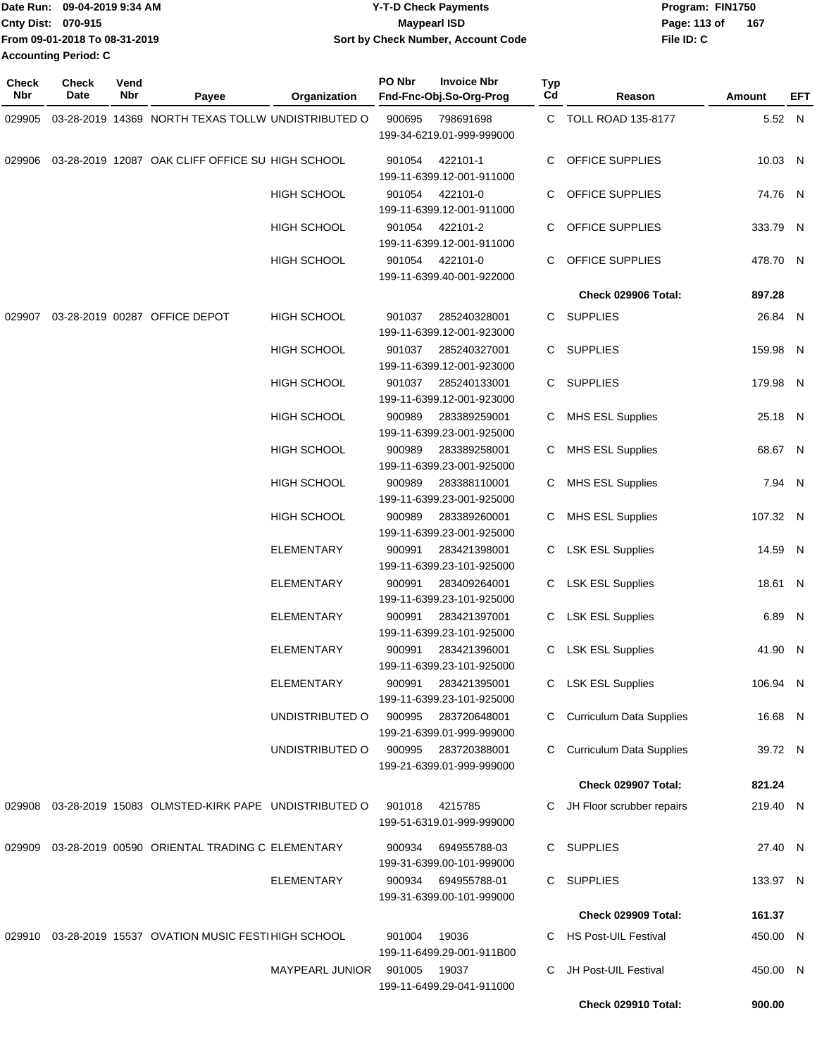Date Run: 09-04-2019 9:34 AM
Cnty Dist: 070-915
From 09-01-2018 To 08-31-2019
Accounting Period: C

**Y-T-D Check Payments**
**Maypearl ISD**
**Sort by Check Number, Account Code**

Program: FIN1750
File ID: C

| Check Nbr | Check Date | Vend Nbr | Payee | Organization | PO Nbr | Invoice Nbr / Fnd-Fnc-Obj.So-Org-Prog | Typ Cd | Reason | Amount | EFT |
|---|---|---|---|---|---|---|---|---|---|---|
| 029905 | 03-28-2019 | 14369 | NORTH TEXAS TOLLW | UNDISTRIBUTED O | 900695 | 798691698 199-34-6219.01-999-999000 | C | TOLL ROAD 135-8177 | 5.52 | N |
| 029906 | 03-28-2019 | 12087 | OAK CLIFF OFFICE SU | HIGH SCHOOL | 901054 | 422101-1 199-11-6399.12-001-911000 | C | OFFICE SUPPLIES | 10.03 | N |
| | | | | HIGH SCHOOL | 901054 | 422101-0 199-11-6399.12-001-911000 | C | OFFICE SUPPLIES | 74.76 | N |
| | | | | HIGH SCHOOL | 901054 | 422101-2 199-11-6399.12-001-911000 | C | OFFICE SUPPLIES | 333.79 | N |
| | | | | HIGH SCHOOL | 901054 | 422101-0 199-11-6399.40-001-922000 | C | OFFICE SUPPLIES | 478.70 | N |
| | | | | | | | | **Check 029906 Total:** | **897.28** | |
| 029907 | 03-28-2019 | 00287 | OFFICE DEPOT | HIGH SCHOOL | 901037 | 285240328001 199-11-6399.12-001-923000 | C | SUPPLIES | 26.84 | N |
| | | | | HIGH SCHOOL | 901037 | 285240327001 199-11-6399.12-001-923000 | C | SUPPLIES | 159.98 | N |
| | | | | HIGH SCHOOL | 901037 | 285240133001 199-11-6399.12-001-923000 | C | SUPPLIES | 179.98 | N |
| | | | | HIGH SCHOOL | 900989 | 283389259001 199-11-6399.23-001-925000 | C | MHS ESL Supplies | 25.18 | N |
| | | | | HIGH SCHOOL | 900989 | 283389258001 199-11-6399.23-001-925000 | C | MHS ESL Supplies | 68.67 | N |
| | | | | HIGH SCHOOL | 900989 | 283388110001 199-11-6399.23-001-925000 | C | MHS ESL Supplies | 7.94 | N |
| | | | | HIGH SCHOOL | 900989 | 283389260001 199-11-6399.23-001-925000 | C | MHS ESL Supplies | 107.32 | N |
| | | | | ELEMENTARY | 900991 | 283421398001 199-11-6399.23-101-925000 | C | LSK ESL Supplies | 14.59 | N |
| | | | | ELEMENTARY | 900991 | 283409264001 199-11-6399.23-101-925000 | C | LSK ESL Supplies | 18.61 | N |
| | | | | ELEMENTARY | 900991 | 283421397001 199-11-6399.23-101-925000 | C | LSK ESL Supplies | 6.89 | N |
| | | | | ELEMENTARY | 900991 | 283421396001 199-11-6399.23-101-925000 | C | LSK ESL Supplies | 41.90 | N |
| | | | | ELEMENTARY | 900991 | 283421395001 199-11-6399.23-101-925000 | C | LSK ESL Supplies | 106.94 | N |
| | | | | UNDISTRIBUTED O | 900995 | 283720648001 199-21-6399.01-999-999000 | C | Curriculum Data Supplies | 16.68 | N |
| | | | | UNDISTRIBUTED O | 900995 | 283720388001 199-21-6399.01-999-999000 | C | Curriculum Data Supplies | 39.72 | N |
| | | | | | | | | **Check 029907 Total:** | **821.24** | |
| 029908 | 03-28-2019 | 15083 | OLMSTED-KIRK PAPE | UNDISTRIBUTED O | 901018 | 4215785 199-51-6319.01-999-999000 | C | JH Floor scrubber repairs | 219.40 | N |
| 029909 | 03-28-2019 | 00590 | ORIENTAL TRADING C | ELEMENTARY | 900934 | 694955788-03 199-31-6399.00-101-999000 | C | SUPPLIES | 27.40 | N |
| | | | | ELEMENTARY | 900934 | 694955788-01 199-31-6399.00-101-999000 | C | SUPPLIES | 133.97 | N |
| | | | | | | | | **Check 029909 Total:** | **161.37** | |
| 029910 | 03-28-2019 | 15537 | OVATION MUSIC FESTI | HIGH SCHOOL | 901004 | 19036 199-11-6499.29-001-911B00 | C | HS Post-UIL Festival | 450.00 | N |
| | | | | MAYPEARL JUNIOR | 901005 | 19037 199-11-6499.29-041-911000 | C | JH Post-UIL Festival | 450.00 | N |
| | | | | | | | | **Check 029910 Total:** | **900.00** | |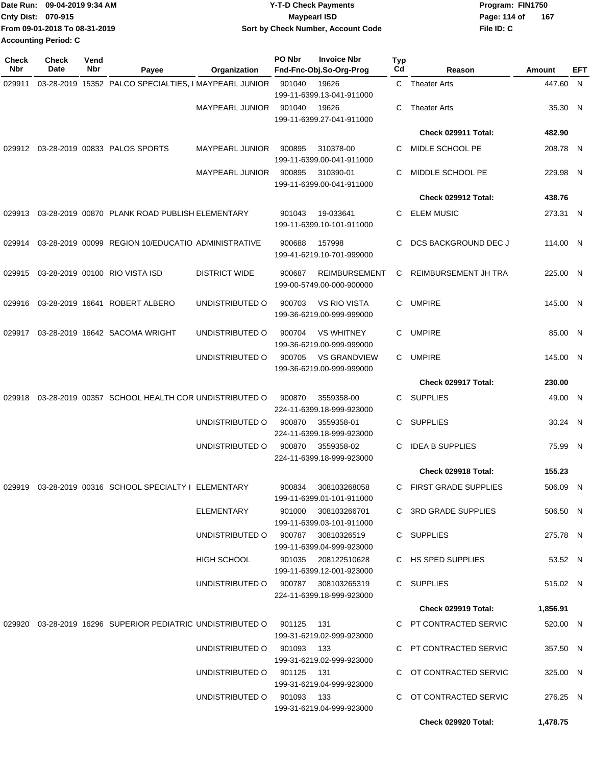Date Run: 09-04-2019 9:34 AM
Cnty Dist: 070-915
From 09-01-2018 To 08-31-2019
Accounting Period: C

**Y-T-D Check Payments**
**Maypearl ISD**
**Sort by Check Number, Account Code**

Program: FIN1750
File ID: C

| Check Nbr | Check Date | Vend Nbr | Payee | Organization | PO Nbr | Invoice Nbr / Fnd-Fnc-Obj.So-Org-Prog | Typ Cd | Reason | Amount | EFT |
|---|---|---|---|---|---|---|---|---|---|---|
| 029911 | 03-28-2019 | 15352 | PALCO SPECIALTIES, I | MAYPEARL JUNIOR | 901040 | 19626 / 199-11-6399.13-041-911000 | C | Theater Arts | 447.60 | N |
| | | | | MAYPEARL JUNIOR | 901040 | 19626 / 199-11-6399.27-041-911000 | C | Theater Arts | 35.30 | N |
| | | | | | | | | **Check 029911 Total:** | **482.90** | |
| 029912 | 03-28-2019 | 00833 | PALOS SPORTS | MAYPEARL JUNIOR | 900895 | 310378-00 / 199-11-6399.00-041-911000 | C | MIDLE SCHOOL PE | 208.78 | N |
| | | | | MAYPEARL JUNIOR | 900895 | 310390-01 / 199-11-6399.00-041-911000 | C | MIDDLE SCHOOL PE | 229.98 | N |
| | | | | | | | | **Check 029912 Total:** | **438.76** | |
| 029913 | 03-28-2019 | 00870 | PLANK ROAD PUBLISH | ELEMENTARY | 901043 | 19-033641 / 199-11-6399.10-101-911000 | C | ELEM MUSIC | 273.31 | N |
| 029914 | 03-28-2019 | 00099 | REGION 10/EDUCATIO | ADMINISTRATIVE | 900688 | 157998 / 199-41-6219.10-701-999000 | C | DCS BACKGROUND DEC J | 114.00 | N |
| 029915 | 03-28-2019 | 00100 | RIO VISTA ISD | DISTRICT WIDE | 900687 | REIMBURSEMENT / 199-00-5749.00-000-900000 | C | REIMBURSEMENT JH TRA | 225.00 | N |
| 029916 | 03-28-2019 | 16641 | ROBERT ALBERO | UNDISTRIBUTED O | 900703 | VS RIO VISTA / 199-36-6219.00-999-999000 | C | UMPIRE | 145.00 | N |
| 029917 | 03-28-2019 | 16642 | SACOMA WRIGHT | UNDISTRIBUTED O | 900704 | VS WHITNEY / 199-36-6219.00-999-999000 | C | UMPIRE | 85.00 | N |
| | | | | UNDISTRIBUTED O | 900705 | VS GRANDVIEW / 199-36-6219.00-999-999000 | C | UMPIRE | 145.00 | N |
| | | | | | | | | **Check 029917 Total:** | **230.00** | |
| 029918 | 03-28-2019 | 00357 | SCHOOL HEALTH COR | UNDISTRIBUTED O | 900870 | 3559358-00 / 224-11-6399.18-999-923000 | C | SUPPLIES | 49.00 | N |
| | | | | UNDISTRIBUTED O | 900870 | 3559358-01 / 224-11-6399.18-999-923000 | C | SUPPLIES | 30.24 | N |
| | | | | UNDISTRIBUTED O | 900870 | 3559358-02 / 224-11-6399.18-999-923000 | C | IDEA B SUPPLIES | 75.99 | N |
| | | | | | | | | **Check 029918 Total:** | **155.23** | |
| 029919 | 03-28-2019 | 00316 | SCHOOL SPECIALTY I | ELEMENTARY | 900834 | 308103268058 / 199-11-6399.01-101-911000 | C | FIRST GRADE SUPPLIES | 506.09 | N |
| | | | | ELEMENTARY | 901000 | 308103266701 / 199-11-6399.03-101-911000 | C | 3RD GRADE SUPPLIES | 506.50 | N |
| | | | | UNDISTRIBUTED O | 900787 | 30810326519 / 199-11-6399.04-999-923000 | C | SUPPLIES | 275.78 | N |
| | | | | HIGH SCHOOL | 901035 | 208122510628 / 199-11-6399.12-001-923000 | C | HS SPED SUPPLIES | 53.52 | N |
| | | | | UNDISTRIBUTED O | 900787 | 308103265319 / 224-11-6399.18-999-923000 | C | SUPPLIES | 515.02 | N |
| | | | | | | | | **Check 029919 Total:** | **1,856.91** | |
| 029920 | 03-28-2019 | 16296 | SUPERIOR PEDIATRIC | UNDISTRIBUTED O | 901125 | 131 / 199-31-6219.02-999-923000 | C | PT CONTRACTED SERVIC | 520.00 | N |
| | | | | UNDISTRIBUTED O | 901093 | 133 / 199-31-6219.02-999-923000 | C | PT CONTRACTED SERVIC | 357.50 | N |
| | | | | UNDISTRIBUTED O | 901125 | 131 / 199-31-6219.04-999-923000 | C | OT CONTRACTED SERVIC | 325.00 | N |
| | | | | UNDISTRIBUTED O | 901093 | 133 / 199-31-6219.04-999-923000 | C | OT CONTRACTED SERVIC | 276.25 | N |
| | | | | | | | | **Check 029920 Total:** | **1,478.75** | |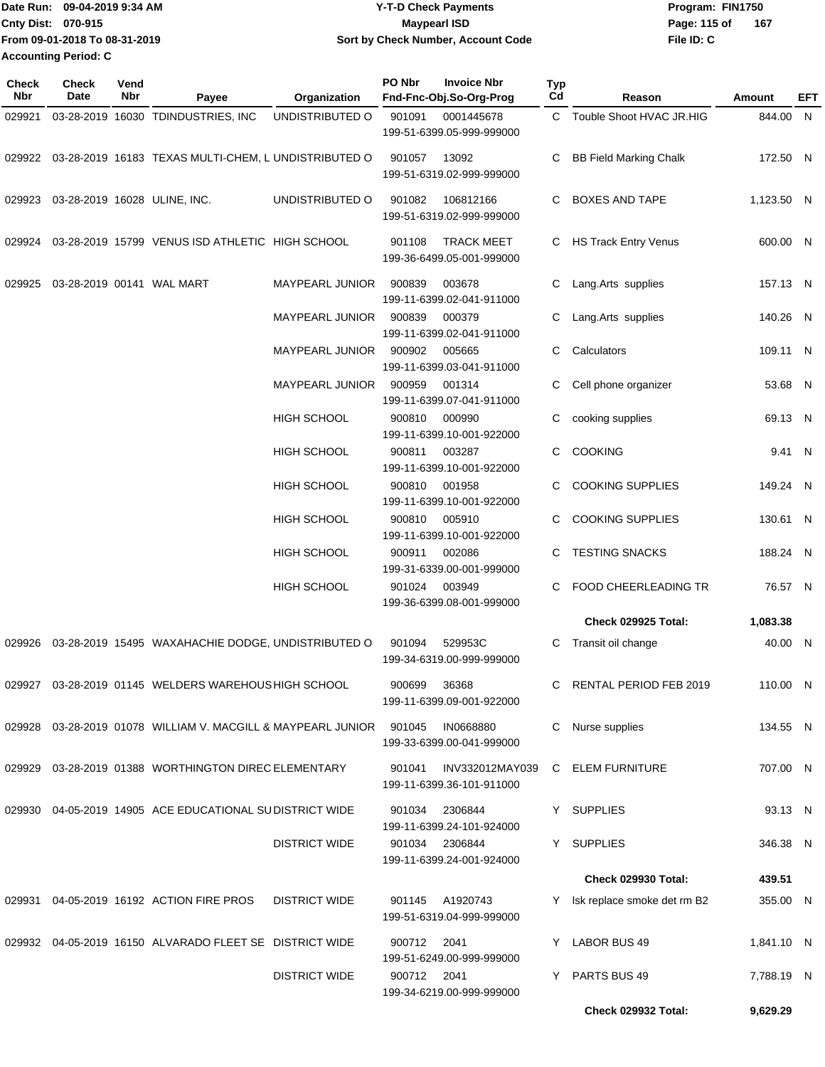Date Run: 09-04-2019 9:34 AM
Cnty Dist: 070-915
From 09-01-2018 To 08-31-2019
Accounting Period: C

# Y-T-D Check Payments
## Maypearl ISD
### Sort by Check Number, Account Code

Program: FIN1750
File ID: C

| Check Nbr | Check Date | Vend Nbr | Payee | Organization | PO Nbr | Invoice Nbr Fnd-Fnc-Obj.So-Org-Prog | Typ Cd | Reason | Amount | EFT |
|---|---|---|---|---|---|---|---|---|---|---|
| 029921 | 03-28-2019 | 16030 | TDINDUSTRIES, INC | UNDISTRIBUTED O | 901091 | 0001445678 199-51-6399.05-999-999000 | C | Touble Shoot HVAC JR.HIG | 844.00 | N |
| 029922 | 03-28-2019 | 16183 | TEXAS MULTI-CHEM, L | UNDISTRIBUTED O | 901057 | 13092 199-51-6319.02-999-999000 | C | BB Field Marking Chalk | 172.50 | N |
| 029923 | 03-28-2019 | 16028 | ULINE, INC. | UNDISTRIBUTED O | 901082 | 106812166 199-51-6319.02-999-999000 | C | BOXES AND TAPE | 1,123.50 | N |
| 029924 | 03-28-2019 | 15799 | VENUS ISD ATHLETIC | HIGH SCHOOL | 901108 | TRACK MEET 199-36-6499.05-001-999000 | C | HS Track Entry Venus | 600.00 | N |
| 029925 | 03-28-2019 | 00141 | WAL MART | MAYPEARL JUNIOR | 900839 | 003678 199-11-6399.02-041-911000 | C | Lang.Arts supplies | 157.13 | N |
| | | | | MAYPEARL JUNIOR | 900839 | 000379 199-11-6399.02-041-911000 | C | Lang.Arts supplies | 140.26 | N |
| | | | | MAYPEARL JUNIOR | 900902 | 005665 199-11-6399.03-041-911000 | C | Calculators | 109.11 | N |
| | | | | MAYPEARL JUNIOR | 900959 | 001314 199-11-6399.07-041-911000 | C | Cell phone organizer | 53.68 | N |
| | | | | HIGH SCHOOL | 900810 | 000990 199-11-6399.10-001-922000 | C | cooking supplies | 69.13 | N |
| | | | | HIGH SCHOOL | 900811 | 003287 199-11-6399.10-001-922000 | C | COOKING | 9.41 | N |
| | | | | HIGH SCHOOL | 900810 | 001958 199-11-6399.10-001-922000 | C | COOKING SUPPLIES | 149.24 | N |
| | | | | HIGH SCHOOL | 900810 | 005910 199-11-6399.10-001-922000 | C | COOKING SUPPLIES | 130.61 | N |
| | | | | HIGH SCHOOL | 900911 | 002086 199-31-6339.00-001-999000 | C | TESTING SNACKS | 188.24 | N |
| | | | | HIGH SCHOOL | 901024 | 003949 199-36-6399.08-001-999000 | C | FOOD CHEERLEADING TR | 76.57 | N |
| | | | | | | | | **Check 029925 Total:** | **1,083.38** | |
| 029926 | 03-28-2019 | 15495 | WAXAHACHIE DODGE, | UNDISTRIBUTED O | 901094 | 529953C 199-34-6319.00-999-999000 | C | Transit oil change | 40.00 | N |
| 029927 | 03-28-2019 | 01145 | WELDERS WAREHOUS | HIGH SCHOOL | 900699 | 36368 199-11-6399.09-001-922000 | C | RENTAL PERIOD FEB 2019 | 110.00 | N |
| 029928 | 03-28-2019 | 01078 | WILLIAM V. MACGILL & | MAYPEARL JUNIOR | 901045 | IN0668880 199-33-6399.00-041-999000 | C | Nurse supplies | 134.55 | N |
| 029929 | 03-28-2019 | 01388 | WORTHINGTON DIREC | ELEMENTARY | 901041 | INV332012MAY039 199-11-6399.36-101-911000 | C | ELEM FURNITURE | 707.00 | N |
| 029930 | 04-05-2019 | 14905 | ACE EDUCATIONAL SU | DISTRICT WIDE | 901034 | 2306844 199-11-6399.24-101-924000 | Y | SUPPLIES | 93.13 | N |
| | | | | DISTRICT WIDE | 901034 | 2306844 199-11-6399.24-001-924000 | Y | SUPPLIES | 346.38 | N |
| | | | | | | | | **Check 029930 Total:** | **439.51** | |
| 029931 | 04-05-2019 | 16192 | ACTION FIRE PROS | DISTRICT WIDE | 901145 | A1920743 199-51-6319.04-999-999000 | Y | lsk replace smoke det rm B2 | 355.00 | N |
| 029932 | 04-05-2019 | 16150 | ALVARADO FLEET SE | DISTRICT WIDE | 900712 | 2041 199-51-6249.00-999-999000 | Y | LABOR BUS 49 | 1,841.10 | N |
| | | | | DISTRICT WIDE | 900712 | 2041 199-34-6219.00-999-999000 | Y | PARTS BUS 49 | 7,788.19 | N |
| | | | | | | | | **Check 029932 Total:** | **9,629.29** | |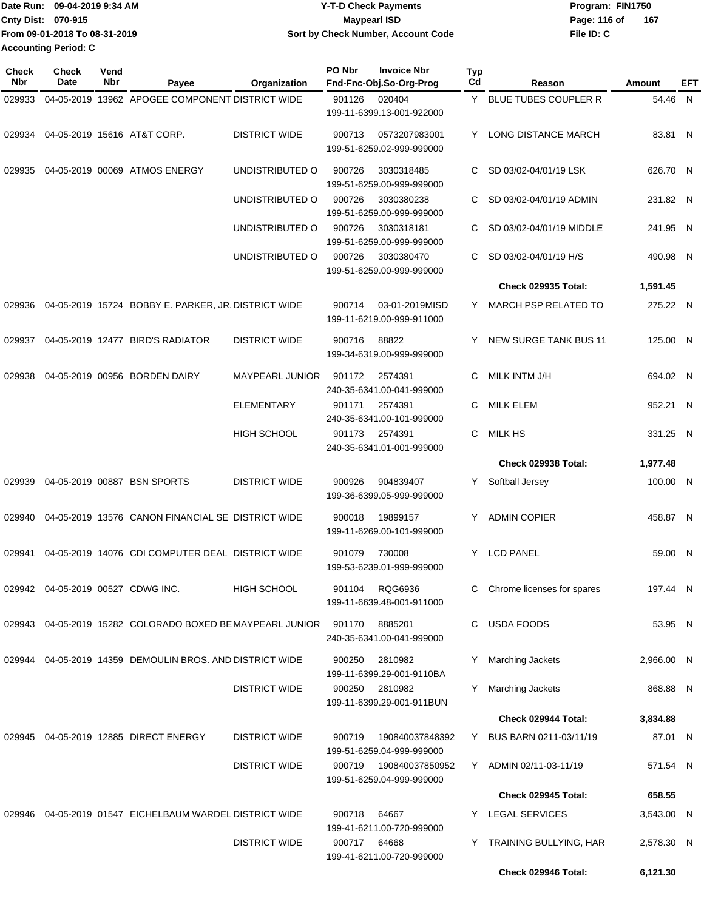Date Run: 09-04-2019 9:34 AM
Cnty Dist: 070-915
From 09-01-2018 To 08-31-2019
Accounting Period: C

**Y-T-D Check Payments**
**Maypearl ISD**
**Sort by Check Number, Account Code**

Program: FIN1750
File ID: C

| Check Nbr | Check Date | Vend Nbr | Payee | Organization | PO Nbr / Invoice Nbr / Fnd-Fnc-Obj.So-Org-Prog | Typ Cd | Reason | Amount | EFT |
|---|---|---|---|---|---|---|---|---|---|
| 029933 | 04-05-2019 | 13962 | APOGEE COMPONENT | DISTRICT WIDE | 901126 020404 199-11-6399.13-001-922000 | Y | BLUE TUBES COUPLER R | 54.46 | N |
| 029934 | 04-05-2019 | 15616 | AT&T CORP. | DISTRICT WIDE | 900713 0573207983001 199-51-6259.02-999-999000 | Y | LONG DISTANCE MARCH | 83.81 | N |
| 029935 | 04-05-2019 | 00069 | ATMOS ENERGY | UNDISTRIBUTED O | 900726 3030318485 199-51-6259.00-999-999000 | C | SD 03/02-04/01/19 LSK | 626.70 | N |
| | | | | UNDISTRIBUTED O | 900726 3030380238 199-51-6259.00-999-999000 | C | SD 03/02-04/01/19 ADMIN | 231.82 | N |
| | | | | UNDISTRIBUTED O | 900726 3030318181 199-51-6259.00-999-999000 | C | SD 03/02-04/01/19 MIDDLE | 241.95 | N |
| | | | | UNDISTRIBUTED O | 900726 3030380470 199-51-6259.00-999-999000 | C | SD 03/02-04/01/19 H/S | 490.98 | N |
| | | | | | | | **Check 029935 Total:** | **1,591.45** | |
| 029936 | 04-05-2019 | 15724 | BOBBY E. PARKER, JR. | DISTRICT WIDE | 900714 03-01-2019MISD 199-11-6219.00-999-911000 | Y | MARCH PSP RELATED TO | 275.22 | N |
| 029937 | 04-05-2019 | 12477 | BIRD'S RADIATOR | DISTRICT WIDE | 900716 88822 199-34-6319.00-999-999000 | Y | NEW SURGE TANK BUS 11 | 125.00 | N |
| 029938 | 04-05-2019 | 00956 | BORDEN DAIRY | MAYPEARL JUNIOR | 901172 2574391 240-35-6341.00-041-999000 | C | MILK INTM J/H | 694.02 | N |
| | | | | ELEMENTARY | 901171 2574391 240-35-6341.00-101-999000 | C | MILK ELEM | 952.21 | N |
| | | | | HIGH SCHOOL | 901173 2574391 240-35-6341.01-001-999000 | C | MILK HS | 331.25 | N |
| | | | | | | | **Check 029938 Total:** | **1,977.48** | |
| 029939 | 04-05-2019 | 00887 | BSN SPORTS | DISTRICT WIDE | 900926 904839407 199-36-6399.05-999-999000 | Y | Softball Jersey | 100.00 | N |
| 029940 | 04-05-2019 | 13576 | CANON FINANCIAL SE | DISTRICT WIDE | 900018 19899157 199-11-6269.00-101-999000 | Y | ADMIN COPIER | 458.87 | N |
| 029941 | 04-05-2019 | 14076 | CDI COMPUTER DEAL | DISTRICT WIDE | 901079 730008 199-53-6239.01-999-999000 | Y | LCD PANEL | 59.00 | N |
| 029942 | 04-05-2019 | 00527 | CDWG INC. | HIGH SCHOOL | 901104 RQG6936 199-11-6639.48-001-911000 | C | Chrome licenses for spares | 197.44 | N |
| 029943 | 04-05-2019 | 15282 | COLORADO BOXED BE | MAYPEARL JUNIOR | 901170 8885201 240-35-6341.00-041-999000 | C | USDA FOODS | 53.95 | N |
| 029944 | 04-05-2019 | 14359 | DEMOULIN BROS. AND | DISTRICT WIDE | 900250 2810982 199-11-6399.29-001-9110BA | Y | Marching Jackets | 2,966.00 | N |
| | | | | DISTRICT WIDE | 900250 2810982 199-11-6399.29-001-911BUN | Y | Marching Jackets | 868.88 | N |
| | | | | | | | **Check 029944 Total:** | **3,834.88** | |
| 029945 | 04-05-2019 | 12885 | DIRECT ENERGY | DISTRICT WIDE | 900719 190840037848392 199-51-6259.04-999-999000 | Y | BUS BARN 0211-03/11/19 | 87.01 | N |
| | | | | DISTRICT WIDE | 900719 190840037850952 199-51-6259.04-999-999000 | Y | ADMIN 02/11-03-11/19 | 571.54 | N |
| | | | | | | | **Check 029945 Total:** | **658.55** | |
| 029946 | 04-05-2019 | 01547 | EICHELBAUM WARDEL | DISTRICT WIDE | 900718 64667 199-41-6211.00-720-999000 | Y | LEGAL SERVICES | 3,543.00 | N |
| | | | | DISTRICT WIDE | 900717 64668 199-41-6211.00-720-999000 | Y | TRAINING BULLYING, HAR | 2,578.30 | N |
| | | | | | | | **Check 029946 Total:** | **6,121.30** | |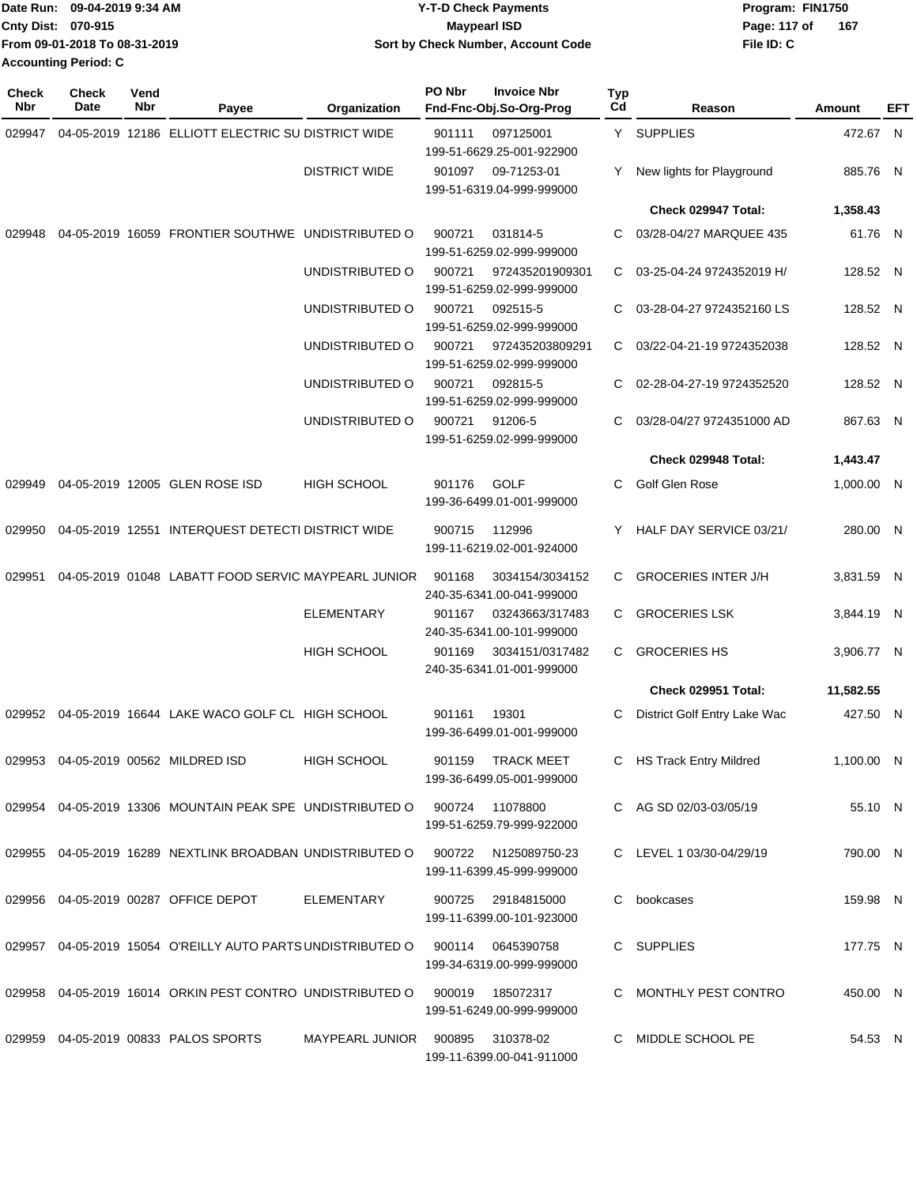Date Run: 09-04-2019 9:34 AM
Cnty Dist: 070-915
From 09-01-2018 To 08-31-2019
Accounting Period: C

# Y-T-D Check Payments
## Maypearl ISD
### Sort by Check Number, Account Code

Program: FIN1750
File ID: C

| Check Nbr | Check Date | Vend Nbr | Payee | Organization | PO Nbr | Invoice Nbr / Fnd-Fnc-Obj.So-Org-Prog | Typ Cd | Reason | Amount | EFT |
|---|---|---|---|---|---|---|---|---|---|---|
| 029947 | 04-05-2019 | 12186 | ELLIOTT ELECTRIC SU | DISTRICT WIDE | 901111 | 097125001 / 199-51-6629.25-001-922900 | Y | SUPPLIES | 472.67 | N |
| | | | | DISTRICT WIDE | 901097 | 09-71253-01 / 199-51-6319.04-999-999000 | Y | New lights for Playground | 885.76 | N |
| | | | | | | | | **Check 029947 Total:** | **1,358.43** | |
| 029948 | 04-05-2019 | 16059 | FRONTIER SOUTHWE | UNDISTRIBUTED O | 900721 | 031814-5 / 199-51-6259.02-999-999000 | C | 03/28-04/27 MARQUEE 435 | 61.76 | N |
| | | | | UNDISTRIBUTED O | 900721 | 972435201909301 / 199-51-6259.02-999-999000 | C | 03-25-04-24 9724352019 H/ | 128.52 | N |
| | | | | UNDISTRIBUTED O | 900721 | 092515-5 / 199-51-6259.02-999-999000 | C | 03-28-04-27 9724352160 LS | 128.52 | N |
| | | | | UNDISTRIBUTED O | 900721 | 972435203809291 / 199-51-6259.02-999-999000 | C | 03/22-04-21-19 9724352038 | 128.52 | N |
| | | | | UNDISTRIBUTED O | 900721 | 092815-5 / 199-51-6259.02-999-999000 | C | 02-28-04-27-19 9724352520 | 128.52 | N |
| | | | | UNDISTRIBUTED O | 900721 | 91206-5 / 199-51-6259.02-999-999000 | C | 03/28-04/27 9724351000 AD | 867.63 | N |
| | | | | | | | | **Check 029948 Total:** | **1,443.47** | |
| 029949 | 04-05-2019 | 12005 | GLEN ROSE ISD | HIGH SCHOOL | 901176 | GOLF / 199-36-6499.01-001-999000 | C | Golf Glen Rose | 1,000.00 | N |
| 029950 | 04-05-2019 | 12551 | INTERQUEST DETECTI | DISTRICT WIDE | 900715 | 112996 / 199-11-6219.02-001-924000 | Y | HALF DAY SERVICE 03/21/ | 280.00 | N |
| 029951 | 04-05-2019 | 01048 | LABATT FOOD SERVIC | MAYPEARL JUNIOR | 901168 | 3034154/3034152 / 240-35-6341.00-041-999000 | C | GROCERIES INTER J/H | 3,831.59 | N |
| | | | | ELEMENTARY | 901167 | 03243663/317483 / 240-35-6341.00-101-999000 | C | GROCERIES LSK | 3,844.19 | N |
| | | | | HIGH SCHOOL | 901169 | 3034151/0317482 / 240-35-6341.01-001-999000 | C | GROCERIES HS | 3,906.77 | N |
| | | | | | | | | **Check 029951 Total:** | **11,582.55** | |
| 029952 | 04-05-2019 | 16644 | LAKE WACO GOLF CL | HIGH SCHOOL | 901161 | 19301 / 199-36-6499.01-001-999000 | C | District Golf Entry Lake Wac | 427.50 | N |
| 029953 | 04-05-2019 | 00562 | MILDRED ISD | HIGH SCHOOL | 901159 | TRACK MEET / 199-36-6499.05-001-999000 | C | HS Track Entry Mildred | 1,100.00 | N |
| 029954 | 04-05-2019 | 13306 | MOUNTAIN PEAK SPE | UNDISTRIBUTED O | 900724 | 11078800 / 199-51-6259.79-999-922000 | C | AG SD 02/03-03/05/19 | 55.10 | N |
| 029955 | 04-05-2019 | 16289 | NEXTLINK BROADBAN | UNDISTRIBUTED O | 900722 | N125089750-23 / 199-11-6399.45-999-999000 | C | LEVEL 1 03/30-04/29/19 | 790.00 | N |
| 029956 | 04-05-2019 | 00287 | OFFICE DEPOT | ELEMENTARY | 900725 | 29184815000 / 199-11-6399.00-101-923000 | C | bookcases | 159.98 | N |
| 029957 | 04-05-2019 | 15054 | O'REILLY AUTO PARTS | UNDISTRIBUTED O | 900114 | 0645390758 / 199-34-6319.00-999-999000 | C | SUPPLIES | 177.75 | N |
| 029958 | 04-05-2019 | 16014 | ORKIN PEST CONTRO | UNDISTRIBUTED O | 900019 | 185072317 / 199-51-6249.00-999-999000 | C | MONTHLY PEST CONTRO | 450.00 | N |
| 029959 | 04-05-2019 | 00833 | PALOS SPORTS | MAYPEARL JUNIOR | 900895 | 310378-02 / 199-11-6399.00-041-911000 | C | MIDDLE SCHOOL PE | 54.53 | N |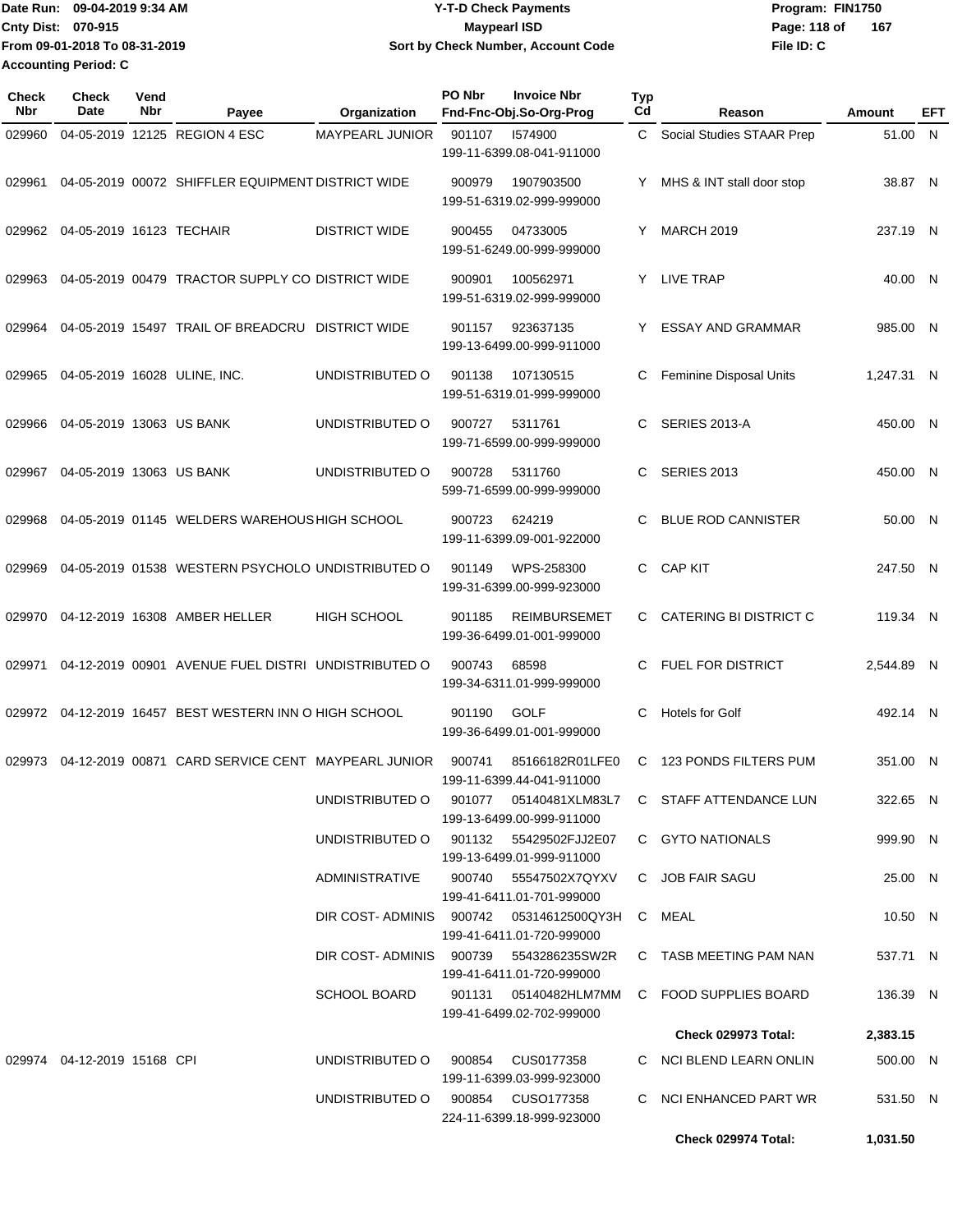Date Run: 09-04-2019 9:34 AM
Cnty Dist: 070-915
From 09-01-2018 To 08-31-2019
Accounting Period: C

**Y-T-D Check Payments**
**Maypearl ISD**
**Sort by Check Number, Account Code**

Program: FIN1750
File ID: C

| Check Nbr | Check Date | Vend Nbr | Payee | Organization | PO Nbr | Invoice Nbr / Fnd-Fnc-Obj.So-Org-Prog | Typ Cd | Reason | Amount | EFT |
|---|---|---|---|---|---|---|---|---|---|---|
| 029960 | 04-05-2019 | 12125 | REGION 4 ESC | MAYPEARL JUNIOR | 901107 | I574900 199-11-6399.08-041-911000 | C | Social Studies STAAR Prep | 51.00 | N |
| 029961 | 04-05-2019 | 00072 | SHIFFLER EQUIPMENT | DISTRICT WIDE | 900979 | 1907903500 199-51-6319.02-999-999000 | Y | MHS & INT stall door stop | 38.87 | N |
| 029962 | 04-05-2019 | 16123 | TECHAIR | DISTRICT WIDE | 900455 | 04733005 199-51-6249.00-999-999000 | Y | MARCH 2019 | 237.19 | N |
| 029963 | 04-05-2019 | 00479 | TRACTOR SUPPLY CO | DISTRICT WIDE | 900901 | 100562971 199-51-6319.02-999-999000 | Y | LIVE TRAP | 40.00 | N |
| 029964 | 04-05-2019 | 15497 | TRAIL OF BREADCRU | DISTRICT WIDE | 901157 | 923637135 199-13-6499.00-999-911000 | Y | ESSAY AND GRAMMAR | 985.00 | N |
| 029965 | 04-05-2019 | 16028 | ULINE, INC. | UNDISTRIBUTED O | 901138 | 107130515 199-51-6319.01-999-999000 | C | Feminine Disposal Units | 1,247.31 | N |
| 029966 | 04-05-2019 | 13063 | US BANK | UNDISTRIBUTED O | 900727 | 5311761 199-71-6599.00-999-999000 | C | SERIES 2013-A | 450.00 | N |
| 029967 | 04-05-2019 | 13063 | US BANK | UNDISTRIBUTED O | 900728 | 5311760 599-71-6599.00-999-999000 | C | SERIES 2013 | 450.00 | N |
| 029968 | 04-05-2019 | 01145 | WELDERS WAREHOUS | HIGH SCHOOL | 900723 | 624219 199-11-6399.09-001-922000 | C | BLUE ROD CANNISTER | 50.00 | N |
| 029969 | 04-05-2019 | 01538 | WESTERN PSYCHOLO | UNDISTRIBUTED O | 901149 | WPS-258300 199-31-6399.00-999-923000 | C | CAP KIT | 247.50 | N |
| 029970 | 04-12-2019 | 16308 | AMBER HELLER | HIGH SCHOOL | 901185 | REIMBURSEMET 199-36-6499.01-001-999000 | C | CATERING BI DISTRICT C | 119.34 | N |
| 029971 | 04-12-2019 | 00901 | AVENUE FUEL DISTRI | UNDISTRIBUTED O | 900743 | 68598 199-34-6311.01-999-999000 | C | FUEL FOR DISTRICT | 2,544.89 | N |
| 029972 | 04-12-2019 | 16457 | BEST WESTERN INN O | HIGH SCHOOL | 901190 | GOLF 199-36-6499.01-001-999000 | C | Hotels for Golf | 492.14 | N |
| 029973 | 04-12-2019 | 00871 | CARD SERVICE CENT | MAYPEARL JUNIOR | 900741 | 85166182R01LFE0 199-11-6399.44-041-911000 | C | 123 PONDS FILTERS PUM | 351.00 | N |
| | | | | UNDISTRIBUTED O | 901077 | 05140481XLM83L7 199-13-6499.00-999-911000 | C | STAFF ATTENDANCE LUN | 322.65 | N |
| | | | | UNDISTRIBUTED O | 901132 | 55429502FJJ2E07 199-13-6499.01-999-911000 | C | GYTO NATIONALS | 999.90 | N |
| | | | | ADMINISTRATIVE | 900740 | 55547502X7QYXV 199-41-6411.01-701-999000 | C | JOB FAIR SAGU | 25.00 | N |
| | | | | DIR COST- ADMINIS | 900742 | 05314612500QY3H 199-41-6411.01-720-999000 | C | MEAL | 10.50 | N |
| | | | | DIR COST- ADMINIS | 900739 | 5543286235SW2R 199-41-6411.01-720-999000 | C | TASB MEETING PAM NAN | 537.71 | N |
| | | | | SCHOOL BOARD | 901131 | 05140482HLM7MM 199-41-6499.02-702-999000 | C | FOOD SUPPLIES BOARD | 136.39 | N |
| | | | | | | | | **Check 029973 Total:** | **2,383.15** | |
| 029974 | 04-12-2019 | 15168 | CPI | UNDISTRIBUTED O | 900854 | CUS0177358 199-11-6399.03-999-923000 | C | NCI BLEND LEARN ONLIN | 500.00 | N |
| | | | | UNDISTRIBUTED O | 900854 | CUSO177358 224-11-6399.18-999-923000 | C | NCI ENHANCED PART WR | 531.50 | N |
| | | | | | | | | **Check 029974 Total:** | **1,031.50** | |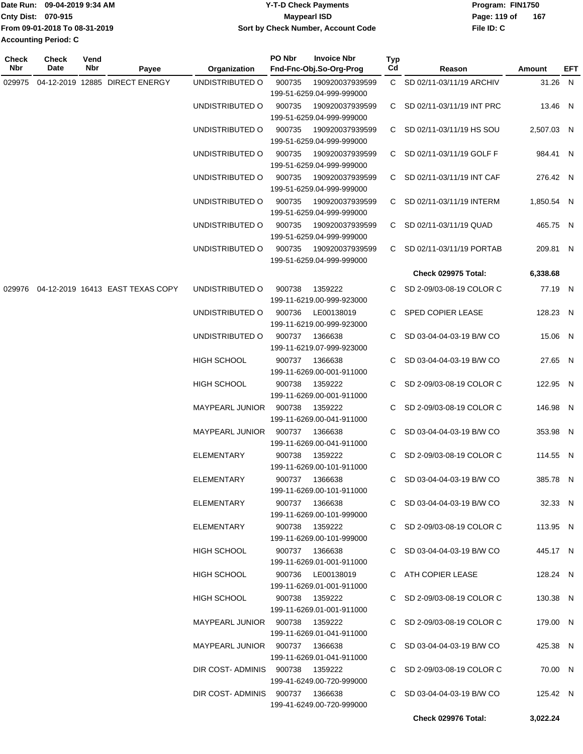Date Run: 09-04-2019 9:34 AM
Cnty Dist: 070-915
From 09-01-2018 To 08-31-2019
Accounting Period: C

**Y-T-D Check Payments**
**Maypearl ISD**
**Sort by Check Number, Account Code**

Program: FIN1750
File ID: C

| Check Nbr | Check Date | Vend Nbr | Payee | Organization | PO Nbr | Invoice Nbr / Fnd-Fnc-Obj.So-Org-Prog | Typ Cd | Reason | Amount | EFT |
|---|---|---|---|---|---|---|---|---|---|---|
| 029975 | 04-12-2019 | 12885 | DIRECT ENERGY | UNDISTRIBUTED O | 900735 | 190920037939599 199-51-6259.04-999-999000 | C | SD 02/11-03/11/19 ARCHIV | 31.26 | N |
| | | | | UNDISTRIBUTED O | 900735 | 190920037939599 199-51-6259.04-999-999000 | C | SD 02/11-03/11/19 INT PRC | 13.46 | N |
| | | | | UNDISTRIBUTED O | 900735 | 190920037939599 199-51-6259.04-999-999000 | C | SD 02/11-03/11/19 HS SOU | 2,507.03 | N |
| | | | | UNDISTRIBUTED O | 900735 | 190920037939599 199-51-6259.04-999-999000 | C | SD 02/11-03/11/19 GOLF F | 984.41 | N |
| | | | | UNDISTRIBUTED O | 900735 | 190920037939599 199-51-6259.04-999-999000 | C | SD 02/11-03/11/19 INT CAF | 276.42 | N |
| | | | | UNDISTRIBUTED O | 900735 | 190920037939599 199-51-6259.04-999-999000 | C | SD 02/11-03/11/19 INTERM | 1,850.54 | N |
| | | | | UNDISTRIBUTED O | 900735 | 190920037939599 199-51-6259.04-999-999000 | C | SD 02/11-03/11/19 QUAD | 465.75 | N |
| | | | | UNDISTRIBUTED O | 900735 | 190920037939599 199-51-6259.04-999-999000 | C | SD 02/11-03/11/19 PORTAB | 209.81 | N |
| | | | | | | | | **Check 029975 Total:** | **6,338.68** | |
| 029976 | 04-12-2019 | 16413 | EAST TEXAS COPY | UNDISTRIBUTED O | 900738 | 1359222 199-11-6219.00-999-923000 | C | SD 2-09/03-08-19 COLOR C | 77.19 | N |
| | | | | UNDISTRIBUTED O | 900736 | LE00138019 199-11-6219.00-999-923000 | C | SPED COPIER LEASE | 128.23 | N |
| | | | | UNDISTRIBUTED O | 900737 | 1366638 199-11-6219.07-999-923000 | C | SD 03-04-04-03-19 B/W CO | 15.06 | N |
| | | | | HIGH SCHOOL | 900737 | 1366638 199-11-6269.00-001-911000 | C | SD 03-04-04-03-19 B/W CO | 27.65 | N |
| | | | | HIGH SCHOOL | 900738 | 1359222 199-11-6269.00-001-911000 | C | SD 2-09/03-08-19 COLOR C | 122.95 | N |
| | | | | MAYPEARL JUNIOR | 900738 | 1359222 199-11-6269.00-041-911000 | C | SD 2-09/03-08-19 COLOR C | 146.98 | N |
| | | | | MAYPEARL JUNIOR | 900737 | 1366638 199-11-6269.00-041-911000 | C | SD 03-04-04-03-19 B/W CO | 353.98 | N |
| | | | | ELEMENTARY | 900738 | 1359222 199-11-6269.00-101-911000 | C | SD 2-09/03-08-19 COLOR C | 114.55 | N |
| | | | | ELEMENTARY | 900737 | 1366638 199-11-6269.00-101-911000 | C | SD 03-04-04-03-19 B/W CO | 385.78 | N |
| | | | | ELEMENTARY | 900737 | 1366638 199-11-6269.00-101-999000 | C | SD 03-04-04-03-19 B/W CO | 32.33 | N |
| | | | | ELEMENTARY | 900738 | 1359222 199-11-6269.00-101-999000 | C | SD 2-09/03-08-19 COLOR C | 113.95 | N |
| | | | | HIGH SCHOOL | 900737 | 1366638 199-11-6269.01-001-911000 | C | SD 03-04-04-03-19 B/W CO | 445.17 | N |
| | | | | HIGH SCHOOL | 900736 | LE00138019 199-11-6269.01-001-911000 | C | ATH COPIER LEASE | 128.24 | N |
| | | | | HIGH SCHOOL | 900738 | 1359222 199-11-6269.01-001-911000 | C | SD 2-09/03-08-19 COLOR C | 130.38 | N |
| | | | | MAYPEARL JUNIOR | 900738 | 1359222 199-11-6269.01-041-911000 | C | SD 2-09/03-08-19 COLOR C | 179.00 | N |
| | | | | MAYPEARL JUNIOR | 900737 | 1366638 199-11-6269.01-041-911000 | C | SD 03-04-04-03-19 B/W CO | 425.38 | N |
| | | | | DIR COST- ADMINIS | 900738 | 1359222 199-41-6249.00-720-999000 | C | SD 2-09/03-08-19 COLOR C | 70.00 | N |
| | | | | DIR COST- ADMINIS | 900737 | 1366638 199-41-6249.00-720-999000 | C | SD 03-04-04-03-19 B/W CO | 125.42 | N |
| | | | | | | | | **Check 029976 Total:** | **3,022.24** | |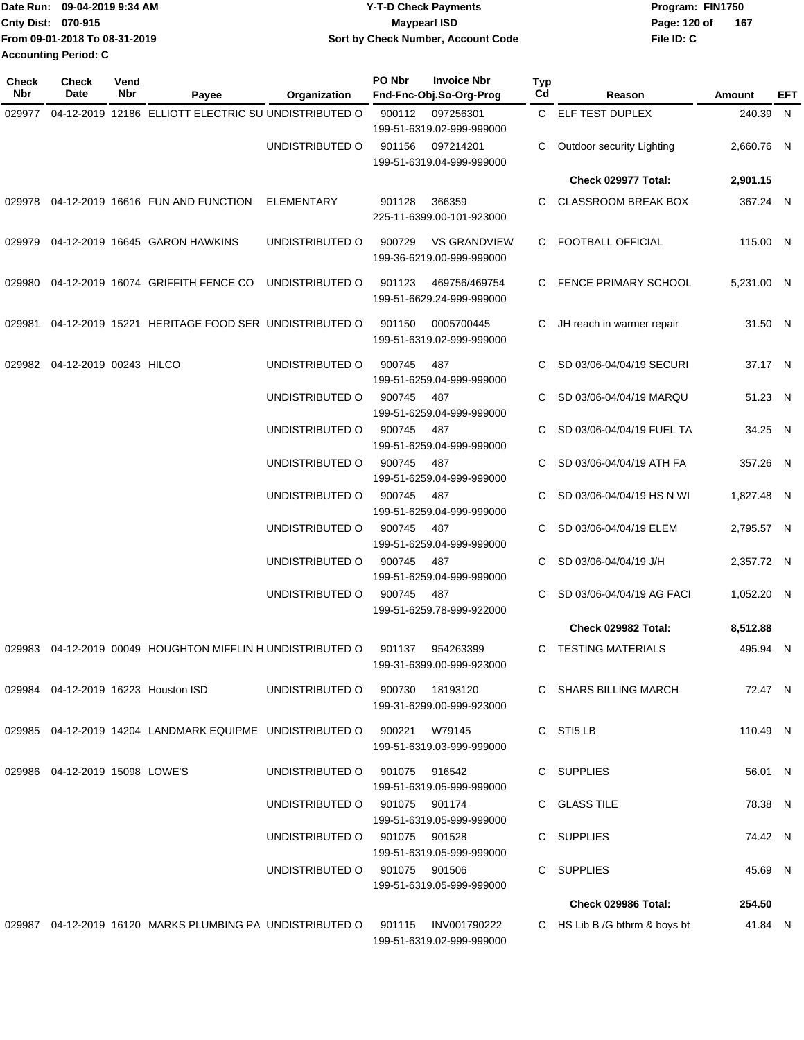Date Run: 09-04-2019 9:34 AM
Cnty Dist: 070-915
From 09-01-2018 To 08-31-2019
Accounting Period: C

**Y-T-D Check Payments**
**Maypearl ISD**
**Sort by Check Number, Account Code**

Program: FIN1750
File ID: C

| Check Nbr | Check Date | Vend Nbr | Payee | Organization | PO Nbr | Invoice Nbr / Fnd-Fnc-Obj.So-Org-Prog | Typ Cd | Reason | Amount | EFT |
|---|---|---|---|---|---|---|---|---|---|---|
| 029977 | 04-12-2019 | 12186 | ELLIOTT ELECTRIC SU | UNDISTRIBUTED O | 900112 | 097256301<br>199-51-6319.02-999-999000 | C | ELF TEST DUPLEX | 240.39 | N |
| | | | | UNDISTRIBUTED O | 901156 | 097214201<br>199-51-6319.04-999-999000 | C | Outdoor security Lighting | 2,660.76 | N |
| | | | | | | | | **Check 029977 Total:** | **2,901.15** | |
| 029978 | 04-12-2019 | 16616 | FUN AND FUNCTION | ELEMENTARY | 901128 | 366359<br>225-11-6399.00-101-923000 | C | CLASSROOM BREAK BOX | 367.24 | N |
| 029979 | 04-12-2019 | 16645 | GARON HAWKINS | UNDISTRIBUTED O | 900729 | VS GRANDVIEW<br>199-36-6219.00-999-999000 | C | FOOTBALL OFFICIAL | 115.00 | N |
| 029980 | 04-12-2019 | 16074 | GRIFFITH FENCE CO | UNDISTRIBUTED O | 901123 | 469756/469754<br>199-51-6629.24-999-999000 | C | FENCE PRIMARY SCHOOL | 5,231.00 | N |
| 029981 | 04-12-2019 | 15221 | HERITAGE FOOD SER | UNDISTRIBUTED O | 901150 | 0005700445<br>199-51-6319.02-999-999000 | C | JH reach in warmer repair | 31.50 | N |
| 029982 | 04-12-2019 | 00243 | HILCO | UNDISTRIBUTED O | 900745 | 487<br>199-51-6259.04-999-999000 | C | SD 03/06-04/04/19 SECURI | 37.17 | N |
| | | | | UNDISTRIBUTED O | 900745 | 487<br>199-51-6259.04-999-999000 | C | SD 03/06-04/04/19 MARQU | 51.23 | N |
| | | | | UNDISTRIBUTED O | 900745 | 487<br>199-51-6259.04-999-999000 | C | SD 03/06-04/04/19 FUEL TA | 34.25 | N |
| | | | | UNDISTRIBUTED O | 900745 | 487<br>199-51-6259.04-999-999000 | C | SD 03/06-04/04/19 ATH FA | 357.26 | N |
| | | | | UNDISTRIBUTED O | 900745 | 487<br>199-51-6259.04-999-999000 | C | SD 03/06-04/04/19 HS N WI | 1,827.48 | N |
| | | | | UNDISTRIBUTED O | 900745 | 487<br>199-51-6259.04-999-999000 | C | SD 03/06-04/04/19 ELEM | 2,795.57 | N |
| | | | | UNDISTRIBUTED O | 900745 | 487<br>199-51-6259.04-999-999000 | C | SD 03/06-04/04/19 J/H | 2,357.72 | N |
| | | | | UNDISTRIBUTED O | 900745 | 487<br>199-51-6259.78-999-922000 | C | SD 03/06-04/04/19 AG FACI | 1,052.20 | N |
| | | | | | | | | **Check 029982 Total:** | **8,512.88** | |
| 029983 | 04-12-2019 | 00049 | HOUGHTON MIFFLIN H | UNDISTRIBUTED O | 901137 | 954263399<br>199-31-6399.00-999-923000 | C | TESTING MATERIALS | 495.94 | N |
| 029984 | 04-12-2019 | 16223 | Houston ISD | UNDISTRIBUTED O | 900730 | 18193120<br>199-31-6299.00-999-923000 | C | SHARS BILLING MARCH | 72.47 | N |
| 029985 | 04-12-2019 | 14204 | LANDMARK EQUIPME | UNDISTRIBUTED O | 900221 | W79145<br>199-51-6319.03-999-999000 | C | STI5 LB | 110.49 | N |
| 029986 | 04-12-2019 | 15098 | LOWE'S | UNDISTRIBUTED O | 901075 | 916542<br>199-51-6319.05-999-999000 | C | SUPPLIES | 56.01 | N |
| | | | | UNDISTRIBUTED O | 901075 | 901174<br>199-51-6319.05-999-999000 | C | GLASS TILE | 78.38 | N |
| | | | | UNDISTRIBUTED O | 901075 | 901528<br>199-51-6319.05-999-999000 | C | SUPPLIES | 74.42 | N |
| | | | | UNDISTRIBUTED O | 901075 | 901506<br>199-51-6319.05-999-999000 | C | SUPPLIES | 45.69 | N |
| | | | | | | | | **Check 029986 Total:** | **254.50** | |
| 029987 | 04-12-2019 | 16120 | MARKS PLUMBING PA | UNDISTRIBUTED O | 901115 | INV001790222<br>199-51-6319.02-999-999000 | C | HS Lib B /G bthrm & boys bt | 41.84 | N |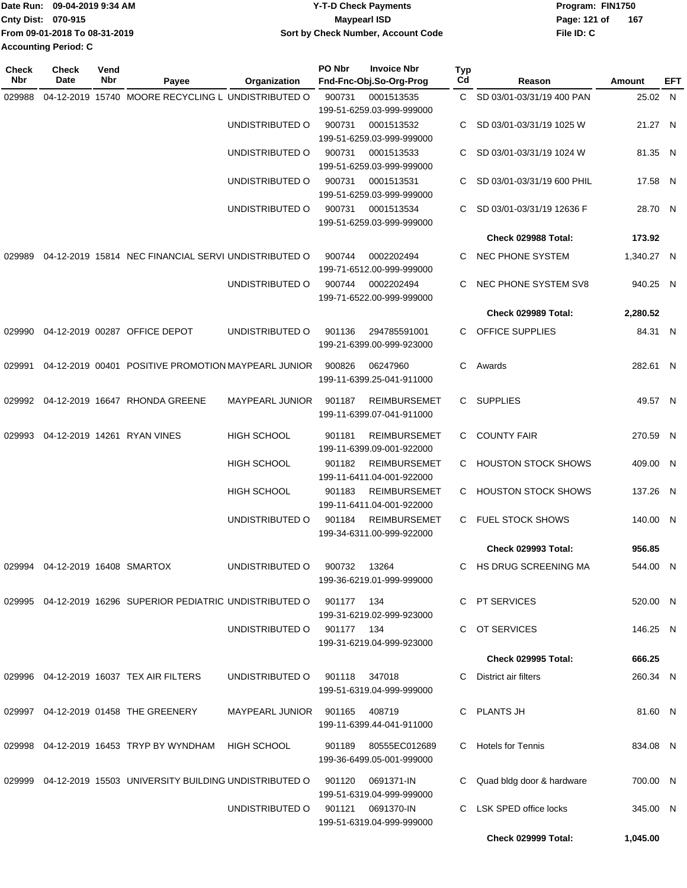Date Run: 09-04-2019 9:34 AM
Cnty Dist: 070-915
From 09-01-2018 To 08-31-2019
Accounting Period: C

**Y-T-D Check Payments**
**Maypearl ISD**
**Sort by Check Number, Account Code**

Program: FIN1750
File ID: C

| Check Nbr | Check Date | Vend Nbr | Payee | Organization | PO Nbr | Invoice Nbr / Fnd-Fnc-Obj.So-Org-Prog | Typ Cd | Reason | Amount | EFT |
|---|---|---|---|---|---|---|---|---|---|---|
| 029988 | 04-12-2019 | 15740 | MOORE RECYCLING L | UNDISTRIBUTED O | 900731 | 0001513535 199-51-6259.03-999-999000 | C | SD 03/01-03/31/19 400 PAN | 25.02 | N |
| | | | | UNDISTRIBUTED O | 900731 | 0001513532 199-51-6259.03-999-999000 | C | SD 03/01-03/31/19 1025 W | 21.27 | N |
| | | | | UNDISTRIBUTED O | 900731 | 0001513533 199-51-6259.03-999-999000 | C | SD 03/01-03/31/19 1024 W | 81.35 | N |
| | | | | UNDISTRIBUTED O | 900731 | 0001513531 199-51-6259.03-999-999000 | C | SD 03/01-03/31/19 600 PHIL | 17.58 | N |
| | | | | UNDISTRIBUTED O | 900731 | 0001513534 199-51-6259.03-999-999000 | C | SD 03/01-03/31/19 12636 F | 28.70 | N |
| | | | | | | | | **Check 029988 Total:** | **173.92** | |
| 029989 | 04-12-2019 | 15814 | NEC FINANCIAL SERVI | UNDISTRIBUTED O | 900744 | 0002202494 199-71-6512.00-999-999000 | C | NEC PHONE SYSTEM | 1,340.27 | N |
| | | | | UNDISTRIBUTED O | 900744 | 0002202494 199-71-6522.00-999-999000 | C | NEC PHONE SYSTEM SV8 | 940.25 | N |
| | | | | | | | | **Check 029989 Total:** | **2,280.52** | |
| 029990 | 04-12-2019 | 00287 | OFFICE DEPOT | UNDISTRIBUTED O | 901136 | 294785591001 199-21-6399.00-999-923000 | C | OFFICE SUPPLIES | 84.31 | N |
| 029991 | 04-12-2019 | 00401 | POSITIVE PROMOTION | MAYPEARL JUNIOR | 900826 | 06247960 199-11-6399.25-041-911000 | C | Awards | 282.61 | N |
| 029992 | 04-12-2019 | 16647 | RHONDA GREENE | MAYPEARL JUNIOR | 901187 | REIMBURSEMET 199-11-6399.07-041-911000 | C | SUPPLIES | 49.57 | N |
| 029993 | 04-12-2019 | 14261 | RYAN VINES | HIGH SCHOOL | 901181 | REIMBURSEMET 199-11-6399.09-001-922000 | C | COUNTY FAIR | 270.59 | N |
| | | | | HIGH SCHOOL | 901182 | REIMBURSEMET 199-11-6411.04-001-922000 | C | HOUSTON STOCK SHOWS | 409.00 | N |
| | | | | HIGH SCHOOL | 901183 | REIMBURSEMET 199-11-6411.04-001-922000 | C | HOUSTON STOCK SHOWS | 137.26 | N |
| | | | | UNDISTRIBUTED O | 901184 | REIMBURSEMET 199-34-6311.00-999-922000 | C | FUEL STOCK SHOWS | 140.00 | N |
| | | | | | | | | **Check 029993 Total:** | **956.85** | |
| 029994 | 04-12-2019 | 16408 | SMARTOX | UNDISTRIBUTED O | 900732 | 13264 199-36-6219.01-999-999000 | C | HS DRUG SCREENING MA | 544.00 | N |
| 029995 | 04-12-2019 | 16296 | SUPERIOR PEDIATRIC | UNDISTRIBUTED O | 901177 | 134 199-31-6219.02-999-923000 | C | PT SERVICES | 520.00 | N |
| | | | | UNDISTRIBUTED O | 901177 | 134 199-31-6219.04-999-923000 | C | OT SERVICES | 146.25 | N |
| | | | | | | | | **Check 029995 Total:** | **666.25** | |
| 029996 | 04-12-2019 | 16037 | TEX AIR FILTERS | UNDISTRIBUTED O | 901118 | 347018 199-51-6319.04-999-999000 | C | District air filters | 260.34 | N |
| 029997 | 04-12-2019 | 01458 | THE GREENERY | MAYPEARL JUNIOR | 901165 | 408719 199-11-6399.44-041-911000 | C | PLANTS JH | 81.60 | N |
| 029998 | 04-12-2019 | 16453 | TRYP BY WYNDHAM | HIGH SCHOOL | 901189 | 80555EC012689 199-36-6499.05-001-999000 | C | Hotels for Tennis | 834.08 | N |
| 029999 | 04-12-2019 | 15503 | UNIVERSITY BUILDING | UNDISTRIBUTED O | 901120 | 0691371-IN 199-51-6319.04-999-999000 | C | Quad bldg door & hardware | 700.00 | N |
| | | | | UNDISTRIBUTED O | 901121 | 0691370-IN 199-51-6319.04-999-999000 | C | LSK SPED office locks | 345.00 | N |
| | | | | | | | | **Check 029999 Total:** | **1,045.00** | |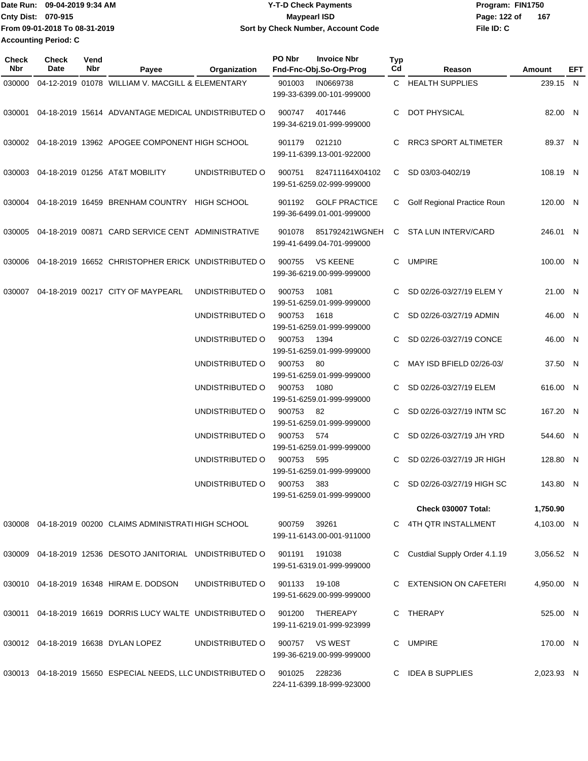Date Run: 09-04-2019 9:34 AM
Cnty Dist: 070-915
From 09-01-2018 To 08-31-2019
Accounting Period: C

**Y-T-D Check Payments**
**Maypearl ISD**
**Sort by Check Number, Account Code**

Program: FIN1750
File ID: C

| Check Nbr | Check Date | Vend Nbr | Payee | Organization | PO Nbr | Invoice Nbr / Fnd-Fnc-Obj.So-Org-Prog | Typ Cd | Reason | Amount | EFT |
|---|---|---|---|---|---|---|---|---|---|---|
| 030000 | 04-12-2019 | 01078 | WILLIAM V. MACGILL & | ELEMENTARY | 901003 | IN0669738 199-33-6399.00-101-999000 | C | HEALTH SUPPLIES | 239.15 | N |
| 030001 | 04-18-2019 | 15614 | ADVANTAGE MEDICAL | UNDISTRIBUTED O | 900747 | 4017446 199-34-6219.01-999-999000 | C | DOT PHYSICAL | 82.00 | N |
| 030002 | 04-18-2019 | 13962 | APOGEE COMPONENT | HIGH SCHOOL | 901179 | 021210 199-11-6399.13-001-922000 | C | RRC3 SPORT ALTIMETER | 89.37 | N |
| 030003 | 04-18-2019 | 01256 | AT&T MOBILITY | UNDISTRIBUTED O | 900751 | 824711164X04102 199-51-6259.02-999-999000 | C | SD 03/03-0402/19 | 108.19 | N |
| 030004 | 04-18-2019 | 16459 | BRENHAM COUNTRY | HIGH SCHOOL | 901192 | GOLF PRACTICE 199-36-6499.01-001-999000 | C | Golf Regional Practice Roun | 120.00 | N |
| 030005 | 04-18-2019 | 00871 | CARD SERVICE CENT | ADMINISTRATIVE | 901078 | 851792421WGNEH 199-41-6499.04-701-999000 | C | STA LUN INTERV/CARD | 246.01 | N |
| 030006 | 04-18-2019 | 16652 | CHRISTOPHER ERICK | UNDISTRIBUTED O | 900755 | VS KEENE 199-36-6219.00-999-999000 | C | UMPIRE | 100.00 | N |
| 030007 | 04-18-2019 | 00217 | CITY OF MAYPEARL | UNDISTRIBUTED O | 900753 | 1081 199-51-6259.01-999-999000 | C | SD 02/26-03/27/19 ELEM Y | 21.00 | N |
| | | | | UNDISTRIBUTED O | 900753 | 1618 199-51-6259.01-999-999000 | C | SD 02/26-03/27/19 ADMIN | 46.00 | N |
| | | | | UNDISTRIBUTED O | 900753 | 1394 199-51-6259.01-999-999000 | C | SD 02/26-03/27/19 CONCE | 46.00 | N |
| | | | | UNDISTRIBUTED O | 900753 | 80 199-51-6259.01-999-999000 | C | MAY ISD BFIELD 02/26-03/ | 37.50 | N |
| | | | | UNDISTRIBUTED O | 900753 | 1080 199-51-6259.01-999-999000 | C | SD 02/26-03/27/19 ELEM | 616.00 | N |
| | | | | UNDISTRIBUTED O | 900753 | 82 199-51-6259.01-999-999000 | C | SD 02/26-03/27/19 INTM SC | 167.20 | N |
| | | | | UNDISTRIBUTED O | 900753 | 574 199-51-6259.01-999-999000 | C | SD 02/26-03/27/19 J/H YRD | 544.60 | N |
| | | | | UNDISTRIBUTED O | 900753 | 595 199-51-6259.01-999-999000 | C | SD 02/26-03/27/19 JR HIGH | 128.80 | N |
| | | | | UNDISTRIBUTED O | 900753 | 383 199-51-6259.01-999-999000 | C | SD 02/26-03/27/19 HIGH SC | 143.80 | N |
| | | | | | | | | **Check 030007 Total:** | **1,750.90** | |
| 030008 | 04-18-2019 | 00200 | CLAIMS ADMINISTRATI | HIGH SCHOOL | 900759 | 39261 199-11-6143.00-001-911000 | C | 4TH QTR INSTALLMENT | 4,103.00 | N |
| 030009 | 04-18-2019 | 12536 | DESOTO JANITORIAL | UNDISTRIBUTED O | 901191 | 191038 199-51-6319.01-999-999000 | C | Custdial Supply Order 4.1.19 | 3,056.52 | N |
| 030010 | 04-18-2019 | 16348 | HIRAM E. DODSON | UNDISTRIBUTED O | 901133 | 19-108 199-51-6629.00-999-999000 | C | EXTENSION ON CAFETERI | 4,950.00 | N |
| 030011 | 04-18-2019 | 16619 | DORRIS LUCY WALTE | UNDISTRIBUTED O | 901200 | THEREAPY 199-11-6219.01-999-923999 | C | THERAPY | 525.00 | N |
| 030012 | 04-18-2019 | 16638 | DYLAN LOPEZ | UNDISTRIBUTED O | 900757 | VS WEST 199-36-6219.00-999-999000 | C | UMPIRE | 170.00 | N |
| 030013 | 04-18-2019 | 15650 | ESPECIAL NEEDS, LLC | UNDISTRIBUTED O | 901025 | 228236 224-11-6399.18-999-923000 | C | IDEA B SUPPLIES | 2,023.93 | N |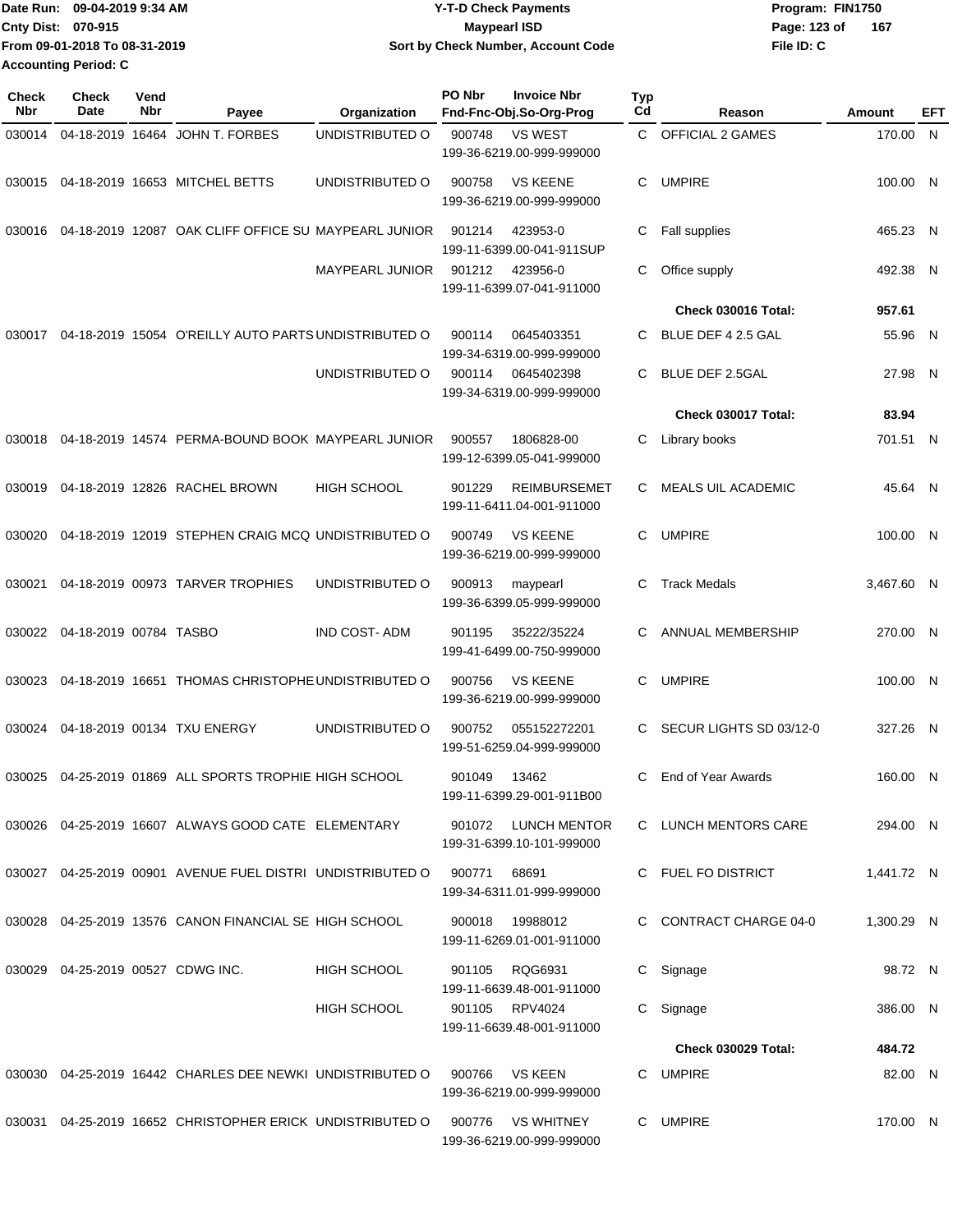Date Run: 09-04-2019 9:34 AM
Cnty Dist: 070-915
From 09-01-2018 To 08-31-2019
Accounting Period: C

**Y-T-D Check Payments**
**Maypearl ISD**
**Sort by Check Number, Account Code**

Program: FIN1750
File ID: C

| Check Nbr | Check Date | Vend Nbr | Payee | Organization | PO Nbr | Invoice Nbr / Fnd-Fnc-Obj.So-Org-Prog | Typ Cd | Reason | Amount | EFT |
|---|---|---|---|---|---|---|---|---|---|---|
| 030014 | 04-18-2019 | 16464 | JOHN T. FORBES | UNDISTRIBUTED O | 900748 | VS WEST 199-36-6219.00-999-999000 | C | OFFICIAL 2 GAMES | 170.00 | N |
| 030015 | 04-18-2019 | 16653 | MITCHEL BETTS | UNDISTRIBUTED O | 900758 | VS KEENE 199-36-6219.00-999-999000 | C | UMPIRE | 100.00 | N |
| 030016 | 04-18-2019 | 12087 | OAK CLIFF OFFICE SU | MAYPEARL JUNIOR | 901214 | 423953-0 199-11-6399.00-041-911SUP | C | Fall supplies | 465.23 | N |
| | | | | MAYPEARL JUNIOR | 901212 | 423956-0 199-11-6399.07-041-911000 | C | Office supply | 492.38 | N |
| | | | | | | | | **Check 030016 Total:** | **957.61** | |
| 030017 | 04-18-2019 | 15054 | O'REILLY AUTO PARTS | UNDISTRIBUTED O | 900114 | 0645403351 199-34-6319.00-999-999000 | C | BLUE DEF 4 2.5 GAL | 55.96 | N |
| | | | | UNDISTRIBUTED O | 900114 | 0645402398 199-34-6319.00-999-999000 | C | BLUE DEF 2.5GAL | 27.98 | N |
| | | | | | | | | **Check 030017 Total:** | **83.94** | |
| 030018 | 04-18-2019 | 14574 | PERMA-BOUND BOOK | MAYPEARL JUNIOR | 900557 | 1806828-00 199-12-6399.05-041-999000 | C | Library books | 701.51 | N |
| 030019 | 04-18-2019 | 12826 | RACHEL BROWN | HIGH SCHOOL | 901229 | REIMBURSEMET 199-11-6411.04-001-911000 | C | MEALS UIL ACADEMIC | 45.64 | N |
| 030020 | 04-18-2019 | 12019 | STEPHEN CRAIG MCQ | UNDISTRIBUTED O | 900749 | VS KEENE 199-36-6219.00-999-999000 | C | UMPIRE | 100.00 | N |
| 030021 | 04-18-2019 | 00973 | TARVER TROPHIES | UNDISTRIBUTED O | 900913 | maypearl 199-36-6399.05-999-999000 | C | Track Medals | 3,467.60 | N |
| 030022 | 04-18-2019 | 00784 | TASBO | IND COST- ADM | 901195 | 35222/35224 199-41-6499.00-750-999000 | C | ANNUAL MEMBERSHIP | 270.00 | N |
| 030023 | 04-18-2019 | 16651 | THOMAS CHRISTOPHE | UNDISTRIBUTED O | 900756 | VS KEENE 199-36-6219.00-999-999000 | C | UMPIRE | 100.00 | N |
| 030024 | 04-18-2019 | 00134 | TXU ENERGY | UNDISTRIBUTED O | 900752 | 055152272201 199-51-6259.04-999-999000 | C | SECUR LIGHTS SD 03/12-0 | 327.26 | N |
| 030025 | 04-25-2019 | 01869 | ALL SPORTS TROPHIE | HIGH SCHOOL | 901049 | 13462 199-11-6399.29-001-911B00 | C | End of Year Awards | 160.00 | N |
| 030026 | 04-25-2019 | 16607 | ALWAYS GOOD CATE | ELEMENTARY | 901072 | LUNCH MENTOR 199-31-6399.10-101-999000 | C | LUNCH MENTORS CARE | 294.00 | N |
| 030027 | 04-25-2019 | 00901 | AVENUE FUEL DISTRI | UNDISTRIBUTED O | 900771 | 68691 199-34-6311.01-999-999000 | C | FUEL FO DISTRICT | 1,441.72 | N |
| 030028 | 04-25-2019 | 13576 | CANON FINANCIAL SE | HIGH SCHOOL | 900018 | 19988012 199-11-6269.01-001-911000 | C | CONTRACT CHARGE 04-0 | 1,300.29 | N |
| 030029 | 04-25-2019 | 00527 | CDWG INC. | HIGH SCHOOL | 901105 | RQG6931 199-11-6639.48-001-911000 | C | Signage | 98.72 | N |
| | | | | HIGH SCHOOL | 901105 | RPV4024 199-11-6639.48-001-911000 | C | Signage | 386.00 | N |
| | | | | | | | | **Check 030029 Total:** | **484.72** | |
| 030030 | 04-25-2019 | 16442 | CHARLES DEE NEWKI | UNDISTRIBUTED O | 900766 | VS KEEN 199-36-6219.00-999-999000 | C | UMPIRE | 82.00 | N |
| 030031 | 04-25-2019 | 16652 | CHRISTOPHER ERICK | UNDISTRIBUTED O | 900776 | VS WHITNEY 199-36-6219.00-999-999000 | C | UMPIRE | 170.00 | N |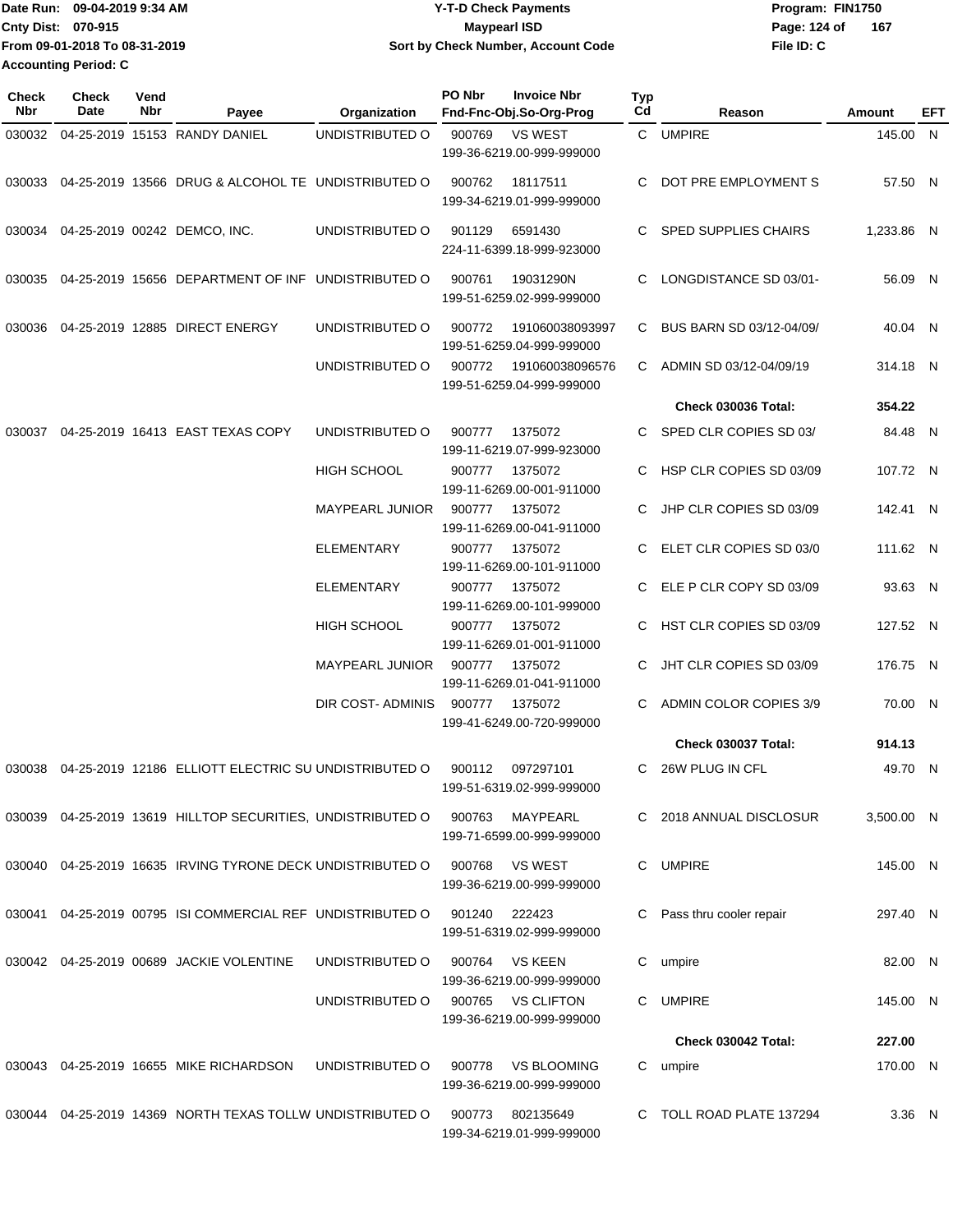Date Run: 09-04-2019 9:34 AM
Cnty Dist: 070-915
From 09-01-2018 To 08-31-2019
Accounting Period: C

**Y-T-D Check Payments**
**Maypearl ISD**
**Sort by Check Number, Account Code**

Program: FIN1750
File ID: C

| Check Nbr | Check Date | Vend Nbr | Payee | Organization | PO Nbr | Invoice Nbr / Fnd-Fnc-Obj.So-Org-Prog | Typ Cd | Reason | Amount | EFT |
|---|---|---|---|---|---|---|---|---|---|---|
| 030032 | 04-25-2019 | 15153 | RANDY DANIEL | UNDISTRIBUTED O | 900769 | VS WEST 199-36-6219.00-999-999000 | C | UMPIRE | 145.00 | N |
| 030033 | 04-25-2019 | 13566 | DRUG & ALCOHOL TE | UNDISTRIBUTED O | 900762 | 18117511 199-34-6219.01-999-999000 | C | DOT PRE EMPLOYMENT S | 57.50 | N |
| 030034 | 04-25-2019 | 00242 | DEMCO, INC. | UNDISTRIBUTED O | 901129 | 6591430 224-11-6399.18-999-923000 | C | SPED SUPPLIES CHAIRS | 1,233.86 | N |
| 030035 | 04-25-2019 | 15656 | DEPARTMENT OF INF | UNDISTRIBUTED O | 900761 | 19031290N 199-51-6259.02-999-999000 | C | LONGDISTANCE SD 03/01- | 56.09 | N |
| 030036 | 04-25-2019 | 12885 | DIRECT ENERGY | UNDISTRIBUTED O | 900772 | 191060038093997 199-51-6259.04-999-999000 | C | BUS BARN SD 03/12-04/09/ | 40.04 | N |
| | | | | UNDISTRIBUTED O | 900772 | 191060038096576 199-51-6259.04-999-999000 | C | ADMIN SD 03/12-04/09/19 | 314.18 | N |
| | | | | | | | | **Check 030036 Total:** | **354.22** | |
| 030037 | 04-25-2019 | 16413 | EAST TEXAS COPY | UNDISTRIBUTED O | 900777 | 1375072 199-11-6219.07-999-923000 | C | SPED CLR COPIES SD 03/ | 84.48 | N |
| | | | | HIGH SCHOOL | 900777 | 1375072 199-11-6269.00-001-911000 | C | HSP CLR COPIES SD 03/09 | 107.72 | N |
| | | | | MAYPEARL JUNIOR | 900777 | 1375072 199-11-6269.00-041-911000 | C | JHP CLR COPIES SD 03/09 | 142.41 | N |
| | | | | ELEMENTARY | 900777 | 1375072 199-11-6269.00-101-911000 | C | ELET CLR COPIES SD 03/0 | 111.62 | N |
| | | | | ELEMENTARY | 900777 | 1375072 199-11-6269.00-101-999000 | C | ELE P CLR COPY SD 03/09 | 93.63 | N |
| | | | | HIGH SCHOOL | 900777 | 1375072 199-11-6269.01-001-911000 | C | HST CLR COPIES SD 03/09 | 127.52 | N |
| | | | | MAYPEARL JUNIOR | 900777 | 1375072 199-11-6269.01-041-911000 | C | JHT CLR COPIES SD 03/09 | 176.75 | N |
| | | | | DIR COST- ADMINIS | 900777 | 1375072 199-41-6249.00-720-999000 | C | ADMIN COLOR COPIES 3/9 | 70.00 | N |
| | | | | | | | | **Check 030037 Total:** | **914.13** | |
| 030038 | 04-25-2019 | 12186 | ELLIOTT ELECTRIC SU | UNDISTRIBUTED O | 900112 | 097297101 199-51-6319.02-999-999000 | C | 26W PLUG IN CFL | 49.70 | N |
| 030039 | 04-25-2019 | 13619 | HILLTOP SECURITIES, | UNDISTRIBUTED O | 900763 | MAYPEARL 199-71-6599.00-999-999000 | C | 2018 ANNUAL DISCLOSUR | 3,500.00 | N |
| 030040 | 04-25-2019 | 16635 | IRVING TYRONE DECK | UNDISTRIBUTED O | 900768 | VS WEST 199-36-6219.00-999-999000 | C | UMPIRE | 145.00 | N |
| 030041 | 04-25-2019 | 00795 | ISI COMMERCIAL REF | UNDISTRIBUTED O | 901240 | 222423 199-51-6319.02-999-999000 | C | Pass thru cooler repair | 297.40 | N |
| 030042 | 04-25-2019 | 00689 | JACKIE VOLENTINE | UNDISTRIBUTED O | 900764 | VS KEEN 199-36-6219.00-999-999000 | C | umpire | 82.00 | N |
| | | | | UNDISTRIBUTED O | 900765 | VS CLIFTON 199-36-6219.00-999-999000 | C | UMPIRE | 145.00 | N |
| | | | | | | | | **Check 030042 Total:** | **227.00** | |
| 030043 | 04-25-2019 | 16655 | MIKE RICHARDSON | UNDISTRIBUTED O | 900778 | VS BLOOMING 199-36-6219.00-999-999000 | C | umpire | 170.00 | N |
| 030044 | 04-25-2019 | 14369 | NORTH TEXAS TOLLW | UNDISTRIBUTED O | 900773 | 802135649 199-34-6219.01-999-999000 | C | TOLL ROAD PLATE 137294 | 3.36 | N |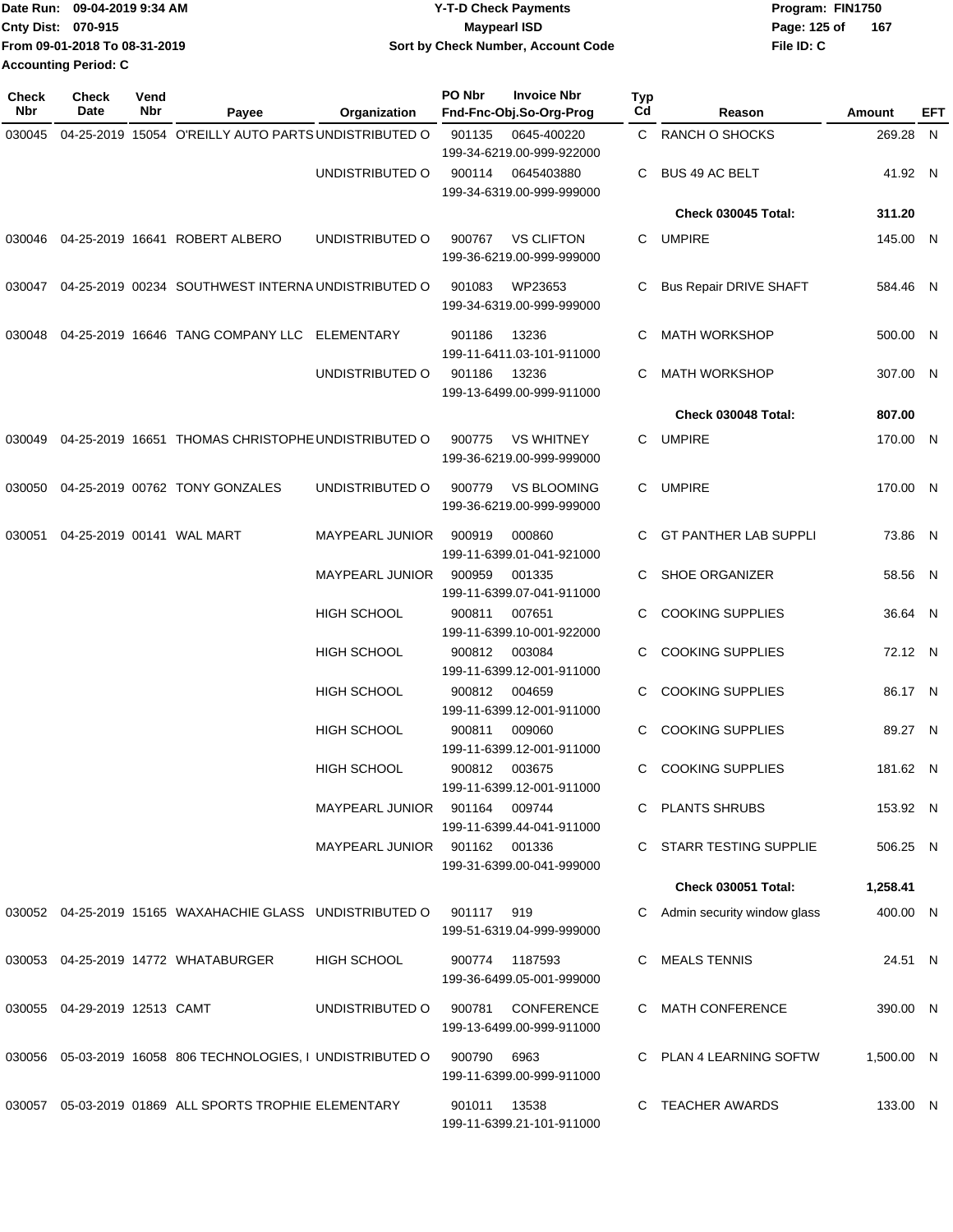Date Run: 09-04-2019 9:34 AM
Cnty Dist: 070-915
From 09-01-2018 To 08-31-2019
Accounting Period: C

**Y-T-D Check Payments**
**Maypearl ISD**
**Sort by Check Number, Account Code**

Program: FIN1750
File ID: C

| Check Nbr | Check Date | Vend Nbr | Payee | Organization | PO Nbr | Invoice Nbr / Fnd-Fnc-Obj.So-Org-Prog | Typ Cd | Reason | Amount | EFT |
|---|---|---|---|---|---|---|---|---|---|---|
| 030045 | 04-25-2019 | 15054 | O'REILLY AUTO PARTS | UNDISTRIBUTED O | 901135 | 0645-400220 199-34-6219.00-999-922000 | C | RANCH O SHOCKS | 269.28 | N |
| | | | | UNDISTRIBUTED O | 900114 | 0645403880 199-34-6319.00-999-999000 | C | BUS 49 AC BELT | 41.92 | N |
| | | | | | | | | **Check 030045 Total:** | **311.20** | |
| 030046 | 04-25-2019 | 16641 | ROBERT ALBERO | UNDISTRIBUTED O | 900767 | VS CLIFTON 199-36-6219.00-999-999000 | C | UMPIRE | 145.00 | N |
| 030047 | 04-25-2019 | 00234 | SOUTHWEST INTERNA | UNDISTRIBUTED O | 901083 | WP23653 199-34-6319.00-999-999000 | C | Bus Repair DRIVE SHAFT | 584.46 | N |
| 030048 | 04-25-2019 | 16646 | TANG COMPANY LLC | ELEMENTARY | 901186 | 13236 199-11-6411.03-101-911000 | C | MATH WORKSHOP | 500.00 | N |
| | | | | UNDISTRIBUTED O | 901186 | 13236 199-13-6499.00-999-911000 | C | MATH WORKSHOP | 307.00 | N |
| | | | | | | | | **Check 030048 Total:** | **807.00** | |
| 030049 | 04-25-2019 | 16651 | THOMAS CHRISTOPHE | UNDISTRIBUTED O | 900775 | VS WHITNEY 199-36-6219.00-999-999000 | C | UMPIRE | 170.00 | N |
| 030050 | 04-25-2019 | 00762 | TONY GONZALES | UNDISTRIBUTED O | 900779 | VS BLOOMING 199-36-6219.00-999-999000 | C | UMPIRE | 170.00 | N |
| 030051 | 04-25-2019 | 00141 | WAL MART | MAYPEARL JUNIOR | 900919 | 000860 199-11-6399.01-041-921000 | C | GT PANTHER LAB SUPPLI | 73.86 | N |
| | | | | MAYPEARL JUNIOR | 900959 | 001335 199-11-6399.07-041-911000 | C | SHOE ORGANIZER | 58.56 | N |
| | | | | HIGH SCHOOL | 900811 | 007651 199-11-6399.10-001-922000 | C | COOKING SUPPLIES | 36.64 | N |
| | | | | HIGH SCHOOL | 900812 | 003084 199-11-6399.12-001-911000 | C | COOKING SUPPLIES | 72.12 | N |
| | | | | HIGH SCHOOL | 900812 | 004659 199-11-6399.12-001-911000 | C | COOKING SUPPLIES | 86.17 | N |
| | | | | HIGH SCHOOL | 900811 | 009060 199-11-6399.12-001-911000 | C | COOKING SUPPLIES | 89.27 | N |
| | | | | HIGH SCHOOL | 900812 | 003675 199-11-6399.12-001-911000 | C | COOKING SUPPLIES | 181.62 | N |
| | | | | MAYPEARL JUNIOR | 901164 | 009744 199-11-6399.44-041-911000 | C | PLANTS SHRUBS | 153.92 | N |
| | | | | MAYPEARL JUNIOR | 901162 | 001336 199-31-6399.00-041-999000 | C | STARR TESTING SUPPLIE | 506.25 | N |
| | | | | | | | | **Check 030051 Total:** | **1,258.41** | |
| 030052 | 04-25-2019 | 15165 | WAXAHACHIE GLASS | UNDISTRIBUTED O | 901117 | 919 199-51-6319.04-999-999000 | C | Admin security window glass | 400.00 | N |
| 030053 | 04-25-2019 | 14772 | WHATABURGER | HIGH SCHOOL | 900774 | 1187593 199-36-6499.05-001-999000 | C | MEALS TENNIS | 24.51 | N |
| 030055 | 04-29-2019 | 12513 | CAMT | UNDISTRIBUTED O | 900781 | CONFERENCE 199-13-6499.00-999-911000 | C | MATH CONFERENCE | 390.00 | N |
| 030056 | 05-03-2019 | 16058 | 806 TECHNOLOGIES, I | UNDISTRIBUTED O | 900790 | 6963 199-11-6399.00-999-911000 | C | PLAN 4 LEARNING SOFTW | 1,500.00 | N |
| 030057 | 05-03-2019 | 01869 | ALL SPORTS TROPHIE | ELEMENTARY | 901011 | 13538 199-11-6399.21-101-911000 | C | TEACHER AWARDS | 133.00 | N |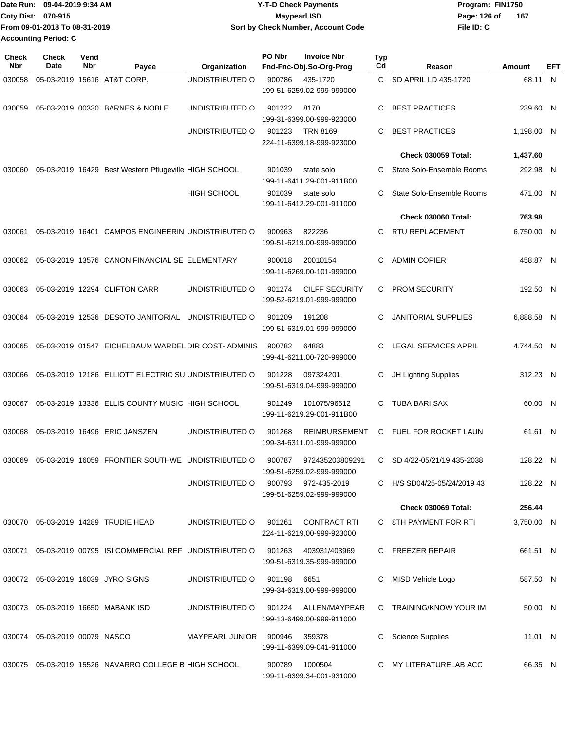Date Run: 09-04-2019 9:34 AM
Cnty Dist: 070-915
From 09-01-2018 To 08-31-2019
Accounting Period: C

**Y-T-D Check Payments**
**Maypearl ISD**
**Sort by Check Number, Account Code**

Program: FIN1750
File ID: C

| Check Nbr | Check Date | Vend Nbr | Payee | Organization | PO Nbr | Invoice Nbr / Fnd-Fnc-Obj.So-Org-Prog | Typ Cd | Reason | Amount | EFT |
|---|---|---|---|---|---|---|---|---|---|---|
| 030058 | 05-03-2019 | 15616 | AT&T CORP. | UNDISTRIBUTED O | 900786 | 435-1720 199-51-6259.02-999-999000 | C | SD APRIL LD 435-1720 | 68.11 | N |
| 030059 | 05-03-2019 | 00330 | BARNES & NOBLE | UNDISTRIBUTED O | 901222 | 8170 199-31-6399.00-999-923000 | C | BEST PRACTICES | 239.60 | N |
| | | | | UNDISTRIBUTED O | 901223 | TRN 8169 224-11-6399.18-999-923000 | C | BEST PRACTICES | 1,198.00 | N |
| | | | | | | | | **Check 030059 Total:** | **1,437.60** | |
| 030060 | 05-03-2019 | 16429 | Best Western Pflugeville | HIGH SCHOOL | 901039 | state solo 199-11-6411.29-001-911B00 | C | State Solo-Ensemble Rooms | 292.98 | N |
| | | | | HIGH SCHOOL | 901039 | state solo 199-11-6412.29-001-911000 | C | State Solo-Ensemble Rooms | 471.00 | N |
| | | | | | | | | **Check 030060 Total:** | **763.98** | |
| 030061 | 05-03-2019 | 16401 | CAMPOS ENGINEERIN | UNDISTRIBUTED O | 900963 | 822236 199-51-6219.00-999-999000 | C | RTU REPLACEMENT | 6,750.00 | N |
| 030062 | 05-03-2019 | 13576 | CANON FINANCIAL SE | ELEMENTARY | 900018 | 20010154 199-11-6269.00-101-999000 | C | ADMIN COPIER | 458.87 | N |
| 030063 | 05-03-2019 | 12294 | CLIFTON CARR | UNDISTRIBUTED O | 901274 | CILFF SECURITY 199-52-6219.01-999-999000 | C | PROM SECURITY | 192.50 | N |
| 030064 | 05-03-2019 | 12536 | DESOTO JANITORIAL | UNDISTRIBUTED O | 901209 | 191208 199-51-6319.01-999-999000 | C | JANITORIAL SUPPLIES | 6,888.58 | N |
| 030065 | 05-03-2019 | 01547 | EICHELBAUM WARDEL | DIR COST- ADMINIS | 900782 | 64883 199-41-6211.00-720-999000 | C | LEGAL SERVICES APRIL | 4,744.50 | N |
| 030066 | 05-03-2019 | 12186 | ELLIOTT ELECTRIC SU | UNDISTRIBUTED O | 901228 | 097324201 199-51-6319.04-999-999000 | C | JH Lighting Supplies | 312.23 | N |
| 030067 | 05-03-2019 | 13336 | ELLIS COUNTY MUSIC | HIGH SCHOOL | 901249 | 101075/96612 199-11-6219.29-001-911B00 | C | TUBA BARI SAX | 60.00 | N |
| 030068 | 05-03-2019 | 16496 | ERIC JANSZEN | UNDISTRIBUTED O | 901268 | REIMBURSEMENT 199-34-6311.01-999-999000 | C | FUEL FOR ROCKET LAUN | 61.61 | N |
| 030069 | 05-03-2019 | 16059 | FRONTIER SOUTHWE | UNDISTRIBUTED O | 900787 | 972435203809291 199-51-6259.02-999-999000 | C | SD 4/22-05/21/19 435-2038 | 128.22 | N |
| | | | | UNDISTRIBUTED O | 900793 | 972-435-2019 199-51-6259.02-999-999000 | C | H/S SD04/25-05/24/2019 43 | 128.22 | N |
| | | | | | | | | **Check 030069 Total:** | **256.44** | |
| 030070 | 05-03-2019 | 14289 | TRUDIE HEAD | UNDISTRIBUTED O | 901261 | CONTRACT RTI 224-11-6219.00-999-923000 | C | 8TH PAYMENT FOR RTI | 3,750.00 | N |
| 030071 | 05-03-2019 | 00795 | ISI COMMERCIAL REF | UNDISTRIBUTED O | 901263 | 403931/403969 199-51-6319.35-999-999000 | C | FREEZER REPAIR | 661.51 | N |
| 030072 | 05-03-2019 | 16039 | JYRO SIGNS | UNDISTRIBUTED O | 901198 | 6651 199-34-6319.00-999-999000 | C | MISD Vehicle Logo | 587.50 | N |
| 030073 | 05-03-2019 | 16650 | MABANK ISD | UNDISTRIBUTED O | 901224 | ALLEN/MAYPEAR 199-13-6499.00-999-911000 | C | TRAINING/KNOW YOUR IM | 50.00 | N |
| 030074 | 05-03-2019 | 00079 | NASCO | MAYPEARL JUNIOR | 900946 | 359378 199-11-6399.09-041-911000 | C | Science Supplies | 11.01 | N |
| 030075 | 05-03-2019 | 15526 | NAVARRO COLLEGE B | HIGH SCHOOL | 900789 | 1000504 199-11-6399.34-001-931000 | C | MY LITERATURELAB ACC | 66.35 | N |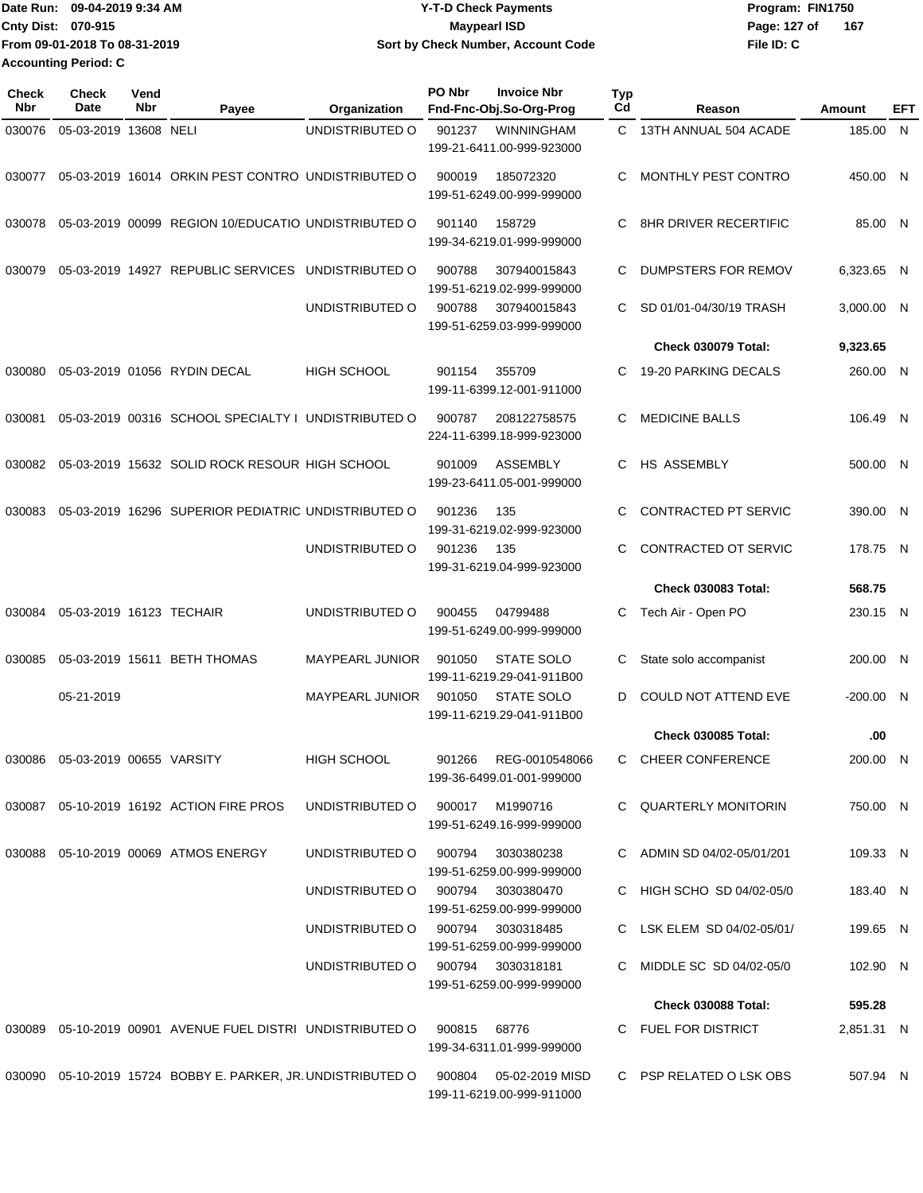Date Run: 09-04-2019 9:34 AM
Cnty Dist: 070-915
From 09-01-2018 To 08-31-2019
Accounting Period: C

# Y-T-D Check Payments
## Maypearl ISD
### Sort by Check Number, Account Code

Program: FIN1750
File ID: C

| Check Nbr | Check Date | Vend Nbr | Payee | Organization | PO Nbr | Invoice Nbr / Fnd-Fnc-Obj.So-Org-Prog | Typ Cd | Reason | Amount | EFT |
|---|---|---|---|---|---|---|---|---|---|---|
| 030076 | 05-03-2019 | 13608 | NELI | UNDISTRIBUTED O | 901237 | WINNINGHAM 199-21-6411.00-999-923000 | C | 13TH ANNUAL 504 ACADE | 185.00 | N |
| 030077 | 05-03-2019 | 16014 | ORKIN PEST CONTRO | UNDISTRIBUTED O | 900019 | 185072320 199-51-6249.00-999-999000 | C | MONTHLY PEST CONTRO | 450.00 | N |
| 030078 | 05-03-2019 | 00099 | REGION 10/EDUCATIO | UNDISTRIBUTED O | 901140 | 158729 199-34-6219.01-999-999000 | C | 8HR DRIVER RECERTIFIC | 85.00 | N |
| 030079 | 05-03-2019 | 14927 | REPUBLIC SERVICES | UNDISTRIBUTED O | 900788 | 307940015843 199-51-6219.02-999-999000 | C | DUMPSTERS FOR REMOV | 6,323.65 | N |
| | | | | UNDISTRIBUTED O | 900788 | 307940015843 199-51-6259.03-999-999000 | C | SD 01/01-04/30/19 TRASH | 3,000.00 | N |
| | | | | | | | | **Check 030079 Total:** | **9,323.65** | |
| 030080 | 05-03-2019 | 01056 | RYDIN DECAL | HIGH SCHOOL | 901154 | 355709 199-11-6399.12-001-911000 | C | 19-20 PARKING DECALS | 260.00 | N |
| 030081 | 05-03-2019 | 00316 | SCHOOL SPECIALTY I | UNDISTRIBUTED O | 900787 | 208122758575 224-11-6399.18-999-923000 | C | MEDICINE BALLS | 106.49 | N |
| 030082 | 05-03-2019 | 15632 | SOLID ROCK RESOUR | HIGH SCHOOL | 901009 | ASSEMBLY 199-23-6411.05-001-999000 | C | HS ASSEMBLY | 500.00 | N |
| 030083 | 05-03-2019 | 16296 | SUPERIOR PEDIATRIC | UNDISTRIBUTED O | 901236 | 135 199-31-6219.02-999-923000 | C | CONTRACTED PT SERVIC | 390.00 | N |
| | | | | UNDISTRIBUTED O | 901236 | 135 199-31-6219.04-999-923000 | C | CONTRACTED OT SERVIC | 178.75 | N |
| | | | | | | | | **Check 030083 Total:** | **568.75** | |
| 030084 | 05-03-2019 | 16123 | TECHAIR | UNDISTRIBUTED O | 900455 | 04799488 199-51-6249.00-999-999000 | C | Tech Air - Open PO | 230.15 | N |
| 030085 | 05-03-2019 | 15611 | BETH THOMAS | MAYPEARL JUNIOR | 901050 | STATE SOLO 199-11-6219.29-041-911B00 | C | State solo accompanist | 200.00 | N |
| | 05-21-2019 | | | MAYPEARL JUNIOR | 901050 | STATE SOLO 199-11-6219.29-041-911B00 | D | COULD NOT ATTEND EVE | -200.00 | N |
| | | | | | | | | **Check 030085 Total:** | **.00** | |
| 030086 | 05-03-2019 | 00655 | VARSITY | HIGH SCHOOL | 901266 | REG-0010548066 199-36-6499.01-001-999000 | C | CHEER CONFERENCE | 200.00 | N |
| 030087 | 05-10-2019 | 16192 | ACTION FIRE PROS | UNDISTRIBUTED O | 900017 | M1990716 199-51-6249.16-999-999000 | C | QUARTERLY MONITORIN | 750.00 | N |
| 030088 | 05-10-2019 | 00069 | ATMOS ENERGY | UNDISTRIBUTED O | 900794 | 3030380238 199-51-6259.00-999-999000 | C | ADMIN SD 04/02-05/01/201 | 109.33 | N |
| | | | | UNDISTRIBUTED O | 900794 | 3030380470 199-51-6259.00-999-999000 | C | HIGH SCHO SD 04/02-05/0 | 183.40 | N |
| | | | | UNDISTRIBUTED O | 900794 | 3030318485 199-51-6259.00-999-999000 | C | LSK ELEM SD 04/02-05/01/ | 199.65 | N |
| | | | | UNDISTRIBUTED O | 900794 | 3030318181 199-51-6259.00-999-999000 | C | MIDDLE SC SD 04/02-05/0 | 102.90 | N |
| | | | | | | | | **Check 030088 Total:** | **595.28** | |
| 030089 | 05-10-2019 | 00901 | AVENUE FUEL DISTRI | UNDISTRIBUTED O | 900815 | 68776 199-34-6311.01-999-999000 | C | FUEL FOR DISTRICT | 2,851.31 | N |
| 030090 | 05-10-2019 | 15724 | BOBBY E. PARKER, JR. | UNDISTRIBUTED O | 900804 | 05-02-2019 MISD 199-11-6219.00-999-911000 | C | PSP RELATED O LSK OBS | 507.94 | N |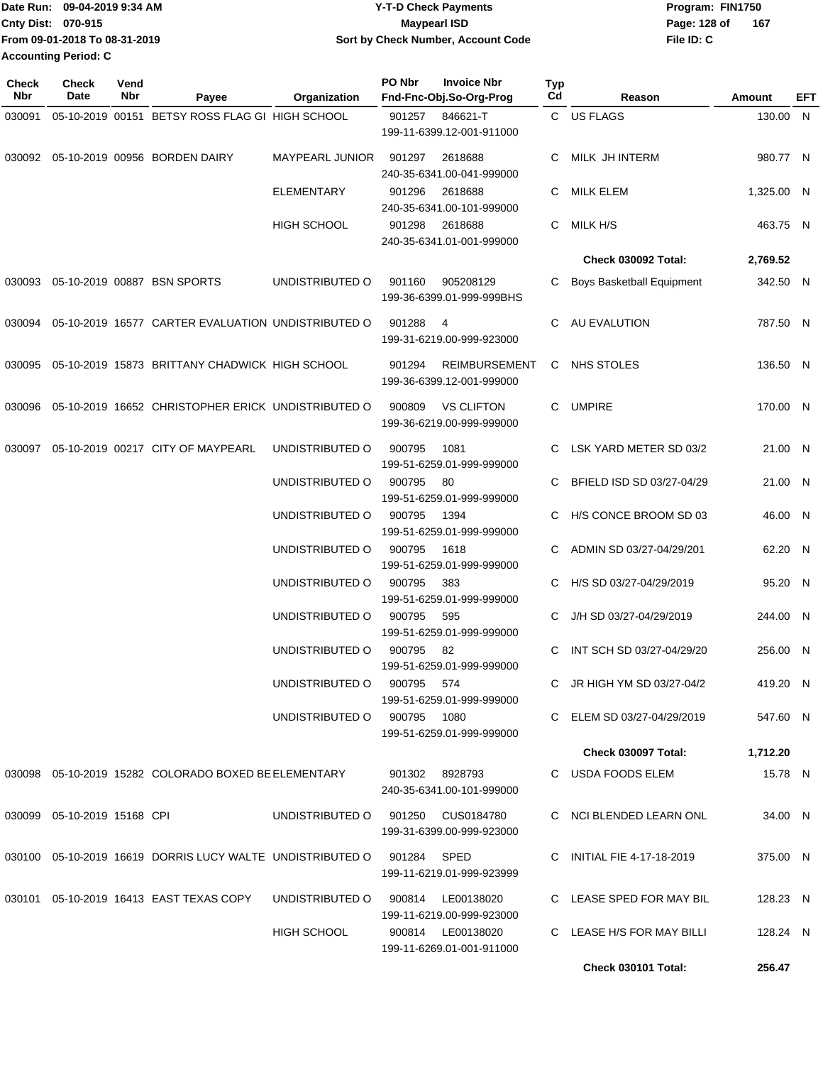Date Run: 09-04-2019 9:34 AM
Cnty Dist: 070-915
From 09-01-2018 To 08-31-2019
Accounting Period: C

**Y-T-D Check Payments**
**Maypearl ISD**
**Sort by Check Number, Account Code**

Program: FIN1750
File ID: C

| Check Nbr | Check Date | Vend Nbr | Payee | Organization | PO Nbr | Invoice Nbr / Fnd-Fnc-Obj.So-Org-Prog | Typ Cd | Reason | Amount | EFT |
|---|---|---|---|---|---|---|---|---|---|---|
| 030091 | 05-10-2019 | 00151 | BETSY ROSS FLAG GI | HIGH SCHOOL | 901257 | 846621-T 199-11-6399.12-001-911000 | C | US FLAGS | 130.00 | N |
| 030092 | 05-10-2019 | 00956 | BORDEN DAIRY | MAYPEARL JUNIOR | 901297 | 2618688 240-35-6341.00-041-999000 | C | MILK JH INTERM | 980.77 | N |
| | | | | ELEMENTARY | 901296 | 2618688 240-35-6341.00-101-999000 | C | MILK ELEM | 1,325.00 | N |
| | | | | HIGH SCHOOL | 901298 | 2618688 240-35-6341.01-001-999000 | C | MILK H/S | 463.75 | N |
| | | | | | | | | **Check 030092 Total:** | **2,769.52** | |
| 030093 | 05-10-2019 | 00887 | BSN SPORTS | UNDISTRIBUTED O | 901160 | 905208129 199-36-6399.01-999-999BHS | C | Boys Basketball Equipment | 342.50 | N |
| 030094 | 05-10-2019 | 16577 | CARTER EVALUATION | UNDISTRIBUTED O | 901288 | 4 199-31-6219.00-999-923000 | C | AU EVALUTION | 787.50 | N |
| 030095 | 05-10-2019 | 15873 | BRITTANY CHADWICK | HIGH SCHOOL | 901294 | REIMBURSEMENT 199-36-6399.12-001-999000 | C | NHS STOLES | 136.50 | N |
| 030096 | 05-10-2019 | 16652 | CHRISTOPHER ERICK | UNDISTRIBUTED O | 900809 | VS CLIFTON 199-36-6219.00-999-999000 | C | UMPIRE | 170.00 | N |
| 030097 | 05-10-2019 | 00217 | CITY OF MAYPEARL | UNDISTRIBUTED O | 900795 | 1081 199-51-6259.01-999-999000 | C | LSK YARD METER SD 03/2 | 21.00 | N |
| | | | | UNDISTRIBUTED O | 900795 | 80 199-51-6259.01-999-999000 | C | BFIELD ISD SD 03/27-04/29 | 21.00 | N |
| | | | | UNDISTRIBUTED O | 900795 | 1394 199-51-6259.01-999-999000 | C | H/S CONCE BROOM SD 03 | 46.00 | N |
| | | | | UNDISTRIBUTED O | 900795 | 1618 199-51-6259.01-999-999000 | C | ADMIN SD 03/27-04/29/201 | 62.20 | N |
| | | | | UNDISTRIBUTED O | 900795 | 383 199-51-6259.01-999-999000 | C | H/S SD 03/27-04/29/2019 | 95.20 | N |
| | | | | UNDISTRIBUTED O | 900795 | 595 199-51-6259.01-999-999000 | C | J/H SD 03/27-04/29/2019 | 244.00 | N |
| | | | | UNDISTRIBUTED O | 900795 | 82 199-51-6259.01-999-999000 | C | INT SCH SD 03/27-04/29/20 | 256.00 | N |
| | | | | UNDISTRIBUTED O | 900795 | 574 199-51-6259.01-999-999000 | C | JR HIGH YM SD 03/27-04/2 | 419.20 | N |
| | | | | UNDISTRIBUTED O | 900795 | 1080 199-51-6259.01-999-999000 | C | ELEM SD 03/27-04/29/2019 | 547.60 | N |
| | | | | | | | | **Check 030097 Total:** | **1,712.20** | |
| 030098 | 05-10-2019 | 15282 | COLORADO BOXED BE | ELEMENTARY | 901302 | 8928793 240-35-6341.00-101-999000 | C | USDA FOODS ELEM | 15.78 | N |
| 030099 | 05-10-2019 | 15168 | CPI | UNDISTRIBUTED O | 901250 | CUS0184780 199-31-6399.00-999-923000 | C | NCI BLENDED LEARN ONL | 34.00 | N |
| 030100 | 05-10-2019 | 16619 | DORRIS LUCY WALTE | UNDISTRIBUTED O | 901284 | SPED 199-11-6219.01-999-923999 | C | INITIAL FIE 4-17-18-2019 | 375.00 | N |
| 030101 | 05-10-2019 | 16413 | EAST TEXAS COPY | UNDISTRIBUTED O | 900814 | LE00138020 199-11-6219.00-999-923000 | C | LEASE SPED FOR MAY BIL | 128.23 | N |
| | | | | HIGH SCHOOL | 900814 | LE00138020 199-11-6269.01-001-911000 | C | LEASE H/S FOR MAY BILLI | 128.24 | N |
| | | | | | | | | **Check 030101 Total:** | **256.47** | |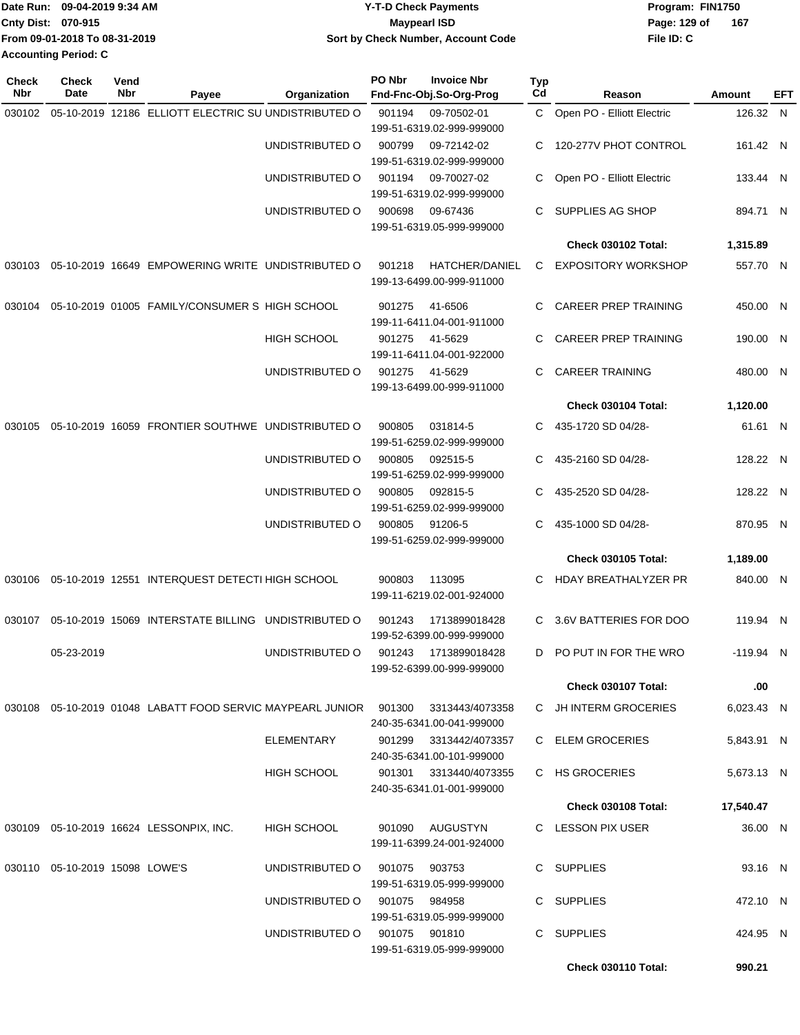Date Run: 09-04-2019 9:34 AM
Cnty Dist: 070-915
From 09-01-2018 To 08-31-2019
Accounting Period: C

**Y-T-D Check Payments**
**Maypearl ISD**
**Sort by Check Number, Account Code**

Program: FIN1750
File ID: C

| Check Nbr | Check Date | Vend Nbr | Payee | Organization | PO Nbr | Invoice Nbr / Fnd-Fnc-Obj.So-Org-Prog | Typ Cd | Reason | Amount | EFT |
|---|---|---|---|---|---|---|---|---|---|---|
| 030102 | 05-10-2019 | 12186 | ELLIOTT ELECTRIC SU | UNDISTRIBUTED O | 901194 | 09-70502-01 199-51-6319.02-999-999000 | C | Open PO - Elliott Electric | 126.32 | N |
| | | | | UNDISTRIBUTED O | 900799 | 09-72142-02 199-51-6319.02-999-999000 | C | 120-277V PHOT CONTROL | 161.42 | N |
| | | | | UNDISTRIBUTED O | 901194 | 09-70027-02 199-51-6319.02-999-999000 | C | Open PO - Elliott Electric | 133.44 | N |
| | | | | UNDISTRIBUTED O | 900698 | 09-67436 199-51-6319.05-999-999000 | C | SUPPLIES AG SHOP | 894.71 | N |
| | | | | | | | | **Check 030102 Total:** | **1,315.89** | |
| 030103 | 05-10-2019 | 16649 | EMPOWERING WRITE | UNDISTRIBUTED O | 901218 | HATCHER/DANIEL 199-13-6499.00-999-911000 | C | EXPOSITORY WORKSHOP | 557.70 | N |
| 030104 | 05-10-2019 | 01005 | FAMILY/CONSUMER S | HIGH SCHOOL | 901275 | 41-6506 199-11-6411.04-001-911000 | C | CAREER PREP TRAINING | 450.00 | N |
| | | | | HIGH SCHOOL | 901275 | 41-5629 199-11-6411.04-001-922000 | C | CAREER PREP TRAINING | 190.00 | N |
| | | | | UNDISTRIBUTED O | 901275 | 41-5629 199-13-6499.00-999-911000 | C | CAREER TRAINING | 480.00 | N |
| | | | | | | | | **Check 030104 Total:** | **1,120.00** | |
| 030105 | 05-10-2019 | 16059 | FRONTIER SOUTHWE | UNDISTRIBUTED O | 900805 | 031814-5 199-51-6259.02-999-999000 | C | 435-1720 SD 04/28- | 61.61 | N |
| | | | | UNDISTRIBUTED O | 900805 | 092515-5 199-51-6259.02-999-999000 | C | 435-2160 SD 04/28- | 128.22 | N |
| | | | | UNDISTRIBUTED O | 900805 | 092815-5 199-51-6259.02-999-999000 | C | 435-2520 SD 04/28- | 128.22 | N |
| | | | | UNDISTRIBUTED O | 900805 | 91206-5 199-51-6259.02-999-999000 | C | 435-1000 SD 04/28- | 870.95 | N |
| | | | | | | | | **Check 030105 Total:** | **1,189.00** | |
| 030106 | 05-10-2019 | 12551 | INTERQUEST DETECTI | HIGH SCHOOL | 900803 | 113095 199-11-6219.02-001-924000 | C | HDAY BREATHALYZER PR | 840.00 | N |
| 030107 | 05-10-2019 | 15069 | INTERSTATE BILLING | UNDISTRIBUTED O | 901243 | 1713899018428 199-52-6399.00-999-999000 | C | 3.6V BATTERIES FOR DOO | 119.94 | N |
| | 05-23-2019 | | | UNDISTRIBUTED O | 901243 | 1713899018428 199-52-6399.00-999-999000 | D | PO PUT IN FOR THE WRO | -119.94 | N |
| | | | | | | | | **Check 030107 Total:** | **.00** | |
| 030108 | 05-10-2019 | 01048 | LABATT FOOD SERVIC | MAYPEARL JUNIOR | 901300 | 3313443/4073358 240-35-6341.00-041-999000 | C | JH INTERM GROCERIES | 6,023.43 | N |
| | | | | ELEMENTARY | 901299 | 3313442/4073357 240-35-6341.00-101-999000 | C | ELEM GROCERIES | 5,843.91 | N |
| | | | | HIGH SCHOOL | 901301 | 3313440/4073355 240-35-6341.01-001-999000 | C | HS GROCERIES | 5,673.13 | N |
| | | | | | | | | **Check 030108 Total:** | **17,540.47** | |
| 030109 | 05-10-2019 | 16624 | LESSONPIX, INC. | HIGH SCHOOL | 901090 | AUGUSTYN 199-11-6399.24-001-924000 | C | LESSON PIX USER | 36.00 | N |
| 030110 | 05-10-2019 | 15098 | LOWE'S | UNDISTRIBUTED O | 901075 | 903753 199-51-6319.05-999-999000 | C | SUPPLIES | 93.16 | N |
| | | | | UNDISTRIBUTED O | 901075 | 984958 199-51-6319.05-999-999000 | C | SUPPLIES | 472.10 | N |
| | | | | UNDISTRIBUTED O | 901075 | 901810 199-51-6319.05-999-999000 | C | SUPPLIES | 424.95 | N |
| | | | | | | | | **Check 030110 Total:** | **990.21** | |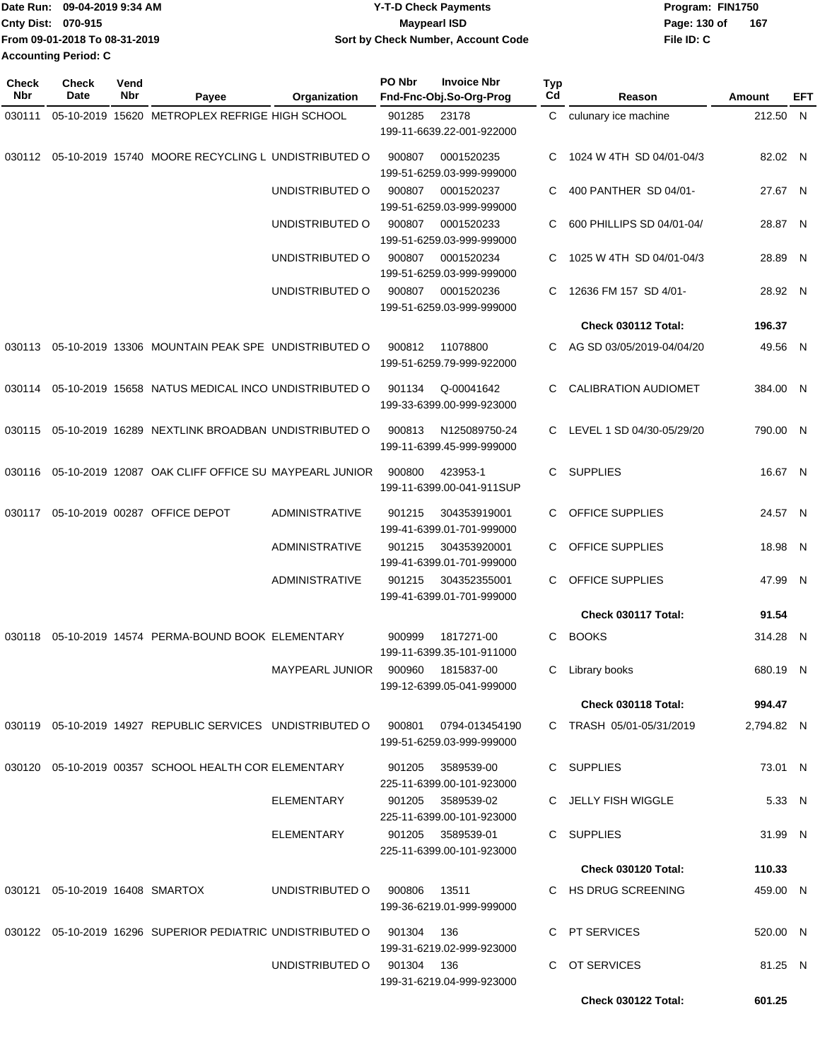Date Run: 09-04-2019 9:34 AM
Cnty Dist: 070-915
From 09-01-2018 To 08-31-2019
Accounting Period: C

**Y-T-D Check Payments**
**Maypearl ISD**
**Sort by Check Number, Account Code**

Program: FIN1750
File ID: C

| Check Nbr | Check Date | Vend Nbr | Payee | Organization | PO Nbr | Invoice Nbr / Fnd-Fnc-Obj.So-Org-Prog | Typ Cd | Reason | Amount | EFT |
|---|---|---|---|---|---|---|---|---|---|---|
| 030111 | 05-10-2019 | 15620 | METROPLEX REFRIGE | HIGH SCHOOL | 901285 | 23178 / 199-11-6639.22-001-922000 | C | culunary ice machine | 212.50 | N |
| 030112 | 05-10-2019 | 15740 | MOORE RECYCLING L | UNDISTRIBUTED O | 900807 | 0001520235 / 199-51-6259.03-999-999000 | C | 1024 W 4TH SD 04/01-04/3 | 82.02 | N |
| | | | | UNDISTRIBUTED O | 900807 | 0001520237 / 199-51-6259.03-999-999000 | C | 400 PANTHER SD 04/01- | 27.67 | N |
| | | | | UNDISTRIBUTED O | 900807 | 0001520233 / 199-51-6259.03-999-999000 | C | 600 PHILLIPS SD 04/01-04/ | 28.87 | N |
| | | | | UNDISTRIBUTED O | 900807 | 0001520234 / 199-51-6259.03-999-999000 | C | 1025 W 4TH SD 04/01-04/3 | 28.89 | N |
| | | | | UNDISTRIBUTED O | 900807 | 0001520236 / 199-51-6259.03-999-999000 | C | 12636 FM 157 SD 4/01- | 28.92 | N |
| | | | | | | | | **Check 030112 Total:** | **196.37** | |
| 030113 | 05-10-2019 | 13306 | MOUNTAIN PEAK SPE | UNDISTRIBUTED O | 900812 | 11078800 / 199-51-6259.79-999-922000 | C | AG SD 03/05/2019-04/04/20 | 49.56 | N |
| 030114 | 05-10-2019 | 15658 | NATUS MEDICAL INCO | UNDISTRIBUTED O | 901134 | Q-00041642 / 199-33-6399.00-999-923000 | C | CALIBRATION AUDIOMET | 384.00 | N |
| 030115 | 05-10-2019 | 16289 | NEXTLINK BROADBAN | UNDISTRIBUTED O | 900813 | N125089750-24 / 199-11-6399.45-999-999000 | C | LEVEL 1 SD 04/30-05/29/20 | 790.00 | N |
| 030116 | 05-10-2019 | 12087 | OAK CLIFF OFFICE SU | MAYPEARL JUNIOR | 900800 | 423953-1 / 199-11-6399.00-041-911SUP | C | SUPPLIES | 16.67 | N |
| 030117 | 05-10-2019 | 00287 | OFFICE DEPOT | ADMINISTRATIVE | 901215 | 304353919001 / 199-41-6399.01-701-999000 | C | OFFICE SUPPLIES | 24.57 | N |
| | | | | ADMINISTRATIVE | 901215 | 304353920001 / 199-41-6399.01-701-999000 | C | OFFICE SUPPLIES | 18.98 | N |
| | | | | ADMINISTRATIVE | 901215 | 304352355001 / 199-41-6399.01-701-999000 | C | OFFICE SUPPLIES | 47.99 | N |
| | | | | | | | | **Check 030117 Total:** | **91.54** | |
| 030118 | 05-10-2019 | 14574 | PERMA-BOUND BOOK | ELEMENTARY | 900999 | 1817271-00 / 199-11-6399.35-101-911000 | C | BOOKS | 314.28 | N |
| | | | | MAYPEARL JUNIOR | 900960 | 1815837-00 / 199-12-6399.05-041-999000 | C | Library books | 680.19 | N |
| | | | | | | | | **Check 030118 Total:** | **994.47** | |
| 030119 | 05-10-2019 | 14927 | REPUBLIC SERVICES | UNDISTRIBUTED O | 900801 | 0794-013454190 / 199-51-6259.03-999-999000 | C | TRASH 05/01-05/31/2019 | 2,794.82 | N |
| 030120 | 05-10-2019 | 00357 | SCHOOL HEALTH COR | ELEMENTARY | 901205 | 3589539-00 / 225-11-6399.00-101-923000 | C | SUPPLIES | 73.01 | N |
| | | | | ELEMENTARY | 901205 | 3589539-02 / 225-11-6399.00-101-923000 | C | JELLY FISH WIGGLE | 5.33 | N |
| | | | | ELEMENTARY | 901205 | 3589539-01 / 225-11-6399.00-101-923000 | C | SUPPLIES | 31.99 | N |
| | | | | | | | | **Check 030120 Total:** | **110.33** | |
| 030121 | 05-10-2019 | 16408 | SMARTOX | UNDISTRIBUTED O | 900806 | 13511 / 199-36-6219.01-999-999000 | C | HS DRUG SCREENING | 459.00 | N |
| 030122 | 05-10-2019 | 16296 | SUPERIOR PEDIATRIC | UNDISTRIBUTED O | 901304 | 136 / 199-31-6219.02-999-923000 | C | PT SERVICES | 520.00 | N |
| | | | | UNDISTRIBUTED O | 901304 | 136 / 199-31-6219.04-999-923000 | C | OT SERVICES | 81.25 | N |
| | | | | | | | | **Check 030122 Total:** | **601.25** | |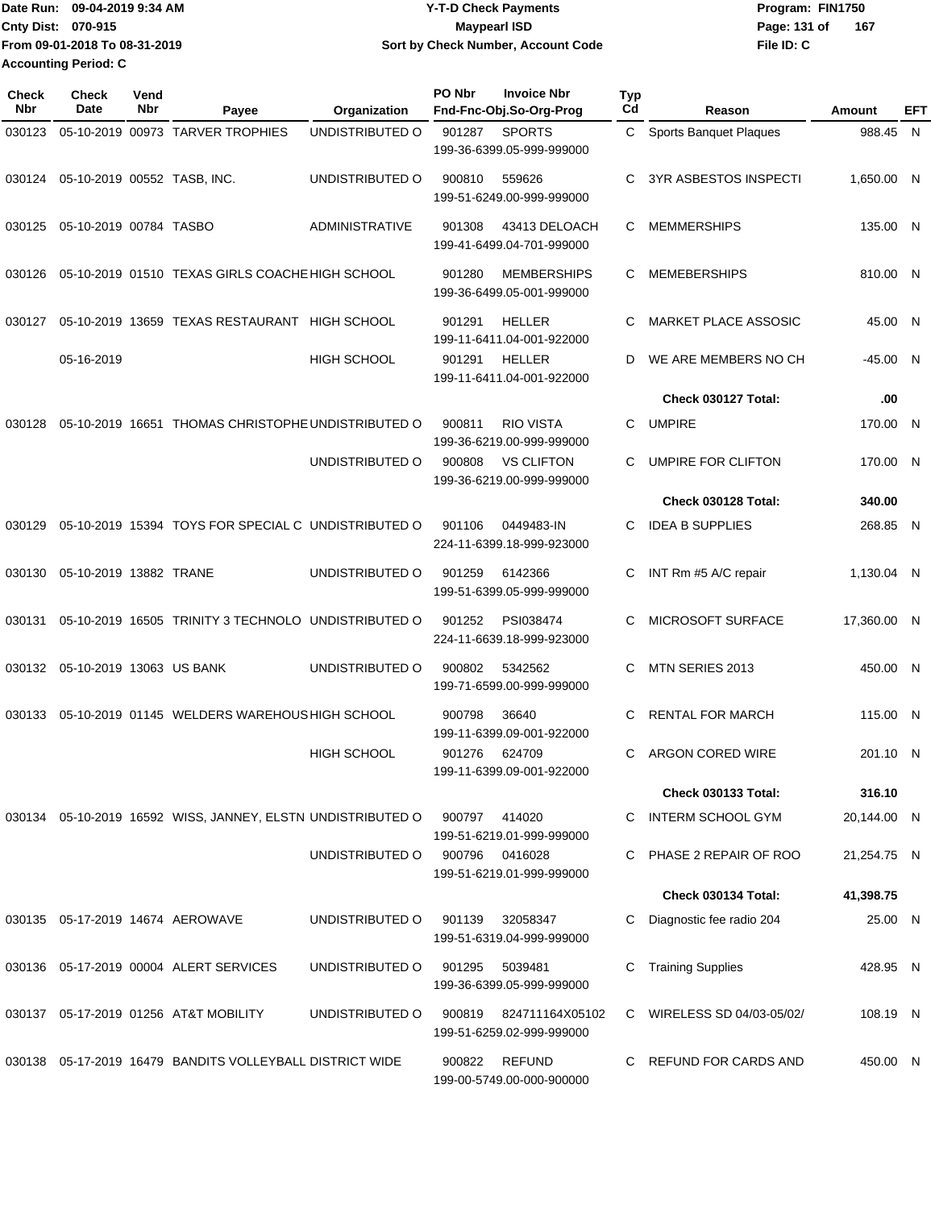Date Run: 09-04-2019 9:34 AM
Cnty Dist: 070-915
From 09-01-2018 To 08-31-2019
Accounting Period: C

**Y-T-D Check Payments**
**Maypearl ISD**
**Sort by Check Number, Account Code**

Program: FIN1750
File ID: C

| Check Nbr | Check Date | Vend Nbr | Payee | Organization | PO Nbr | Invoice Nbr Fnd-Fnc-Obj.So-Org-Prog | Typ Cd | Reason | Amount | EFT |
|---|---|---|---|---|---|---|---|---|---|---|
| 030123 | 05-10-2019 | 00973 | TARVER TROPHIES | UNDISTRIBUTED O | 901287 | SPORTS 199-36-6399.05-999-999000 | C | Sports Banquet Plaques | 988.45 | N |
| 030124 | 05-10-2019 | 00552 | TASB, INC. | UNDISTRIBUTED O | 900810 | 559626 199-51-6249.00-999-999000 | C | 3YR ASBESTOS INSPECTI | 1,650.00 | N |
| 030125 | 05-10-2019 | 00784 | TASBO | ADMINISTRATIVE | 901308 | 43413 DELOACH 199-41-6499.04-701-999000 | C | MEMMERSHIPS | 135.00 | N |
| 030126 | 05-10-2019 | 01510 | TEXAS GIRLS COACHE | HIGH SCHOOL | 901280 | MEMBERSHIPS 199-36-6499.05-001-999000 | C | MEMEBERSHIPS | 810.00 | N |
| 030127 | 05-10-2019 | 13659 | TEXAS RESTAURANT | HIGH SCHOOL | 901291 | HELLER 199-11-6411.04-001-922000 | C | MARKET PLACE ASSOSIC | 45.00 | N |
| | 05-16-2019 | | | HIGH SCHOOL | 901291 | HELLER 199-11-6411.04-001-922000 | D | WE ARE MEMBERS NO CH | -45.00 | N |
| | | | | | | | | **Check 030127 Total:** | **.00** | |
| 030128 | 05-10-2019 | 16651 | THOMAS CHRISTOPHE | UNDISTRIBUTED O | 900811 | RIO VISTA 199-36-6219.00-999-999000 | C | UMPIRE | 170.00 | N |
| | | | | UNDISTRIBUTED O | 900808 | VS CLIFTON 199-36-6219.00-999-999000 | C | UMPIRE FOR CLIFTON | 170.00 | N |
| | | | | | | | | **Check 030128 Total:** | **340.00** | |
| 030129 | 05-10-2019 | 15394 | TOYS FOR SPECIAL C | UNDISTRIBUTED O | 901106 | 0449483-IN 224-11-6399.18-999-923000 | C | IDEA B SUPPLIES | 268.85 | N |
| 030130 | 05-10-2019 | 13882 | TRANE | UNDISTRIBUTED O | 901259 | 6142366 199-51-6399.05-999-999000 | C | INT Rm #5 A/C repair | 1,130.04 | N |
| 030131 | 05-10-2019 | 16505 | TRINITY 3 TECHNOLO | UNDISTRIBUTED O | 901252 | PSI038474 224-11-6639.18-999-923000 | C | MICROSOFT SURFACE | 17,360.00 | N |
| 030132 | 05-10-2019 | 13063 | US BANK | UNDISTRIBUTED O | 900802 | 5342562 199-71-6599.00-999-999000 | C | MTN SERIES 2013 | 450.00 | N |
| 030133 | 05-10-2019 | 01145 | WELDERS WAREHOUS | HIGH SCHOOL | 900798 | 36640 199-11-6399.09-001-922000 | C | RENTAL FOR MARCH | 115.00 | N |
| | | | | HIGH SCHOOL | 901276 | 624709 199-11-6399.09-001-922000 | C | ARGON CORED WIRE | 201.10 | N |
| | | | | | | | | **Check 030133 Total:** | **316.10** | |
| 030134 | 05-10-2019 | 16592 | WISS, JANNEY, ELSTN | UNDISTRIBUTED O | 900797 | 414020 199-51-6219.01-999-999000 | C | INTERM SCHOOL GYM | 20,144.00 | N |
| | | | | UNDISTRIBUTED O | 900796 | 0416028 199-51-6219.01-999-999000 | C | PHASE 2 REPAIR OF ROO | 21,254.75 | N |
| | | | | | | | | **Check 030134 Total:** | **41,398.75** | |
| 030135 | 05-17-2019 | 14674 | AEROWAVE | UNDISTRIBUTED O | 901139 | 32058347 199-51-6319.04-999-999000 | C | Diagnostic fee radio 204 | 25.00 | N |
| 030136 | 05-17-2019 | 00004 | ALERT SERVICES | UNDISTRIBUTED O | 901295 | 5039481 199-36-6399.05-999-999000 | C | Training Supplies | 428.95 | N |
| 030137 | 05-17-2019 | 01256 | AT&T MOBILITY | UNDISTRIBUTED O | 900819 | 824711164X05102 199-51-6259.02-999-999000 | C | WIRELESS SD 04/03-05/02/ | 108.19 | N |
| 030138 | 05-17-2019 | 16479 | BANDITS VOLLEYBALL | DISTRICT WIDE | 900822 | REFUND 199-00-5749.00-000-900000 | C | REFUND FOR CARDS AND | 450.00 | N |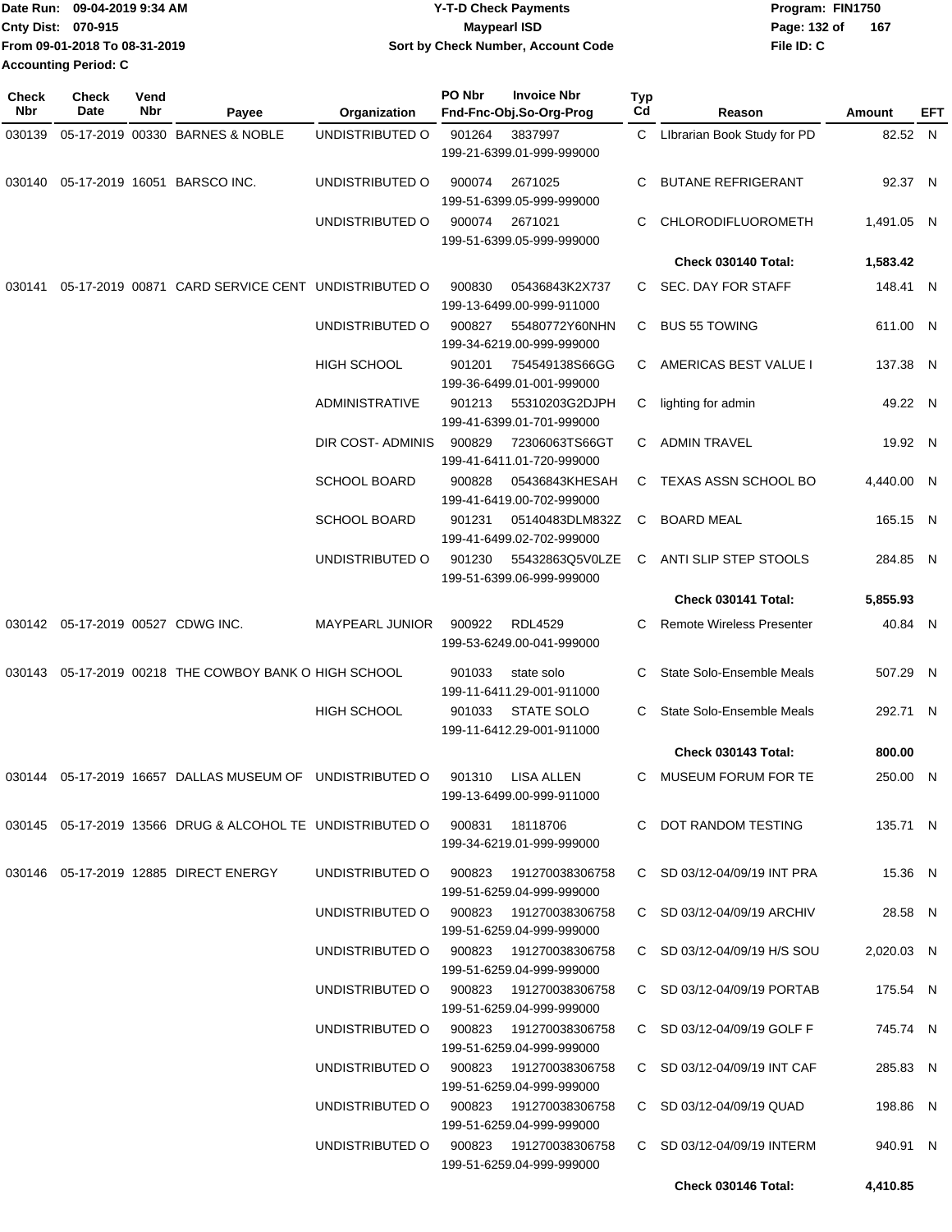Date Run: 09-04-2019 9:34 AM
Cnty Dist: 070-915
From 09-01-2018 To 08-31-2019
Accounting Period: C

**Y-T-D Check Payments**
**Maypearl ISD**
**Sort by Check Number, Account Code**

Program: FIN1750
File ID: C

| Check Nbr | Check Date | Vend Nbr | Payee | Organization | PO Nbr | Invoice Nbr / Fnd-Fnc-Obj.So-Org-Prog | Typ Cd | Reason | Amount | EFT |
|---|---|---|---|---|---|---|---|---|---|---|
| 030139 | 05-17-2019 | 00330 | BARNES & NOBLE | UNDISTRIBUTED O | 901264 | 3837997 199-21-6399.01-999-999000 | C | LIbrarian Book Study for PD | 82.52 | N |
| 030140 | 05-17-2019 | 16051 | BARSCO INC. | UNDISTRIBUTED O | 900074 | 2671025 199-51-6399.05-999-999000 | C | BUTANE REFRIGERANT | 92.37 | N |
| | | | | UNDISTRIBUTED O | 900074 | 2671021 199-51-6399.05-999-999000 | C | CHLORODIFLUOROMETH | 1,491.05 | N |
| | | | | | | | | **Check 030140 Total:** | **1,583.42** | |
| 030141 | 05-17-2019 | 00871 | CARD SERVICE CENT | UNDISTRIBUTED O | 900830 | 05436843K2X737 199-13-6499.00-999-911000 | C | SEC. DAY FOR STAFF | 148.41 | N |
| | | | | UNDISTRIBUTED O | 900827 | 55480772Y60NHN 199-34-6219.00-999-999000 | C | BUS 55 TOWING | 611.00 | N |
| | | | | HIGH SCHOOL | 901201 | 754549138S66GG 199-36-6499.01-001-999000 | C | AMERICAS BEST VALUE I | 137.38 | N |
| | | | | ADMINISTRATIVE | 901213 | 55310203G2DJPH 199-41-6399.01-701-999000 | C | lighting for admin | 49.22 | N |
| | | | | DIR COST- ADMINIS | 900829 | 72306063TS66GT 199-41-6411.01-720-999000 | C | ADMIN TRAVEL | 19.92 | N |
| | | | | SCHOOL BOARD | 900828 | 05436843KHESAH 199-41-6419.00-702-999000 | C | TEXAS ASSN SCHOOL BO | 4,440.00 | N |
| | | | | SCHOOL BOARD | 901231 | 05140483DLM832Z 199-41-6499.02-702-999000 | C | BOARD MEAL | 165.15 | N |
| | | | | UNDISTRIBUTED O | 901230 | 55432863Q5V0LZE 199-51-6399.06-999-999000 | C | ANTI SLIP STEP STOOLS | 284.85 | N |
| | | | | | | | | **Check 030141 Total:** | **5,855.93** | |
| 030142 | 05-17-2019 | 00527 | CDWG INC. | MAYPEARL JUNIOR | 900922 | RDL4529 199-53-6249.00-041-999000 | C | Remote Wireless Presenter | 40.84 | N |
| 030143 | 05-17-2019 | 00218 | THE COWBOY BANK O | HIGH SCHOOL | 901033 | state solo 199-11-6411.29-001-911000 | C | State Solo-Ensemble Meals | 507.29 | N |
| | | | | HIGH SCHOOL | 901033 | STATE SOLO 199-11-6412.29-001-911000 | C | State Solo-Ensemble Meals | 292.71 | N |
| | | | | | | | | **Check 030143 Total:** | **800.00** | |
| 030144 | 05-17-2019 | 16657 | DALLAS MUSEUM OF | UNDISTRIBUTED O | 901310 | LISA ALLEN 199-13-6499.00-999-911000 | C | MUSEUM FORUM FOR TE | 250.00 | N |
| 030145 | 05-17-2019 | 13566 | DRUG & ALCOHOL TE | UNDISTRIBUTED O | 900831 | 18118706 199-34-6219.01-999-999000 | C | DOT RANDOM TESTING | 135.71 | N |
| 030146 | 05-17-2019 | 12885 | DIRECT ENERGY | UNDISTRIBUTED O | 900823 | 191270038306758 199-51-6259.04-999-999000 | C | SD 03/12-04/09/19 INT PRA | 15.36 | N |
| | | | | UNDISTRIBUTED O | 900823 | 191270038306758 199-51-6259.04-999-999000 | C | SD 03/12-04/09/19 ARCHIV | 28.58 | N |
| | | | | UNDISTRIBUTED O | 900823 | 191270038306758 199-51-6259.04-999-999000 | C | SD 03/12-04/09/19 H/S SOU | 2,020.03 | N |
| | | | | UNDISTRIBUTED O | 900823 | 191270038306758 199-51-6259.04-999-999000 | C | SD 03/12-04/09/19 PORTAB | 175.54 | N |
| | | | | UNDISTRIBUTED O | 900823 | 191270038306758 199-51-6259.04-999-999000 | C | SD 03/12-04/09/19 GOLF F | 745.74 | N |
| | | | | UNDISTRIBUTED O | 900823 | 191270038306758 199-51-6259.04-999-999000 | C | SD 03/12-04/09/19 INT CAF | 285.83 | N |
| | | | | UNDISTRIBUTED O | 900823 | 191270038306758 199-51-6259.04-999-999000 | C | SD 03/12-04/09/19 QUAD | 198.86 | N |
| | | | | UNDISTRIBUTED O | 900823 | 191270038306758 199-51-6259.04-999-999000 | C | SD 03/12-04/09/19 INTERM | 940.91 | N |
| | | | | | | | | **Check 030146 Total:** | **4,410.85** | |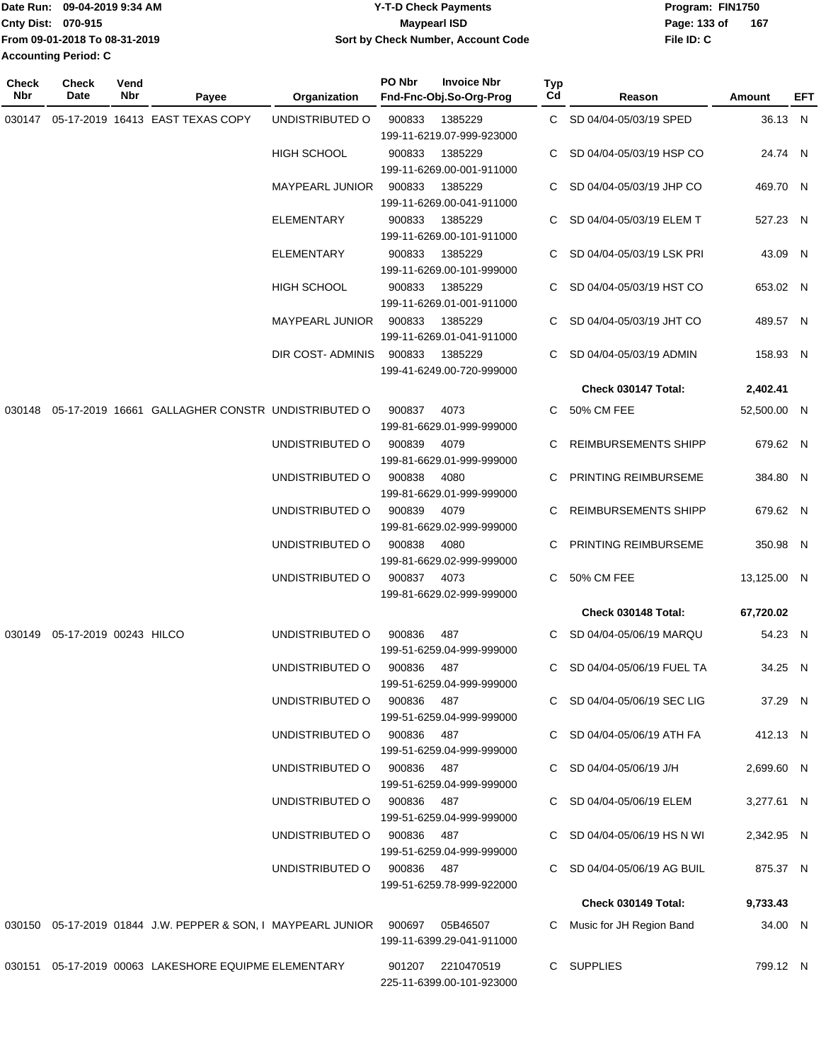Date Run: 09-04-2019 9:34 AM
Cnty Dist: 070-915
From 09-01-2018 To 08-31-2019
Accounting Period: C

# Y-T-D Check Payments
## Maypearl ISD
### Sort by Check Number, Account Code

Program: FIN1750
File ID: C

| Check Nbr | Check Date | Vend Nbr | Payee | Organization | PO Nbr | Invoice Nbr / Fnd-Fnc-Obj.So-Org-Prog | Typ Cd | Reason | Amount | EFT |
|---|---|---|---|---|---|---|---|---|---|---|
| 030147 | 05-17-2019 | 16413 | EAST TEXAS COPY | UNDISTRIBUTED O | 900833 | 1385229 199-11-6219.07-999-923000 | C | SD 04/04-05/03/19 SPED | 36.13 | N |
| | | | | HIGH SCHOOL | 900833 | 1385229 199-11-6269.00-001-911000 | C | SD 04/04-05/03/19 HSP CO | 24.74 | N |
| | | | | MAYPEARL JUNIOR | 900833 | 1385229 199-11-6269.00-041-911000 | C | SD 04/04-05/03/19 JHP CO | 469.70 | N |
| | | | | ELEMENTARY | 900833 | 1385229 199-11-6269.00-101-911000 | C | SD 04/04-05/03/19 ELEM T | 527.23 | N |
| | | | | ELEMENTARY | 900833 | 1385229 199-11-6269.00-101-999000 | C | SD 04/04-05/03/19 LSK PRI | 43.09 | N |
| | | | | HIGH SCHOOL | 900833 | 1385229 199-11-6269.01-001-911000 | C | SD 04/04-05/03/19 HST CO | 653.02 | N |
| | | | | MAYPEARL JUNIOR | 900833 | 1385229 199-11-6269.01-041-911000 | C | SD 04/04-05/03/19 JHT CO | 489.57 | N |
| | | | | DIR COST- ADMINIS | 900833 | 1385229 199-41-6249.00-720-999000 | C | SD 04/04-05/03/19 ADMIN | 158.93 | N |
| | | | | | | | | **Check 030147 Total:** | **2,402.41** | |
| 030148 | 05-17-2019 | 16661 | GALLAGHER CONSTR | UNDISTRIBUTED O | 900837 | 4073 199-81-6629.01-999-999000 | C | 50% CM FEE | 52,500.00 | N |
| | | | | UNDISTRIBUTED O | 900839 | 4079 199-81-6629.01-999-999000 | C | REIMBURSEMENTS SHIPP | 679.62 | N |
| | | | | UNDISTRIBUTED O | 900838 | 4080 199-81-6629.01-999-999000 | C | PRINTING REIMBURSEME | 384.80 | N |
| | | | | UNDISTRIBUTED O | 900839 | 4079 199-81-6629.02-999-999000 | C | REIMBURSEMENTS SHIPP | 679.62 | N |
| | | | | UNDISTRIBUTED O | 900838 | 4080 199-81-6629.02-999-999000 | C | PRINTING REIMBURSEME | 350.98 | N |
| | | | | UNDISTRIBUTED O | 900837 | 4073 199-81-6629.02-999-999000 | C | 50% CM FEE | 13,125.00 | N |
| | | | | | | | | **Check 030148 Total:** | **67,720.02** | |
| 030149 | 05-17-2019 | 00243 | HILCO | UNDISTRIBUTED O | 900836 | 487 199-51-6259.04-999-999000 | C | SD 04/04-05/06/19 MARQU | 54.23 | N |
| | | | | UNDISTRIBUTED O | 900836 | 487 199-51-6259.04-999-999000 | C | SD 04/04-05/06/19 FUEL TA | 34.25 | N |
| | | | | UNDISTRIBUTED O | 900836 | 487 199-51-6259.04-999-999000 | C | SD 04/04-05/06/19 SEC LIG | 37.29 | N |
| | | | | UNDISTRIBUTED O | 900836 | 487 199-51-6259.04-999-999000 | C | SD 04/04-05/06/19 ATH FA | 412.13 | N |
| | | | | UNDISTRIBUTED O | 900836 | 487 199-51-6259.04-999-999000 | C | SD 04/04-05/06/19 J/H | 2,699.60 | N |
| | | | | UNDISTRIBUTED O | 900836 | 487 199-51-6259.04-999-999000 | C | SD 04/04-05/06/19 ELEM | 3,277.61 | N |
| | | | | UNDISTRIBUTED O | 900836 | 487 199-51-6259.04-999-999000 | C | SD 04/04-05/06/19 HS N WI | 2,342.95 | N |
| | | | | UNDISTRIBUTED O | 900836 | 487 199-51-6259.78-999-922000 | C | SD 04/04-05/06/19 AG BUIL | 875.37 | N |
| | | | | | | | | **Check 030149 Total:** | **9,733.43** | |
| 030150 | 05-17-2019 | 01844 | J.W. PEPPER & SON, I | MAYPEARL JUNIOR | 900697 | 05B46507 199-11-6399.29-041-911000 | C | Music for JH Region Band | 34.00 | N |
| 030151 | 05-17-2019 | 00063 | LAKESHORE EQUIPME | ELEMENTARY | 901207 | 2210470519 225-11-6399.00-101-923000 | C | SUPPLIES | 799.12 | N |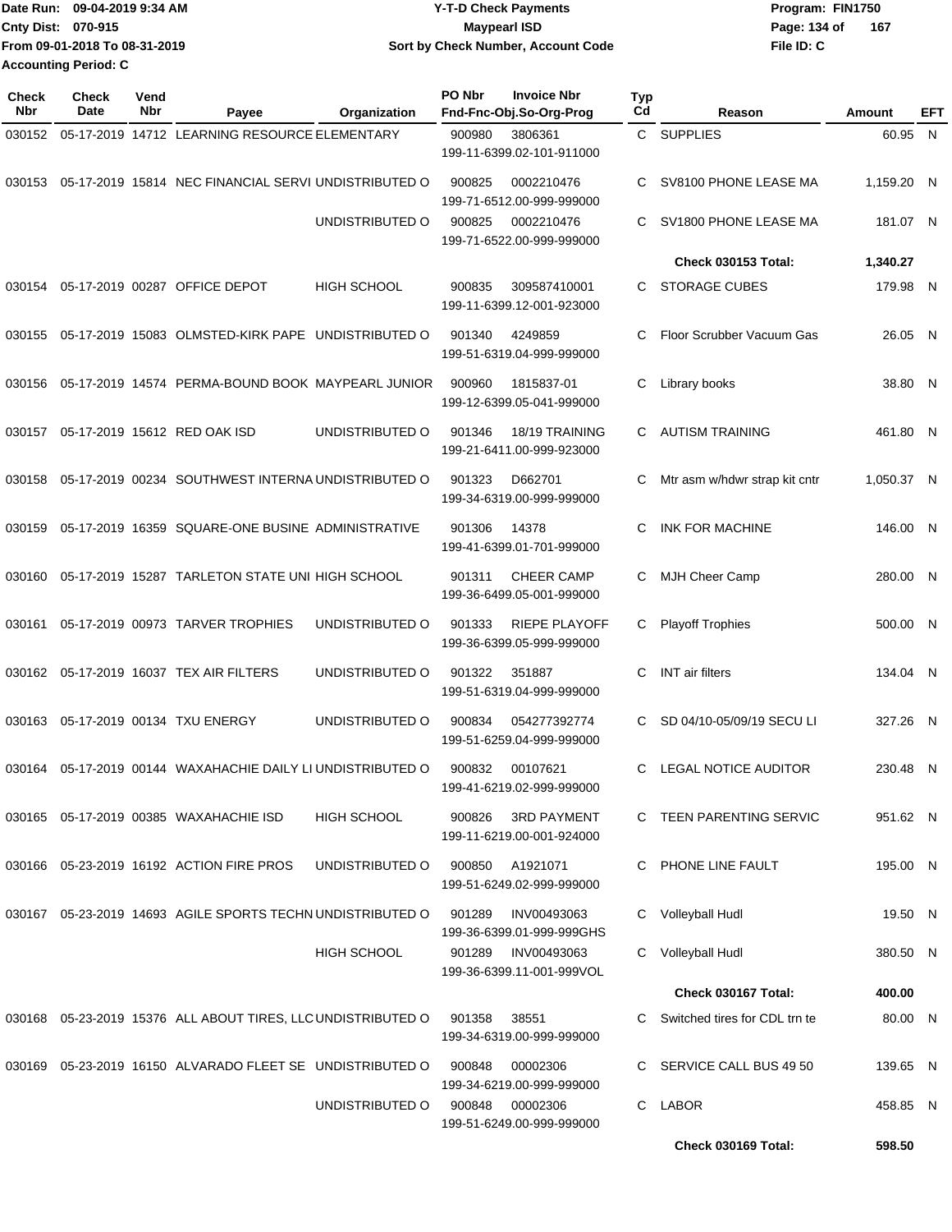Date Run: 09-04-2019 9:34 AM
Cnty Dist: 070-915
From 09-01-2018 To 08-31-2019
Accounting Period: C

# Y-T-D Check Payments
## Maypearl ISD
### Sort by Check Number, Account Code

Program: FIN1750
File ID: C

| Check Nbr | Check Date | Vend Nbr | Payee | Organization | PO Nbr | Invoice Nbr / Fnd-Fnc-Obj.So-Org-Prog | Typ Cd | Reason | Amount | EFT |
|---|---|---|---|---|---|---|---|---|---|---|
| 030152 | 05-17-2019 | 14712 | LEARNING RESOURCE | ELEMENTARY | 900980 | 3806361<br>199-11-6399.02-101-911000 | C | SUPPLIES | 60.95 | N |
| 030153 | 05-17-2019 | 15814 | NEC FINANCIAL SERVI | UNDISTRIBUTED O | 900825 | 0002210476<br>199-71-6512.00-999-999000 | C | SV8100 PHONE LEASE MA | 1,159.20 | N |
| | | | | UNDISTRIBUTED O | 900825 | 0002210476<br>199-71-6522.00-999-999000 | C | SV1800 PHONE LEASE MA | 181.07 | N |
| | | | | | | | | **Check 030153 Total:** | **1,340.27** | |
| 030154 | 05-17-2019 | 00287 | OFFICE DEPOT | HIGH SCHOOL | 900835 | 309587410001<br>199-11-6399.12-001-923000 | C | STORAGE CUBES | 179.98 | N |
| 030155 | 05-17-2019 | 15083 | OLMSTED-KIRK PAPE | UNDISTRIBUTED O | 901340 | 4249859<br>199-51-6319.04-999-999000 | C | Floor Scrubber Vacuum Gas | 26.05 | N |
| 030156 | 05-17-2019 | 14574 | PERMA-BOUND BOOK | MAYPEARL JUNIOR | 900960 | 1815837-01<br>199-12-6399.05-041-999000 | C | Library books | 38.80 | N |
| 030157 | 05-17-2019 | 15612 | RED OAK ISD | UNDISTRIBUTED O | 901346 | 18/19 TRAINING<br>199-21-6411.00-999-923000 | C | AUTISM TRAINING | 461.80 | N |
| 030158 | 05-17-2019 | 00234 | SOUTHWEST INTERNA | UNDISTRIBUTED O | 901323 | D662701<br>199-34-6319.00-999-999000 | C | Mtr asm w/hdwr strap kit cntr | 1,050.37 | N |
| 030159 | 05-17-2019 | 16359 | SQUARE-ONE BUSINE | ADMINISTRATIVE | 901306 | 14378<br>199-41-6399.01-701-999000 | C | INK FOR MACHINE | 146.00 | N |
| 030160 | 05-17-2019 | 15287 | TARLETON STATE UNI | HIGH SCHOOL | 901311 | CHEER CAMP<br>199-36-6499.05-001-999000 | C | MJH Cheer Camp | 280.00 | N |
| 030161 | 05-17-2019 | 00973 | TARVER TROPHIES | UNDISTRIBUTED O | 901333 | RIEPE PLAYOFF<br>199-36-6399.05-999-999000 | C | Playoff Trophies | 500.00 | N |
| 030162 | 05-17-2019 | 16037 | TEX AIR FILTERS | UNDISTRIBUTED O | 901322 | 351887<br>199-51-6319.04-999-999000 | C | INT air filters | 134.04 | N |
| 030163 | 05-17-2019 | 00134 | TXU ENERGY | UNDISTRIBUTED O | 900834 | 054277392774<br>199-51-6259.04-999-999000 | C | SD 04/10-05/09/19 SECU LI | 327.26 | N |
| 030164 | 05-17-2019 | 00144 | WAXAHACHIE DAILY LI | UNDISTRIBUTED O | 900832 | 00107621<br>199-41-6219.02-999-999000 | C | LEGAL NOTICE AUDITOR | 230.48 | N |
| 030165 | 05-17-2019 | 00385 | WAXAHACHIE ISD | HIGH SCHOOL | 900826 | 3RD PAYMENT<br>199-11-6219.00-001-924000 | C | TEEN PARENTING SERVIC | 951.62 | N |
| 030166 | 05-23-2019 | 16192 | ACTION FIRE PROS | UNDISTRIBUTED O | 900850 | A1921071<br>199-51-6249.02-999-999000 | C | PHONE LINE FAULT | 195.00 | N |
| 030167 | 05-23-2019 | 14693 | AGILE SPORTS TECHN | UNDISTRIBUTED O | 901289 | INV00493063<br>199-36-6399.01-999-999GHS | C | Volleyball Hudl | 19.50 | N |
| | | | | HIGH SCHOOL | 901289 | INV00493063<br>199-36-6399.11-001-999VOL | C | Volleyball Hudl | 380.50 | N |
| | | | | | | | | **Check 030167 Total:** | **400.00** | |
| 030168 | 05-23-2019 | 15376 | ALL ABOUT TIRES, LLC | UNDISTRIBUTED O | 901358 | 38551<br>199-34-6319.00-999-999000 | C | Switched tires for CDL trn te | 80.00 | N |
| 030169 | 05-23-2019 | 16150 | ALVARADO FLEET SE | UNDISTRIBUTED O | 900848 | 00002306<br>199-34-6219.00-999-999000 | C | SERVICE CALL BUS 49 50 | 139.65 | N |
| | | | | UNDISTRIBUTED O | 900848 | 00002306<br>199-51-6249.00-999-999000 | C | LABOR | 458.85 | N |
| | | | | | | | | **Check 030169 Total:** | **598.50** | |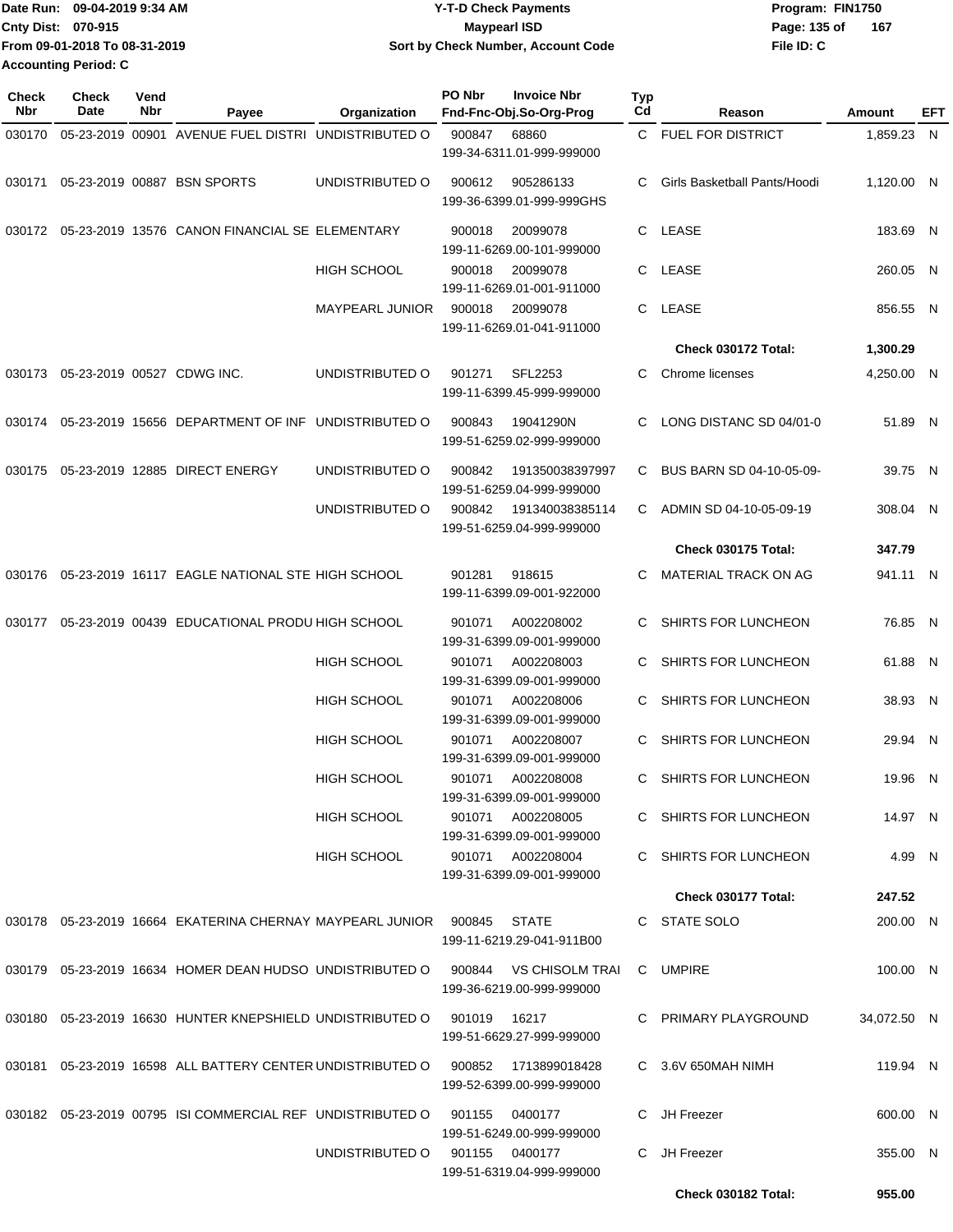Date Run: 09-04-2019 9:34 AM
Cnty Dist: 070-915
From 09-01-2018 To 08-31-2019
Accounting Period: C

# Y-T-D Check Payments
## Maypearl ISD
### Sort by Check Number, Account Code

Program: FIN1750
File ID: C

| Check Nbr | Check Date | Vend Nbr | Payee | Organization | PO Nbr | Invoice Nbr / Fnd-Fnc-Obj.So-Org-Prog | Typ Cd | Reason | Amount | EFT |
|---|---|---|---|---|---|---|---|---|---|---|
| 030170 | 05-23-2019 | 00901 | AVENUE FUEL DISTRI | UNDISTRIBUTED O | 900847 | 68860 199-34-6311.01-999-999000 | C | FUEL FOR DISTRICT | 1,859.23 | N |
| 030171 | 05-23-2019 | 00887 | BSN SPORTS | UNDISTRIBUTED O | 900612 | 905286133 199-36-6399.01-999-999GHS | C | Girls Basketball Pants/Hoodi | 1,120.00 | N |
| 030172 | 05-23-2019 | 13576 | CANON FINANCIAL SE | ELEMENTARY | 900018 | 20099078 199-11-6269.00-101-999000 | C | LEASE | 183.69 | N |
| | | | | HIGH SCHOOL | 900018 | 20099078 199-11-6269.01-001-911000 | C | LEASE | 260.05 | N |
| | | | | MAYPEARL JUNIOR | 900018 | 20099078 199-11-6269.01-041-911000 | C | LEASE | 856.55 | N |
| | | | | | | | | **Check 030172 Total:** | **1,300.29** | |
| 030173 | 05-23-2019 | 00527 | CDWG INC. | UNDISTRIBUTED O | 901271 | SFL2253 199-11-6399.45-999-999000 | C | Chrome licenses | 4,250.00 | N |
| 030174 | 05-23-2019 | 15656 | DEPARTMENT OF INF | UNDISTRIBUTED O | 900843 | 19041290N 199-51-6259.02-999-999000 | C | LONG DISTANC SD 04/01-0 | 51.89 | N |
| 030175 | 05-23-2019 | 12885 | DIRECT ENERGY | UNDISTRIBUTED O | 900842 | 191350038397997 199-51-6259.04-999-999000 | C | BUS BARN SD 04-10-05-09- | 39.75 | N |
| | | | | UNDISTRIBUTED O | 900842 | 191340038385114 199-51-6259.04-999-999000 | C | ADMIN SD 04-10-05-09-19 | 308.04 | N |
| | | | | | | | | **Check 030175 Total:** | **347.79** | |
| 030176 | 05-23-2019 | 16117 | EAGLE NATIONAL STE | HIGH SCHOOL | 901281 | 918615 199-11-6399.09-001-922000 | C | MATERIAL TRACK ON AG | 941.11 | N |
| 030177 | 05-23-2019 | 00439 | EDUCATIONAL PRODU | HIGH SCHOOL | 901071 | A002208002 199-31-6399.09-001-999000 | C | SHIRTS FOR LUNCHEON | 76.85 | N |
| | | | | HIGH SCHOOL | 901071 | A002208003 199-31-6399.09-001-999000 | C | SHIRTS FOR LUNCHEON | 61.88 | N |
| | | | | HIGH SCHOOL | 901071 | A002208006 199-31-6399.09-001-999000 | C | SHIRTS FOR LUNCHEON | 38.93 | N |
| | | | | HIGH SCHOOL | 901071 | A002208007 199-31-6399.09-001-999000 | C | SHIRTS FOR LUNCHEON | 29.94 | N |
| | | | | HIGH SCHOOL | 901071 | A002208008 199-31-6399.09-001-999000 | C | SHIRTS FOR LUNCHEON | 19.96 | N |
| | | | | HIGH SCHOOL | 901071 | A002208005 199-31-6399.09-001-999000 | C | SHIRTS FOR LUNCHEON | 14.97 | N |
| | | | | HIGH SCHOOL | 901071 | A002208004 199-31-6399.09-001-999000 | C | SHIRTS FOR LUNCHEON | 4.99 | N |
| | | | | | | | | **Check 030177 Total:** | **247.52** | |
| 030178 | 05-23-2019 | 16664 | EKATERINA CHERNAY | MAYPEARL JUNIOR | 900845 | STATE 199-11-6219.29-041-911B00 | C | STATE SOLO | 200.00 | N |
| 030179 | 05-23-2019 | 16634 | HOMER DEAN HUDSO | UNDISTRIBUTED O | 900844 | VS CHISOLM TRAI 199-36-6219.00-999-999000 | C | UMPIRE | 100.00 | N |
| 030180 | 05-23-2019 | 16630 | HUNTER KNEPSHIELD | UNDISTRIBUTED O | 901019 | 16217 199-51-6629.27-999-999000 | C | PRIMARY PLAYGROUND | 34,072.50 | N |
| 030181 | 05-23-2019 | 16598 | ALL BATTERY CENTER | UNDISTRIBUTED O | 900852 | 1713899018428 199-52-6399.00-999-999000 | C | 3.6V 650MAH NIMH | 119.94 | N |
| 030182 | 05-23-2019 | 00795 | ISI COMMERCIAL REF | UNDISTRIBUTED O | 901155 | 0400177 199-51-6249.00-999-999000 | C | JH Freezer | 600.00 | N |
| | | | | UNDISTRIBUTED O | 901155 | 0400177 199-51-6319.04-999-999000 | C | JH Freezer | 355.00 | N |
| | | | | | | | | **Check 030182 Total:** | **955.00** | |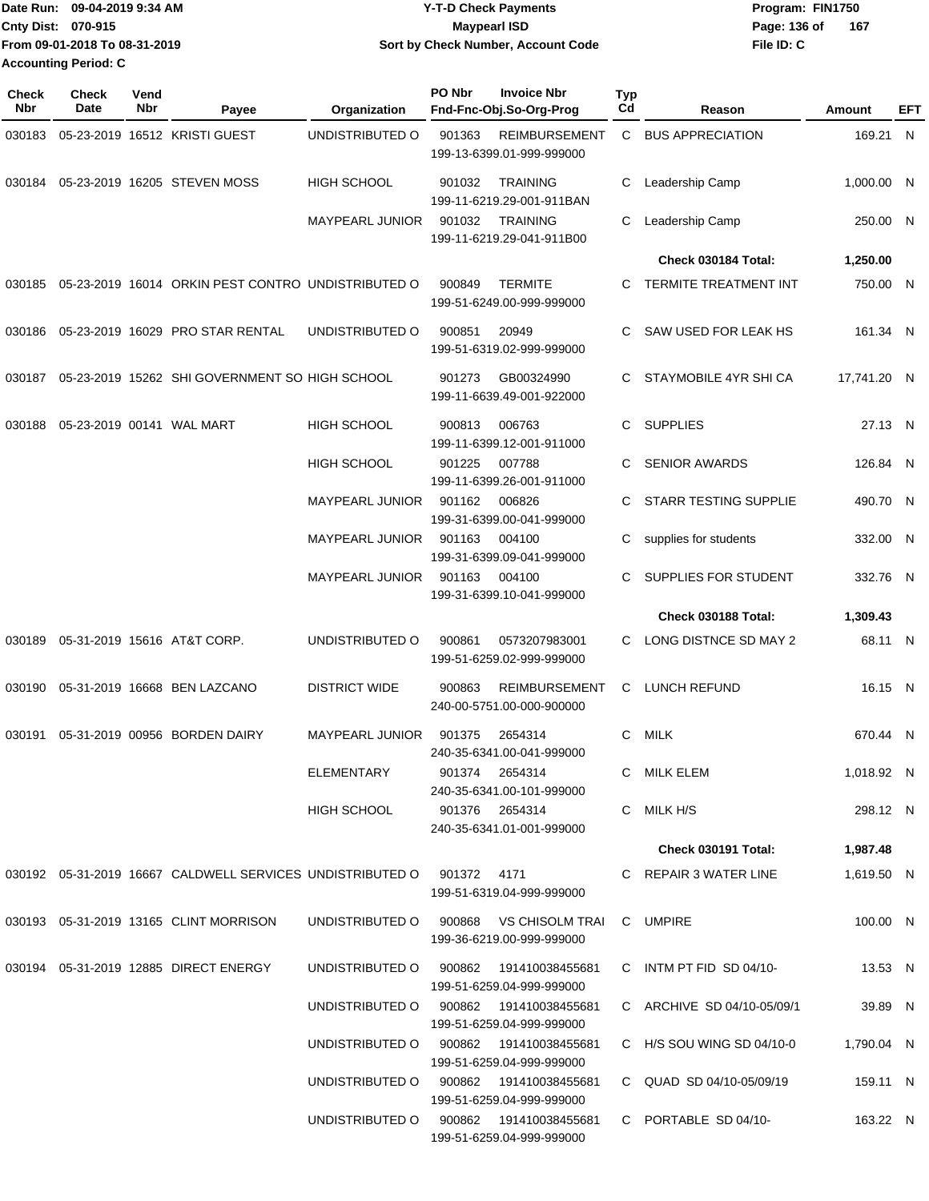Date Run: 09-04-2019 9:34 AM
Cnty Dist: 070-915
From 09-01-2018 To 08-31-2019
Accounting Period: C

**Y-T-D Check Payments**
**Maypearl ISD**
**Sort by Check Number, Account Code**

Program: FIN1750
File ID: C

| Check Nbr | Check Date | Vend Nbr | Payee | Organization | PO Nbr | Invoice Nbr / Fnd-Fnc-Obj.So-Org-Prog | Typ Cd | Reason | Amount | EFT |
|---|---|---|---|---|---|---|---|---|---|---|
| 030183 | 05-23-2019 | 16512 | KRISTI GUEST | UNDISTRIBUTED O | 901363 | REIMBURSEMENT 199-13-6399.01-999-999000 | C | BUS APPRECIATION | 169.21 | N |
| 030184 | 05-23-2019 | 16205 | STEVEN MOSS | HIGH SCHOOL | 901032 | TRAINING 199-11-6219.29-001-911BAN | C | Leadership Camp | 1,000.00 | N |
| | | | | MAYPEARL JUNIOR | 901032 | TRAINING 199-11-6219.29-041-911B00 | C | Leadership Camp | 250.00 | N |
| | | | | | | | | **Check 030184 Total:** | **1,250.00** | |
| 030185 | 05-23-2019 | 16014 | ORKIN PEST CONTRO | UNDISTRIBUTED O | 900849 | TERMITE 199-51-6249.00-999-999000 | C | TERMITE TREATMENT INT | 750.00 | N |
| 030186 | 05-23-2019 | 16029 | PRO STAR RENTAL | UNDISTRIBUTED O | 900851 | 20949 199-51-6319.02-999-999000 | C | SAW USED FOR LEAK HS | 161.34 | N |
| 030187 | 05-23-2019 | 15262 | SHI GOVERNMENT SO | HIGH SCHOOL | 901273 | GB00324990 199-11-6639.49-001-922000 | C | STAYMOBILE 4YR SHI CA | 17,741.20 | N |
| 030188 | 05-23-2019 | 00141 | WAL MART | HIGH SCHOOL | 900813 | 006763 199-11-6399.12-001-911000 | C | SUPPLIES | 27.13 | N |
| | | | | HIGH SCHOOL | 901225 | 007788 199-11-6399.26-001-911000 | C | SENIOR AWARDS | 126.84 | N |
| | | | | MAYPEARL JUNIOR | 901162 | 006826 199-31-6399.00-041-999000 | C | STARR TESTING SUPPLIE | 490.70 | N |
| | | | | MAYPEARL JUNIOR | 901163 | 004100 199-31-6399.09-041-999000 | C | supplies for students | 332.00 | N |
| | | | | MAYPEARL JUNIOR | 901163 | 004100 199-31-6399.10-041-999000 | C | SUPPLIES FOR STUDENT | 332.76 | N |
| | | | | | | | | **Check 030188 Total:** | **1,309.43** | |
| 030189 | 05-31-2019 | 15616 | AT&T CORP. | UNDISTRIBUTED O | 900861 | 0573207983001 199-51-6259.02-999-999000 | C | LONG DISTNCE SD MAY 2 | 68.11 | N |
| 030190 | 05-31-2019 | 16668 | BEN LAZCANO | DISTRICT WIDE | 900863 | REIMBURSEMENT 240-00-5751.00-000-900000 | C | LUNCH REFUND | 16.15 | N |
| 030191 | 05-31-2019 | 00956 | BORDEN DAIRY | MAYPEARL JUNIOR | 901375 | 2654314 240-35-6341.00-041-999000 | C | MILK | 670.44 | N |
| | | | | ELEMENTARY | 901374 | 2654314 240-35-6341.00-101-999000 | C | MILK ELEM | 1,018.92 | N |
| | | | | HIGH SCHOOL | 901376 | 2654314 240-35-6341.01-001-999000 | C | MILK H/S | 298.12 | N |
| | | | | | | | | **Check 030191 Total:** | **1,987.48** | |
| 030192 | 05-31-2019 | 16667 | CALDWELL SERVICES | UNDISTRIBUTED O | 901372 | 4171 199-51-6319.04-999-999000 | C | REPAIR 3 WATER LINE | 1,619.50 | N |
| 030193 | 05-31-2019 | 13165 | CLINT MORRISON | UNDISTRIBUTED O | 900868 | VS CHISOLM TRAI 199-36-6219.00-999-999000 | C | UMPIRE | 100.00 | N |
| 030194 | 05-31-2019 | 12885 | DIRECT ENERGY | UNDISTRIBUTED O | 900862 | 191410038455681 199-51-6259.04-999-999000 | C | INTM PT FID SD 04/10- | 13.53 | N |
| | | | | UNDISTRIBUTED O | 900862 | 191410038455681 199-51-6259.04-999-999000 | C | ARCHIVE SD 04/10-05/09/1 | 39.89 | N |
| | | | | UNDISTRIBUTED O | 900862 | 191410038455681 199-51-6259.04-999-999000 | C | H/S SOU WING SD 04/10-0 | 1,790.04 | N |
| | | | | UNDISTRIBUTED O | 900862 | 191410038455681 199-51-6259.04-999-999000 | C | QUAD SD 04/10-05/09/19 | 159.11 | N |
| | | | | UNDISTRIBUTED O | 900862 | 191410038455681 199-51-6259.04-999-999000 | C | PORTABLE SD 04/10- | 163.22 | N |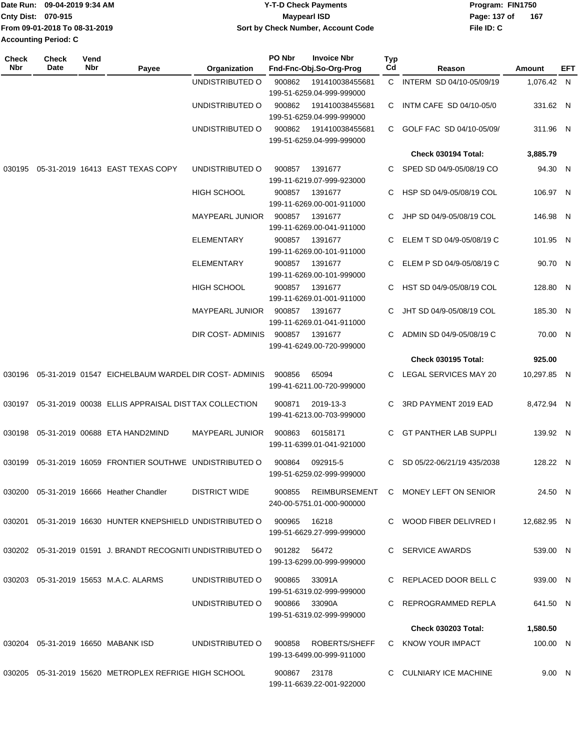Date Run: 09-04-2019 9:34 AM
Cnty Dist: 070-915
From 09-01-2018 To 08-31-2019
Accounting Period: C

**Y-T-D Check Payments**
**Maypearl ISD**
**Sort by Check Number, Account Code**

Program: FIN1750
File ID: C

| Check Nbr | Check Date | Vend Nbr | Payee | Organization | PO Nbr | Invoice Nbr / Fnd-Fnc-Obj.So-Org-Prog | Typ Cd | Reason | Amount | EFT |
|---|---|---|---|---|---|---|---|---|---|---|
| | | | | UNDISTRIBUTED O | 900862 | 191410038455681 / 199-51-6259.04-999-999000 | C | INTERM SD 04/10-05/09/19 | 1,076.42 | N |
| | | | | UNDISTRIBUTED O | 900862 | 191410038455681 / 199-51-6259.04-999-999000 | C | INTM CAFE SD 04/10-05/0 | 331.62 | N |
| | | | | UNDISTRIBUTED O | 900862 | 191410038455681 / 199-51-6259.04-999-999000 | C | GOLF FAC SD 04/10-05/09/ | 311.96 | N |
| | | | | | | | | **Check 030194 Total:** | **3,885.79** | |
| 030195 | 05-31-2019 | 16413 | EAST TEXAS COPY | UNDISTRIBUTED O | 900857 | 1391677 / 199-11-6219.07-999-923000 | C | SPED SD 04/9-05/08/19 CO | 94.30 | N |
| | | | | HIGH SCHOOL | 900857 | 1391677 / 199-11-6269.00-001-911000 | C | HSP SD 04/9-05/08/19 COL | 106.97 | N |
| | | | | MAYPEARL JUNIOR | 900857 | 1391677 / 199-11-6269.00-041-911000 | C | JHP SD 04/9-05/08/19 COL | 146.98 | N |
| | | | | ELEMENTARY | 900857 | 1391677 / 199-11-6269.00-101-911000 | C | ELEM T SD 04/9-05/08/19 C | 101.95 | N |
| | | | | ELEMENTARY | 900857 | 1391677 / 199-11-6269.00-101-999000 | C | ELEM P SD 04/9-05/08/19 C | 90.70 | N |
| | | | | HIGH SCHOOL | 900857 | 1391677 / 199-11-6269.01-001-911000 | C | HST SD 04/9-05/08/19 COL | 128.80 | N |
| | | | | MAYPEARL JUNIOR | 900857 | 1391677 / 199-11-6269.01-041-911000 | C | JHT SD 04/9-05/08/19 COL | 185.30 | N |
| | | | | DIR COST- ADMINIS | 900857 | 1391677 / 199-41-6249.00-720-999000 | C | ADMIN SD 04/9-05/08/19 C | 70.00 | N |
| | | | | | | | | **Check 030195 Total:** | **925.00** | |
| 030196 | 05-31-2019 | 01547 | EICHELBAUM WARDEL | DIR COST- ADMINIS | 900856 | 65094 / 199-41-6211.00-720-999000 | C | LEGAL SERVICES MAY 20 | 10,297.85 | N |
| 030197 | 05-31-2019 | 00038 | ELLIS APPRAISAL DIST | TAX COLLECTION | 900871 | 2019-13-3 / 199-41-6213.00-703-999000 | C | 3RD PAYMENT 2019 EAD | 8,472.94 | N |
| 030198 | 05-31-2019 | 00688 | ETA HAND2MIND | MAYPEARL JUNIOR | 900863 | 60158171 / 199-11-6399.01-041-921000 | C | GT PANTHER LAB SUPPLI | 139.92 | N |
| 030199 | 05-31-2019 | 16059 | FRONTIER SOUTHWE | UNDISTRIBUTED O | 900864 | 092915-5 / 199-51-6259.02-999-999000 | C | SD 05/22-06/21/19 435/2038 | 128.22 | N |
| 030200 | 05-31-2019 | 16666 | Heather Chandler | DISTRICT WIDE | 900855 | REIMBURSEMENT / 240-00-5751.01-000-900000 | C | MONEY LEFT ON SENIOR | 24.50 | N |
| 030201 | 05-31-2019 | 16630 | HUNTER KNEPSHIELD | UNDISTRIBUTED O | 900965 | 16218 / 199-51-6629.27-999-999000 | C | WOOD FIBER DELIVRED I | 12,682.95 | N |
| 030202 | 05-31-2019 | 01591 | J. BRANDT RECOGNITI | UNDISTRIBUTED O | 901282 | 56472 / 199-13-6299.00-999-999000 | C | SERVICE AWARDS | 539.00 | N |
| 030203 | 05-31-2019 | 15653 | M.A.C. ALARMS | UNDISTRIBUTED O | 900865 | 33091A / 199-51-6319.02-999-999000 | C | REPLACED DOOR BELL C | 939.00 | N |
| | | | | UNDISTRIBUTED O | 900866 | 33090A / 199-51-6319.02-999-999000 | C | REPROGRAMMED REPLA | 641.50 | N |
| | | | | | | | | **Check 030203 Total:** | **1,580.50** | |
| 030204 | 05-31-2019 | 16650 | MABANK ISD | UNDISTRIBUTED O | 900858 | ROBERTS/SHEFF / 199-13-6499.00-999-911000 | C | KNOW YOUR IMPACT | 100.00 | N |
| 030205 | 05-31-2019 | 15620 | METROPLEX REFRIGE | HIGH SCHOOL | 900867 | 23178 / 199-11-6639.22-001-922000 | C | CULNIARY ICE MACHINE | 9.00 | N |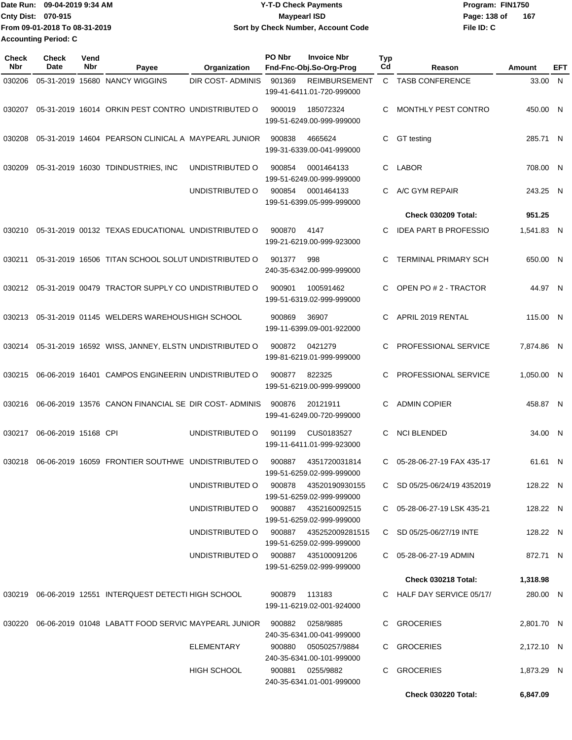Date Run: 09-04-2019 9:34 AM
Cnty Dist: 070-915
From 09-01-2018 To 08-31-2019
Accounting Period: C

**Y-T-D Check Payments**
**Maypearl ISD**
**Sort by Check Number, Account Code**

Program: FIN1750
File ID: C

| Check Nbr | Check Date | Vend Nbr | Payee | Organization | PO Nbr | Invoice Nbr / Fnd-Fnc-Obj.So-Org-Prog | Typ Cd | Reason | Amount | EFT |
|---|---|---|---|---|---|---|---|---|---|---|
| 030206 | 05-31-2019 | 15680 | NANCY WIGGINS | DIR COST- ADMINIS | 901369 | REIMBURSEMENT 199-41-6411.01-720-999000 | C | TASB CONFERENCE | 33.00 | N |
| 030207 | 05-31-2019 | 16014 | ORKIN PEST CONTRO | UNDISTRIBUTED O | 900019 | 185072324 199-51-6249.00-999-999000 | C | MONTHLY PEST CONTRO | 450.00 | N |
| 030208 | 05-31-2019 | 14604 | PEARSON CLINICAL A | MAYPEARL JUNIOR | 900838 | 4665624 199-31-6339.00-041-999000 | C | GT testing | 285.71 | N |
| 030209 | 05-31-2019 | 16030 | TDINDUSTRIES, INC | UNDISTRIBUTED O | 900854 | 0001464133 199-51-6249.00-999-999000 | C | LABOR | 708.00 | N |
| | | | | UNDISTRIBUTED O | 900854 | 0001464133 199-51-6399.05-999-999000 | C | A/C GYM REPAIR | 243.25 | N |
| | | | | | | | | **Check 030209 Total:** | **951.25** | |
| 030210 | 05-31-2019 | 00132 | TEXAS EDUCATIONAL | UNDISTRIBUTED O | 900870 | 4147 199-21-6219.00-999-923000 | C | IDEA PART B PROFESSIO | 1,541.83 | N |
| 030211 | 05-31-2019 | 16506 | TITAN SCHOOL SOLUT | UNDISTRIBUTED O | 901377 | 998 240-35-6342.00-999-999000 | C | TERMINAL PRIMARY SCH | 650.00 | N |
| 030212 | 05-31-2019 | 00479 | TRACTOR SUPPLY CO | UNDISTRIBUTED O | 900901 | 100591462 199-51-6319.02-999-999000 | C | OPEN PO # 2 - TRACTOR | 44.97 | N |
| 030213 | 05-31-2019 | 01145 | WELDERS WAREHOUS | HIGH SCHOOL | 900869 | 36907 199-11-6399.09-001-922000 | C | APRIL 2019 RENTAL | 115.00 | N |
| 030214 | 05-31-2019 | 16592 | WISS, JANNEY, ELSTN | UNDISTRIBUTED O | 900872 | 0421279 199-81-6219.01-999-999000 | C | PROFESSIONAL SERVICE | 7,874.86 | N |
| 030215 | 06-06-2019 | 16401 | CAMPOS ENGINEERIN | UNDISTRIBUTED O | 900877 | 822325 199-51-6219.00-999-999000 | C | PROFESSIONAL SERVICE | 1,050.00 | N |
| 030216 | 06-06-2019 | 13576 | CANON FINANCIAL SE | DIR COST- ADMINIS | 900876 | 20121911 199-41-6249.00-720-999000 | C | ADMIN COPIER | 458.87 | N |
| 030217 | 06-06-2019 | 15168 | CPI | UNDISTRIBUTED O | 901199 | CUS0183527 199-11-6411.01-999-923000 | C | NCI BLENDED | 34.00 | N |
| 030218 | 06-06-2019 | 16059 | FRONTIER SOUTHWE | UNDISTRIBUTED O | 900887 | 4351720031814 199-51-6259.02-999-999000 | C | 05-28-06-27-19 FAX 435-17 | 61.61 | N |
| | | | | UNDISTRIBUTED O | 900878 | 43520190930155 199-51-6259.02-999-999000 | C | SD 05/25-06/24/19 4352019 | 128.22 | N |
| | | | | UNDISTRIBUTED O | 900887 | 4352160092515 199-51-6259.02-999-999000 | C | 05-28-06-27-19 LSK 435-21 | 128.22 | N |
| | | | | UNDISTRIBUTED O | 900887 | 435252009281515 199-51-6259.02-999-999000 | C | SD 05/25-06/27/19 INTE | 128.22 | N |
| | | | | UNDISTRIBUTED O | 900887 | 435100091206 199-51-6259.02-999-999000 | C | 05-28-06-27-19 ADMIN | 872.71 | N |
| | | | | | | | | **Check 030218 Total:** | **1,318.98** | |
| 030219 | 06-06-2019 | 12551 | INTERQUEST DETECTI | HIGH SCHOOL | 900879 | 113183 199-11-6219.02-001-924000 | C | HALF DAY SERVICE 05/17/ | 280.00 | N |
| 030220 | 06-06-2019 | 01048 | LABATT FOOD SERVIC | MAYPEARL JUNIOR | 900882 | 0258/9885 240-35-6341.00-041-999000 | C | GROCERIES | 2,801.70 | N |
| | | | | ELEMENTARY | 900880 | 05050257/9884 240-35-6341.00-101-999000 | C | GROCERIES | 2,172.10 | N |
| | | | | HIGH SCHOOL | 900881 | 0255/9882 240-35-6341.01-001-999000 | C | GROCERIES | 1,873.29 | N |
| | | | | | | | | **Check 030220 Total:** | **6,847.09** | |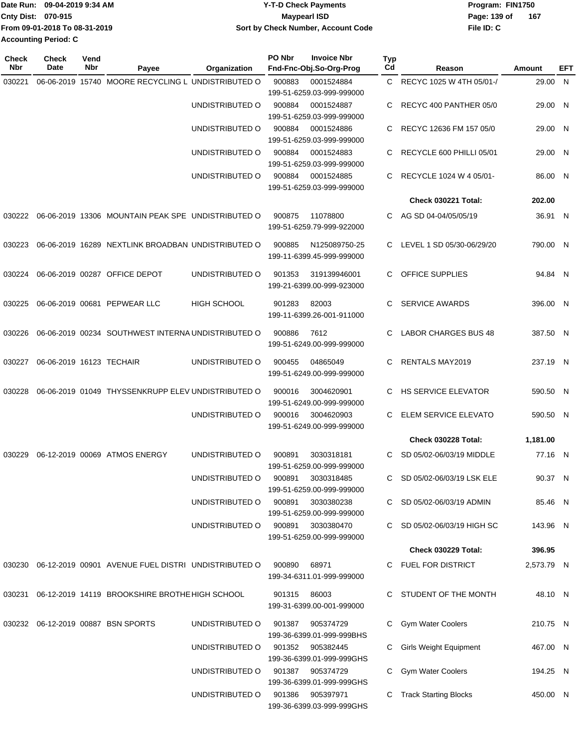Date Run: 09-04-2019 9:34 AM
Cnty Dist: 070-915
From 09-01-2018 To 08-31-2019
Accounting Period: C

**Y-T-D Check Payments**
**Maypearl ISD**
**Sort by Check Number, Account Code**

Program: FIN1750
File ID: C

| Check Nbr | Check Date | Vend Nbr | Payee | Organization | PO Nbr | Invoice Nbr / Fnd-Fnc-Obj.So-Org-Prog | Typ Cd | Reason | Amount | EFT |
|---|---|---|---|---|---|---|---|---|---|---|
| 030221 | 06-06-2019 | 15740 | MOORE RECYCLING L | UNDISTRIBUTED O | 900883 | 0001524884 199-51-6259.03-999-999000 | C | RECYC 1025 W 4TH 05/01-/ | 29.00 | N |
| | | | | UNDISTRIBUTED O | 900884 | 0001524887 199-51-6259.03-999-999000 | C | RECYC 400 PANTHER 05/0 | 29.00 | N |
| | | | | UNDISTRIBUTED O | 900884 | 0001524886 199-51-6259.03-999-999000 | C | RECYC 12636 FM 157 05/0 | 29.00 | N |
| | | | | UNDISTRIBUTED O | 900884 | 0001524883 199-51-6259.03-999-999000 | C | RECYCLE 600 PHILLI 05/01 | 29.00 | N |
| | | | | UNDISTRIBUTED O | 900884 | 0001524885 199-51-6259.03-999-999000 | C | RECYCLE 1024 W 4 05/01- | 86.00 | N |
| | | | | | | | | **Check 030221 Total:** | **202.00** | |
| 030222 | 06-06-2019 | 13306 | MOUNTAIN PEAK SPE | UNDISTRIBUTED O | 900875 | 11078800 199-51-6259.79-999-922000 | C | AG SD 04-04/05/05/19 | 36.91 | N |
| 030223 | 06-06-2019 | 16289 | NEXTLINK BROADBAN | UNDISTRIBUTED O | 900885 | N125089750-25 199-11-6399.45-999-999000 | C | LEVEL 1 SD 05/30-06/29/20 | 790.00 | N |
| 030224 | 06-06-2019 | 00287 | OFFICE DEPOT | UNDISTRIBUTED O | 901353 | 319139946001 199-21-6399.00-999-923000 | C | OFFICE SUPPLIES | 94.84 | N |
| 030225 | 06-06-2019 | 00681 | PEPWEAR LLC | HIGH SCHOOL | 901283 | 82003 199-11-6399.26-001-911000 | C | SERVICE AWARDS | 396.00 | N |
| 030226 | 06-06-2019 | 00234 | SOUTHWEST INTERNA | UNDISTRIBUTED O | 900886 | 7612 199-51-6249.00-999-999000 | C | LABOR CHARGES BUS 48 | 387.50 | N |
| 030227 | 06-06-2019 | 16123 | TECHAIR | UNDISTRIBUTED O | 900455 | 04865049 199-51-6249.00-999-999000 | C | RENTALS MAY2019 | 237.19 | N |
| 030228 | 06-06-2019 | 01049 | THYSSENKRUPP ELEV | UNDISTRIBUTED O | 900016 | 3004620901 199-51-6249.00-999-999000 | C | HS SERVICE ELEVATOR | 590.50 | N |
| | | | | UNDISTRIBUTED O | 900016 | 3004620903 199-51-6249.00-999-999000 | C | ELEM SERVICE ELEVATO | 590.50 | N |
| | | | | | | | | **Check 030228 Total:** | **1,181.00** | |
| 030229 | 06-12-2019 | 00069 | ATMOS ENERGY | UNDISTRIBUTED O | 900891 | 3030318181 199-51-6259.00-999-999000 | C | SD 05/02-06/03/19 MIDDLE | 77.16 | N |
| | | | | UNDISTRIBUTED O | 900891 | 3030318485 199-51-6259.00-999-999000 | C | SD 05/02-06/03/19 LSK ELE | 90.37 | N |
| | | | | UNDISTRIBUTED O | 900891 | 3030380238 199-51-6259.00-999-999000 | C | SD 05/02-06/03/19 ADMIN | 85.46 | N |
| | | | | UNDISTRIBUTED O | 900891 | 3030380470 199-51-6259.00-999-999000 | C | SD 05/02-06/03/19 HIGH SC | 143.96 | N |
| | | | | | | | | **Check 030229 Total:** | **396.95** | |
| 030230 | 06-12-2019 | 00901 | AVENUE FUEL DISTRI | UNDISTRIBUTED O | 900890 | 68971 199-34-6311.01-999-999000 | C | FUEL FOR DISTRICT | 2,573.79 | N |
| 030231 | 06-12-2019 | 14119 | BROOKSHIRE BROTHE | HIGH SCHOOL | 901315 | 86003 199-31-6399.00-001-999000 | C | STUDENT OF THE MONTH | 48.10 | N |
| 030232 | 06-12-2019 | 00887 | BSN SPORTS | UNDISTRIBUTED O | 901387 | 905374729 199-36-6399.01-999-999BHS | C | Gym Water Coolers | 210.75 | N |
| | | | | UNDISTRIBUTED O | 901352 | 905382445 199-36-6399.01-999-999GHS | C | Girls Weight Equipment | 467.00 | N |
| | | | | UNDISTRIBUTED O | 901387 | 905374729 199-36-6399.01-999-999GHS | C | Gym Water Coolers | 194.25 | N |
| | | | | UNDISTRIBUTED O | 901386 | 905397971 199-36-6399.03-999-999GHS | C | Track Starting Blocks | 450.00 | N |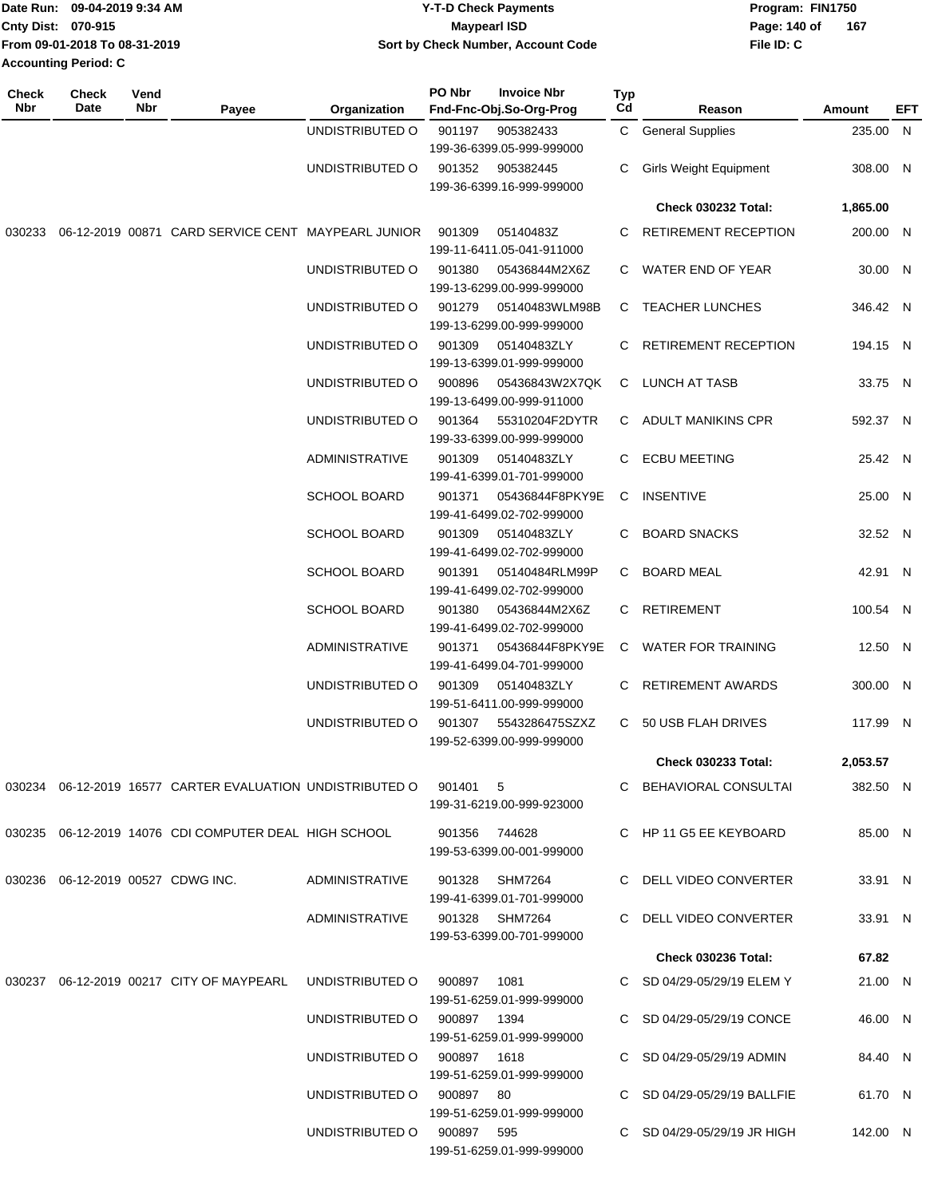Date Run: 09-04-2019 9:34 AM
Cnty Dist: 070-915
From 09-01-2018 To 08-31-2019
Accounting Period: C

**Y-T-D Check Payments**
**Maypearl ISD**
**Sort by Check Number, Account Code**

Program: FIN1750
File ID: C

| Check Nbr | Check Date | Vend Nbr | Payee | Organization | PO Nbr / Invoice Nbr / Fnd-Fnc-Obj.So-Org-Prog | Typ Cd | Reason | Amount | EFT |
|---|---|---|---|---|---|---|---|---|---|
| | | | | UNDISTRIBUTED O | 901197 905382433 199-36-6399.05-999-999000 | C | General Supplies | 235.00 | N |
| | | | | UNDISTRIBUTED O | 901352 905382445 199-36-6399.16-999-999000 | C | Girls Weight Equipment | 308.00 | N |
| | | | | | | | **Check 030232 Total:** | **1,865.00** | |
| 030233 | 06-12-2019 | 00871 | CARD SERVICE CENT | MAYPEARL JUNIOR | 901309 05140483Z 199-11-6411.05-041-911000 | C | RETIREMENT RECEPTION | 200.00 | N |
| | | | | UNDISTRIBUTED O | 901380 05436844M2X6Z 199-13-6299.00-999-999000 | C | WATER END OF YEAR | 30.00 | N |
| | | | | UNDISTRIBUTED O | 901279 05140483WLM98B 199-13-6299.00-999-999000 | C | TEACHER LUNCHES | 346.42 | N |
| | | | | UNDISTRIBUTED O | 901309 05140483ZLY 199-13-6399.01-999-999000 | C | RETIREMENT RECEPTION | 194.15 | N |
| | | | | UNDISTRIBUTED O | 900896 05436843W2X7QK 199-13-6499.00-999-911000 | C | LUNCH AT TASB | 33.75 | N |
| | | | | UNDISTRIBUTED O | 901364 55310204F2DYTR 199-33-6399.00-999-999000 | C | ADULT MANIKINS CPR | 592.37 | N |
| | | | | ADMINISTRATIVE | 901309 05140483ZLY 199-41-6399.01-701-999000 | C | ECBU MEETING | 25.42 | N |
| | | | | SCHOOL BOARD | 901371 05436844F8PKY9E 199-41-6499.02-702-999000 | C | INSENTIVE | 25.00 | N |
| | | | | SCHOOL BOARD | 901309 05140483ZLY 199-41-6499.02-702-999000 | C | BOARD SNACKS | 32.52 | N |
| | | | | SCHOOL BOARD | 901391 05140484RLM99P 199-41-6499.02-702-999000 | C | BOARD MEAL | 42.91 | N |
| | | | | SCHOOL BOARD | 901380 05436844M2X6Z 199-41-6499.02-702-999000 | C | RETIREMENT | 100.54 | N |
| | | | | ADMINISTRATIVE | 901371 05436844F8PKY9E 199-41-6499.04-701-999000 | C | WATER FOR TRAINING | 12.50 | N |
| | | | | UNDISTRIBUTED O | 901309 05140483ZLY 199-51-6411.00-999-999000 | C | RETIREMENT AWARDS | 300.00 | N |
| | | | | UNDISTRIBUTED O | 901307 5543286475SZXZ 199-52-6399.00-999-999000 | C | 50 USB FLAH DRIVES | 117.99 | N |
| | | | | | | | **Check 030233 Total:** | **2,053.57** | |
| 030234 | 06-12-2019 | 16577 | CARTER EVALUATION | UNDISTRIBUTED O | 901401 5 199-31-6219.00-999-923000 | C | BEHAVIORAL CONSULTAI | 382.50 | N |
| 030235 | 06-12-2019 | 14076 | CDI COMPUTER DEAL | HIGH SCHOOL | 901356 744628 199-53-6399.00-001-999000 | C | HP 11 G5 EE KEYBOARD | 85.00 | N |
| 030236 | 06-12-2019 | 00527 | CDWG INC. | ADMINISTRATIVE | 901328 SHM7264 199-41-6399.01-701-999000 | C | DELL VIDEO CONVERTER | 33.91 | N |
| | | | | ADMINISTRATIVE | 901328 SHM7264 199-53-6399.00-701-999000 | C | DELL VIDEO CONVERTER | 33.91 | N |
| | | | | | | | **Check 030236 Total:** | **67.82** | |
| 030237 | 06-12-2019 | 00217 | CITY OF MAYPEARL | UNDISTRIBUTED O | 900897 1081 199-51-6259.01-999-999000 | C | SD 04/29-05/29/19 ELEM Y | 21.00 | N |
| | | | | UNDISTRIBUTED O | 900897 1394 199-51-6259.01-999-999000 | C | SD 04/29-05/29/19 CONCE | 46.00 | N |
| | | | | UNDISTRIBUTED O | 900897 1618 199-51-6259.01-999-999000 | C | SD 04/29-05/29/19 ADMIN | 84.40 | N |
| | | | | UNDISTRIBUTED O | 900897 80 199-51-6259.01-999-999000 | C | SD 04/29-05/29/19 BALLFIE | 61.70 | N |
| | | | | UNDISTRIBUTED O | 900897 595 199-51-6259.01-999-999000 | C | SD 04/29-05/29/19 JR HIGH | 142.00 | N |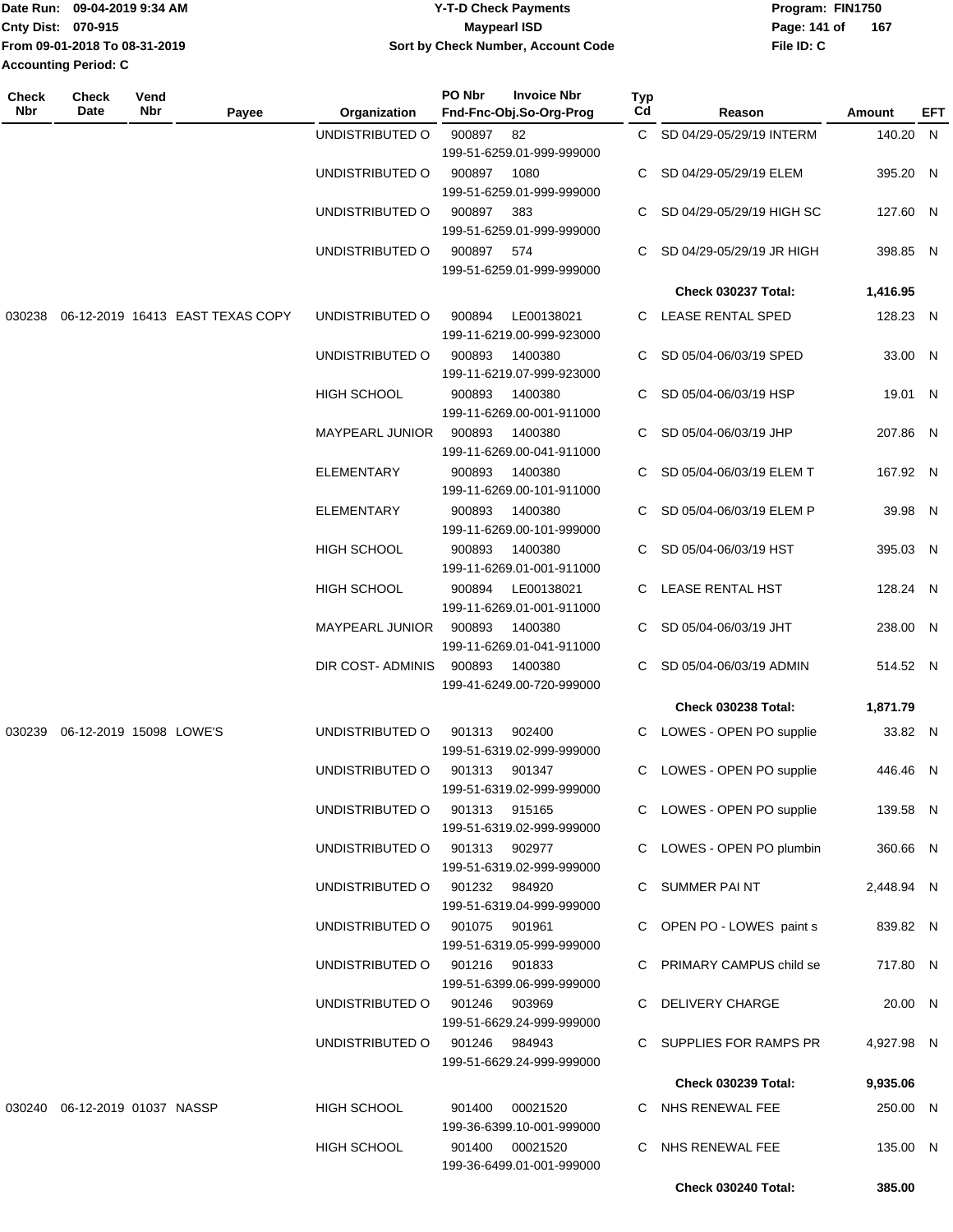| Check Nbr | Check Date | Vend Nbr | Payee | Organization | PO Nbr | Invoice Nbr Fnd-Fnc-Obj.So-Org-Prog | Typ Cd | Reason | Amount | EFT |
|---|---|---|---|---|---|---|---|---|---|---|
| | | | | UNDISTRIBUTED O | 900897 | 82<br>199-51-6259.01-999-999000 | C | SD 04/29-05/29/19 INTERM | 140.20 | N |
| | | | | UNDISTRIBUTED O | 900897 | 1080<br>199-51-6259.01-999-999000 | C | SD 04/29-05/29/19 ELEM | 395.20 | N |
| | | | | UNDISTRIBUTED O | 900897 | 383<br>199-51-6259.01-999-999000 | C | SD 04/29-05/29/19 HIGH SC | 127.60 | N |
| | | | | UNDISTRIBUTED O | 900897 | 574<br>199-51-6259.01-999-999000 | C | SD 04/29-05/29/19 JR HIGH | 398.85 | N |
| | | | | | | | | **Check 030237 Total:** | **1,416.95** | |
| 030238 | 06-12-2019 | 16413 | EAST TEXAS COPY | UNDISTRIBUTED O | 900894 | LE00138021<br>199-11-6219.00-999-923000 | C | LEASE RENTAL SPED | 128.23 | N |
| | | | | UNDISTRIBUTED O | 900893 | 1400380<br>199-11-6219.07-999-923000 | C | SD 05/04-06/03/19 SPED | 33.00 | N |
| | | | | HIGH SCHOOL | 900893 | 1400380<br>199-11-6269.00-001-911000 | C | SD 05/04-06/03/19 HSP | 19.01 | N |
| | | | | MAYPEARL JUNIOR | 900893 | 1400380<br>199-11-6269.00-041-911000 | C | SD 05/04-06/03/19 JHP | 207.86 | N |
| | | | | ELEMENTARY | 900893 | 1400380<br>199-11-6269.00-101-911000 | C | SD 05/04-06/03/19 ELEM T | 167.92 | N |
| | | | | ELEMENTARY | 900893 | 1400380<br>199-11-6269.00-101-999000 | C | SD 05/04-06/03/19 ELEM P | 39.98 | N |
| | | | | HIGH SCHOOL | 900893 | 1400380<br>199-11-6269.01-001-911000 | C | SD 05/04-06/03/19 HST | 395.03 | N |
| | | | | HIGH SCHOOL | 900894 | LE00138021<br>199-11-6269.01-001-911000 | C | LEASE RENTAL HST | 128.24 | N |
| | | | | MAYPEARL JUNIOR | 900893 | 1400380<br>199-11-6269.01-041-911000 | C | SD 05/04-06/03/19 JHT | 238.00 | N |
| | | | | DIR COST- ADMINIS | 900893 | 1400380<br>199-41-6249.00-720-999000 | C | SD 05/04-06/03/19 ADMIN | 514.52 | N |
| | | | | | | | | **Check 030238 Total:** | **1,871.79** | |
| 030239 | 06-12-2019 | 15098 | LOWE'S | UNDISTRIBUTED O | 901313 | 902400<br>199-51-6319.02-999-999000 | C | LOWES - OPEN PO supplie | 33.82 | N |
| | | | | UNDISTRIBUTED O | 901313 | 901347<br>199-51-6319.02-999-999000 | C | LOWES - OPEN PO supplie | 446.46 | N |
| | | | | UNDISTRIBUTED O | 901313 | 915165<br>199-51-6319.02-999-999000 | C | LOWES - OPEN PO supplie | 139.58 | N |
| | | | | UNDISTRIBUTED O | 901313 | 902977<br>199-51-6319.02-999-999000 | C | LOWES - OPEN PO plumbin | 360.66 | N |
| | | | | UNDISTRIBUTED O | 901232 | 984920<br>199-51-6319.04-999-999000 | C | SUMMER PAI NT | 2,448.94 | N |
| | | | | UNDISTRIBUTED O | 901075 | 901961<br>199-51-6319.05-999-999000 | C | OPEN PO - LOWES paint s | 839.82 | N |
| | | | | UNDISTRIBUTED O | 901216 | 901833<br>199-51-6399.06-999-999000 | C | PRIMARY CAMPUS child se | 717.80 | N |
| | | | | UNDISTRIBUTED O | 901246 | 903969<br>199-51-6629.24-999-999000 | C | DELIVERY CHARGE | 20.00 | N |
| | | | | UNDISTRIBUTED O | 901246 | 984943<br>199-51-6629.24-999-999000 | C | SUPPLIES FOR RAMPS PR | 4,927.98 | N |
| | | | | | | | | **Check 030239 Total:** | **9,935.06** | |
| 030240 | 06-12-2019 | 01037 | NASSP | HIGH SCHOOL | 901400 | 00021520<br>199-36-6399.10-001-999000 | C | NHS RENEWAL FEE | 250.00 | N |
| | | | | HIGH SCHOOL | 901400 | 00021520<br>199-36-6499.01-001-999000 | C | NHS RENEWAL FEE | 135.00 | N |
| | | | | | | | | **Check 030240 Total:** | **385.00** | |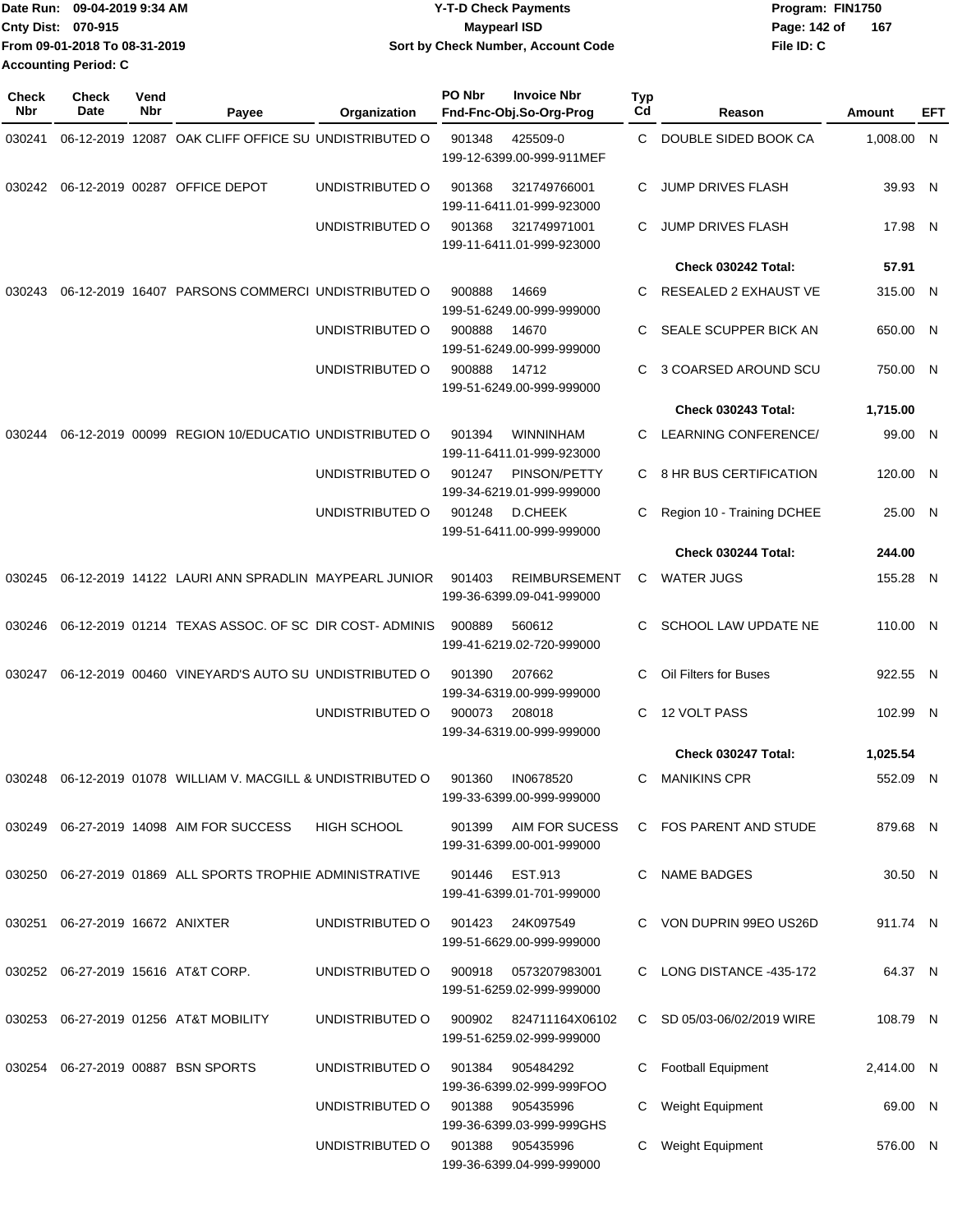Date Run: 09-04-2019 9:34 AM
Cnty Dist: 070-915
From 09-01-2018 To 08-31-2019
Accounting Period: C

# Y-T-D Check Payments
## Maypearl ISD
### Sort by Check Number, Account Code

Program: FIN1750
File ID: C

| Check Nbr | Check Date | Vend Nbr | Payee | Organization | PO Nbr | Invoice Nbr / Fnd-Fnc-Obj.So-Org-Prog | Typ Cd | Reason | Amount | EFT |
|---|---|---|---|---|---|---|---|---|---|---|
| 030241 | 06-12-2019 | 12087 | OAK CLIFF OFFICE SU | UNDISTRIBUTED O | 901348 | 425509-0 199-12-6399.00-999-911MEF | C | DOUBLE SIDED BOOK CA | 1,008.00 | N |
| 030242 | 06-12-2019 | 00287 | OFFICE DEPOT | UNDISTRIBUTED O | 901368 | 321749766001 199-11-6411.01-999-923000 | C | JUMP DRIVES FLASH | 39.93 | N |
| | | | | UNDISTRIBUTED O | 901368 | 321749971001 199-11-6411.01-999-923000 | C | JUMP DRIVES FLASH | 17.98 | N |
| | | | | | | | | **Check 030242 Total:** | **57.91** | |
| 030243 | 06-12-2019 | 16407 | PARSONS COMMERCI | UNDISTRIBUTED O | 900888 | 14669 199-51-6249.00-999-999000 | C | RESEALED 2 EXHAUST VE | 315.00 | N |
| | | | | UNDISTRIBUTED O | 900888 | 14670 199-51-6249.00-999-999000 | C | SEALE SCUPPER BICK AN | 650.00 | N |
| | | | | UNDISTRIBUTED O | 900888 | 14712 199-51-6249.00-999-999000 | C | 3 COARSED AROUND SCU | 750.00 | N |
| | | | | | | | | **Check 030243 Total:** | **1,715.00** | |
| 030244 | 06-12-2019 | 00099 | REGION 10/EDUCATIO | UNDISTRIBUTED O | 901394 | WINNINHAM 199-11-6411.01-999-923000 | C | LEARNING CONFERENCE/ | 99.00 | N |
| | | | | UNDISTRIBUTED O | 901247 | PINSON/PETTY 199-34-6219.01-999-999000 | C | 8 HR BUS CERTIFICATION | 120.00 | N |
| | | | | UNDISTRIBUTED O | 901248 | D.CHEEK 199-51-6411.00-999-999000 | C | Region 10 - Training DCHEE | 25.00 | N |
| | | | | | | | | **Check 030244 Total:** | **244.00** | |
| 030245 | 06-12-2019 | 14122 | LAURI ANN SPRADLIN | MAYPEARL JUNIOR | 901403 | REIMBURSEMENT 199-36-6399.09-041-999000 | C | WATER JUGS | 155.28 | N |
| 030246 | 06-12-2019 | 01214 | TEXAS ASSOC. OF SC | DIR COST- ADMINIS | 900889 | 560612 199-41-6219.02-720-999000 | C | SCHOOL LAW UPDATE NE | 110.00 | N |
| 030247 | 06-12-2019 | 00460 | VINEYARD'S AUTO SU | UNDISTRIBUTED O | 901390 | 207662 199-34-6319.00-999-999000 | C | Oil Filters for Buses | 922.55 | N |
| | | | | UNDISTRIBUTED O | 900073 | 208018 199-34-6319.00-999-999000 | C | 12 VOLT PASS | 102.99 | N |
| | | | | | | | | **Check 030247 Total:** | **1,025.54** | |
| 030248 | 06-12-2019 | 01078 | WILLIAM V. MACGILL & | UNDISTRIBUTED O | 901360 | IN0678520 199-33-6399.00-999-999000 | C | MANIKINS CPR | 552.09 | N |
| 030249 | 06-27-2019 | 14098 | AIM FOR SUCCESS | HIGH SCHOOL | 901399 | AIM FOR SUCESS 199-31-6399.00-001-999000 | C | FOS PARENT AND STUDE | 879.68 | N |
| 030250 | 06-27-2019 | 01869 | ALL SPORTS TROPHIE | ADMINISTRATIVE | 901446 | EST.913 199-41-6399.01-701-999000 | C | NAME BADGES | 30.50 | N |
| 030251 | 06-27-2019 | 16672 | ANIXTER | UNDISTRIBUTED O | 901423 | 24K097549 199-51-6629.00-999-999000 | C | VON DUPRIN 99EO US26D | 911.74 | N |
| 030252 | 06-27-2019 | 15616 | AT&T CORP. | UNDISTRIBUTED O | 900918 | 0573207983001 199-51-6259.02-999-999000 | C | LONG DISTANCE -435-172 | 64.37 | N |
| 030253 | 06-27-2019 | 01256 | AT&T MOBILITY | UNDISTRIBUTED O | 900902 | 824711164X06102 199-51-6259.02-999-999000 | C | SD 05/03-06/02/2019 WIRE | 108.79 | N |
| 030254 | 06-27-2019 | 00887 | BSN SPORTS | UNDISTRIBUTED O | 901384 | 905484292 199-36-6399.02-999-999FOO | C | Football Equipment | 2,414.00 | N |
| | | | | UNDISTRIBUTED O | 901388 | 905435996 199-36-6399.03-999-999GHS | C | Weight Equipment | 69.00 | N |
| | | | | UNDISTRIBUTED O | 901388 | 905435996 199-36-6399.04-999-999000 | C | Weight Equipment | 576.00 | N |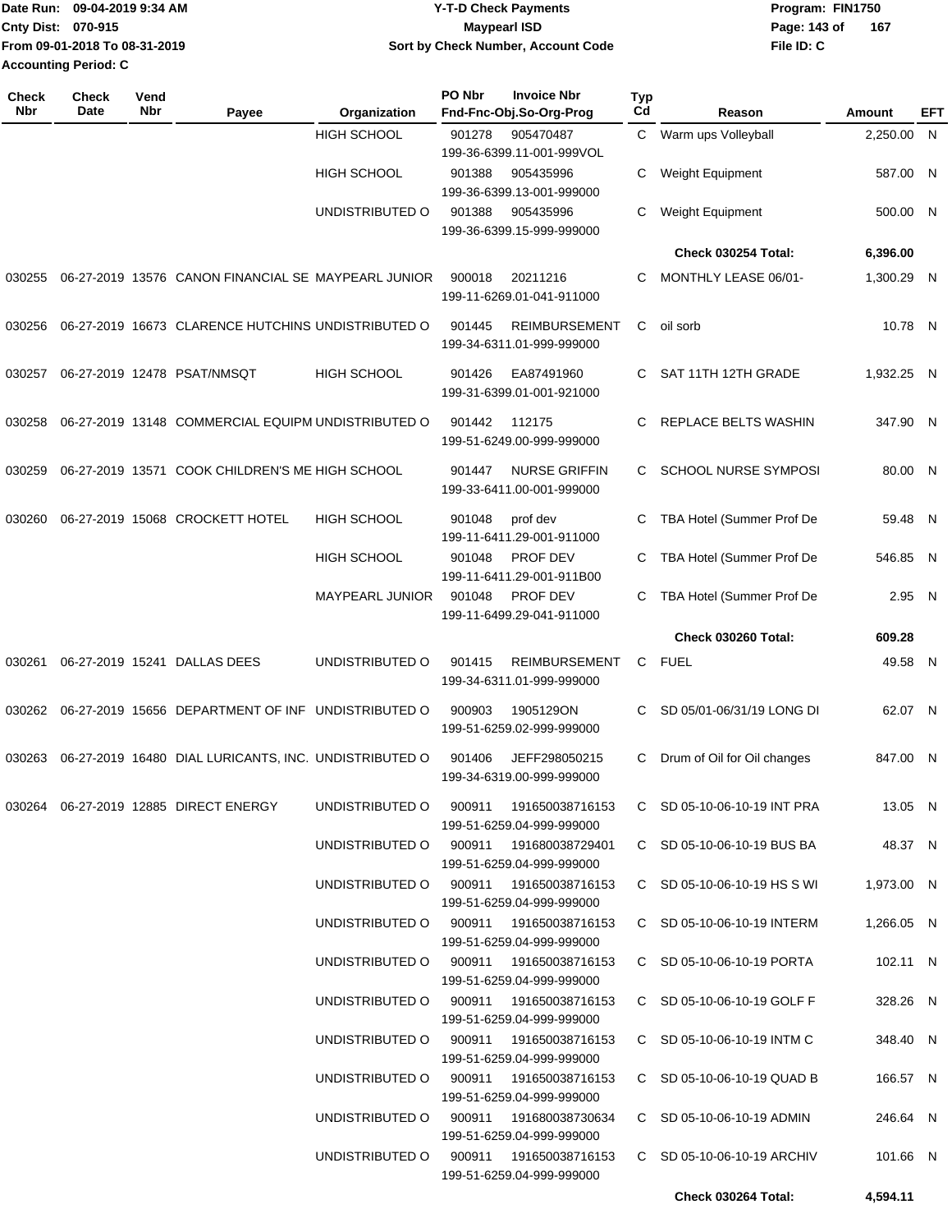Date Run: 09-04-2019 9:34 AM
Cnty Dist: 070-915
From 09-01-2018 To 08-31-2019
Accounting Period: C

# Y-T-D Check Payments
## Maypearl ISD
### Sort by Check Number, Account Code

Program: FIN1750
File ID: C

| Check Nbr | Check Date | Vend Nbr | Payee | Organization | PO Nbr | Invoice Nbr / Fnd-Fnc-Obj.So-Org-Prog | Typ Cd | Reason | Amount | EFT |
|---|---|---|---|---|---|---|---|---|---|---|
| | | | | HIGH SCHOOL | 901278 | 905470487 199-36-6399.11-001-999VOL | C | Warm ups Volleyball | 2,250.00 | N |
| | | | | HIGH SCHOOL | 901388 | 905435996 199-36-6399.13-001-999000 | C | Weight Equipment | 587.00 | N |
| | | | | UNDISTRIBUTED O | 901388 | 905435996 199-36-6399.15-999-999000 | C | Weight Equipment | 500.00 | N |
| | | | | | | | | **Check 030254 Total:** | **6,396.00** | |
| 030255 | 06-27-2019 | 13576 | CANON FINANCIAL SE | MAYPEARL JUNIOR | 900018 | 20211216 199-11-6269.01-041-911000 | C | MONTHLY LEASE 06/01- | 1,300.29 | N |
| 030256 | 06-27-2019 | 16673 | CLARENCE HUTCHINS | UNDISTRIBUTED O | 901445 | REIMBURSEMENT 199-34-6311.01-999-999000 | C | oil sorb | 10.78 | N |
| 030257 | 06-27-2019 | 12478 | PSAT/NMSQT | HIGH SCHOOL | 901426 | EA87491960 199-31-6399.01-001-921000 | C | SAT 11TH 12TH GRADE | 1,932.25 | N |
| 030258 | 06-27-2019 | 13148 | COMMERCIAL EQUIPM | UNDISTRIBUTED O | 901442 | 112175 199-51-6249.00-999-999000 | C | REPLACE BELTS WASHIN | 347.90 | N |
| 030259 | 06-27-2019 | 13571 | COOK CHILDREN'S ME | HIGH SCHOOL | 901447 | NURSE GRIFFIN 199-33-6411.00-001-999000 | C | SCHOOL NURSE SYMPOSI | 80.00 | N |
| 030260 | 06-27-2019 | 15068 | CROCKETT HOTEL | HIGH SCHOOL | 901048 | prof dev 199-11-6411.29-001-911000 | C | TBA Hotel (Summer Prof De | 59.48 | N |
| | | | | HIGH SCHOOL | 901048 | PROF DEV 199-11-6411.29-001-911B00 | C | TBA Hotel (Summer Prof De | 546.85 | N |
| | | | | MAYPEARL JUNIOR | 901048 | PROF DEV 199-11-6499.29-041-911000 | C | TBA Hotel (Summer Prof De | 2.95 | N |
| | | | | | | | | **Check 030260 Total:** | **609.28** | |
| 030261 | 06-27-2019 | 15241 | DALLAS DEES | UNDISTRIBUTED O | 901415 | REIMBURSEMENT 199-34-6311.01-999-999000 | C | FUEL | 49.58 | N |
| 030262 | 06-27-2019 | 15656 | DEPARTMENT OF INF | UNDISTRIBUTED O | 900903 | 1905129ON 199-51-6259.02-999-999000 | C | SD 05/01-06/31/19 LONG DI | 62.07 | N |
| 030263 | 06-27-2019 | 16480 | DIAL LURICANTS, INC. | UNDISTRIBUTED O | 901406 | JEFF298050215 199-34-6319.00-999-999000 | C | Drum of Oil for Oil changes | 847.00 | N |
| 030264 | 06-27-2019 | 12885 | DIRECT ENERGY | UNDISTRIBUTED O | 900911 | 191650038716153 199-51-6259.04-999-999000 | C | SD 05-10-06-10-19 INT PRA | 13.05 | N |
| | | | | UNDISTRIBUTED O | 900911 | 191680038729401 199-51-6259.04-999-999000 | C | SD 05-10-06-10-19 BUS BA | 48.37 | N |
| | | | | UNDISTRIBUTED O | 900911 | 191650038716153 199-51-6259.04-999-999000 | C | SD 05-10-06-10-19 HS S WI | 1,973.00 | N |
| | | | | UNDISTRIBUTED O | 900911 | 191650038716153 199-51-6259.04-999-999000 | C | SD 05-10-06-10-19 INTERM | 1,266.05 | N |
| | | | | UNDISTRIBUTED O | 900911 | 191650038716153 199-51-6259.04-999-999000 | C | SD 05-10-06-10-19 PORTA | 102.11 | N |
| | | | | UNDISTRIBUTED O | 900911 | 191650038716153 199-51-6259.04-999-999000 | C | SD 05-10-06-10-19 GOLF F | 328.26 | N |
| | | | | UNDISTRIBUTED O | 900911 | 191650038716153 199-51-6259.04-999-999000 | C | SD 05-10-06-10-19 INTM C | 348.40 | N |
| | | | | UNDISTRIBUTED O | 900911 | 191650038716153 199-51-6259.04-999-999000 | C | SD 05-10-06-10-19 QUAD B | 166.57 | N |
| | | | | UNDISTRIBUTED O | 900911 | 191680038730634 199-51-6259.04-999-999000 | C | SD 05-10-06-10-19 ADMIN | 246.64 | N |
| | | | | UNDISTRIBUTED O | 900911 | 191650038716153 199-51-6259.04-999-999000 | C | SD 05-10-06-10-19 ARCHIV | 101.66 | N |
| | | | | | | | | **Check 030264 Total:** | **4,594.11** | |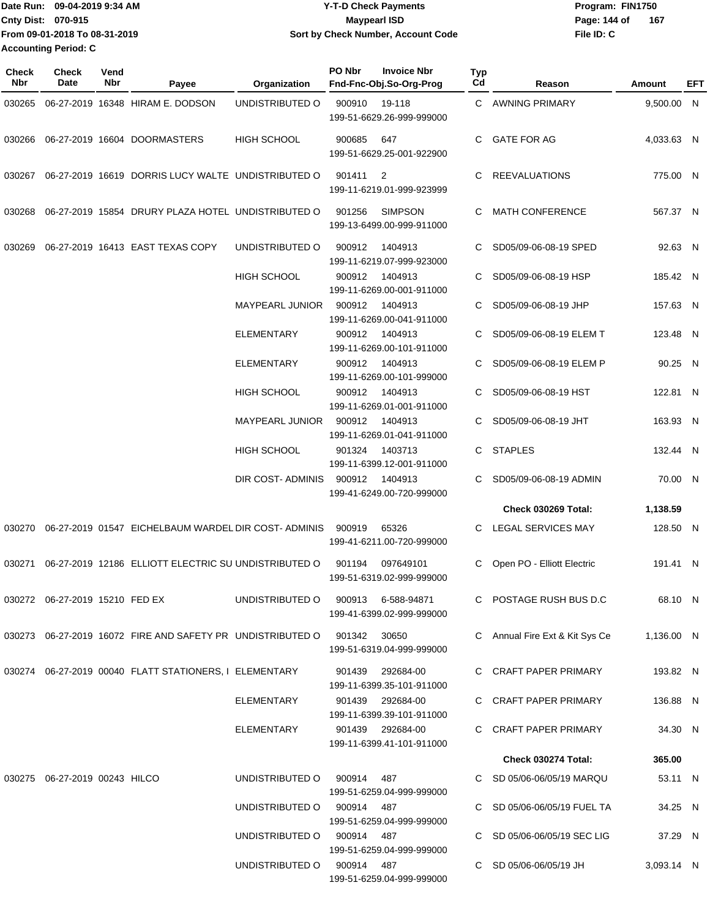Date Run: 09-04-2019 9:34 AM
Cnty Dist: 070-915
From 09-01-2018 To 08-31-2019
Accounting Period: C

**Y-T-D Check Payments**
**Maypearl ISD**
**Sort by Check Number, Account Code**

Program: FIN1750
File ID: C

| Check Nbr | Check Date | Vend Nbr | Payee | Organization | PO Nbr | Invoice Nbr / Fnd-Fnc-Obj.So-Org-Prog | Typ Cd | Reason | Amount | EFT |
|---|---|---|---|---|---|---|---|---|---|---|
| 030265 | 06-27-2019 | 16348 | HIRAM E. DODSON | UNDISTRIBUTED O | 900910 | 19-118 199-51-6629.26-999-999000 | C | AWNING PRIMARY | 9,500.00 | N |
| 030266 | 06-27-2019 | 16604 | DOORMASTERS | HIGH SCHOOL | 900685 | 647 199-51-6629.25-001-922900 | C | GATE FOR AG | 4,033.63 | N |
| 030267 | 06-27-2019 | 16619 | DORRIS LUCY WALTE | UNDISTRIBUTED O | 901411 | 2 199-11-6219.01-999-923999 | C | REEVALUATIONS | 775.00 | N |
| 030268 | 06-27-2019 | 15854 | DRURY PLAZA HOTEL | UNDISTRIBUTED O | 901256 | SIMPSON 199-13-6499.00-999-911000 | C | MATH CONFERENCE | 567.37 | N |
| 030269 | 06-27-2019 | 16413 | EAST TEXAS COPY | UNDISTRIBUTED O | 900912 | 1404913 199-11-6219.07-999-923000 | C | SD05/09-06-08-19 SPED | 92.63 | N |
| | | | | HIGH SCHOOL | 900912 | 1404913 199-11-6269.00-001-911000 | C | SD05/09-06-08-19 HSP | 185.42 | N |
| | | | | MAYPEARL JUNIOR | 900912 | 1404913 199-11-6269.00-041-911000 | C | SD05/09-06-08-19 JHP | 157.63 | N |
| | | | | ELEMENTARY | 900912 | 1404913 199-11-6269.00-101-911000 | C | SD05/09-06-08-19 ELEM T | 123.48 | N |
| | | | | ELEMENTARY | 900912 | 1404913 199-11-6269.00-101-999000 | C | SD05/09-06-08-19 ELEM P | 90.25 | N |
| | | | | HIGH SCHOOL | 900912 | 1404913 199-11-6269.01-001-911000 | C | SD05/09-06-08-19 HST | 122.81 | N |
| | | | | MAYPEARL JUNIOR | 900912 | 1404913 199-11-6269.01-041-911000 | C | SD05/09-06-08-19 JHT | 163.93 | N |
| | | | | HIGH SCHOOL | 901324 | 1403713 199-11-6399.12-001-911000 | C | STAPLES | 132.44 | N |
| | | | | DIR COST- ADMINIS | 900912 | 1404913 199-41-6249.00-720-999000 | C | SD05/09-06-08-19 ADMIN | 70.00 | N |
| | | | | | | | | **Check 030269 Total:** | **1,138.59** | |
| 030270 | 06-27-2019 | 01547 | EICHELBAUM WARDEL | DIR COST- ADMINIS | 900919 | 65326 199-41-6211.00-720-999000 | C | LEGAL SERVICES MAY | 128.50 | N |
| 030271 | 06-27-2019 | 12186 | ELLIOTT ELECTRIC SU | UNDISTRIBUTED O | 901194 | 097649101 199-51-6319.02-999-999000 | C | Open PO - Elliott Electric | 191.41 | N |
| 030272 | 06-27-2019 | 15210 | FED EX | UNDISTRIBUTED O | 900913 | 6-588-94871 199-41-6399.02-999-999000 | C | POSTAGE RUSH BUS D.C | 68.10 | N |
| 030273 | 06-27-2019 | 16072 | FIRE AND SAFETY PR | UNDISTRIBUTED O | 901342 | 30650 199-51-6319.04-999-999000 | C | Annual Fire Ext & Kit Sys Ce | 1,136.00 | N |
| 030274 | 06-27-2019 | 00040 | FLATT STATIONERS, I | ELEMENTARY | 901439 | 292684-00 199-11-6399.35-101-911000 | C | CRAFT PAPER PRIMARY | 193.82 | N |
| | | | | ELEMENTARY | 901439 | 292684-00 199-11-6399.39-101-911000 | C | CRAFT PAPER PRIMARY | 136.88 | N |
| | | | | ELEMENTARY | 901439 | 292684-00 199-11-6399.41-101-911000 | C | CRAFT PAPER PRIMARY | 34.30 | N |
| | | | | | | | | **Check 030274 Total:** | **365.00** | |
| 030275 | 06-27-2019 | 00243 | HILCO | UNDISTRIBUTED O | 900914 | 487 199-51-6259.04-999-999000 | C | SD 05/06-06/05/19 MARQU | 53.11 | N |
| | | | | UNDISTRIBUTED O | 900914 | 487 199-51-6259.04-999-999000 | C | SD 05/06-06/05/19 FUEL TA | 34.25 | N |
| | | | | UNDISTRIBUTED O | 900914 | 487 199-51-6259.04-999-999000 | C | SD 05/06-06/05/19 SEC LIG | 37.29 | N |
| | | | | UNDISTRIBUTED O | 900914 | 487 199-51-6259.04-999-999000 | C | SD 05/06-06/05/19 JH | 3,093.14 | N |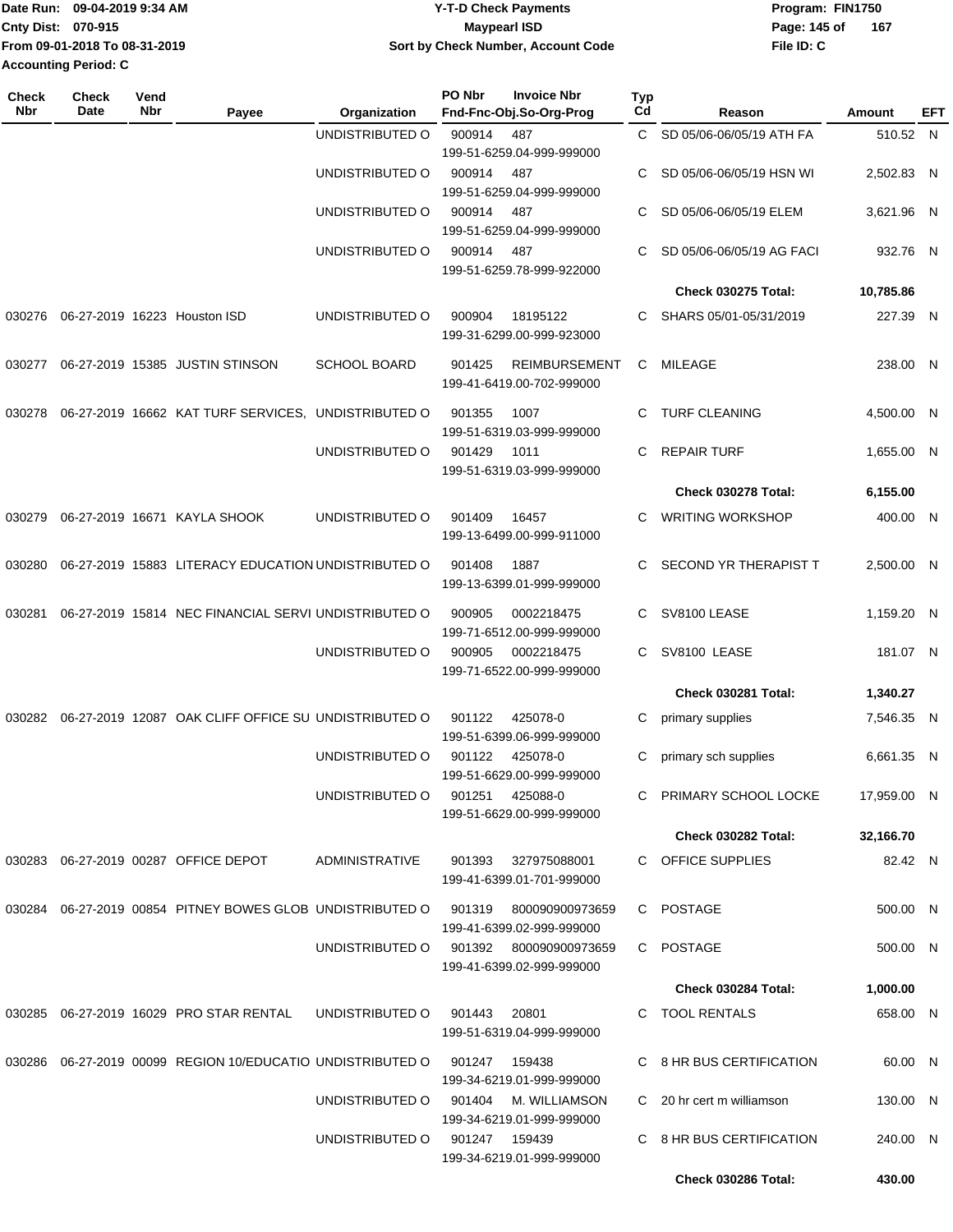Date Run: 09-04-2019 9:34 AM
Cnty Dist: 070-915
From 09-01-2018 To 08-31-2019
Accounting Period: C

**Y-T-D Check Payments**
**Maypearl ISD**
**Sort by Check Number, Account Code**

Program: FIN1750
File ID: C

| Check Nbr | Check Date | Vend Nbr | Payee | Organization | PO Nbr / Invoice Nbr / Fnd-Fnc-Obj.So-Org-Prog | Typ Cd | Reason | Amount | EFT |
|---|---|---|---|---|---|---|---|---|---|
| | | | | UNDISTRIBUTED O | 900914 487 199-51-6259.04-999-999000 | C | SD 05/06-06/05/19 ATH FA | 510.52 | N |
| | | | | UNDISTRIBUTED O | 900914 487 199-51-6259.04-999-999000 | C | SD 05/06-06/05/19 HSN WI | 2,502.83 | N |
| | | | | UNDISTRIBUTED O | 900914 487 199-51-6259.04-999-999000 | C | SD 05/06-06/05/19 ELEM | 3,621.96 | N |
| | | | | UNDISTRIBUTED O | 900914 487 199-51-6259.78-999-922000 | C | SD 05/06-06/05/19 AG FACI | 932.76 | N |
| | | | | | | | **Check 030275 Total:** | **10,785.86** | |
| 030276 | 06-27-2019 | 16223 | Houston ISD | UNDISTRIBUTED O | 900904 18195122 199-31-6299.00-999-923000 | C | SHARS 05/01-05/31/2019 | 227.39 | N |
| 030277 | 06-27-2019 | 15385 | JUSTIN STINSON | SCHOOL BOARD | 901425 REIMBURSEMENT 199-41-6419.00-702-999000 | C | MILEAGE | 238.00 | N |
| 030278 | 06-27-2019 | 16662 | KAT TURF SERVICES, | UNDISTRIBUTED O | 901355 1007 199-51-6319.03-999-999000 | C | TURF CLEANING | 4,500.00 | N |
| | | | | UNDISTRIBUTED O | 901429 1011 199-51-6319.03-999-999000 | C | REPAIR TURF | 1,655.00 | N |
| | | | | | | | **Check 030278 Total:** | **6,155.00** | |
| 030279 | 06-27-2019 | 16671 | KAYLA SHOOK | UNDISTRIBUTED O | 901409 16457 199-13-6499.00-999-911000 | C | WRITING WORKSHOP | 400.00 | N |
| 030280 | 06-27-2019 | 15883 | LITERACY EDUCATION | UNDISTRIBUTED O | 901408 1887 199-13-6399.01-999-999000 | C | SECOND YR THERAPIST T | 2,500.00 | N |
| 030281 | 06-27-2019 | 15814 | NEC FINANCIAL SERVI | UNDISTRIBUTED O | 900905 0002218475 199-71-6512.00-999-999000 | C | SV8100 LEASE | 1,159.20 | N |
| | | | | UNDISTRIBUTED O | 900905 0002218475 199-71-6522.00-999-999000 | C | SV8100 LEASE | 181.07 | N |
| | | | | | | | **Check 030281 Total:** | **1,340.27** | |
| 030282 | 06-27-2019 | 12087 | OAK CLIFF OFFICE SU | UNDISTRIBUTED O | 901122 425078-0 199-51-6399.06-999-999000 | C | primary supplies | 7,546.35 | N |
| | | | | UNDISTRIBUTED O | 901122 425078-0 199-51-6629.00-999-999000 | C | primary sch supplies | 6,661.35 | N |
| | | | | UNDISTRIBUTED O | 901251 425088-0 199-51-6629.00-999-999000 | C | PRIMARY SCHOOL LOCKE | 17,959.00 | N |
| | | | | | | | **Check 030282 Total:** | **32,166.70** | |
| 030283 | 06-27-2019 | 00287 | OFFICE DEPOT | ADMINISTRATIVE | 901393 327975088001 199-41-6399.01-701-999000 | C | OFFICE SUPPLIES | 82.42 | N |
| 030284 | 06-27-2019 | 00854 | PITNEY BOWES GLOB | UNDISTRIBUTED O | 901319 800090900973659 199-41-6399.02-999-999000 | C | POSTAGE | 500.00 | N |
| | | | | UNDISTRIBUTED O | 901392 800090900973659 199-41-6399.02-999-999000 | C | POSTAGE | 500.00 | N |
| | | | | | | | **Check 030284 Total:** | **1,000.00** | |
| 030285 | 06-27-2019 | 16029 | PRO STAR RENTAL | UNDISTRIBUTED O | 901443 20801 199-51-6319.04-999-999000 | C | TOOL RENTALS | 658.00 | N |
| 030286 | 06-27-2019 | 00099 | REGION 10/EDUCATIO | UNDISTRIBUTED O | 901247 159438 199-34-6219.01-999-999000 | C | 8 HR BUS CERTIFICATION | 60.00 | N |
| | | | | UNDISTRIBUTED O | 901404 M. WILLIAMSON 199-34-6219.01-999-999000 | C | 20 hr cert m williamson | 130.00 | N |
| | | | | UNDISTRIBUTED O | 901247 159439 199-34-6219.01-999-999000 | C | 8 HR BUS CERTIFICATION | 240.00 | N |
| | | | | | | | **Check 030286 Total:** | **430.00** | |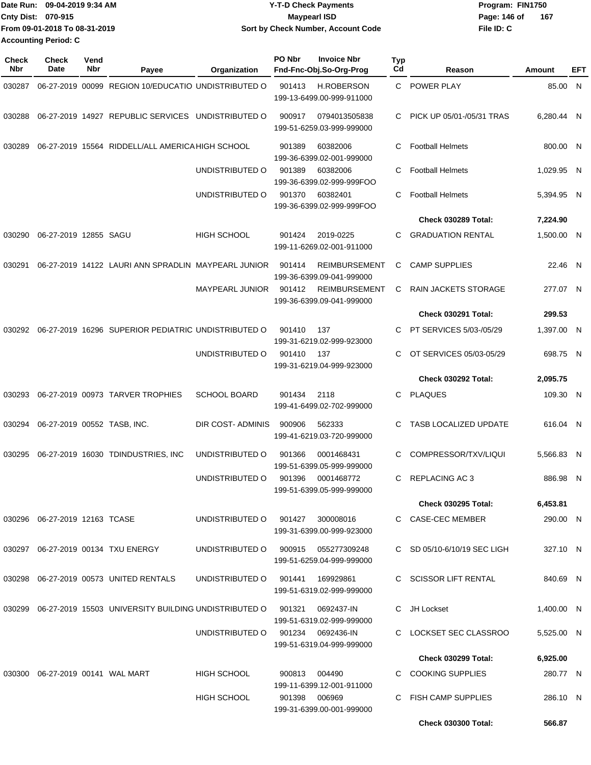Date Run: 09-04-2019 9:34 AM
Cnty Dist: 070-915
From 09-01-2018 To 08-31-2019
Accounting Period: C

**Y-T-D Check Payments**
**Maypearl ISD**
**Sort by Check Number, Account Code**

Program: FIN1750
File ID: C

| Check Nbr | Check Date | Vend Nbr | Payee | Organization | PO Nbr | Invoice Nbr / Fnd-Fnc-Obj.So-Org-Prog | Typ Cd | Reason | Amount | EFT |
|---|---|---|---|---|---|---|---|---|---|---|
| 030287 | 06-27-2019 | 00099 | REGION 10/EDUCATIO | UNDISTRIBUTED O | 901413 | H.ROBERSON 199-13-6499.00-999-911000 | C | POWER PLAY | 85.00 | N |
| 030288 | 06-27-2019 | 14927 | REPUBLIC SERVICES | UNDISTRIBUTED O | 900917 | 0794013505838 199-51-6259.03-999-999000 | C | PICK UP 05/01-/05/31 TRAS | 6,280.44 | N |
| 030289 | 06-27-2019 | 15564 | RIDDELL/ALL AMERICA | HIGH SCHOOL | 901389 | 60382006 199-36-6399.02-001-999000 | C | Football Helmets | 800.00 | N |
| | | | | UNDISTRIBUTED O | 901389 | 60382006 199-36-6399.02-999-999FOO | C | Football Helmets | 1,029.95 | N |
| | | | | UNDISTRIBUTED O | 901370 | 60382401 199-36-6399.02-999-999FOO | C | Football Helmets | 5,394.95 | N |
| | | | | | | | | **Check 030289 Total:** | **7,224.90** | |
| 030290 | 06-27-2019 | 12855 | SAGU | HIGH SCHOOL | 901424 | 2019-0225 199-11-6269.02-001-911000 | C | GRADUATION RENTAL | 1,500.00 | N |
| 030291 | 06-27-2019 | 14122 | LAURI ANN SPRADLIN | MAYPEARL JUNIOR | 901414 | REIMBURSEMENT 199-36-6399.09-041-999000 | C | CAMP SUPPLIES | 22.46 | N |
| | | | | MAYPEARL JUNIOR | 901412 | REIMBURSEMENT 199-36-6399.09-041-999000 | C | RAIN JACKETS STORAGE | 277.07 | N |
| | | | | | | | | **Check 030291 Total:** | **299.53** | |
| 030292 | 06-27-2019 | 16296 | SUPERIOR PEDIATRIC | UNDISTRIBUTED O | 901410 | 137 199-31-6219.02-999-923000 | C | PT SERVICES 5/03-/05/29 | 1,397.00 | N |
| | | | | UNDISTRIBUTED O | 901410 | 137 199-31-6219.04-999-923000 | C | OT SERVICES 05/03-05/29 | 698.75 | N |
| | | | | | | | | **Check 030292 Total:** | **2,095.75** | |
| 030293 | 06-27-2019 | 00973 | TARVER TROPHIES | SCHOOL BOARD | 901434 | 2118 199-41-6499.02-702-999000 | C | PLAQUES | 109.30 | N |
| 030294 | 06-27-2019 | 00552 | TASB, INC. | DIR COST- ADMINIS | 900906 | 562333 199-41-6219.03-720-999000 | C | TASB LOCALIZED UPDATE | 616.04 | N |
| 030295 | 06-27-2019 | 16030 | TDINDUSTRIES, INC | UNDISTRIBUTED O | 901366 | 0001468431 199-51-6399.05-999-999000 | C | COMPRESSOR/TXV/LIQUI | 5,566.83 | N |
| | | | | UNDISTRIBUTED O | 901396 | 0001468772 199-51-6399.05-999-999000 | C | REPLACING AC 3 | 886.98 | N |
| | | | | | | | | **Check 030295 Total:** | **6,453.81** | |
| 030296 | 06-27-2019 | 12163 | TCASE | UNDISTRIBUTED O | 901427 | 300008016 199-31-6399.00-999-923000 | C | CASE-CEC MEMBER | 290.00 | N |
| 030297 | 06-27-2019 | 00134 | TXU ENERGY | UNDISTRIBUTED O | 900915 | 055277309248 199-51-6259.04-999-999000 | C | SD 05/10-6/10/19 SEC LIGH | 327.10 | N |
| 030298 | 06-27-2019 | 00573 | UNITED RENTALS | UNDISTRIBUTED O | 901441 | 169929861 199-51-6319.02-999-999000 | C | SCISSOR LIFT RENTAL | 840.69 | N |
| 030299 | 06-27-2019 | 15503 | UNIVERSITY BUILDING | UNDISTRIBUTED O | 901321 | 0692437-IN 199-51-6319.02-999-999000 | C | JH Lockset | 1,400.00 | N |
| | | | | UNDISTRIBUTED O | 901234 | 0692436-IN 199-51-6319.04-999-999000 | C | LOCKSET SEC CLASSROO | 5,525.00 | N |
| | | | | | | | | **Check 030299 Total:** | **6,925.00** | |
| 030300 | 06-27-2019 | 00141 | WAL MART | HIGH SCHOOL | 900813 | 004490 199-11-6399.12-001-911000 | C | COOKING SUPPLIES | 280.77 | N |
| | | | | HIGH SCHOOL | 901398 | 006969 199-31-6399.00-001-999000 | C | FISH CAMP SUPPLIES | 286.10 | N |
| | | | | | | | | **Check 030300 Total:** | **566.87** | |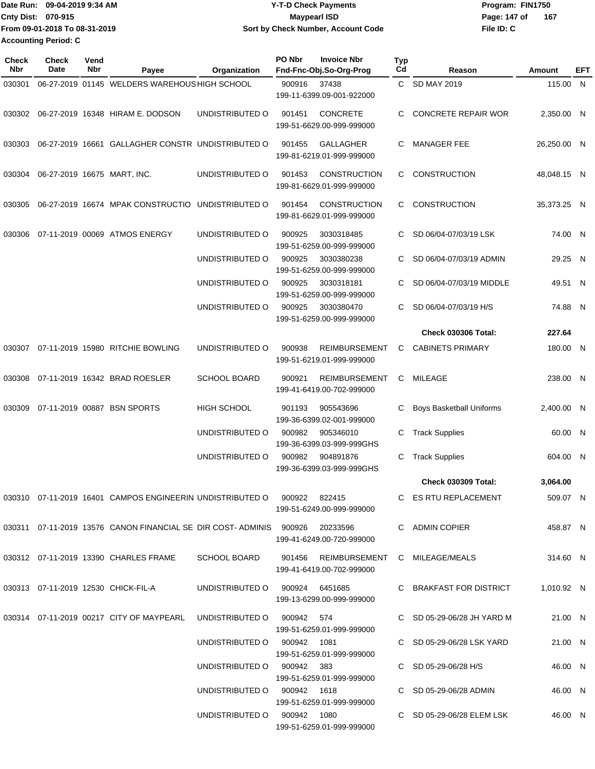Date Run: 09-04-2019 9:34 AM
Cnty Dist: 070-915
From 09-01-2018 To 08-31-2019
Accounting Period: C

**Y-T-D Check Payments**
**Maypearl ISD**
**Sort by Check Number, Account Code**

Program: FIN1750
File ID: C

| Check Nbr | Check Date | Vend Nbr | Payee | Organization | PO Nbr | Invoice Nbr / Fnd-Fnc-Obj.So-Org-Prog | Typ Cd | Reason | Amount | EFT |
|---|---|---|---|---|---|---|---|---|---|---|
| 030301 | 06-27-2019 | 01145 | WELDERS WAREHOUS | HIGH SCHOOL | 900916 | 37438 / 199-11-6399.09-001-922000 | C | SD MAY 2019 | 115.00 | N |
| 030302 | 06-27-2019 | 16348 | HIRAM E. DODSON | UNDISTRIBUTED O | 901451 | CONCRETE / 199-51-6629.00-999-999000 | C | CONCRETE REPAIR WOR | 2,350.00 | N |
| 030303 | 06-27-2019 | 16661 | GALLAGHER CONSTR | UNDISTRIBUTED O | 901455 | GALLAGHER / 199-81-6219.01-999-999000 | C | MANAGER FEE | 26,250.00 | N |
| 030304 | 06-27-2019 | 16675 | MART, INC. | UNDISTRIBUTED O | 901453 | CONSTRUCTION / 199-81-6629.01-999-999000 | C | CONSTRUCTION | 48,048.15 | N |
| 030305 | 06-27-2019 | 16674 | MPAK CONSTRUCTIO | UNDISTRIBUTED O | 901454 | CONSTRUCTION / 199-81-6629.01-999-999000 | C | CONSTRUCTION | 35,373.25 | N |
| 030306 | 07-11-2019 | 00069 | ATMOS ENERGY | UNDISTRIBUTED O | 900925 | 3030318485 / 199-51-6259.00-999-999000 | C | SD 06/04-07/03/19 LSK | 74.00 | N |
| | | | | UNDISTRIBUTED O | 900925 | 3030380238 / 199-51-6259.00-999-999000 | C | SD 06/04-07/03/19 ADMIN | 29.25 | N |
| | | | | UNDISTRIBUTED O | 900925 | 3030318181 / 199-51-6259.00-999-999000 | C | SD 06/04-07/03/19 MIDDLE | 49.51 | N |
| | | | | UNDISTRIBUTED O | 900925 | 3030380470 / 199-51-6259.00-999-999000 | C | SD 06/04-07/03/19 H/S | 74.88 | N |
| | | | | | | | | **Check 030306 Total:** | **227.64** | |
| 030307 | 07-11-2019 | 15980 | RITCHIE BOWLING | UNDISTRIBUTED O | 900938 | REIMBURSEMENT / 199-51-6219.01-999-999000 | C | CABINETS PRIMARY | 180.00 | N |
| 030308 | 07-11-2019 | 16342 | BRAD ROESLER | SCHOOL BOARD | 900921 | REIMBURSEMENT / 199-41-6419.00-702-999000 | C | MILEAGE | 238.00 | N |
| 030309 | 07-11-2019 | 00887 | BSN SPORTS | HIGH SCHOOL | 901193 | 905543696 / 199-36-6399.02-001-999000 | C | Boys Basketball Uniforms | 2,400.00 | N |
| | | | | UNDISTRIBUTED O | 900982 | 905346010 / 199-36-6399.03-999-999GHS | C | Track Supplies | 60.00 | N |
| | | | | UNDISTRIBUTED O | 900982 | 904891876 / 199-36-6399.03-999-999GHS | C | Track Supplies | 604.00 | N |
| | | | | | | | | **Check 030309 Total:** | **3,064.00** | |
| 030310 | 07-11-2019 | 16401 | CAMPOS ENGINEERIN | UNDISTRIBUTED O | 900922 | 822415 / 199-51-6249.00-999-999000 | C | ES RTU REPLACEMENT | 509.07 | N |
| 030311 | 07-11-2019 | 13576 | CANON FINANCIAL SE | DIR COST- ADMINIS | 900926 | 20233596 / 199-41-6249.00-720-999000 | C | ADMIN COPIER | 458.87 | N |
| 030312 | 07-11-2019 | 13390 | CHARLES FRAME | SCHOOL BOARD | 901456 | REIMBURSEMENT / 199-41-6419.00-702-999000 | C | MILEAGE/MEALS | 314.60 | N |
| 030313 | 07-11-2019 | 12530 | CHICK-FIL-A | UNDISTRIBUTED O | 900924 | 6451685 / 199-13-6299.00-999-999000 | C | BRAKFAST FOR DISTRICT | 1,010.92 | N |
| 030314 | 07-11-2019 | 00217 | CITY OF MAYPEARL | UNDISTRIBUTED O | 900942 | 574 / 199-51-6259.01-999-999000 | C | SD 05-29-06/28 JH YARD M | 21.00 | N |
| | | | | UNDISTRIBUTED O | 900942 | 1081 / 199-51-6259.01-999-999000 | C | SD 05-29-06/28 LSK YARD | 21.00 | N |
| | | | | UNDISTRIBUTED O | 900942 | 383 / 199-51-6259.01-999-999000 | C | SD 05-29-06/28 H/S | 46.00 | N |
| | | | | UNDISTRIBUTED O | 900942 | 1618 / 199-51-6259.01-999-999000 | C | SD 05-29-06/28 ADMIN | 46.00 | N |
| | | | | UNDISTRIBUTED O | 900942 | 1080 / 199-51-6259.01-999-999000 | C | SD 05-29-06/28 ELEM LSK | 46.00 | N |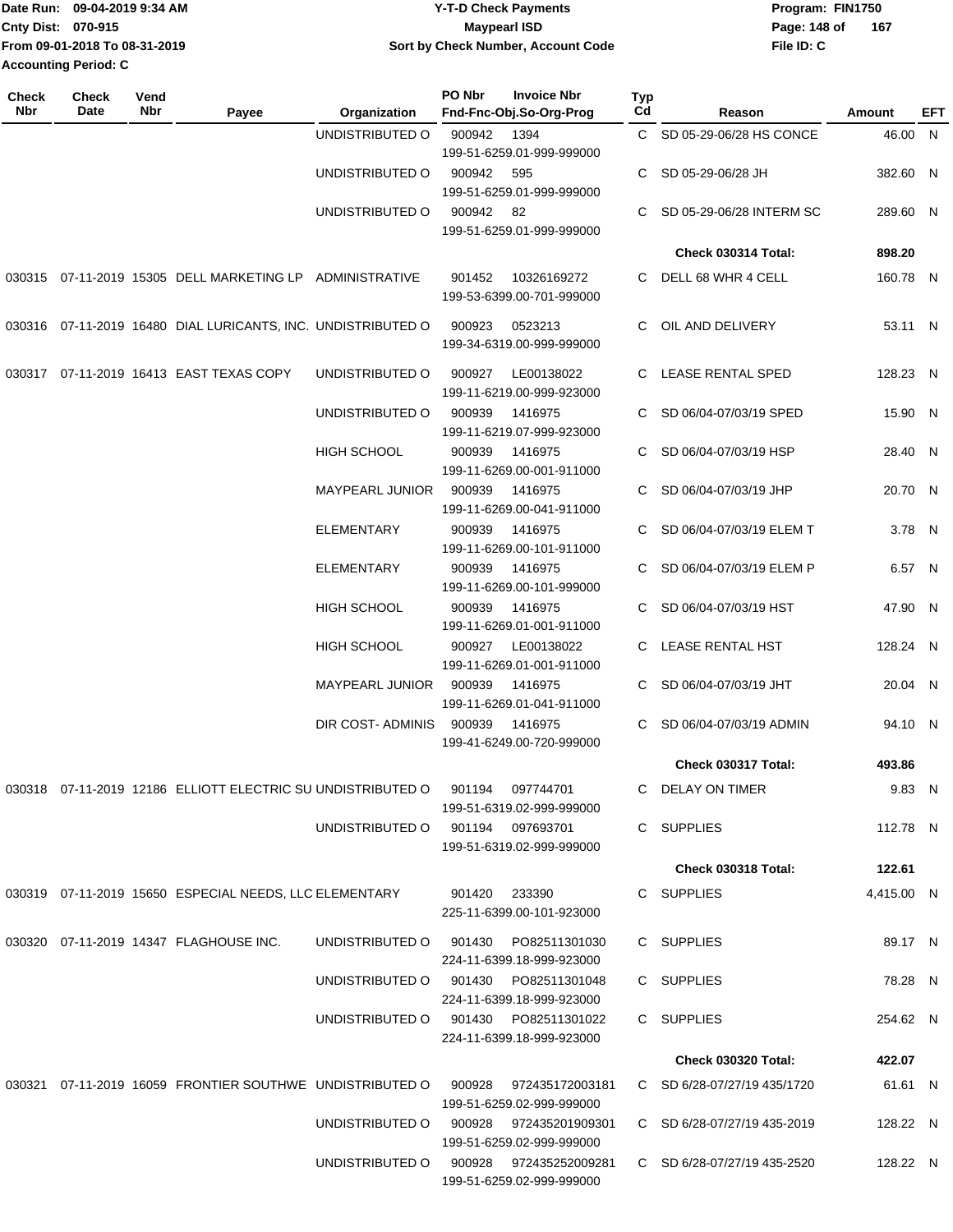Date Run: 09-04-2019 9:34 AM
Cnty Dist: 070-915
From 09-01-2018 To 08-31-2019
Accounting Period: C

**Y-T-D Check Payments**
**Maypearl ISD**
**Sort by Check Number, Account Code**

Program: FIN1750
File ID: C

| Check Nbr | Check Date | Vend Nbr | Payee | Organization | PO Nbr | Invoice Nbr / Fnd-Fnc-Obj.So-Org-Prog | Typ Cd | Reason | Amount | EFT |
|---|---|---|---|---|---|---|---|---|---|---|
| | | | | UNDISTRIBUTED O | 900942 | 1394 / 199-51-6259.01-999-999000 | C | SD 05-29-06/28 HS CONCE | 46.00 | N |
| | | | | UNDISTRIBUTED O | 900942 | 595 / 199-51-6259.01-999-999000 | C | SD 05-29-06/28 JH | 382.60 | N |
| | | | | UNDISTRIBUTED O | 900942 | 82 / 199-51-6259.01-999-999000 | C | SD 05-29-06/28 INTERM SC | 289.60 | N |
| | | | | | | | | **Check 030314 Total:** | **898.20** | |
| 030315 | 07-11-2019 | 15305 | DELL MARKETING LP | ADMINISTRATIVE | 901452 | 10326169272 / 199-53-6399.00-701-999000 | C | DELL 68 WHR 4 CELL | 160.78 | N |
| 030316 | 07-11-2019 | 16480 | DIAL LURICANTS, INC. | UNDISTRIBUTED O | 900923 | 0523213 / 199-34-6319.00-999-999000 | C | OIL AND DELIVERY | 53.11 | N |
| 030317 | 07-11-2019 | 16413 | EAST TEXAS COPY | UNDISTRIBUTED O | 900927 | LE00138022 / 199-11-6219.00-999-923000 | C | LEASE RENTAL SPED | 128.23 | N |
| | | | | UNDISTRIBUTED O | 900939 | 1416975 / 199-11-6219.07-999-923000 | C | SD 06/04-07/03/19 SPED | 15.90 | N |
| | | | | HIGH SCHOOL | 900939 | 1416975 / 199-11-6269.00-001-911000 | C | SD 06/04-07/03/19 HSP | 28.40 | N |
| | | | | MAYPEARL JUNIOR | 900939 | 1416975 / 199-11-6269.00-041-911000 | C | SD 06/04-07/03/19 JHP | 20.70 | N |
| | | | | ELEMENTARY | 900939 | 1416975 / 199-11-6269.00-101-911000 | C | SD 06/04-07/03/19 ELEM T | 3.78 | N |
| | | | | ELEMENTARY | 900939 | 1416975 / 199-11-6269.00-101-999000 | C | SD 06/04-07/03/19 ELEM P | 6.57 | N |
| | | | | HIGH SCHOOL | 900939 | 1416975 / 199-11-6269.01-001-911000 | C | SD 06/04-07/03/19 HST | 47.90 | N |
| | | | | HIGH SCHOOL | 900927 | LE00138022 / 199-11-6269.01-001-911000 | C | LEASE RENTAL HST | 128.24 | N |
| | | | | MAYPEARL JUNIOR | 900939 | 1416975 / 199-11-6269.01-041-911000 | C | SD 06/04-07/03/19 JHT | 20.04 | N |
| | | | | DIR COST- ADMINIS | 900939 | 1416975 / 199-41-6249.00-720-999000 | C | SD 06/04-07/03/19 ADMIN | 94.10 | N |
| | | | | | | | | **Check 030317 Total:** | **493.86** | |
| 030318 | 07-11-2019 | 12186 | ELLIOTT ELECTRIC SU | UNDISTRIBUTED O | 901194 | 097744701 / 199-51-6319.02-999-999000 | C | DELAY ON TIMER | 9.83 | N |
| | | | | UNDISTRIBUTED O | 901194 | 097693701 / 199-51-6319.02-999-999000 | C | SUPPLIES | 112.78 | N |
| | | | | | | | | **Check 030318 Total:** | **122.61** | |
| 030319 | 07-11-2019 | 15650 | ESPECIAL NEEDS, LLC | ELEMENTARY | 901420 | 233390 / 225-11-6399.00-101-923000 | C | SUPPLIES | 4,415.00 | N |
| 030320 | 07-11-2019 | 14347 | FLAGHOUSE INC. | UNDISTRIBUTED O | 901430 | PO82511301030 / 224-11-6399.18-999-923000 | C | SUPPLIES | 89.17 | N |
| | | | | UNDISTRIBUTED O | 901430 | PO82511301048 / 224-11-6399.18-999-923000 | C | SUPPLIES | 78.28 | N |
| | | | | UNDISTRIBUTED O | 901430 | PO82511301022 / 224-11-6399.18-999-923000 | C | SUPPLIES | 254.62 | N |
| | | | | | | | | **Check 030320 Total:** | **422.07** | |
| 030321 | 07-11-2019 | 16059 | FRONTIER SOUTHWE | UNDISTRIBUTED O | 900928 | 972435172003181 / 199-51-6259.02-999-999000 | C | SD 6/28-07/27/19 435/1720 | 61.61 | N |
| | | | | UNDISTRIBUTED O | 900928 | 972435201909301 / 199-51-6259.02-999-999000 | C | SD 6/28-07/27/19 435-2019 | 128.22 | N |
| | | | | UNDISTRIBUTED O | 900928 | 972435252009281 / 199-51-6259.02-999-999000 | C | SD 6/28-07/27/19 435-2520 | 128.22 | N |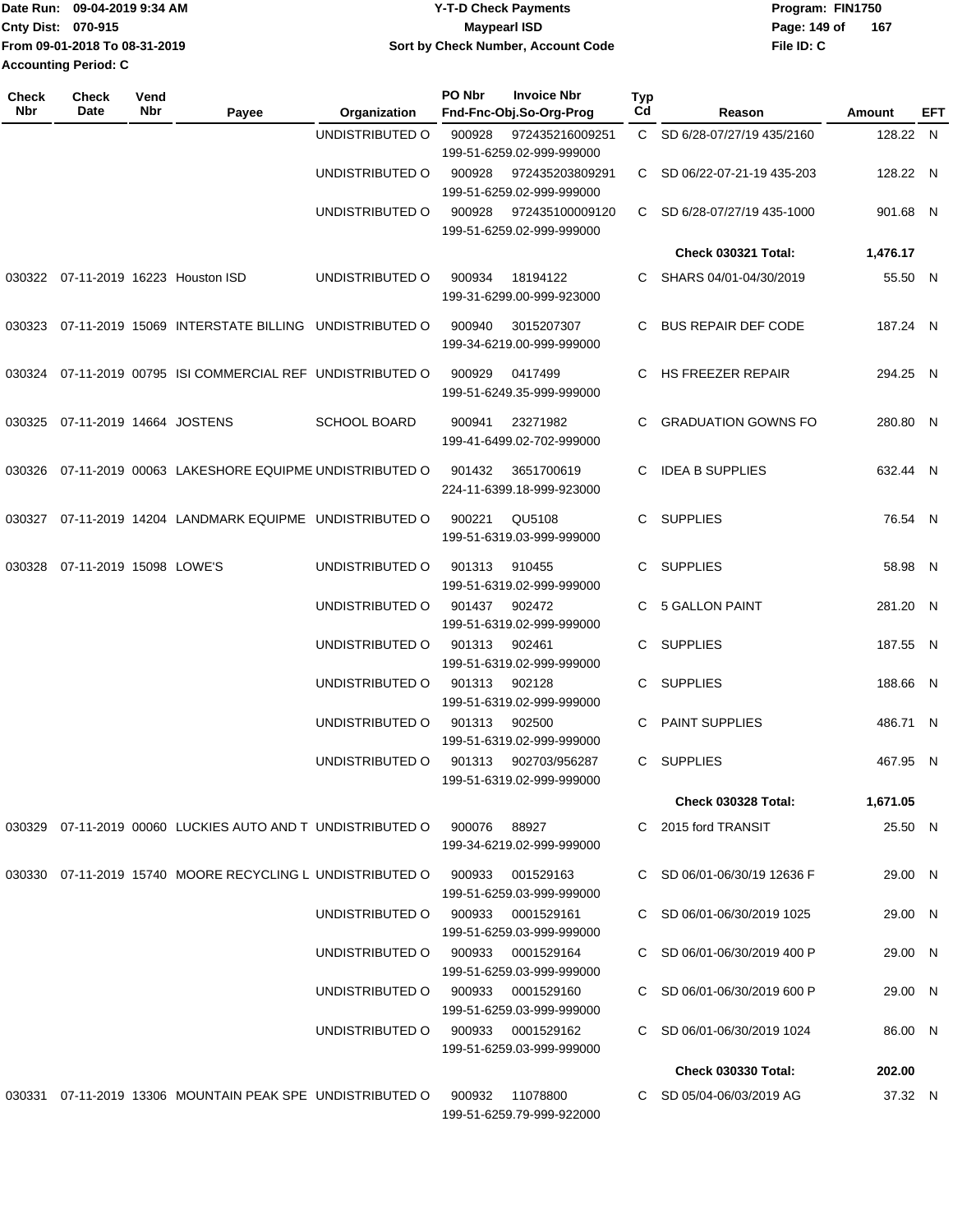Date Run: 09-04-2019 9:34 AM
Cnty Dist: 070-915
From 09-01-2018 To 08-31-2019
Accounting Period: C

# Y-T-D Check Payments
## Maypearl ISD
### Sort by Check Number, Account Code

Program: FIN1750
File ID: C

| Check Nbr | Check Date | Vend Nbr | Payee | Organization | PO Nbr | Invoice Nbr / Fnd-Fnc-Obj.So-Org-Prog | Typ Cd | Reason | Amount | EFT |
|---|---|---|---|---|---|---|---|---|---|---|
| | | | | UNDISTRIBUTED O | 900928 | 972435216009251 199-51-6259.02-999-999000 | C | SD 6/28-07/27/19 435/2160 | 128.22 | N |
| | | | | UNDISTRIBUTED O | 900928 | 972435203809291 199-51-6259.02-999-999000 | C | SD 06/22-07-21-19 435-203 | 128.22 | N |
| | | | | UNDISTRIBUTED O | 900928 | 972435100009120 199-51-6259.02-999-999000 | C | SD 6/28-07/27/19 435-1000 | 901.68 | N |
| | | | | | | | | **Check 030321 Total:** | **1,476.17** | |
| 030322 | 07-11-2019 | 16223 | Houston ISD | UNDISTRIBUTED O | 900934 | 18194122 199-31-6299.00-999-923000 | C | SHARS 04/01-04/30/2019 | 55.50 | N |
| 030323 | 07-11-2019 | 15069 | INTERSTATE BILLING | UNDISTRIBUTED O | 900940 | 3015207307 199-34-6219.00-999-999000 | C | BUS REPAIR DEF CODE | 187.24 | N |
| 030324 | 07-11-2019 | 00795 | ISI COMMERCIAL REF | UNDISTRIBUTED O | 900929 | 0417499 199-51-6249.35-999-999000 | C | HS FREEZER REPAIR | 294.25 | N |
| 030325 | 07-11-2019 | 14664 | JOSTENS | SCHOOL BOARD | 900941 | 23271982 199-41-6499.02-702-999000 | C | GRADUATION GOWNS FO | 280.80 | N |
| 030326 | 07-11-2019 | 00063 | LAKESHORE EQUIPME | UNDISTRIBUTED O | 901432 | 3651700619 224-11-6399.18-999-923000 | C | IDEA B SUPPLIES | 632.44 | N |
| 030327 | 07-11-2019 | 14204 | LANDMARK EQUIPME | UNDISTRIBUTED O | 900221 | QU5108 199-51-6319.03-999-999000 | C | SUPPLIES | 76.54 | N |
| 030328 | 07-11-2019 | 15098 | LOWE'S | UNDISTRIBUTED O | 901313 | 910455 199-51-6319.02-999-999000 | C | SUPPLIES | 58.98 | N |
| | | | | UNDISTRIBUTED O | 901437 | 902472 199-51-6319.02-999-999000 | C | 5 GALLON PAINT | 281.20 | N |
| | | | | UNDISTRIBUTED O | 901313 | 902461 199-51-6319.02-999-999000 | C | SUPPLIES | 187.55 | N |
| | | | | UNDISTRIBUTED O | 901313 | 902128 199-51-6319.02-999-999000 | C | SUPPLIES | 188.66 | N |
| | | | | UNDISTRIBUTED O | 901313 | 902500 199-51-6319.02-999-999000 | C | PAINT SUPPLIES | 486.71 | N |
| | | | | UNDISTRIBUTED O | 901313 | 902703/956287 199-51-6319.02-999-999000 | C | SUPPLIES | 467.95 | N |
| | | | | | | | | **Check 030328 Total:** | **1,671.05** | |
| 030329 | 07-11-2019 | 00060 | LUCKIES AUTO AND T | UNDISTRIBUTED O | 900076 | 88927 199-34-6219.02-999-999000 | C | 2015 ford TRANSIT | 25.50 | N |
| 030330 | 07-11-2019 | 15740 | MOORE RECYCLING L | UNDISTRIBUTED O | 900933 | 001529163 199-51-6259.03-999-999000 | C | SD 06/01-06/30/19 12636 F | 29.00 | N |
| | | | | UNDISTRIBUTED O | 900933 | 0001529161 199-51-6259.03-999-999000 | C | SD 06/01-06/30/2019 1025 | 29.00 | N |
| | | | | UNDISTRIBUTED O | 900933 | 0001529164 199-51-6259.03-999-999000 | C | SD 06/01-06/30/2019 400 P | 29.00 | N |
| | | | | UNDISTRIBUTED O | 900933 | 0001529160 199-51-6259.03-999-999000 | C | SD 06/01-06/30/2019 600 P | 29.00 | N |
| | | | | UNDISTRIBUTED O | 900933 | 0001529162 199-51-6259.03-999-999000 | C | SD 06/01-06/30/2019 1024 | 86.00 | N |
| | | | | | | | | **Check 030330 Total:** | **202.00** | |
| 030331 | 07-11-2019 | 13306 | MOUNTAIN PEAK SPE | UNDISTRIBUTED O | 900932 | 11078800 199-51-6259.79-999-922000 | C | SD 05/04-06/03/2019 AG | 37.32 | N |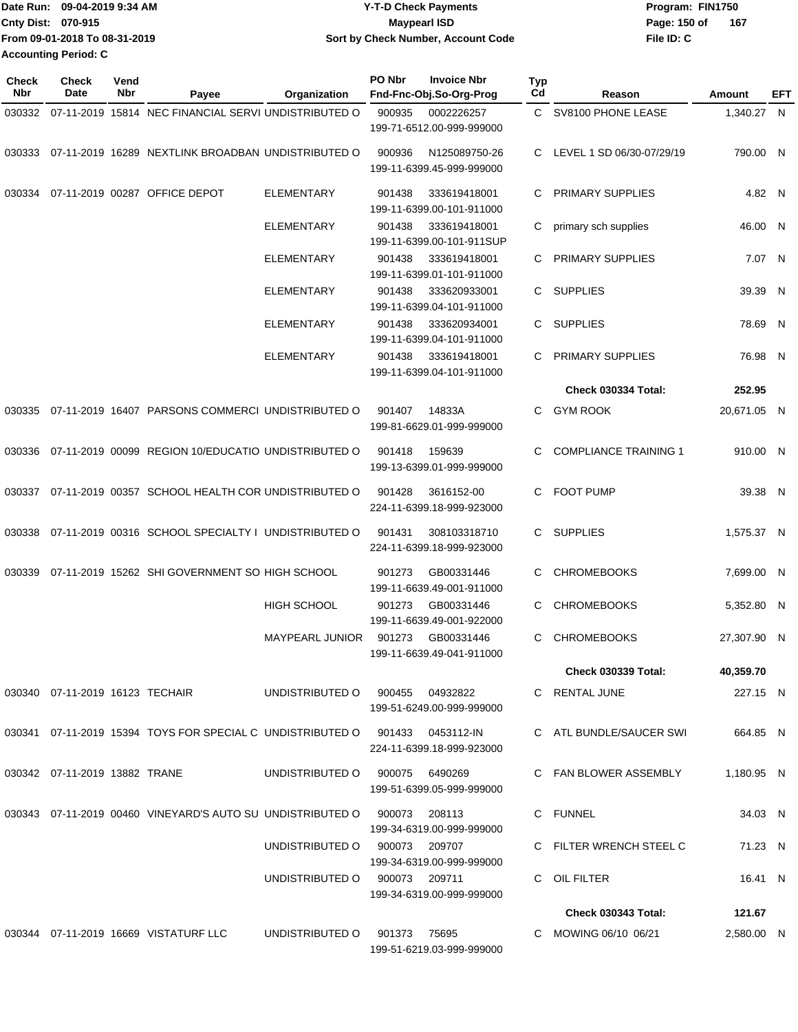Date Run: 09-04-2019 9:34 AM
Cnty Dist: 070-915
From 09-01-2018 To 08-31-2019
Accounting Period: C

**Y-T-D Check Payments**
**Maypearl ISD**
**Sort by Check Number, Account Code**

Program: FIN1750
File ID: C

| Check Nbr | Check Date | Vend Nbr | Payee | Organization | PO Nbr | Invoice Nbr / Fnd-Fnc-Obj.So-Org-Prog | Typ Cd | Reason | Amount | EFT |
|---|---|---|---|---|---|---|---|---|---|---|
| 030332 | 07-11-2019 | 15814 | NEC FINANCIAL SERVI | UNDISTRIBUTED O | 900935 | 0002226257 / 199-71-6512.00-999-999000 | C | SV8100 PHONE LEASE | 1,340.27 | N |
| 030333 | 07-11-2019 | 16289 | NEXTLINK BROADBAN | UNDISTRIBUTED O | 900936 | N125089750-26 / 199-11-6399.45-999-999000 | C | LEVEL 1 SD 06/30-07/29/19 | 790.00 | N |
| 030334 | 07-11-2019 | 00287 | OFFICE DEPOT | ELEMENTARY | 901438 | 333619418001 / 199-11-6399.00-101-911000 | C | PRIMARY SUPPLIES | 4.82 | N |
| | | | | ELEMENTARY | 901438 | 333619418001 / 199-11-6399.00-101-911SUP | C | primary sch supplies | 46.00 | N |
| | | | | ELEMENTARY | 901438 | 333619418001 / 199-11-6399.01-101-911000 | C | PRIMARY SUPPLIES | 7.07 | N |
| | | | | ELEMENTARY | 901438 | 333620933001 / 199-11-6399.04-101-911000 | C | SUPPLIES | 39.39 | N |
| | | | | ELEMENTARY | 901438 | 333620934001 / 199-11-6399.04-101-911000 | C | SUPPLIES | 78.69 | N |
| | | | | ELEMENTARY | 901438 | 333619418001 / 199-11-6399.04-101-911000 | C | PRIMARY SUPPLIES | 76.98 | N |
| | | | | | | | | **Check 030334 Total:** | **252.95** | |
| 030335 | 07-11-2019 | 16407 | PARSONS COMMERCI | UNDISTRIBUTED O | 901407 | 14833A / 199-81-6629.01-999-999000 | C | GYM ROOK | 20,671.05 | N |
| 030336 | 07-11-2019 | 00099 | REGION 10/EDUCATIO | UNDISTRIBUTED O | 901418 | 159639 / 199-13-6399.01-999-999000 | C | COMPLIANCE TRAINING 1 | 910.00 | N |
| 030337 | 07-11-2019 | 00357 | SCHOOL HEALTH COR | UNDISTRIBUTED O | 901428 | 3616152-00 / 224-11-6399.18-999-923000 | C | FOOT PUMP | 39.38 | N |
| 030338 | 07-11-2019 | 00316 | SCHOOL SPECIALTY I | UNDISTRIBUTED O | 901431 | 308103318710 / 224-11-6399.18-999-923000 | C | SUPPLIES | 1,575.37 | N |
| 030339 | 07-11-2019 | 15262 | SHI GOVERNMENT SO | HIGH SCHOOL | 901273 | GB00331446 / 199-11-6639.49-001-911000 | C | CHROMEBOOKS | 7,699.00 | N |
| | | | | HIGH SCHOOL | 901273 | GB00331446 / 199-11-6639.49-001-922000 | C | CHROMEBOOKS | 5,352.80 | N |
| | | | | MAYPEARL JUNIOR | 901273 | GB00331446 / 199-11-6639.49-041-911000 | C | CHROMEBOOKS | 27,307.90 | N |
| | | | | | | | | **Check 030339 Total:** | **40,359.70** | |
| 030340 | 07-11-2019 | 16123 | TECHAIR | UNDISTRIBUTED O | 900455 | 04932822 / 199-51-6249.00-999-999000 | C | RENTAL JUNE | 227.15 | N |
| 030341 | 07-11-2019 | 15394 | TOYS FOR SPECIAL C | UNDISTRIBUTED O | 901433 | 0453112-IN / 224-11-6399.18-999-923000 | C | ATL BUNDLE/SAUCER SWI | 664.85 | N |
| 030342 | 07-11-2019 | 13882 | TRANE | UNDISTRIBUTED O | 900075 | 6490269 / 199-51-6399.05-999-999000 | C | FAN BLOWER ASSEMBLY | 1,180.95 | N |
| 030343 | 07-11-2019 | 00460 | VINEYARD'S AUTO SU | UNDISTRIBUTED O | 900073 | 208113 / 199-34-6319.00-999-999000 | C | FUNNEL | 34.03 | N |
| | | | | UNDISTRIBUTED O | 900073 | 209707 / 199-34-6319.00-999-999000 | C | FILTER WRENCH STEEL C | 71.23 | N |
| | | | | UNDISTRIBUTED O | 900073 | 209711 / 199-34-6319.00-999-999000 | C | OIL FILTER | 16.41 | N |
| | | | | | | | | **Check 030343 Total:** | **121.67** | |
| 030344 | 07-11-2019 | 16669 | VISTATURF LLC | UNDISTRIBUTED O | 901373 | 75695 / 199-51-6219.03-999-999000 | C | MOWING 06/10 06/21 | 2,580.00 | N |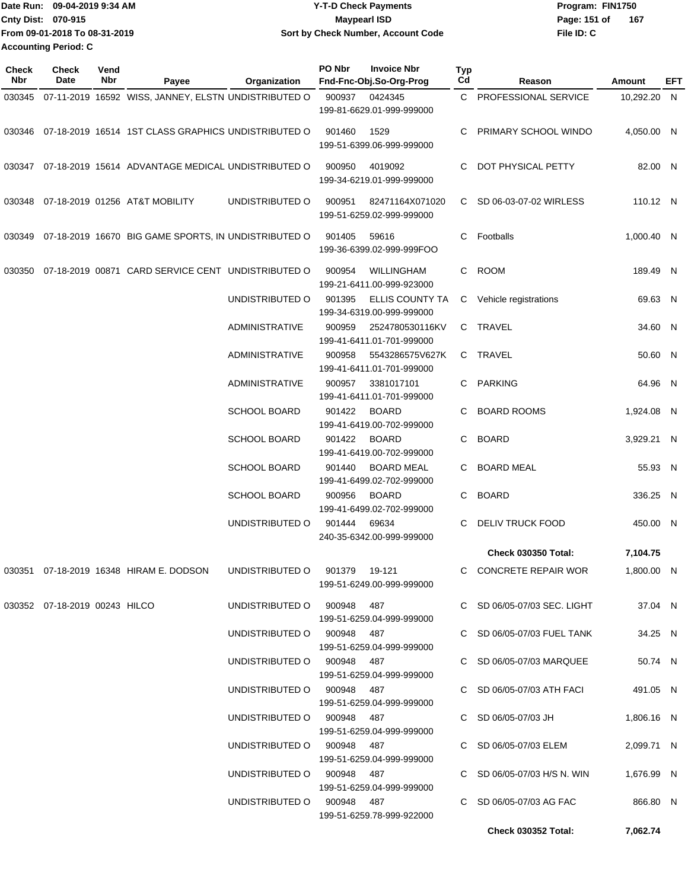Date Run: 09-04-2019 9:34 AM
Cnty Dist: 070-915
From 09-01-2018 To 08-31-2019
Accounting Period: C

Y-T-D Check Payments
Maypearl ISD
Sort by Check Number, Account Code

Program: FIN1750
File ID: C

| Check Nbr | Check Date | Vend Nbr | Payee | Organization | PO Nbr | Invoice Nbr / Fnd-Fnc-Obj.So-Org-Prog | Typ Cd | Reason | Amount | EFT |
|---|---|---|---|---|---|---|---|---|---|---|
| 030345 | 07-11-2019 | 16592 | WISS, JANNEY, ELSTN | UNDISTRIBUTED O | 900937 | 0424345 / 199-81-6629.01-999-999000 | C | PROFESSIONAL SERVICE | 10,292.20 | N |
| 030346 | 07-18-2019 | 16514 | 1ST CLASS GRAPHICS | UNDISTRIBUTED O | 901460 | 1529 / 199-51-6399.06-999-999000 | C | PRIMARY SCHOOL WINDO | 4,050.00 | N |
| 030347 | 07-18-2019 | 15614 | ADVANTAGE MEDICAL | UNDISTRIBUTED O | 900950 | 4019092 / 199-34-6219.01-999-999000 | C | DOT PHYSICAL PETTY | 82.00 | N |
| 030348 | 07-18-2019 | 01256 | AT&T MOBILITY | UNDISTRIBUTED O | 900951 | 82471164X071020 / 199-51-6259.02-999-999000 | C | SD 06-03-07-02 WIRLESS | 110.12 | N |
| 030349 | 07-18-2019 | 16670 | BIG GAME SPORTS, IN | UNDISTRIBUTED O | 901405 | 59616 / 199-36-6399.02-999-999FOO | C | Footballs | 1,000.40 | N |
| 030350 | 07-18-2019 | 00871 | CARD SERVICE CENT | UNDISTRIBUTED O | 900954 | WILLINGHAM / 199-21-6411.00-999-923000 | C | ROOM | 189.49 | N |
| | | | | UNDISTRIBUTED O | 901395 | ELLIS COUNTY TA / 199-34-6319.00-999-999000 | C | Vehicle registrations | 69.63 | N |
| | | | | ADMINISTRATIVE | 900959 | 2524780530116KV / 199-41-6411.01-701-999000 | C | TRAVEL | 34.60 | N |
| | | | | ADMINISTRATIVE | 900958 | 5543286575V627K / 199-41-6411.01-701-999000 | C | TRAVEL | 50.60 | N |
| | | | | ADMINISTRATIVE | 900957 | 3381017101 / 199-41-6411.01-701-999000 | C | PARKING | 64.96 | N |
| | | | | SCHOOL BOARD | 901422 | BOARD / 199-41-6419.00-702-999000 | C | BOARD ROOMS | 1,924.08 | N |
| | | | | SCHOOL BOARD | 901422 | BOARD / 199-41-6419.00-702-999000 | C | BOARD | 3,929.21 | N |
| | | | | SCHOOL BOARD | 901440 | BOARD MEAL / 199-41-6499.02-702-999000 | C | BOARD MEAL | 55.93 | N |
| | | | | SCHOOL BOARD | 900956 | BOARD / 199-41-6499.02-702-999000 | C | BOARD | 336.25 | N |
| | | | | UNDISTRIBUTED O | 901444 | 69634 / 240-35-6342.00-999-999000 | C | DELIV TRUCK FOOD | 450.00 | N |
| | | | | | | | | **Check 030350 Total:** | **7,104.75** | |
| 030351 | 07-18-2019 | 16348 | HIRAM E. DODSON | UNDISTRIBUTED O | 901379 | 19-121 / 199-51-6249.00-999-999000 | C | CONCRETE REPAIR WOR | 1,800.00 | N |
| 030352 | 07-18-2019 | 00243 | HILCO | UNDISTRIBUTED O | 900948 | 487 / 199-51-6259.04-999-999000 | C | SD 06/05-07/03 SEC. LIGHT | 37.04 | N |
| | | | | UNDISTRIBUTED O | 900948 | 487 / 199-51-6259.04-999-999000 | C | SD 06/05-07/03 FUEL TANK | 34.25 | N |
| | | | | UNDISTRIBUTED O | 900948 | 487 / 199-51-6259.04-999-999000 | C | SD 06/05-07/03 MARQUEE | 50.74 | N |
| | | | | UNDISTRIBUTED O | 900948 | 487 / 199-51-6259.04-999-999000 | C | SD 06/05-07/03 ATH FACI | 491.05 | N |
| | | | | UNDISTRIBUTED O | 900948 | 487 / 199-51-6259.04-999-999000 | C | SD 06/05-07/03 JH | 1,806.16 | N |
| | | | | UNDISTRIBUTED O | 900948 | 487 / 199-51-6259.04-999-999000 | C | SD 06/05-07/03 ELEM | 2,099.71 | N |
| | | | | UNDISTRIBUTED O | 900948 | 487 / 199-51-6259.04-999-999000 | C | SD 06/05-07/03 H/S N. WIN | 1,676.99 | N |
| | | | | UNDISTRIBUTED O | 900948 | 487 / 199-51-6259.78-999-922000 | C | SD 06/05-07/03 AG FAC | 866.80 | N |
| | | | | | | | | **Check 030352 Total:** | **7,062.74** | |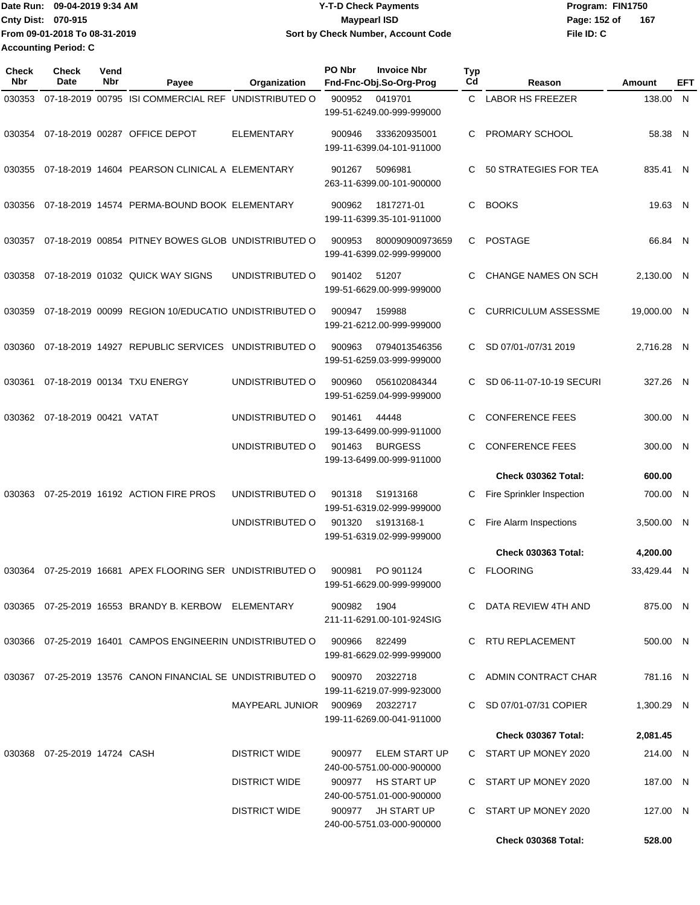Date Run: 09-04-2019 9:34 AM
Cnty Dist: 070-915
From 09-01-2018 To 08-31-2019
Accounting Period: C

**Y-T-D Check Payments**
**Maypearl ISD**
**Sort by Check Number, Account Code**

Program: FIN1750
File ID: C

| Check Nbr | Check Date | Vend Nbr | Payee | Organization | PO Nbr | Invoice Nbr / Fnd-Fnc-Obj.So-Org-Prog | Typ Cd | Reason | Amount | EFT |
|---|---|---|---|---|---|---|---|---|---|---|
| 030353 | 07-18-2019 | 00795 | ISI COMMERCIAL REF | UNDISTRIBUTED O | 900952 | 0419701 / 199-51-6249.00-999-999000 | C | LABOR HS FREEZER | 138.00 | N |
| 030354 | 07-18-2019 | 00287 | OFFICE DEPOT | ELEMENTARY | 900946 | 333620935001 / 199-11-6399.04-101-911000 | C | PROMARY SCHOOL | 58.38 | N |
| 030355 | 07-18-2019 | 14604 | PEARSON CLINICAL A | ELEMENTARY | 901267 | 5096981 / 263-11-6399.00-101-900000 | C | 50 STRATEGIES FOR TEA | 835.41 | N |
| 030356 | 07-18-2019 | 14574 | PERMA-BOUND BOOK | ELEMENTARY | 900962 | 1817271-01 / 199-11-6399.35-101-911000 | C | BOOKS | 19.63 | N |
| 030357 | 07-18-2019 | 00854 | PITNEY BOWES GLOB | UNDISTRIBUTED O | 900953 | 800090900973659 / 199-41-6399.02-999-999000 | C | POSTAGE | 66.84 | N |
| 030358 | 07-18-2019 | 01032 | QUICK WAY SIGNS | UNDISTRIBUTED O | 901402 | 51207 / 199-51-6629.00-999-999000 | C | CHANGE NAMES ON SCH | 2,130.00 | N |
| 030359 | 07-18-2019 | 00099 | REGION 10/EDUCATIO | UNDISTRIBUTED O | 900947 | 159988 / 199-21-6212.00-999-999000 | C | CURRICULUM ASSESSME | 19,000.00 | N |
| 030360 | 07-18-2019 | 14927 | REPUBLIC SERVICES | UNDISTRIBUTED O | 900963 | 0794013546356 / 199-51-6259.03-999-999000 | C | SD 07/01-/07/31 2019 | 2,716.28 | N |
| 030361 | 07-18-2019 | 00134 | TXU ENERGY | UNDISTRIBUTED O | 900960 | 056102084344 / 199-51-6259.04-999-999000 | C | SD 06-11-07-10-19 SECURI | 327.26 | N |
| 030362 | 07-18-2019 | 00421 | VATAT | UNDISTRIBUTED O | 901461 | 44448 / 199-13-6499.00-999-911000 | C | CONFERENCE FEES | 300.00 | N |
| | | | | UNDISTRIBUTED O | 901463 | BURGESS / 199-13-6499.00-999-911000 | C | CONFERENCE FEES | 300.00 | N |
| | | | | | | | | **Check 030362 Total:** | **600.00** | |
| 030363 | 07-25-2019 | 16192 | ACTION FIRE PROS | UNDISTRIBUTED O | 901318 | S1913168 / 199-51-6319.02-999-999000 | C | Fire Sprinkler Inspection | 700.00 | N |
| | | | | UNDISTRIBUTED O | 901320 | s1913168-1 / 199-51-6319.02-999-999000 | C | Fire Alarm Inspections | 3,500.00 | N |
| | | | | | | | | **Check 030363 Total:** | **4,200.00** | |
| 030364 | 07-25-2019 | 16681 | APEX FLOORING SER | UNDISTRIBUTED O | 900981 | PO 901124 / 199-51-6629.00-999-999000 | C | FLOORING | 33,429.44 | N |
| 030365 | 07-25-2019 | 16553 | BRANDY B. KERBOW | ELEMENTARY | 900982 | 1904 / 211-11-6291.00-101-924SIG | C | DATA REVIEW 4TH AND | 875.00 | N |
| 030366 | 07-25-2019 | 16401 | CAMPOS ENGINEERIN | UNDISTRIBUTED O | 900966 | 822499 / 199-81-6629.02-999-999000 | C | RTU REPLACEMENT | 500.00 | N |
| 030367 | 07-25-2019 | 13576 | CANON FINANCIAL SE | UNDISTRIBUTED O | 900970 | 20322718 / 199-11-6219.07-999-923000 | C | ADMIN CONTRACT CHAR | 781.16 | N |
| | | | | MAYPEARL JUNIOR | 900969 | 20322717 / 199-11-6269.00-041-911000 | C | SD 07/01-07/31 COPIER | 1,300.29 | N |
| | | | | | | | | **Check 030367 Total:** | **2,081.45** | |
| 030368 | 07-25-2019 | 14724 | CASH | DISTRICT WIDE | 900977 | ELEM START UP / 240-00-5751.00-000-900000 | C | START UP MONEY 2020 | 214.00 | N |
| | | | | DISTRICT WIDE | 900977 | HS START UP / 240-00-5751.01-000-900000 | C | START UP MONEY 2020 | 187.00 | N |
| | | | | DISTRICT WIDE | 900977 | JH START UP / 240-00-5751.03-000-900000 | C | START UP MONEY 2020 | 127.00 | N |
| | | | | | | | | **Check 030368 Total:** | **528.00** | |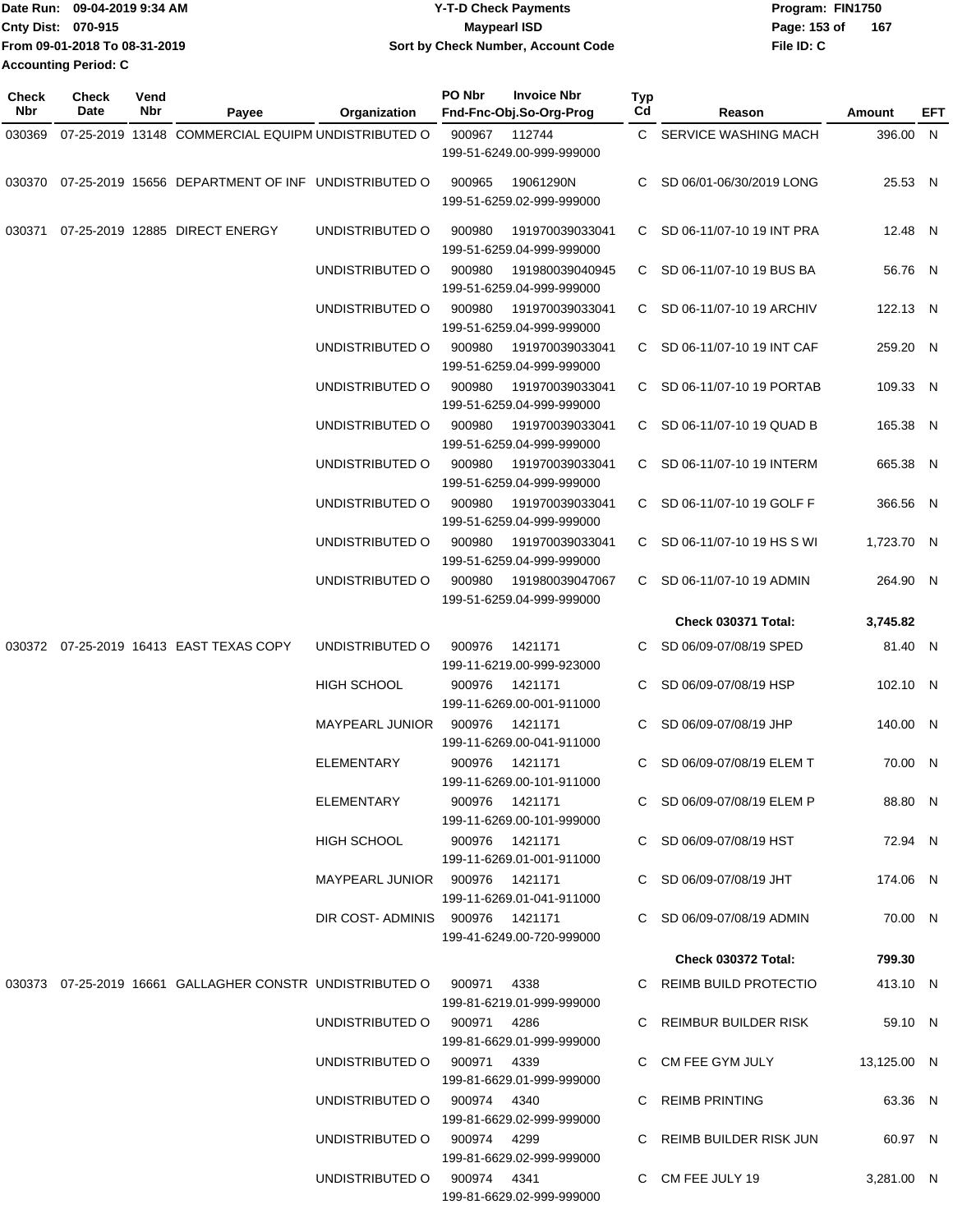Date Run: 09-04-2019 9:34 AM
Cnty Dist: 070-915
From 09-01-2018 To 08-31-2019
Accounting Period: C

**Y-T-D Check Payments**
**Maypearl ISD**
**Sort by Check Number, Account Code**

Program: FIN1750
File ID: C

| Check Nbr | Check Date | Vend Nbr | Payee | Organization | PO Nbr / Invoice Nbr / Fnd-Fnc-Obj.So-Org-Prog | Typ Cd | Reason | Amount | EFT |
|---|---|---|---|---|---|---|---|---|---|
| 030369 | 07-25-2019 | 13148 | COMMERCIAL EQUIPM | UNDISTRIBUTED O | 900967 112744 199-51-6249.00-999-999000 | C | SERVICE WASHING MACH | 396.00 | N |
| 030370 | 07-25-2019 | 15656 | DEPARTMENT OF INF | UNDISTRIBUTED O | 900965 19061290N 199-51-6259.02-999-999000 | C | SD 06/01-06/30/2019 LONG | 25.53 | N |
| 030371 | 07-25-2019 | 12885 | DIRECT ENERGY | UNDISTRIBUTED O | 900980 191970039033041 199-51-6259.04-999-999000 | C | SD 06-11/07-10 19 INT PRA | 12.48 | N |
| | | | | UNDISTRIBUTED O | 900980 191980039040945 199-51-6259.04-999-999000 | C | SD 06-11/07-10 19 BUS BA | 56.76 | N |
| | | | | UNDISTRIBUTED O | 900980 191970039033041 199-51-6259.04-999-999000 | C | SD 06-11/07-10 19 ARCHIV | 122.13 | N |
| | | | | UNDISTRIBUTED O | 900980 191970039033041 199-51-6259.04-999-999000 | C | SD 06-11/07-10 19 INT CAF | 259.20 | N |
| | | | | UNDISTRIBUTED O | 900980 191970039033041 199-51-6259.04-999-999000 | C | SD 06-11/07-10 19 PORTAB | 109.33 | N |
| | | | | UNDISTRIBUTED O | 900980 191970039033041 199-51-6259.04-999-999000 | C | SD 06-11/07-10 19 QUAD B | 165.38 | N |
| | | | | UNDISTRIBUTED O | 900980 191970039033041 199-51-6259.04-999-999000 | C | SD 06-11/07-10 19 INTERM | 665.38 | N |
| | | | | UNDISTRIBUTED O | 900980 191970039033041 199-51-6259.04-999-999000 | C | SD 06-11/07-10 19 GOLF F | 366.56 | N |
| | | | | UNDISTRIBUTED O | 900980 191970039033041 199-51-6259.04-999-999000 | C | SD 06-11/07-10 19 HS S WI | 1,723.70 | N |
| | | | | UNDISTRIBUTED O | 900980 191980039047067 199-51-6259.04-999-999000 | C | SD 06-11/07-10 19 ADMIN | 264.90 | N |
| | | | | | | | **Check 030371 Total:** | **3,745.82** | |
| 030372 | 07-25-2019 | 16413 | EAST TEXAS COPY | UNDISTRIBUTED O | 900976 1421171 199-11-6219.00-999-923000 | C | SD 06/09-07/08/19 SPED | 81.40 | N |
| | | | | HIGH SCHOOL | 900976 1421171 199-11-6269.00-001-911000 | C | SD 06/09-07/08/19 HSP | 102.10 | N |
| | | | | MAYPEARL JUNIOR | 900976 1421171 199-11-6269.00-041-911000 | C | SD 06/09-07/08/19 JHP | 140.00 | N |
| | | | | ELEMENTARY | 900976 1421171 199-11-6269.00-101-911000 | C | SD 06/09-07/08/19 ELEM T | 70.00 | N |
| | | | | ELEMENTARY | 900976 1421171 199-11-6269.00-101-999000 | C | SD 06/09-07/08/19 ELEM P | 88.80 | N |
| | | | | HIGH SCHOOL | 900976 1421171 199-11-6269.01-001-911000 | C | SD 06/09-07/08/19 HST | 72.94 | N |
| | | | | MAYPEARL JUNIOR | 900976 1421171 199-11-6269.01-041-911000 | C | SD 06/09-07/08/19 JHT | 174.06 | N |
| | | | | DIR COST- ADMINIS | 900976 1421171 199-41-6249.00-720-999000 | C | SD 06/09-07/08/19 ADMIN | 70.00 | N |
| | | | | | | | **Check 030372 Total:** | **799.30** | |
| 030373 | 07-25-2019 | 16661 | GALLAGHER CONSTR | UNDISTRIBUTED O | 900971 4338 199-81-6219.01-999-999000 | C | REIMB BUILD PROTECTIO | 413.10 | N |
| | | | | UNDISTRIBUTED O | 900971 4286 199-81-6629.01-999-999000 | C | REIMBUR BUILDER RISK | 59.10 | N |
| | | | | UNDISTRIBUTED O | 900971 4339 199-81-6629.01-999-999000 | C | CM FEE GYM JULY | 13,125.00 | N |
| | | | | UNDISTRIBUTED O | 900974 4340 199-81-6629.02-999-999000 | C | REIMB PRINTING | 63.36 | N |
| | | | | UNDISTRIBUTED O | 900974 4299 199-81-6629.02-999-999000 | C | REIMB BUILDER RISK JUN | 60.97 | N |
| | | | | UNDISTRIBUTED O | 900974 4341 199-81-6629.02-999-999000 | C | CM FEE JULY 19 | 3,281.00 | N |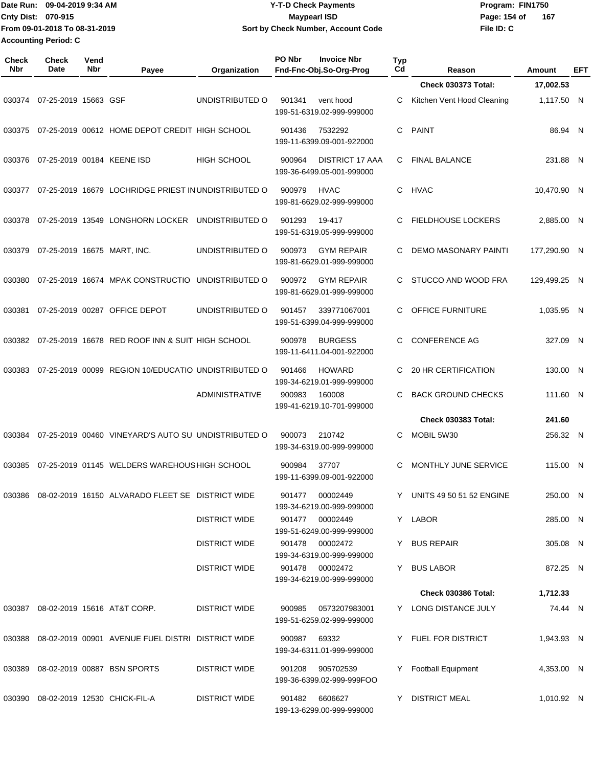Date Run: 09-04-2019 9:34 AM
Cnty Dist: 070-915
From 09-01-2018 To 08-31-2019
Accounting Period: C

**Y-T-D Check Payments**
**Maypearl ISD**
**Sort by Check Number, Account Code**

Program: FIN1750
File ID: C

| Check Nbr | Check Date | Vend Nbr | Payee | Organization | PO Nbr | Invoice Nbr / Fnd-Fnc-Obj.So-Org-Prog | Typ Cd | Reason | Amount | EFT |
|---|---|---|---|---|---|---|---|---|---|---|
| | | | | | | | | **Check 030373 Total:** | **17,002.53** | |
| 030374 | 07-25-2019 | 15663 | GSF | UNDISTRIBUTED O | 901341 | vent hood<br>199-51-6319.02-999-999000 | C | Kitchen Vent Hood Cleaning | 1,117.50 | N |
| 030375 | 07-25-2019 | 00612 | HOME DEPOT CREDIT | HIGH SCHOOL | 901436 | 7532292<br>199-11-6399.09-001-922000 | C | PAINT | 86.94 | N |
| 030376 | 07-25-2019 | 00184 | KEENE ISD | HIGH SCHOOL | 900964 | DISTRICT 17 AAA<br>199-36-6499.05-001-999000 | C | FINAL BALANCE | 231.88 | N |
| 030377 | 07-25-2019 | 16679 | LOCHRIDGE PRIEST IN | UNDISTRIBUTED O | 900979 | HVAC<br>199-81-6629.02-999-999000 | C | HVAC | 10,470.90 | N |
| 030378 | 07-25-2019 | 13549 | LONGHORN LOCKER | UNDISTRIBUTED O | 901293 | 19-417<br>199-51-6319.05-999-999000 | C | FIELDHOUSE LOCKERS | 2,885.00 | N |
| 030379 | 07-25-2019 | 16675 | MART, INC. | UNDISTRIBUTED O | 900973 | GYM REPAIR<br>199-81-6629.01-999-999000 | C | DEMO MASONARY PAINTI | 177,290.90 | N |
| 030380 | 07-25-2019 | 16674 | MPAK CONSTRUCTIO | UNDISTRIBUTED O | 900972 | GYM REPAIR<br>199-81-6629.01-999-999000 | C | STUCCO AND WOOD FRA | 129,499.25 | N |
| 030381 | 07-25-2019 | 00287 | OFFICE DEPOT | UNDISTRIBUTED O | 901457 | 339771067001<br>199-51-6399.04-999-999000 | C | OFFICE FURNITURE | 1,035.95 | N |
| 030382 | 07-25-2019 | 16678 | RED ROOF INN & SUIT | HIGH SCHOOL | 900978 | BURGESS<br>199-11-6411.04-001-922000 | C | CONFERENCE AG | 327.09 | N |
| 030383 | 07-25-2019 | 00099 | REGION 10/EDUCATIO | UNDISTRIBUTED O | 901466 | HOWARD<br>199-34-6219.01-999-999000 | C | 20 HR CERTIFICATION | 130.00 | N |
| | | | | ADMINISTRATIVE | 900983 | 160008<br>199-41-6219.10-701-999000 | C | BACK GROUND CHECKS | 111.60 | N |
| | | | | | | | | **Check 030383 Total:** | **241.60** | |
| 030384 | 07-25-2019 | 00460 | VINEYARD'S AUTO SU | UNDISTRIBUTED O | 900073 | 210742<br>199-34-6319.00-999-999000 | C | MOBIL 5W30 | 256.32 | N |
| 030385 | 07-25-2019 | 01145 | WELDERS WAREHOUS | HIGH SCHOOL | 900984 | 37707<br>199-11-6399.09-001-922000 | C | MONTHLY JUNE SERVICE | 115.00 | N |
| 030386 | 08-02-2019 | 16150 | ALVARADO FLEET SE | DISTRICT WIDE | 901477 | 00002449<br>199-34-6219.00-999-999000 | Y | UNITS 49 50 51 52 ENGINE | 250.00 | N |
| | | | | DISTRICT WIDE | 901477 | 00002449<br>199-51-6249.00-999-999000 | Y | LABOR | 285.00 | N |
| | | | | DISTRICT WIDE | 901478 | 00002472<br>199-34-6319.00-999-999000 | Y | BUS REPAIR | 305.08 | N |
| | | | | DISTRICT WIDE | 901478 | 00002472<br>199-34-6219.00-999-999000 | Y | BUS LABOR | 872.25 | N |
| | | | | | | | | **Check 030386 Total:** | **1,712.33** | |
| 030387 | 08-02-2019 | 15616 | AT&T CORP. | DISTRICT WIDE | 900985 | 0573207983001<br>199-51-6259.02-999-999000 | Y | LONG DISTANCE JULY | 74.44 | N |
| 030388 | 08-02-2019 | 00901 | AVENUE FUEL DISTRI | DISTRICT WIDE | 900987 | 69332<br>199-34-6311.01-999-999000 | Y | FUEL FOR DISTRICT | 1,943.93 | N |
| 030389 | 08-02-2019 | 00887 | BSN SPORTS | DISTRICT WIDE | 901208 | 905702539<br>199-36-6399.02-999-999FOO | Y | Football Equipment | 4,353.00 | N |
| 030390 | 08-02-2019 | 12530 | CHICK-FIL-A | DISTRICT WIDE | 901482 | 6606627<br>199-13-6299.00-999-999000 | Y | DISTRICT MEAL | 1,010.92 | N |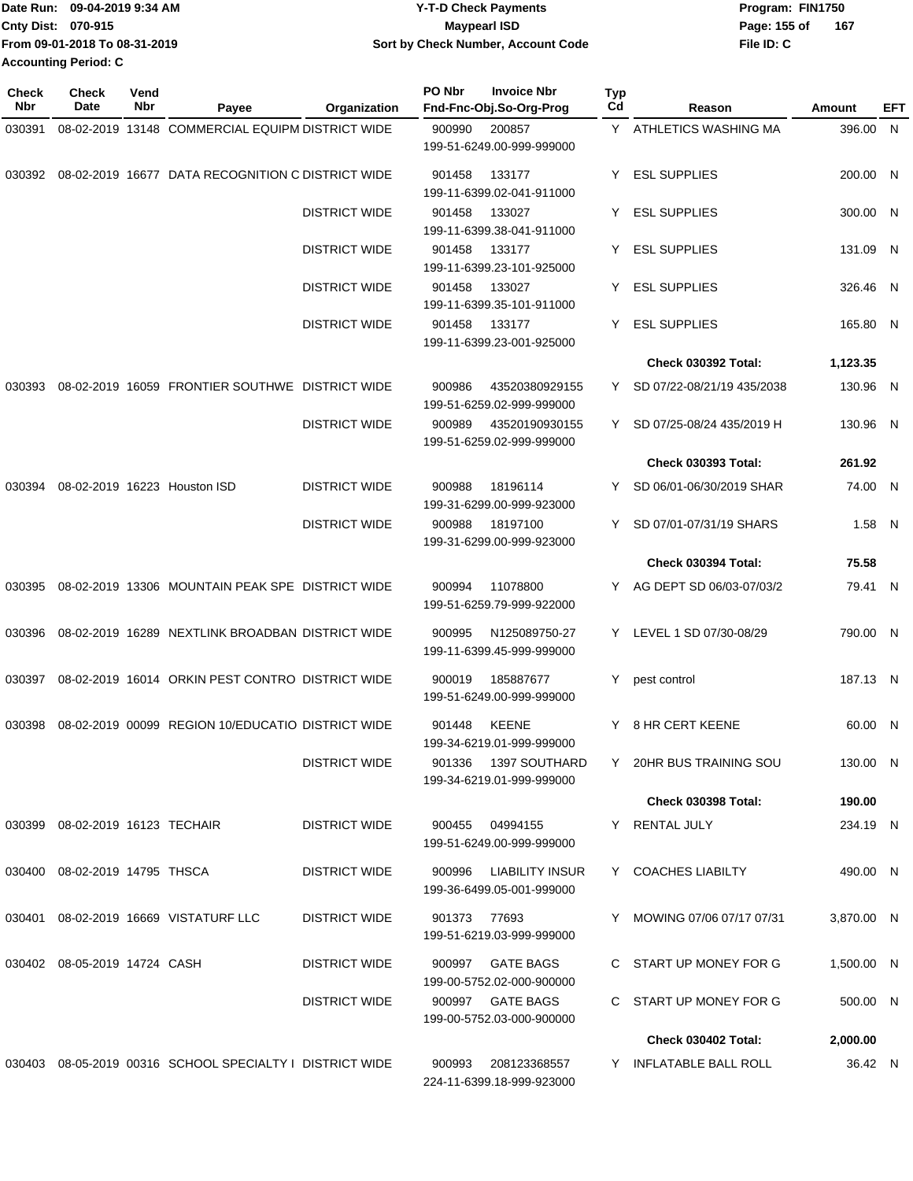Date Run: 09-04-2019 9:34 AM
Cnty Dist: 070-915
From 09-01-2018 To 08-31-2019
Accounting Period: C

# Y-T-D Check Payments
## Maypearl ISD
### Sort by Check Number, Account Code

Program: FIN1750
File ID: C

| Check Nbr | Check Date | Vend Nbr | Payee | Organization | PO Nbr | Invoice Nbr / Fnd-Fnc-Obj.So-Org-Prog | Typ Cd | Reason | Amount | EFT |
|---|---|---|---|---|---|---|---|---|---|---|
| 030391 | 08-02-2019 | 13148 | COMMERCIAL EQUIPM | DISTRICT WIDE | 900990 | 200857 199-51-6249.00-999-999000 | Y | ATHLETICS WASHING MA | 396.00 | N |
| 030392 | 08-02-2019 | 16677 | DATA RECOGNITION C | DISTRICT WIDE | 901458 | 133177 199-11-6399.02-041-911000 | Y | ESL SUPPLIES | 200.00 | N |
| | | | | DISTRICT WIDE | 901458 | 133027 199-11-6399.38-041-911000 | Y | ESL SUPPLIES | 300.00 | N |
| | | | | DISTRICT WIDE | 901458 | 133177 199-11-6399.23-101-925000 | Y | ESL SUPPLIES | 131.09 | N |
| | | | | DISTRICT WIDE | 901458 | 133027 199-11-6399.35-101-911000 | Y | ESL SUPPLIES | 326.46 | N |
| | | | | DISTRICT WIDE | 901458 | 133177 199-11-6399.23-001-925000 | Y | ESL SUPPLIES | 165.80 | N |
| | | | | | | | | **Check 030392 Total:** | **1,123.35** | |
| 030393 | 08-02-2019 | 16059 | FRONTIER SOUTHWE | DISTRICT WIDE | 900986 | 43520380929155 199-51-6259.02-999-999000 | Y | SD 07/22-08/21/19 435/2038 | 130.96 | N |
| | | | | DISTRICT WIDE | 900989 | 43520190930155 199-51-6259.02-999-999000 | Y | SD 07/25-08/24 435/2019 H | 130.96 | N |
| | | | | | | | | **Check 030393 Total:** | **261.92** | |
| 030394 | 08-02-2019 | 16223 | Houston ISD | DISTRICT WIDE | 900988 | 18196114 199-31-6299.00-999-923000 | Y | SD 06/01-06/30/2019 SHAR | 74.00 | N |
| | | | | DISTRICT WIDE | 900988 | 18197100 199-31-6299.00-999-923000 | Y | SD 07/01-07/31/19 SHARS | 1.58 | N |
| | | | | | | | | **Check 030394 Total:** | **75.58** | |
| 030395 | 08-02-2019 | 13306 | MOUNTAIN PEAK SPE | DISTRICT WIDE | 900994 | 11078800 199-51-6259.79-999-922000 | Y | AG DEPT SD 06/03-07/03/2 | 79.41 | N |
| 030396 | 08-02-2019 | 16289 | NEXTLINK BROADBAN | DISTRICT WIDE | 900995 | N125089750-27 199-11-6399.45-999-999000 | Y | LEVEL 1 SD 07/30-08/29 | 790.00 | N |
| 030397 | 08-02-2019 | 16014 | ORKIN PEST CONTRO | DISTRICT WIDE | 900019 | 185887677 199-51-6249.00-999-999000 | Y | pest control | 187.13 | N |
| 030398 | 08-02-2019 | 00099 | REGION 10/EDUCATIO | DISTRICT WIDE | 901448 | KEENE 199-34-6219.01-999-999000 | Y | 8 HR CERT KEENE | 60.00 | N |
| | | | | DISTRICT WIDE | 901336 | 1397 SOUTHARD 199-34-6219.01-999-999000 | Y | 20HR BUS TRAINING SOU | 130.00 | N |
| | | | | | | | | **Check 030398 Total:** | **190.00** | |
| 030399 | 08-02-2019 | 16123 | TECHAIR | DISTRICT WIDE | 900455 | 04994155 199-51-6249.00-999-999000 | Y | RENTAL JULY | 234.19 | N |
| 030400 | 08-02-2019 | 14795 | THSCA | DISTRICT WIDE | 900996 | LIABILITY INSUR 199-36-6499.05-001-999000 | Y | COACHES LIABILTY | 490.00 | N |
| 030401 | 08-02-2019 | 16669 | VISTATURF LLC | DISTRICT WIDE | 901373 | 77693 199-51-6219.03-999-999000 | Y | MOWING 07/06 07/17 07/31 | 3,870.00 | N |
| 030402 | 08-05-2019 | 14724 | CASH | DISTRICT WIDE | 900997 | GATE BAGS 199-00-5752.02-000-900000 | C | START UP MONEY FOR G | 1,500.00 | N |
| | | | | DISTRICT WIDE | 900997 | GATE BAGS 199-00-5752.03-000-900000 | C | START UP MONEY FOR G | 500.00 | N |
| | | | | | | | | **Check 030402 Total:** | **2,000.00** | |
| 030403 | 08-05-2019 | 00316 | SCHOOL SPECIALTY I | DISTRICT WIDE | 900993 | 208123368557 224-11-6399.18-999-923000 | Y | INFLATABLE BALL ROLL | 36.42 | N |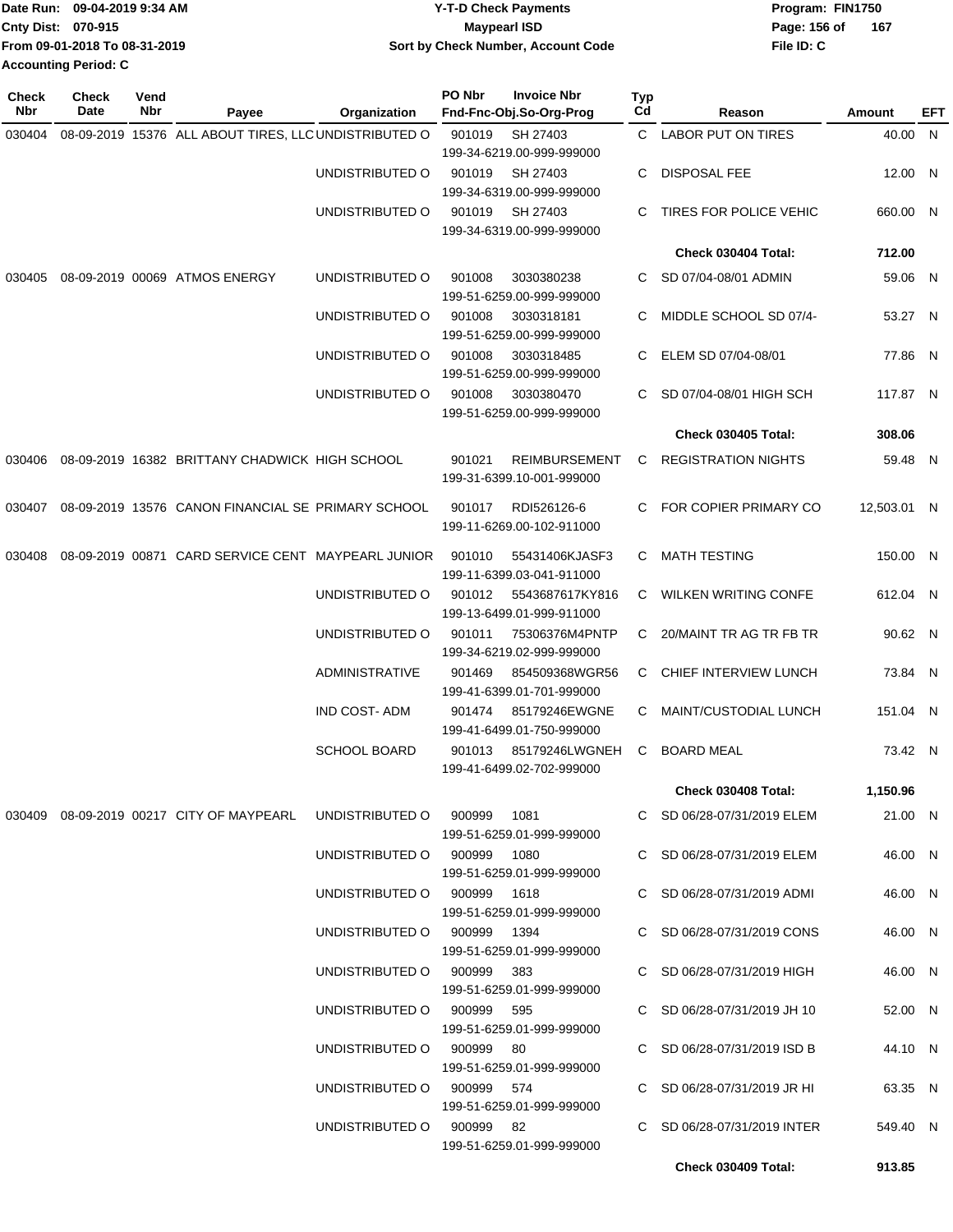Date Run: 09-04-2019 9:34 AM
Cnty Dist: 070-915
From 09-01-2018 To 08-31-2019
Accounting Period: C

**Y-T-D Check Payments**
**Maypearl ISD**
**Sort by Check Number, Account Code**

Program: FIN1750
File ID: C

| Check Nbr | Check Date | Vend Nbr | Payee | Organization | PO Nbr | Invoice Nbr / Fnd-Fnc-Obj.So-Org-Prog | Typ Cd | Reason | Amount | EFT |
|---|---|---|---|---|---|---|---|---|---|---|
| 030404 | 08-09-2019 | 15376 | ALL ABOUT TIRES, LLC | UNDISTRIBUTED O | 901019 | SH 27403 199-34-6219.00-999-999000 | C | LABOR PUT ON TIRES | 40.00 | N |
| | | | | UNDISTRIBUTED O | 901019 | SH 27403 199-34-6319.00-999-999000 | C | DISPOSAL FEE | 12.00 | N |
| | | | | UNDISTRIBUTED O | 901019 | SH 27403 199-34-6319.00-999-999000 | C | TIRES FOR POLICE VEHIC | 660.00 | N |
| | | | | | | | | **Check 030404 Total:** | **712.00** | |
| 030405 | 08-09-2019 | 00069 | ATMOS ENERGY | UNDISTRIBUTED O | 901008 | 3030380238 199-51-6259.00-999-999000 | C | SD 07/04-08/01 ADMIN | 59.06 | N |
| | | | | UNDISTRIBUTED O | 901008 | 3030318181 199-51-6259.00-999-999000 | C | MIDDLE SCHOOL SD 07/4- | 53.27 | N |
| | | | | UNDISTRIBUTED O | 901008 | 3030318485 199-51-6259.00-999-999000 | C | ELEM SD 07/04-08/01 | 77.86 | N |
| | | | | UNDISTRIBUTED O | 901008 | 3030380470 199-51-6259.00-999-999000 | C | SD 07/04-08/01 HIGH SCH | 117.87 | N |
| | | | | | | | | **Check 030405 Total:** | **308.06** | |
| 030406 | 08-09-2019 | 16382 | BRITTANY CHADWICK | HIGH SCHOOL | 901021 | REIMBURSEMENT 199-31-6399.10-001-999000 | C | REGISTRATION NIGHTS | 59.48 | N |
| 030407 | 08-09-2019 | 13576 | CANON FINANCIAL SE | PRIMARY SCHOOL | 901017 | RDI526126-6 199-11-6269.00-102-911000 | C | FOR COPIER PRIMARY CO | 12,503.01 | N |
| 030408 | 08-09-2019 | 00871 | CARD SERVICE CENT | MAYPEARL JUNIOR | 901010 | 55431406KJASF3 199-11-6399.03-041-911000 | C | MATH TESTING | 150.00 | N |
| | | | | UNDISTRIBUTED O | 901012 | 5543687617KY816 199-13-6499.01-999-911000 | C | WILKEN WRITING CONFE | 612.04 | N |
| | | | | UNDISTRIBUTED O | 901011 | 75306376M4PNTP 199-34-6219.02-999-999000 | C | 20/MAINT TR AG TR FB TR | 90.62 | N |
| | | | | ADMINISTRATIVE | 901469 | 854509368WGR56 199-41-6399.01-701-999000 | C | CHIEF INTERVIEW LUNCH | 73.84 | N |
| | | | | IND COST- ADM | 901474 | 85179246EWGNE 199-41-6499.01-750-999000 | C | MAINT/CUSTODIAL LUNCH | 151.04 | N |
| | | | | SCHOOL BOARD | 901013 | 85179246LWGNEH 199-41-6499.02-702-999000 | C | BOARD MEAL | 73.42 | N |
| | | | | | | | | **Check 030408 Total:** | **1,150.96** | |
| 030409 | 08-09-2019 | 00217 | CITY OF MAYPEARL | UNDISTRIBUTED O | 900999 | 1081 199-51-6259.01-999-999000 | C | SD 06/28-07/31/2019 ELEM | 21.00 | N |
| | | | | UNDISTRIBUTED O | 900999 | 1080 199-51-6259.01-999-999000 | C | SD 06/28-07/31/2019 ELEM | 46.00 | N |
| | | | | UNDISTRIBUTED O | 900999 | 1618 199-51-6259.01-999-999000 | C | SD 06/28-07/31/2019 ADMI | 46.00 | N |
| | | | | UNDISTRIBUTED O | 900999 | 1394 199-51-6259.01-999-999000 | C | SD 06/28-07/31/2019 CONS | 46.00 | N |
| | | | | UNDISTRIBUTED O | 900999 | 383 199-51-6259.01-999-999000 | C | SD 06/28-07/31/2019 HIGH | 46.00 | N |
| | | | | UNDISTRIBUTED O | 900999 | 595 199-51-6259.01-999-999000 | C | SD 06/28-07/31/2019 JH 10 | 52.00 | N |
| | | | | UNDISTRIBUTED O | 900999 | 80 199-51-6259.01-999-999000 | C | SD 06/28-07/31/2019 ISD B | 44.10 | N |
| | | | | UNDISTRIBUTED O | 900999 | 574 199-51-6259.01-999-999000 | C | SD 06/28-07/31/2019 JR HI | 63.35 | N |
| | | | | UNDISTRIBUTED O | 900999 | 82 199-51-6259.01-999-999000 | C | SD 06/28-07/31/2019 INTER | 549.40 | N |
| | | | | | | | | **Check 030409 Total:** | **913.85** | |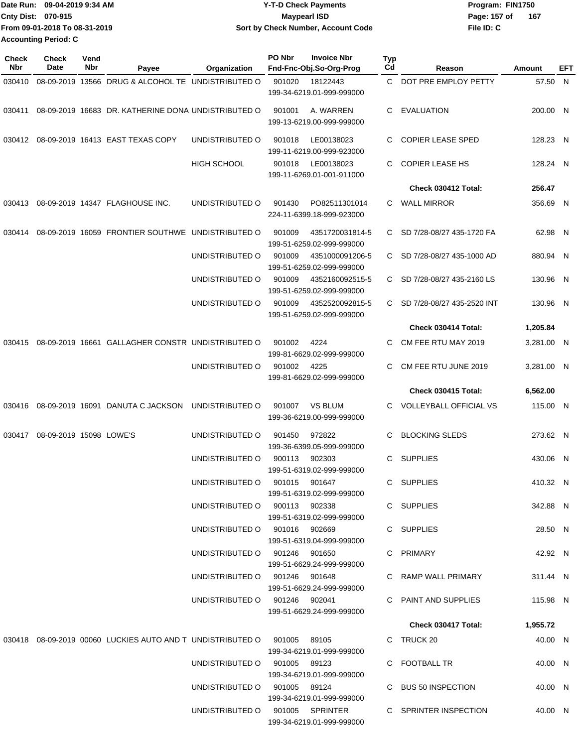Date Run: 09-04-2019 9:34 AM
Cnty Dist: 070-915
From 09-01-2018 To 08-31-2019
Accounting Period: C

**Y-T-D Check Payments**
**Maypearl ISD**
**Sort by Check Number, Account Code**

Program: FIN1750
File ID: C

| Check Nbr | Check Date | Vend Nbr | Payee | Organization | PO Nbr / Invoice Nbr / Fnd-Fnc-Obj.So-Org-Prog | Typ Cd | Reason | Amount | EFT |
|---|---|---|---|---|---|---|---|---|---|
| 030410 | 08-09-2019 | 13566 | DRUG & ALCOHOL TE | UNDISTRIBUTED O | 901020 18122443 199-34-6219.01-999-999000 | C | DOT PRE EMPLOY PETTY | 57.50 | N |
| 030411 | 08-09-2019 | 16683 | DR. KATHERINE DONA | UNDISTRIBUTED O | 901001 A. WARREN 199-13-6219.00-999-999000 | C | EVALUATION | 200.00 | N |
| 030412 | 08-09-2019 | 16413 | EAST TEXAS COPY | UNDISTRIBUTED O | 901018 LE00138023 199-11-6219.00-999-923000 | C | COPIER LEASE SPED | 128.23 | N |
| | | | | HIGH SCHOOL | 901018 LE00138023 199-11-6269.01-001-911000 | C | COPIER LEASE HS | 128.24 | N |
| | | | | | | | **Check 030412 Total:** | **256.47** | |
| 030413 | 08-09-2019 | 14347 | FLAGHOUSE INC. | UNDISTRIBUTED O | 901430 PO82511301014 224-11-6399.18-999-923000 | C | WALL MIRROR | 356.69 | N |
| 030414 | 08-09-2019 | 16059 | FRONTIER SOUTHWE | UNDISTRIBUTED O | 901009 4351720031814-5 199-51-6259.02-999-999000 | C | SD 7/28-08/27 435-1720 FA | 62.98 | N |
| | | | | UNDISTRIBUTED O | 901009 4351000091206-5 199-51-6259.02-999-999000 | C | SD 7/28-08/27 435-1000 AD | 880.94 | N |
| | | | | UNDISTRIBUTED O | 901009 4352160092515-5 199-51-6259.02-999-999000 | C | SD 7/28-08/27 435-2160 LS | 130.96 | N |
| | | | | UNDISTRIBUTED O | 901009 4352520092815-5 199-51-6259.02-999-999000 | C | SD 7/28-08/27 435-2520 INT | 130.96 | N |
| | | | | | | | **Check 030414 Total:** | **1,205.84** | |
| 030415 | 08-09-2019 | 16661 | GALLAGHER CONSTR | UNDISTRIBUTED O | 901002 4224 199-81-6629.02-999-999000 | C | CM FEE RTU MAY 2019 | 3,281.00 | N |
| | | | | UNDISTRIBUTED O | 901002 4225 199-81-6629.02-999-999000 | C | CM FEE RTU JUNE 2019 | 3,281.00 | N |
| | | | | | | | **Check 030415 Total:** | **6,562.00** | |
| 030416 | 08-09-2019 | 16091 | DANUTA C JACKSON | UNDISTRIBUTED O | 901007 VS BLUM 199-36-6219.00-999-999000 | C | VOLLEYBALL OFFICIAL VS | 115.00 | N |
| 030417 | 08-09-2019 | 15098 | LOWE'S | UNDISTRIBUTED O | 901450 972822 199-36-6399.05-999-999000 | C | BLOCKING SLEDS | 273.62 | N |
| | | | | UNDISTRIBUTED O | 900113 902303 199-51-6319.02-999-999000 | C | SUPPLIES | 430.06 | N |
| | | | | UNDISTRIBUTED O | 901015 901647 199-51-6319.02-999-999000 | C | SUPPLIES | 410.32 | N |
| | | | | UNDISTRIBUTED O | 900113 902338 199-51-6319.02-999-999000 | C | SUPPLIES | 342.88 | N |
| | | | | UNDISTRIBUTED O | 901016 902669 199-51-6319.04-999-999000 | C | SUPPLIES | 28.50 | N |
| | | | | UNDISTRIBUTED O | 901246 901650 199-51-6629.24-999-999000 | C | PRIMARY | 42.92 | N |
| | | | | UNDISTRIBUTED O | 901246 901648 199-51-6629.24-999-999000 | C | RAMP WALL PRIMARY | 311.44 | N |
| | | | | UNDISTRIBUTED O | 901246 902041 199-51-6629.24-999-999000 | C | PAINT AND SUPPLIES | 115.98 | N |
| | | | | | | | **Check 030417 Total:** | **1,955.72** | |
| 030418 | 08-09-2019 | 00060 | LUCKIES AUTO AND T | UNDISTRIBUTED O | 901005 89105 199-34-6219.01-999-999000 | C | TRUCK 20 | 40.00 | N |
| | | | | UNDISTRIBUTED O | 901005 89123 199-34-6219.01-999-999000 | C | FOOTBALL TR | 40.00 | N |
| | | | | UNDISTRIBUTED O | 901005 89124 199-34-6219.01-999-999000 | C | BUS 50 INSPECTION | 40.00 | N |
| | | | | UNDISTRIBUTED O | 901005 SPRINTER 199-34-6219.01-999-999000 | C | SPRINTER INSPECTION | 40.00 | N |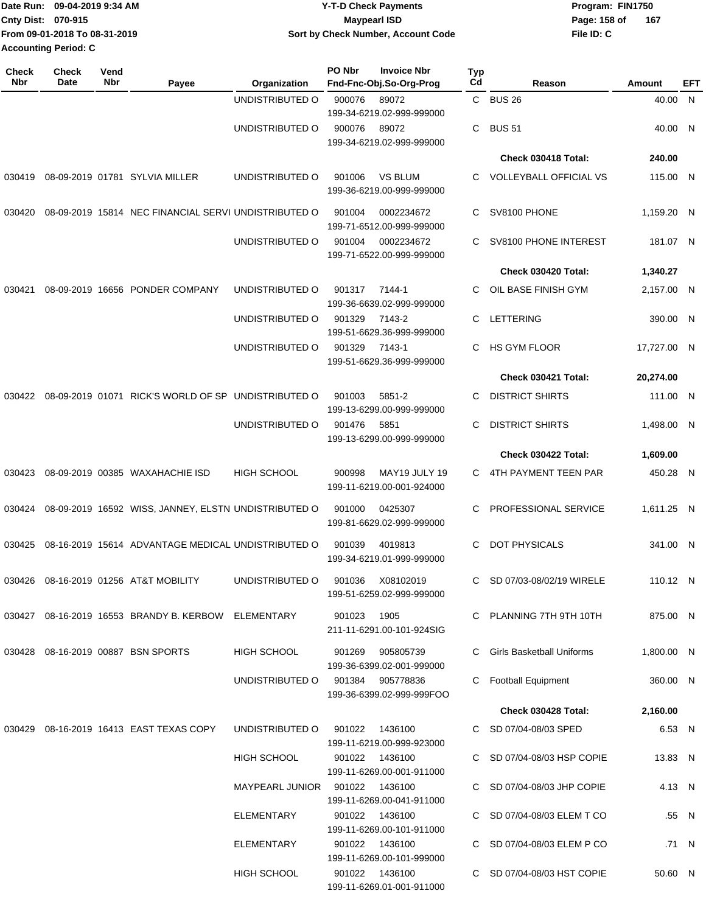Date Run: 09-04-2019 9:34 AM
Cnty Dist: 070-915
From 09-01-2018 To 08-31-2019
Accounting Period: C

# Y-T-D Check Payments
## Maypearl ISD
### Sort by Check Number, Account Code

Program: FIN1750
File ID: C

| Check Nbr | Check Date | Vend Nbr | Payee | Organization | PO Nbr / Invoice Nbr / Fnd-Fnc-Obj.So-Org-Prog | Typ Cd | Reason | Amount | EFT |
|---|---|---|---|---|---|---|---|---|---|
| | | | | UNDISTRIBUTED O | 900076 89072 199-34-6219.02-999-999000 | C | BUS 26 | 40.00 | N |
| | | | | UNDISTRIBUTED O | 900076 89072 199-34-6219.02-999-999000 | C | BUS 51 | 40.00 | N |
| | | | | | | | **Check 030418 Total:** | **240.00** | |
| 030419 | 08-09-2019 | 01781 | SYLVIA MILLER | UNDISTRIBUTED O | 901006 VS BLUM 199-36-6219.00-999-999000 | C | VOLLEYBALL OFFICIAL VS | 115.00 | N |
| 030420 | 08-09-2019 | 15814 | NEC FINANCIAL SERVI | UNDISTRIBUTED O | 901004 0002234672 199-71-6512.00-999-999000 | C | SV8100 PHONE | 1,159.20 | N |
| | | | | UNDISTRIBUTED O | 901004 0002234672 199-71-6522.00-999-999000 | C | SV8100 PHONE INTEREST | 181.07 | N |
| | | | | | | | **Check 030420 Total:** | **1,340.27** | |
| 030421 | 08-09-2019 | 16656 | PONDER COMPANY | UNDISTRIBUTED O | 901317 7144-1 199-36-6639.02-999-999000 | C | OIL BASE FINISH GYM | 2,157.00 | N |
| | | | | UNDISTRIBUTED O | 901329 7143-2 199-51-6629.36-999-999000 | C | LETTERING | 390.00 | N |
| | | | | UNDISTRIBUTED O | 901329 7143-1 199-51-6629.36-999-999000 | C | HS GYM FLOOR | 17,727.00 | N |
| | | | | | | | **Check 030421 Total:** | **20,274.00** | |
| 030422 | 08-09-2019 | 01071 | RICK'S WORLD OF SP | UNDISTRIBUTED O | 901003 5851-2 199-13-6299.00-999-999000 | C | DISTRICT SHIRTS | 111.00 | N |
| | | | | UNDISTRIBUTED O | 901476 5851 199-13-6299.00-999-999000 | C | DISTRICT SHIRTS | 1,498.00 | N |
| | | | | | | | **Check 030422 Total:** | **1,609.00** | |
| 030423 | 08-09-2019 | 00385 | WAXAHACHIE ISD | HIGH SCHOOL | 900998 MAY19 JULY 19 199-11-6219.00-001-924000 | C | 4TH PAYMENT TEEN PAR | 450.28 | N |
| 030424 | 08-09-2019 | 16592 | WISS, JANNEY, ELSTN | UNDISTRIBUTED O | 901000 0425307 199-81-6629.02-999-999000 | C | PROFESSIONAL SERVICE | 1,611.25 | N |
| 030425 | 08-16-2019 | 15614 | ADVANTAGE MEDICAL | UNDISTRIBUTED O | 901039 4019813 199-34-6219.01-999-999000 | C | DOT PHYSICALS | 341.00 | N |
| 030426 | 08-16-2019 | 01256 | AT&T MOBILITY | UNDISTRIBUTED O | 901036 X08102019 199-51-6259.02-999-999000 | C | SD 07/03-08/02/19 WIRELE | 110.12 | N |
| 030427 | 08-16-2019 | 16553 | BRANDY B. KERBOW | ELEMENTARY | 901023 1905 211-11-6291.00-101-924SIG | C | PLANNING 7TH 9TH 10TH | 875.00 | N |
| 030428 | 08-16-2019 | 00887 | BSN SPORTS | HIGH SCHOOL | 901269 905805739 199-36-6399.02-001-999000 | C | Girls Basketball Uniforms | 1,800.00 | N |
| | | | | UNDISTRIBUTED O | 901384 905778836 199-36-6399.02-999-999FOO | C | Football Equipment | 360.00 | N |
| | | | | | | | **Check 030428 Total:** | **2,160.00** | |
| 030429 | 08-16-2019 | 16413 | EAST TEXAS COPY | UNDISTRIBUTED O | 901022 1436100 199-11-6219.00-999-923000 | C | SD 07/04-08/03 SPED | 6.53 | N |
| | | | | HIGH SCHOOL | 901022 1436100 199-11-6269.00-001-911000 | C | SD 07/04-08/03 HSP COPIE | 13.83 | N |
| | | | | MAYPEARL JUNIOR | 901022 1436100 199-11-6269.00-041-911000 | C | SD 07/04-08/03 JHP COPIE | 4.13 | N |
| | | | | ELEMENTARY | 901022 1436100 199-11-6269.00-101-911000 | C | SD 07/04-08/03 ELEM T CO | .55 | N |
| | | | | ELEMENTARY | 901022 1436100 199-11-6269.00-101-999000 | C | SD 07/04-08/03 ELEM P CO | .71 | N |
| | | | | HIGH SCHOOL | 901022 1436100 199-11-6269.01-001-911000 | C | SD 07/04-08/03 HST COPIE | 50.60 | N |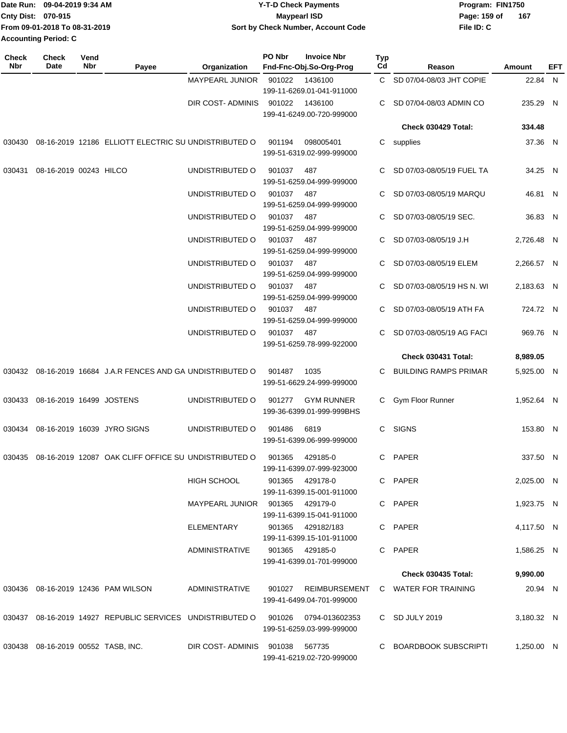Date Run: 09-04-2019 9:34 AM
Cnty Dist: 070-915
From 09-01-2018 To 08-31-2019
Accounting Period: C

**Y-T-D Check Payments**
**Maypearl ISD**
**Sort by Check Number, Account Code**

Program: FIN1750
File ID: C

| Check Nbr | Check Date | Vend Nbr | Payee | Organization | PO Nbr | Invoice Nbr / Fnd-Fnc-Obj.So-Org-Prog | Typ Cd | Reason | Amount | EFT |
|---|---|---|---|---|---|---|---|---|---|---|
| | | | | MAYPEARL JUNIOR | 901022 | 1436100 199-11-6269.01-041-911000 | C | SD 07/04-08/03 JHT COPIE | 22.84 | N |
| | | | | DIR COST- ADMINIS | 901022 | 1436100 199-41-6249.00-720-999000 | C | SD 07/04-08/03 ADMIN CO | 235.29 | N |
| | | | | | | | | **Check 030429 Total:** | **334.48** | |
| 030430 | 08-16-2019 | 12186 | ELLIOTT ELECTRIC SU | UNDISTRIBUTED O | 901194 | 098005401 199-51-6319.02-999-999000 | C | supplies | 37.36 | N |
| 030431 | 08-16-2019 | 00243 | HILCO | UNDISTRIBUTED O | 901037 | 487 199-51-6259.04-999-999000 | C | SD 07/03-08/05/19 FUEL TA | 34.25 | N |
| | | | | UNDISTRIBUTED O | 901037 | 487 199-51-6259.04-999-999000 | C | SD 07/03-08/05/19 MARQU | 46.81 | N |
| | | | | UNDISTRIBUTED O | 901037 | 487 199-51-6259.04-999-999000 | C | SD 07/03-08/05/19 SEC. | 36.83 | N |
| | | | | UNDISTRIBUTED O | 901037 | 487 199-51-6259.04-999-999000 | C | SD 07/03-08/05/19 J.H | 2,726.48 | N |
| | | | | UNDISTRIBUTED O | 901037 | 487 199-51-6259.04-999-999000 | C | SD 07/03-08/05/19 ELEM | 2,266.57 | N |
| | | | | UNDISTRIBUTED O | 901037 | 487 199-51-6259.04-999-999000 | C | SD 07/03-08/05/19 HS N. WI | 2,183.63 | N |
| | | | | UNDISTRIBUTED O | 901037 | 487 199-51-6259.04-999-999000 | C | SD 07/03-08/05/19 ATH FA | 724.72 | N |
| | | | | UNDISTRIBUTED O | 901037 | 487 199-51-6259.78-999-922000 | C | SD 07/03-08/05/19 AG FACI | 969.76 | N |
| | | | | | | | | **Check 030431 Total:** | **8,989.05** | |
| 030432 | 08-16-2019 | 16684 | J.A.R FENCES AND GA | UNDISTRIBUTED O | 901487 | 1035 199-51-6629.24-999-999000 | C | BUILDING RAMPS PRIMAR | 5,925.00 | N |
| 030433 | 08-16-2019 | 16499 | JOSTENS | UNDISTRIBUTED O | 901277 | GYM RUNNER 199-36-6399.01-999-999BHS | C | Gym Floor Runner | 1,952.64 | N |
| 030434 | 08-16-2019 | 16039 | JYRO SIGNS | UNDISTRIBUTED O | 901486 | 6819 199-51-6399.06-999-999000 | C | SIGNS | 153.80 | N |
| 030435 | 08-16-2019 | 12087 | OAK CLIFF OFFICE SU | UNDISTRIBUTED O | 901365 | 429185-0 199-11-6399.07-999-923000 | C | PAPER | 337.50 | N |
| | | | | HIGH SCHOOL | 901365 | 429178-0 199-11-6399.15-001-911000 | C | PAPER | 2,025.00 | N |
| | | | | MAYPEARL JUNIOR | 901365 | 429179-0 199-11-6399.15-041-911000 | C | PAPER | 1,923.75 | N |
| | | | | ELEMENTARY | 901365 | 429182/183 199-11-6399.15-101-911000 | C | PAPER | 4,117.50 | N |
| | | | | ADMINISTRATIVE | 901365 | 429185-0 199-41-6399.01-701-999000 | C | PAPER | 1,586.25 | N |
| | | | | | | | | **Check 030435 Total:** | **9,990.00** | |
| 030436 | 08-16-2019 | 12436 | PAM WILSON | ADMINISTRATIVE | 901027 | REIMBURSEMENT 199-41-6499.04-701-999000 | C | WATER FOR TRAINING | 20.94 | N |
| 030437 | 08-16-2019 | 14927 | REPUBLIC SERVICES | UNDISTRIBUTED O | 901026 | 0794-013602353 199-51-6259.03-999-999000 | C | SD JULY 2019 | 3,180.32 | N |
| 030438 | 08-16-2019 | 00552 | TASB, INC. | DIR COST- ADMINIS | 901038 | 567735 199-41-6219.02-720-999000 | C | BOARDBOOK SUBSCRIPTI | 1,250.00 | N |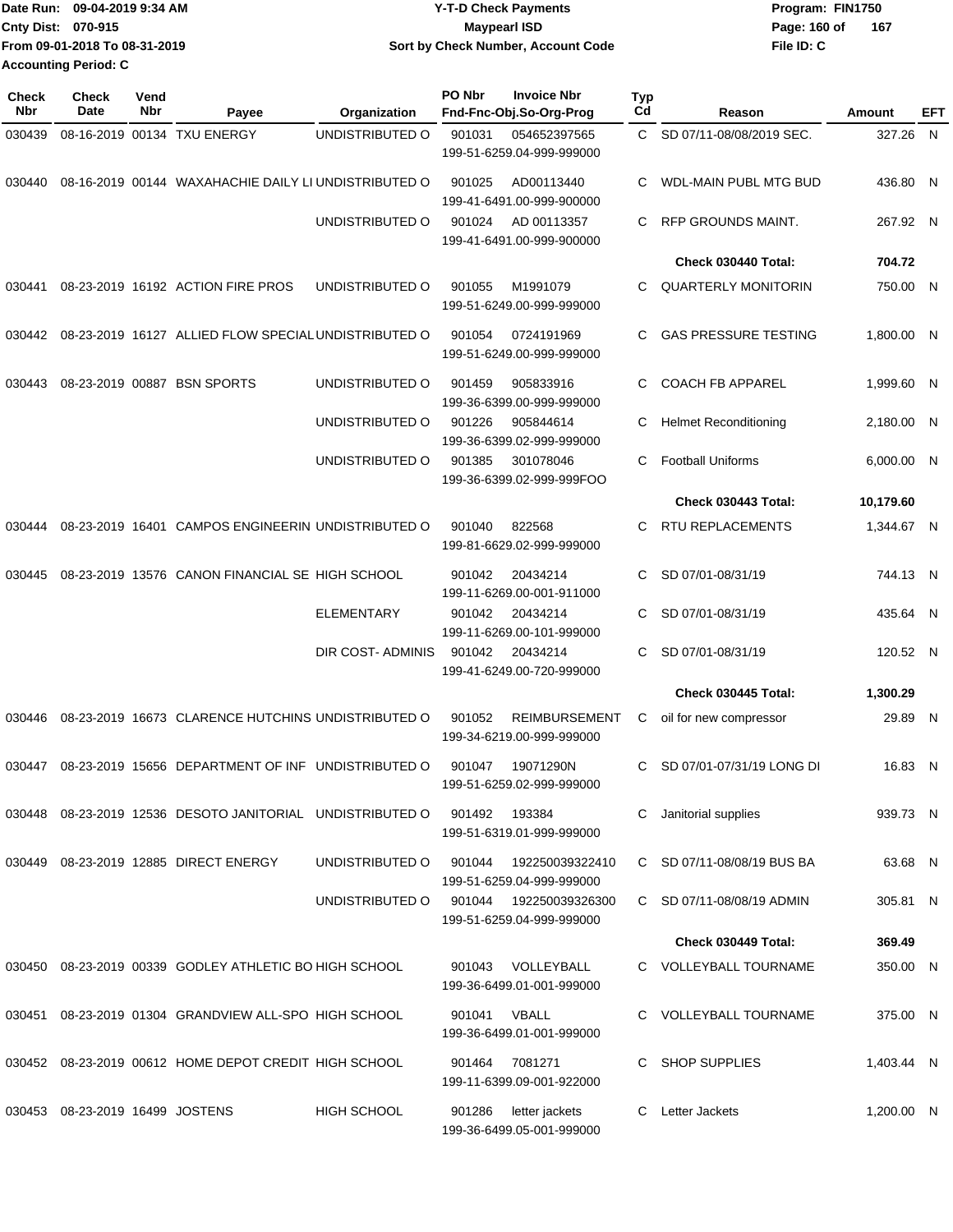Date Run: 09-04-2019 9:34 AM
Cnty Dist: 070-915
From 09-01-2018 To 08-31-2019
Accounting Period: C

**Y-T-D Check Payments**
**Maypearl ISD**
**Sort by Check Number, Account Code**

Program: FIN1750
File ID: C

| Check Nbr | Check Date | Vend Nbr | Payee | Organization | PO Nbr | Invoice Nbr / Fnd-Fnc-Obj.So-Org-Prog | Typ Cd | Reason | Amount | EFT |
|---|---|---|---|---|---|---|---|---|---|---|
| 030439 | 08-16-2019 | 00134 | TXU ENERGY | UNDISTRIBUTED O | 901031 | 054652397565 199-51-6259.04-999-999000 | C | SD 07/11-08/08/2019 SEC. | 327.26 | N |
| 030440 | 08-16-2019 | 00144 | WAXAHACHIE DAILY LI | UNDISTRIBUTED O | 901025 | AD00113440 199-41-6491.00-999-900000 | C | WDL-MAIN PUBL MTG BUD | 436.80 | N |
| | | | | UNDISTRIBUTED O | 901024 | AD 00113357 199-41-6491.00-999-900000 | C | RFP GROUNDS MAINT. | 267.92 | N |
| | | | | | | | | **Check 030440 Total:** | **704.72** | |
| 030441 | 08-23-2019 | 16192 | ACTION FIRE PROS | UNDISTRIBUTED O | 901055 | M1991079 199-51-6249.00-999-999000 | C | QUARTERLY MONITORIN | 750.00 | N |
| 030442 | 08-23-2019 | 16127 | ALLIED FLOW SPECIAL | UNDISTRIBUTED O | 901054 | 0724191969 199-51-6249.00-999-999000 | C | GAS PRESSURE TESTING | 1,800.00 | N |
| 030443 | 08-23-2019 | 00887 | BSN SPORTS | UNDISTRIBUTED O | 901459 | 905833916 199-36-6399.00-999-999000 | C | COACH FB APPAREL | 1,999.60 | N |
| | | | | UNDISTRIBUTED O | 901226 | 905844614 199-36-6399.02-999-999000 | C | Helmet Reconditioning | 2,180.00 | N |
| | | | | UNDISTRIBUTED O | 901385 | 301078046 199-36-6399.02-999-999FOO | C | Football Uniforms | 6,000.00 | N |
| | | | | | | | | **Check 030443 Total:** | **10,179.60** | |
| 030444 | 08-23-2019 | 16401 | CAMPOS ENGINEERIN | UNDISTRIBUTED O | 901040 | 822568 199-81-6629.02-999-999000 | C | RTU REPLACEMENTS | 1,344.67 | N |
| 030445 | 08-23-2019 | 13576 | CANON FINANCIAL SE | HIGH SCHOOL | 901042 | 20434214 199-11-6269.00-001-911000 | C | SD 07/01-08/31/19 | 744.13 | N |
| | | | | ELEMENTARY | 901042 | 20434214 199-11-6269.00-101-999000 | C | SD 07/01-08/31/19 | 435.64 | N |
| | | | | DIR COST- ADMINIS | 901042 | 20434214 199-41-6249.00-720-999000 | C | SD 07/01-08/31/19 | 120.52 | N |
| | | | | | | | | **Check 030445 Total:** | **1,300.29** | |
| 030446 | 08-23-2019 | 16673 | CLARENCE HUTCHINS | UNDISTRIBUTED O | 901052 | REIMBURSEMENT 199-34-6219.00-999-999000 | C | oil for new compressor | 29.89 | N |
| 030447 | 08-23-2019 | 15656 | DEPARTMENT OF INF | UNDISTRIBUTED O | 901047 | 19071290N 199-51-6259.02-999-999000 | C | SD 07/01-07/31/19 LONG DI | 16.83 | N |
| 030448 | 08-23-2019 | 12536 | DESOTO JANITORIAL | UNDISTRIBUTED O | 901492 | 193384 199-51-6319.01-999-999000 | C | Janitorial supplies | 939.73 | N |
| 030449 | 08-23-2019 | 12885 | DIRECT ENERGY | UNDISTRIBUTED O | 901044 | 192250039322410 199-51-6259.04-999-999000 | C | SD 07/11-08/08/19 BUS BA | 63.68 | N |
| | | | | UNDISTRIBUTED O | 901044 | 192250039326300 199-51-6259.04-999-999000 | C | SD 07/11-08/08/19 ADMIN | 305.81 | N |
| | | | | | | | | **Check 030449 Total:** | **369.49** | |
| 030450 | 08-23-2019 | 00339 | GODLEY ATHLETIC BO | HIGH SCHOOL | 901043 | VOLLEYBALL 199-36-6499.01-001-999000 | C | VOLLEYBALL TOURNAME | 350.00 | N |
| 030451 | 08-23-2019 | 01304 | GRANDVIEW ALL-SPO | HIGH SCHOOL | 901041 | VBALL 199-36-6499.01-001-999000 | C | VOLLEYBALL TOURNAME | 375.00 | N |
| 030452 | 08-23-2019 | 00612 | HOME DEPOT CREDIT | HIGH SCHOOL | 901464 | 7081271 199-11-6399.09-001-922000 | C | SHOP SUPPLIES | 1,403.44 | N |
| 030453 | 08-23-2019 | 16499 | JOSTENS | HIGH SCHOOL | 901286 | letter jackets 199-36-6499.05-001-999000 | C | Letter Jackets | 1,200.00 | N |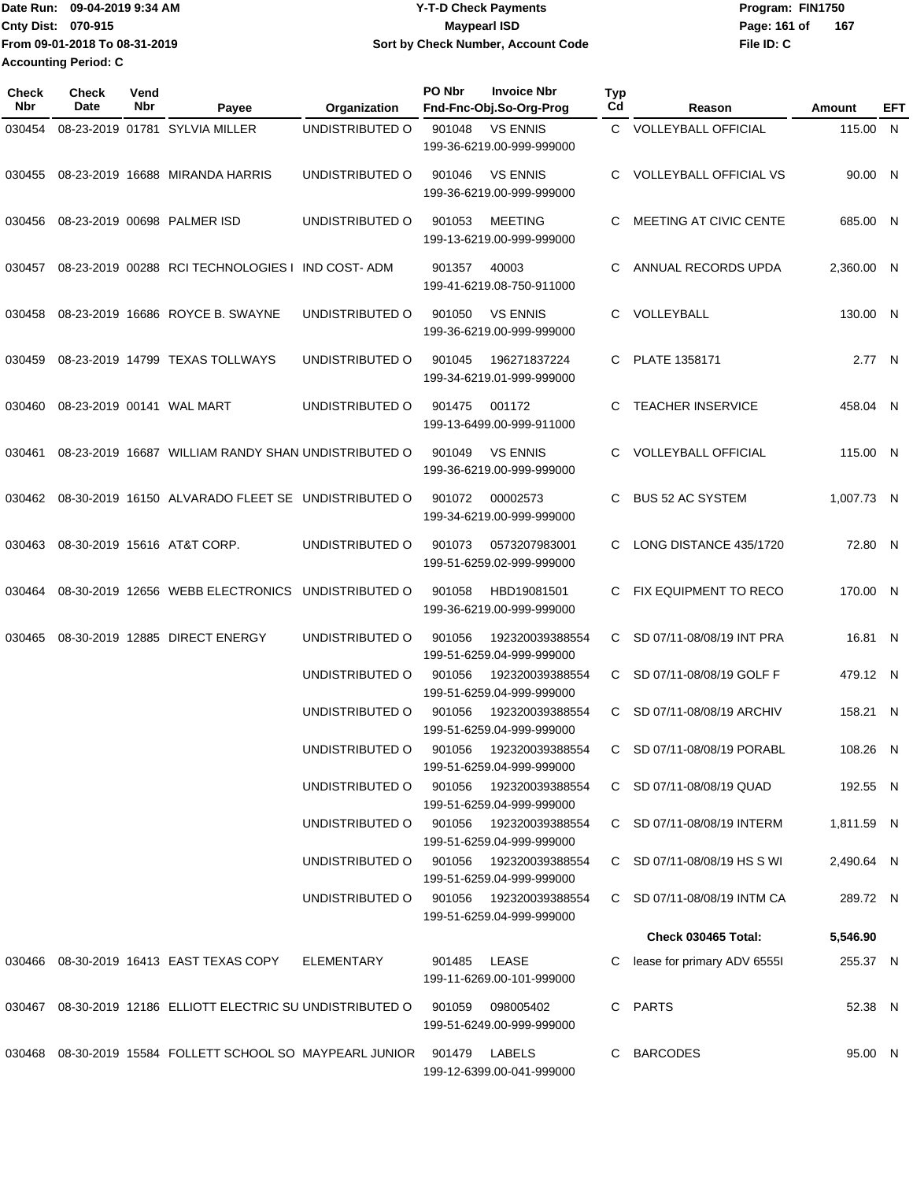Date Run: 09-04-2019 9:34 AM
Cnty Dist: 070-915
From 09-01-2018 To 08-31-2019
Accounting Period: C

# Y-T-D Check Payments
## Maypearl ISD
### Sort by Check Number, Account Code

Program: FIN1750
File ID: C

| Check Nbr | Check Date | Vend Nbr | Payee | Organization | PO Nbr | Invoice Nbr / Fnd-Fnc-Obj.So-Org-Prog | Typ Cd | Reason | Amount | EFT |
|---|---|---|---|---|---|---|---|---|---|---|
| 030454 | 08-23-2019 | 01781 | SYLVIA MILLER | UNDISTRIBUTED O | 901048 | VS ENNIS 199-36-6219.00-999-999000 | C | VOLLEYBALL OFFICIAL | 115.00 | N |
| 030455 | 08-23-2019 | 16688 | MIRANDA HARRIS | UNDISTRIBUTED O | 901046 | VS ENNIS 199-36-6219.00-999-999000 | C | VOLLEYBALL OFFICIAL VS | 90.00 | N |
| 030456 | 08-23-2019 | 00698 | PALMER ISD | UNDISTRIBUTED O | 901053 | MEETING 199-13-6219.00-999-999000 | C | MEETING AT CIVIC CENTE | 685.00 | N |
| 030457 | 08-23-2019 | 00288 | RCI TECHNOLOGIES I | IND COST- ADM | 901357 | 40003 199-41-6219.08-750-911000 | C | ANNUAL RECORDS UPDA | 2,360.00 | N |
| 030458 | 08-23-2019 | 16686 | ROYCE B. SWAYNE | UNDISTRIBUTED O | 901050 | VS ENNIS 199-36-6219.00-999-999000 | C | VOLLEYBALL | 130.00 | N |
| 030459 | 08-23-2019 | 14799 | TEXAS TOLLWAYS | UNDISTRIBUTED O | 901045 | 196271837224 199-34-6219.01-999-999000 | C | PLATE 1358171 | 2.77 | N |
| 030460 | 08-23-2019 | 00141 | WAL MART | UNDISTRIBUTED O | 901475 | 001172 199-13-6499.00-999-911000 | C | TEACHER INSERVICE | 458.04 | N |
| 030461 | 08-23-2019 | 16687 | WILLIAM RANDY SHAN | UNDISTRIBUTED O | 901049 | VS ENNIS 199-36-6219.00-999-999000 | C | VOLLEYBALL OFFICIAL | 115.00 | N |
| 030462 | 08-30-2019 | 16150 | ALVARADO FLEET SE | UNDISTRIBUTED O | 901072 | 00002573 199-34-6219.00-999-999000 | C | BUS 52 AC SYSTEM | 1,007.73 | N |
| 030463 | 08-30-2019 | 15616 | AT&T CORP. | UNDISTRIBUTED O | 901073 | 0573207983001 199-51-6259.02-999-999000 | C | LONG DISTANCE 435/1720 | 72.80 | N |
| 030464 | 08-30-2019 | 12656 | WEBB ELECTRONICS | UNDISTRIBUTED O | 901058 | HBD19081501 199-36-6219.00-999-999000 | C | FIX EQUIPMENT TO RECO | 170.00 | N |
| 030465 | 08-30-2019 | 12885 | DIRECT ENERGY | UNDISTRIBUTED O | 901056 | 192320039388554 199-51-6259.04-999-999000 | C | SD 07/11-08/08/19 INT PRA | 16.81 | N |
| | | | | UNDISTRIBUTED O | 901056 | 192320039388554 199-51-6259.04-999-999000 | C | SD 07/11-08/08/19 GOLF F | 479.12 | N |
| | | | | UNDISTRIBUTED O | 901056 | 192320039388554 199-51-6259.04-999-999000 | C | SD 07/11-08/08/19 ARCHIV | 158.21 | N |
| | | | | UNDISTRIBUTED O | 901056 | 192320039388554 199-51-6259.04-999-999000 | C | SD 07/11-08/08/19 PORABL | 108.26 | N |
| | | | | UNDISTRIBUTED O | 901056 | 192320039388554 199-51-6259.04-999-999000 | C | SD 07/11-08/08/19 QUAD | 192.55 | N |
| | | | | UNDISTRIBUTED O | 901056 | 192320039388554 199-51-6259.04-999-999000 | C | SD 07/11-08/08/19 INTERM | 1,811.59 | N |
| | | | | UNDISTRIBUTED O | 901056 | 192320039388554 199-51-6259.04-999-999000 | C | SD 07/11-08/08/19 HS S WI | 2,490.64 | N |
| | | | | UNDISTRIBUTED O | 901056 | 192320039388554 199-51-6259.04-999-999000 | C | SD 07/11-08/08/19 INTM CA | 289.72 | N |
| | | | | | | | | **Check 030465 Total:** | **5,546.90** | |
| 030466 | 08-30-2019 | 16413 | EAST TEXAS COPY | ELEMENTARY | 901485 | LEASE 199-11-6269.00-101-999000 | C | lease for primary ADV 6555I | 255.37 | N |
| 030467 | 08-30-2019 | 12186 | ELLIOTT ELECTRIC SU | UNDISTRIBUTED O | 901059 | 098005402 199-51-6249.00-999-999000 | C | PARTS | 52.38 | N |
| 030468 | 08-30-2019 | 15584 | FOLLETT SCHOOL SO | MAYPEARL JUNIOR | 901479 | LABELS 199-12-6399.00-041-999000 | C | BARCODES | 95.00 | N |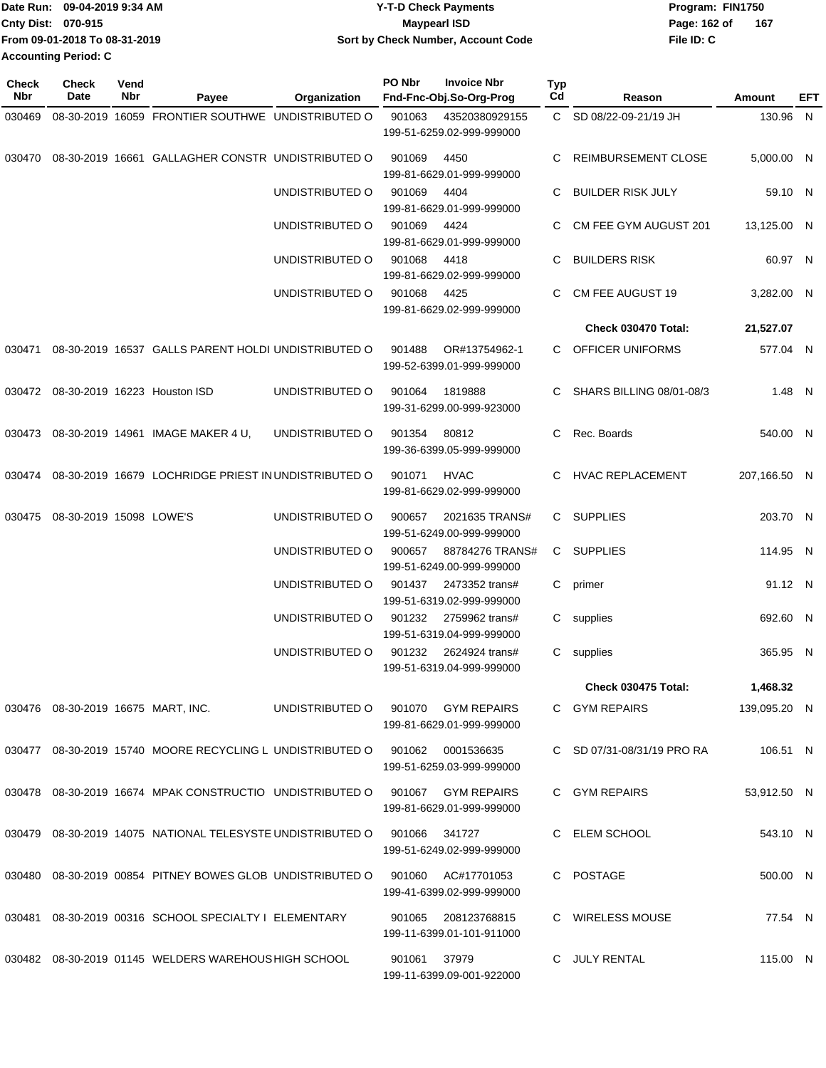Date Run: 09-04-2019 9:34 AM
Cnty Dist: 070-915
From 09-01-2018 To 08-31-2019
Accounting Period: C

**Y-T-D Check Payments**
**Maypearl ISD**
**Sort by Check Number, Account Code**

Program: FIN1750
File ID: C

| Check Nbr | Check Date | Vend Nbr | Payee | Organization | PO Nbr | Invoice Nbr / Fnd-Fnc-Obj.So-Org-Prog | Typ Cd | Reason | Amount | EFT |
|---|---|---|---|---|---|---|---|---|---|---|
| 030469 | 08-30-2019 | 16059 | FRONTIER SOUTHWE | UNDISTRIBUTED O | 901063 | 43520380929155 / 199-51-6259.02-999-999000 | C | SD 08/22-09-21/19 JH | 130.96 | N |
| 030470 | 08-30-2019 | 16661 | GALLAGHER CONSTR | UNDISTRIBUTED O | 901069 | 4450 / 199-81-6629.01-999-999000 | C | REIMBURSEMENT CLOSE | 5,000.00 | N |
| | | | | UNDISTRIBUTED O | 901069 | 4404 / 199-81-6629.01-999-999000 | C | BUILDER RISK JULY | 59.10 | N |
| | | | | UNDISTRIBUTED O | 901069 | 4424 / 199-81-6629.01-999-999000 | C | CM FEE GYM AUGUST 201 | 13,125.00 | N |
| | | | | UNDISTRIBUTED O | 901068 | 4418 / 199-81-6629.02-999-999000 | C | BUILDERS RISK | 60.97 | N |
| | | | | UNDISTRIBUTED O | 901068 | 4425 / 199-81-6629.02-999-999000 | C | CM FEE AUGUST 19 | 3,282.00 | N |
| | | | | | | | | **Check 030470 Total:** | **21,527.07** | |
| 030471 | 08-30-2019 | 16537 | GALLS PARENT HOLDI | UNDISTRIBUTED O | 901488 | OR#13754962-1 / 199-52-6399.01-999-999000 | C | OFFICER UNIFORMS | 577.04 | N |
| 030472 | 08-30-2019 | 16223 | Houston ISD | UNDISTRIBUTED O | 901064 | 1819888 / 199-31-6299.00-999-923000 | C | SHARS BILLING 08/01-08/3 | 1.48 | N |
| 030473 | 08-30-2019 | 14961 | IMAGE MAKER 4 U, | UNDISTRIBUTED O | 901354 | 80812 / 199-36-6399.05-999-999000 | C | Rec. Boards | 540.00 | N |
| 030474 | 08-30-2019 | 16679 | LOCHRIDGE PRIEST IN | UNDISTRIBUTED O | 901071 | HVAC / 199-81-6629.02-999-999000 | C | HVAC REPLACEMENT | 207,166.50 | N |
| 030475 | 08-30-2019 | 15098 | LOWE'S | UNDISTRIBUTED O | 900657 | 2021635 TRANS# / 199-51-6249.00-999-999000 | C | SUPPLIES | 203.70 | N |
| | | | | UNDISTRIBUTED O | 900657 | 88784276 TRANS# / 199-51-6249.00-999-999000 | C | SUPPLIES | 114.95 | N |
| | | | | UNDISTRIBUTED O | 901437 | 2473352 trans# / 199-51-6319.02-999-999000 | C | primer | 91.12 | N |
| | | | | UNDISTRIBUTED O | 901232 | 2759962 trans# / 199-51-6319.04-999-999000 | C | supplies | 692.60 | N |
| | | | | UNDISTRIBUTED O | 901232 | 2624924 trans# / 199-51-6319.04-999-999000 | C | supplies | 365.95 | N |
| | | | | | | | | **Check 030475 Total:** | **1,468.32** | |
| 030476 | 08-30-2019 | 16675 | MART, INC. | UNDISTRIBUTED O | 901070 | GYM REPAIRS / 199-81-6629.01-999-999000 | C | GYM REPAIRS | 139,095.20 | N |
| 030477 | 08-30-2019 | 15740 | MOORE RECYCLING L | UNDISTRIBUTED O | 901062 | 0001536635 / 199-51-6259.03-999-999000 | C | SD 07/31-08/31/19 PRO RA | 106.51 | N |
| 030478 | 08-30-2019 | 16674 | MPAK CONSTRUCTIO | UNDISTRIBUTED O | 901067 | GYM REPAIRS / 199-81-6629.01-999-999000 | C | GYM REPAIRS | 53,912.50 | N |
| 030479 | 08-30-2019 | 14075 | NATIONAL TELESYSTE | UNDISTRIBUTED O | 901066 | 341727 / 199-51-6249.02-999-999000 | C | ELEM SCHOOL | 543.10 | N |
| 030480 | 08-30-2019 | 00854 | PITNEY BOWES GLOB | UNDISTRIBUTED O | 901060 | AC#17701053 / 199-41-6399.02-999-999000 | C | POSTAGE | 500.00 | N |
| 030481 | 08-30-2019 | 00316 | SCHOOL SPECIALTY I | ELEMENTARY | 901065 | 208123768815 / 199-11-6399.01-101-911000 | C | WIRELESS MOUSE | 77.54 | N |
| 030482 | 08-30-2019 | 01145 | WELDERS WAREHOUS | HIGH SCHOOL | 901061 | 37979 / 199-11-6399.09-001-922000 | C | JULY RENTAL | 115.00 | N |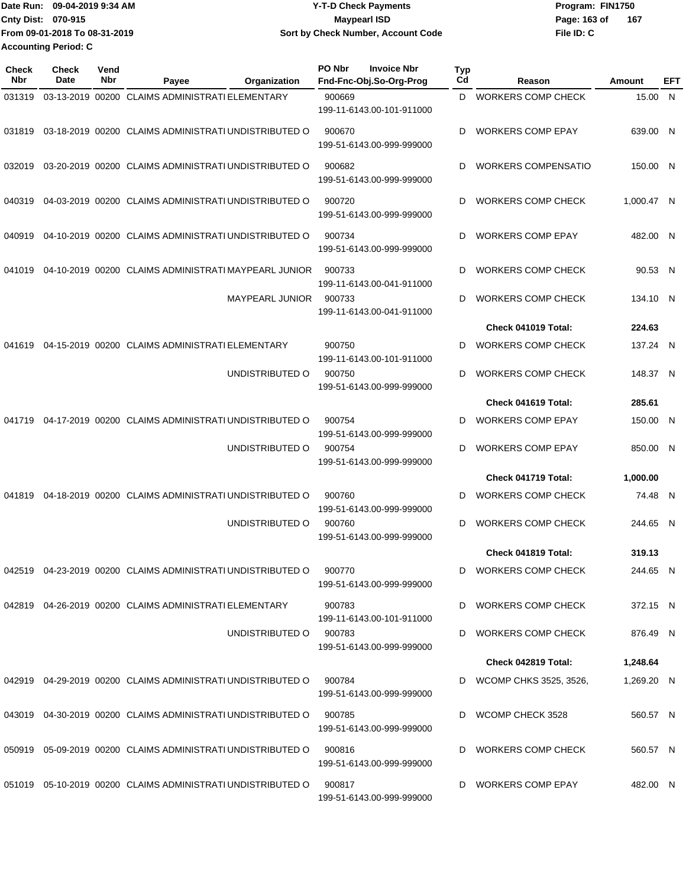Date Run: 09-04-2019 9:34 AM
Cnty Dist: 070-915
From 09-01-2018 To 08-31-2019
Accounting Period: C

**Y-T-D Check Payments**
**Maypearl ISD**
**Sort by Check Number, Account Code**

Program: FIN1750
File ID: C

| Check Nbr | Check Date | Vend Nbr | Payee | Organization | PO Nbr / Invoice Nbr / Fnd-Fnc-Obj.So-Org-Prog | Typ Cd | Reason | Amount | EFT |
|---|---|---|---|---|---|---|---|---|---|
| 031319 | 03-13-2019 | 00200 | CLAIMS ADMINISTRATI | ELEMENTARY | 900669 199-11-6143.00-101-911000 | D | WORKERS COMP CHECK | 15.00 | N |
| 031819 | 03-18-2019 | 00200 | CLAIMS ADMINISTRATI | UNDISTRIBUTED O | 900670 199-51-6143.00-999-999000 | D | WORKERS COMP EPAY | 639.00 | N |
| 032019 | 03-20-2019 | 00200 | CLAIMS ADMINISTRATI | UNDISTRIBUTED O | 900682 199-51-6143.00-999-999000 | D | WORKERS COMPENSATIO | 150.00 | N |
| 040319 | 04-03-2019 | 00200 | CLAIMS ADMINISTRATI | UNDISTRIBUTED O | 900720 199-51-6143.00-999-999000 | D | WORKERS COMP CHECK | 1,000.47 | N |
| 040919 | 04-10-2019 | 00200 | CLAIMS ADMINISTRATI | UNDISTRIBUTED O | 900734 199-51-6143.00-999-999000 | D | WORKERS COMP EPAY | 482.00 | N |
| 041019 | 04-10-2019 | 00200 | CLAIMS ADMINISTRATI | MAYPEARL JUNIOR | 900733 199-11-6143.00-041-911000 | D | WORKERS COMP CHECK | 90.53 | N |
| | | | | MAYPEARL JUNIOR | 900733 199-11-6143.00-041-911000 | D | WORKERS COMP CHECK | 134.10 | N |
| | | | | | | | **Check 041019 Total:** | **224.63** | |
| 041619 | 04-15-2019 | 00200 | CLAIMS ADMINISTRATI | ELEMENTARY | 900750 199-11-6143.00-101-911000 | D | WORKERS COMP CHECK | 137.24 | N |
| | | | | UNDISTRIBUTED O | 900750 199-51-6143.00-999-999000 | D | WORKERS COMP CHECK | 148.37 | N |
| | | | | | | | **Check 041619 Total:** | **285.61** | |
| 041719 | 04-17-2019 | 00200 | CLAIMS ADMINISTRATI | UNDISTRIBUTED O | 900754 199-51-6143.00-999-999000 | D | WORKERS COMP EPAY | 150.00 | N |
| | | | | UNDISTRIBUTED O | 900754 199-51-6143.00-999-999000 | D | WORKERS COMP EPAY | 850.00 | N |
| | | | | | | | **Check 041719 Total:** | **1,000.00** | |
| 041819 | 04-18-2019 | 00200 | CLAIMS ADMINISTRATI | UNDISTRIBUTED O | 900760 199-51-6143.00-999-999000 | D | WORKERS COMP CHECK | 74.48 | N |
| | | | | UNDISTRIBUTED O | 900760 199-51-6143.00-999-999000 | D | WORKERS COMP CHECK | 244.65 | N |
| | | | | | | | **Check 041819 Total:** | **319.13** | |
| 042519 | 04-23-2019 | 00200 | CLAIMS ADMINISTRATI | UNDISTRIBUTED O | 900770 199-51-6143.00-999-999000 | D | WORKERS COMP CHECK | 244.65 | N |
| 042819 | 04-26-2019 | 00200 | CLAIMS ADMINISTRATI | ELEMENTARY | 900783 199-11-6143.00-101-911000 | D | WORKERS COMP CHECK | 372.15 | N |
| | | | | UNDISTRIBUTED O | 900783 199-51-6143.00-999-999000 | D | WORKERS COMP CHECK | 876.49 | N |
| | | | | | | | **Check 042819 Total:** | **1,248.64** | |
| 042919 | 04-29-2019 | 00200 | CLAIMS ADMINISTRATI | UNDISTRIBUTED O | 900784 199-51-6143.00-999-999000 | D | WCOMP CHKS 3525, 3526, | 1,269.20 | N |
| 043019 | 04-30-2019 | 00200 | CLAIMS ADMINISTRATI | UNDISTRIBUTED O | 900785 199-51-6143.00-999-999000 | D | WCOMP CHECK 3528 | 560.57 | N |
| 050919 | 05-09-2019 | 00200 | CLAIMS ADMINISTRATI | UNDISTRIBUTED O | 900816 199-51-6143.00-999-999000 | D | WORKERS COMP CHECK | 560.57 | N |
| 051019 | 05-10-2019 | 00200 | CLAIMS ADMINISTRATI | UNDISTRIBUTED O | 900817 199-51-6143.00-999-999000 | D | WORKERS COMP EPAY | 482.00 | N |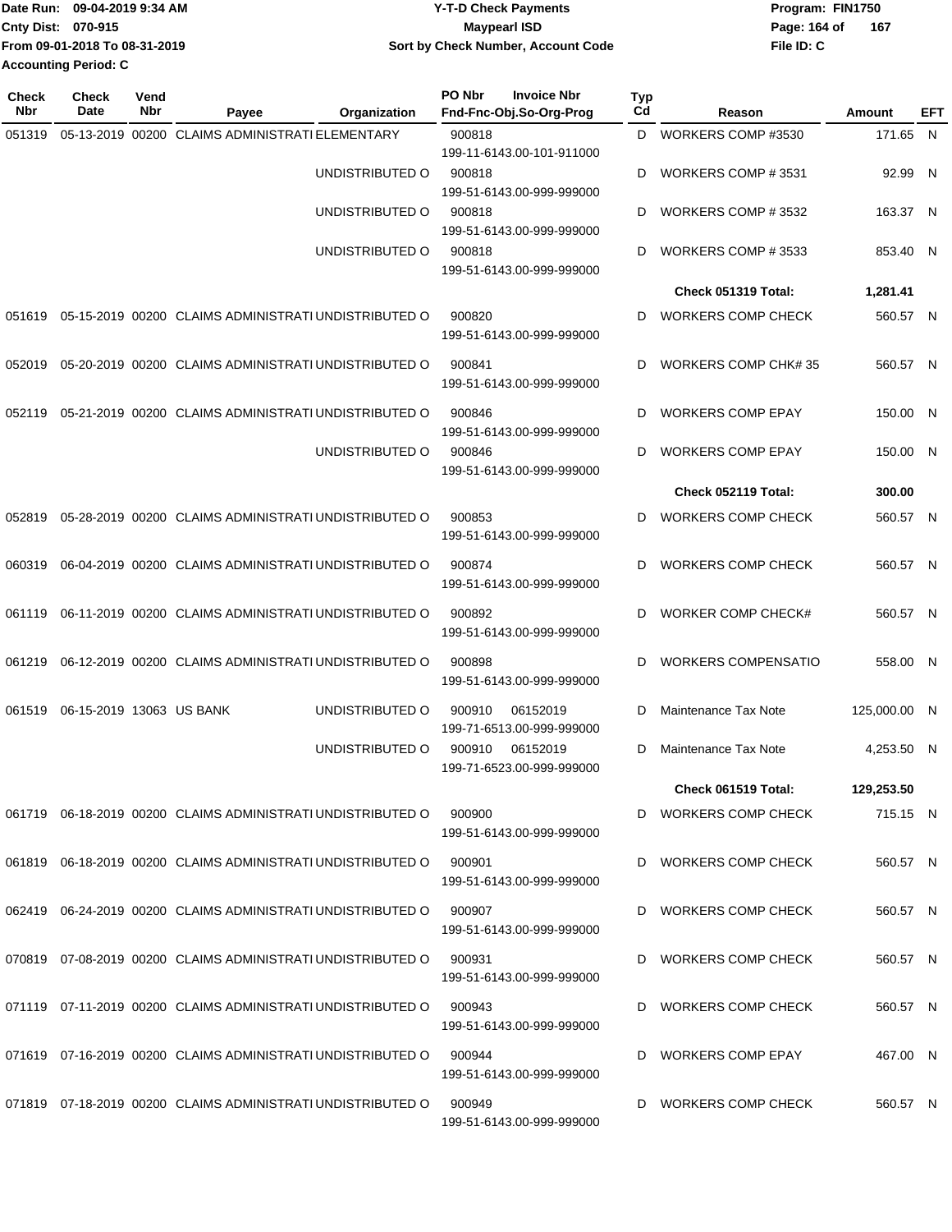Date Run: 09-04-2019 9:34 AM
Cnty Dist: 070-915
From 09-01-2018 To 08-31-2019
Accounting Period: C

# Y-T-D Check Payments
## Maypearl ISD
### Sort by Check Number, Account Code

Program: FIN1750
File ID: C

| Check Nbr | Check Date | Vend Nbr | Payee | Organization | PO Nbr / Invoice Nbr / Fnd-Fnc-Obj.So-Org-Prog | Typ Cd | Reason | Amount | EFT |
|---|---|---|---|---|---|---|---|---|---|
| 051319 | 05-13-2019 | 00200 | CLAIMS ADMINISTRATI | ELEMENTARY | 900818 199-11-6143.00-101-911000 | D | WORKERS COMP #3530 | 171.65 | N |
| | | | | UNDISTRIBUTED O | 900818 199-51-6143.00-999-999000 | D | WORKERS COMP # 3531 | 92.99 | N |
| | | | | UNDISTRIBUTED O | 900818 199-51-6143.00-999-999000 | D | WORKERS COMP # 3532 | 163.37 | N |
| | | | | UNDISTRIBUTED O | 900818 199-51-6143.00-999-999000 | D | WORKERS COMP # 3533 | 853.40 | N |
| | | | | | | | **Check 051319 Total:** | **1,281.41** | |
| 051619 | 05-15-2019 | 00200 | CLAIMS ADMINISTRATI | UNDISTRIBUTED O | 900820 199-51-6143.00-999-999000 | D | WORKERS COMP CHECK | 560.57 | N |
| 052019 | 05-20-2019 | 00200 | CLAIMS ADMINISTRATI | UNDISTRIBUTED O | 900841 199-51-6143.00-999-999000 | D | WORKERS COMP CHK# 35 | 560.57 | N |
| 052119 | 05-21-2019 | 00200 | CLAIMS ADMINISTRATI | UNDISTRIBUTED O | 900846 199-51-6143.00-999-999000 | D | WORKERS COMP EPAY | 150.00 | N |
| | | | | UNDISTRIBUTED O | 900846 199-51-6143.00-999-999000 | D | WORKERS COMP EPAY | 150.00 | N |
| | | | | | | | **Check 052119 Total:** | **300.00** | |
| 052819 | 05-28-2019 | 00200 | CLAIMS ADMINISTRATI | UNDISTRIBUTED O | 900853 199-51-6143.00-999-999000 | D | WORKERS COMP CHECK | 560.57 | N |
| 060319 | 06-04-2019 | 00200 | CLAIMS ADMINISTRATI | UNDISTRIBUTED O | 900874 199-51-6143.00-999-999000 | D | WORKERS COMP CHECK | 560.57 | N |
| 061119 | 06-11-2019 | 00200 | CLAIMS ADMINISTRATI | UNDISTRIBUTED O | 900892 199-51-6143.00-999-999000 | D | WORKER COMP CHECK# | 560.57 | N |
| 061219 | 06-12-2019 | 00200 | CLAIMS ADMINISTRATI | UNDISTRIBUTED O | 900898 199-51-6143.00-999-999000 | D | WORKERS COMPENSATIO | 558.00 | N |
| 061519 | 06-15-2019 | 13063 | US BANK | UNDISTRIBUTED O | 900910 06152019 199-71-6513.00-999-999000 | D | Maintenance Tax Note | 125,000.00 | N |
| | | | | UNDISTRIBUTED O | 900910 06152019 199-71-6523.00-999-999000 | D | Maintenance Tax Note | 4,253.50 | N |
| | | | | | | | **Check 061519 Total:** | **129,253.50** | |
| 061719 | 06-18-2019 | 00200 | CLAIMS ADMINISTRATI | UNDISTRIBUTED O | 900900 199-51-6143.00-999-999000 | D | WORKERS COMP CHECK | 715.15 | N |
| 061819 | 06-18-2019 | 00200 | CLAIMS ADMINISTRATI | UNDISTRIBUTED O | 900901 199-51-6143.00-999-999000 | D | WORKERS COMP CHECK | 560.57 | N |
| 062419 | 06-24-2019 | 00200 | CLAIMS ADMINISTRATI | UNDISTRIBUTED O | 900907 199-51-6143.00-999-999000 | D | WORKERS COMP CHECK | 560.57 | N |
| 070819 | 07-08-2019 | 00200 | CLAIMS ADMINISTRATI | UNDISTRIBUTED O | 900931 199-51-6143.00-999-999000 | D | WORKERS COMP CHECK | 560.57 | N |
| 071119 | 07-11-2019 | 00200 | CLAIMS ADMINISTRATI | UNDISTRIBUTED O | 900943 199-51-6143.00-999-999000 | D | WORKERS COMP CHECK | 560.57 | N |
| 071619 | 07-16-2019 | 00200 | CLAIMS ADMINISTRATI | UNDISTRIBUTED O | 900944 199-51-6143.00-999-999000 | D | WORKERS COMP EPAY | 467.00 | N |
| 071819 | 07-18-2019 | 00200 | CLAIMS ADMINISTRATI | UNDISTRIBUTED O | 900949 199-51-6143.00-999-999000 | D | WORKERS COMP CHECK | 560.57 | N |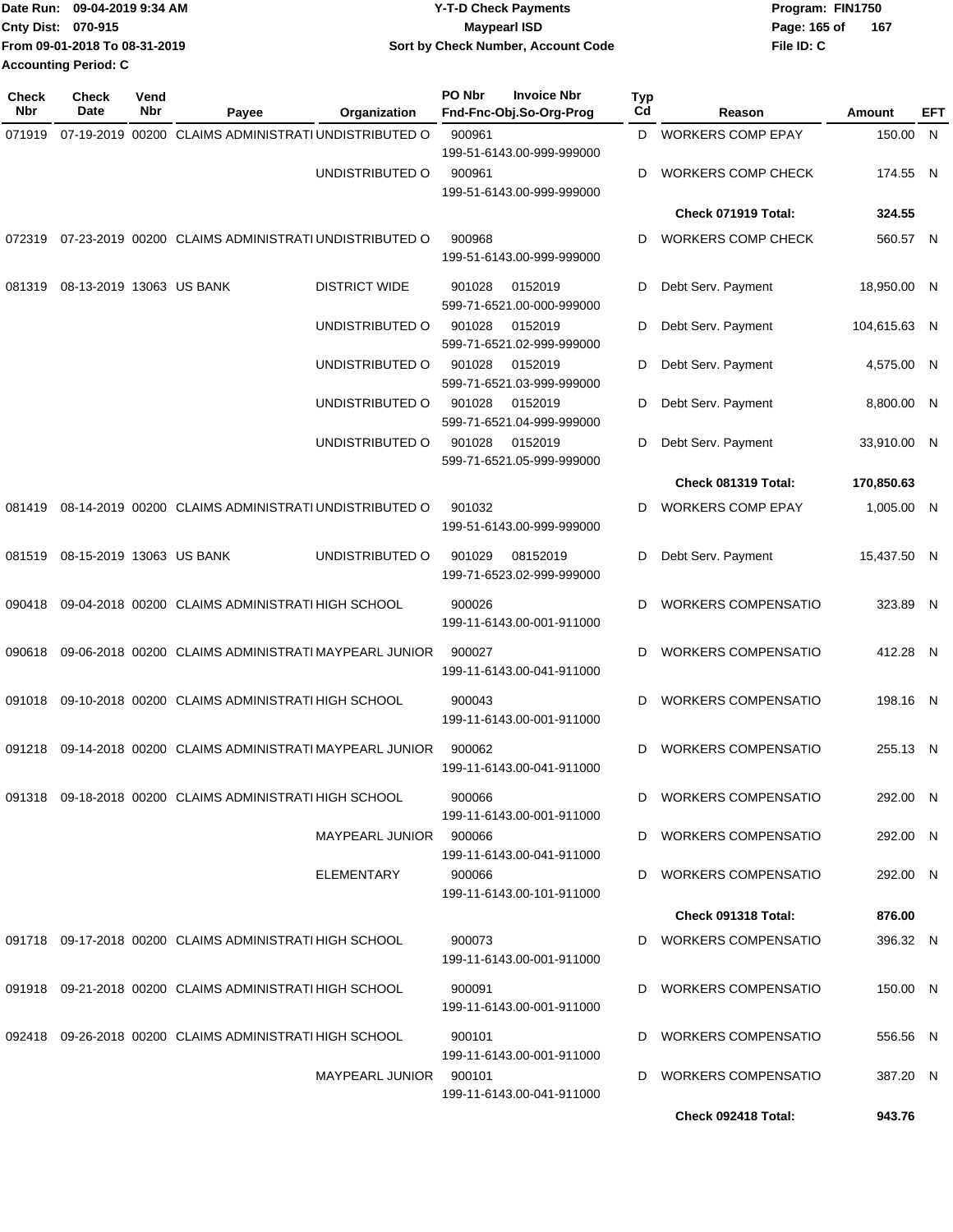Date Run: 09-04-2019 9:34 AM
Cnty Dist: 070-915
From 09-01-2018 To 08-31-2019
Accounting Period: C

**Y-T-D Check Payments**
**Maypearl ISD**
**Sort by Check Number, Account Code**

Program: FIN1750
File ID: C

| Check Nbr | Check Date | Vend Nbr | Payee | Organization | PO Nbr / Invoice Nbr / Fnd-Fnc-Obj.So-Org-Prog | Typ Cd | Reason | Amount | EFT |
|---|---|---|---|---|---|---|---|---|---|
| 071919 | 07-19-2019 | 00200 | CLAIMS ADMINISTRATI | UNDISTRIBUTED O | 900961 199-51-6143.00-999-999000 | D | WORKERS COMP EPAY | 150.00 | N |
| | | | | UNDISTRIBUTED O | 900961 199-51-6143.00-999-999000 | D | WORKERS COMP CHECK | 174.55 | N |
| | | | | | | | **Check 071919 Total:** | **324.55** | |
| 072319 | 07-23-2019 | 00200 | CLAIMS ADMINISTRATI | UNDISTRIBUTED O | 900968 199-51-6143.00-999-999000 | D | WORKERS COMP CHECK | 560.57 | N |
| 081319 | 08-13-2019 | 13063 | US BANK | DISTRICT WIDE | 901028 0152019 599-71-6521.00-000-999000 | D | Debt Serv. Payment | 18,950.00 | N |
| | | | | UNDISTRIBUTED O | 901028 0152019 599-71-6521.02-999-999000 | D | Debt Serv. Payment | 104,615.63 | N |
| | | | | UNDISTRIBUTED O | 901028 0152019 599-71-6521.03-999-999000 | D | Debt Serv. Payment | 4,575.00 | N |
| | | | | UNDISTRIBUTED O | 901028 0152019 599-71-6521.04-999-999000 | D | Debt Serv. Payment | 8,800.00 | N |
| | | | | UNDISTRIBUTED O | 901028 0152019 599-71-6521.05-999-999000 | D | Debt Serv. Payment | 33,910.00 | N |
| | | | | | | | **Check 081319 Total:** | **170,850.63** | |
| 081419 | 08-14-2019 | 00200 | CLAIMS ADMINISTRATI | UNDISTRIBUTED O | 901032 199-51-6143.00-999-999000 | D | WORKERS COMP EPAY | 1,005.00 | N |
| 081519 | 08-15-2019 | 13063 | US BANK | UNDISTRIBUTED O | 901029 08152019 199-71-6523.02-999-999000 | D | Debt Serv. Payment | 15,437.50 | N |
| 090418 | 09-04-2018 | 00200 | CLAIMS ADMINISTRATI | HIGH SCHOOL | 900026 199-11-6143.00-001-911000 | D | WORKERS COMPENSATIO | 323.89 | N |
| 090618 | 09-06-2018 | 00200 | CLAIMS ADMINISTRATI | MAYPEARL JUNIOR | 900027 199-11-6143.00-041-911000 | D | WORKERS COMPENSATIO | 412.28 | N |
| 091018 | 09-10-2018 | 00200 | CLAIMS ADMINISTRATI | HIGH SCHOOL | 900043 199-11-6143.00-001-911000 | D | WORKERS COMPENSATIO | 198.16 | N |
| 091218 | 09-14-2018 | 00200 | CLAIMS ADMINISTRATI | MAYPEARL JUNIOR | 900062 199-11-6143.00-041-911000 | D | WORKERS COMPENSATIO | 255.13 | N |
| 091318 | 09-18-2018 | 00200 | CLAIMS ADMINISTRATI | HIGH SCHOOL | 900066 199-11-6143.00-001-911000 | D | WORKERS COMPENSATIO | 292.00 | N |
| | | | | MAYPEARL JUNIOR | 900066 199-11-6143.00-041-911000 | D | WORKERS COMPENSATIO | 292.00 | N |
| | | | | ELEMENTARY | 900066 199-11-6143.00-101-911000 | D | WORKERS COMPENSATIO | 292.00 | N |
| | | | | | | | **Check 091318 Total:** | **876.00** | |
| 091718 | 09-17-2018 | 00200 | CLAIMS ADMINISTRATI | HIGH SCHOOL | 900073 199-11-6143.00-001-911000 | D | WORKERS COMPENSATIO | 396.32 | N |
| 091918 | 09-21-2018 | 00200 | CLAIMS ADMINISTRATI | HIGH SCHOOL | 900091 199-11-6143.00-001-911000 | D | WORKERS COMPENSATIO | 150.00 | N |
| 092418 | 09-26-2018 | 00200 | CLAIMS ADMINISTRATI | HIGH SCHOOL | 900101 199-11-6143.00-001-911000 | D | WORKERS COMPENSATIO | 556.56 | N |
| | | | | MAYPEARL JUNIOR | 900101 199-11-6143.00-041-911000 | D | WORKERS COMPENSATIO | 387.20 | N |
| | | | | | | | **Check 092418 Total:** | **943.76** | |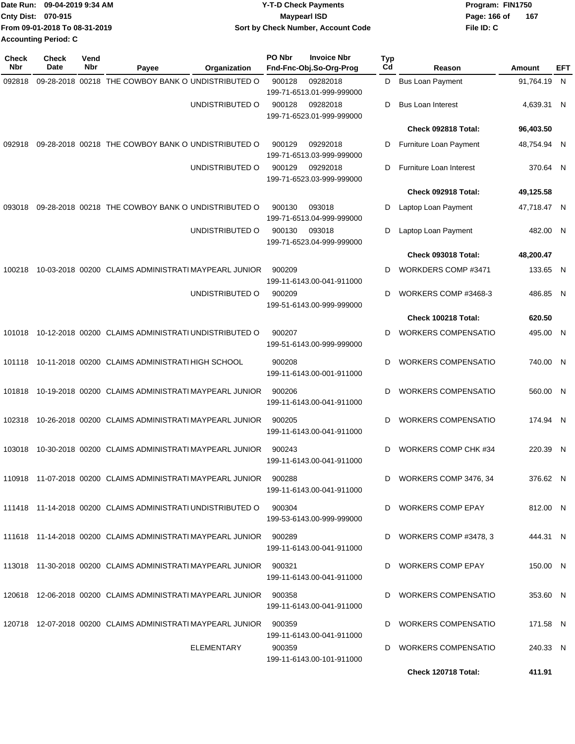Date Run: 09-04-2019 9:34 AM
Cnty Dist: 070-915
From 09-01-2018 To 08-31-2019
Accounting Period: C

**Y-T-D Check Payments**
**Maypearl ISD**
**Sort by Check Number, Account Code**

Program: FIN1750
File ID: C

| Check Nbr | Check Date | Vend Nbr | Payee | Organization | PO Nbr | Invoice Nbr / Fnd-Fnc-Obj.So-Org-Prog | Typ Cd | Reason | Amount | EFT |
|---|---|---|---|---|---|---|---|---|---|---|
| 092818 | 09-28-2018 | 00218 | THE COWBOY BANK O | UNDISTRIBUTED O | 900128 | 09282018 199-71-6513.01-999-999000 | D | Bus Loan Payment | 91,764.19 | N |
| | | | | UNDISTRIBUTED O | 900128 | 09282018 199-71-6523.01-999-999000 | D | Bus Loan Interest | 4,639.31 | N |
| | | | | | | | | **Check 092818 Total:** | **96,403.50** | |
| 092918 | 09-28-2018 | 00218 | THE COWBOY BANK O | UNDISTRIBUTED O | 900129 | 09292018 199-71-6513.03-999-999000 | D | Furniture Loan Payment | 48,754.94 | N |
| | | | | UNDISTRIBUTED O | 900129 | 09292018 199-71-6523.03-999-999000 | D | Furniture Loan Interest | 370.64 | N |
| | | | | | | | | **Check 092918 Total:** | **49,125.58** | |
| 093018 | 09-28-2018 | 00218 | THE COWBOY BANK O | UNDISTRIBUTED O | 900130 | 093018 199-71-6513.04-999-999000 | D | Laptop Loan Payment | 47,718.47 | N |
| | | | | UNDISTRIBUTED O | 900130 | 093018 199-71-6523.04-999-999000 | D | Laptop Loan Payment | 482.00 | N |
| | | | | | | | | **Check 093018 Total:** | **48,200.47** | |
| 100218 | 10-03-2018 | 00200 | CLAIMS ADMINISTRATI | MAYPEARL JUNIOR | 900209 | 199-11-6143.00-041-911000 | D | WORKDERS COMP #3471 | 133.65 | N |
| | | | | UNDISTRIBUTED O | 900209 | 199-51-6143.00-999-999000 | D | WORKERS COMP #3468-3 | 486.85 | N |
| | | | | | | | | **Check 100218 Total:** | **620.50** | |
| 101018 | 10-12-2018 | 00200 | CLAIMS ADMINISTRATI | UNDISTRIBUTED O | 900207 | 199-51-6143.00-999-999000 | D | WORKERS COMPENSATIO | 495.00 | N |
| 101118 | 10-11-2018 | 00200 | CLAIMS ADMINISTRATI | HIGH SCHOOL | 900208 | 199-11-6143.00-001-911000 | D | WORKERS COMPENSATIO | 740.00 | N |
| 101818 | 10-19-2018 | 00200 | CLAIMS ADMINISTRATI | MAYPEARL JUNIOR | 900206 | 199-11-6143.00-041-911000 | D | WORKERS COMPENSATIO | 560.00 | N |
| 102318 | 10-26-2018 | 00200 | CLAIMS ADMINISTRATI | MAYPEARL JUNIOR | 900205 | 199-11-6143.00-041-911000 | D | WORKERS COMPENSATIO | 174.94 | N |
| 103018 | 10-30-2018 | 00200 | CLAIMS ADMINISTRATI | MAYPEARL JUNIOR | 900243 | 199-11-6143.00-041-911000 | D | WORKERS COMP CHK #34 | 220.39 | N |
| 110918 | 11-07-2018 | 00200 | CLAIMS ADMINISTRATI | MAYPEARL JUNIOR | 900288 | 199-11-6143.00-041-911000 | D | WORKERS COMP 3476, 34 | 376.62 | N |
| 111418 | 11-14-2018 | 00200 | CLAIMS ADMINISTRATI | UNDISTRIBUTED O | 900304 | 199-53-6143.00-999-999000 | D | WORKERS COMP EPAY | 812.00 | N |
| 111618 | 11-14-2018 | 00200 | CLAIMS ADMINISTRATI | MAYPEARL JUNIOR | 900289 | 199-11-6143.00-041-911000 | D | WORKERS COMP #3478, 3 | 444.31 | N |
| 113018 | 11-30-2018 | 00200 | CLAIMS ADMINISTRATI | MAYPEARL JUNIOR | 900321 | 199-11-6143.00-041-911000 | D | WORKERS COMP EPAY | 150.00 | N |
| 120618 | 12-06-2018 | 00200 | CLAIMS ADMINISTRATI | MAYPEARL JUNIOR | 900358 | 199-11-6143.00-041-911000 | D | WORKERS COMPENSATIO | 353.60 | N |
| 120718 | 12-07-2018 | 00200 | CLAIMS ADMINISTRATI | MAYPEARL JUNIOR | 900359 | 199-11-6143.00-041-911000 | D | WORKERS COMPENSATIO | 171.58 | N |
| | | | | ELEMENTARY | 900359 | 199-11-6143.00-101-911000 | D | WORKERS COMPENSATIO | 240.33 | N |
| | | | | | | | | **Check 120718 Total:** | **411.91** | |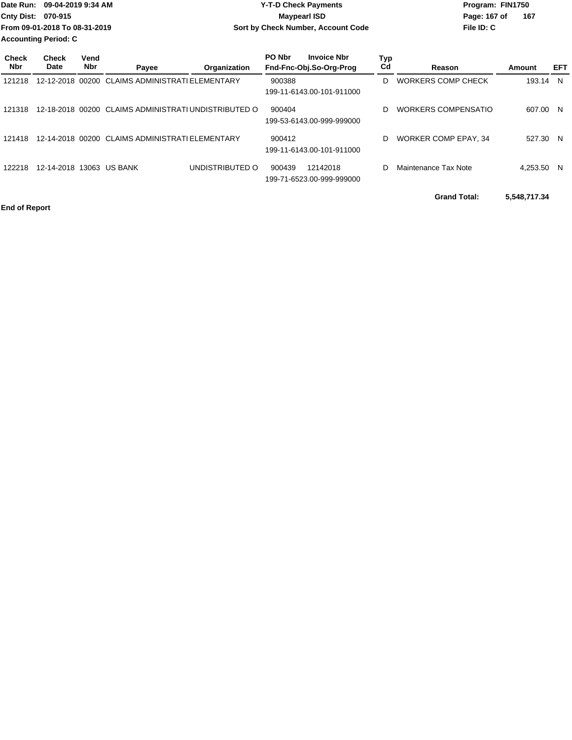Date Run: 09-04-2019 9:34 AM
Cnty Dist: 070-915
From 09-01-2018 To 08-31-2019
Accounting Period: C

**Y-T-D Check Payments**
**Maypearl ISD**
**Sort by Check Number, Account Code**

Program: FIN1750
File ID: C

| Check Nbr | Check Date | Vend Nbr | Payee | Organization | PO Nbr / Invoice Nbr / Fnd-Fnc-Obj.So-Org-Prog | Typ Cd | Reason | Amount | EFT |
|---|---|---|---|---|---|---|---|---|---|
| 121218 | 12-12-2018 | 00200 | CLAIMS ADMINISTRATI | ELEMENTARY | 900388<br>199-11-6143.00-101-911000 | D | WORKERS COMP CHECK | 193.14 | N |
| 121318 | 12-18-2018 | 00200 | CLAIMS ADMINISTRATI | UNDISTRIBUTED O | 900404<br>199-53-6143.00-999-999000 | D | WORKERS COMPENSATIO | 607.00 | N |
| 121418 | 12-14-2018 | 00200 | CLAIMS ADMINISTRATI | ELEMENTARY | 900412<br>199-11-6143.00-101-911000 | D | WORKER COMP EPAY, 34 | 527.30 | N |
| 122218 | 12-14-2018 | 13063 | US BANK | UNDISTRIBUTED O | 900439 12142018<br>199-71-6523.00-999-999000 | D | Maintenance Tax Note | 4,253.50 | N |
| | | | | | | | **Grand Total:** | **5,548,717.34** | |

**End of Report**